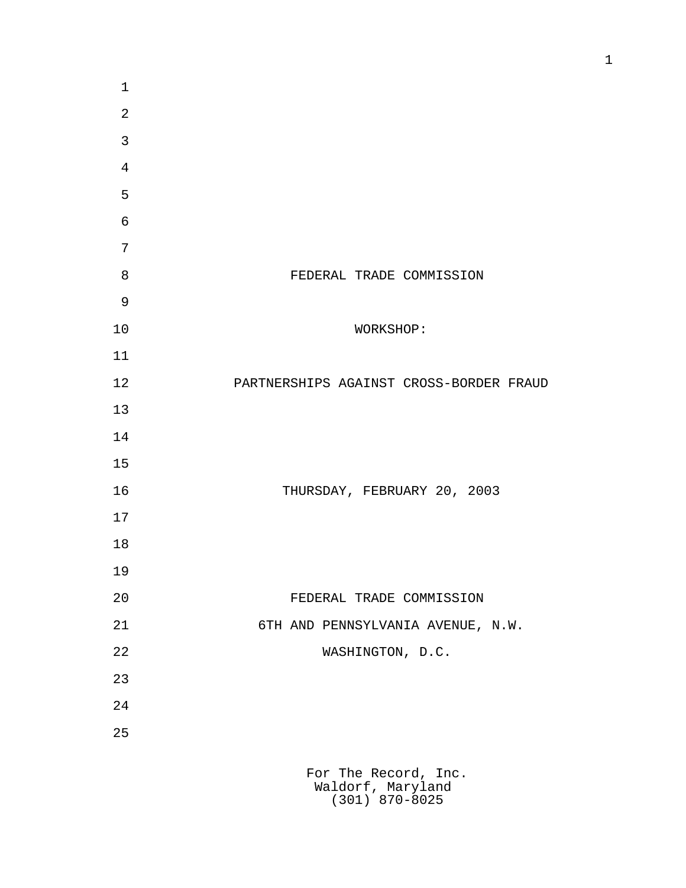FEDERAL TRADE COMMISSION

WORKSHOP:

PARTNERSHIPS AGAINST CROSS-BORDER FRAUD

THURSDAY, FEBRUARY 20, 2003

FEDERAL TRADE COMMISSION

6TH AND PENNSYLVANIA AVENUE, N.W.

WASHINGTON, D.C.

For The Record, Inc.
Waldorf, Maryland
(301) 870-8025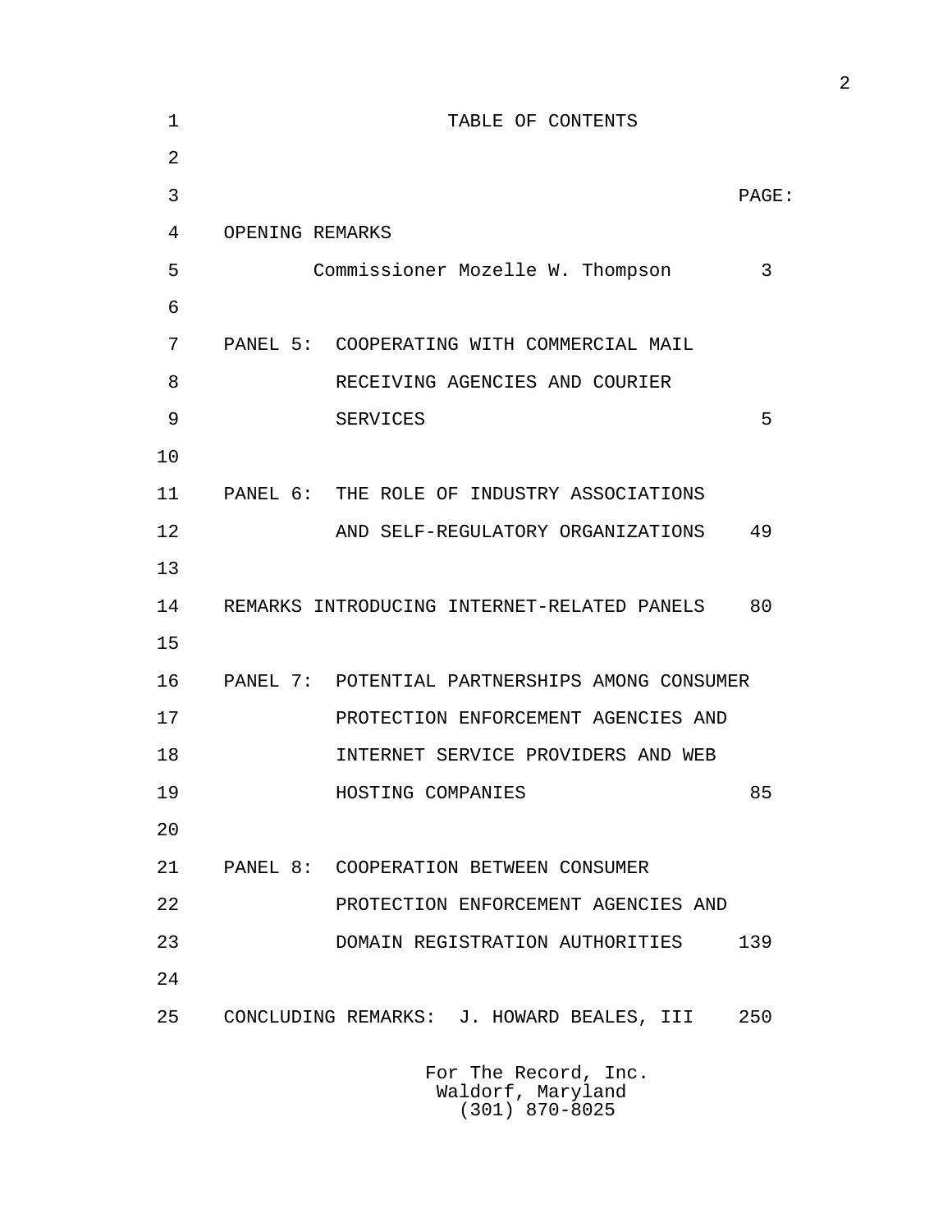# TABLE OF CONTENTS

| | PAGE: |
|---|---|
| OPENING REMARKS | |
| Commissioner Mozelle W. Thompson | 3 |
| PANEL 5: COOPERATING WITH COMMERCIAL MAIL RECEIVING AGENCIES AND COURIER SERVICES | 5 |
| PANEL 6: THE ROLE OF INDUSTRY ASSOCIATIONS AND SELF-REGULATORY ORGANIZATIONS | 49 |
| REMARKS INTRODUCING INTERNET-RELATED PANELS | 80 |
| PANEL 7: POTENTIAL PARTNERSHIPS AMONG CONSUMER PROTECTION ENFORCEMENT AGENCIES AND INTERNET SERVICE PROVIDERS AND WEB HOSTING COMPANIES | 85 |
| PANEL 8: COOPERATION BETWEEN CONSUMER PROTECTION ENFORCEMENT AGENCIES AND DOMAIN REGISTRATION AUTHORITIES | 139 |
| CONCLUDING REMARKS: J. HOWARD BEALES, III | 250 |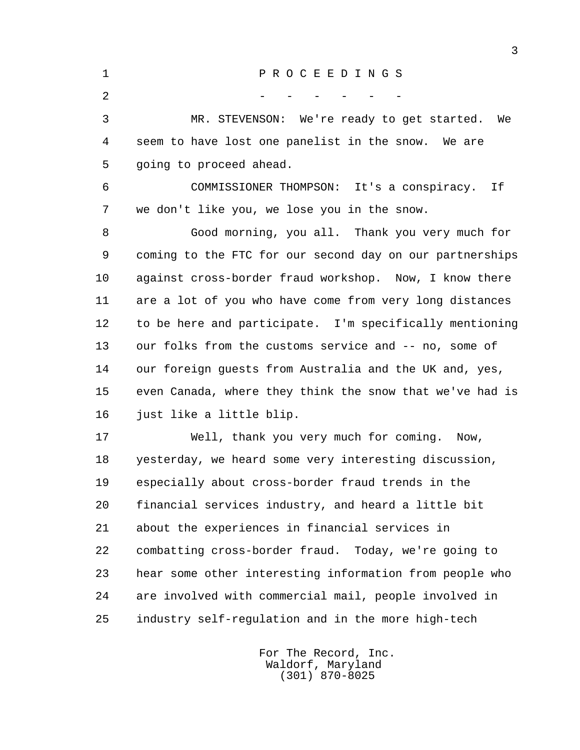P R O C E E D I N G S

\- - - - - -

MR. STEVENSON: We're ready to get started. We seem to have lost one panelist in the snow. We are going to proceed ahead.

COMMISSIONER THOMPSON: It's a conspiracy. If we don't like you, we lose you in the snow.

Good morning, you all. Thank you very much for coming to the FTC for our second day on our partnerships against cross-border fraud workshop. Now, I know there are a lot of you who have come from very long distances to be here and participate. I'm specifically mentioning our folks from the customs service and -- no, some of our foreign guests from Australia and the UK and, yes, even Canada, where they think the snow that we've had is just like a little blip.

Well, thank you very much for coming. Now, yesterday, we heard some very interesting discussion, especially about cross-border fraud trends in the financial services industry, and heard a little bit about the experiences in financial services in combatting cross-border fraud. Today, we're going to hear some other interesting information from people who are involved with commercial mail, people involved in industry self-regulation and in the more high-tech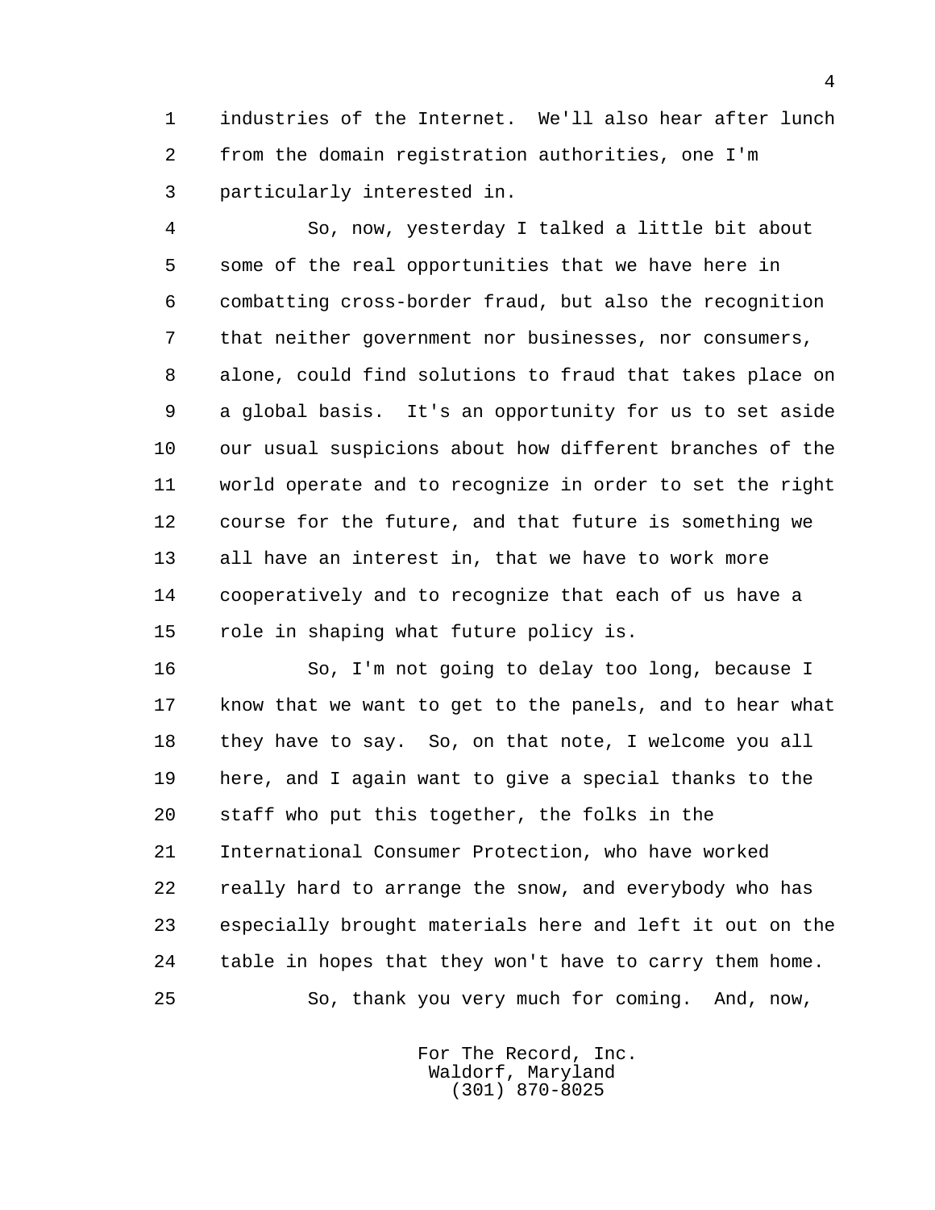industries of the Internet. We'll also hear after lunch from the domain registration authorities, one I'm particularly interested in.

So, now, yesterday I talked a little bit about some of the real opportunities that we have here in combatting cross-border fraud, but also the recognition that neither government nor businesses, nor consumers, alone, could find solutions to fraud that takes place on a global basis. It's an opportunity for us to set aside our usual suspicions about how different branches of the world operate and to recognize in order to set the right course for the future, and that future is something we all have an interest in, that we have to work more cooperatively and to recognize that each of us have a role in shaping what future policy is.

So, I'm not going to delay too long, because I know that we want to get to the panels, and to hear what they have to say. So, on that note, I welcome you all here, and I again want to give a special thanks to the staff who put this together, the folks in the International Consumer Protection, who have worked really hard to arrange the snow, and everybody who has especially brought materials here and left it out on the table in hopes that they won't have to carry them home.

So, thank you very much for coming. And, now,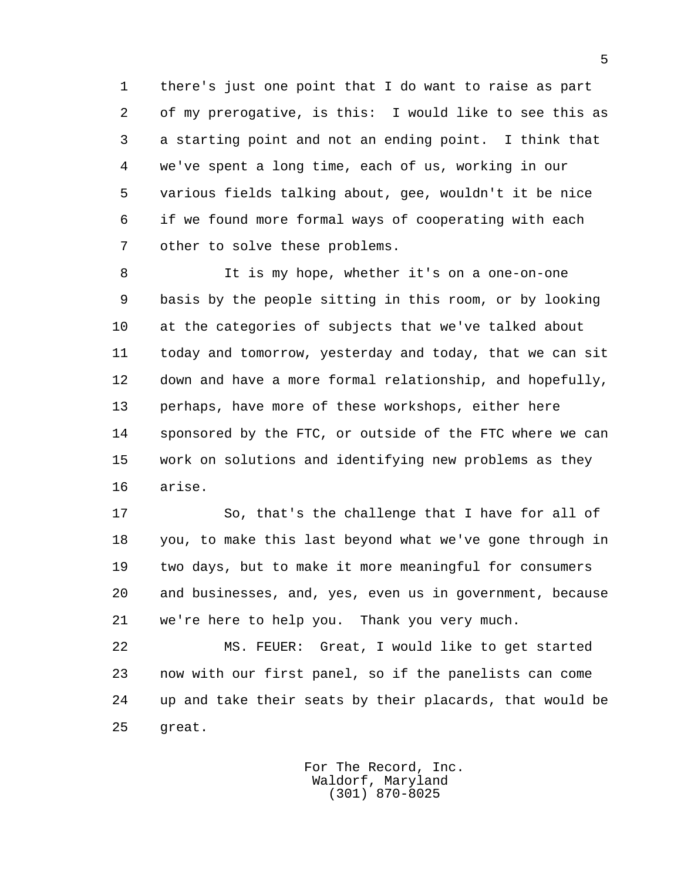there's just one point that I do want to raise as part of my prerogative, is this: I would like to see this as a starting point and not an ending point. I think that we've spent a long time, each of us, working in our various fields talking about, gee, wouldn't it be nice if we found more formal ways of cooperating with each other to solve these problems.

It is my hope, whether it's on a one-on-one basis by the people sitting in this room, or by looking at the categories of subjects that we've talked about today and tomorrow, yesterday and today, that we can sit down and have a more formal relationship, and hopefully, perhaps, have more of these workshops, either here sponsored by the FTC, or outside of the FTC where we can work on solutions and identifying new problems as they arise.

So, that's the challenge that I have for all of you, to make this last beyond what we've gone through in two days, but to make it more meaningful for consumers and businesses, and, yes, even us in government, because we're here to help you. Thank you very much.

MS. FEUER: Great, I would like to get started now with our first panel, so if the panelists can come up and take their seats by their placards, that would be great.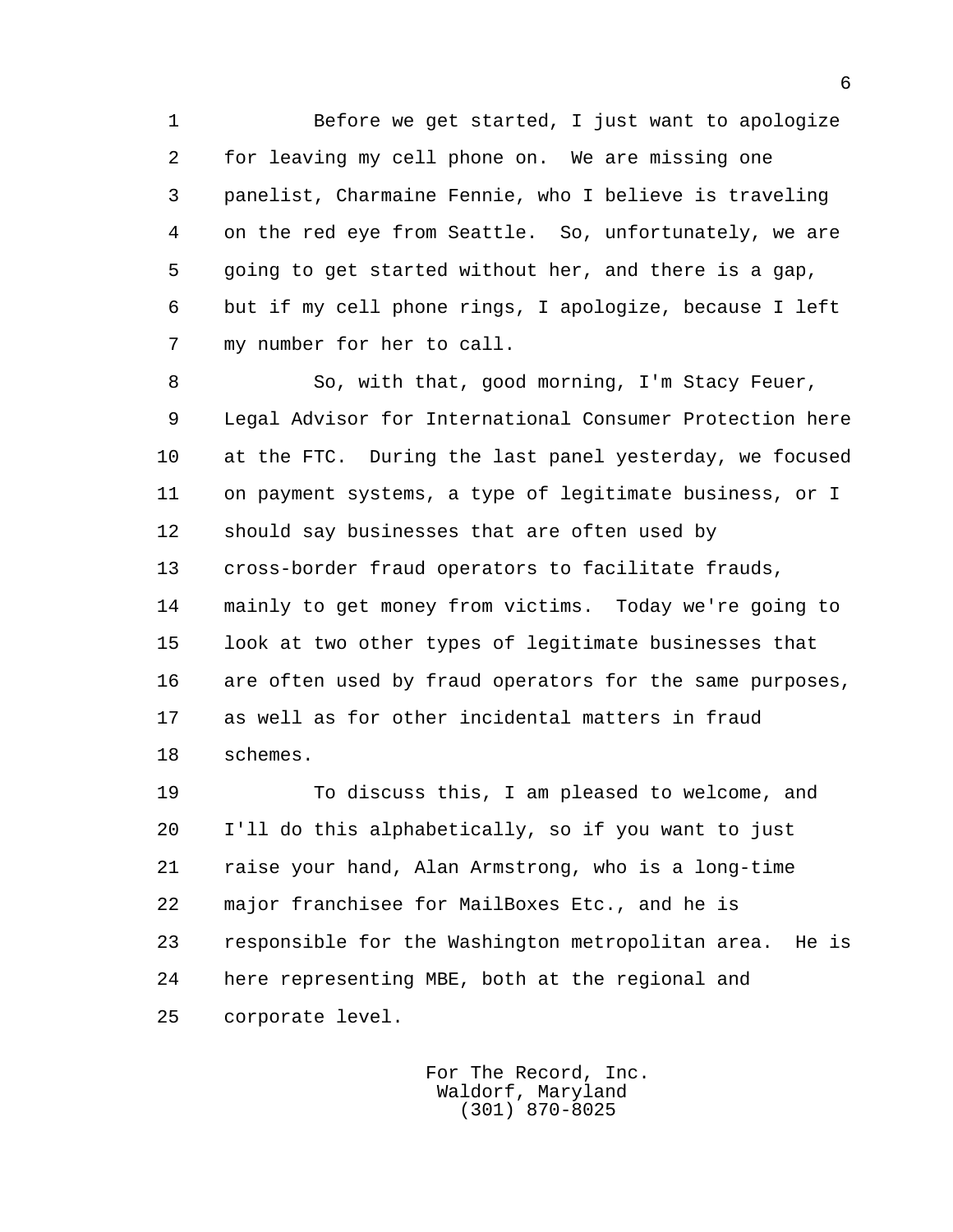Before we get started, I just want to apologize for leaving my cell phone on. We are missing one panelist, Charmaine Fennie, who I believe is traveling on the red eye from Seattle. So, unfortunately, we are going to get started without her, and there is a gap, but if my cell phone rings, I apologize, because I left my number for her to call.

So, with that, good morning, I'm Stacy Feuer, Legal Advisor for International Consumer Protection here at the FTC. During the last panel yesterday, we focused on payment systems, a type of legitimate business, or I should say businesses that are often used by cross-border fraud operators to facilitate frauds, mainly to get money from victims. Today we're going to look at two other types of legitimate businesses that are often used by fraud operators for the same purposes, as well as for other incidental matters in fraud schemes.

To discuss this, I am pleased to welcome, and I'll do this alphabetically, so if you want to just raise your hand, Alan Armstrong, who is a long-time major franchisee for MailBoxes Etc., and he is responsible for the Washington metropolitan area. He is here representing MBE, both at the regional and corporate level.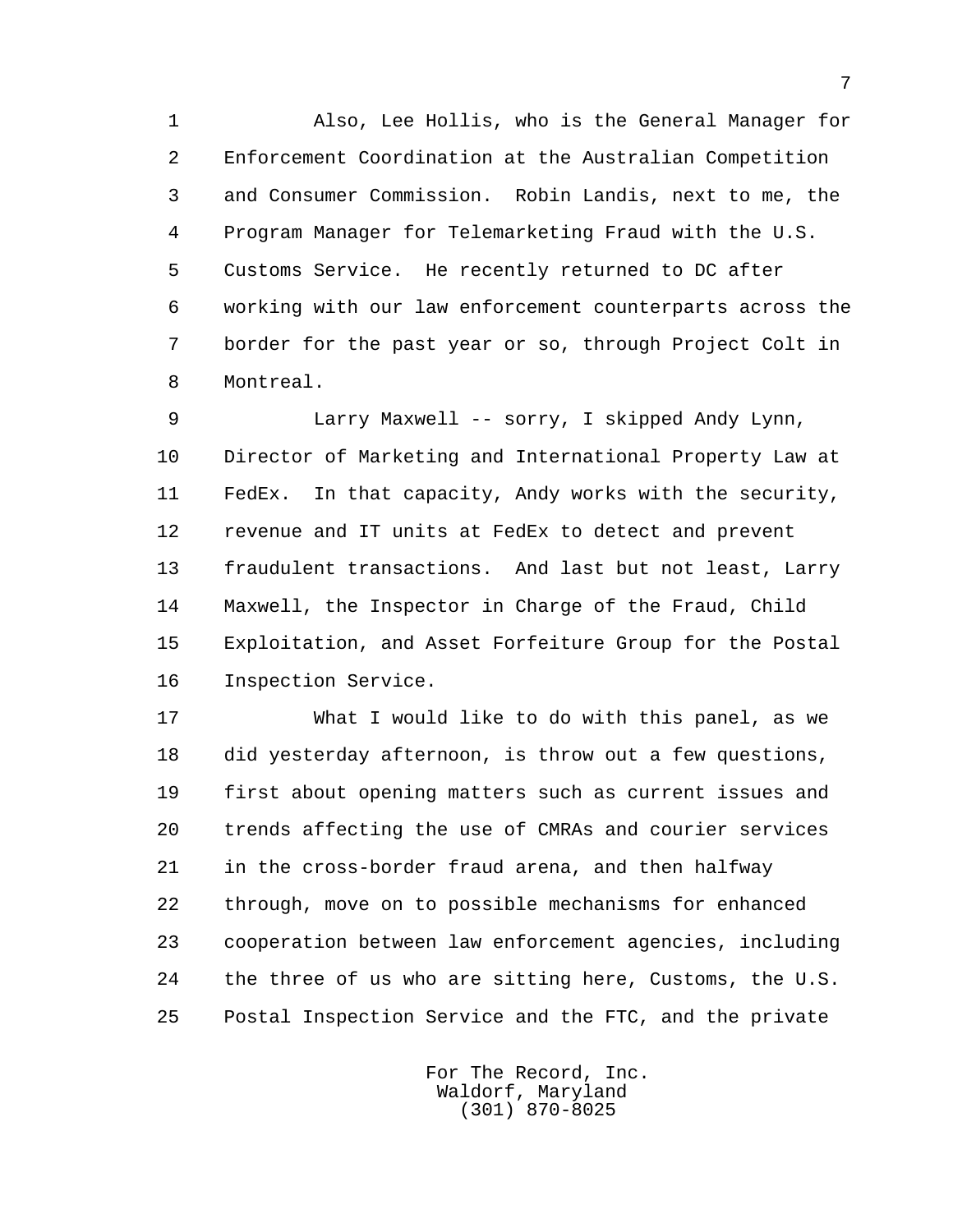Also, Lee Hollis, who is the General Manager for Enforcement Coordination at the Australian Competition and Consumer Commission. Robin Landis, next to me, the Program Manager for Telemarketing Fraud with the U.S. Customs Service. He recently returned to DC after working with our law enforcement counterparts across the border for the past year or so, through Project Colt in Montreal.

Larry Maxwell -- sorry, I skipped Andy Lynn, Director of Marketing and International Property Law at FedEx. In that capacity, Andy works with the security, revenue and IT units at FedEx to detect and prevent fraudulent transactions. And last but not least, Larry Maxwell, the Inspector in Charge of the Fraud, Child Exploitation, and Asset Forfeiture Group for the Postal Inspection Service.

What I would like to do with this panel, as we did yesterday afternoon, is throw out a few questions, first about opening matters such as current issues and trends affecting the use of CMRAs and courier services in the cross-border fraud arena, and then halfway through, move on to possible mechanisms for enhanced cooperation between law enforcement agencies, including the three of us who are sitting here, Customs, the U.S. Postal Inspection Service and the FTC, and the private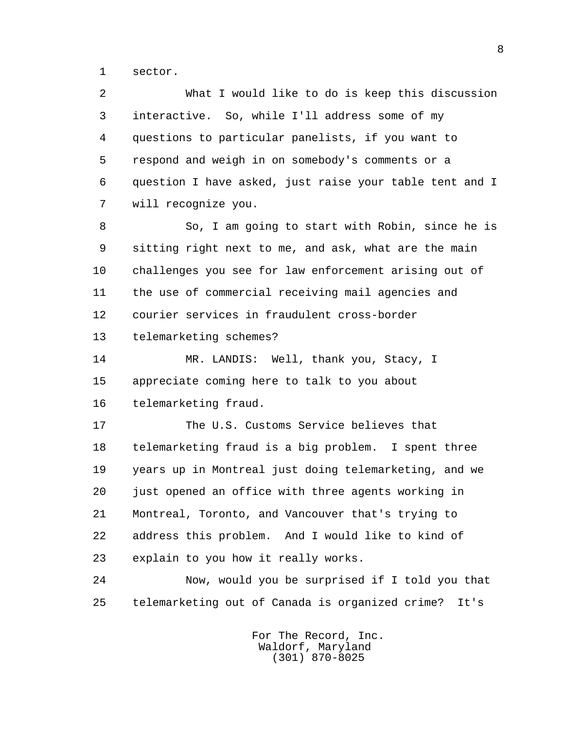sector.

What I would like to do is keep this discussion interactive. So, while I'll address some of my questions to particular panelists, if you want to respond and weigh in on somebody's comments or a question I have asked, just raise your table tent and I will recognize you.

So, I am going to start with Robin, since he is sitting right next to me, and ask, what are the main challenges you see for law enforcement arising out of the use of commercial receiving mail agencies and courier services in fraudulent cross-border telemarketing schemes?

MR. LANDIS: Well, thank you, Stacy, I appreciate coming here to talk to you about telemarketing fraud.

The U.S. Customs Service believes that telemarketing fraud is a big problem. I spent three years up in Montreal just doing telemarketing, and we just opened an office with three agents working in Montreal, Toronto, and Vancouver that's trying to address this problem. And I would like to kind of explain to you how it really works.

Now, would you be surprised if I told you that telemarketing out of Canada is organized crime? It's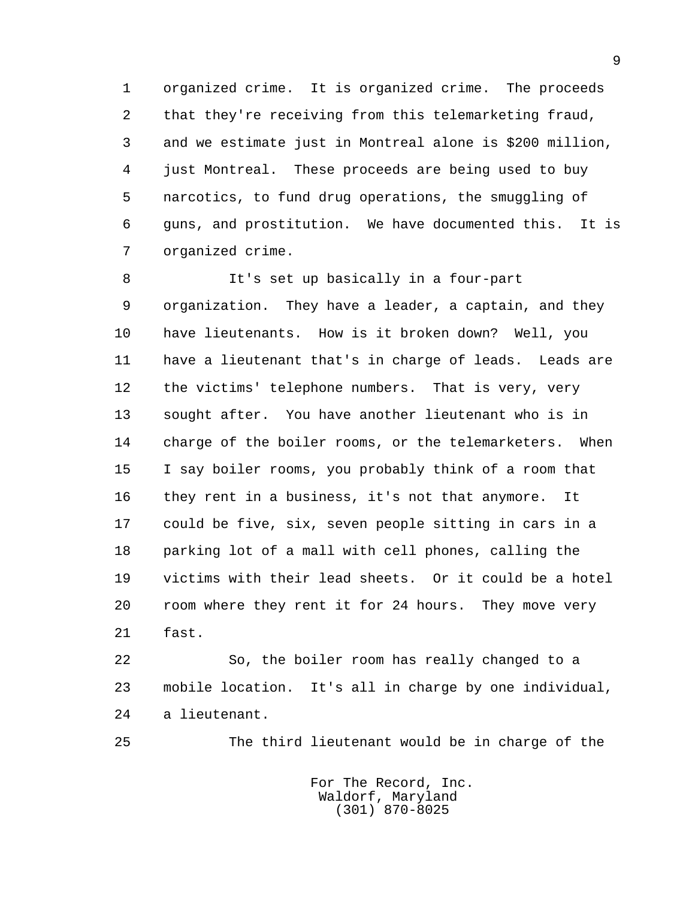organized crime. It is organized crime. The proceeds that they're receiving from this telemarketing fraud, and we estimate just in Montreal alone is $200 million, just Montreal. These proceeds are being used to buy narcotics, to fund drug operations, the smuggling of guns, and prostitution. We have documented this. It is organized crime.

It's set up basically in a four-part organization. They have a leader, a captain, and they have lieutenants. How is it broken down? Well, you have a lieutenant that's in charge of leads. Leads are the victims' telephone numbers. That is very, very sought after. You have another lieutenant who is in charge of the boiler rooms, or the telemarketers. When I say boiler rooms, you probably think of a room that they rent in a business, it's not that anymore. It could be five, six, seven people sitting in cars in a parking lot of a mall with cell phones, calling the victims with their lead sheets. Or it could be a hotel room where they rent it for 24 hours. They move very fast.

So, the boiler room has really changed to a mobile location. It's all in charge by one individual, a lieutenant.

The third lieutenant would be in charge of the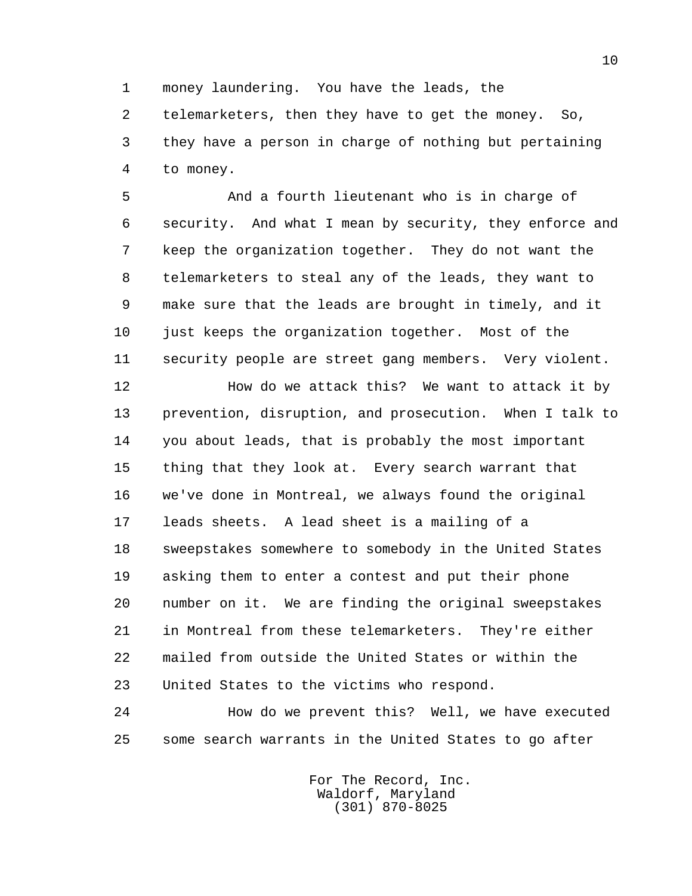money laundering. You have the leads, the telemarketers, then they have to get the money. So, they have a person in charge of nothing but pertaining to money.

And a fourth lieutenant who is in charge of security. And what I mean by security, they enforce and keep the organization together. They do not want the telemarketers to steal any of the leads, they want to make sure that the leads are brought in timely, and it just keeps the organization together. Most of the security people are street gang members. Very violent.

How do we attack this? We want to attack it by prevention, disruption, and prosecution. When I talk to you about leads, that is probably the most important thing that they look at. Every search warrant that we've done in Montreal, we always found the original leads sheets. A lead sheet is a mailing of a sweepstakes somewhere to somebody in the United States asking them to enter a contest and put their phone number on it. We are finding the original sweepstakes in Montreal from these telemarketers. They're either mailed from outside the United States or within the United States to the victims who respond.

How do we prevent this? Well, we have executed some search warrants in the United States to go after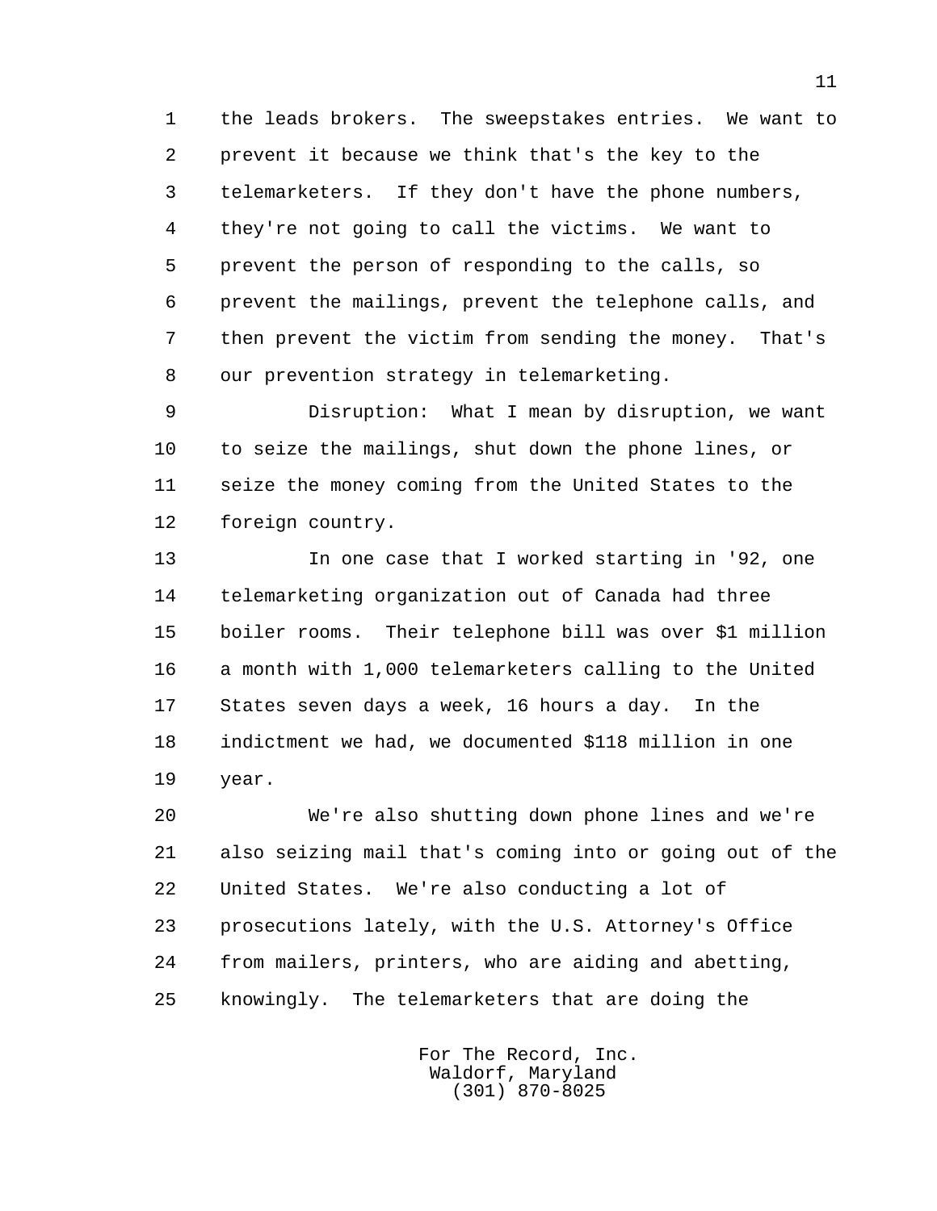the leads brokers. The sweepstakes entries. We want to prevent it because we think that's the key to the telemarketers. If they don't have the phone numbers, they're not going to call the victims. We want to prevent the person of responding to the calls, so prevent the mailings, prevent the telephone calls, and then prevent the victim from sending the money. That's our prevention strategy in telemarketing.

Disruption: What I mean by disruption, we want to seize the mailings, shut down the phone lines, or seize the money coming from the United States to the foreign country.

In one case that I worked starting in '92, one telemarketing organization out of Canada had three boiler rooms. Their telephone bill was over $1 million a month with 1,000 telemarketers calling to the United States seven days a week, 16 hours a day. In the indictment we had, we documented $118 million in one year.

We're also shutting down phone lines and we're also seizing mail that's coming into or going out of the United States. We're also conducting a lot of prosecutions lately, with the U.S. Attorney's Office from mailers, printers, who are aiding and abetting, knowingly. The telemarketers that are doing the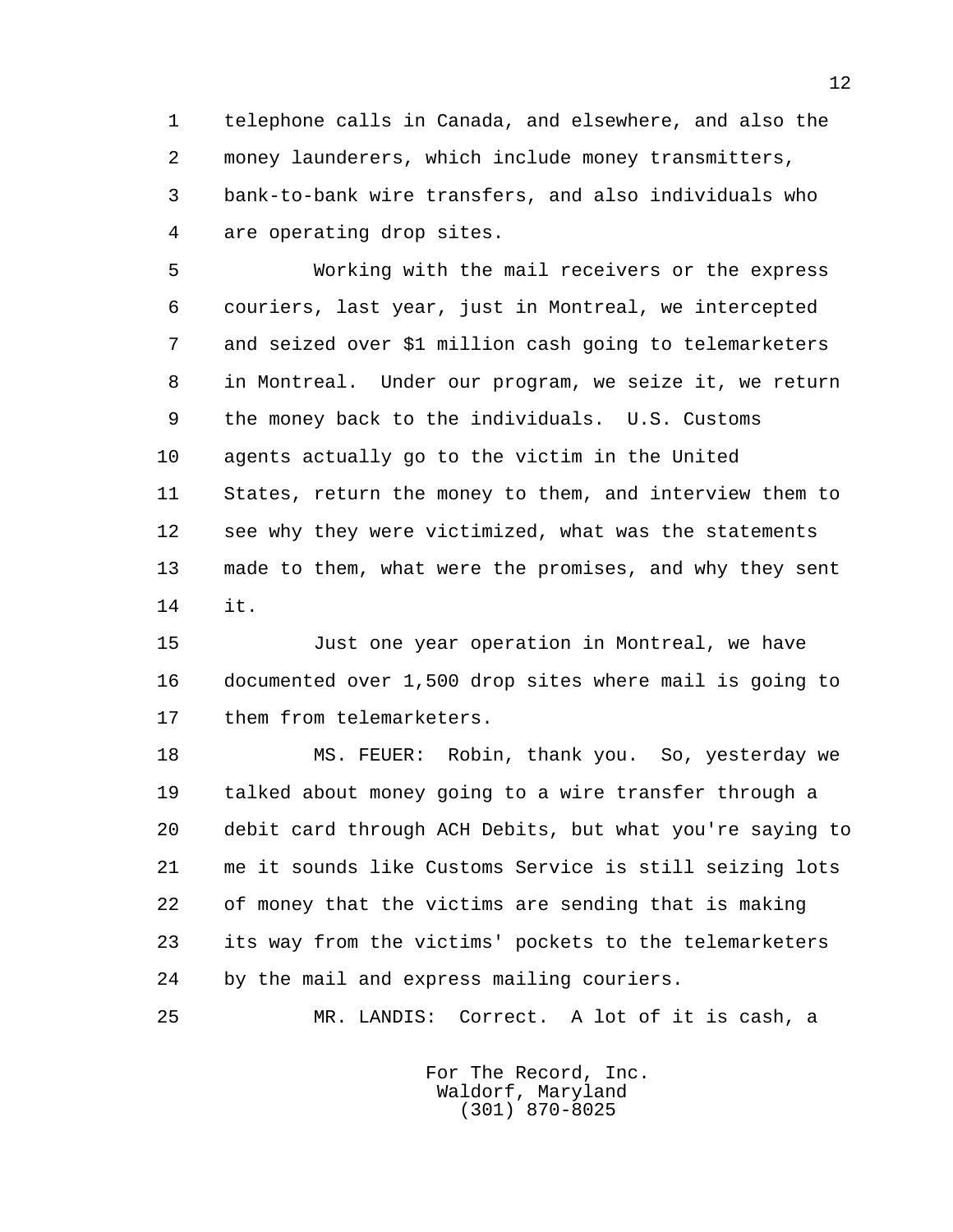telephone calls in Canada, and elsewhere, and also the money launderers, which include money transmitters, bank-to-bank wire transfers, and also individuals who are operating drop sites.

Working with the mail receivers or the express couriers, last year, just in Montreal, we intercepted and seized over $1 million cash going to telemarketers in Montreal. Under our program, we seize it, we return the money back to the individuals. U.S. Customs agents actually go to the victim in the United States, return the money to them, and interview them to see why they were victimized, what was the statements made to them, what were the promises, and why they sent it.

Just one year operation in Montreal, we have documented over 1,500 drop sites where mail is going to them from telemarketers.

MS. FEUER: Robin, thank you. So, yesterday we talked about money going to a wire transfer through a debit card through ACH Debits, but what you're saying to me it sounds like Customs Service is still seizing lots of money that the victims are sending that is making its way from the victims' pockets to the telemarketers by the mail and express mailing couriers.

MR. LANDIS: Correct. A lot of it is cash, a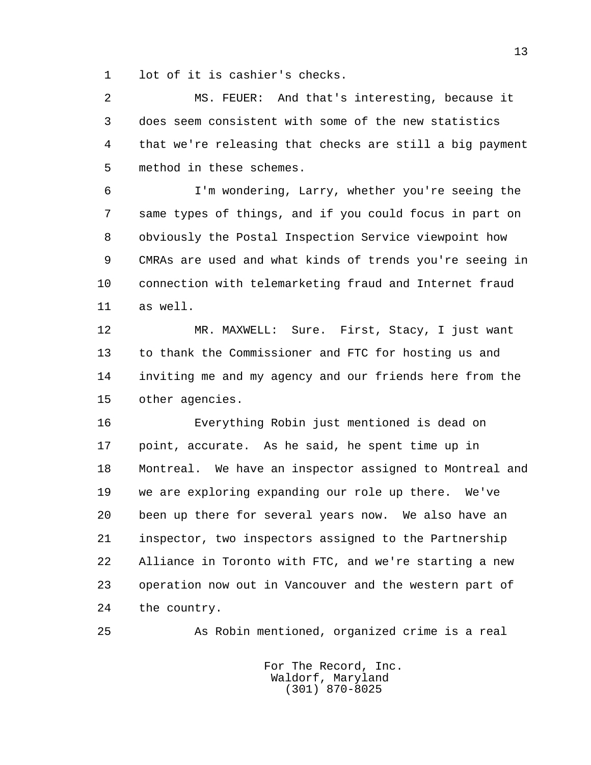lot of it is cashier's checks.

MS. FEUER: And that's interesting, because it does seem consistent with some of the new statistics that we're releasing that checks are still a big payment method in these schemes.

I'm wondering, Larry, whether you're seeing the same types of things, and if you could focus in part on obviously the Postal Inspection Service viewpoint how CMRAs are used and what kinds of trends you're seeing in connection with telemarketing fraud and Internet fraud as well.

MR. MAXWELL: Sure. First, Stacy, I just want to thank the Commissioner and FTC for hosting us and inviting me and my agency and our friends here from the other agencies.

Everything Robin just mentioned is dead on point, accurate. As he said, he spent time up in Montreal. We have an inspector assigned to Montreal and we are exploring expanding our role up there. We've been up there for several years now. We also have an inspector, two inspectors assigned to the Partnership Alliance in Toronto with FTC, and we're starting a new operation now out in Vancouver and the western part of the country.

As Robin mentioned, organized crime is a real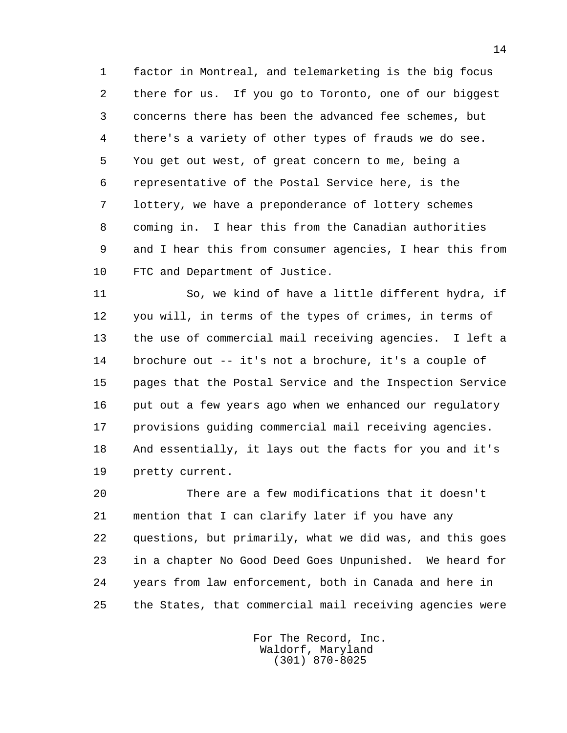factor in Montreal, and telemarketing is the big focus there for us. If you go to Toronto, one of our biggest concerns there has been the advanced fee schemes, but there's a variety of other types of frauds we do see. You get out west, of great concern to me, being a representative of the Postal Service here, is the lottery, we have a preponderance of lottery schemes coming in. I hear this from the Canadian authorities and I hear this from consumer agencies, I hear this from FTC and Department of Justice.

So, we kind of have a little different hydra, if you will, in terms of the types of crimes, in terms of the use of commercial mail receiving agencies. I left a brochure out -- it's not a brochure, it's a couple of pages that the Postal Service and the Inspection Service put out a few years ago when we enhanced our regulatory provisions guiding commercial mail receiving agencies. And essentially, it lays out the facts for you and it's pretty current.

There are a few modifications that it doesn't mention that I can clarify later if you have any questions, but primarily, what we did was, and this goes in a chapter No Good Deed Goes Unpunished. We heard for years from law enforcement, both in Canada and here in the States, that commercial mail receiving agencies were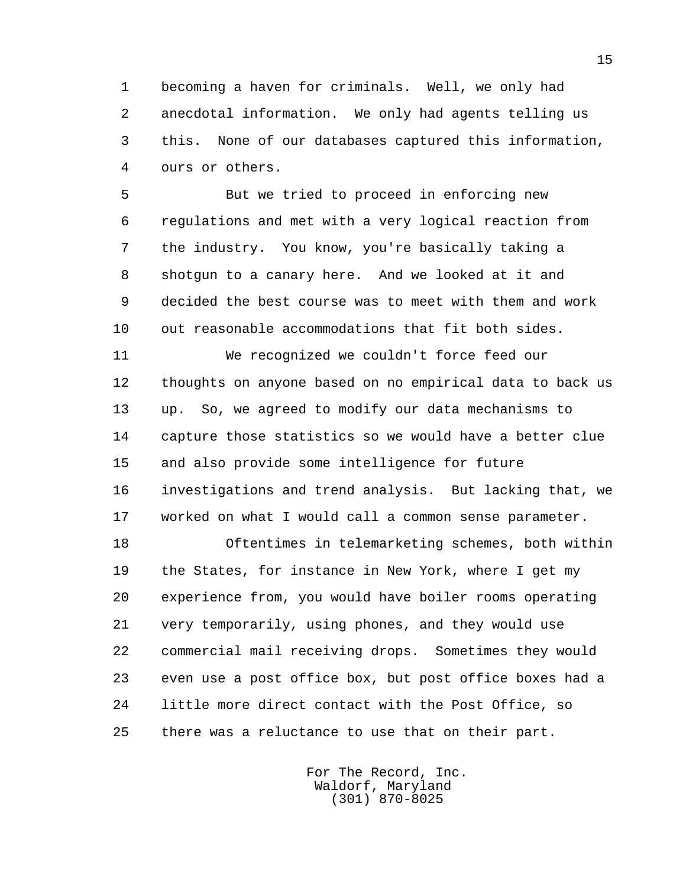becoming a haven for criminals. Well, we only had anecdotal information. We only had agents telling us this. None of our databases captured this information, ours or others.

But we tried to proceed in enforcing new regulations and met with a very logical reaction from the industry. You know, you're basically taking a shotgun to a canary here. And we looked at it and decided the best course was to meet with them and work out reasonable accommodations that fit both sides.

We recognized we couldn't force feed our thoughts on anyone based on no empirical data to back us up. So, we agreed to modify our data mechanisms to capture those statistics so we would have a better clue and also provide some intelligence for future investigations and trend analysis. But lacking that, we worked on what I would call a common sense parameter.

Oftentimes in telemarketing schemes, both within the States, for instance in New York, where I get my experience from, you would have boiler rooms operating very temporarily, using phones, and they would use commercial mail receiving drops. Sometimes they would even use a post office box, but post office boxes had a little more direct contact with the Post Office, so there was a reluctance to use that on their part.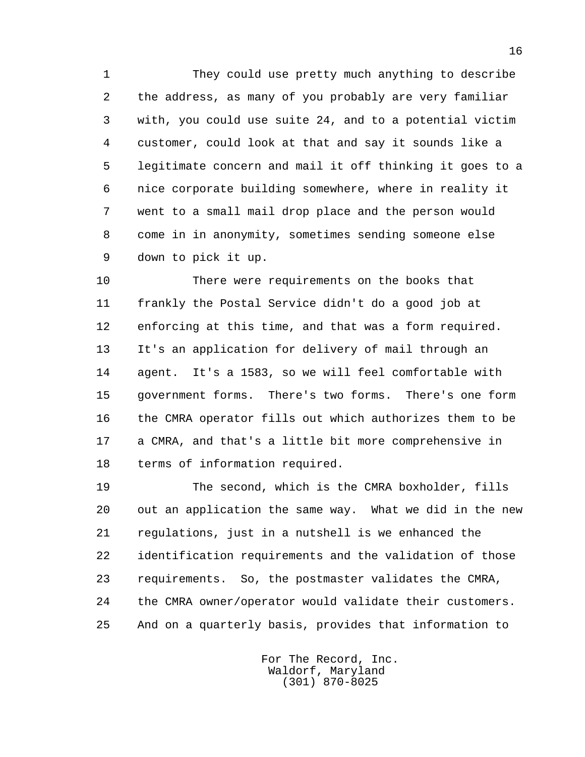They could use pretty much anything to describe the address, as many of you probably are very familiar with, you could use suite 24, and to a potential victim customer, could look at that and say it sounds like a legitimate concern and mail it off thinking it goes to a nice corporate building somewhere, where in reality it went to a small mail drop place and the person would come in in anonymity, sometimes sending someone else down to pick it up.

There were requirements on the books that frankly the Postal Service didn't do a good job at enforcing at this time, and that was a form required. It's an application for delivery of mail through an agent. It's a 1583, so we will feel comfortable with government forms. There's two forms. There's one form the CMRA operator fills out which authorizes them to be a CMRA, and that's a little bit more comprehensive in terms of information required.

The second, which is the CMRA boxholder, fills out an application the same way. What we did in the new regulations, just in a nutshell is we enhanced the identification requirements and the validation of those requirements. So, the postmaster validates the CMRA, the CMRA owner/operator would validate their customers. And on a quarterly basis, provides that information to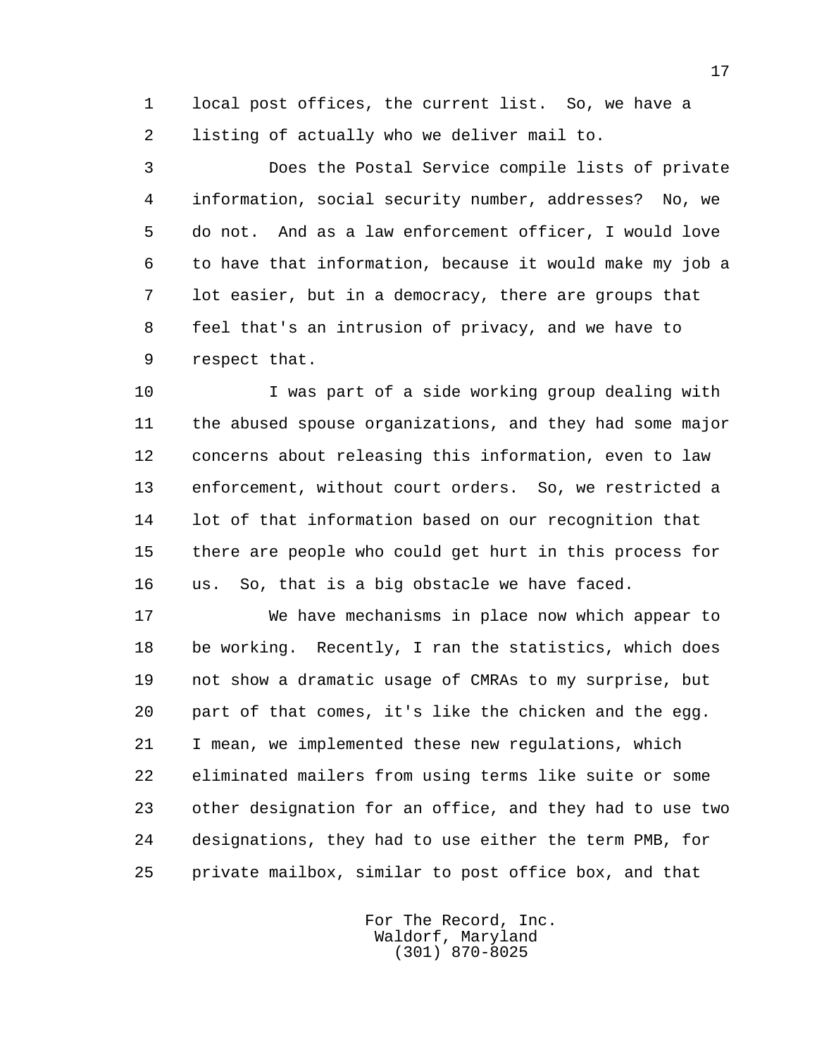local post offices, the current list. So, we have a listing of actually who we deliver mail to.

Does the Postal Service compile lists of private information, social security number, addresses? No, we do not. And as a law enforcement officer, I would love to have that information, because it would make my job a lot easier, but in a democracy, there are groups that feel that's an intrusion of privacy, and we have to respect that.

I was part of a side working group dealing with the abused spouse organizations, and they had some major concerns about releasing this information, even to law enforcement, without court orders. So, we restricted a lot of that information based on our recognition that there are people who could get hurt in this process for us. So, that is a big obstacle we have faced.

We have mechanisms in place now which appear to be working. Recently, I ran the statistics, which does not show a dramatic usage of CMRAs to my surprise, but part of that comes, it's like the chicken and the egg. I mean, we implemented these new regulations, which eliminated mailers from using terms like suite or some other designation for an office, and they had to use two designations, they had to use either the term PMB, for private mailbox, similar to post office box, and that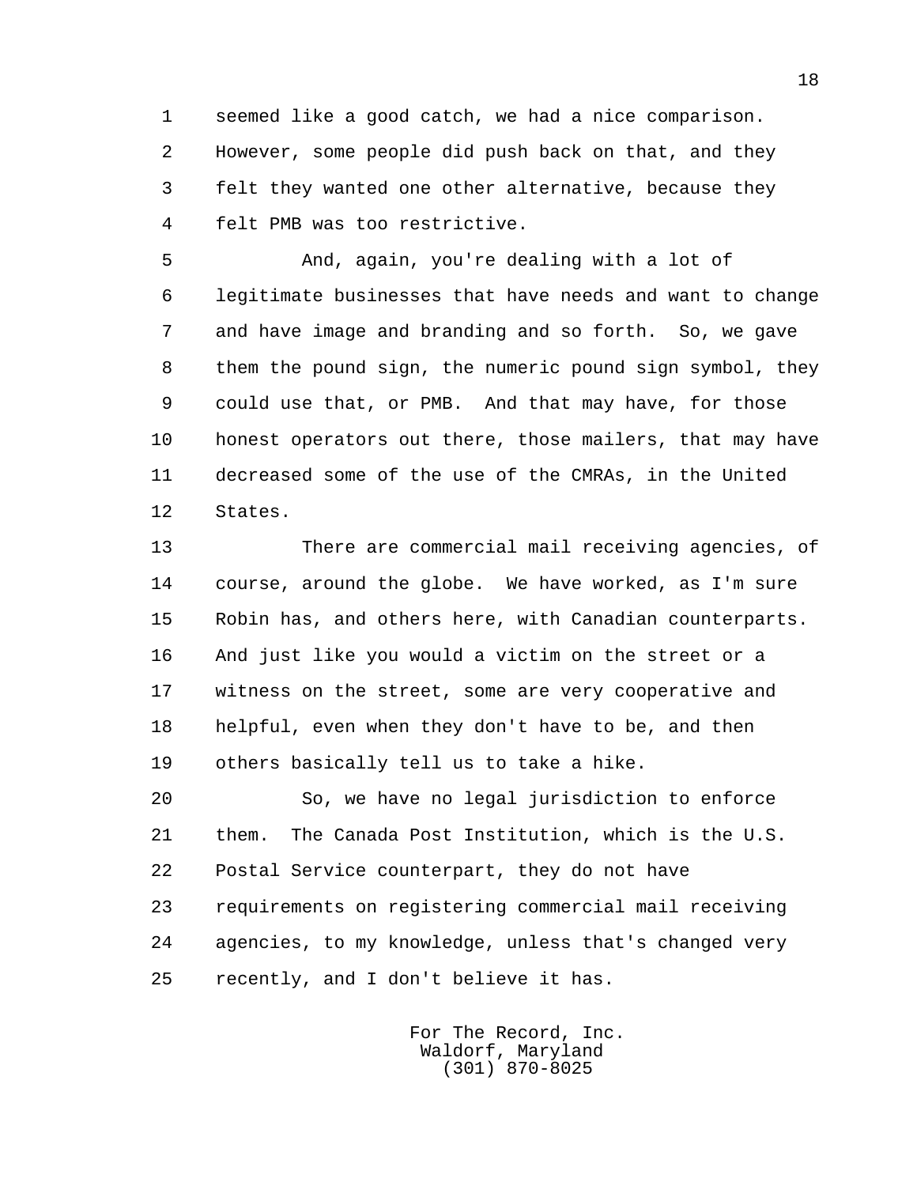seemed like a good catch, we had a nice comparison. However, some people did push back on that, and they felt they wanted one other alternative, because they felt PMB was too restrictive.

And, again, you're dealing with a lot of legitimate businesses that have needs and want to change and have image and branding and so forth. So, we gave them the pound sign, the numeric pound sign symbol, they could use that, or PMB. And that may have, for those honest operators out there, those mailers, that may have decreased some of the use of the CMRAs, in the United States.

There are commercial mail receiving agencies, of course, around the globe. We have worked, as I'm sure Robin has, and others here, with Canadian counterparts. And just like you would a victim on the street or a witness on the street, some are very cooperative and helpful, even when they don't have to be, and then others basically tell us to take a hike.

So, we have no legal jurisdiction to enforce them. The Canada Post Institution, which is the U.S. Postal Service counterpart, they do not have requirements on registering commercial mail receiving agencies, to my knowledge, unless that's changed very recently, and I don't believe it has.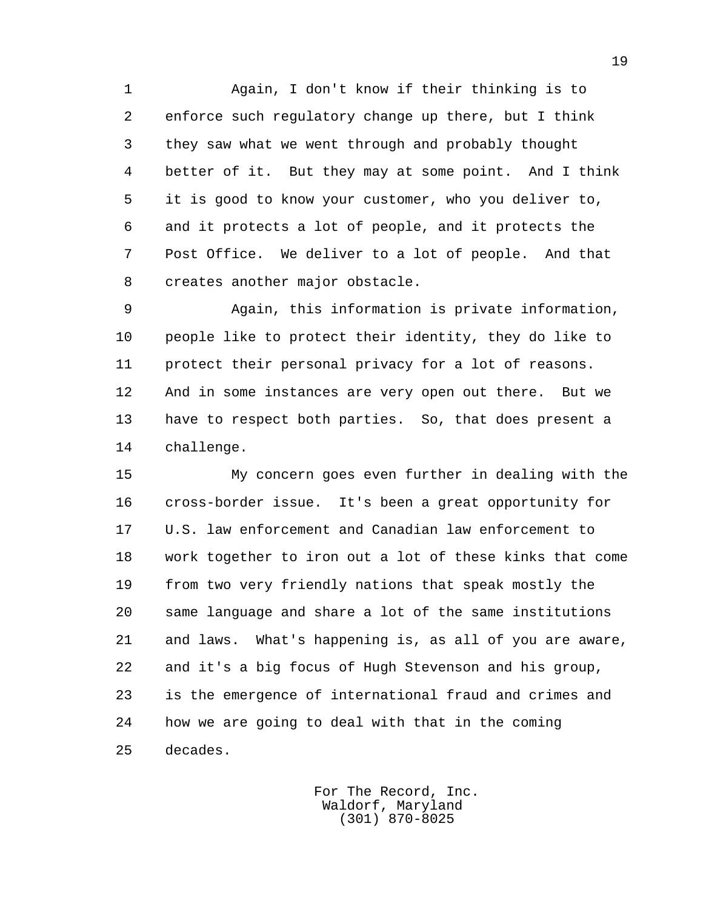Again, I don't know if their thinking is to enforce such regulatory change up there, but I think they saw what we went through and probably thought better of it. But they may at some point. And I think it is good to know your customer, who you deliver to, and it protects a lot of people, and it protects the Post Office. We deliver to a lot of people. And that creates another major obstacle.

Again, this information is private information, people like to protect their identity, they do like to protect their personal privacy for a lot of reasons. And in some instances are very open out there. But we have to respect both parties. So, that does present a challenge.

My concern goes even further in dealing with the cross-border issue. It's been a great opportunity for U.S. law enforcement and Canadian law enforcement to work together to iron out a lot of these kinks that come from two very friendly nations that speak mostly the same language and share a lot of the same institutions and laws. What's happening is, as all of you are aware, and it's a big focus of Hugh Stevenson and his group, is the emergence of international fraud and crimes and how we are going to deal with that in the coming decades.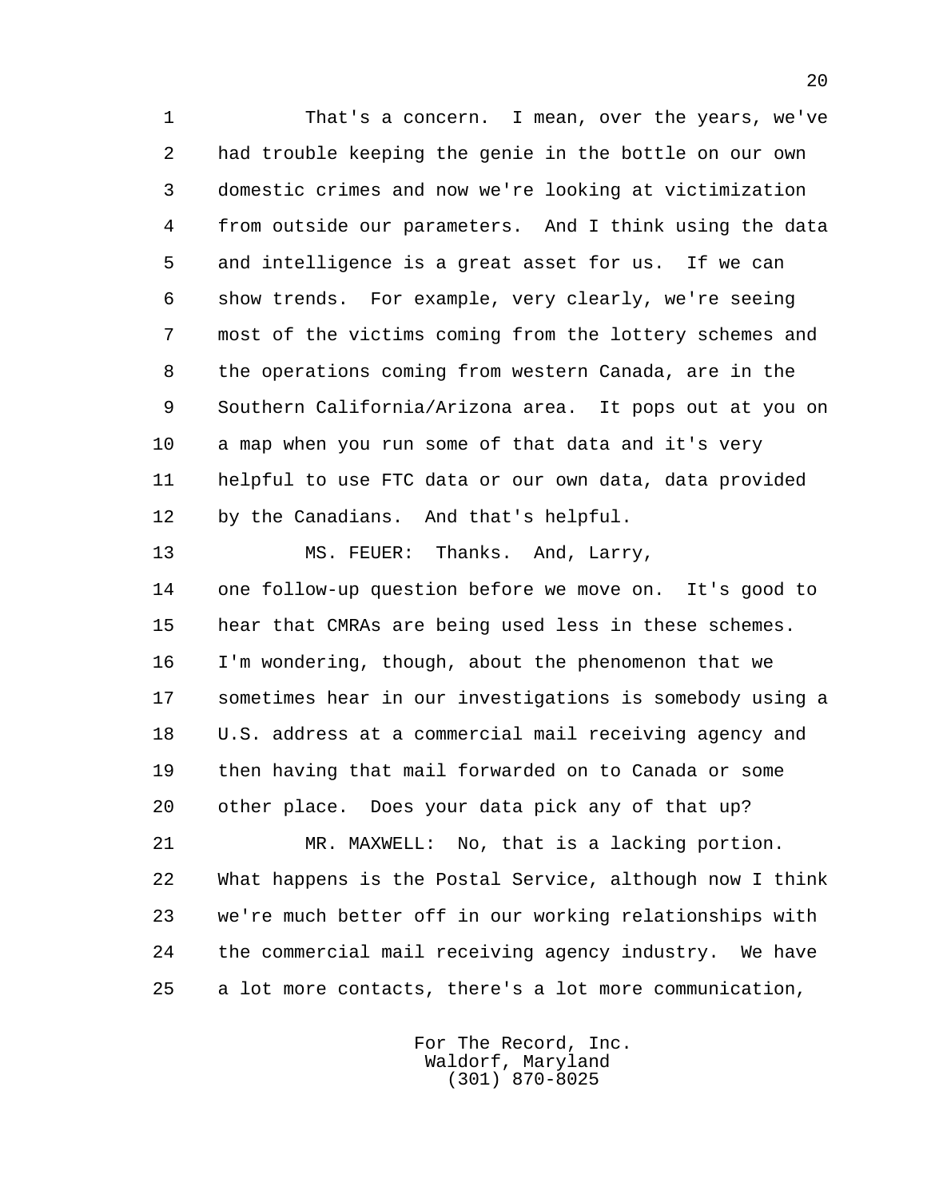That's a concern. I mean, over the years, we've had trouble keeping the genie in the bottle on our own domestic crimes and now we're looking at victimization from outside our parameters. And I think using the data and intelligence is a great asset for us. If we can show trends. For example, very clearly, we're seeing most of the victims coming from the lottery schemes and the operations coming from western Canada, are in the Southern California/Arizona area. It pops out at you on a map when you run some of that data and it's very helpful to use FTC data or our own data, data provided by the Canadians. And that's helpful.

MS. FEUER: Thanks. And, Larry, one follow-up question before we move on. It's good to hear that CMRAs are being used less in these schemes. I'm wondering, though, about the phenomenon that we sometimes hear in our investigations is somebody using a U.S. address at a commercial mail receiving agency and then having that mail forwarded on to Canada or some other place. Does your data pick any of that up?

MR. MAXWELL: No, that is a lacking portion. What happens is the Postal Service, although now I think we're much better off in our working relationships with the commercial mail receiving agency industry. We have a lot more contacts, there's a lot more communication,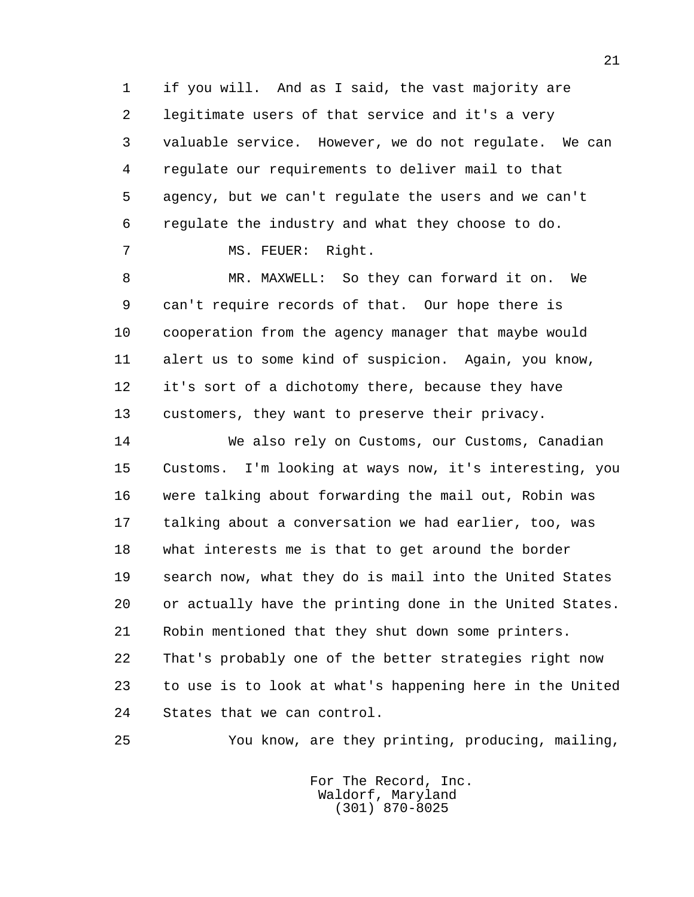if you will. And as I said, the vast majority are legitimate users of that service and it's a very valuable service. However, we do not regulate. We can regulate our requirements to deliver mail to that agency, but we can't regulate the users and we can't regulate the industry and what they choose to do.

MS. FEUER: Right.

MR. MAXWELL: So they can forward it on. We can't require records of that. Our hope there is cooperation from the agency manager that maybe would alert us to some kind of suspicion. Again, you know, it's sort of a dichotomy there, because they have customers, they want to preserve their privacy.

We also rely on Customs, our Customs, Canadian Customs. I'm looking at ways now, it's interesting, you were talking about forwarding the mail out, Robin was talking about a conversation we had earlier, too, was what interests me is that to get around the border search now, what they do is mail into the United States or actually have the printing done in the United States. Robin mentioned that they shut down some printers. That's probably one of the better strategies right now to use is to look at what's happening here in the United States that we can control.

You know, are they printing, producing, mailing,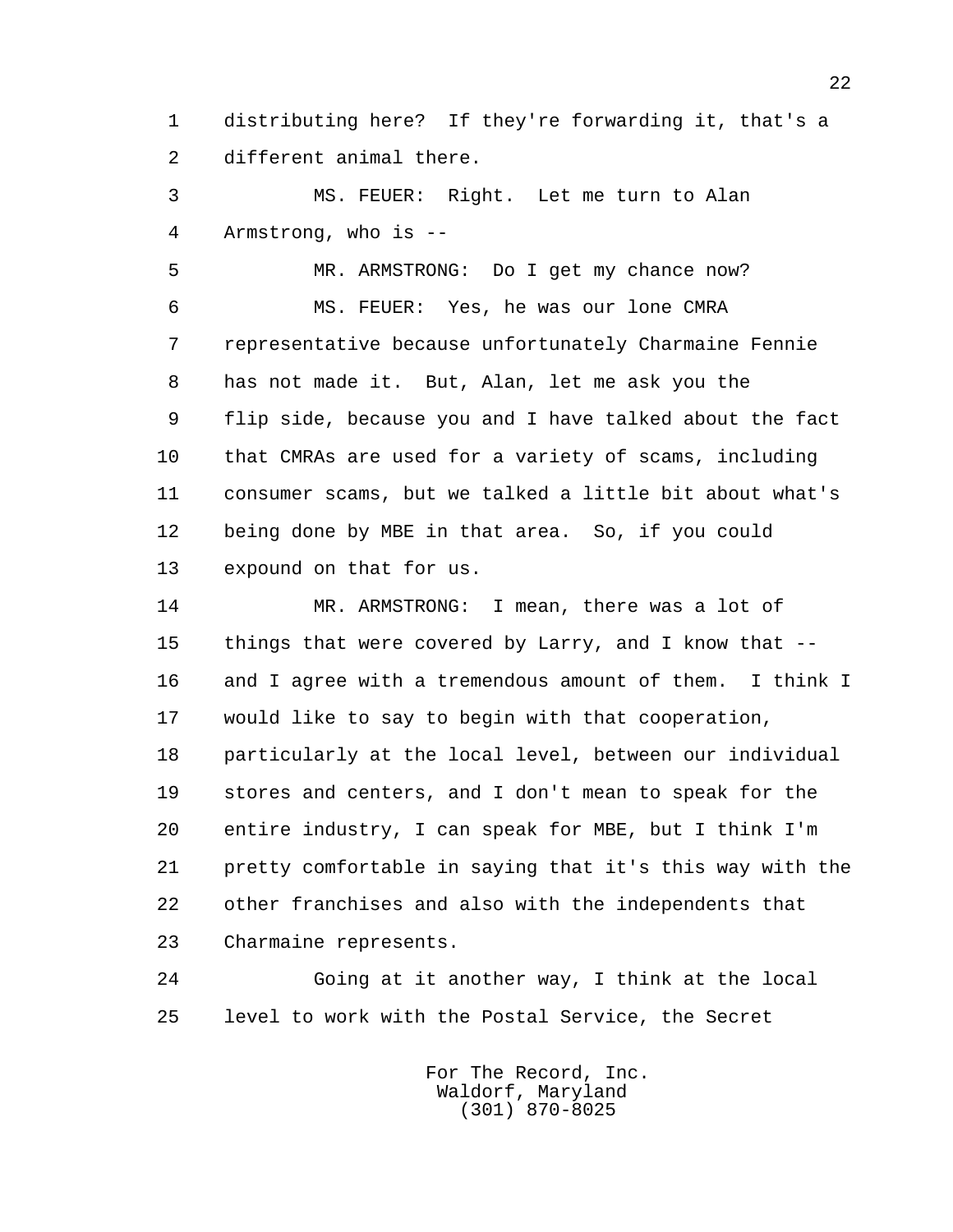distributing here? If they're forwarding it, that's a different animal there.

MS. FEUER: Right. Let me turn to Alan Armstrong, who is --

MR. ARMSTRONG: Do I get my chance now?

MS. FEUER: Yes, he was our lone CMRA representative because unfortunately Charmaine Fennie has not made it. But, Alan, let me ask you the flip side, because you and I have talked about the fact that CMRAs are used for a variety of scams, including consumer scams, but we talked a little bit about what's being done by MBE in that area. So, if you could expound on that for us.

MR. ARMSTRONG: I mean, there was a lot of things that were covered by Larry, and I know that -- and I agree with a tremendous amount of them. I think I would like to say to begin with that cooperation, particularly at the local level, between our individual stores and centers, and I don't mean to speak for the entire industry, I can speak for MBE, but I think I'm pretty comfortable in saying that it's this way with the other franchises and also with the independents that Charmaine represents.

Going at it another way, I think at the local level to work with the Postal Service, the Secret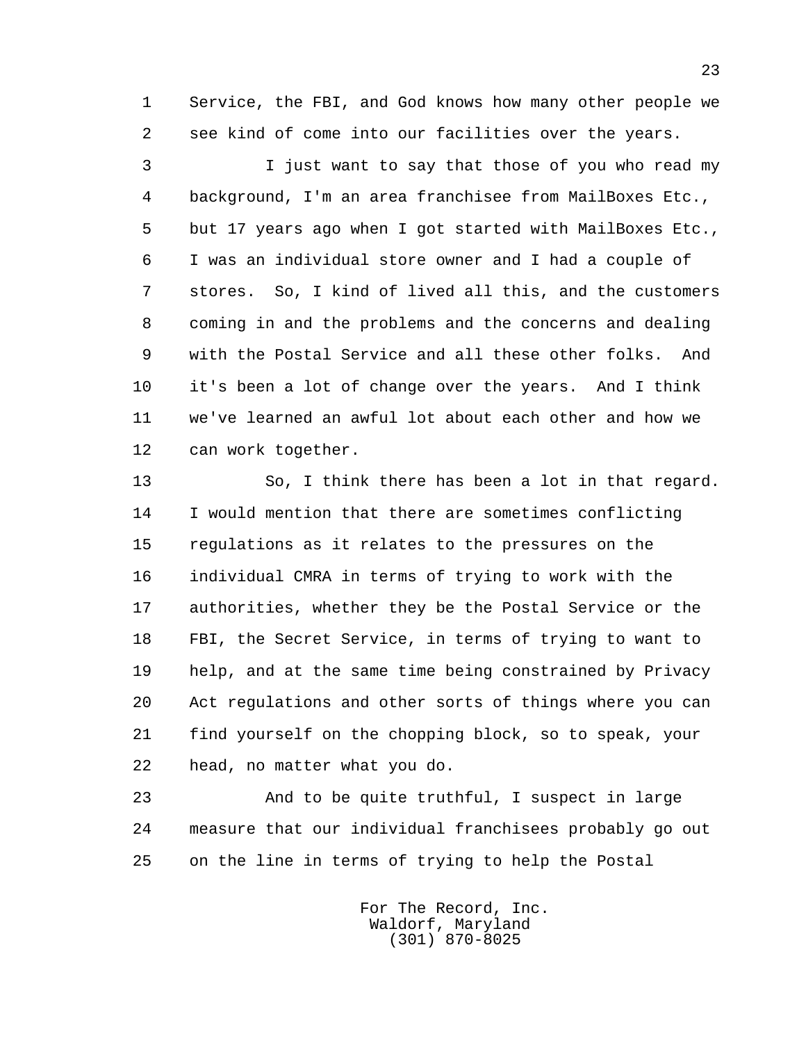Service, the FBI, and God knows how many other people we see kind of come into our facilities over the years.

I just want to say that those of you who read my background, I'm an area franchisee from MailBoxes Etc., but 17 years ago when I got started with MailBoxes Etc., I was an individual store owner and I had a couple of stores. So, I kind of lived all this, and the customers coming in and the problems and the concerns and dealing with the Postal Service and all these other folks. And it's been a lot of change over the years. And I think we've learned an awful lot about each other and how we can work together.

So, I think there has been a lot in that regard. I would mention that there are sometimes conflicting regulations as it relates to the pressures on the individual CMRA in terms of trying to work with the authorities, whether they be the Postal Service or the FBI, the Secret Service, in terms of trying to want to help, and at the same time being constrained by Privacy Act regulations and other sorts of things where you can find yourself on the chopping block, so to speak, your head, no matter what you do.

And to be quite truthful, I suspect in large measure that our individual franchisees probably go out on the line in terms of trying to help the Postal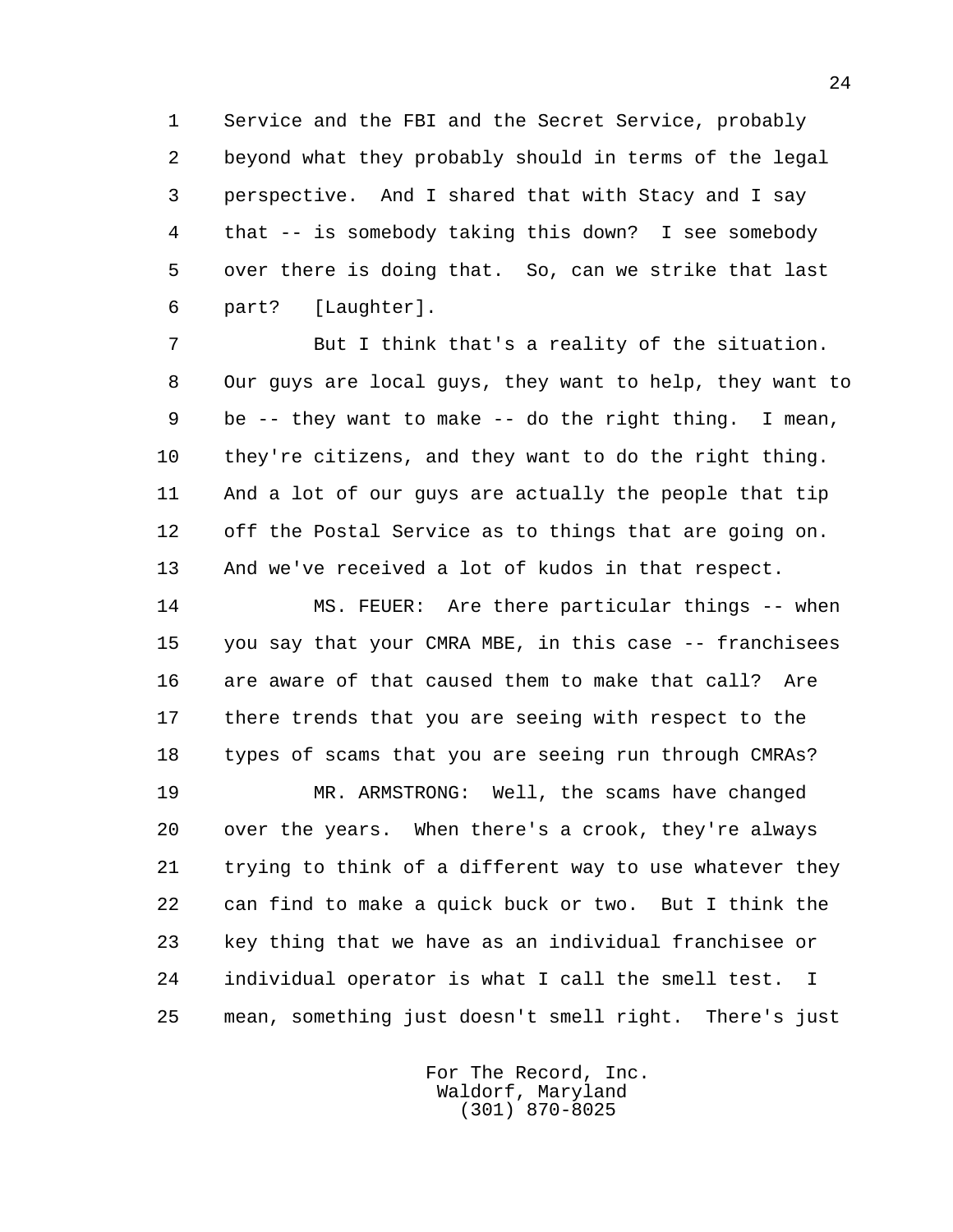Service and the FBI and the Secret Service, probably beyond what they probably should in terms of the legal perspective. And I shared that with Stacy and I say that -- is somebody taking this down? I see somebody over there is doing that. So, can we strike that last part? [Laughter].

But I think that's a reality of the situation. Our guys are local guys, they want to help, they want to be -- they want to make -- do the right thing. I mean, they're citizens, and they want to do the right thing. And a lot of our guys are actually the people that tip off the Postal Service as to things that are going on. And we've received a lot of kudos in that respect.

MS. FEUER: Are there particular things -- when you say that your CMRA MBE, in this case -- franchisees are aware of that caused them to make that call? Are there trends that you are seeing with respect to the types of scams that you are seeing run through CMRAs?

MR. ARMSTRONG: Well, the scams have changed over the years. When there's a crook, they're always trying to think of a different way to use whatever they can find to make a quick buck or two. But I think the key thing that we have as an individual franchisee or individual operator is what I call the smell test. I mean, something just doesn't smell right. There's just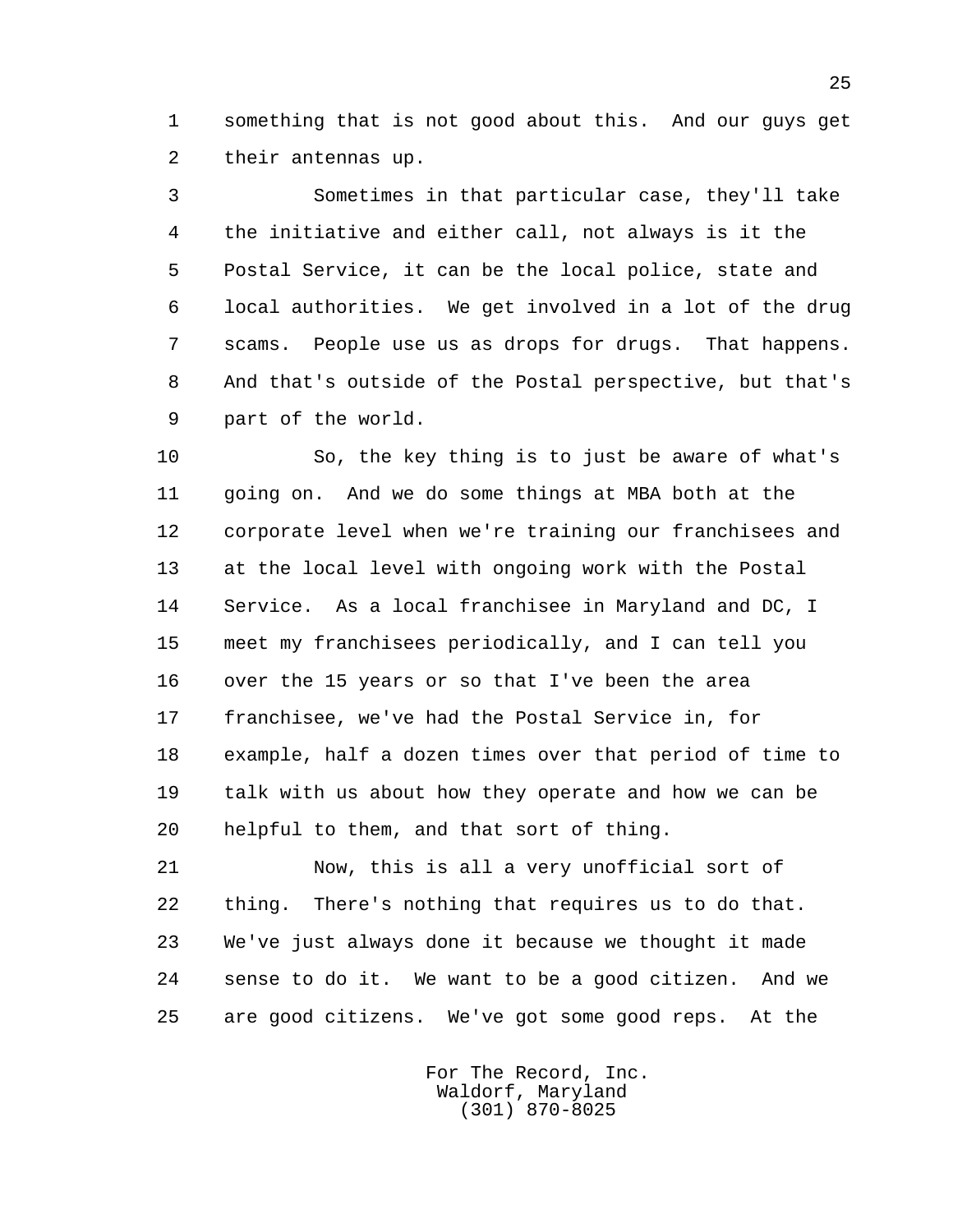something that is not good about this. And our guys get their antennas up.

Sometimes in that particular case, they'll take the initiative and either call, not always is it the Postal Service, it can be the local police, state and local authorities. We get involved in a lot of the drug scams. People use us as drops for drugs. That happens. And that's outside of the Postal perspective, but that's part of the world.

So, the key thing is to just be aware of what's going on. And we do some things at MBA both at the corporate level when we're training our franchisees and at the local level with ongoing work with the Postal Service. As a local franchisee in Maryland and DC, I meet my franchisees periodically, and I can tell you over the 15 years or so that I've been the area franchisee, we've had the Postal Service in, for example, half a dozen times over that period of time to talk with us about how they operate and how we can be helpful to them, and that sort of thing.

Now, this is all a very unofficial sort of thing. There's nothing that requires us to do that. We've just always done it because we thought it made sense to do it. We want to be a good citizen. And we are good citizens. We've got some good reps. At the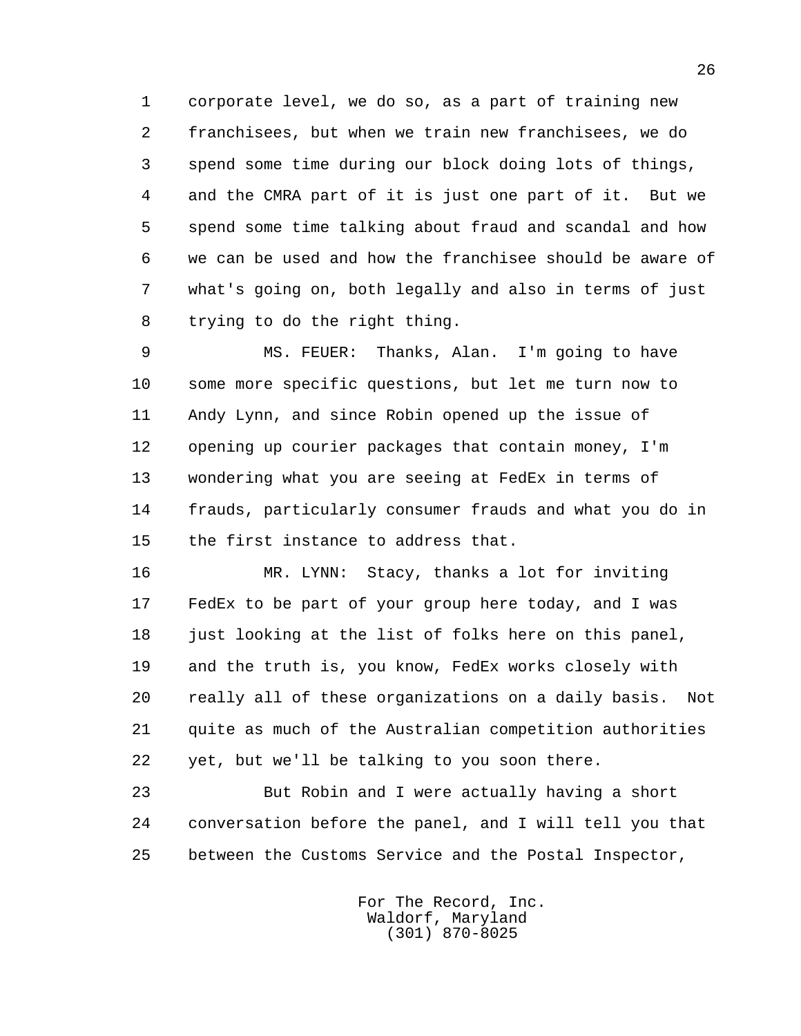corporate level, we do so, as a part of training new franchisees, but when we train new franchisees, we do spend some time during our block doing lots of things, and the CMRA part of it is just one part of it. But we spend some time talking about fraud and scandal and how we can be used and how the franchisee should be aware of what's going on, both legally and also in terms of just trying to do the right thing.

MS. FEUER: Thanks, Alan. I'm going to have some more specific questions, but let me turn now to Andy Lynn, and since Robin opened up the issue of opening up courier packages that contain money, I'm wondering what you are seeing at FedEx in terms of frauds, particularly consumer frauds and what you do in the first instance to address that.

MR. LYNN: Stacy, thanks a lot for inviting FedEx to be part of your group here today, and I was just looking at the list of folks here on this panel, and the truth is, you know, FedEx works closely with really all of these organizations on a daily basis. Not quite as much of the Australian competition authorities yet, but we'll be talking to you soon there.

But Robin and I were actually having a short conversation before the panel, and I will tell you that between the Customs Service and the Postal Inspector,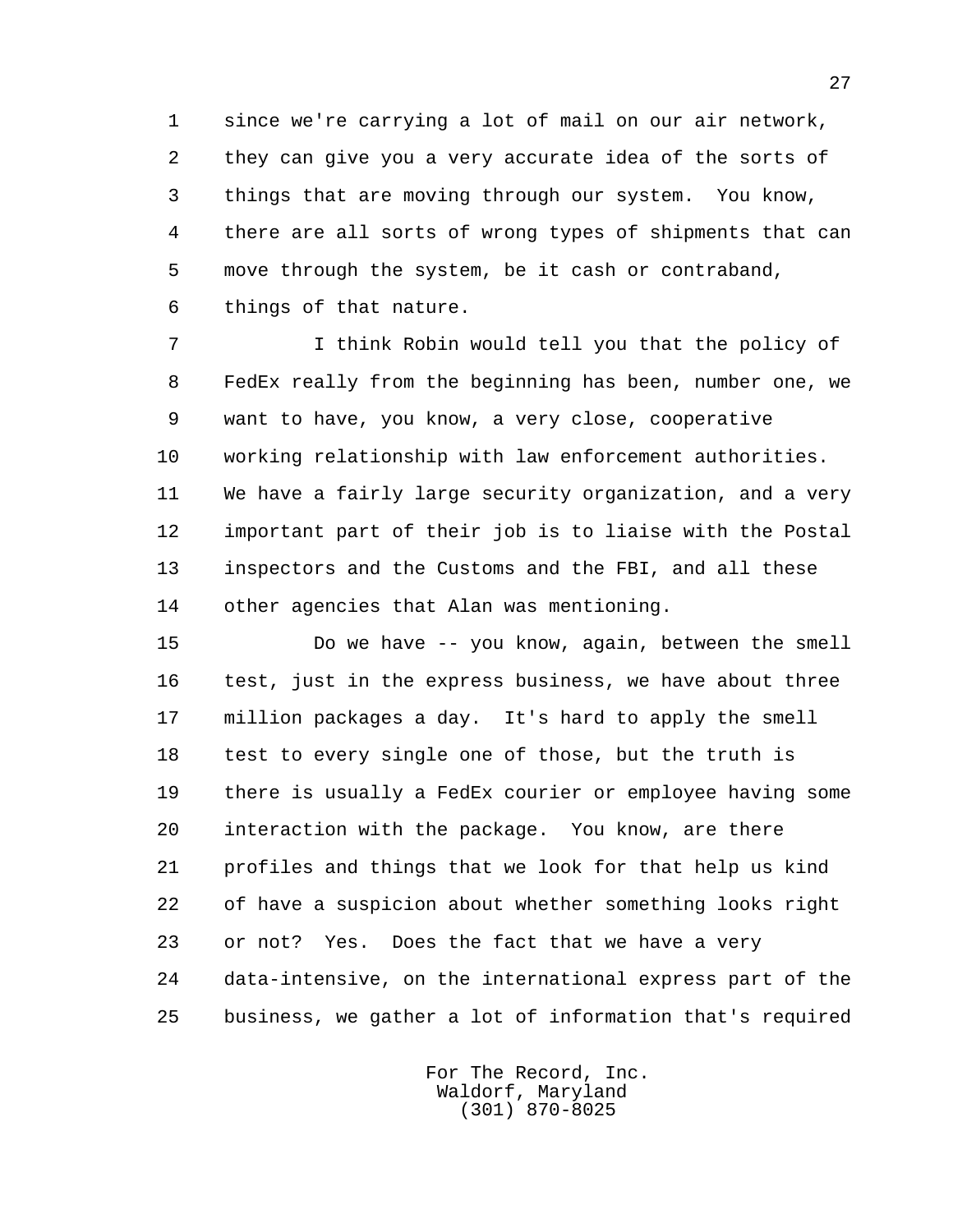since we're carrying a lot of mail on our air network, they can give you a very accurate idea of the sorts of things that are moving through our system. You know, there are all sorts of wrong types of shipments that can move through the system, be it cash or contraband, things of that nature.

I think Robin would tell you that the policy of FedEx really from the beginning has been, number one, we want to have, you know, a very close, cooperative working relationship with law enforcement authorities. We have a fairly large security organization, and a very important part of their job is to liaise with the Postal inspectors and the Customs and the FBI, and all these other agencies that Alan was mentioning.

Do we have -- you know, again, between the smell test, just in the express business, we have about three million packages a day. It's hard to apply the smell test to every single one of those, but the truth is there is usually a FedEx courier or employee having some interaction with the package. You know, are there profiles and things that we look for that help us kind of have a suspicion about whether something looks right or not? Yes. Does the fact that we have a very data-intensive, on the international express part of the business, we gather a lot of information that's required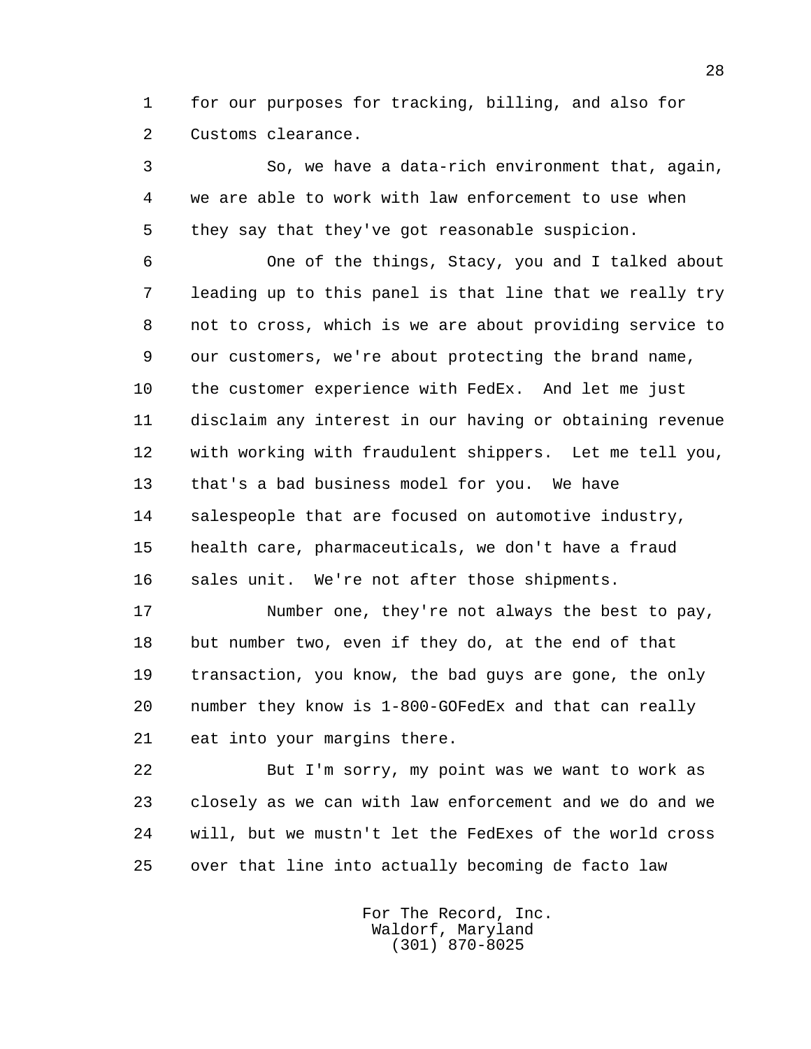for our purposes for tracking, billing, and also for Customs clearance.

So, we have a data-rich environment that, again, we are able to work with law enforcement to use when they say that they've got reasonable suspicion.

One of the things, Stacy, you and I talked about leading up to this panel is that line that we really try not to cross, which is we are about providing service to our customers, we're about protecting the brand name, the customer experience with FedEx. And let me just disclaim any interest in our having or obtaining revenue with working with fraudulent shippers. Let me tell you, that's a bad business model for you. We have salespeople that are focused on automotive industry, health care, pharmaceuticals, we don't have a fraud sales unit. We're not after those shipments.

Number one, they're not always the best to pay, but number two, even if they do, at the end of that transaction, you know, the bad guys are gone, the only number they know is 1-800-GOFedEx and that can really eat into your margins there.

But I'm sorry, my point was we want to work as closely as we can with law enforcement and we do and we will, but we mustn't let the FedExes of the world cross over that line into actually becoming de facto law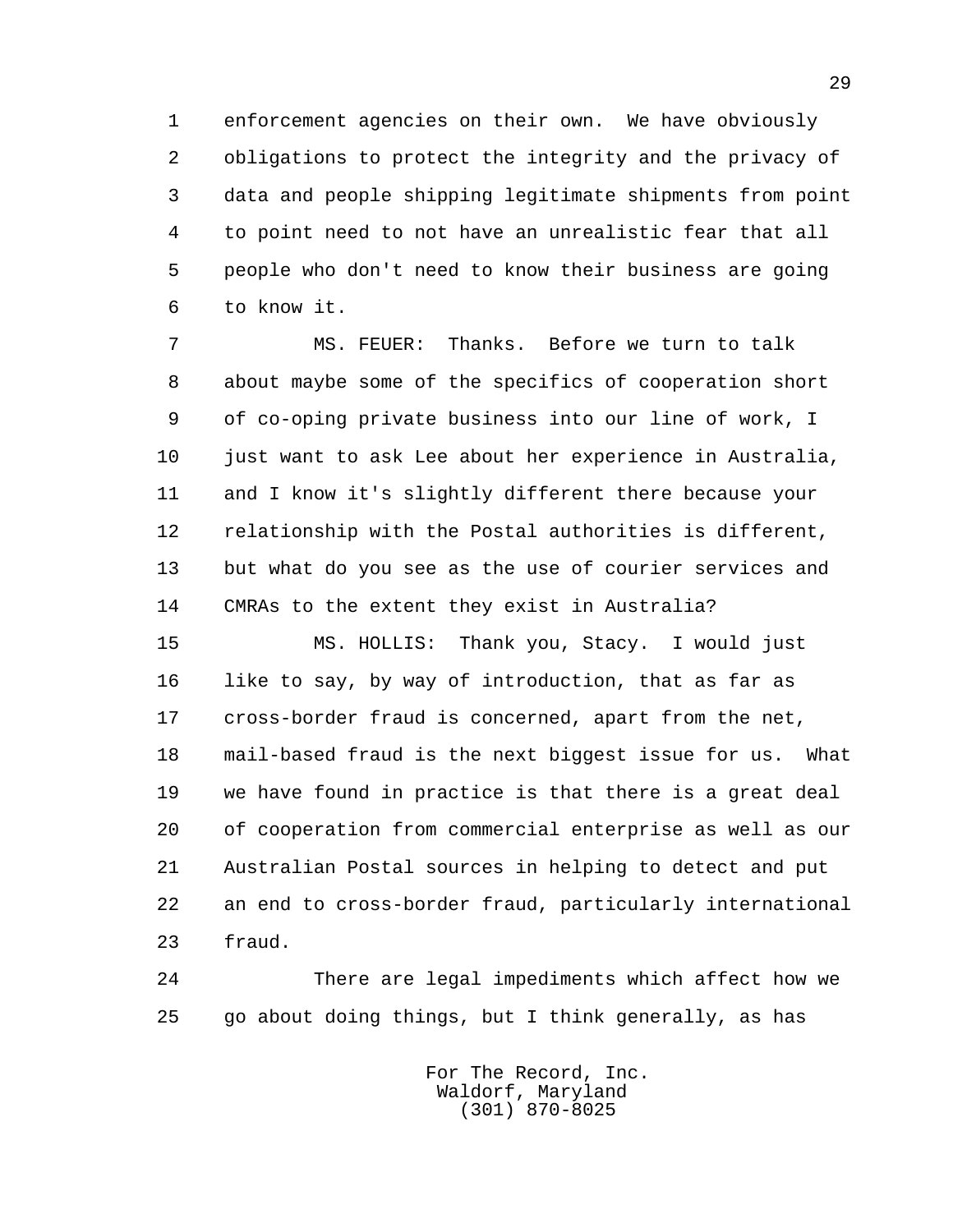enforcement agencies on their own. We have obviously obligations to protect the integrity and the privacy of data and people shipping legitimate shipments from point to point need to not have an unrealistic fear that all people who don't need to know their business are going to know it.

MS. FEUER: Thanks. Before we turn to talk about maybe some of the specifics of cooperation short of co-oping private business into our line of work, I just want to ask Lee about her experience in Australia, and I know it's slightly different there because your relationship with the Postal authorities is different, but what do you see as the use of courier services and CMRAs to the extent they exist in Australia?

MS. HOLLIS: Thank you, Stacy. I would just like to say, by way of introduction, that as far as cross-border fraud is concerned, apart from the net, mail-based fraud is the next biggest issue for us. What we have found in practice is that there is a great deal of cooperation from commercial enterprise as well as our Australian Postal sources in helping to detect and put an end to cross-border fraud, particularly international fraud.

There are legal impediments which affect how we go about doing things, but I think generally, as has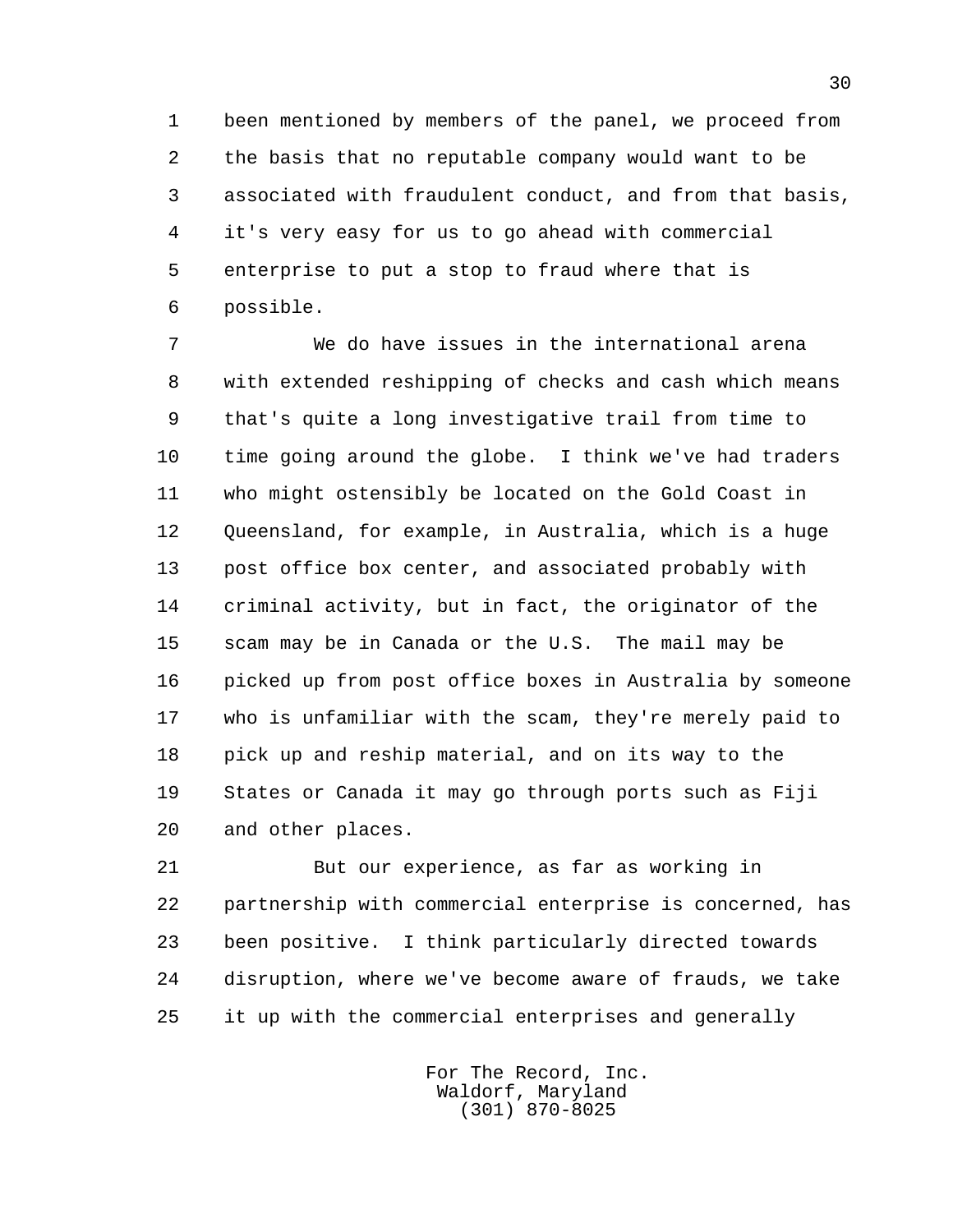been mentioned by members of the panel, we proceed from the basis that no reputable company would want to be associated with fraudulent conduct, and from that basis, it's very easy for us to go ahead with commercial enterprise to put a stop to fraud where that is possible.

We do have issues in the international arena with extended reshipping of checks and cash which means that's quite a long investigative trail from time to time going around the globe. I think we've had traders who might ostensibly be located on the Gold Coast in Queensland, for example, in Australia, which is a huge post office box center, and associated probably with criminal activity, but in fact, the originator of the scam may be in Canada or the U.S. The mail may be picked up from post office boxes in Australia by someone who is unfamiliar with the scam, they're merely paid to pick up and reship material, and on its way to the States or Canada it may go through ports such as Fiji and other places.

But our experience, as far as working in partnership with commercial enterprise is concerned, has been positive. I think particularly directed towards disruption, where we've become aware of frauds, we take it up with the commercial enterprises and generally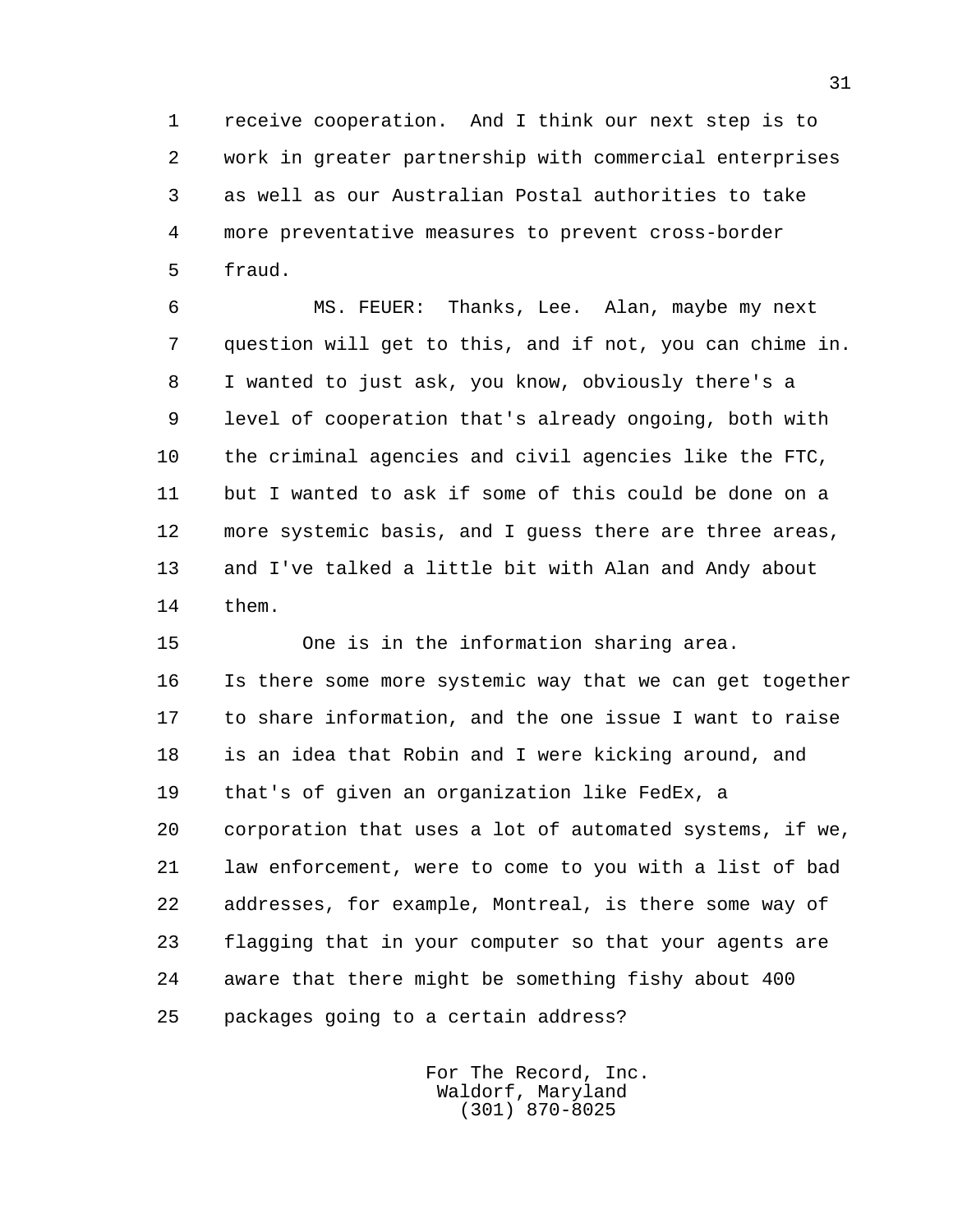receive cooperation. And I think our next step is to work in greater partnership with commercial enterprises as well as our Australian Postal authorities to take more preventative measures to prevent cross-border fraud.

MS. FEUER: Thanks, Lee. Alan, maybe my next question will get to this, and if not, you can chime in. I wanted to just ask, you know, obviously there's a level of cooperation that's already ongoing, both with the criminal agencies and civil agencies like the FTC, but I wanted to ask if some of this could be done on a more systemic basis, and I guess there are three areas, and I've talked a little bit with Alan and Andy about them.

One is in the information sharing area. Is there some more systemic way that we can get together to share information, and the one issue I want to raise is an idea that Robin and I were kicking around, and that's of given an organization like FedEx, a corporation that uses a lot of automated systems, if we, law enforcement, were to come to you with a list of bad addresses, for example, Montreal, is there some way of flagging that in your computer so that your agents are aware that there might be something fishy about 400 packages going to a certain address?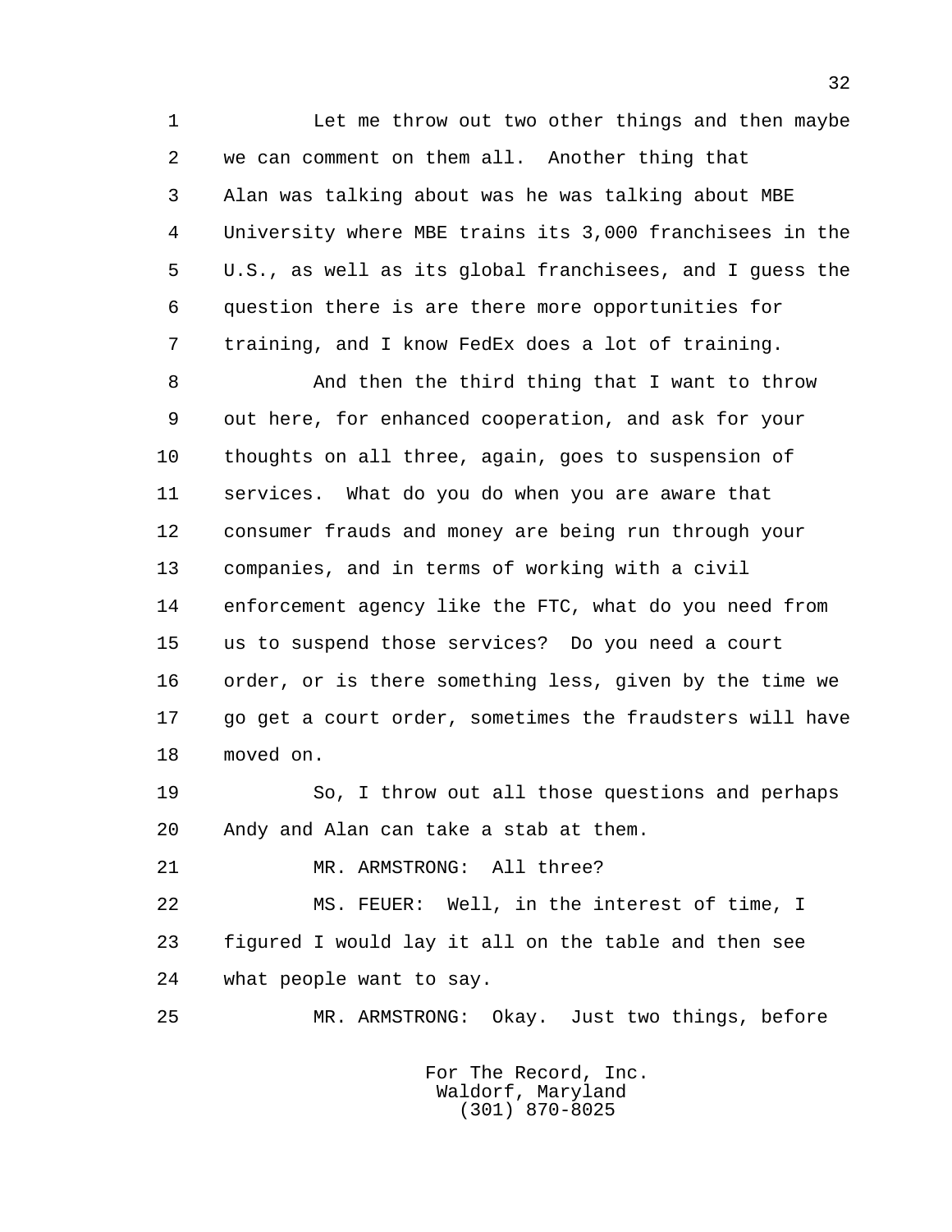Let me throw out two other things and then maybe we can comment on them all. Another thing that Alan was talking about was he was talking about MBE University where MBE trains its 3,000 franchisees in the U.S., as well as its global franchisees, and I guess the question there is are there more opportunities for training, and I know FedEx does a lot of training.

And then the third thing that I want to throw out here, for enhanced cooperation, and ask for your thoughts on all three, again, goes to suspension of services. What do you do when you are aware that consumer frauds and money are being run through your companies, and in terms of working with a civil enforcement agency like the FTC, what do you need from us to suspend those services? Do you need a court order, or is there something less, given by the time we go get a court order, sometimes the fraudsters will have moved on.

So, I throw out all those questions and perhaps Andy and Alan can take a stab at them.

MR. ARMSTRONG: All three?

MS. FEUER: Well, in the interest of time, I figured I would lay it all on the table and then see what people want to say.

MR. ARMSTRONG: Okay. Just two things, before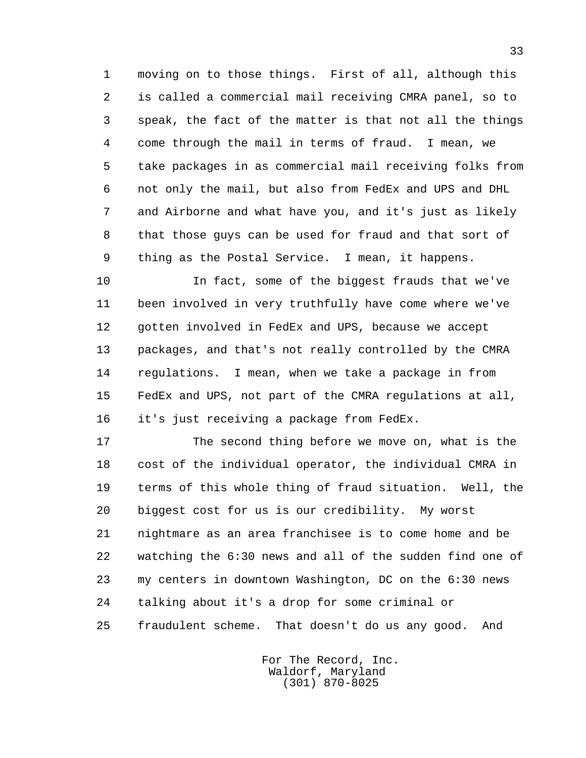moving on to those things. First of all, although this is called a commercial mail receiving CMRA panel, so to speak, the fact of the matter is that not all the things come through the mail in terms of fraud. I mean, we take packages in as commercial mail receiving folks from not only the mail, but also from FedEx and UPS and DHL and Airborne and what have you, and it's just as likely that those guys can be used for fraud and that sort of thing as the Postal Service. I mean, it happens.

In fact, some of the biggest frauds that we've been involved in very truthfully have come where we've gotten involved in FedEx and UPS, because we accept packages, and that's not really controlled by the CMRA regulations. I mean, when we take a package in from FedEx and UPS, not part of the CMRA regulations at all, it's just receiving a package from FedEx.

The second thing before we move on, what is the cost of the individual operator, the individual CMRA in terms of this whole thing of fraud situation. Well, the biggest cost for us is our credibility. My worst nightmare as an area franchisee is to come home and be watching the 6:30 news and all of the sudden find one of my centers in downtown Washington, DC on the 6:30 news talking about it's a drop for some criminal or fraudulent scheme. That doesn't do us any good. And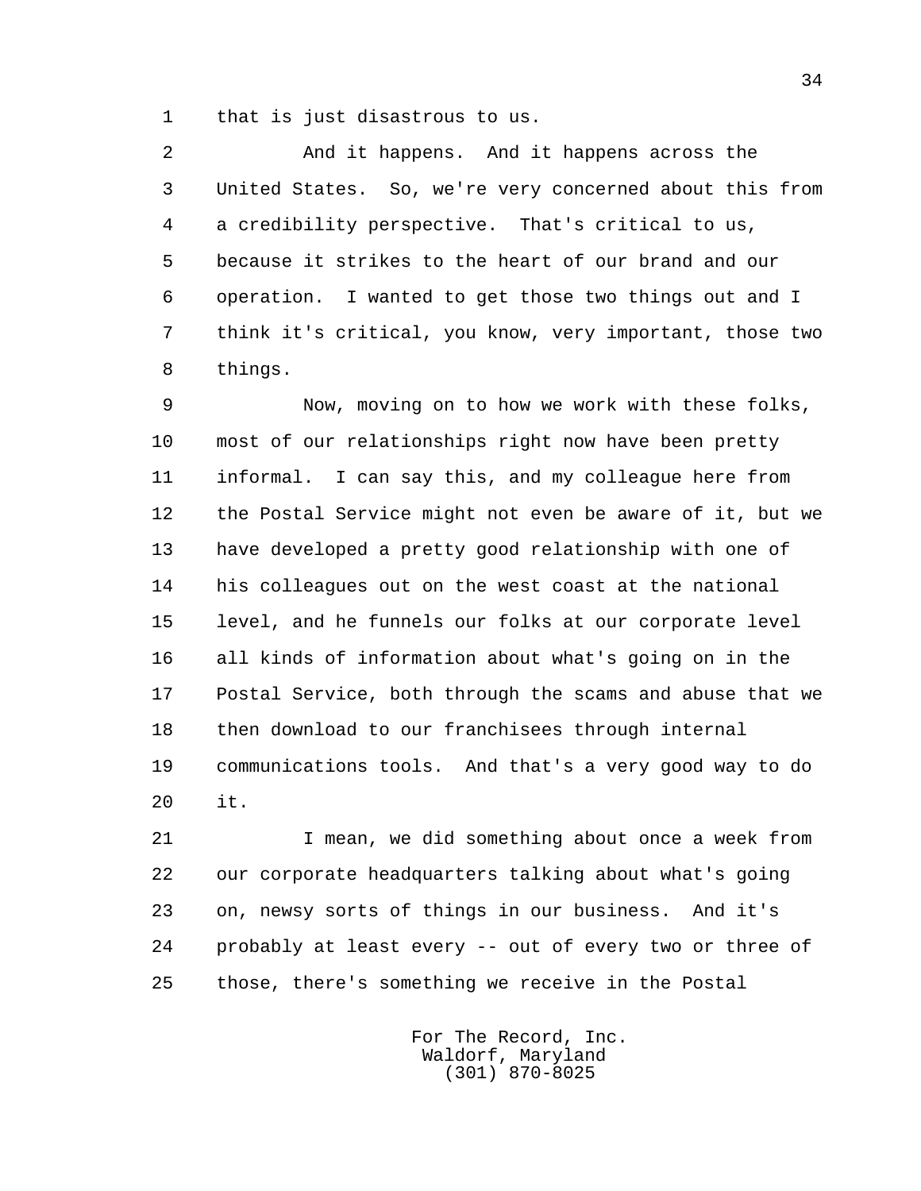that is just disastrous to us.

And it happens. And it happens across the United States. So, we're very concerned about this from a credibility perspective. That's critical to us, because it strikes to the heart of our brand and our operation. I wanted to get those two things out and I think it's critical, you know, very important, those two things.

Now, moving on to how we work with these folks, most of our relationships right now have been pretty informal. I can say this, and my colleague here from the Postal Service might not even be aware of it, but we have developed a pretty good relationship with one of his colleagues out on the west coast at the national level, and he funnels our folks at our corporate level all kinds of information about what's going on in the Postal Service, both through the scams and abuse that we then download to our franchisees through internal communications tools. And that's a very good way to do it.

I mean, we did something about once a week from our corporate headquarters talking about what's going on, newsy sorts of things in our business. And it's probably at least every -- out of every two or three of those, there's something we receive in the Postal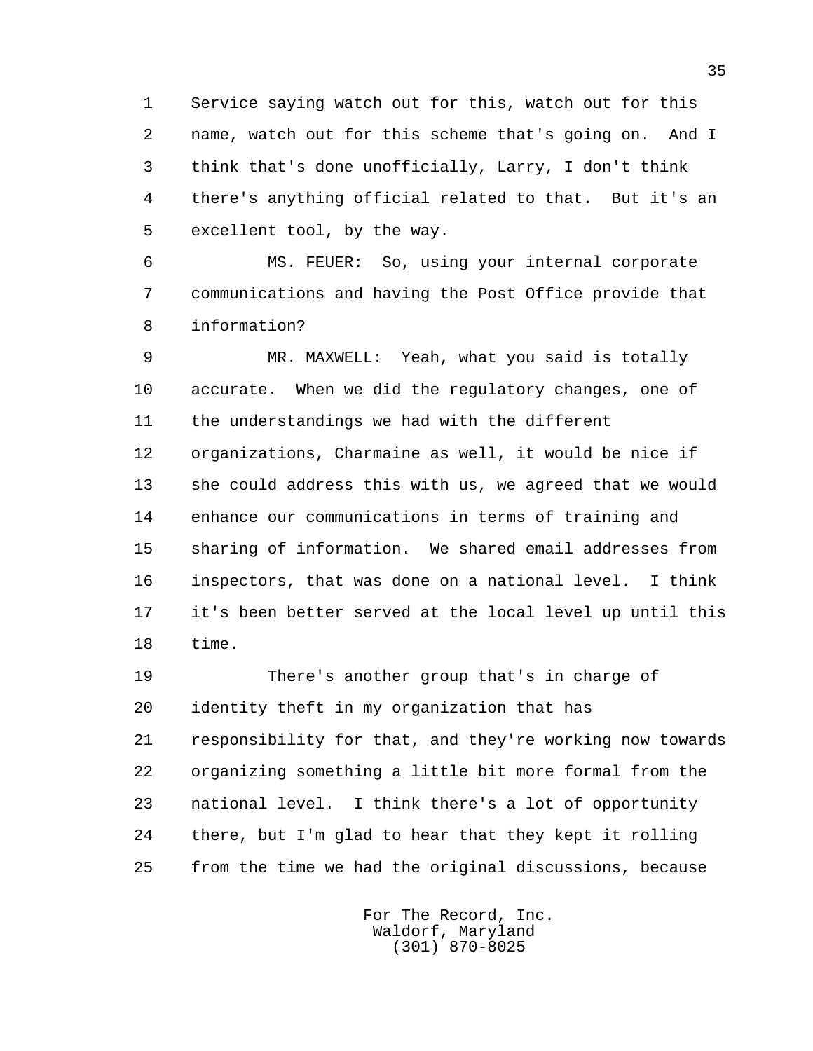Service saying watch out for this, watch out for this name, watch out for this scheme that's going on. And I think that's done unofficially, Larry, I don't think there's anything official related to that. But it's an excellent tool, by the way.

MS. FEUER: So, using your internal corporate communications and having the Post Office provide that information?

MR. MAXWELL: Yeah, what you said is totally accurate. When we did the regulatory changes, one of the understandings we had with the different organizations, Charmaine as well, it would be nice if she could address this with us, we agreed that we would enhance our communications in terms of training and sharing of information. We shared email addresses from inspectors, that was done on a national level. I think it's been better served at the local level up until this time.

There's another group that's in charge of identity theft in my organization that has responsibility for that, and they're working now towards organizing something a little bit more formal from the national level. I think there's a lot of opportunity there, but I'm glad to hear that they kept it rolling from the time we had the original discussions, because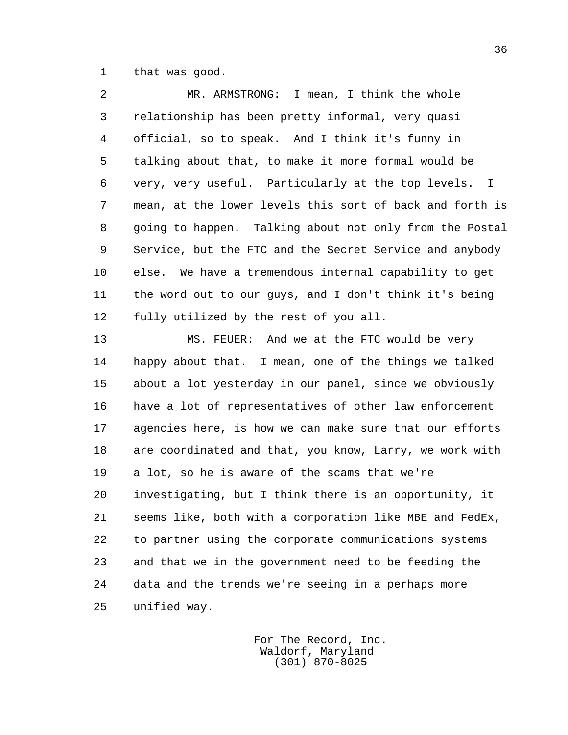that was good.

MR. ARMSTRONG: I mean, I think the whole relationship has been pretty informal, very quasi official, so to speak. And I think it's funny in talking about that, to make it more formal would be very, very useful. Particularly at the top levels. I mean, at the lower levels this sort of back and forth is going to happen. Talking about not only from the Postal Service, but the FTC and the Secret Service and anybody else. We have a tremendous internal capability to get the word out to our guys, and I don't think it's being fully utilized by the rest of you all.

MS. FEUER: And we at the FTC would be very happy about that. I mean, one of the things we talked about a lot yesterday in our panel, since we obviously have a lot of representatives of other law enforcement agencies here, is how we can make sure that our efforts are coordinated and that, you know, Larry, we work with a lot, so he is aware of the scams that we're investigating, but I think there is an opportunity, it seems like, both with a corporation like MBE and FedEx, to partner using the corporate communications systems and that we in the government need to be feeding the data and the trends we're seeing in a perhaps more unified way.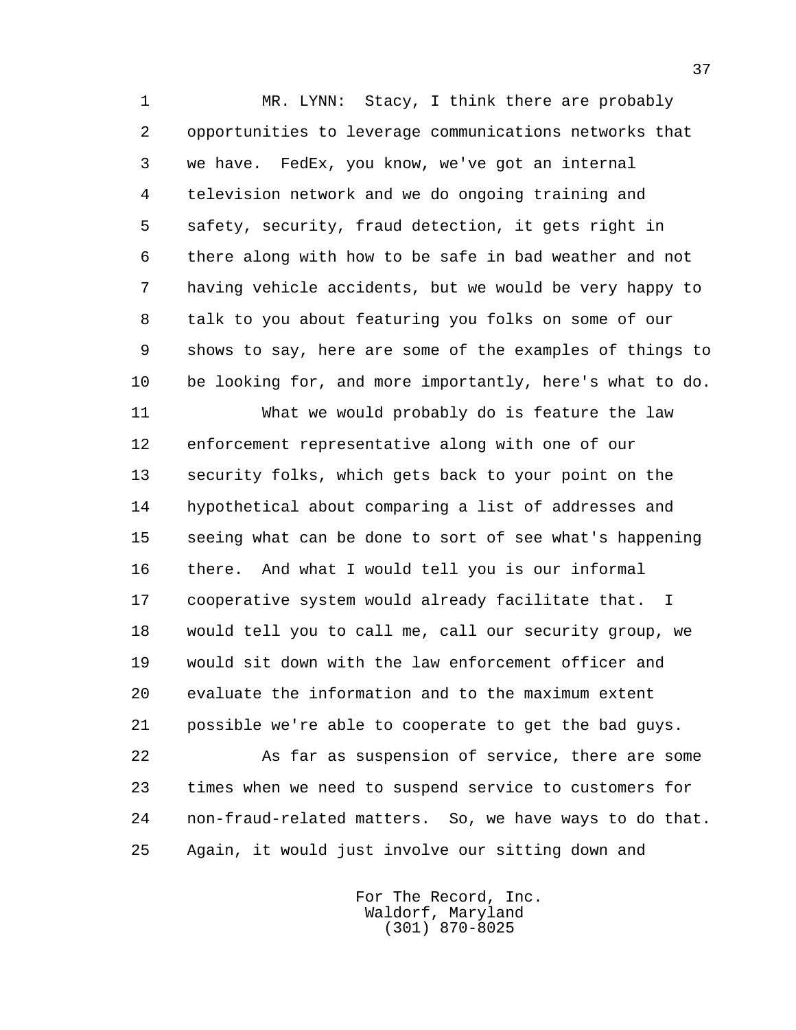MR. LYNN: Stacy, I think there are probably opportunities to leverage communications networks that we have. FedEx, you know, we've got an internal television network and we do ongoing training and safety, security, fraud detection, it gets right in there along with how to be safe in bad weather and not having vehicle accidents, but we would be very happy to talk to you about featuring you folks on some of our shows to say, here are some of the examples of things to be looking for, and more importantly, here's what to do.

What we would probably do is feature the law enforcement representative along with one of our security folks, which gets back to your point on the hypothetical about comparing a list of addresses and seeing what can be done to sort of see what's happening there. And what I would tell you is our informal cooperative system would already facilitate that. I would tell you to call me, call our security group, we would sit down with the law enforcement officer and evaluate the information and to the maximum extent possible we're able to cooperate to get the bad guys.

As far as suspension of service, there are some times when we need to suspend service to customers for non-fraud-related matters. So, we have ways to do that. Again, it would just involve our sitting down and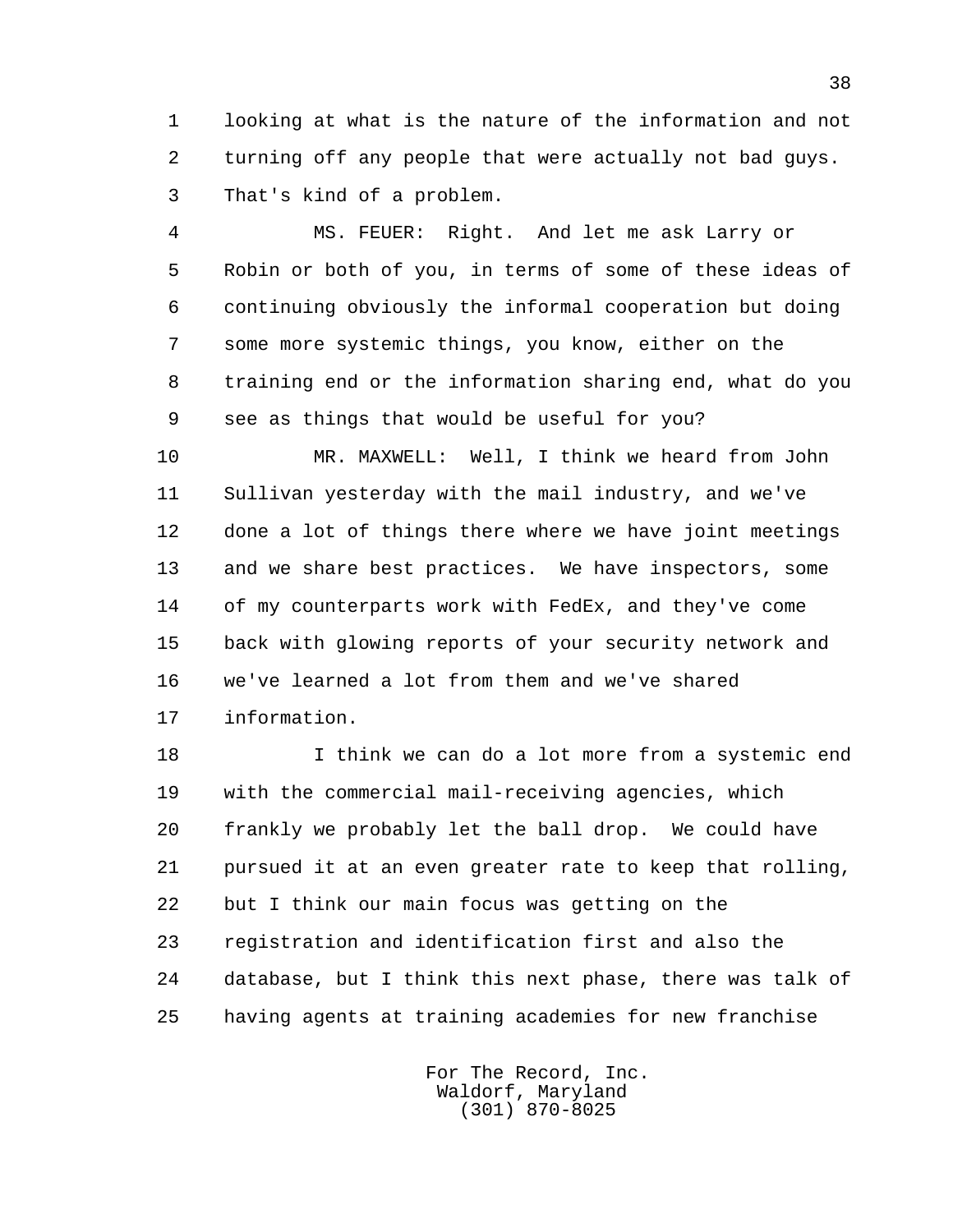looking at what is the nature of the information and not turning off any people that were actually not bad guys. That's kind of a problem.

MS. FEUER: Right. And let me ask Larry or Robin or both of you, in terms of some of these ideas of continuing obviously the informal cooperation but doing some more systemic things, you know, either on the training end or the information sharing end, what do you see as things that would be useful for you?

MR. MAXWELL: Well, I think we heard from John Sullivan yesterday with the mail industry, and we've done a lot of things there where we have joint meetings and we share best practices. We have inspectors, some of my counterparts work with FedEx, and they've come back with glowing reports of your security network and we've learned a lot from them and we've shared information.

I think we can do a lot more from a systemic end with the commercial mail-receiving agencies, which frankly we probably let the ball drop. We could have pursued it at an even greater rate to keep that rolling, but I think our main focus was getting on the registration and identification first and also the database, but I think this next phase, there was talk of having agents at training academies for new franchise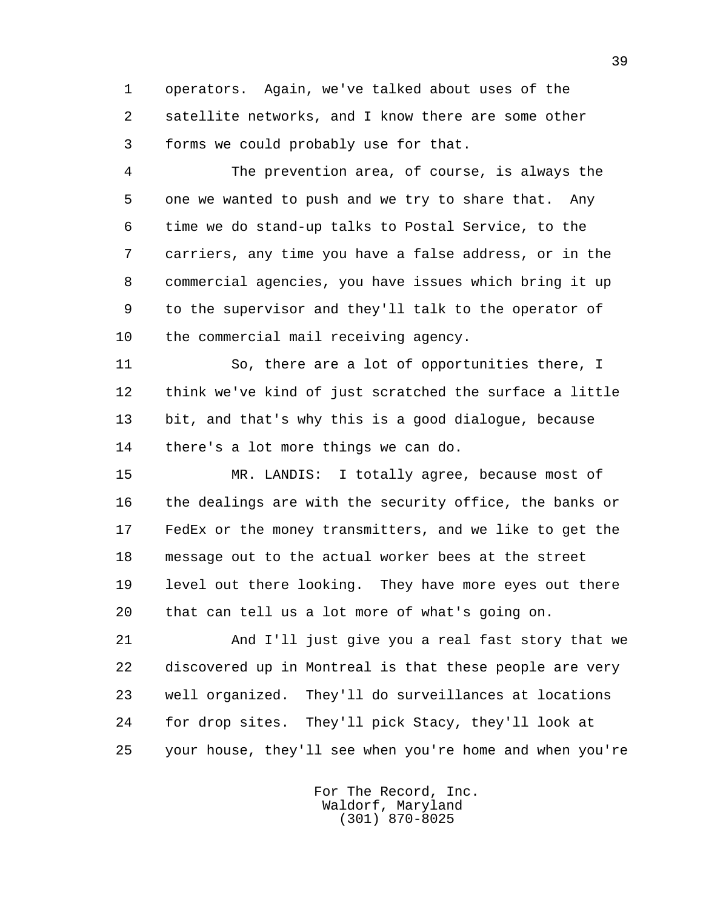operators. Again, we've talked about uses of the satellite networks, and I know there are some other forms we could probably use for that.

The prevention area, of course, is always the one we wanted to push and we try to share that. Any time we do stand-up talks to Postal Service, to the carriers, any time you have a false address, or in the commercial agencies, you have issues which bring it up to the supervisor and they'll talk to the operator of the commercial mail receiving agency.

So, there are a lot of opportunities there, I think we've kind of just scratched the surface a little bit, and that's why this is a good dialogue, because there's a lot more things we can do.

MR. LANDIS: I totally agree, because most of the dealings are with the security office, the banks or FedEx or the money transmitters, and we like to get the message out to the actual worker bees at the street level out there looking. They have more eyes out there that can tell us a lot more of what's going on.

And I'll just give you a real fast story that we discovered up in Montreal is that these people are very well organized. They'll do surveillances at locations for drop sites. They'll pick Stacy, they'll look at your house, they'll see when you're home and when you're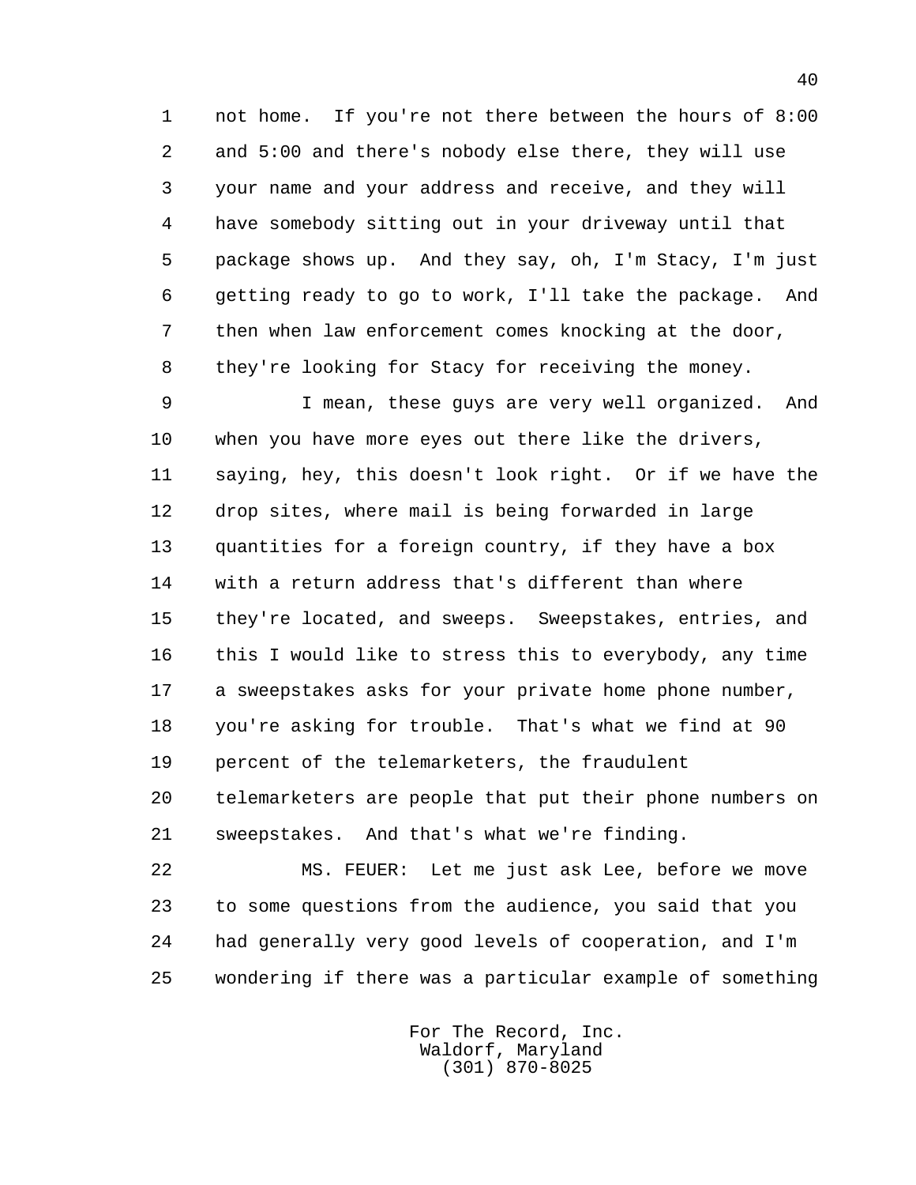not home. If you're not there between the hours of 8:00 and 5:00 and there's nobody else there, they will use your name and your address and receive, and they will have somebody sitting out in your driveway until that package shows up. And they say, oh, I'm Stacy, I'm just getting ready to go to work, I'll take the package. And then when law enforcement comes knocking at the door, they're looking for Stacy for receiving the money.

I mean, these guys are very well organized. And when you have more eyes out there like the drivers, saying, hey, this doesn't look right. Or if we have the drop sites, where mail is being forwarded in large quantities for a foreign country, if they have a box with a return address that's different than where they're located, and sweeps. Sweepstakes, entries, and this I would like to stress this to everybody, any time a sweepstakes asks for your private home phone number, you're asking for trouble. That's what we find at 90 percent of the telemarketers, the fraudulent telemarketers are people that put their phone numbers on sweepstakes. And that's what we're finding.

MS. FEUER: Let me just ask Lee, before we move to some questions from the audience, you said that you had generally very good levels of cooperation, and I'm wondering if there was a particular example of something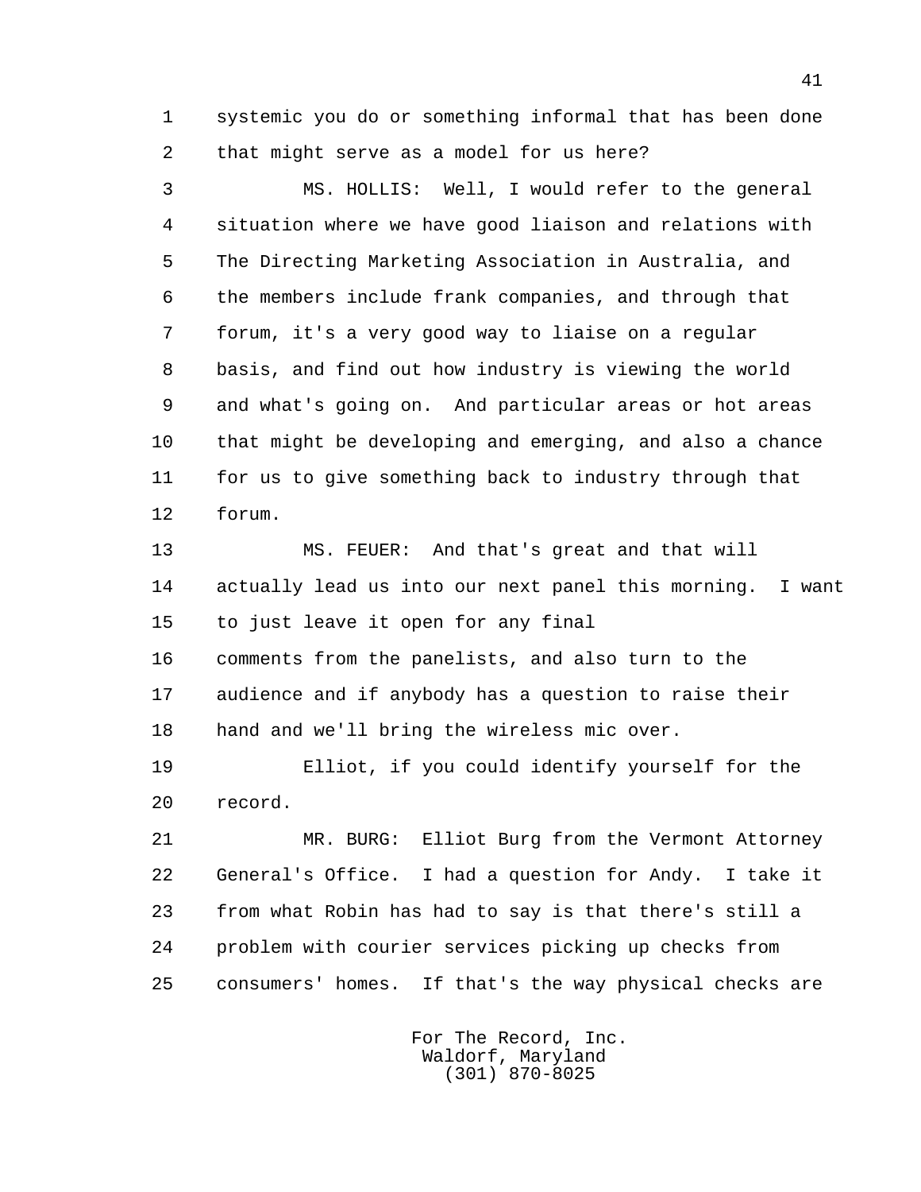systemic you do or something informal that has been done that might serve as a model for us here?

MS. HOLLIS: Well, I would refer to the general situation where we have good liaison and relations with The Directing Marketing Association in Australia, and the members include frank companies, and through that forum, it's a very good way to liaise on a regular basis, and find out how industry is viewing the world and what's going on. And particular areas or hot areas that might be developing and emerging, and also a chance for us to give something back to industry through that forum.

MS. FEUER: And that's great and that will actually lead us into our next panel this morning. I want to just leave it open for any final comments from the panelists, and also turn to the audience and if anybody has a question to raise their hand and we'll bring the wireless mic over.

Elliot, if you could identify yourself for the record.

MR. BURG: Elliot Burg from the Vermont Attorney General's Office. I had a question for Andy. I take it from what Robin has had to say is that there's still a problem with courier services picking up checks from consumers' homes. If that's the way physical checks are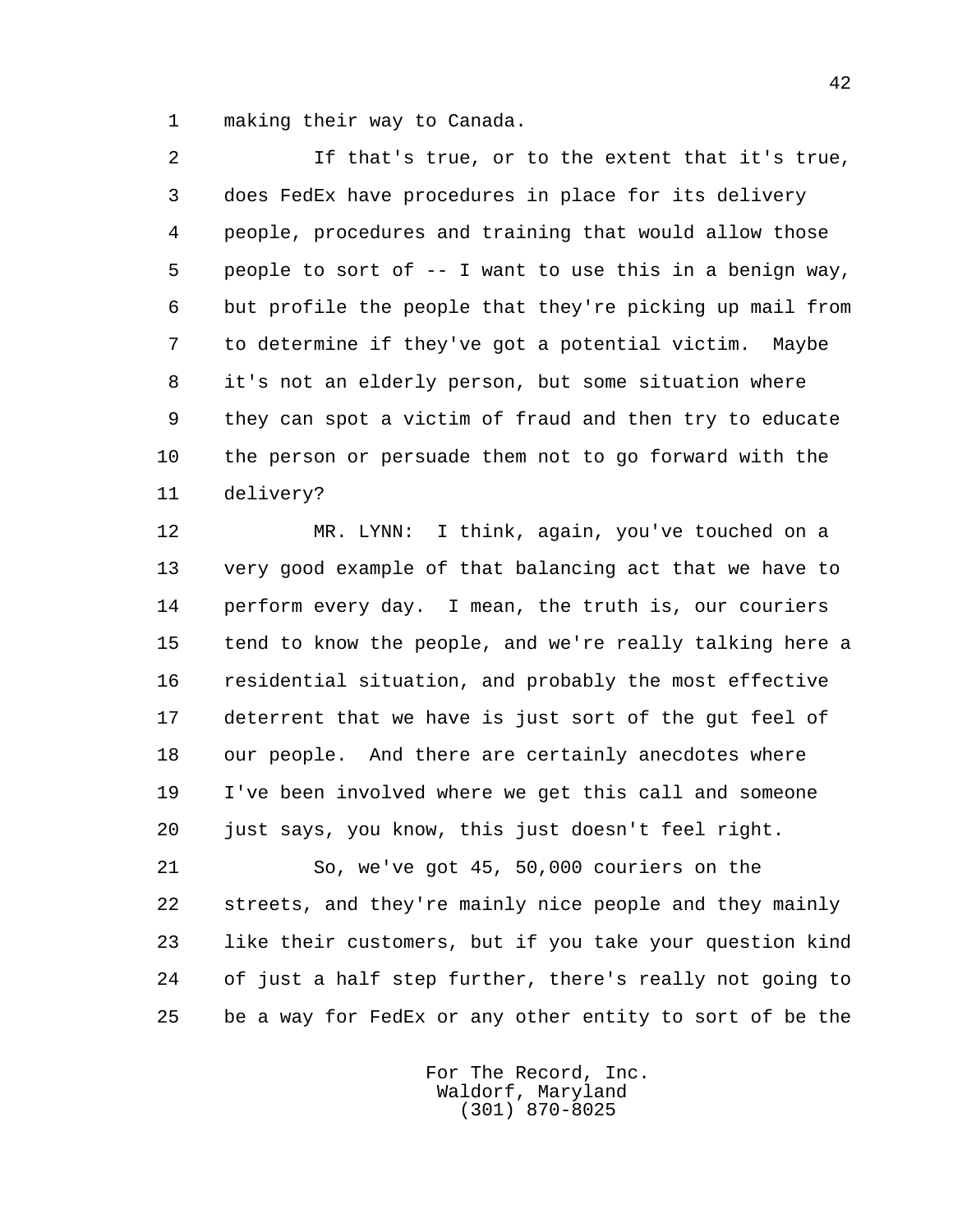making their way to Canada.

If that's true, or to the extent that it's true, does FedEx have procedures in place for its delivery people, procedures and training that would allow those people to sort of -- I want to use this in a benign way, but profile the people that they're picking up mail from to determine if they've got a potential victim. Maybe it's not an elderly person, but some situation where they can spot a victim of fraud and then try to educate the person or persuade them not to go forward with the delivery?

MR. LYNN: I think, again, you've touched on a very good example of that balancing act that we have to perform every day. I mean, the truth is, our couriers tend to know the people, and we're really talking here a residential situation, and probably the most effective deterrent that we have is just sort of the gut feel of our people. And there are certainly anecdotes where I've been involved where we get this call and someone just says, you know, this just doesn't feel right.

So, we've got 45, 50,000 couriers on the streets, and they're mainly nice people and they mainly like their customers, but if you take your question kind of just a half step further, there's really not going to be a way for FedEx or any other entity to sort of be the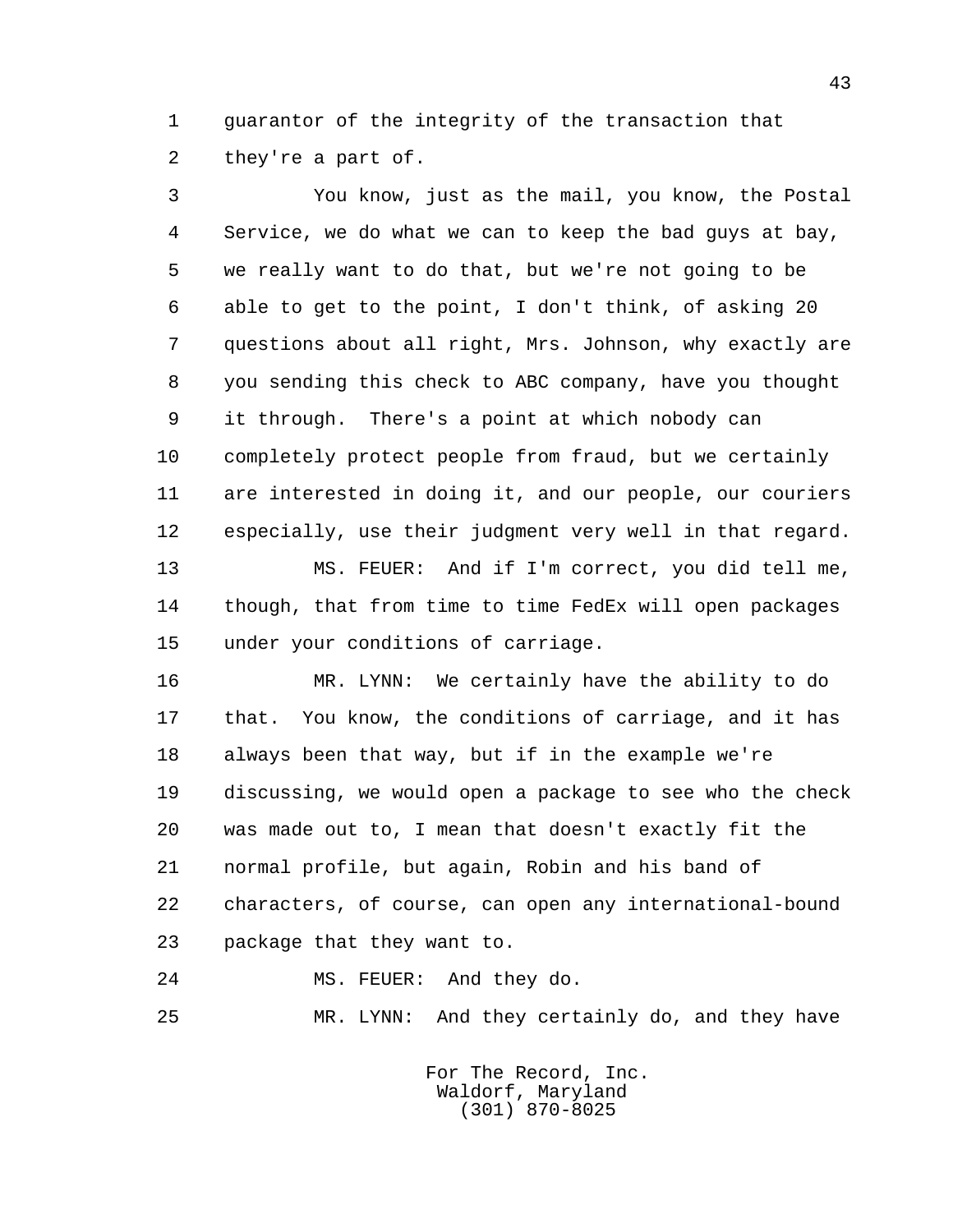guarantor of the integrity of the transaction that they're a part of.

You know, just as the mail, you know, the Postal Service, we do what we can to keep the bad guys at bay, we really want to do that, but we're not going to be able to get to the point, I don't think, of asking 20 questions about all right, Mrs. Johnson, why exactly are you sending this check to ABC company, have you thought it through. There's a point at which nobody can completely protect people from fraud, but we certainly are interested in doing it, and our people, our couriers especially, use their judgment very well in that regard.

MS. FEUER: And if I'm correct, you did tell me, though, that from time to time FedEx will open packages under your conditions of carriage.

MR. LYNN: We certainly have the ability to do that. You know, the conditions of carriage, and it has always been that way, but if in the example we're discussing, we would open a package to see who the check was made out to, I mean that doesn't exactly fit the normal profile, but again, Robin and his band of characters, of course, can open any international-bound package that they want to.

MS. FEUER: And they do.

MR. LYNN: And they certainly do, and they have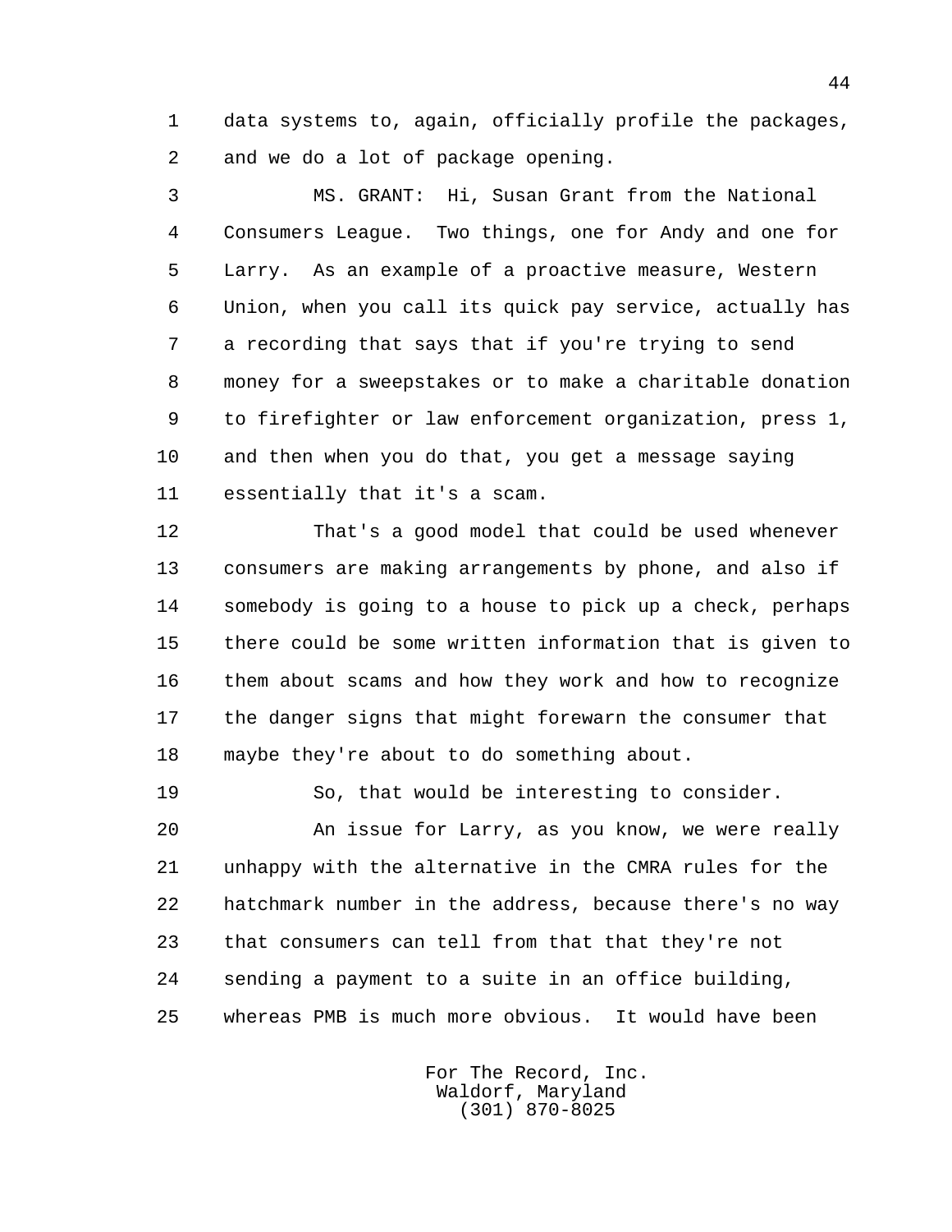data systems to, again, officially profile the packages, and we do a lot of package opening.

MS. GRANT: Hi, Susan Grant from the National Consumers League. Two things, one for Andy and one for Larry. As an example of a proactive measure, Western Union, when you call its quick pay service, actually has a recording that says that if you're trying to send money for a sweepstakes or to make a charitable donation to firefighter or law enforcement organization, press 1, and then when you do that, you get a message saying essentially that it's a scam.

That's a good model that could be used whenever consumers are making arrangements by phone, and also if somebody is going to a house to pick up a check, perhaps there could be some written information that is given to them about scams and how they work and how to recognize the danger signs that might forewarn the consumer that maybe they're about to do something about.

So, that would be interesting to consider.

An issue for Larry, as you know, we were really unhappy with the alternative in the CMRA rules for the hatchmark number in the address, because there's no way that consumers can tell from that that they're not sending a payment to a suite in an office building, whereas PMB is much more obvious. It would have been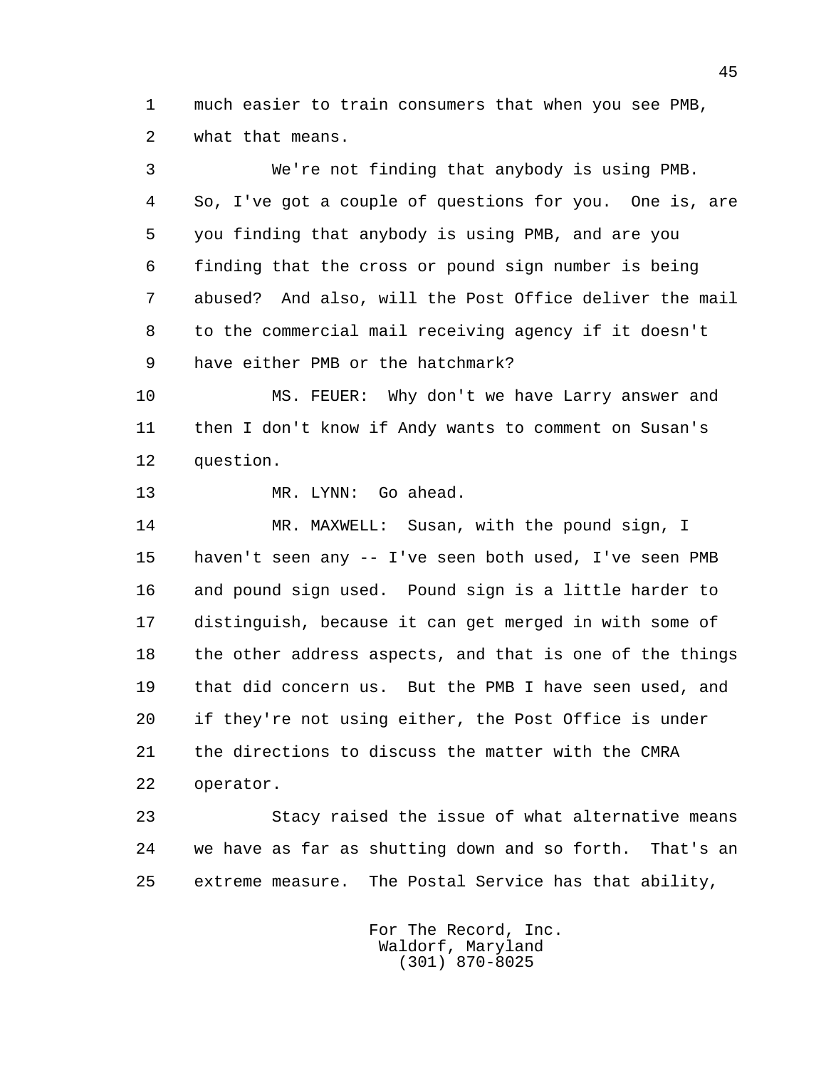much easier to train consumers that when you see PMB, what that means.

We're not finding that anybody is using PMB. So, I've got a couple of questions for you. One is, are you finding that anybody is using PMB, and are you finding that the cross or pound sign number is being abused? And also, will the Post Office deliver the mail to the commercial mail receiving agency if it doesn't have either PMB or the hatchmark?

MS. FEUER: Why don't we have Larry answer and then I don't know if Andy wants to comment on Susan's question.

MR. LYNN: Go ahead.

MR. MAXWELL: Susan, with the pound sign, I haven't seen any -- I've seen both used, I've seen PMB and pound sign used. Pound sign is a little harder to distinguish, because it can get merged in with some of the other address aspects, and that is one of the things that did concern us. But the PMB I have seen used, and if they're not using either, the Post Office is under the directions to discuss the matter with the CMRA operator.

Stacy raised the issue of what alternative means we have as far as shutting down and so forth. That's an extreme measure. The Postal Service has that ability,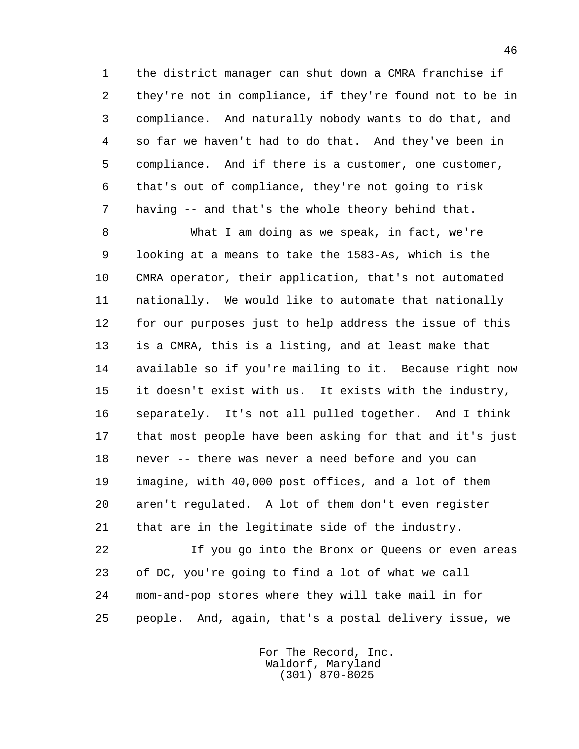the district manager can shut down a CMRA franchise if they're not in compliance, if they're found not to be in compliance. And naturally nobody wants to do that, and so far we haven't had to do that. And they've been in compliance. And if there is a customer, one customer, that's out of compliance, they're not going to risk having -- and that's the whole theory behind that.

What I am doing as we speak, in fact, we're looking at a means to take the 1583-As, which is the CMRA operator, their application, that's not automated nationally. We would like to automate that nationally for our purposes just to help address the issue of this is a CMRA, this is a listing, and at least make that available so if you're mailing to it. Because right now it doesn't exist with us. It exists with the industry, separately. It's not all pulled together. And I think that most people have been asking for that and it's just never -- there was never a need before and you can imagine, with 40,000 post offices, and a lot of them aren't regulated. A lot of them don't even register that are in the legitimate side of the industry.

If you go into the Bronx or Queens or even areas of DC, you're going to find a lot of what we call mom-and-pop stores where they will take mail in for people. And, again, that's a postal delivery issue, we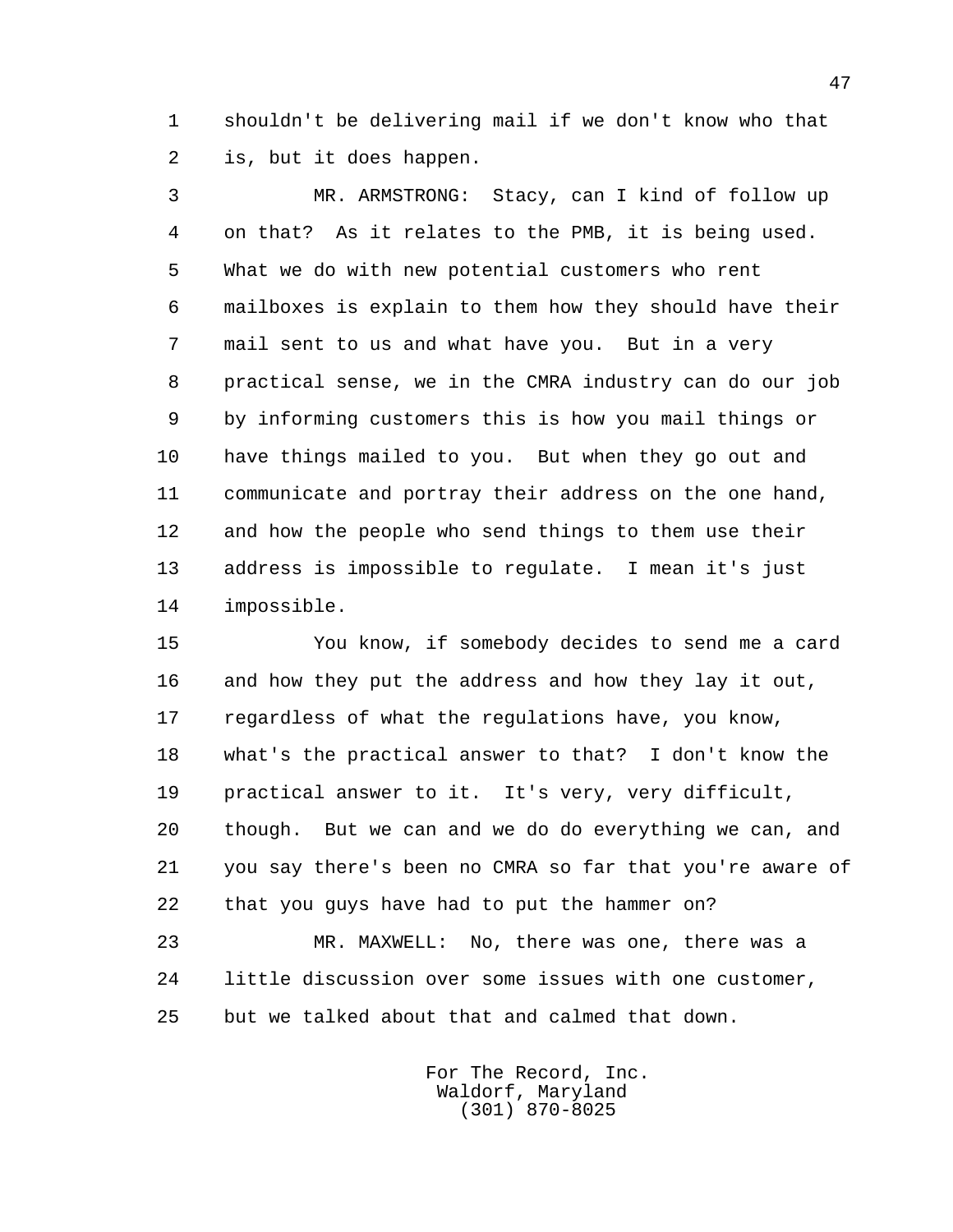shouldn't be delivering mail if we don't know who that is, but it does happen.

MR. ARMSTRONG: Stacy, can I kind of follow up on that? As it relates to the PMB, it is being used. What we do with new potential customers who rent mailboxes is explain to them how they should have their mail sent to us and what have you. But in a very practical sense, we in the CMRA industry can do our job by informing customers this is how you mail things or have things mailed to you. But when they go out and communicate and portray their address on the one hand, and how the people who send things to them use their address is impossible to regulate. I mean it's just impossible.

You know, if somebody decides to send me a card and how they put the address and how they lay it out, regardless of what the regulations have, you know, what's the practical answer to that? I don't know the practical answer to it. It's very, very difficult, though. But we can and we do do everything we can, and you say there's been no CMRA so far that you're aware of that you guys have had to put the hammer on?

MR. MAXWELL: No, there was one, there was a little discussion over some issues with one customer, but we talked about that and calmed that down.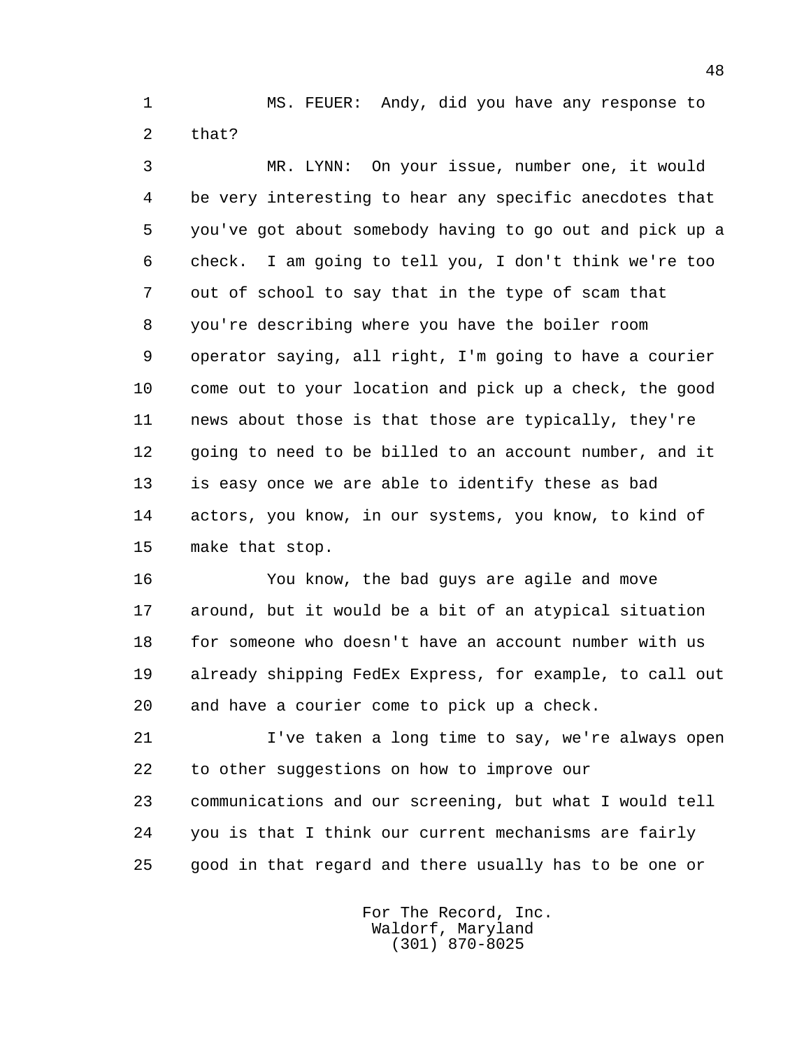MS. FEUER: Andy, did you have any response to that?

MR. LYNN: On your issue, number one, it would be very interesting to hear any specific anecdotes that you've got about somebody having to go out and pick up a check. I am going to tell you, I don't think we're too out of school to say that in the type of scam that you're describing where you have the boiler room operator saying, all right, I'm going to have a courier come out to your location and pick up a check, the good news about those is that those are typically, they're going to need to be billed to an account number, and it is easy once we are able to identify these as bad actors, you know, in our systems, you know, to kind of make that stop.

You know, the bad guys are agile and move around, but it would be a bit of an atypical situation for someone who doesn't have an account number with us already shipping FedEx Express, for example, to call out and have a courier come to pick up a check.

I've taken a long time to say, we're always open to other suggestions on how to improve our communications and our screening, but what I would tell you is that I think our current mechanisms are fairly good in that regard and there usually has to be one or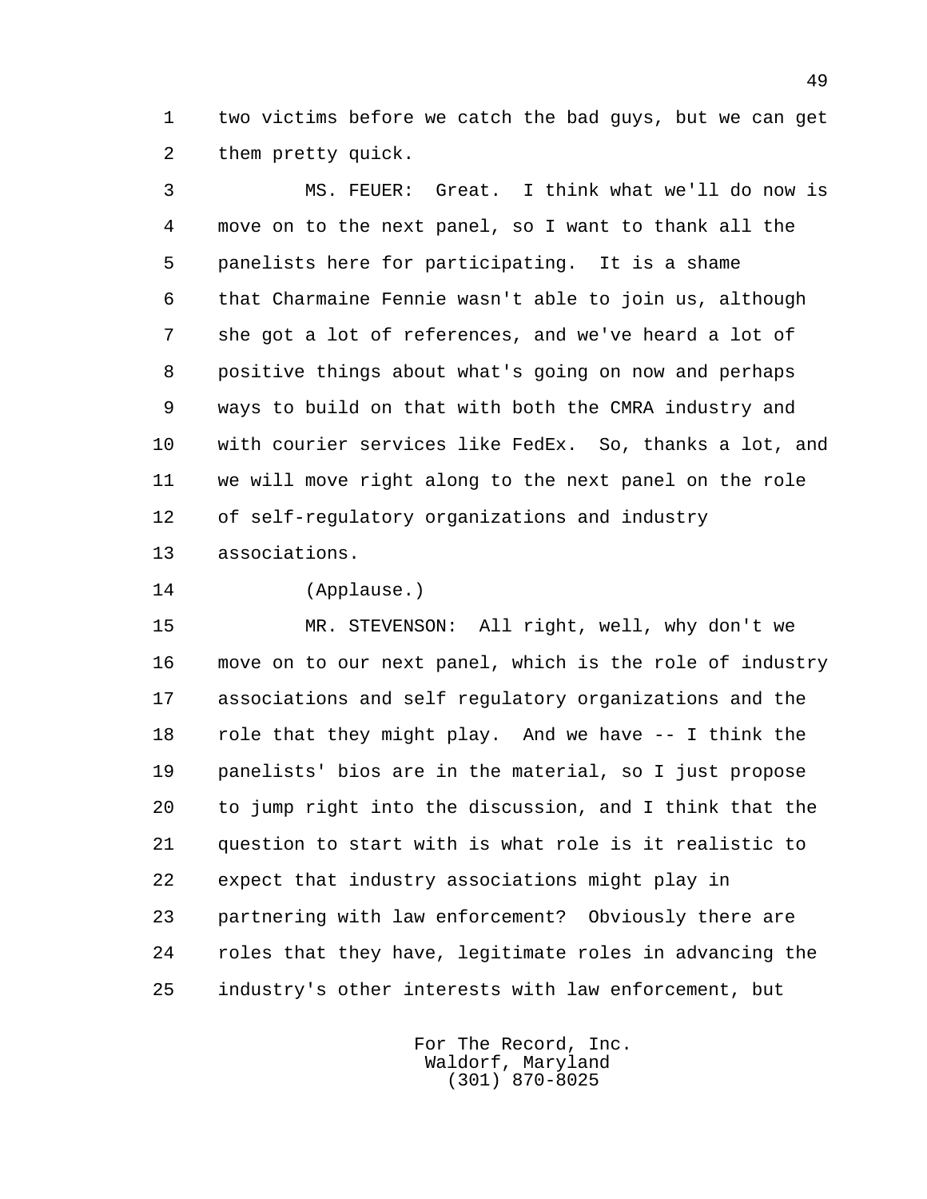two victims before we catch the bad guys, but we can get them pretty quick.

MS. FEUER: Great. I think what we'll do now is move on to the next panel, so I want to thank all the panelists here for participating. It is a shame that Charmaine Fennie wasn't able to join us, although she got a lot of references, and we've heard a lot of positive things about what's going on now and perhaps ways to build on that with both the CMRA industry and with courier services like FedEx. So, thanks a lot, and we will move right along to the next panel on the role of self-regulatory organizations and industry associations.

(Applause.)

MR. STEVENSON: All right, well, why don't we move on to our next panel, which is the role of industry associations and self regulatory organizations and the role that they might play. And we have -- I think the panelists' bios are in the material, so I just propose to jump right into the discussion, and I think that the question to start with is what role is it realistic to expect that industry associations might play in partnering with law enforcement? Obviously there are roles that they have, legitimate roles in advancing the industry's other interests with law enforcement, but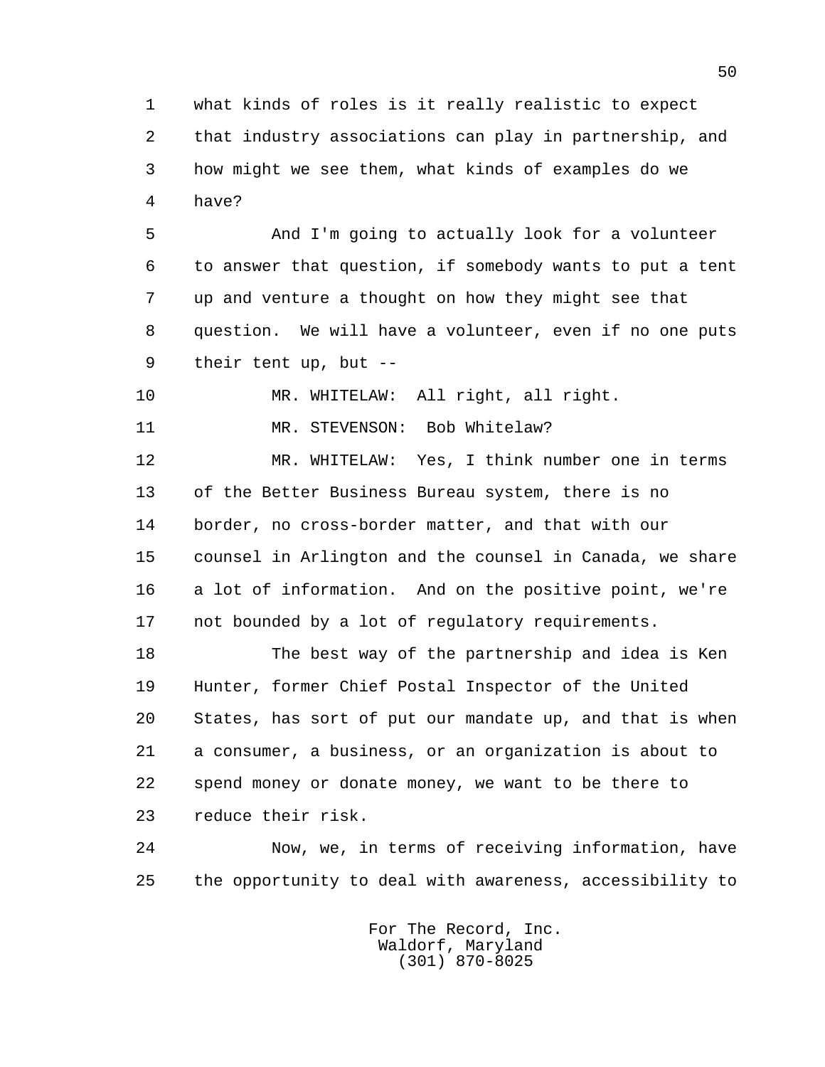what kinds of roles is it really realistic to expect that industry associations can play in partnership, and how might we see them, what kinds of examples do we have?

And I'm going to actually look for a volunteer to answer that question, if somebody wants to put a tent up and venture a thought on how they might see that question. We will have a volunteer, even if no one puts their tent up, but --

MR. WHITELAW: All right, all right.

MR. STEVENSON: Bob Whitelaw?

MR. WHITELAW: Yes, I think number one in terms of the Better Business Bureau system, there is no border, no cross-border matter, and that with our counsel in Arlington and the counsel in Canada, we share a lot of information. And on the positive point, we're not bounded by a lot of regulatory requirements.

The best way of the partnership and idea is Ken Hunter, former Chief Postal Inspector of the United States, has sort of put our mandate up, and that is when a consumer, a business, or an organization is about to spend money or donate money, we want to be there to reduce their risk.

Now, we, in terms of receiving information, have the opportunity to deal with awareness, accessibility to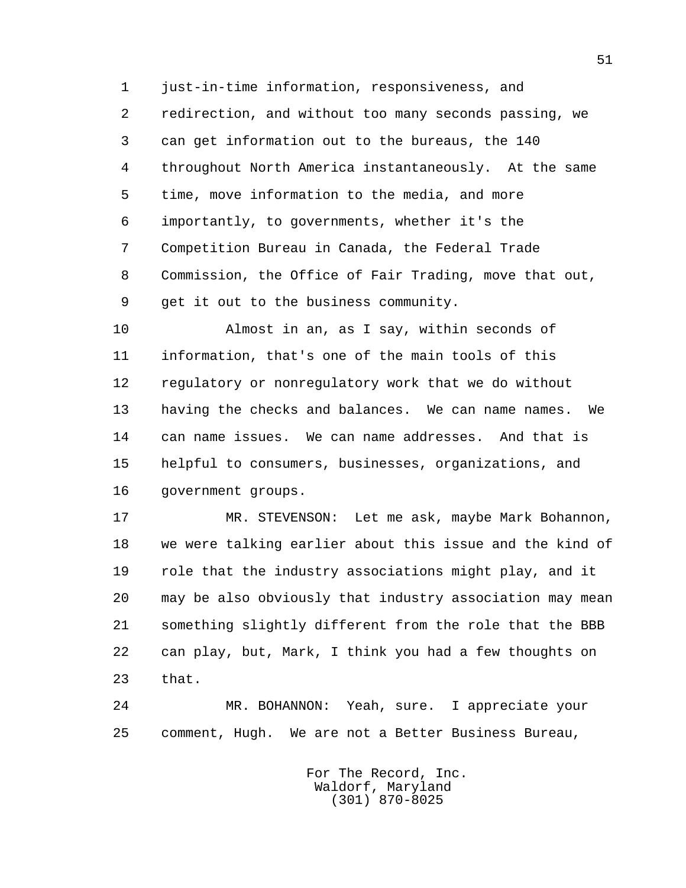just-in-time information, responsiveness, and redirection, and without too many seconds passing, we can get information out to the bureaus, the 140 throughout North America instantaneously. At the same time, move information to the media, and more importantly, to governments, whether it's the Competition Bureau in Canada, the Federal Trade Commission, the Office of Fair Trading, move that out, get it out to the business community.

Almost in an, as I say, within seconds of information, that's one of the main tools of this regulatory or nonregulatory work that we do without having the checks and balances. We can name names. We can name issues. We can name addresses. And that is helpful to consumers, businesses, organizations, and government groups.

MR. STEVENSON: Let me ask, maybe Mark Bohannon, we were talking earlier about this issue and the kind of role that the industry associations might play, and it may be also obviously that industry association may mean something slightly different from the role that the BBB can play, but, Mark, I think you had a few thoughts on that.

MR. BOHANNON: Yeah, sure. I appreciate your comment, Hugh. We are not a Better Business Bureau,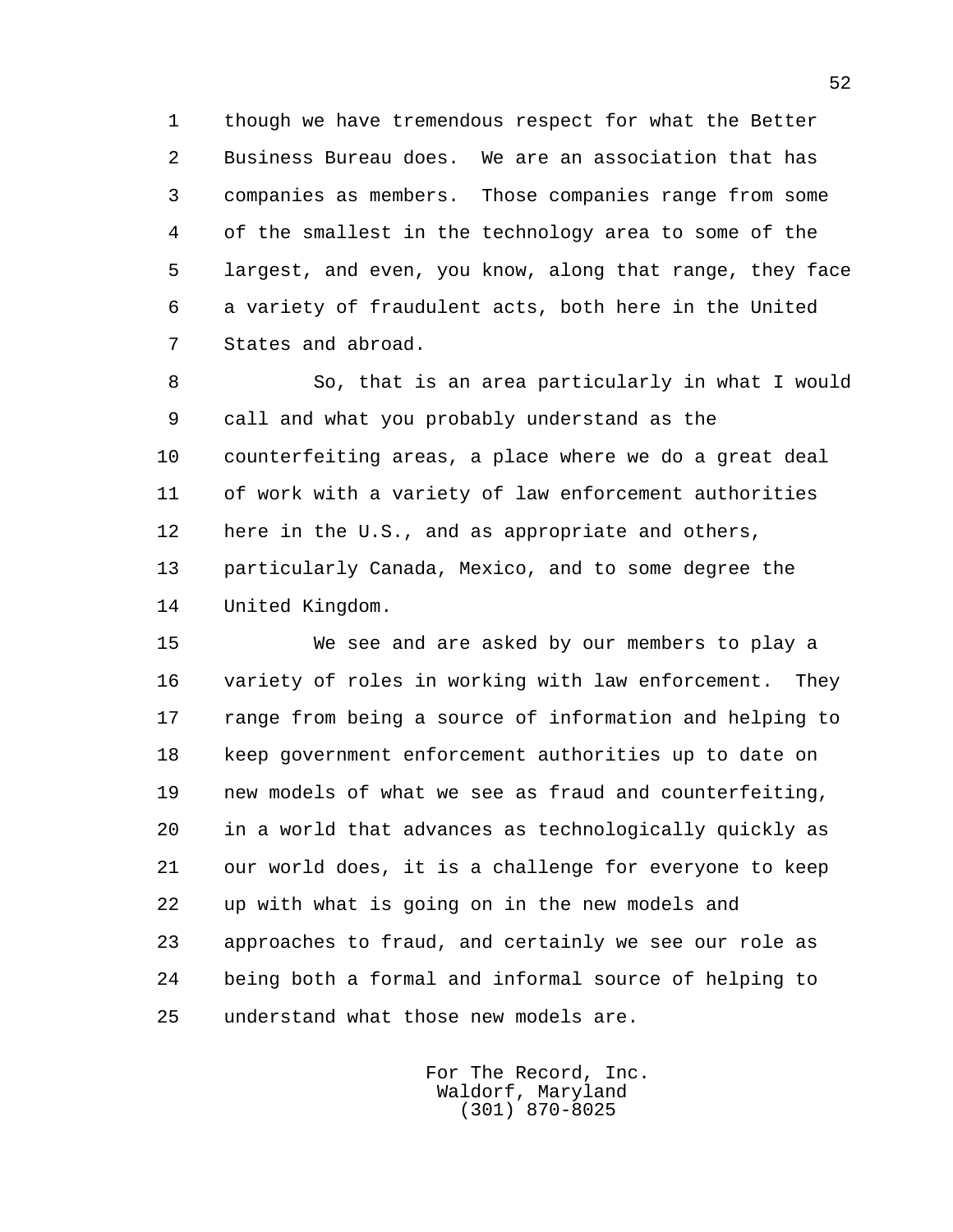though we have tremendous respect for what the Better Business Bureau does. We are an association that has companies as members. Those companies range from some of the smallest in the technology area to some of the largest, and even, you know, along that range, they face a variety of fraudulent acts, both here in the United States and abroad.

So, that is an area particularly in what I would call and what you probably understand as the counterfeiting areas, a place where we do a great deal of work with a variety of law enforcement authorities here in the U.S., and as appropriate and others, particularly Canada, Mexico, and to some degree the United Kingdom.

We see and are asked by our members to play a variety of roles in working with law enforcement. They range from being a source of information and helping to keep government enforcement authorities up to date on new models of what we see as fraud and counterfeiting, in a world that advances as technologically quickly as our world does, it is a challenge for everyone to keep up with what is going on in the new models and approaches to fraud, and certainly we see our role as being both a formal and informal source of helping to understand what those new models are.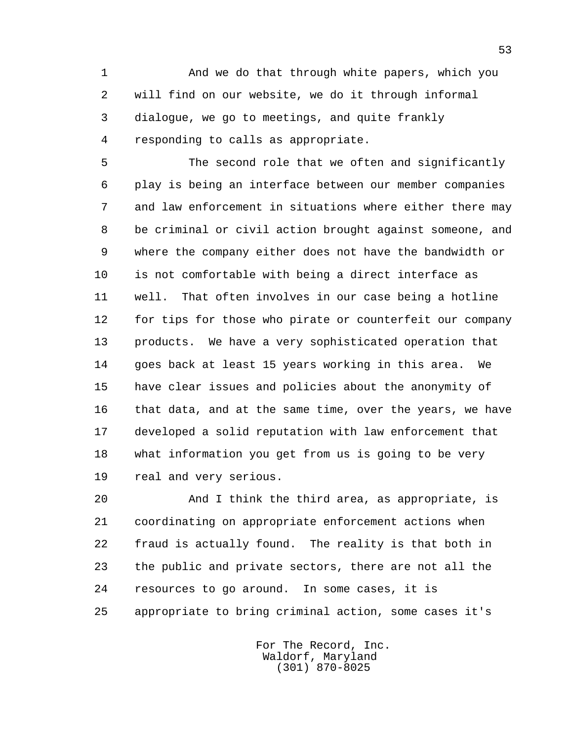And we do that through white papers, which you will find on our website, we do it through informal dialogue, we go to meetings, and quite frankly responding to calls as appropriate.

The second role that we often and significantly play is being an interface between our member companies and law enforcement in situations where either there may be criminal or civil action brought against someone, and where the company either does not have the bandwidth or is not comfortable with being a direct interface as well. That often involves in our case being a hotline for tips for those who pirate or counterfeit our company products. We have a very sophisticated operation that goes back at least 15 years working in this area. We have clear issues and policies about the anonymity of that data, and at the same time, over the years, we have developed a solid reputation with law enforcement that what information you get from us is going to be very real and very serious.

And I think the third area, as appropriate, is coordinating on appropriate enforcement actions when fraud is actually found. The reality is that both in the public and private sectors, there are not all the resources to go around. In some cases, it is appropriate to bring criminal action, some cases it's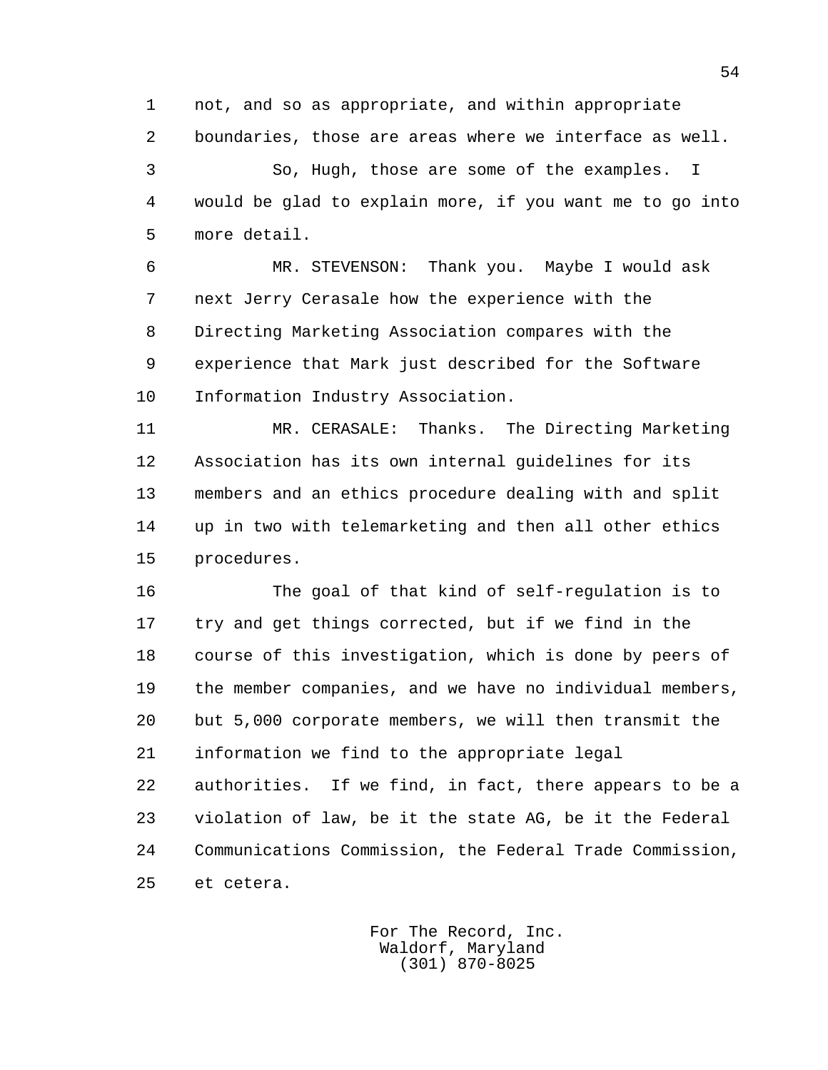not, and so as appropriate, and within appropriate boundaries, those are areas where we interface as well.

So, Hugh, those are some of the examples. I would be glad to explain more, if you want me to go into more detail.

MR. STEVENSON: Thank you. Maybe I would ask next Jerry Cerasale how the experience with the Directing Marketing Association compares with the experience that Mark just described for the Software Information Industry Association.

MR. CERASALE: Thanks. The Directing Marketing Association has its own internal guidelines for its members and an ethics procedure dealing with and split up in two with telemarketing and then all other ethics procedures.

The goal of that kind of self-regulation is to try and get things corrected, but if we find in the course of this investigation, which is done by peers of the member companies, and we have no individual members, but 5,000 corporate members, we will then transmit the information we find to the appropriate legal authorities. If we find, in fact, there appears to be a violation of law, be it the state AG, be it the Federal Communications Commission, the Federal Trade Commission, et cetera.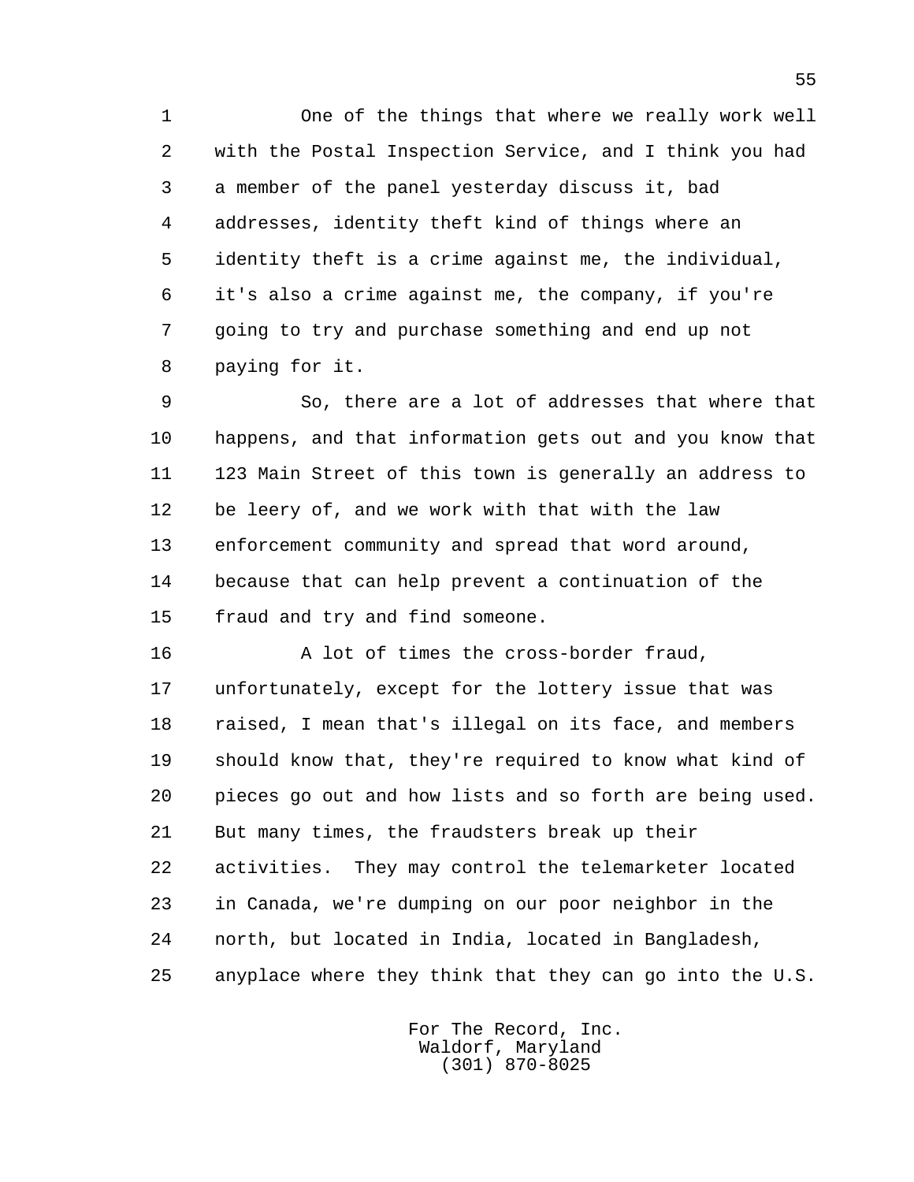One of the things that where we really work well with the Postal Inspection Service, and I think you had a member of the panel yesterday discuss it, bad addresses, identity theft kind of things where an identity theft is a crime against me, the individual, it's also a crime against me, the company, if you're going to try and purchase something and end up not paying for it.

So, there are a lot of addresses that where that happens, and that information gets out and you know that 123 Main Street of this town is generally an address to be leery of, and we work with that with the law enforcement community and spread that word around, because that can help prevent a continuation of the fraud and try and find someone.

A lot of times the cross-border fraud, unfortunately, except for the lottery issue that was raised, I mean that's illegal on its face, and members should know that, they're required to know what kind of pieces go out and how lists and so forth are being used. But many times, the fraudsters break up their activities. They may control the telemarketer located in Canada, we're dumping on our poor neighbor in the north, but located in India, located in Bangladesh, anyplace where they think that they can go into the U.S.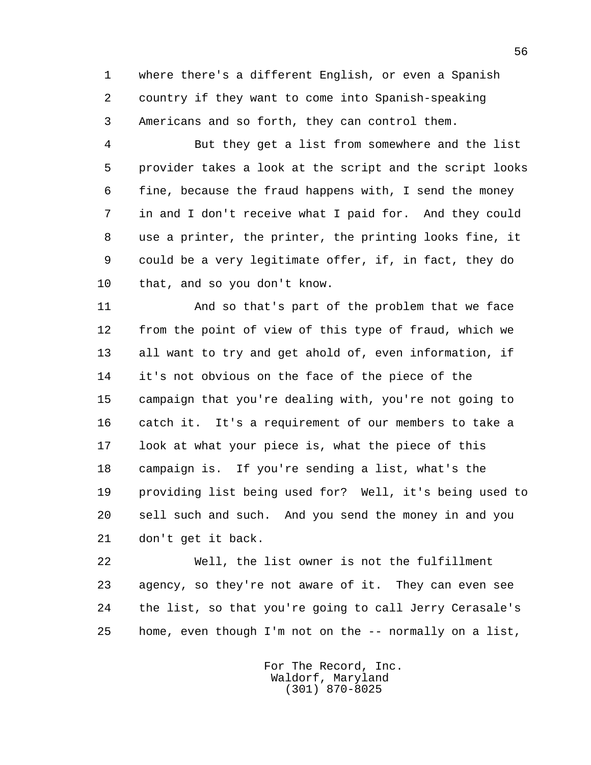where there's a different English, or even a Spanish country if they want to come into Spanish-speaking Americans and so forth, they can control them.

But they get a list from somewhere and the list provider takes a look at the script and the script looks fine, because the fraud happens with, I send the money in and I don't receive what I paid for. And they could use a printer, the printer, the printing looks fine, it could be a very legitimate offer, if, in fact, they do that, and so you don't know.

And so that's part of the problem that we face from the point of view of this type of fraud, which we all want to try and get ahold of, even information, if it's not obvious on the face of the piece of the campaign that you're dealing with, you're not going to catch it. It's a requirement of our members to take a look at what your piece is, what the piece of this campaign is. If you're sending a list, what's the providing list being used for? Well, it's being used to sell such and such. And you send the money in and you don't get it back.

Well, the list owner is not the fulfillment agency, so they're not aware of it. They can even see the list, so that you're going to call Jerry Cerasale's home, even though I'm not on the -- normally on a list,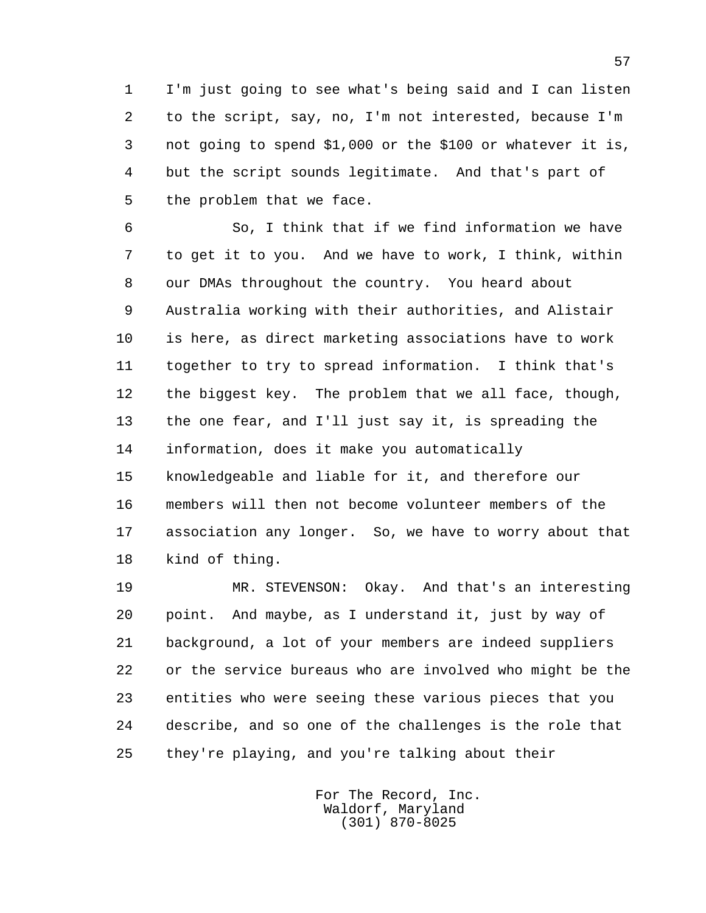I'm just going to see what's being said and I can listen to the script, say, no, I'm not interested, because I'm not going to spend $1,000 or the $100 or whatever it is, but the script sounds legitimate. And that's part of the problem that we face.

So, I think that if we find information we have to get it to you. And we have to work, I think, within our DMAs throughout the country. You heard about Australia working with their authorities, and Alistair is here, as direct marketing associations have to work together to try to spread information. I think that's the biggest key. The problem that we all face, though, the one fear, and I'll just say it, is spreading the information, does it make you automatically knowledgeable and liable for it, and therefore our members will then not become volunteer members of the association any longer. So, we have to worry about that kind of thing.

MR. STEVENSON: Okay. And that's an interesting point. And maybe, as I understand it, just by way of background, a lot of your members are indeed suppliers or the service bureaus who are involved who might be the entities who were seeing these various pieces that you describe, and so one of the challenges is the role that they're playing, and you're talking about their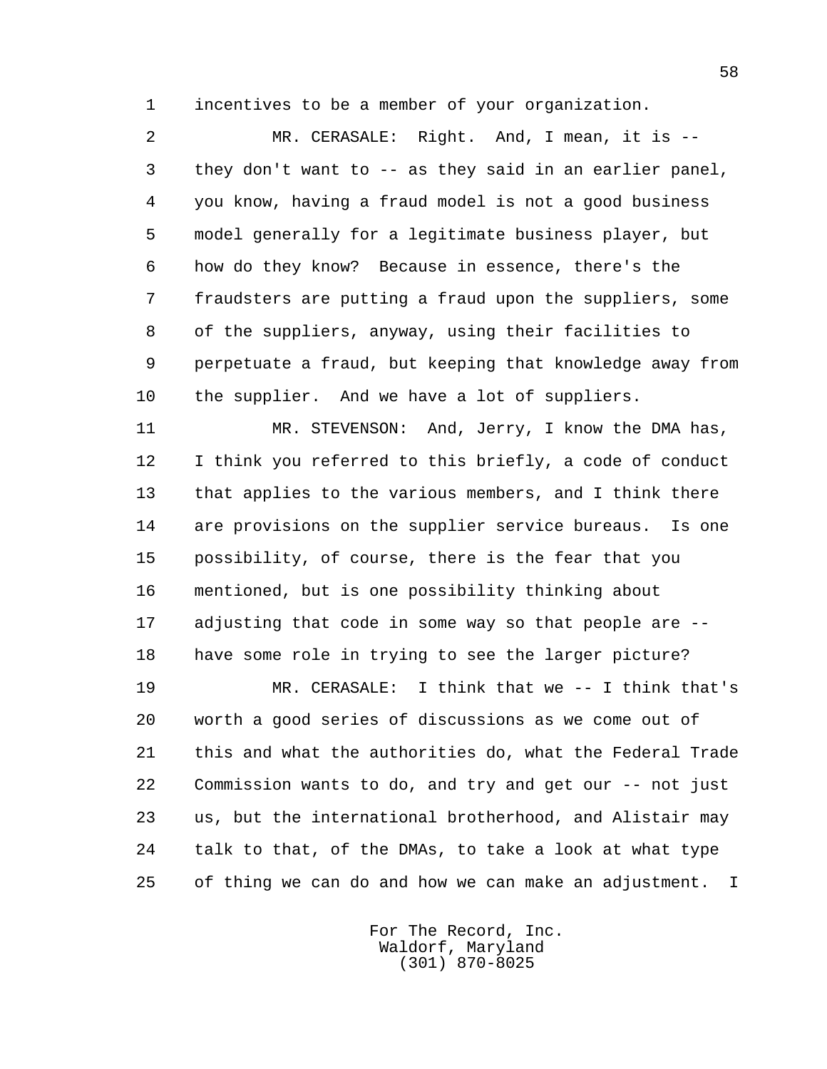incentives to be a member of your organization.

MR. CERASALE: Right. And, I mean, it is -- they don't want to -- as they said in an earlier panel, you know, having a fraud model is not a good business model generally for a legitimate business player, but how do they know? Because in essence, there's the fraudsters are putting a fraud upon the suppliers, some of the suppliers, anyway, using their facilities to perpetuate a fraud, but keeping that knowledge away from the supplier. And we have a lot of suppliers.

MR. STEVENSON: And, Jerry, I know the DMA has, I think you referred to this briefly, a code of conduct that applies to the various members, and I think there are provisions on the supplier service bureaus. Is one possibility, of course, there is the fear that you mentioned, but is one possibility thinking about adjusting that code in some way so that people are -- have some role in trying to see the larger picture?

MR. CERASALE: I think that we -- I think that's worth a good series of discussions as we come out of this and what the authorities do, what the Federal Trade Commission wants to do, and try and get our -- not just us, but the international brotherhood, and Alistair may talk to that, of the DMAs, to take a look at what type of thing we can do and how we can make an adjustment. I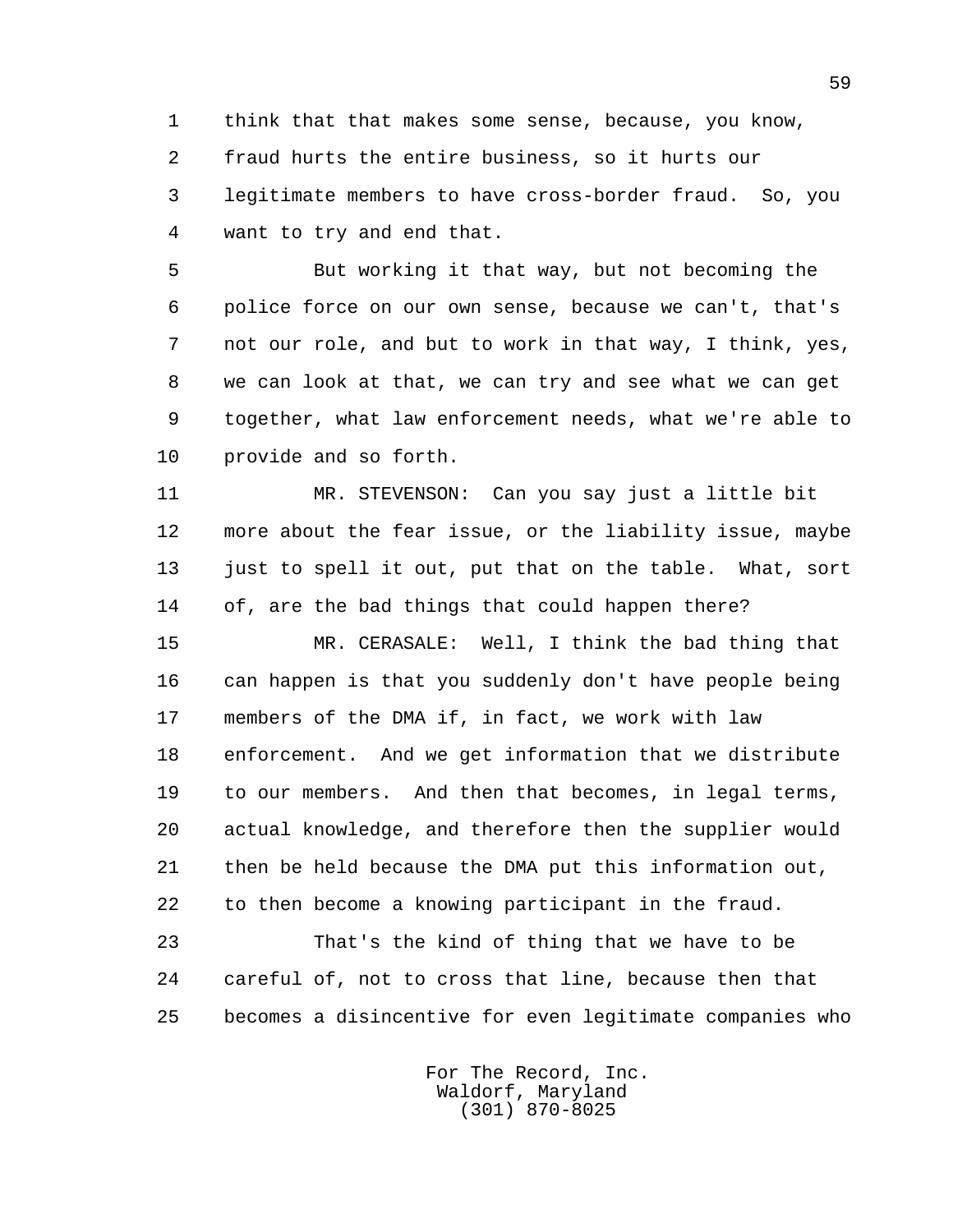think that that makes some sense, because, you know, fraud hurts the entire business, so it hurts our legitimate members to have cross-border fraud. So, you want to try and end that.

But working it that way, but not becoming the police force on our own sense, because we can't, that's not our role, and but to work in that way, I think, yes, we can look at that, we can try and see what we can get together, what law enforcement needs, what we're able to provide and so forth.

MR. STEVENSON: Can you say just a little bit more about the fear issue, or the liability issue, maybe just to spell it out, put that on the table. What, sort of, are the bad things that could happen there?

MR. CERASALE: Well, I think the bad thing that can happen is that you suddenly don't have people being members of the DMA if, in fact, we work with law enforcement. And we get information that we distribute to our members. And then that becomes, in legal terms, actual knowledge, and therefore then the supplier would then be held because the DMA put this information out, to then become a knowing participant in the fraud.

That's the kind of thing that we have to be careful of, not to cross that line, because then that becomes a disincentive for even legitimate companies who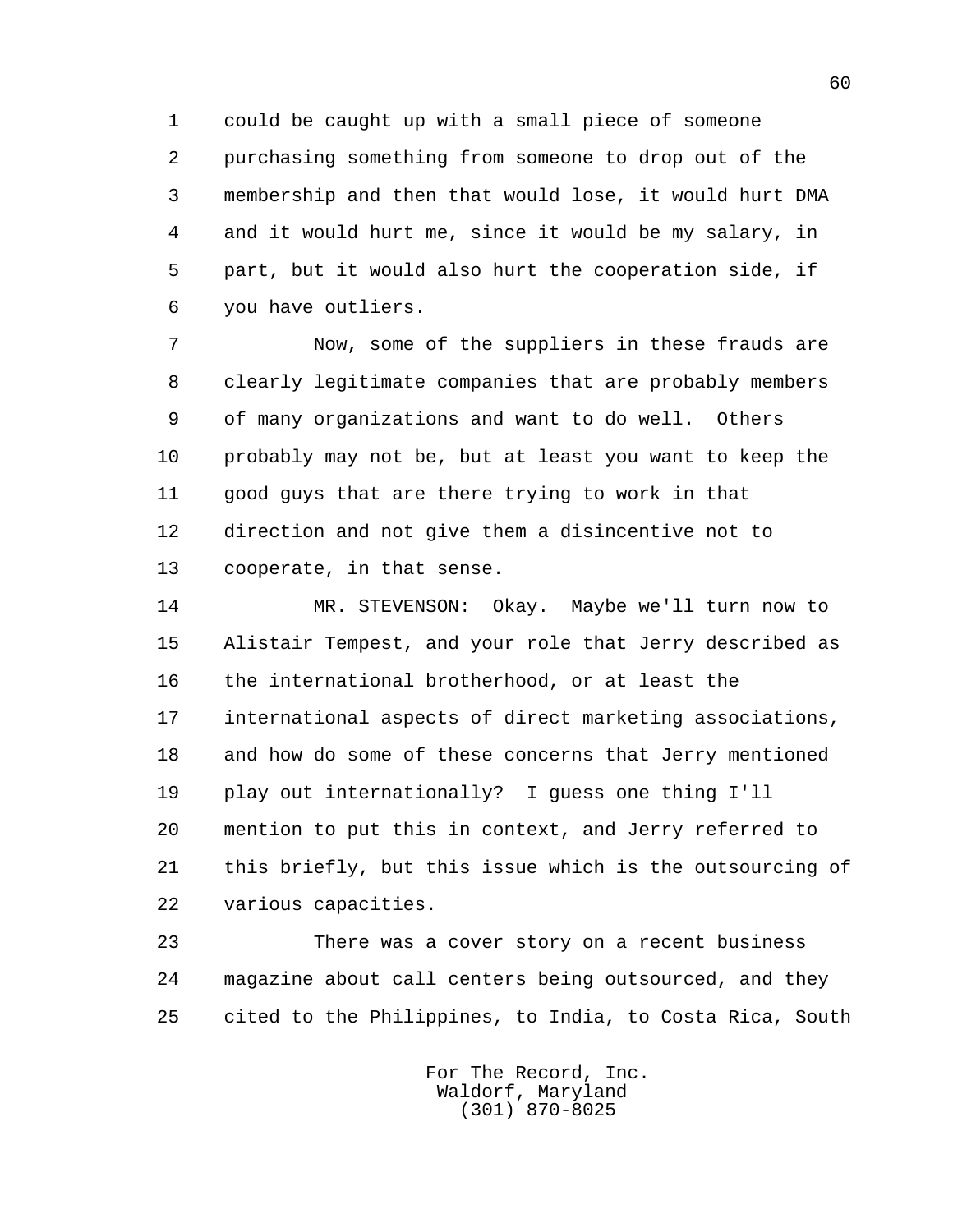could be caught up with a small piece of someone purchasing something from someone to drop out of the membership and then that would lose, it would hurt DMA and it would hurt me, since it would be my salary, in part, but it would also hurt the cooperation side, if you have outliers.

Now, some of the suppliers in these frauds are clearly legitimate companies that are probably members of many organizations and want to do well. Others probably may not be, but at least you want to keep the good guys that are there trying to work in that direction and not give them a disincentive not to cooperate, in that sense.

MR. STEVENSON: Okay. Maybe we'll turn now to Alistair Tempest, and your role that Jerry described as the international brotherhood, or at least the international aspects of direct marketing associations, and how do some of these concerns that Jerry mentioned play out internationally? I guess one thing I'll mention to put this in context, and Jerry referred to this briefly, but this issue which is the outsourcing of various capacities.

There was a cover story on a recent business magazine about call centers being outsourced, and they cited to the Philippines, to India, to Costa Rica, South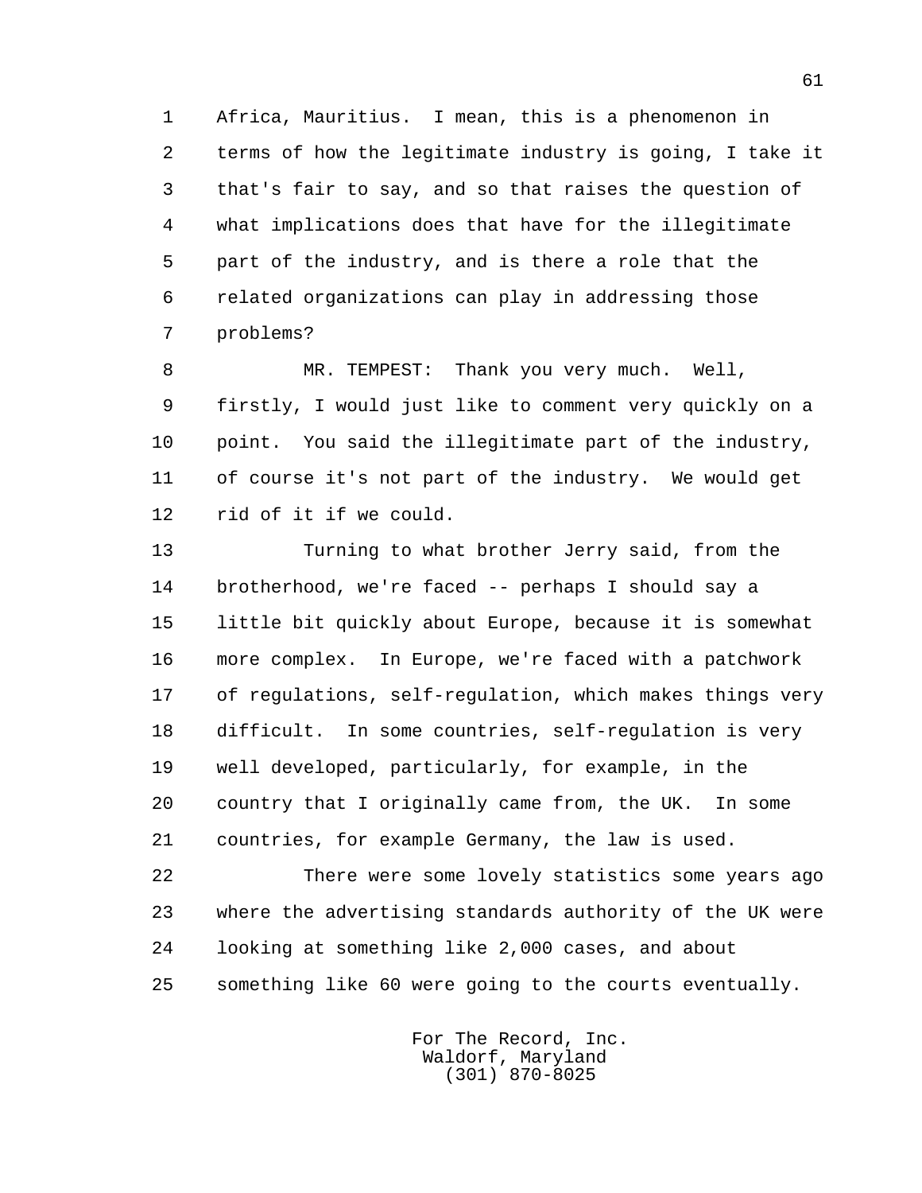Africa, Mauritius. I mean, this is a phenomenon in terms of how the legitimate industry is going, I take it that's fair to say, and so that raises the question of what implications does that have for the illegitimate part of the industry, and is there a role that the related organizations can play in addressing those problems?

MR. TEMPEST: Thank you very much. Well, firstly, I would just like to comment very quickly on a point. You said the illegitimate part of the industry, of course it's not part of the industry. We would get rid of it if we could.

Turning to what brother Jerry said, from the brotherhood, we're faced -- perhaps I should say a little bit quickly about Europe, because it is somewhat more complex. In Europe, we're faced with a patchwork of regulations, self-regulation, which makes things very difficult. In some countries, self-regulation is very well developed, particularly, for example, in the country that I originally came from, the UK. In some countries, for example Germany, the law is used.

There were some lovely statistics some years ago where the advertising standards authority of the UK were looking at something like 2,000 cases, and about something like 60 were going to the courts eventually.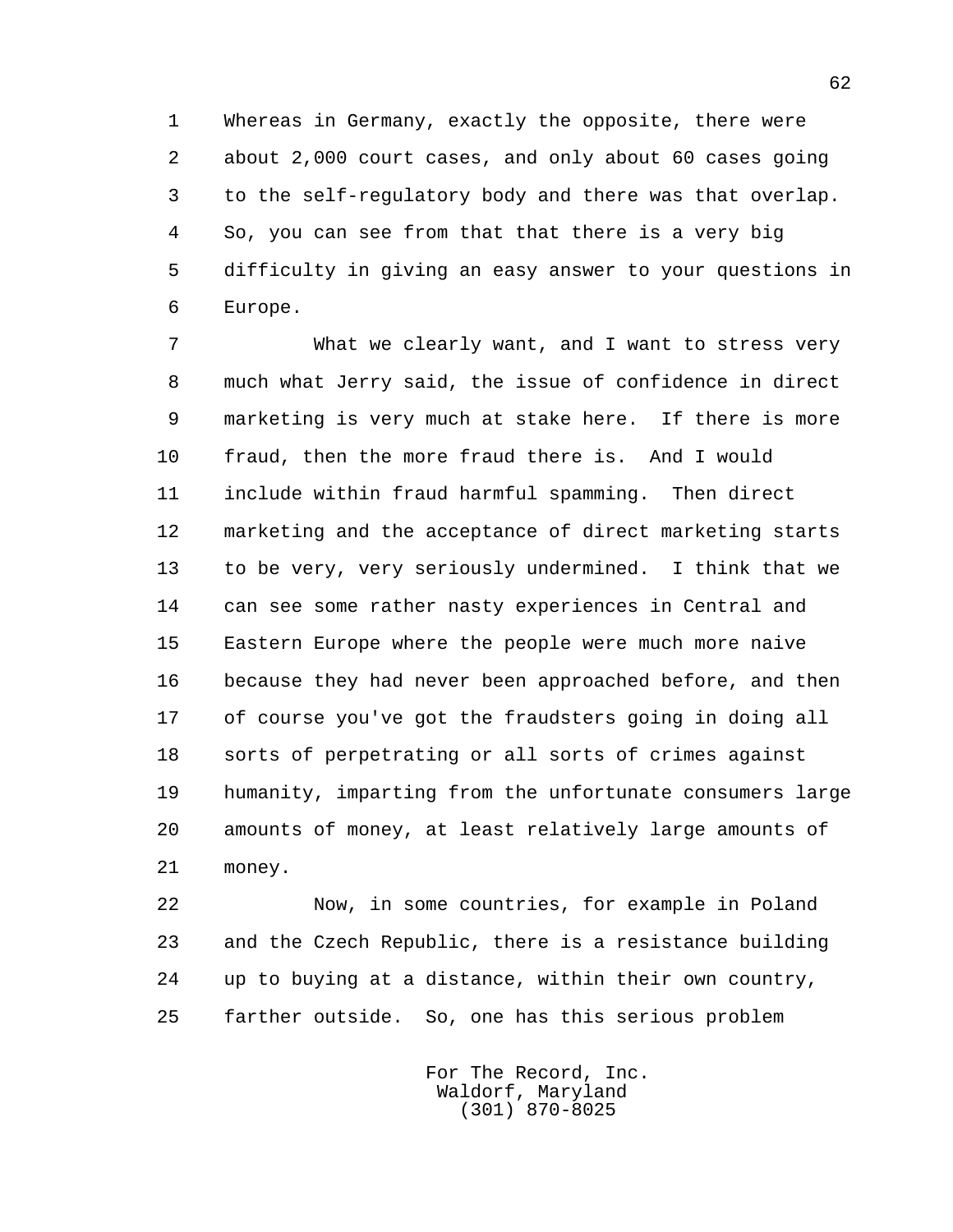Whereas in Germany, exactly the opposite, there were about 2,000 court cases, and only about 60 cases going to the self-regulatory body and there was that overlap. So, you can see from that that there is a very big difficulty in giving an easy answer to your questions in Europe.

What we clearly want, and I want to stress very much what Jerry said, the issue of confidence in direct marketing is very much at stake here. If there is more fraud, then the more fraud there is. And I would include within fraud harmful spamming. Then direct marketing and the acceptance of direct marketing starts to be very, very seriously undermined. I think that we can see some rather nasty experiences in Central and Eastern Europe where the people were much more naive because they had never been approached before, and then of course you've got the fraudsters going in doing all sorts of perpetrating or all sorts of crimes against humanity, imparting from the unfortunate consumers large amounts of money, at least relatively large amounts of money.

Now, in some countries, for example in Poland and the Czech Republic, there is a resistance building up to buying at a distance, within their own country, farther outside. So, one has this serious problem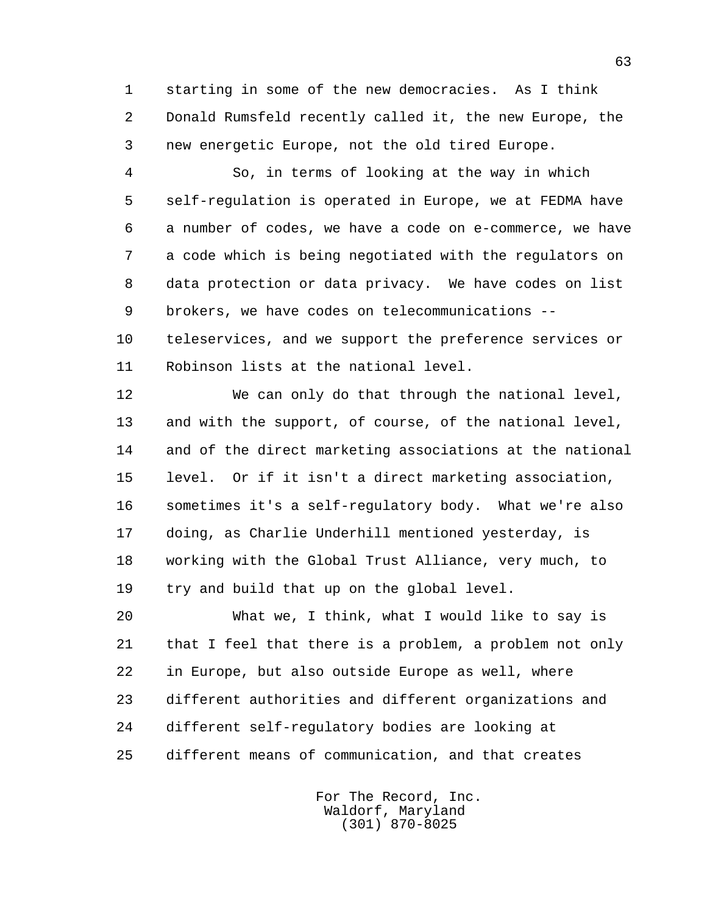starting in some of the new democracies. As I think Donald Rumsfeld recently called it, the new Europe, the new energetic Europe, not the old tired Europe.

So, in terms of looking at the way in which self-regulation is operated in Europe, we at FEDMA have a number of codes, we have a code on e-commerce, we have a code which is being negotiated with the regulators on data protection or data privacy. We have codes on list brokers, we have codes on telecommunications -- teleservices, and we support the preference services or Robinson lists at the national level.

We can only do that through the national level, and with the support, of course, of the national level, and of the direct marketing associations at the national level. Or if it isn't a direct marketing association, sometimes it's a self-regulatory body. What we're also doing, as Charlie Underhill mentioned yesterday, is working with the Global Trust Alliance, very much, to try and build that up on the global level.

What we, I think, what I would like to say is that I feel that there is a problem, a problem not only in Europe, but also outside Europe as well, where different authorities and different organizations and different self-regulatory bodies are looking at different means of communication, and that creates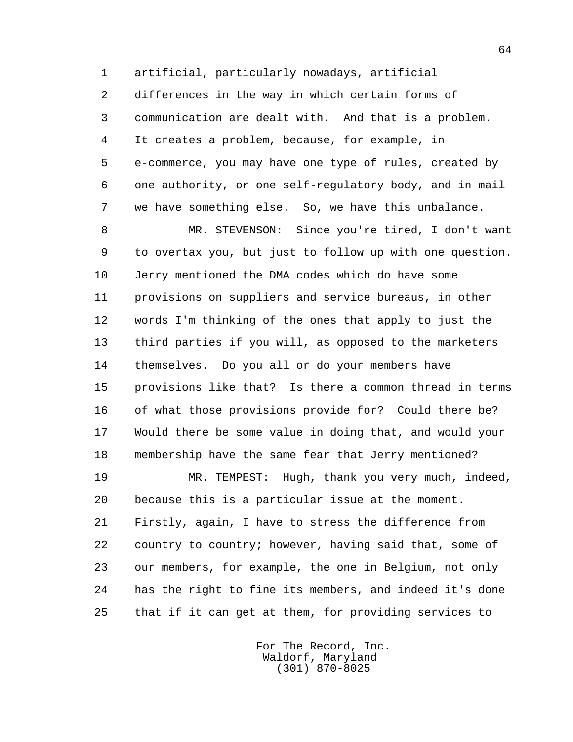artificial, particularly nowadays, artificial differences in the way in which certain forms of communication are dealt with. And that is a problem. It creates a problem, because, for example, in e-commerce, you may have one type of rules, created by one authority, or one self-regulatory body, and in mail we have something else. So, we have this unbalance.

MR. STEVENSON: Since you're tired, I don't want to overtax you, but just to follow up with one question. Jerry mentioned the DMA codes which do have some provisions on suppliers and service bureaus, in other words I'm thinking of the ones that apply to just the third parties if you will, as opposed to the marketers themselves. Do you all or do your members have provisions like that? Is there a common thread in terms of what those provisions provide for? Could there be? Would there be some value in doing that, and would your membership have the same fear that Jerry mentioned?

MR. TEMPEST: Hugh, thank you very much, indeed, because this is a particular issue at the moment. Firstly, again, I have to stress the difference from country to country; however, having said that, some of our members, for example, the one in Belgium, not only has the right to fine its members, and indeed it's done that if it can get at them, for providing services to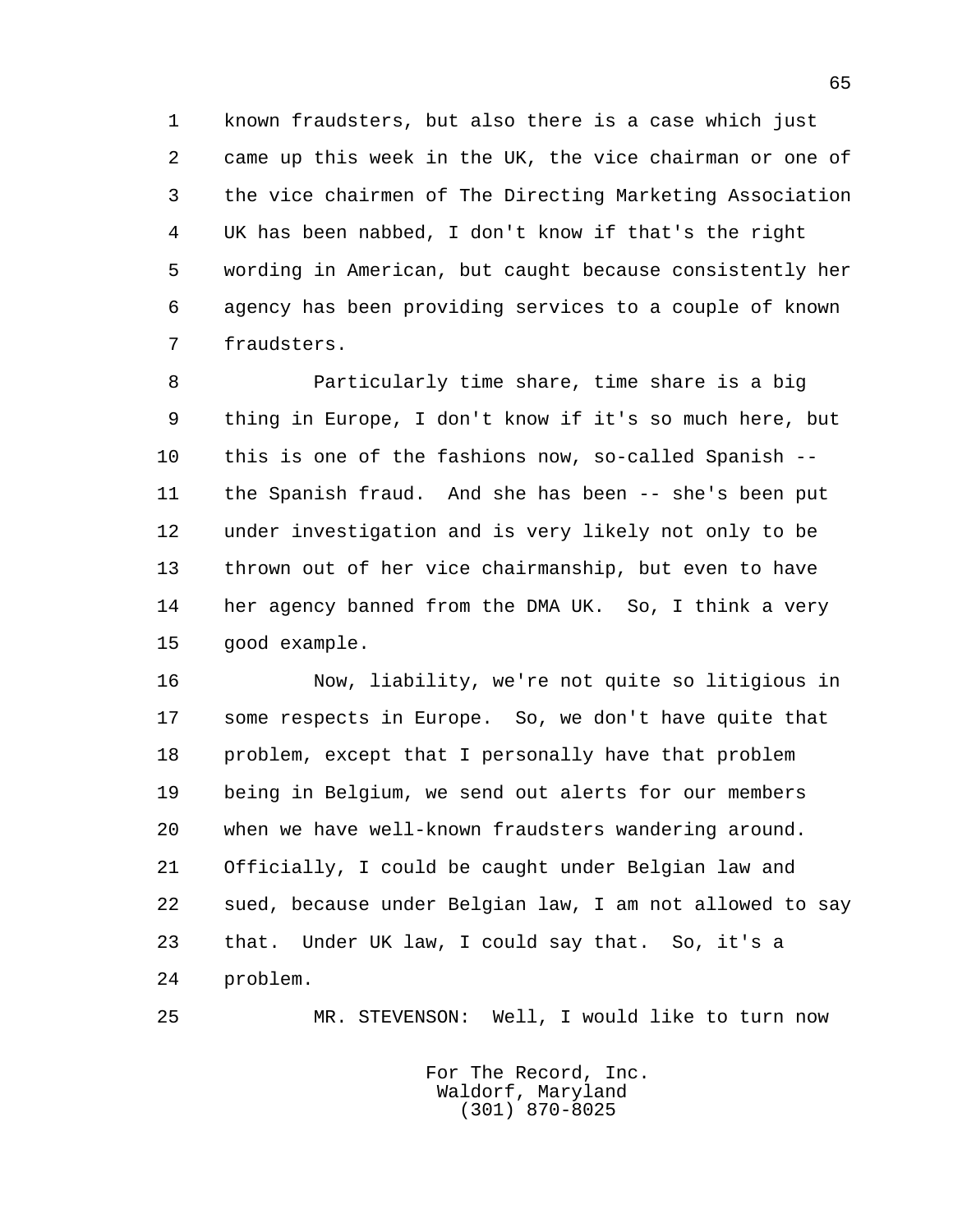known fraudsters, but also there is a case which just came up this week in the UK, the vice chairman or one of the vice chairmen of The Directing Marketing Association UK has been nabbed, I don't know if that's the right wording in American, but caught because consistently her agency has been providing services to a couple of known fraudsters.

Particularly time share, time share is a big thing in Europe, I don't know if it's so much here, but this is one of the fashions now, so-called Spanish -- the Spanish fraud. And she has been -- she's been put under investigation and is very likely not only to be thrown out of her vice chairmanship, but even to have her agency banned from the DMA UK. So, I think a very good example.

Now, liability, we're not quite so litigious in some respects in Europe. So, we don't have quite that problem, except that I personally have that problem being in Belgium, we send out alerts for our members when we have well-known fraudsters wandering around. Officially, I could be caught under Belgian law and sued, because under Belgian law, I am not allowed to say that. Under UK law, I could say that. So, it's a problem.

MR. STEVENSON: Well, I would like to turn now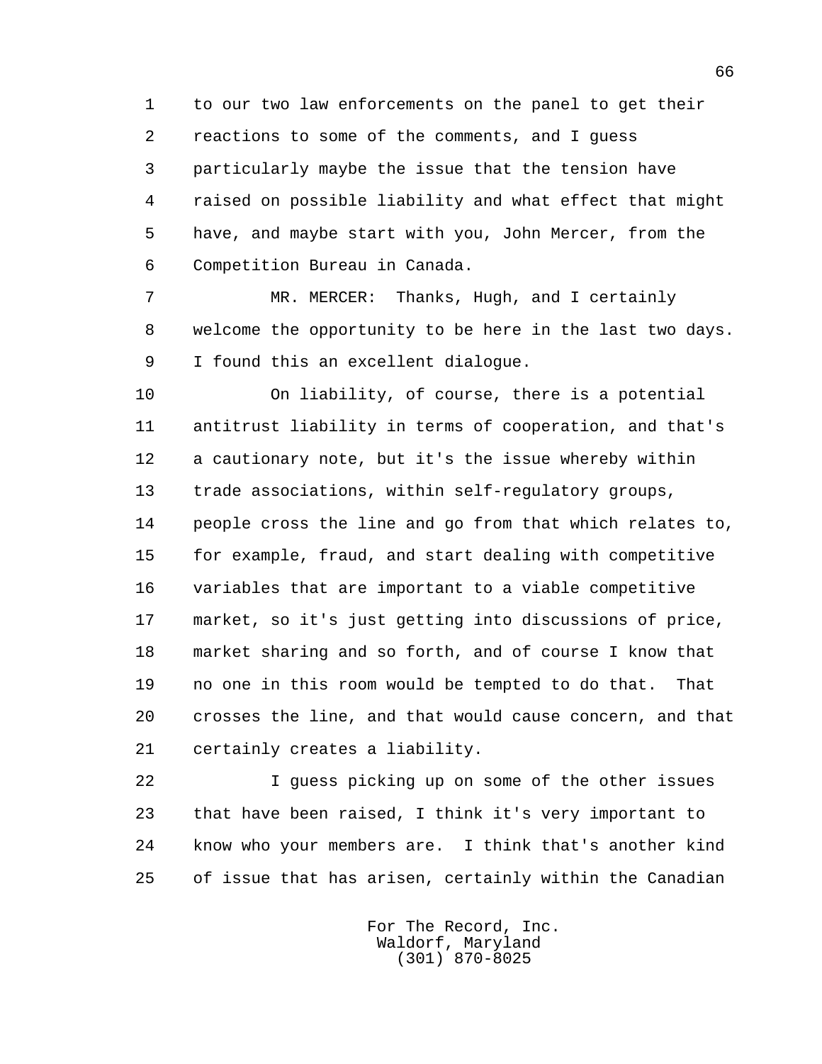to our two law enforcements on the panel to get their reactions to some of the comments, and I guess particularly maybe the issue that the tension have raised on possible liability and what effect that might have, and maybe start with you, John Mercer, from the Competition Bureau in Canada.

MR. MERCER: Thanks, Hugh, and I certainly welcome the opportunity to be here in the last two days. I found this an excellent dialogue.

On liability, of course, there is a potential antitrust liability in terms of cooperation, and that's a cautionary note, but it's the issue whereby within trade associations, within self-regulatory groups, people cross the line and go from that which relates to, for example, fraud, and start dealing with competitive variables that are important to a viable competitive market, so it's just getting into discussions of price, market sharing and so forth, and of course I know that no one in this room would be tempted to do that. That crosses the line, and that would cause concern, and that certainly creates a liability.

I guess picking up on some of the other issues that have been raised, I think it's very important to know who your members are. I think that's another kind of issue that has arisen, certainly within the Canadian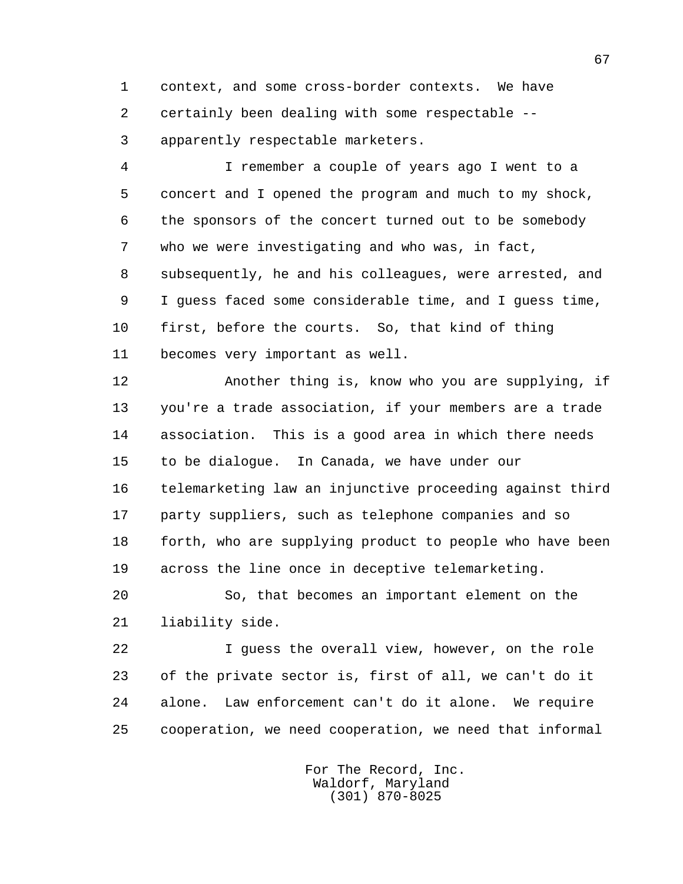context, and some cross-border contexts. We have certainly been dealing with some respectable -- apparently respectable marketers.

I remember a couple of years ago I went to a concert and I opened the program and much to my shock, the sponsors of the concert turned out to be somebody who we were investigating and who was, in fact, subsequently, he and his colleagues, were arrested, and I guess faced some considerable time, and I guess time, first, before the courts. So, that kind of thing becomes very important as well.

Another thing is, know who you are supplying, if you're a trade association, if your members are a trade association. This is a good area in which there needs to be dialogue. In Canada, we have under our telemarketing law an injunctive proceeding against third party suppliers, such as telephone companies and so forth, who are supplying product to people who have been across the line once in deceptive telemarketing.

So, that becomes an important element on the liability side.

I guess the overall view, however, on the role of the private sector is, first of all, we can't do it alone. Law enforcement can't do it alone. We require cooperation, we need cooperation, we need that informal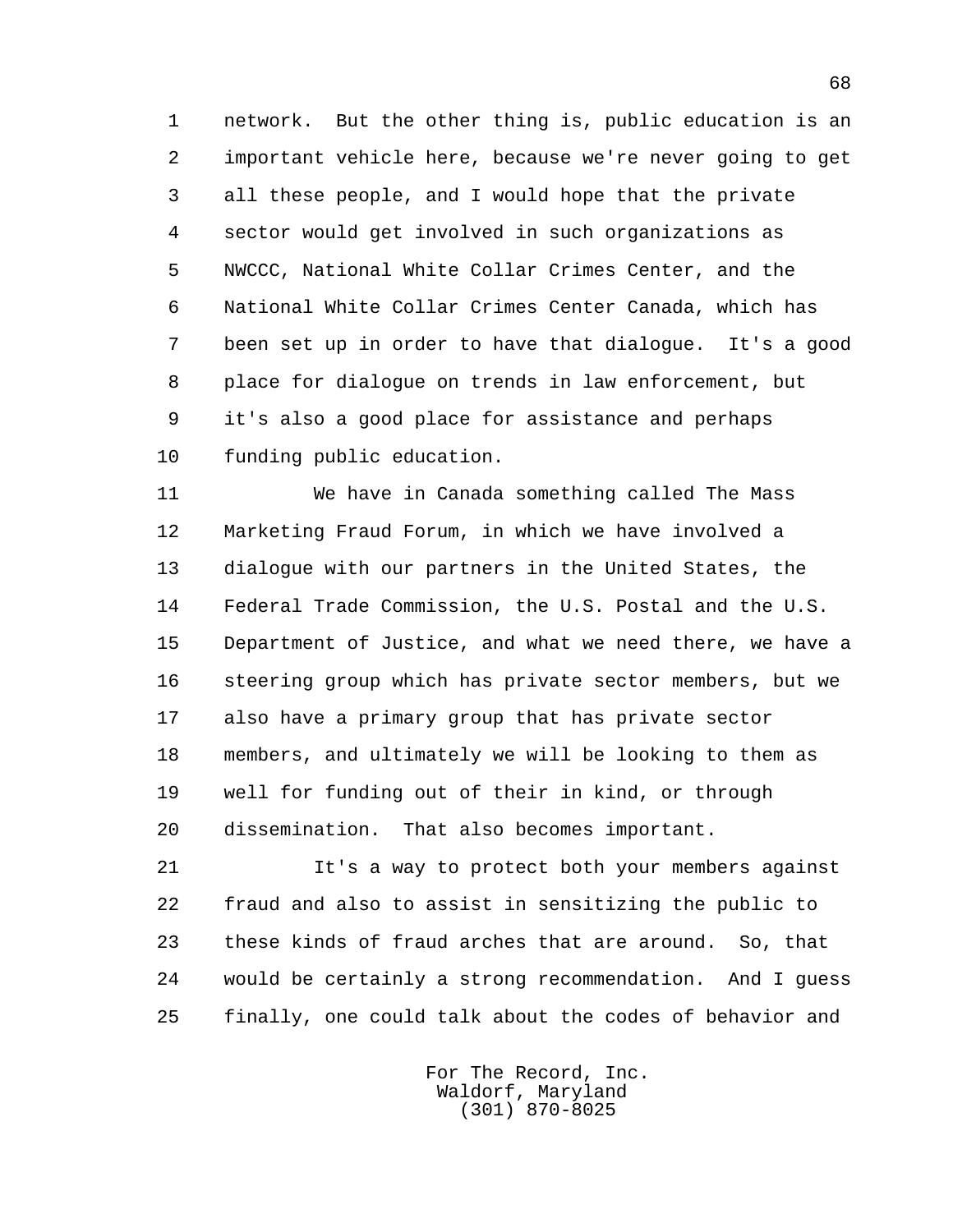network. But the other thing is, public education is an important vehicle here, because we're never going to get all these people, and I would hope that the private sector would get involved in such organizations as NWCCC, National White Collar Crimes Center, and the National White Collar Crimes Center Canada, which has been set up in order to have that dialogue. It's a good place for dialogue on trends in law enforcement, but it's also a good place for assistance and perhaps funding public education.

We have in Canada something called The Mass Marketing Fraud Forum, in which we have involved a dialogue with our partners in the United States, the Federal Trade Commission, the U.S. Postal and the U.S. Department of Justice, and what we need there, we have a steering group which has private sector members, but we also have a primary group that has private sector members, and ultimately we will be looking to them as well for funding out of their in kind, or through dissemination. That also becomes important.

It's a way to protect both your members against fraud and also to assist in sensitizing the public to these kinds of fraud arches that are around. So, that would be certainly a strong recommendation. And I guess finally, one could talk about the codes of behavior and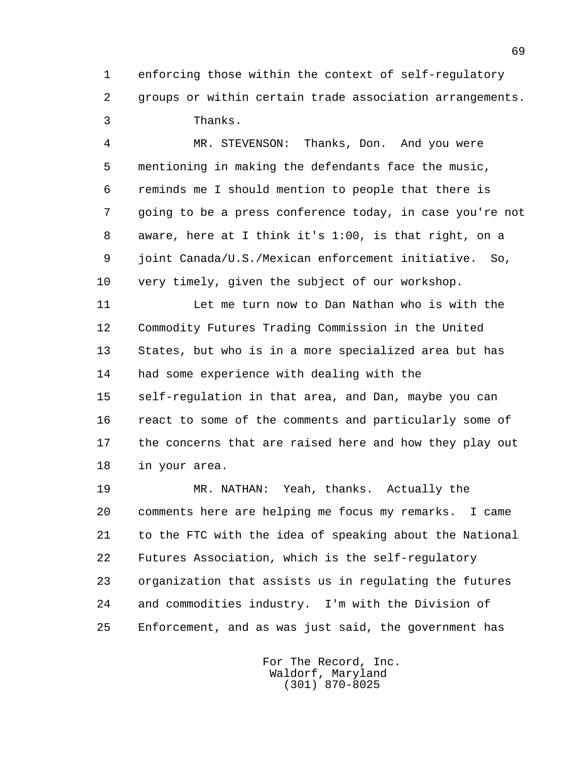enforcing those within the context of self-regulatory groups or within certain trade association arrangements.

Thanks.

MR. STEVENSON: Thanks, Don. And you were mentioning in making the defendants face the music, reminds me I should mention to people that there is going to be a press conference today, in case you're not aware, here at I think it's 1:00, is that right, on a joint Canada/U.S./Mexican enforcement initiative. So, very timely, given the subject of our workshop.

Let me turn now to Dan Nathan who is with the Commodity Futures Trading Commission in the United States, but who is in a more specialized area but has had some experience with dealing with the self-regulation in that area, and Dan, maybe you can react to some of the comments and particularly some of the concerns that are raised here and how they play out in your area.

MR. NATHAN: Yeah, thanks. Actually the comments here are helping me focus my remarks. I came to the FTC with the idea of speaking about the National Futures Association, which is the self-regulatory organization that assists us in regulating the futures and commodities industry. I'm with the Division of Enforcement, and as was just said, the government has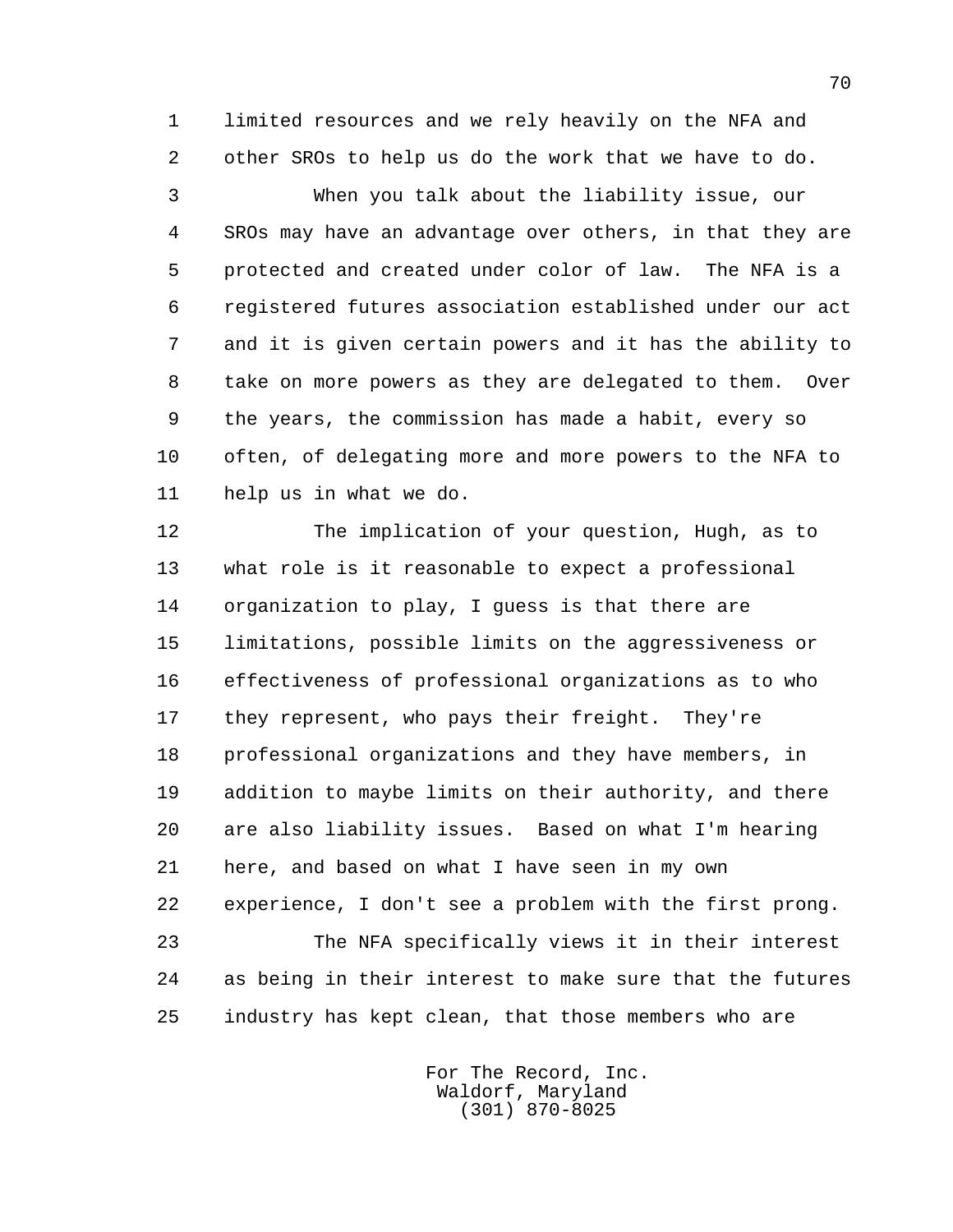limited resources and we rely heavily on the NFA and other SROs to help us do the work that we have to do.

When you talk about the liability issue, our SROs may have an advantage over others, in that they are protected and created under color of law. The NFA is a registered futures association established under our act and it is given certain powers and it has the ability to take on more powers as they are delegated to them. Over the years, the commission has made a habit, every so often, of delegating more and more powers to the NFA to help us in what we do.

The implication of your question, Hugh, as to what role is it reasonable to expect a professional organization to play, I guess is that there are limitations, possible limits on the aggressiveness or effectiveness of professional organizations as to who they represent, who pays their freight. They're professional organizations and they have members, in addition to maybe limits on their authority, and there are also liability issues. Based on what I'm hearing here, and based on what I have seen in my own experience, I don't see a problem with the first prong.

The NFA specifically views it in their interest as being in their interest to make sure that the futures industry has kept clean, that those members who are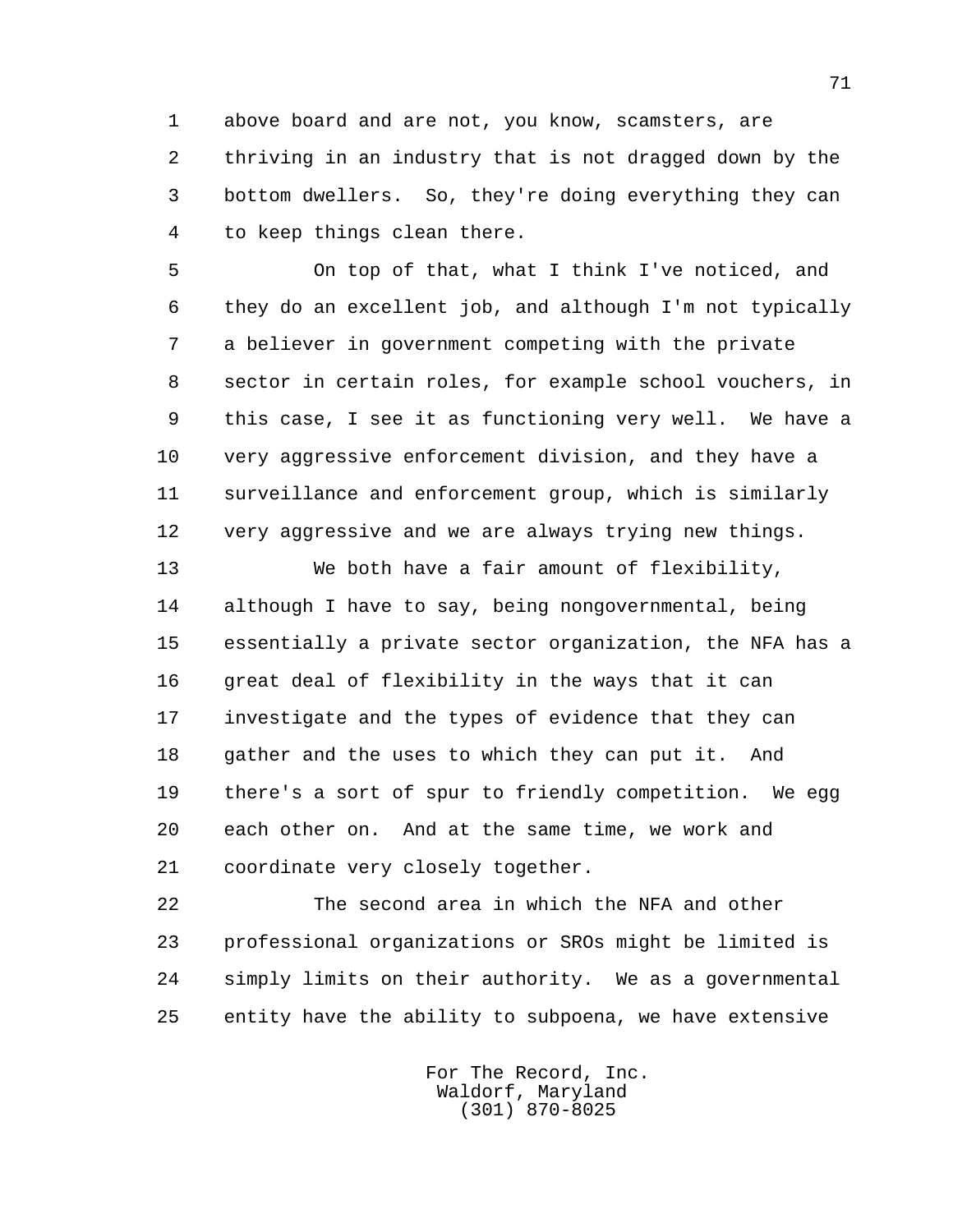above board and are not, you know, scamsters, are thriving in an industry that is not dragged down by the bottom dwellers. So, they're doing everything they can to keep things clean there.

On top of that, what I think I've noticed, and they do an excellent job, and although I'm not typically a believer in government competing with the private sector in certain roles, for example school vouchers, in this case, I see it as functioning very well. We have a very aggressive enforcement division, and they have a surveillance and enforcement group, which is similarly very aggressive and we are always trying new things.

We both have a fair amount of flexibility, although I have to say, being nongovernmental, being essentially a private sector organization, the NFA has a great deal of flexibility in the ways that it can investigate and the types of evidence that they can gather and the uses to which they can put it. And there's a sort of spur to friendly competition. We egg each other on. And at the same time, we work and coordinate very closely together.

The second area in which the NFA and other professional organizations or SROs might be limited is simply limits on their authority. We as a governmental entity have the ability to subpoena, we have extensive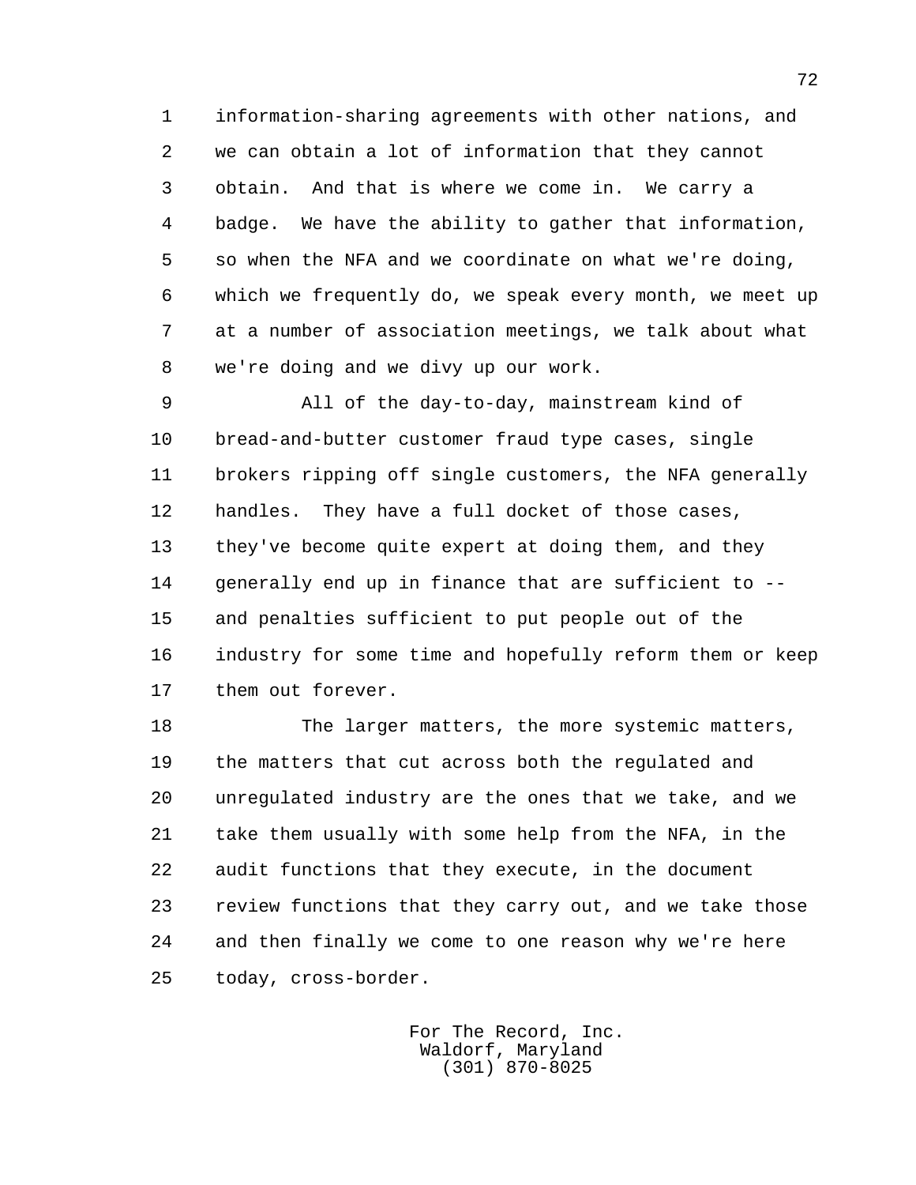information-sharing agreements with other nations, and we can obtain a lot of information that they cannot obtain. And that is where we come in. We carry a badge. We have the ability to gather that information, so when the NFA and we coordinate on what we're doing, which we frequently do, we speak every month, we meet up at a number of association meetings, we talk about what we're doing and we divy up our work.

All of the day-to-day, mainstream kind of bread-and-butter customer fraud type cases, single brokers ripping off single customers, the NFA generally handles. They have a full docket of those cases, they've become quite expert at doing them, and they generally end up in finance that are sufficient to -- and penalties sufficient to put people out of the industry for some time and hopefully reform them or keep them out forever.

The larger matters, the more systemic matters, the matters that cut across both the regulated and unregulated industry are the ones that we take, and we take them usually with some help from the NFA, in the audit functions that they execute, in the document review functions that they carry out, and we take those and then finally we come to one reason why we're here today, cross-border.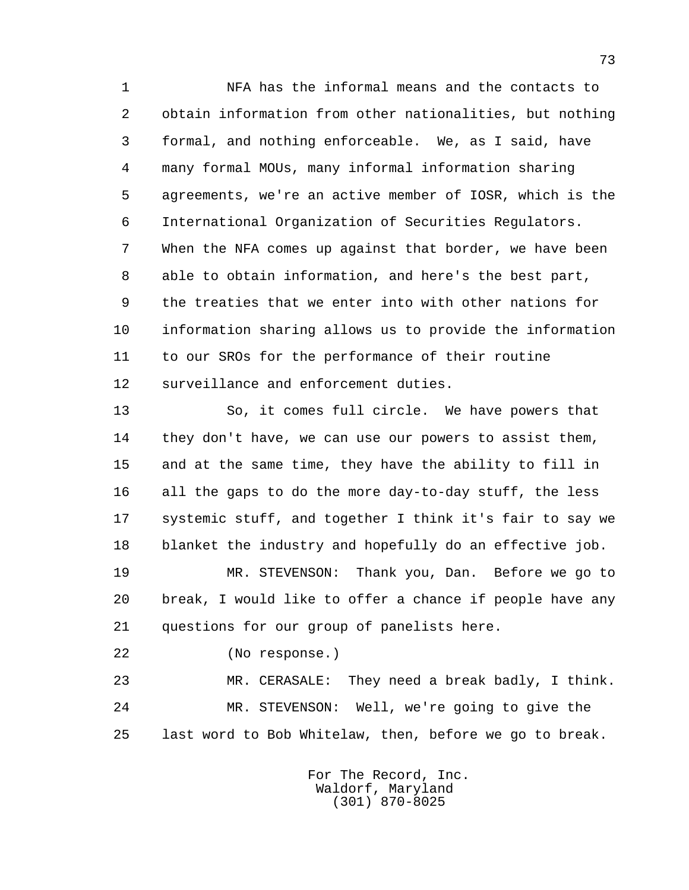NFA has the informal means and the contacts to obtain information from other nationalities, but nothing formal, and nothing enforceable. We, as I said, have many formal MOUs, many informal information sharing agreements, we're an active member of IOSR, which is the International Organization of Securities Regulators. When the NFA comes up against that border, we have been able to obtain information, and here's the best part, the treaties that we enter into with other nations for information sharing allows us to provide the information to our SROs for the performance of their routine surveillance and enforcement duties.

So, it comes full circle. We have powers that they don't have, we can use our powers to assist them, and at the same time, they have the ability to fill in all the gaps to do the more day-to-day stuff, the less systemic stuff, and together I think it's fair to say we blanket the industry and hopefully do an effective job.

MR. STEVENSON: Thank you, Dan. Before we go to break, I would like to offer a chance if people have any questions for our group of panelists here.

(No response.)

MR. CERASALE: They need a break badly, I think.

MR. STEVENSON: Well, we're going to give the last word to Bob Whitelaw, then, before we go to break.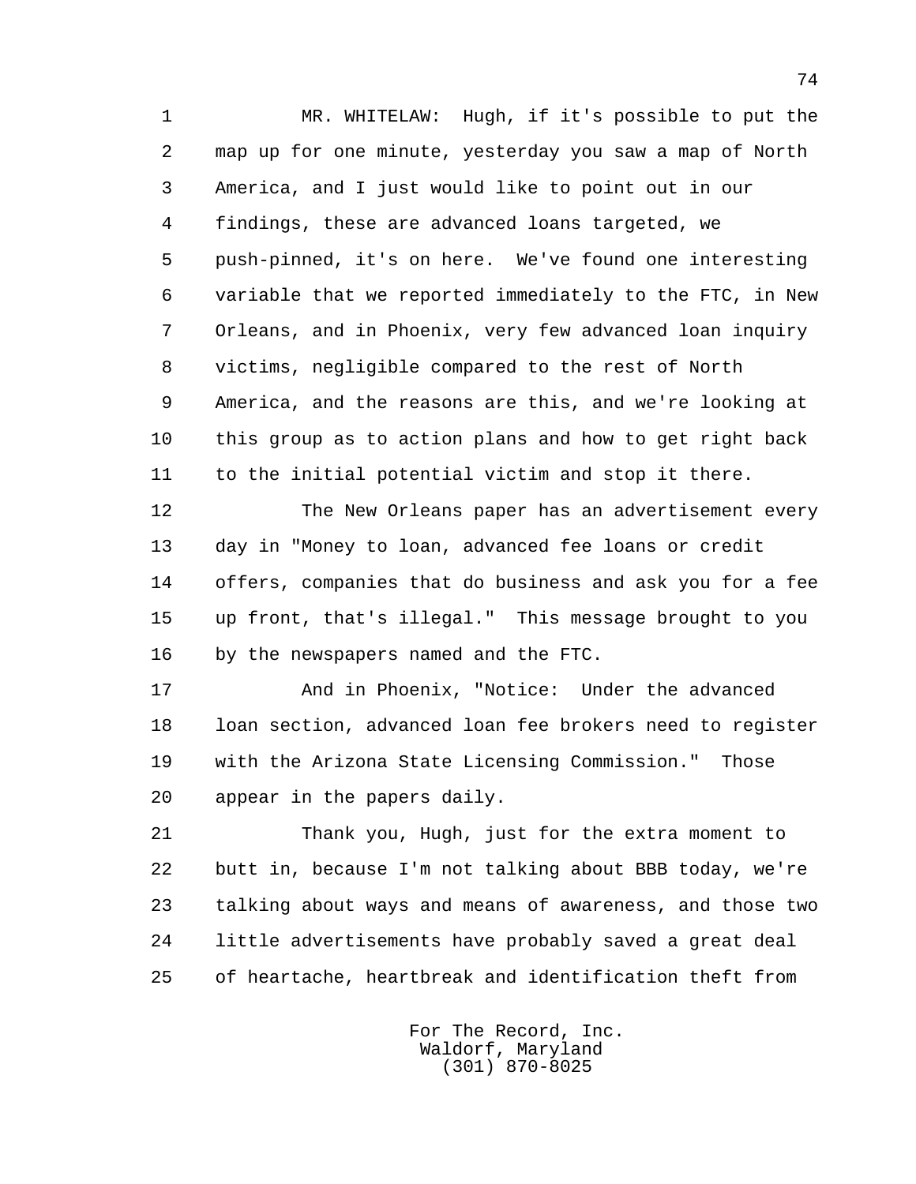MR. WHITELAW: Hugh, if it's possible to put the map up for one minute, yesterday you saw a map of North America, and I just would like to point out in our findings, these are advanced loans targeted, we push-pinned, it's on here. We've found one interesting variable that we reported immediately to the FTC, in New Orleans, and in Phoenix, very few advanced loan inquiry victims, negligible compared to the rest of North America, and the reasons are this, and we're looking at this group as to action plans and how to get right back to the initial potential victim and stop it there.

The New Orleans paper has an advertisement every day in "Money to loan, advanced fee loans or credit offers, companies that do business and ask you for a fee up front, that's illegal." This message brought to you by the newspapers named and the FTC.

And in Phoenix, "Notice: Under the advanced loan section, advanced loan fee brokers need to register with the Arizona State Licensing Commission." Those appear in the papers daily.

Thank you, Hugh, just for the extra moment to butt in, because I'm not talking about BBB today, we're talking about ways and means of awareness, and those two little advertisements have probably saved a great deal of heartache, heartbreak and identification theft from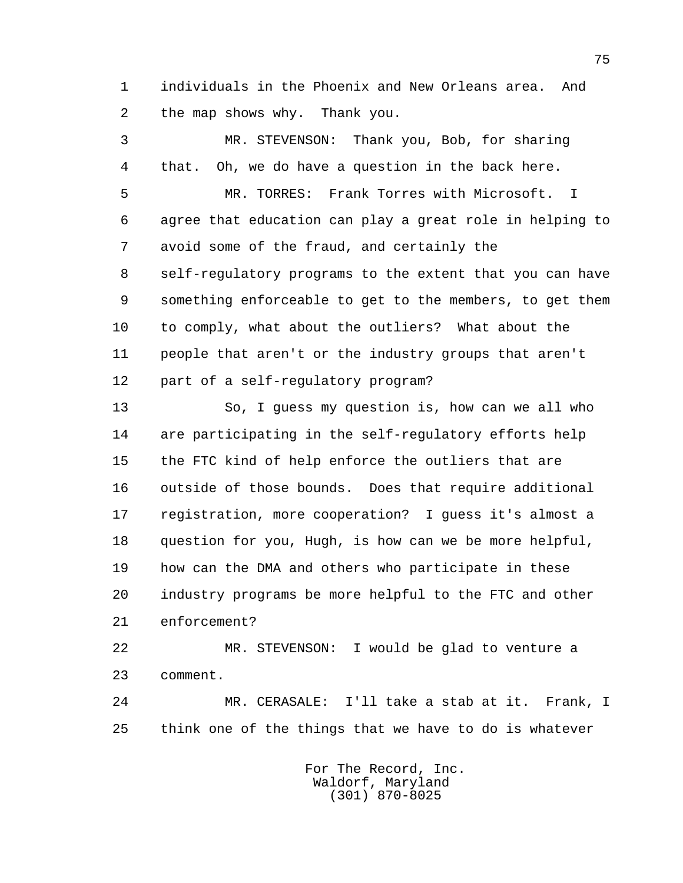individuals in the Phoenix and New Orleans area. And the map shows why. Thank you.

MR. STEVENSON: Thank you, Bob, for sharing that. Oh, we do have a question in the back here.

MR. TORRES: Frank Torres with Microsoft. I agree that education can play a great role in helping to avoid some of the fraud, and certainly the self-regulatory programs to the extent that you can have something enforceable to get to the members, to get them to comply, what about the outliers? What about the people that aren't or the industry groups that aren't part of a self-regulatory program?

So, I guess my question is, how can we all who are participating in the self-regulatory efforts help the FTC kind of help enforce the outliers that are outside of those bounds. Does that require additional registration, more cooperation? I guess it's almost a question for you, Hugh, is how can we be more helpful, how can the DMA and others who participate in these industry programs be more helpful to the FTC and other enforcement?

MR. STEVENSON: I would be glad to venture a comment.

MR. CERASALE: I'll take a stab at it. Frank, I think one of the things that we have to do is whatever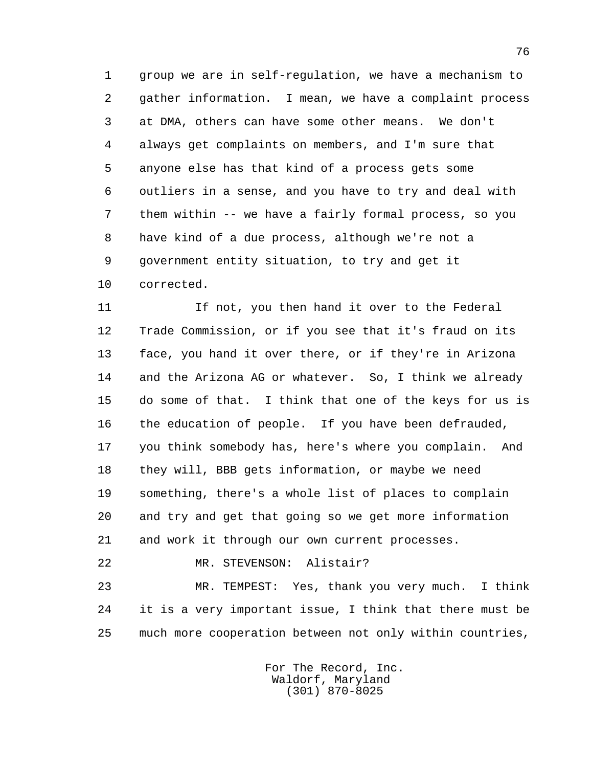group we are in self-regulation, we have a mechanism to gather information. I mean, we have a complaint process at DMA, others can have some other means. We don't always get complaints on members, and I'm sure that anyone else has that kind of a process gets some outliers in a sense, and you have to try and deal with them within -- we have a fairly formal process, so you have kind of a due process, although we're not a government entity situation, to try and get it corrected.

If not, you then hand it over to the Federal Trade Commission, or if you see that it's fraud on its face, you hand it over there, or if they're in Arizona and the Arizona AG or whatever. So, I think we already do some of that. I think that one of the keys for us is the education of people. If you have been defrauded, you think somebody has, here's where you complain. And they will, BBB gets information, or maybe we need something, there's a whole list of places to complain and try and get that going so we get more information and work it through our own current processes.

MR. STEVENSON: Alistair?

MR. TEMPEST: Yes, thank you very much. I think it is a very important issue, I think that there must be much more cooperation between not only within countries,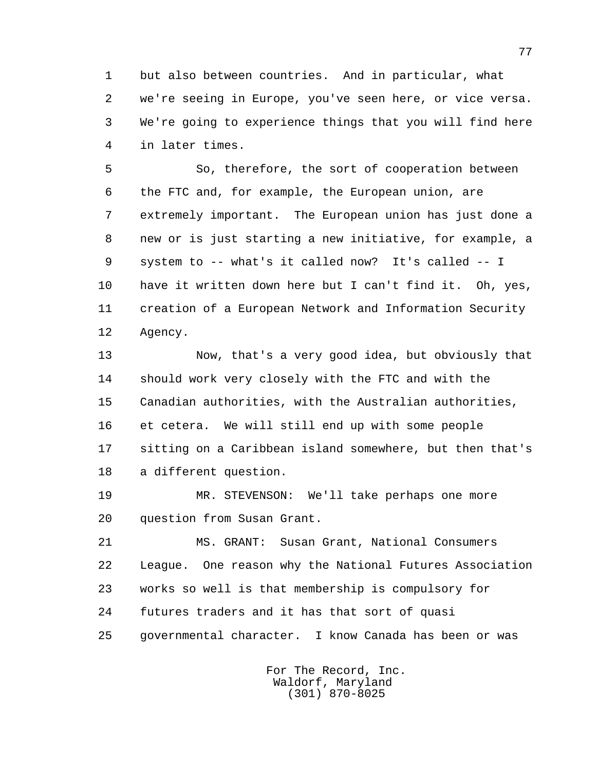but also between countries. And in particular, what we're seeing in Europe, you've seen here, or vice versa. We're going to experience things that you will find here in later times.

So, therefore, the sort of cooperation between the FTC and, for example, the European union, are extremely important. The European union has just done a new or is just starting a new initiative, for example, a system to -- what's it called now? It's called -- I have it written down here but I can't find it. Oh, yes, creation of a European Network and Information Security Agency.

Now, that's a very good idea, but obviously that should work very closely with the FTC and with the Canadian authorities, with the Australian authorities, et cetera. We will still end up with some people sitting on a Caribbean island somewhere, but then that's a different question.

MR. STEVENSON: We'll take perhaps one more question from Susan Grant.

MS. GRANT: Susan Grant, National Consumers League. One reason why the National Futures Association works so well is that membership is compulsory for futures traders and it has that sort of quasi governmental character. I know Canada has been or was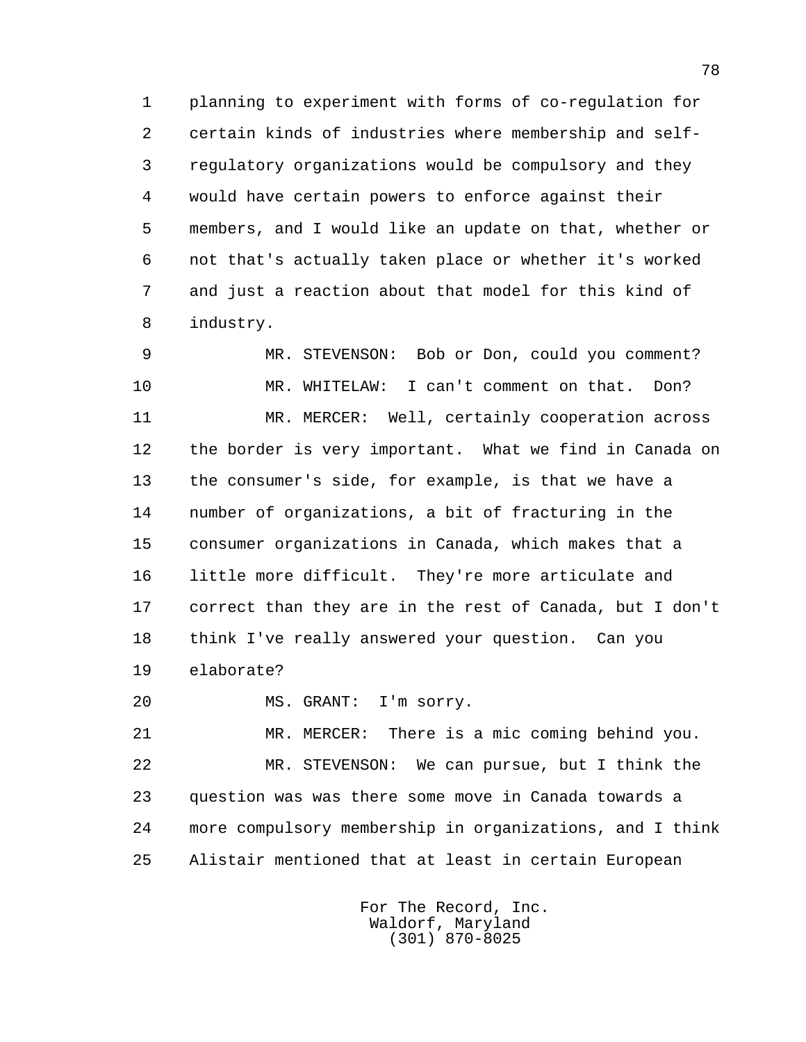planning to experiment with forms of co-regulation for certain kinds of industries where membership and self-regulatory organizations would be compulsory and they would have certain powers to enforce against their members, and I would like an update on that, whether or not that's actually taken place or whether it's worked and just a reaction about that model for this kind of industry.

MR. STEVENSON: Bob or Don, could you comment?

MR. WHITELAW: I can't comment on that. Don?

MR. MERCER: Well, certainly cooperation across the border is very important. What we find in Canada on the consumer's side, for example, is that we have a number of organizations, a bit of fracturing in the consumer organizations in Canada, which makes that a little more difficult. They're more articulate and correct than they are in the rest of Canada, but I don't think I've really answered your question. Can you elaborate?

MS. GRANT: I'm sorry.

MR. MERCER: There is a mic coming behind you.

MR. STEVENSON: We can pursue, but I think the question was was there some move in Canada towards a more compulsory membership in organizations, and I think Alistair mentioned that at least in certain European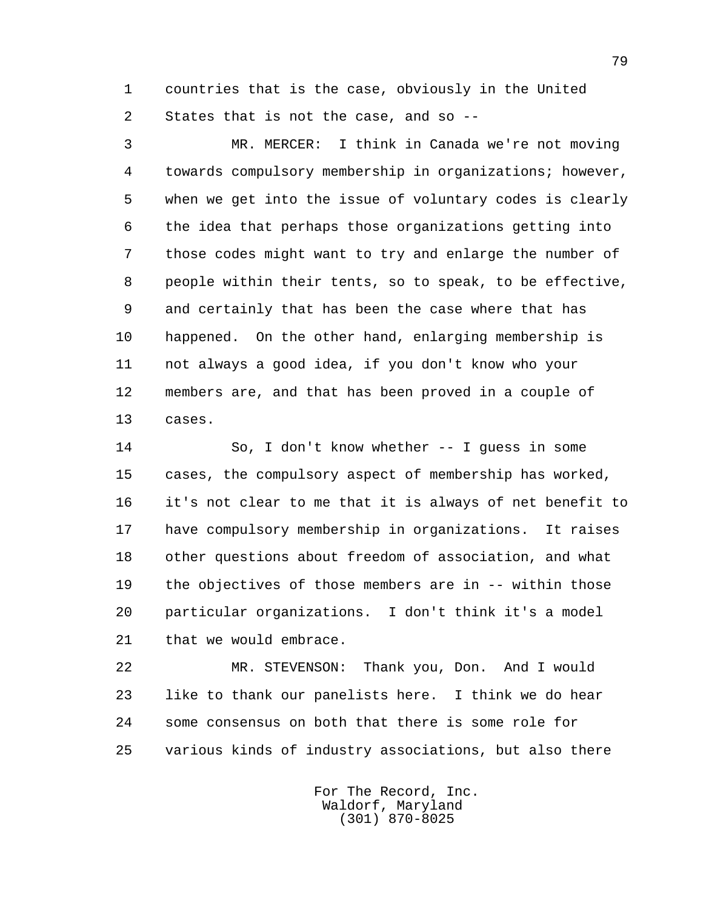countries that is the case, obviously in the United States that is not the case, and so --

MR. MERCER: I think in Canada we're not moving towards compulsory membership in organizations; however, when we get into the issue of voluntary codes is clearly the idea that perhaps those organizations getting into those codes might want to try and enlarge the number of people within their tents, so to speak, to be effective, and certainly that has been the case where that has happened. On the other hand, enlarging membership is not always a good idea, if you don't know who your members are, and that has been proved in a couple of cases.

So, I don't know whether -- I guess in some cases, the compulsory aspect of membership has worked, it's not clear to me that it is always of net benefit to have compulsory membership in organizations. It raises other questions about freedom of association, and what the objectives of those members are in -- within those particular organizations. I don't think it's a model that we would embrace.

MR. STEVENSON: Thank you, Don. And I would like to thank our panelists here. I think we do hear some consensus on both that there is some role for various kinds of industry associations, but also there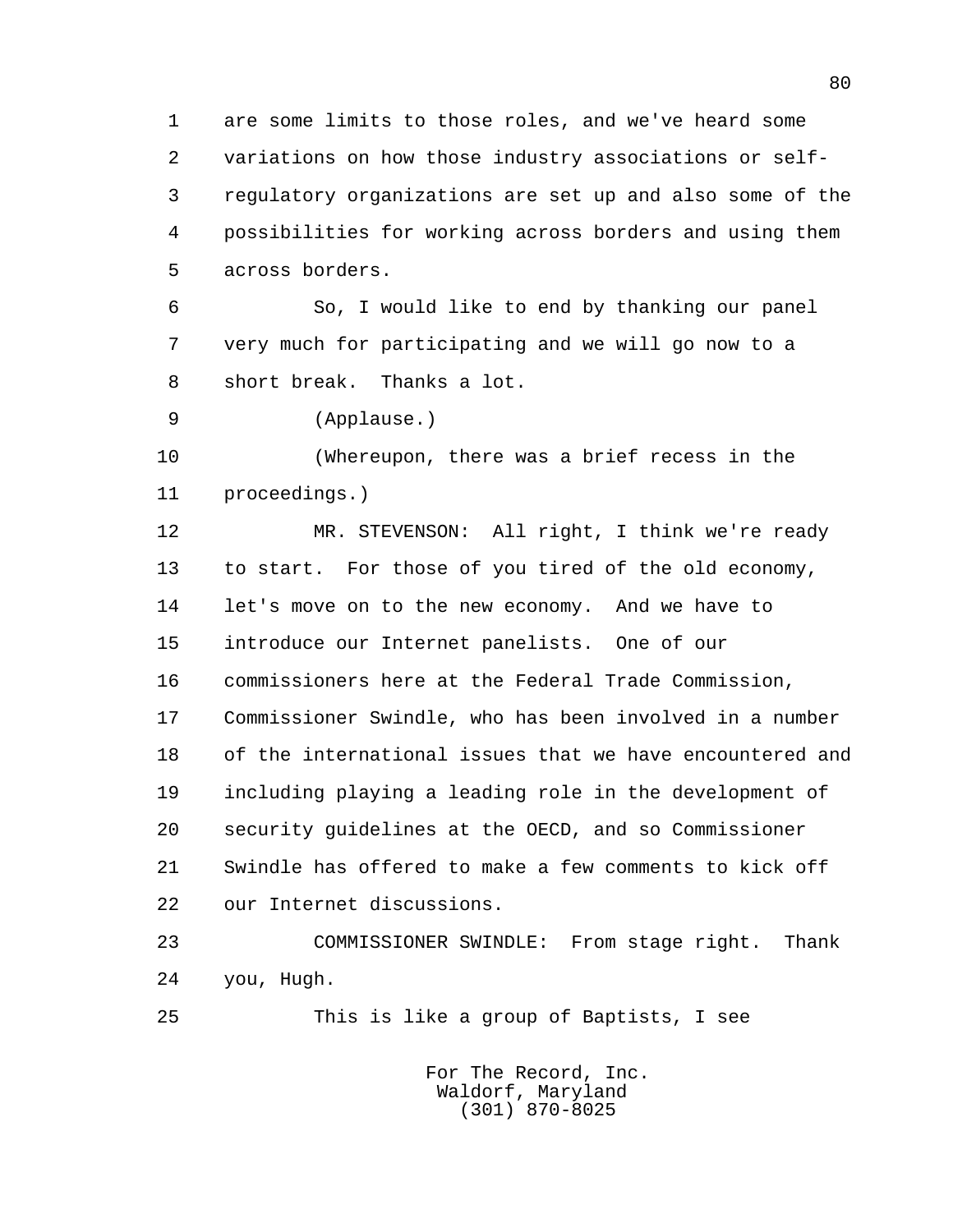are some limits to those roles, and we've heard some variations on how those industry associations or self-regulatory organizations are set up and also some of the possibilities for working across borders and using them across borders.

So, I would like to end by thanking our panel very much for participating and we will go now to a short break. Thanks a lot.

(Applause.)

(Whereupon, there was a brief recess in the proceedings.)

MR. STEVENSON: All right, I think we're ready to start. For those of you tired of the old economy, let's move on to the new economy. And we have to introduce our Internet panelists. One of our commissioners here at the Federal Trade Commission, Commissioner Swindle, who has been involved in a number of the international issues that we have encountered and including playing a leading role in the development of security guidelines at the OECD, and so Commissioner Swindle has offered to make a few comments to kick off our Internet discussions.

COMMISSIONER SWINDLE: From stage right. Thank you, Hugh.

This is like a group of Baptists, I see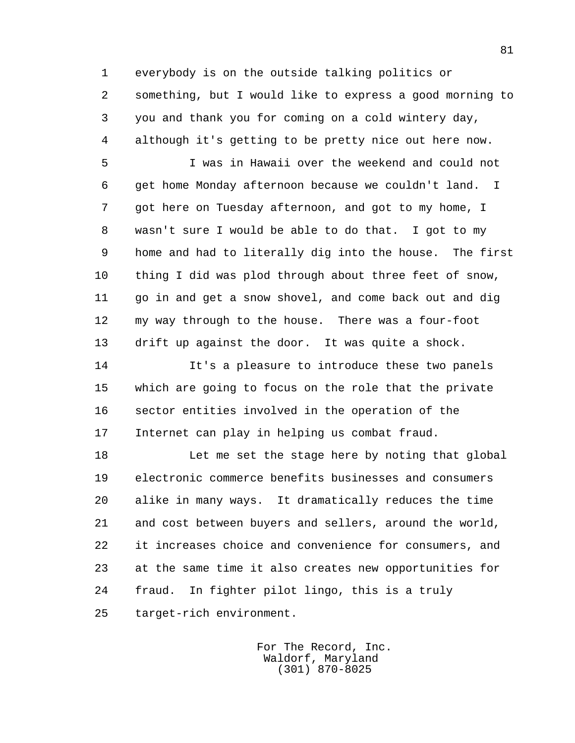everybody is on the outside talking politics or something, but I would like to express a good morning to you and thank you for coming on a cold wintery day, although it's getting to be pretty nice out here now.

I was in Hawaii over the weekend and could not get home Monday afternoon because we couldn't land. I got here on Tuesday afternoon, and got to my home, I wasn't sure I would be able to do that. I got to my home and had to literally dig into the house. The first thing I did was plod through about three feet of snow, go in and get a snow shovel, and come back out and dig my way through to the house. There was a four-foot drift up against the door. It was quite a shock.

It's a pleasure to introduce these two panels which are going to focus on the role that the private sector entities involved in the operation of the Internet can play in helping us combat fraud.

Let me set the stage here by noting that global electronic commerce benefits businesses and consumers alike in many ways. It dramatically reduces the time and cost between buyers and sellers, around the world, it increases choice and convenience for consumers, and at the same time it also creates new opportunities for fraud. In fighter pilot lingo, this is a truly target-rich environment.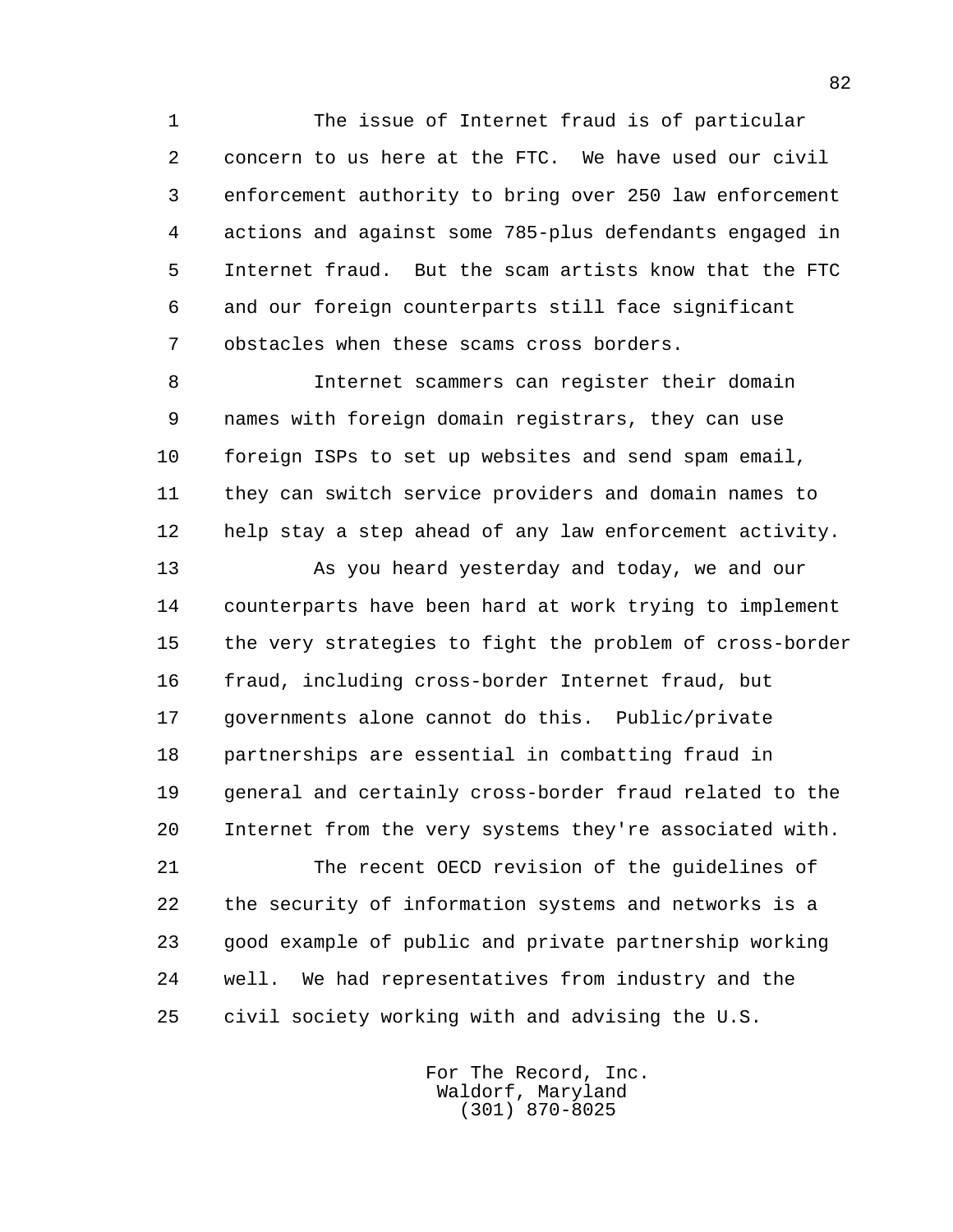The issue of Internet fraud is of particular concern to us here at the FTC. We have used our civil enforcement authority to bring over 250 law enforcement actions and against some 785-plus defendants engaged in Internet fraud. But the scam artists know that the FTC and our foreign counterparts still face significant obstacles when these scams cross borders.

Internet scammers can register their domain names with foreign domain registrars, they can use foreign ISPs to set up websites and send spam email, they can switch service providers and domain names to help stay a step ahead of any law enforcement activity.

As you heard yesterday and today, we and our counterparts have been hard at work trying to implement the very strategies to fight the problem of cross-border fraud, including cross-border Internet fraud, but governments alone cannot do this. Public/private partnerships are essential in combatting fraud in general and certainly cross-border fraud related to the Internet from the very systems they're associated with.

The recent OECD revision of the guidelines of the security of information systems and networks is a good example of public and private partnership working well. We had representatives from industry and the civil society working with and advising the U.S.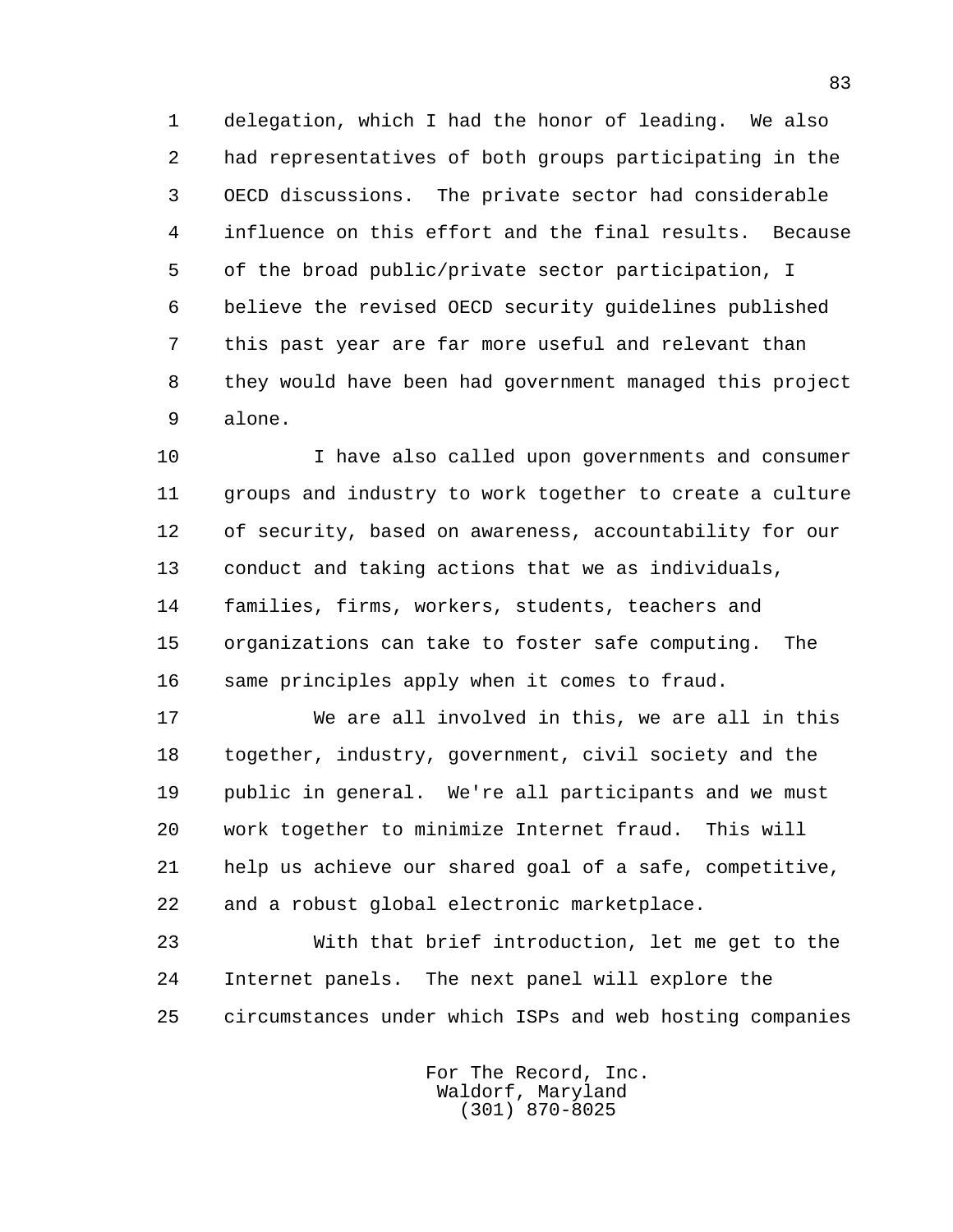delegation, which I had the honor of leading. We also had representatives of both groups participating in the OECD discussions. The private sector had considerable influence on this effort and the final results. Because of the broad public/private sector participation, I believe the revised OECD security guidelines published this past year are far more useful and relevant than they would have been had government managed this project alone.

I have also called upon governments and consumer groups and industry to work together to create a culture of security, based on awareness, accountability for our conduct and taking actions that we as individuals, families, firms, workers, students, teachers and organizations can take to foster safe computing. The same principles apply when it comes to fraud.

We are all involved in this, we are all in this together, industry, government, civil society and the public in general. We're all participants and we must work together to minimize Internet fraud. This will help us achieve our shared goal of a safe, competitive, and a robust global electronic marketplace.

With that brief introduction, let me get to the Internet panels. The next panel will explore the circumstances under which ISPs and web hosting companies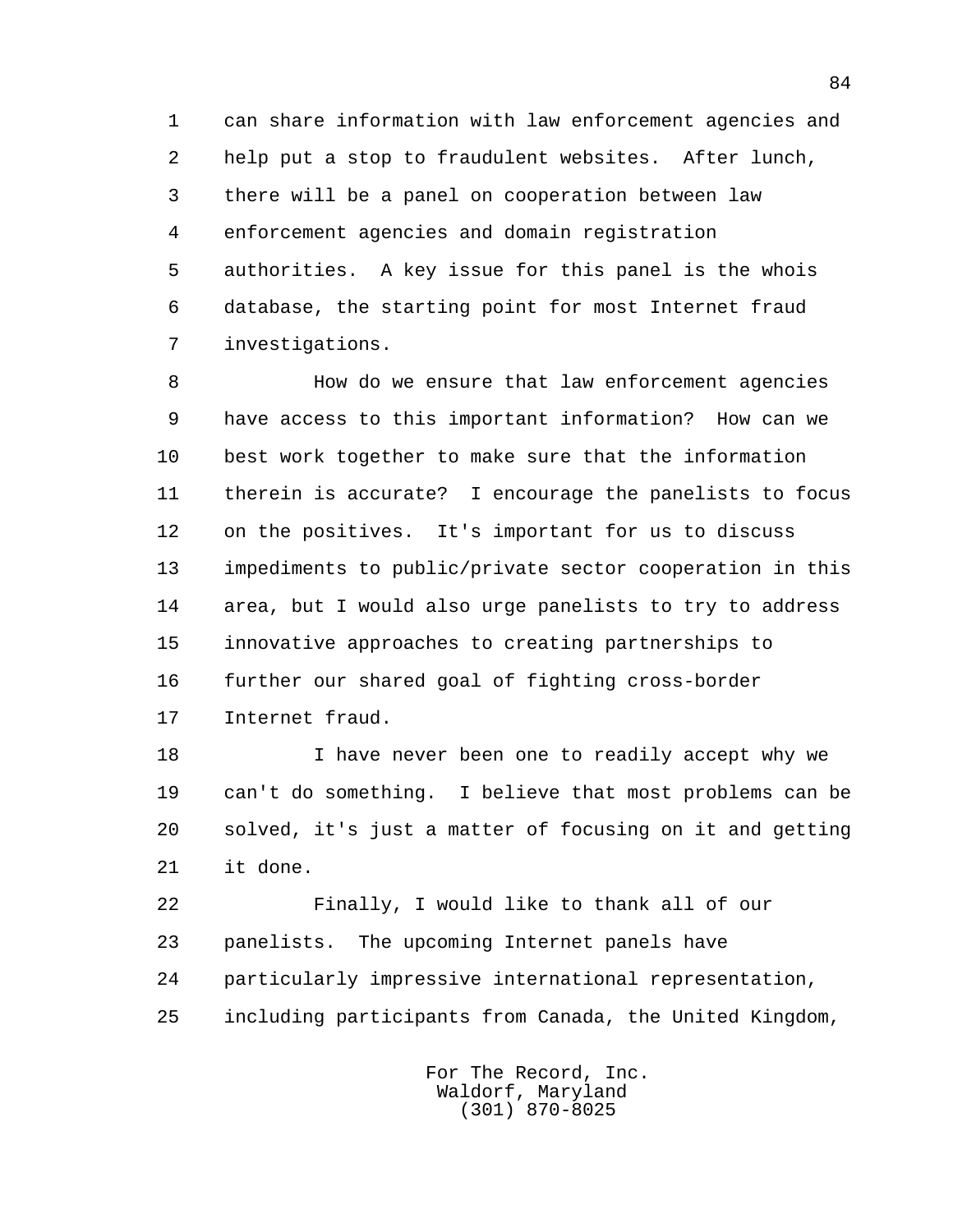can share information with law enforcement agencies and help put a stop to fraudulent websites. After lunch, there will be a panel on cooperation between law enforcement agencies and domain registration authorities. A key issue for this panel is the whois database, the starting point for most Internet fraud investigations.

How do we ensure that law enforcement agencies have access to this important information? How can we best work together to make sure that the information therein is accurate? I encourage the panelists to focus on the positives. It's important for us to discuss impediments to public/private sector cooperation in this area, but I would also urge panelists to try to address innovative approaches to creating partnerships to further our shared goal of fighting cross-border Internet fraud.

I have never been one to readily accept why we can't do something. I believe that most problems can be solved, it's just a matter of focusing on it and getting it done.

Finally, I would like to thank all of our panelists. The upcoming Internet panels have particularly impressive international representation, including participants from Canada, the United Kingdom,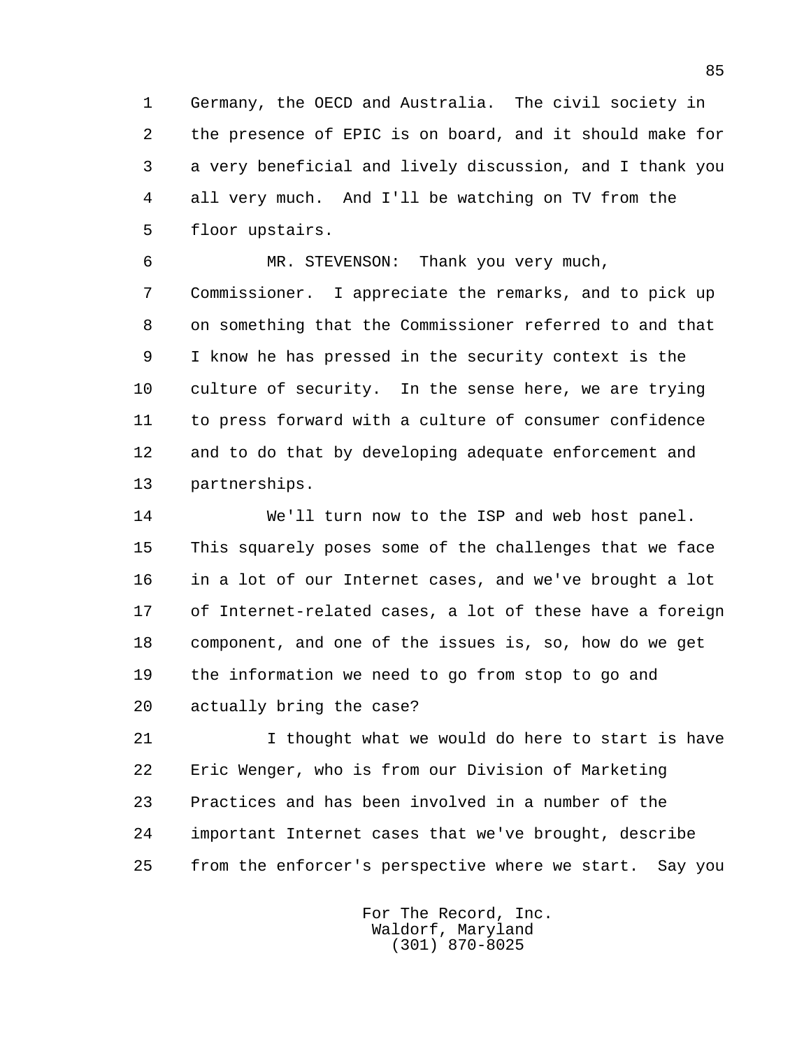Germany, the OECD and Australia. The civil society in the presence of EPIC is on board, and it should make for a very beneficial and lively discussion, and I thank you all very much. And I'll be watching on TV from the floor upstairs.

MR. STEVENSON: Thank you very much, Commissioner. I appreciate the remarks, and to pick up on something that the Commissioner referred to and that I know he has pressed in the security context is the culture of security. In the sense here, we are trying to press forward with a culture of consumer confidence and to do that by developing adequate enforcement and partnerships.

We'll turn now to the ISP and web host panel. This squarely poses some of the challenges that we face in a lot of our Internet cases, and we've brought a lot of Internet-related cases, a lot of these have a foreign component, and one of the issues is, so, how do we get the information we need to go from stop to go and actually bring the case?

I thought what we would do here to start is have Eric Wenger, who is from our Division of Marketing Practices and has been involved in a number of the important Internet cases that we've brought, describe from the enforcer's perspective where we start. Say you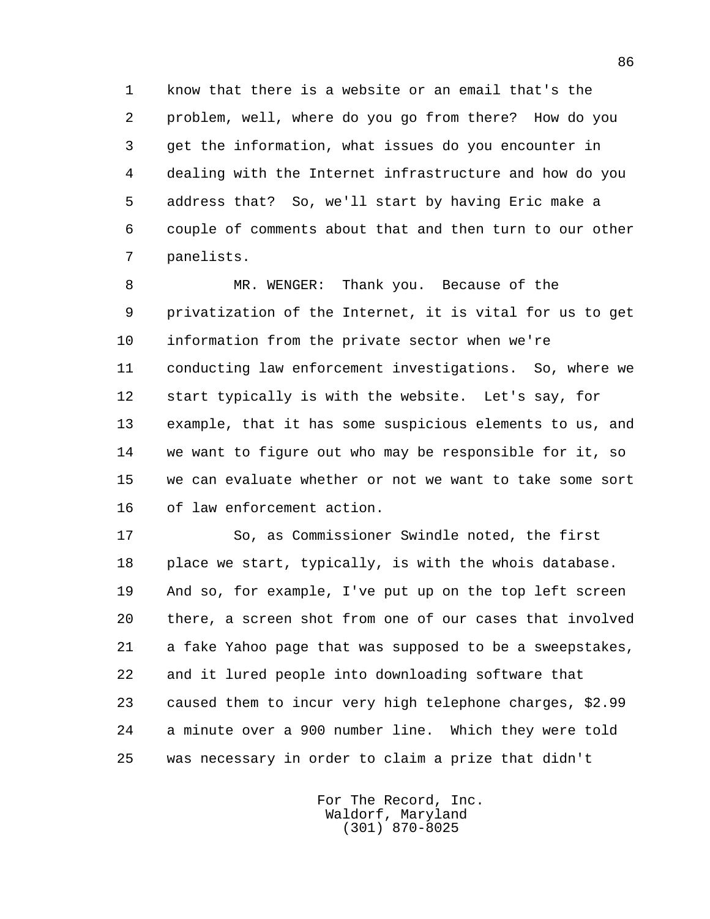know that there is a website or an email that's the problem, well, where do you go from there? How do you get the information, what issues do you encounter in dealing with the Internet infrastructure and how do you address that? So, we'll start by having Eric make a couple of comments about that and then turn to our other panelists.

MR. WENGER: Thank you. Because of the privatization of the Internet, it is vital for us to get information from the private sector when we're conducting law enforcement investigations. So, where we start typically is with the website. Let's say, for example, that it has some suspicious elements to us, and we want to figure out who may be responsible for it, so we can evaluate whether or not we want to take some sort of law enforcement action.

So, as Commissioner Swindle noted, the first place we start, typically, is with the whois database. And so, for example, I've put up on the top left screen there, a screen shot from one of our cases that involved a fake Yahoo page that was supposed to be a sweepstakes, and it lured people into downloading software that caused them to incur very high telephone charges, $2.99 a minute over a 900 number line. Which they were told was necessary in order to claim a prize that didn't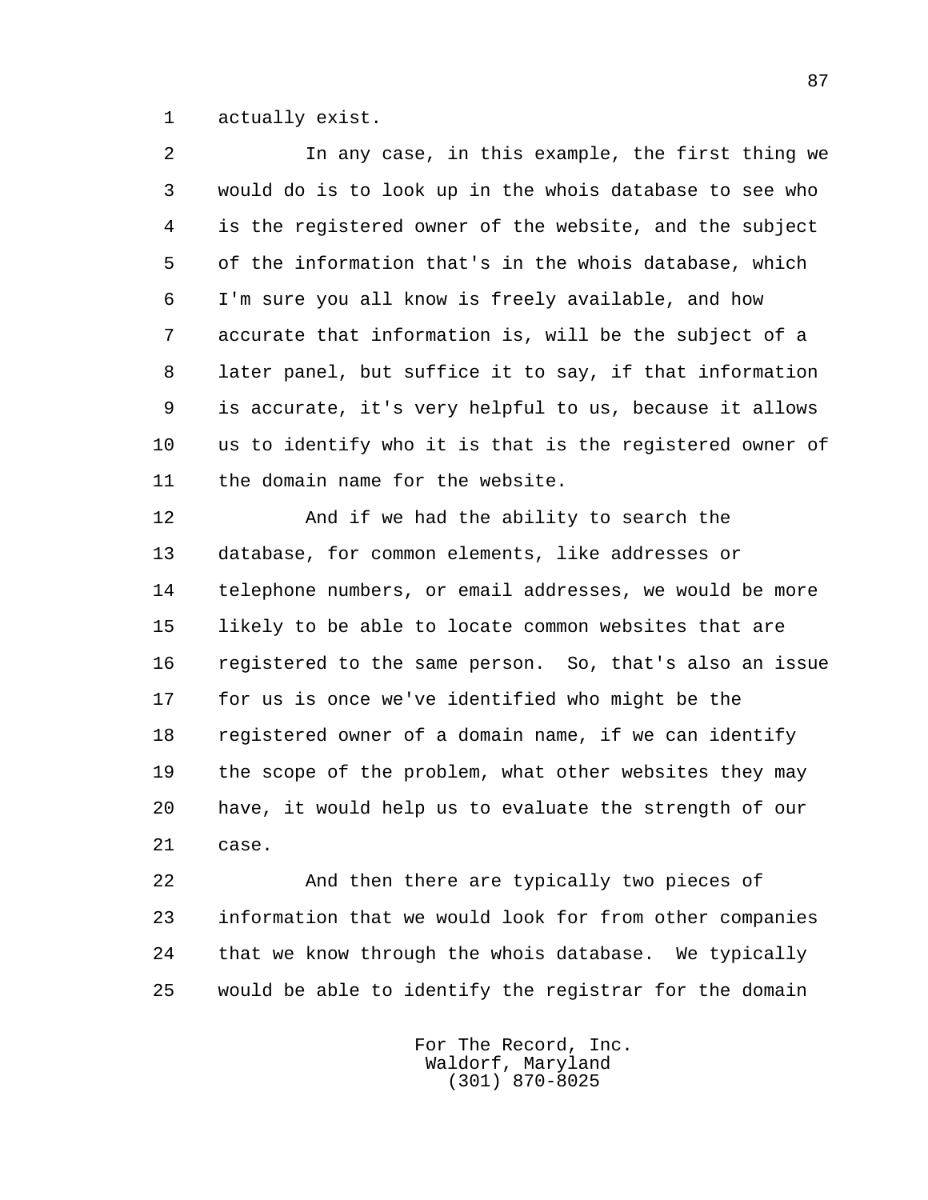actually exist.

In any case, in this example, the first thing we would do is to look up in the whois database to see who is the registered owner of the website, and the subject of the information that's in the whois database, which I'm sure you all know is freely available, and how accurate that information is, will be the subject of a later panel, but suffice it to say, if that information is accurate, it's very helpful to us, because it allows us to identify who it is that is the registered owner of the domain name for the website.

And if we had the ability to search the database, for common elements, like addresses or telephone numbers, or email addresses, we would be more likely to be able to locate common websites that are registered to the same person. So, that's also an issue for us is once we've identified who might be the registered owner of a domain name, if we can identify the scope of the problem, what other websites they may have, it would help us to evaluate the strength of our case.

And then there are typically two pieces of information that we would look for from other companies that we know through the whois database. We typically would be able to identify the registrar for the domain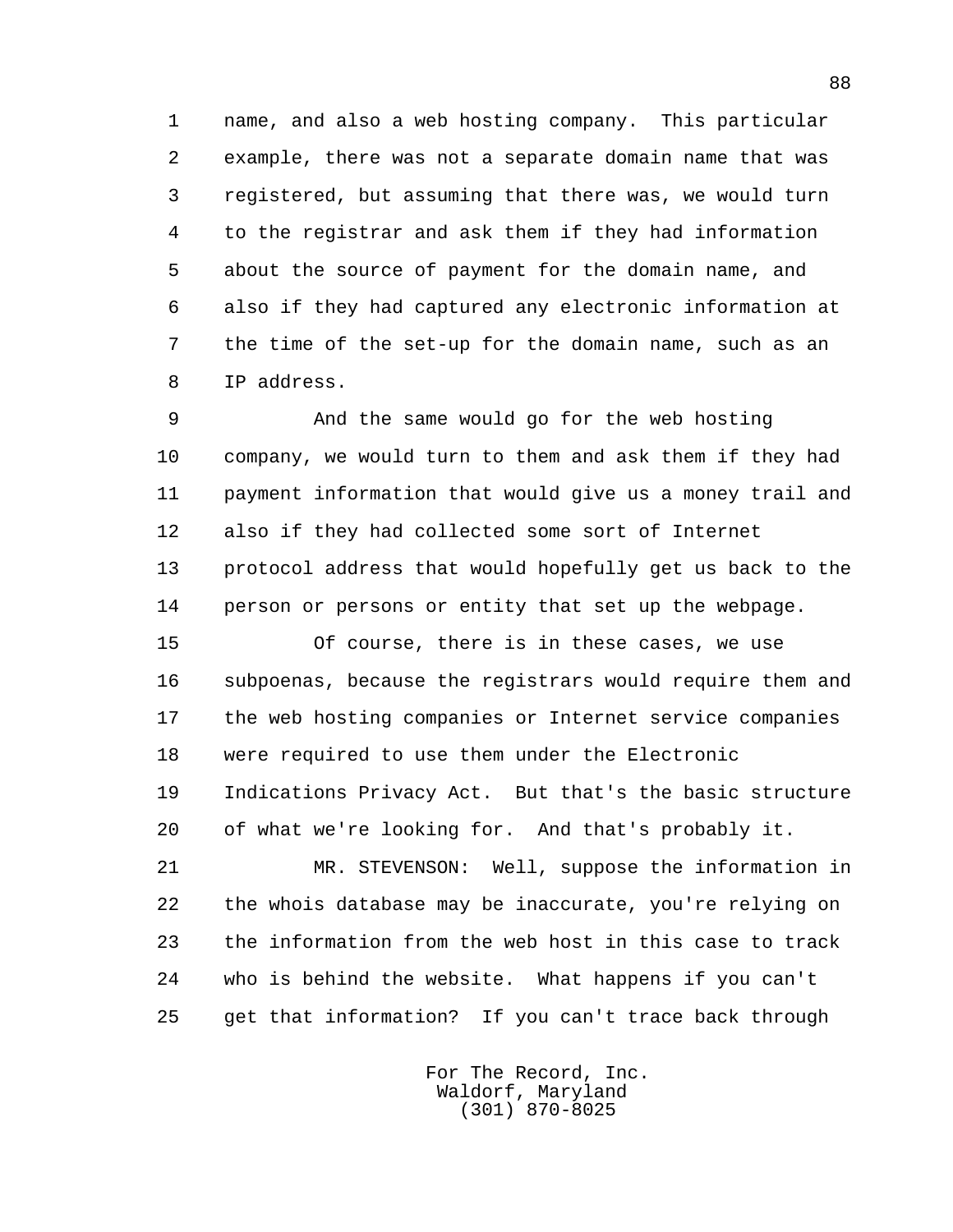name, and also a web hosting company. This particular example, there was not a separate domain name that was registered, but assuming that there was, we would turn to the registrar and ask them if they had information about the source of payment for the domain name, and also if they had captured any electronic information at the time of the set-up for the domain name, such as an IP address.

And the same would go for the web hosting company, we would turn to them and ask them if they had payment information that would give us a money trail and also if they had collected some sort of Internet protocol address that would hopefully get us back to the person or persons or entity that set up the webpage.

Of course, there is in these cases, we use subpoenas, because the registrars would require them and the web hosting companies or Internet service companies were required to use them under the Electronic Indications Privacy Act. But that's the basic structure of what we're looking for. And that's probably it.

MR. STEVENSON: Well, suppose the information in the whois database may be inaccurate, you're relying on the information from the web host in this case to track who is behind the website. What happens if you can't get that information? If you can't trace back through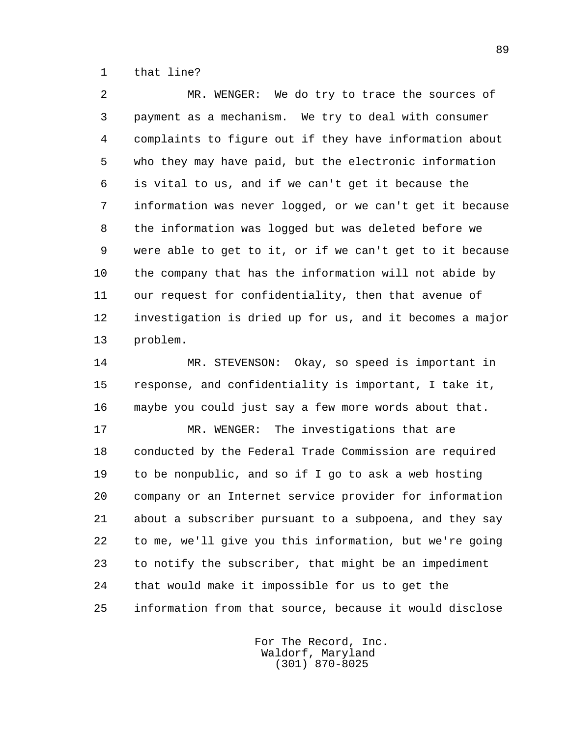that line?

MR. WENGER: We do try to trace the sources of payment as a mechanism. We try to deal with consumer complaints to figure out if they have information about who they may have paid, but the electronic information is vital to us, and if we can't get it because the information was never logged, or we can't get it because the information was logged but was deleted before we were able to get to it, or if we can't get to it because the company that has the information will not abide by our request for confidentiality, then that avenue of investigation is dried up for us, and it becomes a major problem.

MR. STEVENSON: Okay, so speed is important in response, and confidentiality is important, I take it, maybe you could just say a few more words about that.

MR. WENGER: The investigations that are conducted by the Federal Trade Commission are required to be nonpublic, and so if I go to ask a web hosting company or an Internet service provider for information about a subscriber pursuant to a subpoena, and they say to me, we'll give you this information, but we're going to notify the subscriber, that might be an impediment that would make it impossible for us to get the information from that source, because it would disclose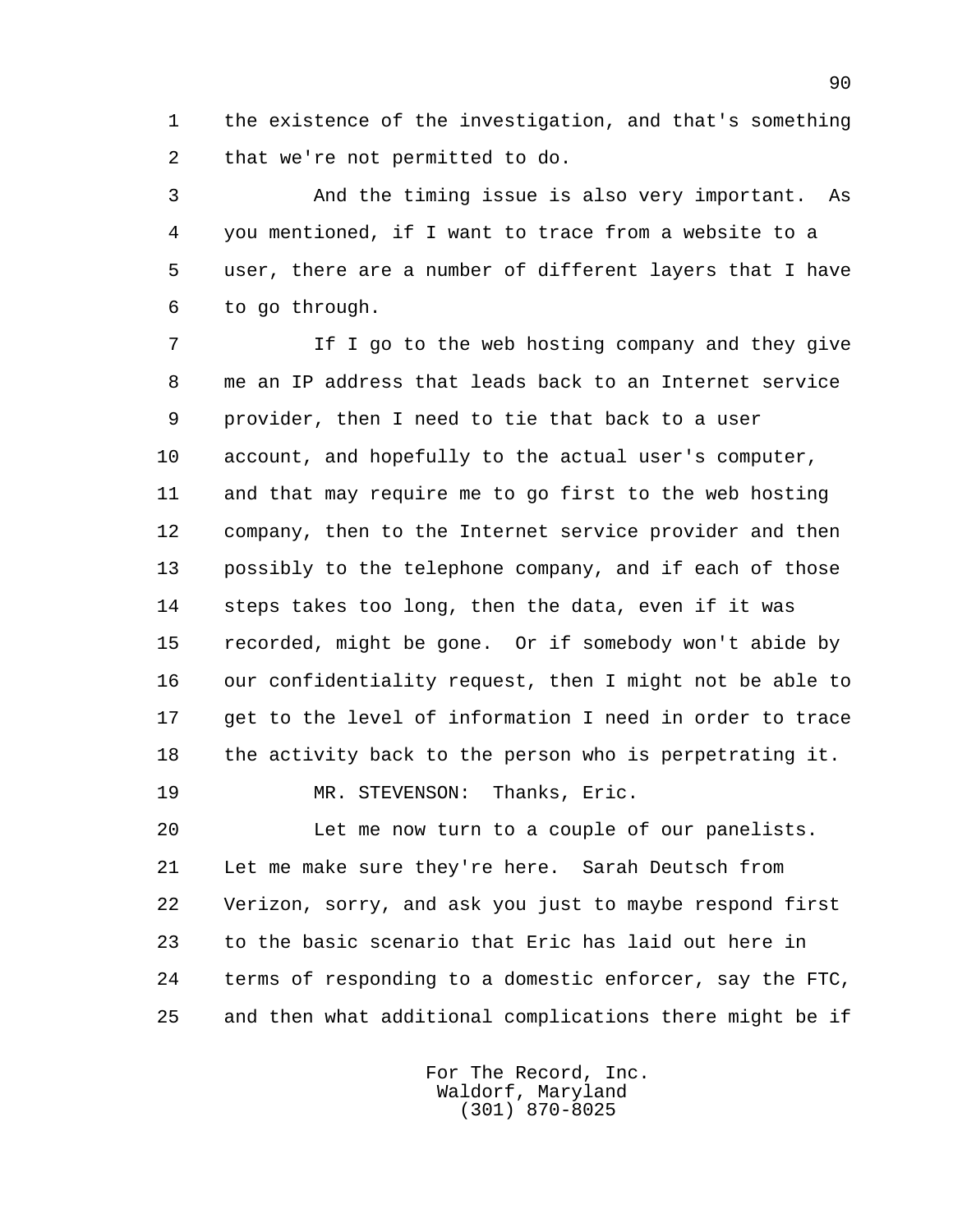the existence of the investigation, and that's something that we're not permitted to do.

And the timing issue is also very important. As you mentioned, if I want to trace from a website to a user, there are a number of different layers that I have to go through.

If I go to the web hosting company and they give me an IP address that leads back to an Internet service provider, then I need to tie that back to a user account, and hopefully to the actual user's computer, and that may require me to go first to the web hosting company, then to the Internet service provider and then possibly to the telephone company, and if each of those steps takes too long, then the data, even if it was recorded, might be gone. Or if somebody won't abide by our confidentiality request, then I might not be able to get to the level of information I need in order to trace the activity back to the person who is perpetrating it.

MR. STEVENSON: Thanks, Eric.

Let me now turn to a couple of our panelists. Let me make sure they're here. Sarah Deutsch from Verizon, sorry, and ask you just to maybe respond first to the basic scenario that Eric has laid out here in terms of responding to a domestic enforcer, say the FTC, and then what additional complications there might be if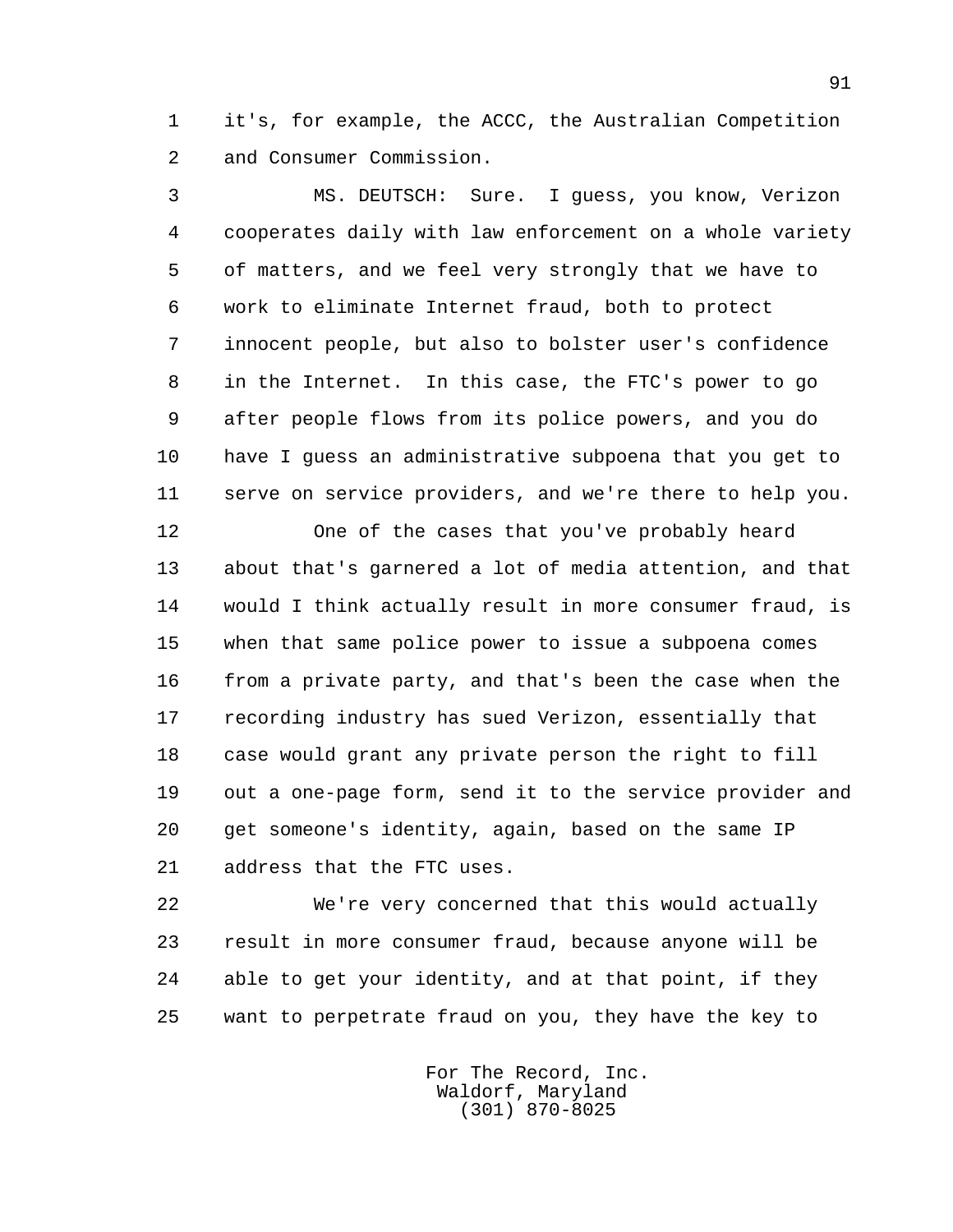it's, for example, the ACCC, the Australian Competition and Consumer Commission.

MS. DEUTSCH: Sure. I guess, you know, Verizon cooperates daily with law enforcement on a whole variety of matters, and we feel very strongly that we have to work to eliminate Internet fraud, both to protect innocent people, but also to bolster user's confidence in the Internet. In this case, the FTC's power to go after people flows from its police powers, and you do have I guess an administrative subpoena that you get to serve on service providers, and we're there to help you.

One of the cases that you've probably heard about that's garnered a lot of media attention, and that would I think actually result in more consumer fraud, is when that same police power to issue a subpoena comes from a private party, and that's been the case when the recording industry has sued Verizon, essentially that case would grant any private person the right to fill out a one-page form, send it to the service provider and get someone's identity, again, based on the same IP address that the FTC uses.

We're very concerned that this would actually result in more consumer fraud, because anyone will be able to get your identity, and at that point, if they want to perpetrate fraud on you, they have the key to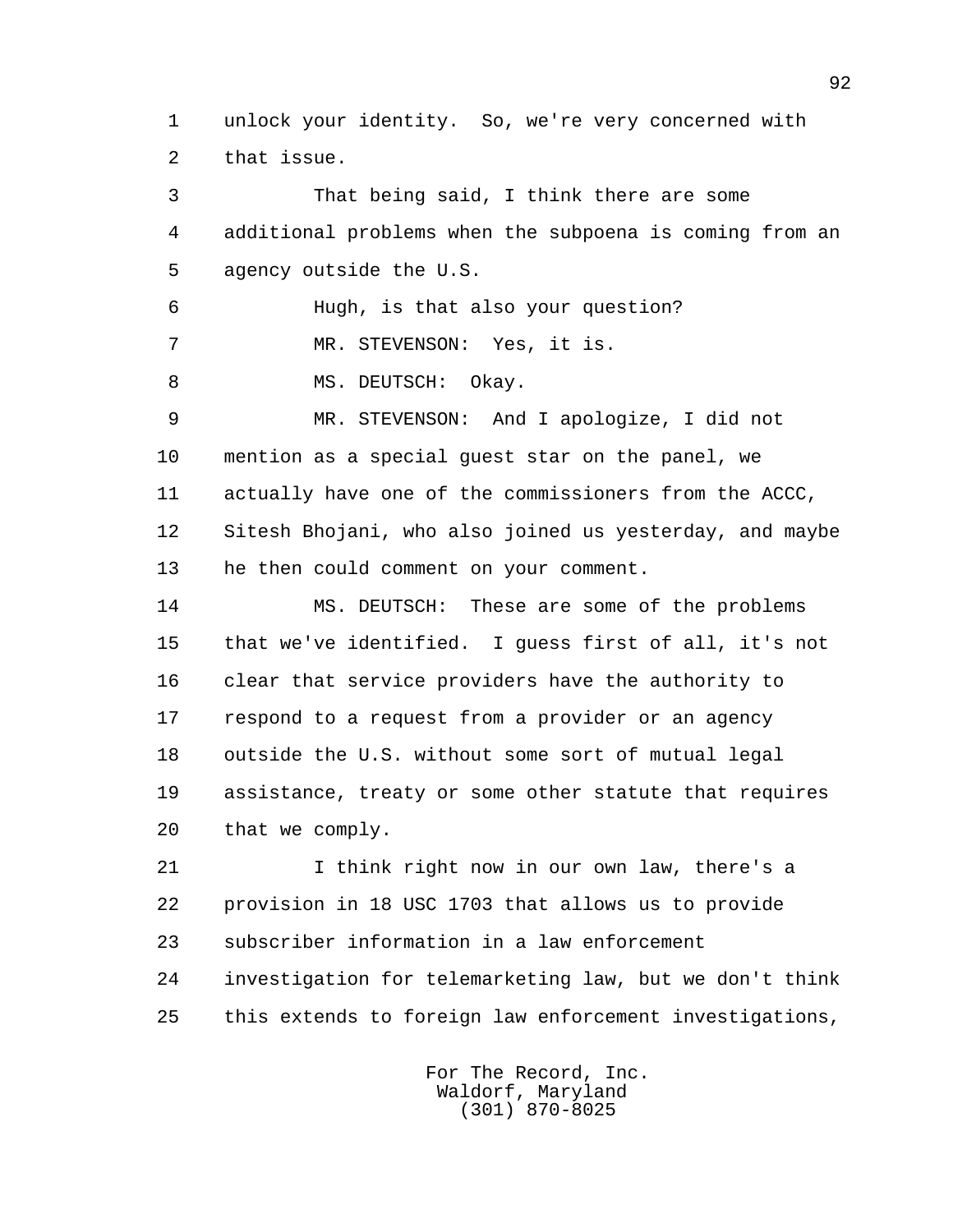unlock your identity. So, we're very concerned with that issue.

That being said, I think there are some additional problems when the subpoena is coming from an agency outside the U.S.

Hugh, is that also your question?

MR. STEVENSON: Yes, it is.

MS. DEUTSCH: Okay.

MR. STEVENSON: And I apologize, I did not mention as a special guest star on the panel, we actually have one of the commissioners from the ACCC, Sitesh Bhojani, who also joined us yesterday, and maybe he then could comment on your comment.

MS. DEUTSCH: These are some of the problems that we've identified. I guess first of all, it's not clear that service providers have the authority to respond to a request from a provider or an agency outside the U.S. without some sort of mutual legal assistance, treaty or some other statute that requires that we comply.

I think right now in our own law, there's a provision in 18 USC 1703 that allows us to provide subscriber information in a law enforcement investigation for telemarketing law, but we don't think this extends to foreign law enforcement investigations,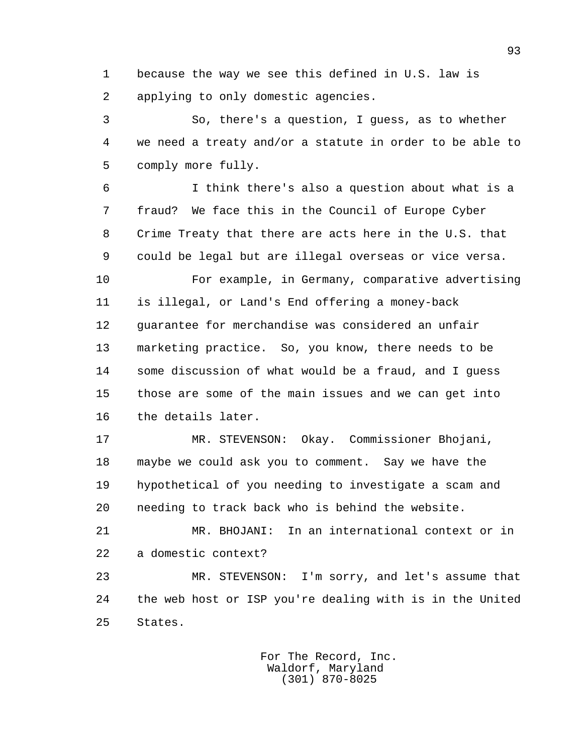because the way we see this defined in U.S. law is applying to only domestic agencies.

So, there's a question, I guess, as to whether we need a treaty and/or a statute in order to be able to comply more fully.

I think there's also a question about what is a fraud? We face this in the Council of Europe Cyber Crime Treaty that there are acts here in the U.S. that could be legal but are illegal overseas or vice versa.

For example, in Germany, comparative advertising is illegal, or Land's End offering a money-back guarantee for merchandise was considered an unfair marketing practice. So, you know, there needs to be some discussion of what would be a fraud, and I guess those are some of the main issues and we can get into the details later.

MR. STEVENSON: Okay. Commissioner Bhojani, maybe we could ask you to comment. Say we have the hypothetical of you needing to investigate a scam and needing to track back who is behind the website.

MR. BHOJANI: In an international context or in a domestic context?

MR. STEVENSON: I'm sorry, and let's assume that the web host or ISP you're dealing with is in the United States.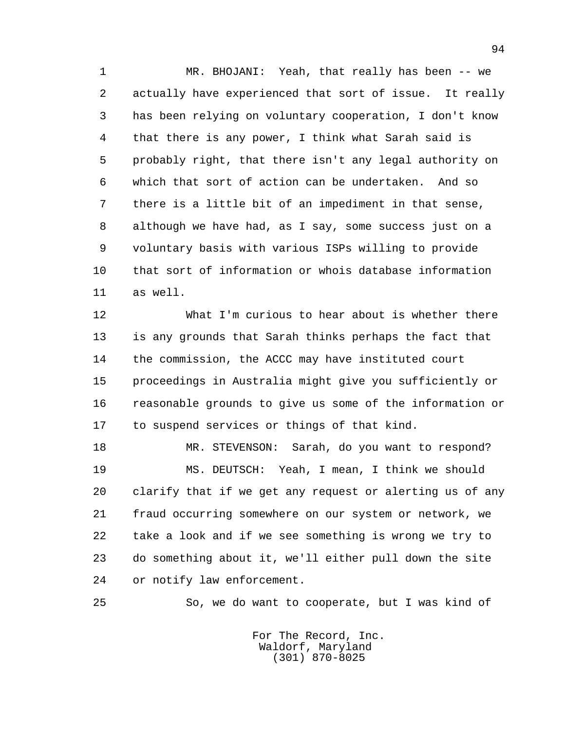MR. BHOJANI: Yeah, that really has been -- we actually have experienced that sort of issue. It really has been relying on voluntary cooperation, I don't know that there is any power, I think what Sarah said is probably right, that there isn't any legal authority on which that sort of action can be undertaken. And so there is a little bit of an impediment in that sense, although we have had, as I say, some success just on a voluntary basis with various ISPs willing to provide that sort of information or whois database information as well.

What I'm curious to hear about is whether there is any grounds that Sarah thinks perhaps the fact that the commission, the ACCC may have instituted court proceedings in Australia might give you sufficiently or reasonable grounds to give us some of the information or to suspend services or things of that kind.

MR. STEVENSON: Sarah, do you want to respond?

MS. DEUTSCH: Yeah, I mean, I think we should clarify that if we get any request or alerting us of any fraud occurring somewhere on our system or network, we take a look and if we see something is wrong we try to do something about it, we'll either pull down the site or notify law enforcement.

So, we do want to cooperate, but I was kind of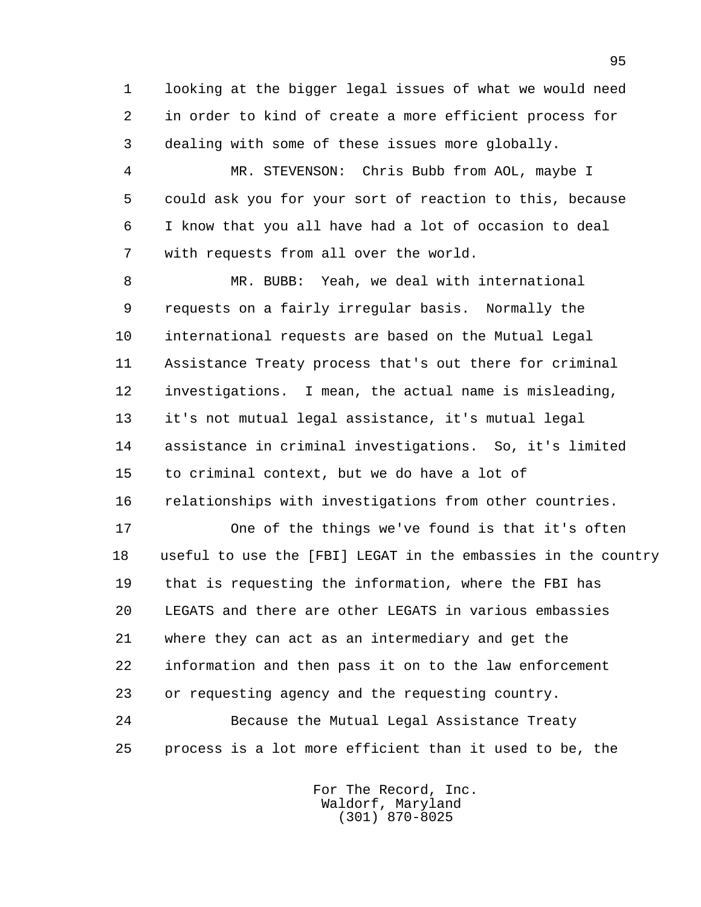looking at the bigger legal issues of what we would need in order to kind of create a more efficient process for dealing with some of these issues more globally.

MR. STEVENSON: Chris Bubb from AOL, maybe I could ask you for your sort of reaction to this, because I know that you all have had a lot of occasion to deal with requests from all over the world.

MR. BUBB: Yeah, we deal with international requests on a fairly irregular basis. Normally the international requests are based on the Mutual Legal Assistance Treaty process that's out there for criminal investigations. I mean, the actual name is misleading, it's not mutual legal assistance, it's mutual legal assistance in criminal investigations. So, it's limited to criminal context, but we do have a lot of relationships with investigations from other countries.

One of the things we've found is that it's often useful to use the [FBI] LEGAT in the embassies in the country that is requesting the information, where the FBI has LEGATS and there are other LEGATS in various embassies where they can act as an intermediary and get the information and then pass it on to the law enforcement or requesting agency and the requesting country.

Because the Mutual Legal Assistance Treaty process is a lot more efficient than it used to be, the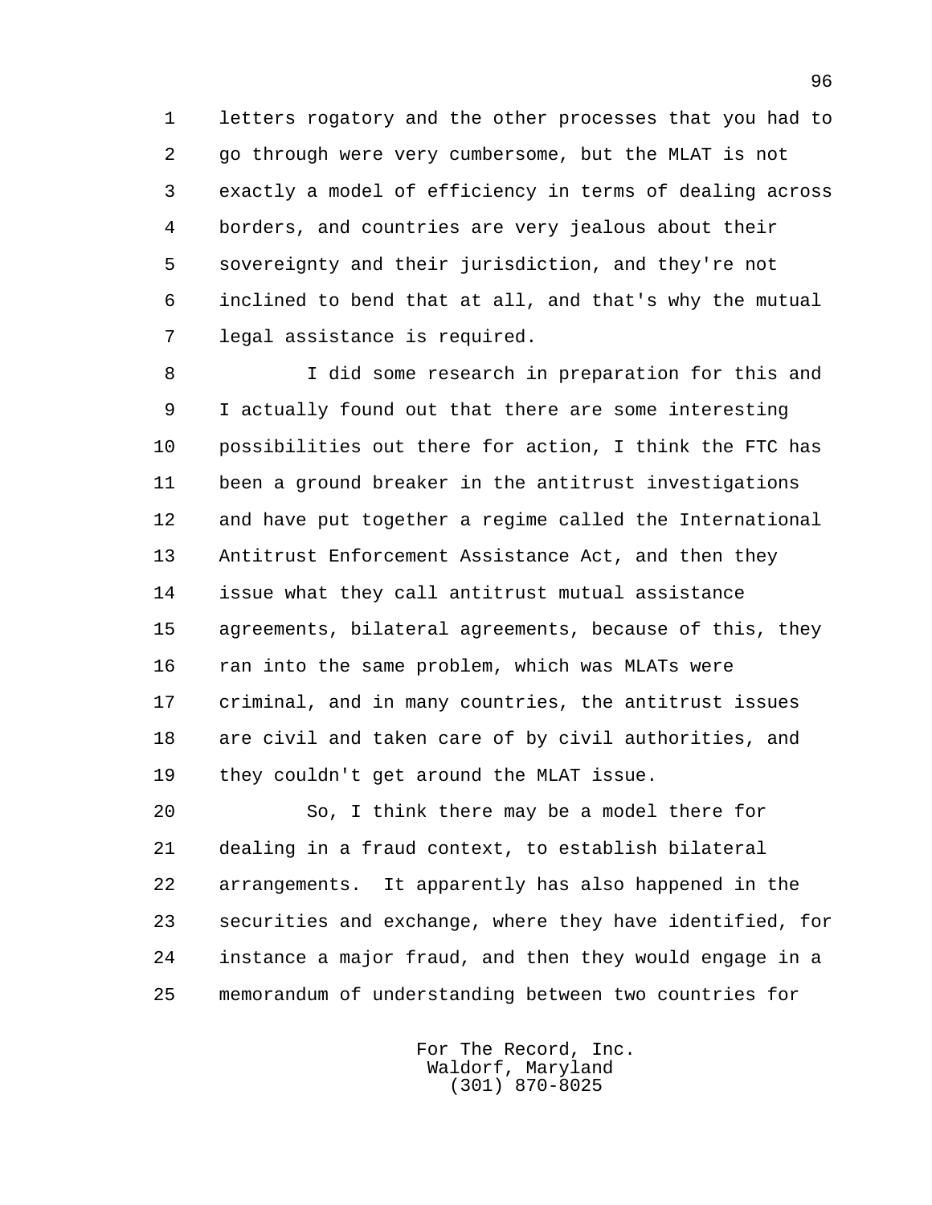letters rogatory and the other processes that you had to go through were very cumbersome, but the MLAT is not exactly a model of efficiency in terms of dealing across borders, and countries are very jealous about their sovereignty and their jurisdiction, and they're not inclined to bend that at all, and that's why the mutual legal assistance is required.

I did some research in preparation for this and I actually found out that there are some interesting possibilities out there for action, I think the FTC has been a ground breaker in the antitrust investigations and have put together a regime called the International Antitrust Enforcement Assistance Act, and then they issue what they call antitrust mutual assistance agreements, bilateral agreements, because of this, they ran into the same problem, which was MLATs were criminal, and in many countries, the antitrust issues are civil and taken care of by civil authorities, and they couldn't get around the MLAT issue.

So, I think there may be a model there for dealing in a fraud context, to establish bilateral arrangements.  It apparently has also happened in the securities and exchange, where they have identified, for instance a major fraud, and then they would engage in a memorandum of understanding between two countries for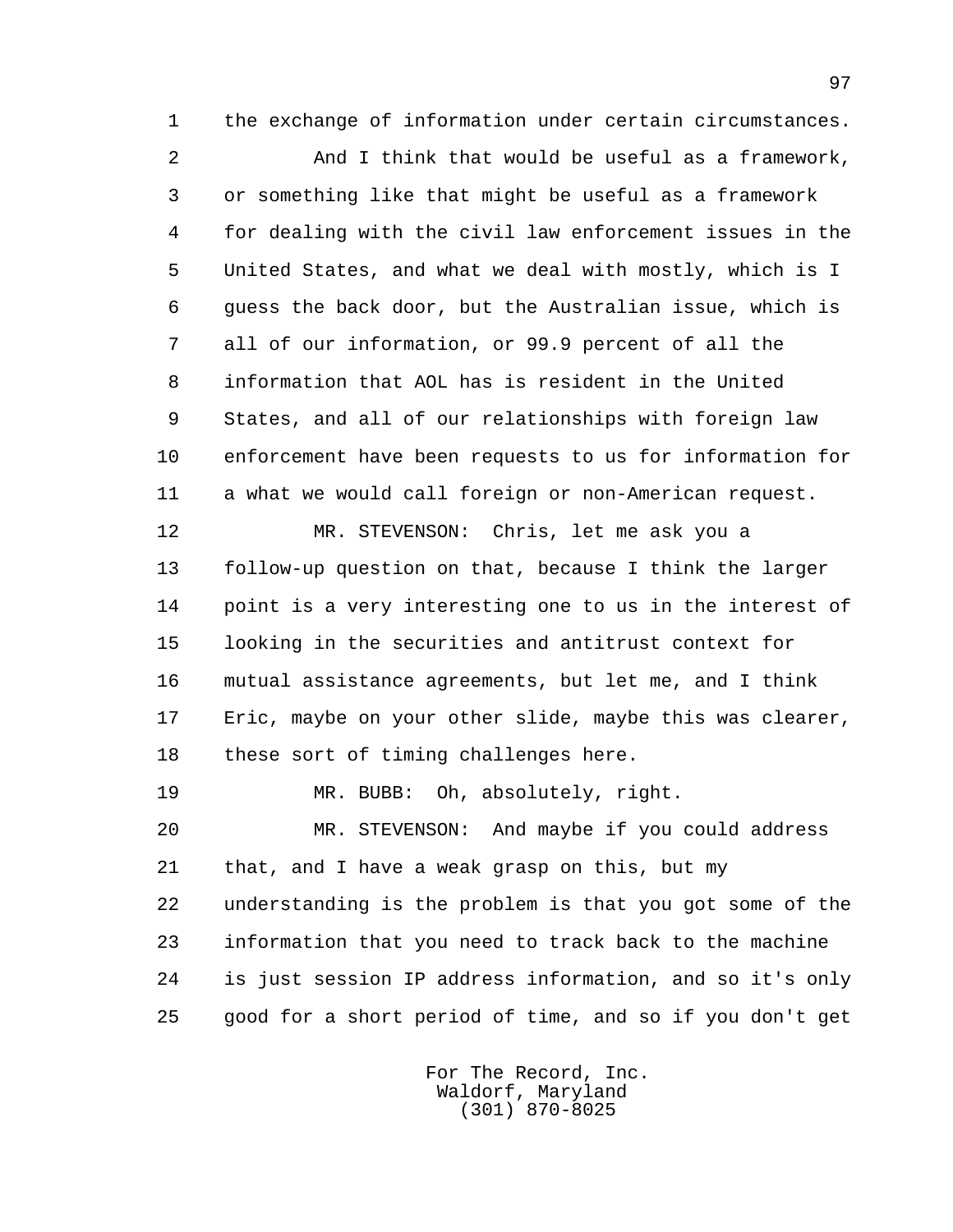the exchange of information under certain circumstances.

And I think that would be useful as a framework, or something like that might be useful as a framework for dealing with the civil law enforcement issues in the United States, and what we deal with mostly, which is I guess the back door, but the Australian issue, which is all of our information, or 99.9 percent of all the information that AOL has is resident in the United States, and all of our relationships with foreign law enforcement have been requests to us for information for a what we would call foreign or non-American request.

MR. STEVENSON: Chris, let me ask you a follow-up question on that, because I think the larger point is a very interesting one to us in the interest of looking in the securities and antitrust context for mutual assistance agreements, but let me, and I think Eric, maybe on your other slide, maybe this was clearer, these sort of timing challenges here.

MR. BUBB: Oh, absolutely, right.

MR. STEVENSON: And maybe if you could address that, and I have a weak grasp on this, but my understanding is the problem is that you got some of the information that you need to track back to the machine is just session IP address information, and so it's only good for a short period of time, and so if you don't get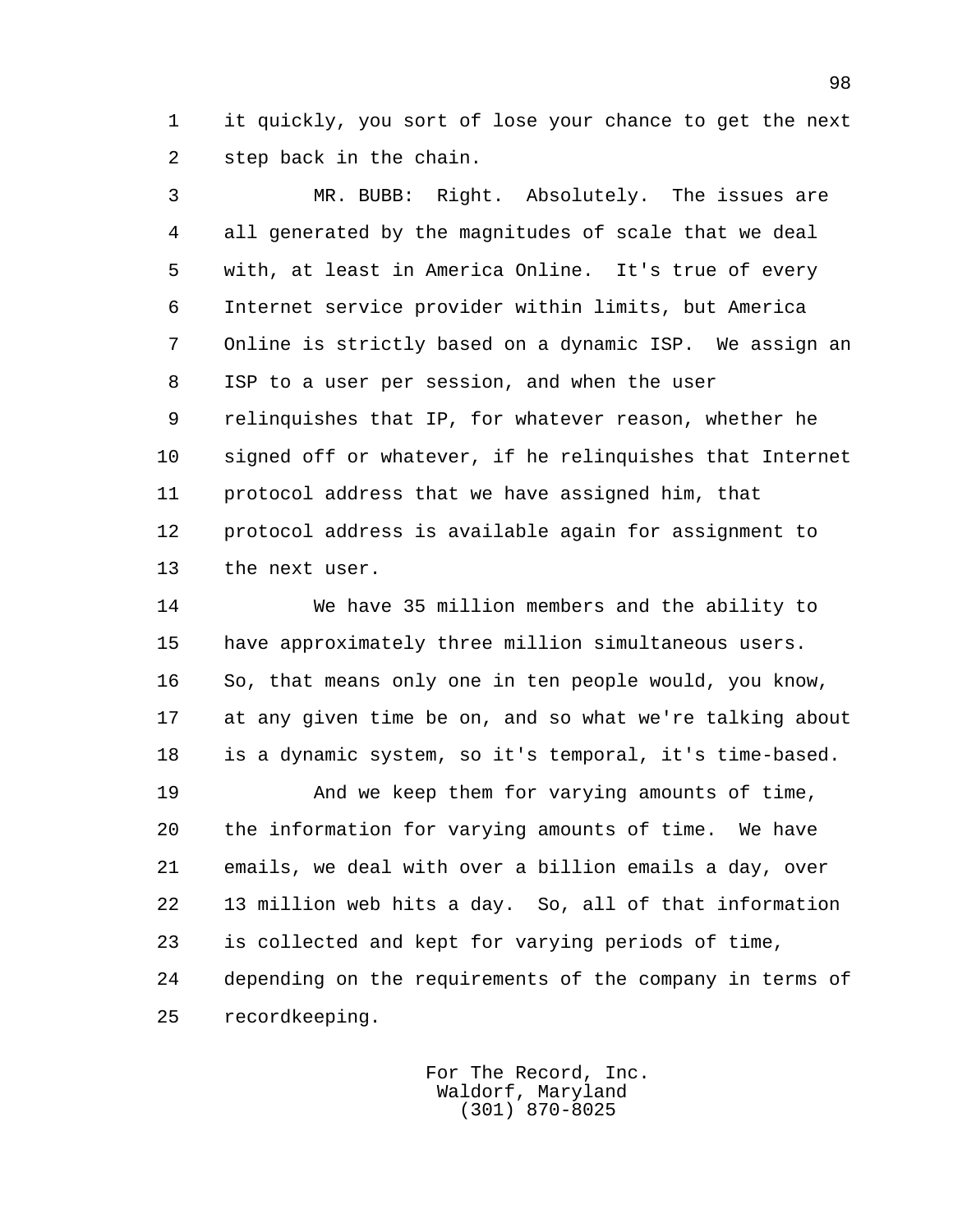it quickly, you sort of lose your chance to get the next step back in the chain.

MR. BUBB: Right. Absolutely. The issues are all generated by the magnitudes of scale that we deal with, at least in America Online. It's true of every Internet service provider within limits, but America Online is strictly based on a dynamic ISP. We assign an ISP to a user per session, and when the user relinquishes that IP, for whatever reason, whether he signed off or whatever, if he relinquishes that Internet protocol address that we have assigned him, that protocol address is available again for assignment to the next user.

We have 35 million members and the ability to have approximately three million simultaneous users. So, that means only one in ten people would, you know, at any given time be on, and so what we're talking about is a dynamic system, so it's temporal, it's time-based.

And we keep them for varying amounts of time, the information for varying amounts of time. We have emails, we deal with over a billion emails a day, over 13 million web hits a day. So, all of that information is collected and kept for varying periods of time, depending on the requirements of the company in terms of recordkeeping.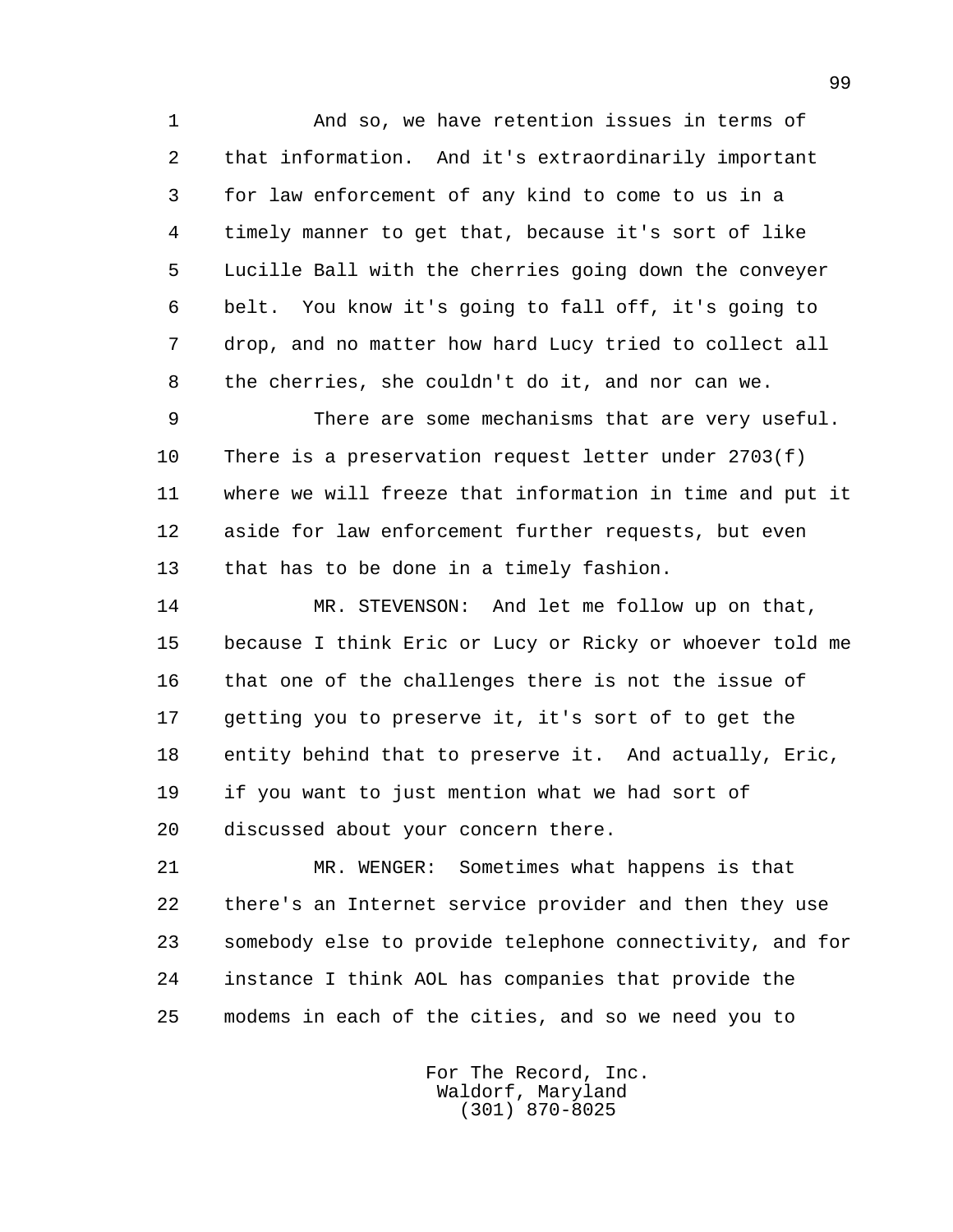And so, we have retention issues in terms of that information. And it's extraordinarily important for law enforcement of any kind to come to us in a timely manner to get that, because it's sort of like Lucille Ball with the cherries going down the conveyer belt. You know it's going to fall off, it's going to drop, and no matter how hard Lucy tried to collect all the cherries, she couldn't do it, and nor can we.

There are some mechanisms that are very useful. There is a preservation request letter under 2703(f) where we will freeze that information in time and put it aside for law enforcement further requests, but even that has to be done in a timely fashion.

MR. STEVENSON: And let me follow up on that, because I think Eric or Lucy or Ricky or whoever told me that one of the challenges there is not the issue of getting you to preserve it, it's sort of to get the entity behind that to preserve it. And actually, Eric, if you want to just mention what we had sort of discussed about your concern there.

MR. WENGER: Sometimes what happens is that there's an Internet service provider and then they use somebody else to provide telephone connectivity, and for instance I think AOL has companies that provide the modems in each of the cities, and so we need you to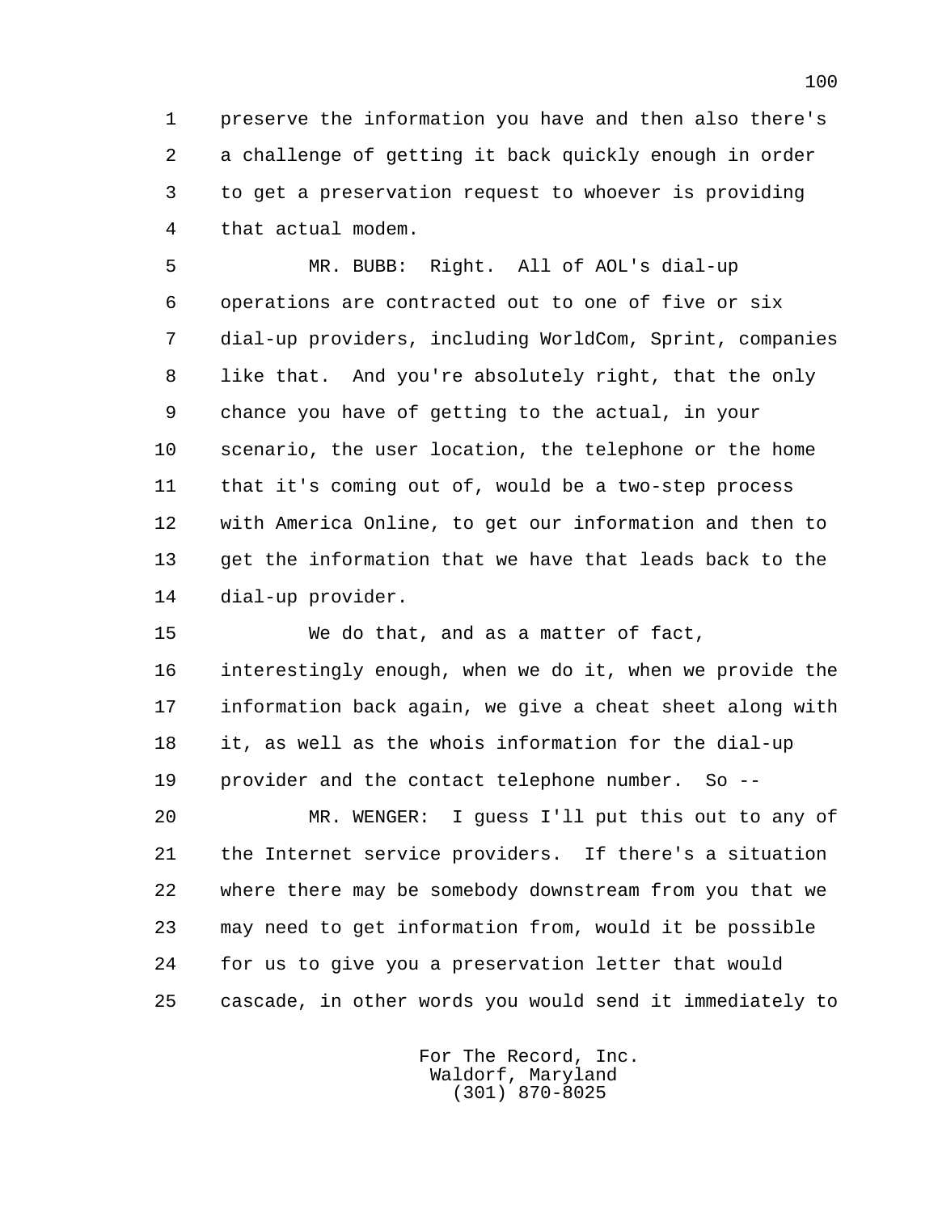preserve the information you have and then also there's a challenge of getting it back quickly enough in order to get a preservation request to whoever is providing that actual modem.

MR. BUBB: Right. All of AOL's dial-up operations are contracted out to one of five or six dial-up providers, including WorldCom, Sprint, companies like that. And you're absolutely right, that the only chance you have of getting to the actual, in your scenario, the user location, the telephone or the home that it's coming out of, would be a two-step process with America Online, to get our information and then to get the information that we have that leads back to the dial-up provider.

We do that, and as a matter of fact, interestingly enough, when we do it, when we provide the information back again, we give a cheat sheet along with it, as well as the whois information for the dial-up provider and the contact telephone number. So --

MR. WENGER: I guess I'll put this out to any of the Internet service providers. If there's a situation where there may be somebody downstream from you that we may need to get information from, would it be possible for us to give you a preservation letter that would cascade, in other words you would send it immediately to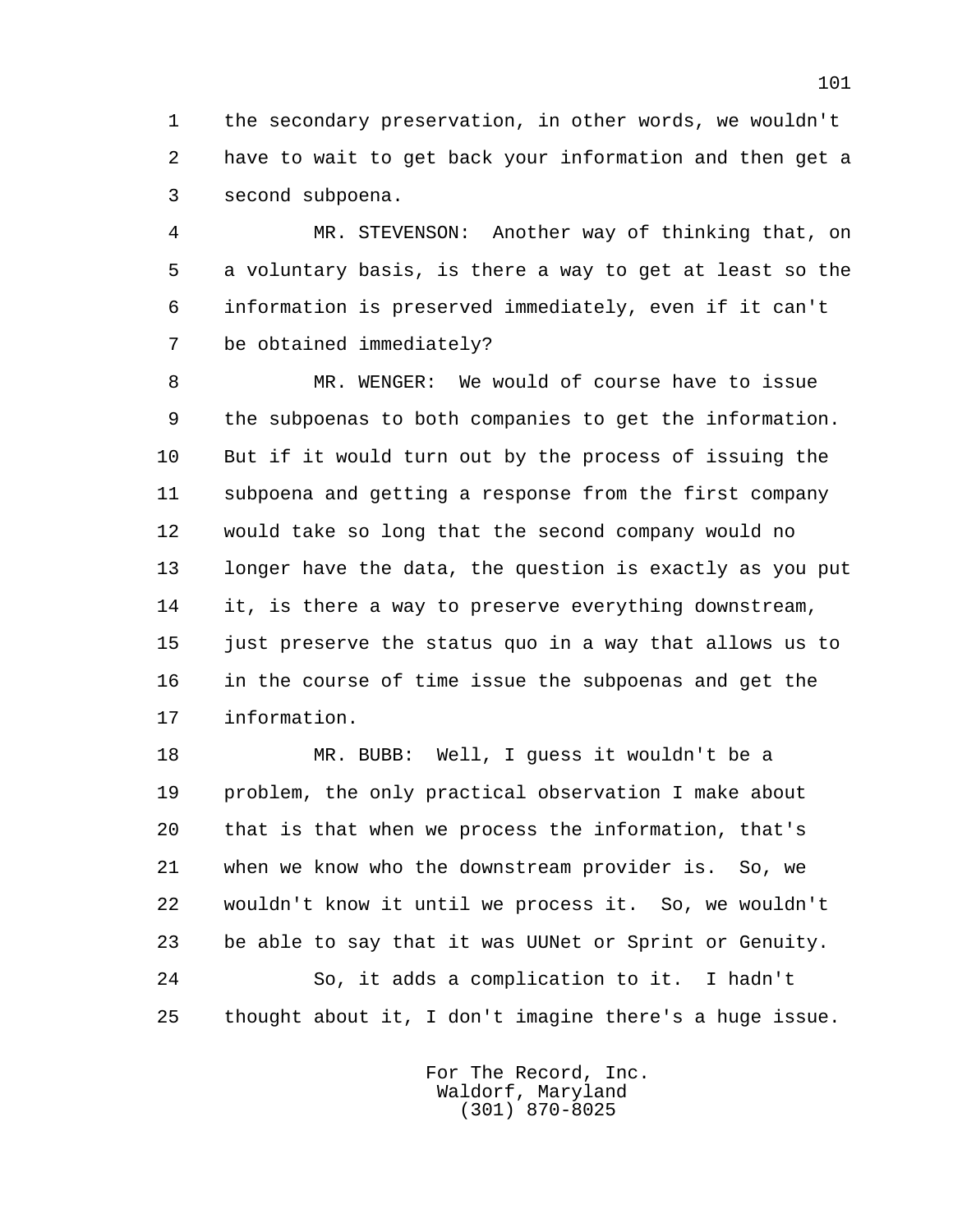the secondary preservation, in other words, we wouldn't have to wait to get back your information and then get a second subpoena.

MR. STEVENSON: Another way of thinking that, on a voluntary basis, is there a way to get at least so the information is preserved immediately, even if it can't be obtained immediately?

MR. WENGER: We would of course have to issue the subpoenas to both companies to get the information. But if it would turn out by the process of issuing the subpoena and getting a response from the first company would take so long that the second company would no longer have the data, the question is exactly as you put it, is there a way to preserve everything downstream, just preserve the status quo in a way that allows us to in the course of time issue the subpoenas and get the information.

MR. BUBB: Well, I guess it wouldn't be a problem, the only practical observation I make about that is that when we process the information, that's when we know who the downstream provider is. So, we wouldn't know it until we process it. So, we wouldn't be able to say that it was UUNet or Sprint or Genuity.

So, it adds a complication to it. I hadn't thought about it, I don't imagine there's a huge issue.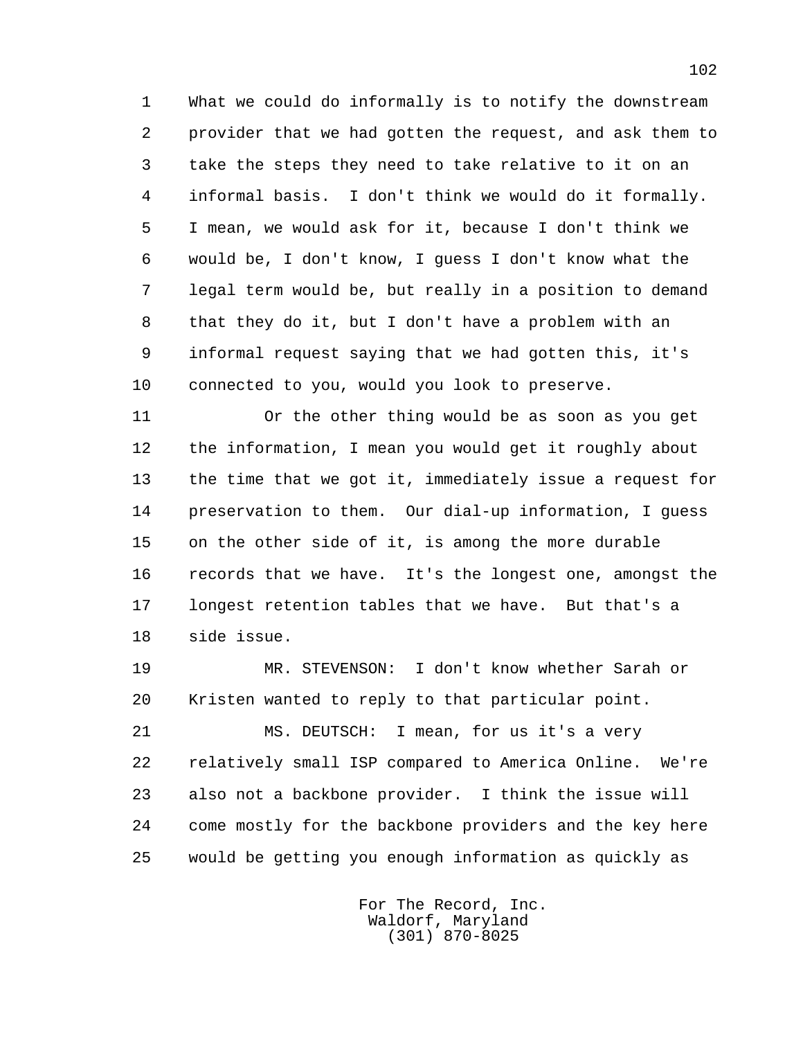What we could do informally is to notify the downstream provider that we had gotten the request, and ask them to take the steps they need to take relative to it on an informal basis. I don't think we would do it formally. I mean, we would ask for it, because I don't think we would be, I don't know, I guess I don't know what the legal term would be, but really in a position to demand that they do it, but I don't have a problem with an informal request saying that we had gotten this, it's connected to you, would you look to preserve.

Or the other thing would be as soon as you get the information, I mean you would get it roughly about the time that we got it, immediately issue a request for preservation to them. Our dial-up information, I guess on the other side of it, is among the more durable records that we have. It's the longest one, amongst the longest retention tables that we have. But that's a side issue.

MR. STEVENSON: I don't know whether Sarah or Kristen wanted to reply to that particular point.

MS. DEUTSCH: I mean, for us it's a very relatively small ISP compared to America Online. We're also not a backbone provider. I think the issue will come mostly for the backbone providers and the key here would be getting you enough information as quickly as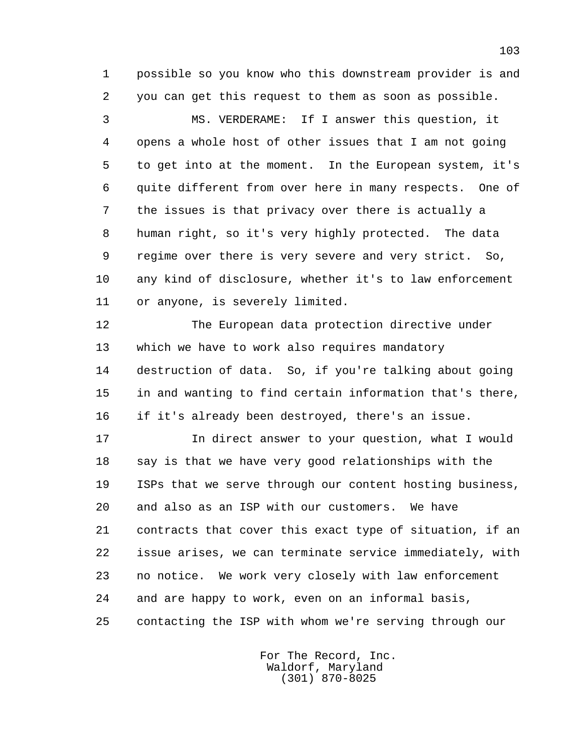possible so you know who this downstream provider is and you can get this request to them as soon as possible.

MS. VERDERAME: If I answer this question, it opens a whole host of other issues that I am not going to get into at the moment. In the European system, it's quite different from over here in many respects. One of the issues is that privacy over there is actually a human right, so it's very highly protected. The data regime over there is very severe and very strict. So, any kind of disclosure, whether it's to law enforcement or anyone, is severely limited.

The European data protection directive under which we have to work also requires mandatory destruction of data. So, if you're talking about going in and wanting to find certain information that's there, if it's already been destroyed, there's an issue.

In direct answer to your question, what I would say is that we have very good relationships with the ISPs that we serve through our content hosting business, and also as an ISP with our customers. We have contracts that cover this exact type of situation, if an issue arises, we can terminate service immediately, with no notice. We work very closely with law enforcement and are happy to work, even on an informal basis, contacting the ISP with whom we're serving through our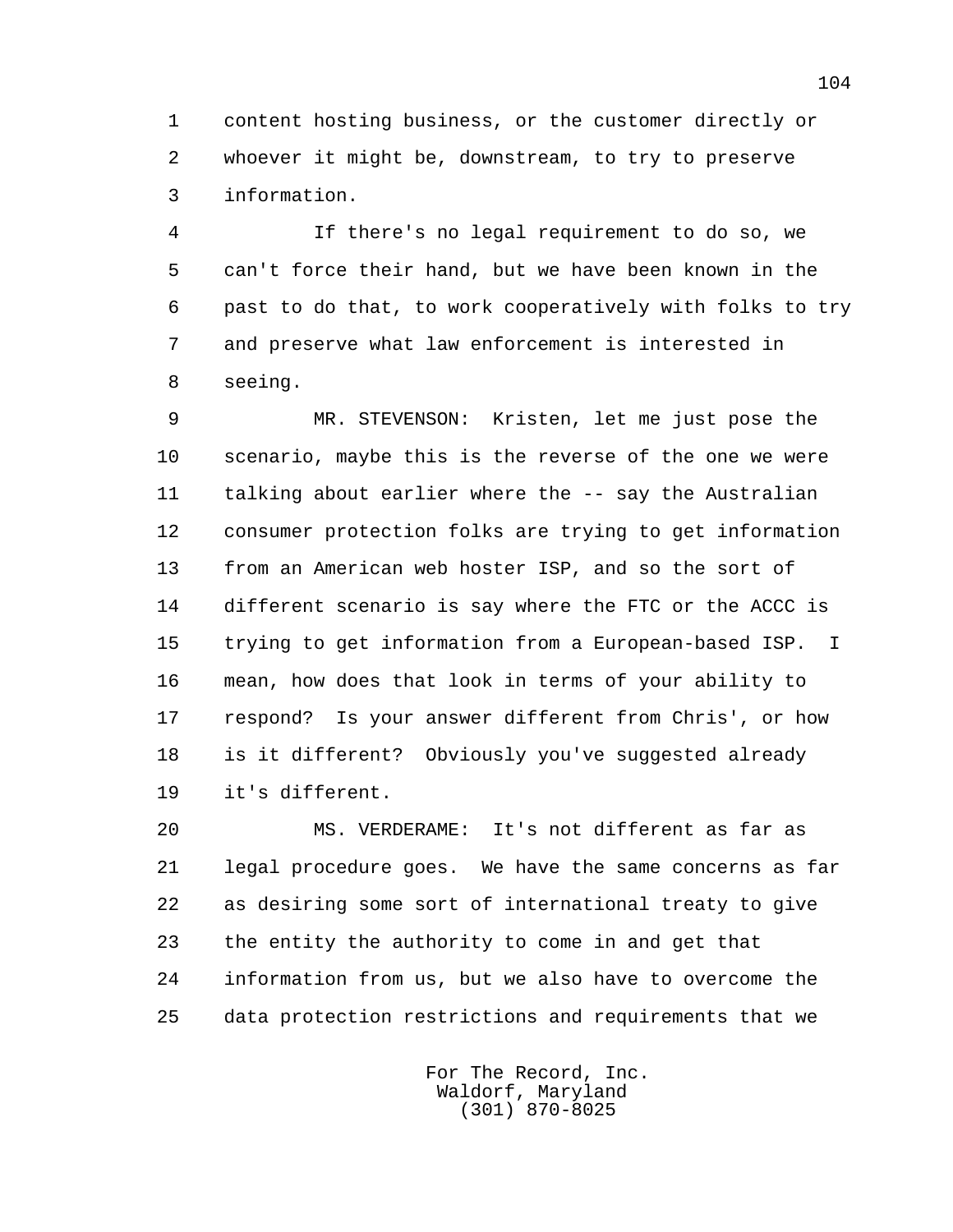content hosting business, or the customer directly or whoever it might be, downstream, to try to preserve information.

If there's no legal requirement to do so, we can't force their hand, but we have been known in the past to do that, to work cooperatively with folks to try and preserve what law enforcement is interested in seeing.

MR. STEVENSON: Kristen, let me just pose the scenario, maybe this is the reverse of the one we were talking about earlier where the -- say the Australian consumer protection folks are trying to get information from an American web hoster ISP, and so the sort of different scenario is say where the FTC or the ACCC is trying to get information from a European-based ISP. I mean, how does that look in terms of your ability to respond? Is your answer different from Chris', or how is it different? Obviously you've suggested already it's different.

MS. VERDERAME: It's not different as far as legal procedure goes. We have the same concerns as far as desiring some sort of international treaty to give the entity the authority to come in and get that information from us, but we also have to overcome the data protection restrictions and requirements that we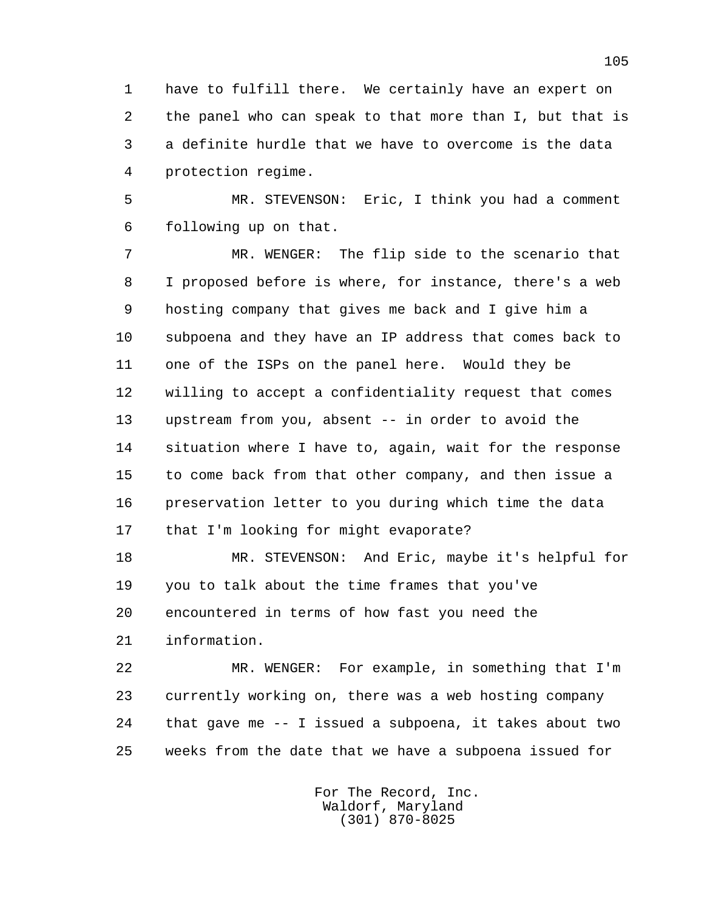have to fulfill there. We certainly have an expert on the panel who can speak to that more than I, but that is a definite hurdle that we have to overcome is the data protection regime.

MR. STEVENSON: Eric, I think you had a comment following up on that.

MR. WENGER: The flip side to the scenario that I proposed before is where, for instance, there's a web hosting company that gives me back and I give him a subpoena and they have an IP address that comes back to one of the ISPs on the panel here. Would they be willing to accept a confidentiality request that comes upstream from you, absent -- in order to avoid the situation where I have to, again, wait for the response to come back from that other company, and then issue a preservation letter to you during which time the data that I'm looking for might evaporate?

MR. STEVENSON: And Eric, maybe it's helpful for you to talk about the time frames that you've encountered in terms of how fast you need the information.

MR. WENGER: For example, in something that I'm currently working on, there was a web hosting company that gave me -- I issued a subpoena, it takes about two weeks from the date that we have a subpoena issued for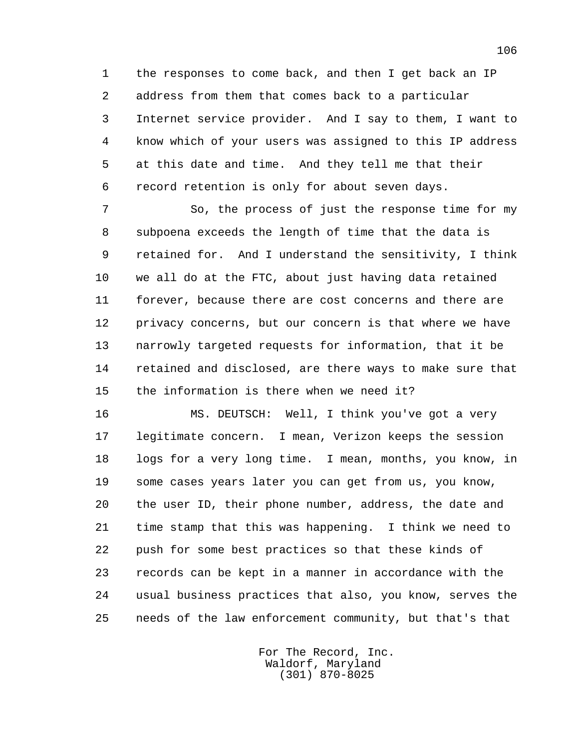the responses to come back, and then I get back an IP address from them that comes back to a particular Internet service provider. And I say to them, I want to know which of your users was assigned to this IP address at this date and time. And they tell me that their record retention is only for about seven days.

So, the process of just the response time for my subpoena exceeds the length of time that the data is retained for. And I understand the sensitivity, I think we all do at the FTC, about just having data retained forever, because there are cost concerns and there are privacy concerns, but our concern is that where we have narrowly targeted requests for information, that it be retained and disclosed, are there ways to make sure that the information is there when we need it?

MS. DEUTSCH: Well, I think you've got a very legitimate concern. I mean, Verizon keeps the session logs for a very long time. I mean, months, you know, in some cases years later you can get from us, you know, the user ID, their phone number, address, the date and time stamp that this was happening. I think we need to push for some best practices so that these kinds of records can be kept in a manner in accordance with the usual business practices that also, you know, serves the needs of the law enforcement community, but that's that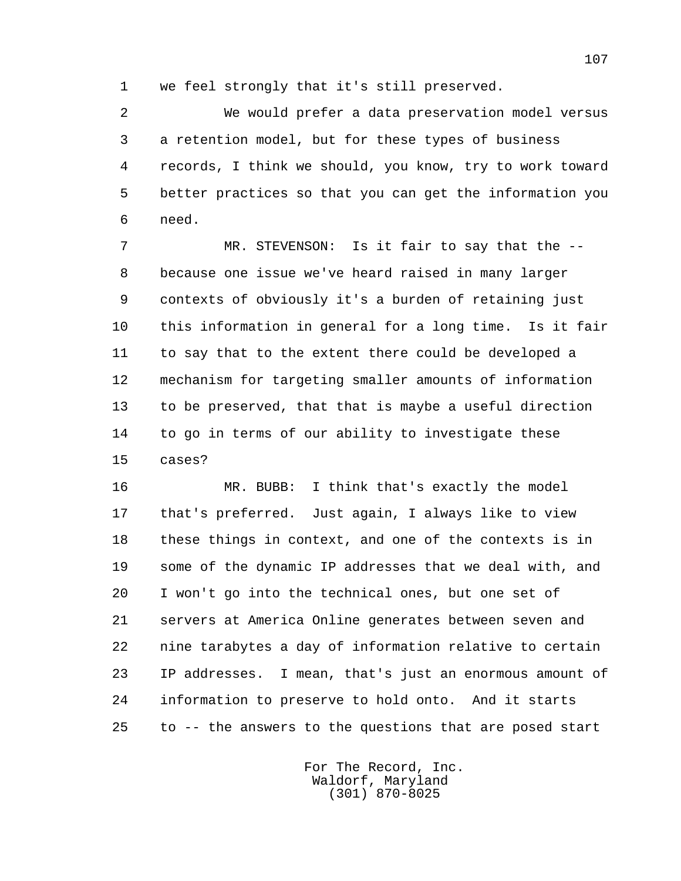we feel strongly that it's still preserved.

We would prefer a data preservation model versus a retention model, but for these types of business records, I think we should, you know, try to work toward better practices so that you can get the information you need.

MR. STEVENSON: Is it fair to say that the -- because one issue we've heard raised in many larger contexts of obviously it's a burden of retaining just this information in general for a long time. Is it fair to say that to the extent there could be developed a mechanism for targeting smaller amounts of information to be preserved, that that is maybe a useful direction to go in terms of our ability to investigate these cases?

MR. BUBB: I think that's exactly the model that's preferred. Just again, I always like to view these things in context, and one of the contexts is in some of the dynamic IP addresses that we deal with, and I won't go into the technical ones, but one set of servers at America Online generates between seven and nine tarabytes a day of information relative to certain IP addresses. I mean, that's just an enormous amount of information to preserve to hold onto. And it starts to -- the answers to the questions that are posed start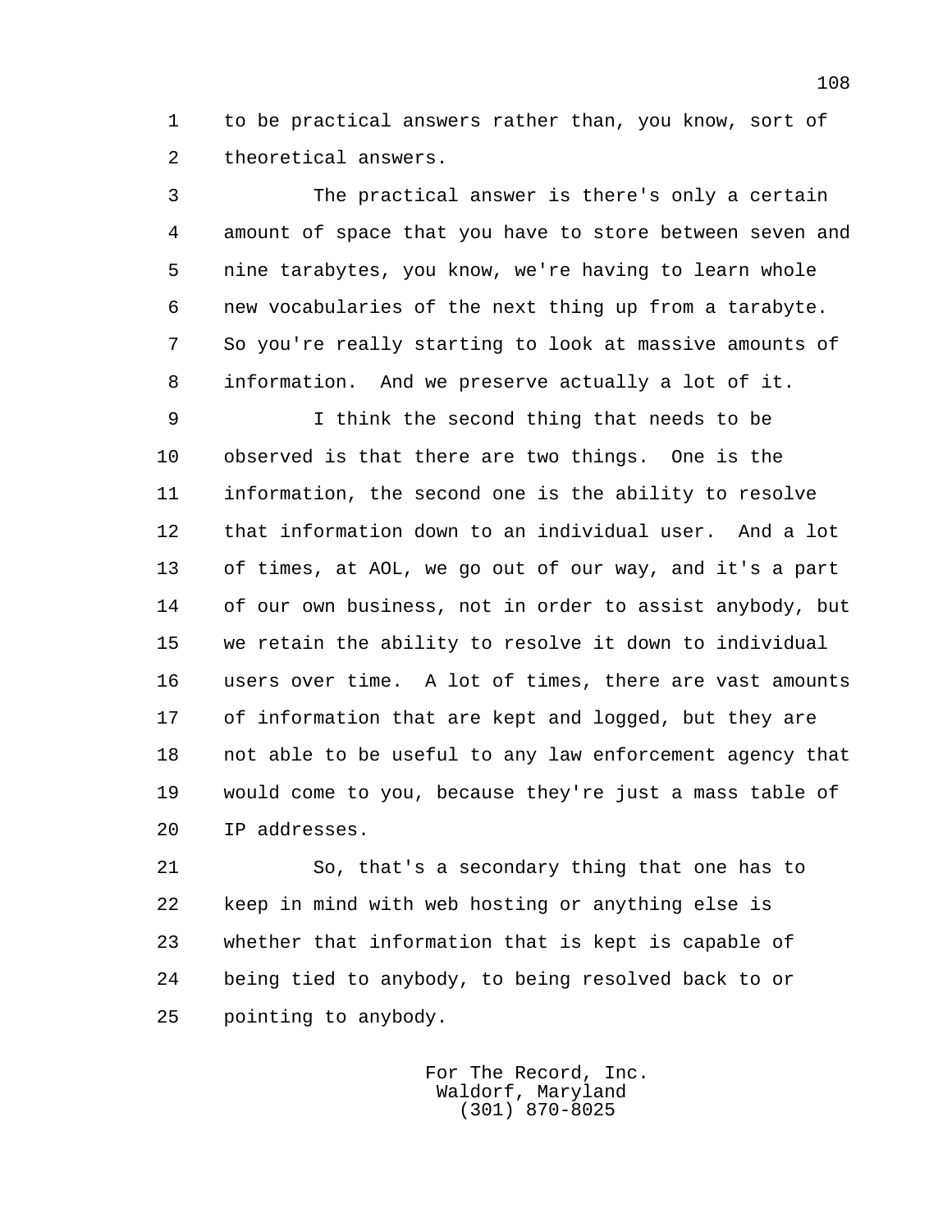to be practical answers rather than, you know, sort of theoretical answers.

The practical answer is there's only a certain amount of space that you have to store between seven and nine tarabytes, you know, we're having to learn whole new vocabularies of the next thing up from a tarabyte. So you're really starting to look at massive amounts of information. And we preserve actually a lot of it.

I think the second thing that needs to be observed is that there are two things. One is the information, the second one is the ability to resolve that information down to an individual user. And a lot of times, at AOL, we go out of our way, and it's a part of our own business, not in order to assist anybody, but we retain the ability to resolve it down to individual users over time. A lot of times, there are vast amounts of information that are kept and logged, but they are not able to be useful to any law enforcement agency that would come to you, because they're just a mass table of IP addresses.

So, that's a secondary thing that one has to keep in mind with web hosting or anything else is whether that information that is kept is capable of being tied to anybody, to being resolved back to or pointing to anybody.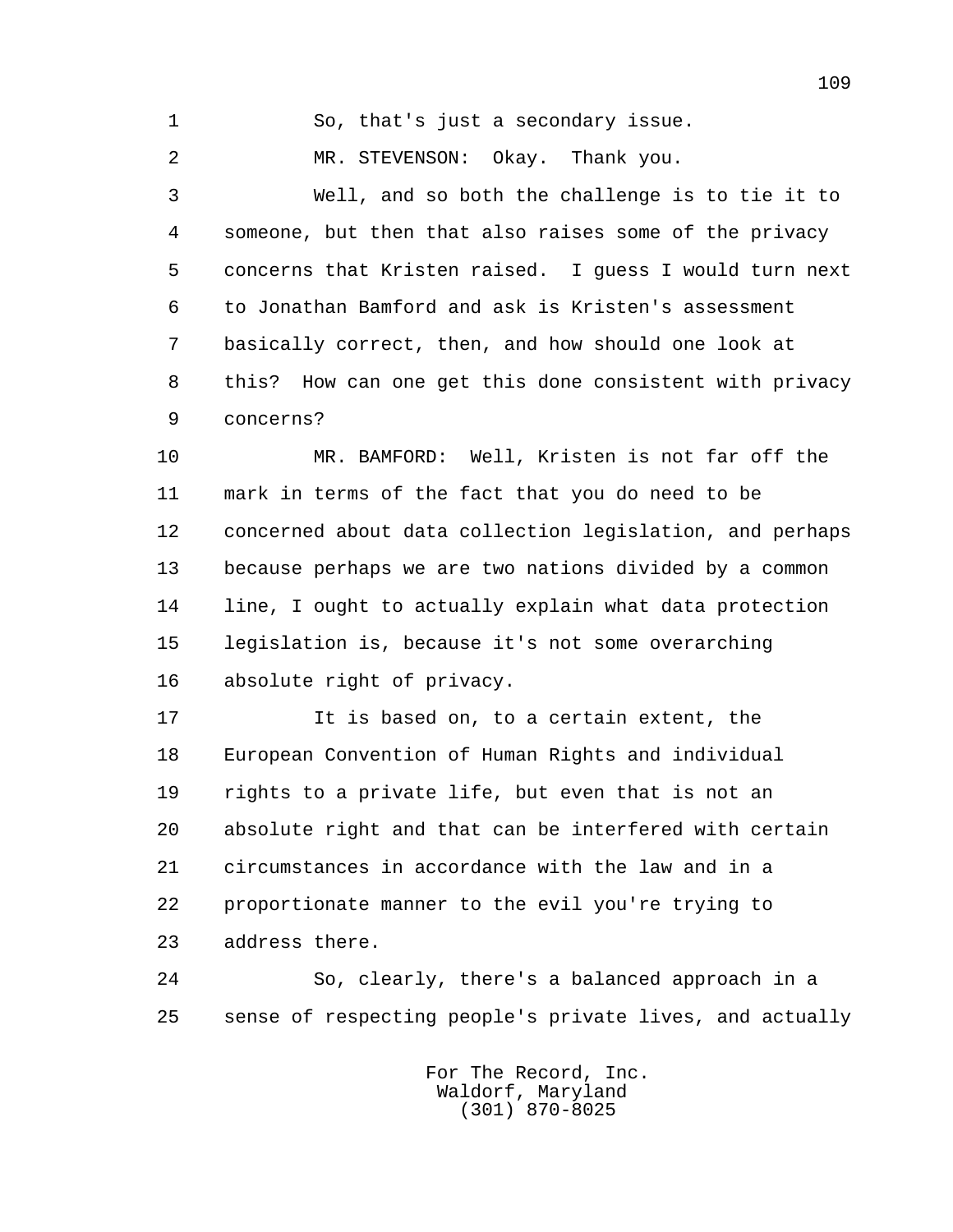So, that's just a secondary issue.

MR. STEVENSON: Okay. Thank you.

Well, and so both the challenge is to tie it to someone, but then that also raises some of the privacy concerns that Kristen raised. I guess I would turn next to Jonathan Bamford and ask is Kristen's assessment basically correct, then, and how should one look at this? How can one get this done consistent with privacy concerns?

MR. BAMFORD: Well, Kristen is not far off the mark in terms of the fact that you do need to be concerned about data collection legislation, and perhaps because perhaps we are two nations divided by a common line, I ought to actually explain what data protection legislation is, because it's not some overarching absolute right of privacy.

It is based on, to a certain extent, the European Convention of Human Rights and individual rights to a private life, but even that is not an absolute right and that can be interfered with certain circumstances in accordance with the law and in a proportionate manner to the evil you're trying to address there.

So, clearly, there's a balanced approach in a sense of respecting people's private lives, and actually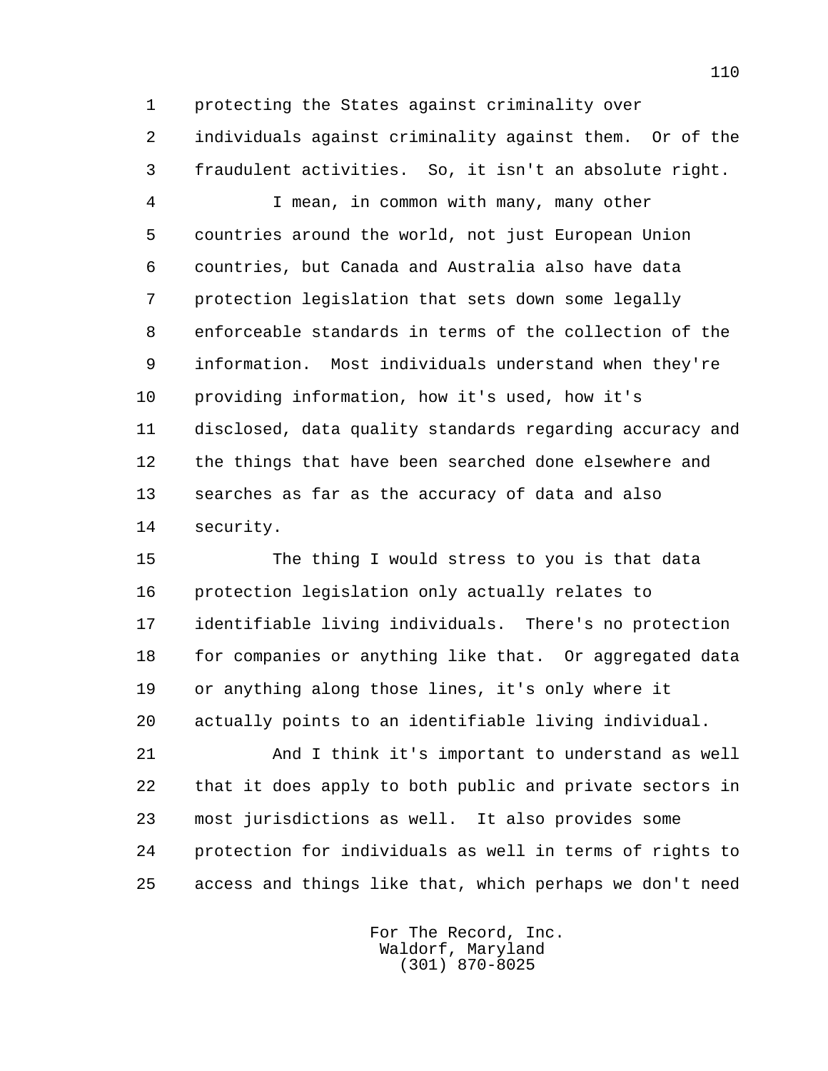protecting the States against criminality over individuals against criminality against them. Or of the fraudulent activities. So, it isn't an absolute right.

I mean, in common with many, many other countries around the world, not just European Union countries, but Canada and Australia also have data protection legislation that sets down some legally enforceable standards in terms of the collection of the information. Most individuals understand when they're providing information, how it's used, how it's disclosed, data quality standards regarding accuracy and the things that have been searched done elsewhere and searches as far as the accuracy of data and also security.

The thing I would stress to you is that data protection legislation only actually relates to identifiable living individuals. There's no protection for companies or anything like that. Or aggregated data or anything along those lines, it's only where it actually points to an identifiable living individual.

And I think it's important to understand as well that it does apply to both public and private sectors in most jurisdictions as well. It also provides some protection for individuals as well in terms of rights to access and things like that, which perhaps we don't need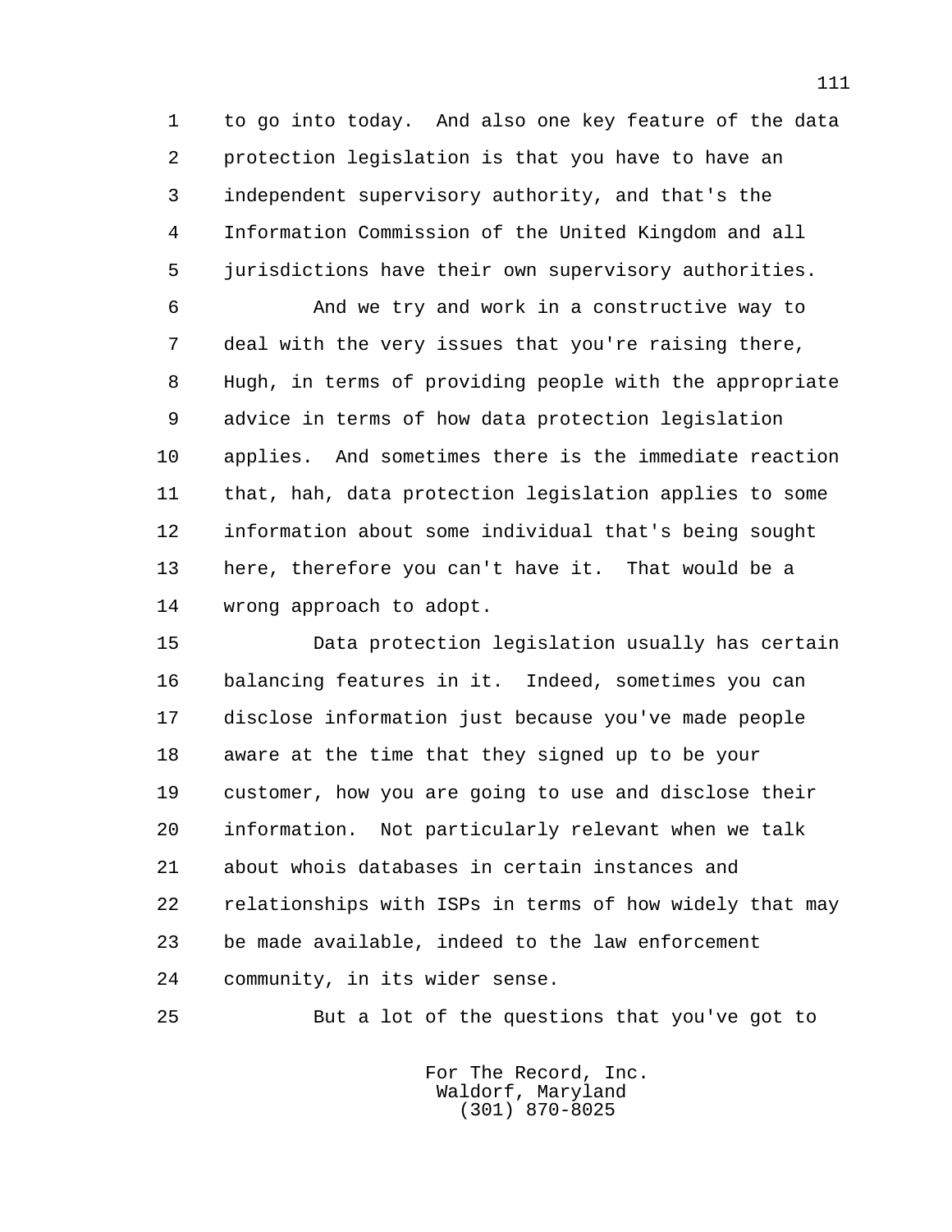to go into today. And also one key feature of the data protection legislation is that you have to have an independent supervisory authority, and that's the Information Commission of the United Kingdom and all jurisdictions have their own supervisory authorities.

And we try and work in a constructive way to deal with the very issues that you're raising there, Hugh, in terms of providing people with the appropriate advice in terms of how data protection legislation applies. And sometimes there is the immediate reaction that, hah, data protection legislation applies to some information about some individual that's being sought here, therefore you can't have it. That would be a wrong approach to adopt.

Data protection legislation usually has certain balancing features in it. Indeed, sometimes you can disclose information just because you've made people aware at the time that they signed up to be your customer, how you are going to use and disclose their information. Not particularly relevant when we talk about whois databases in certain instances and relationships with ISPs in terms of how widely that may be made available, indeed to the law enforcement community, in its wider sense.

But a lot of the questions that you've got to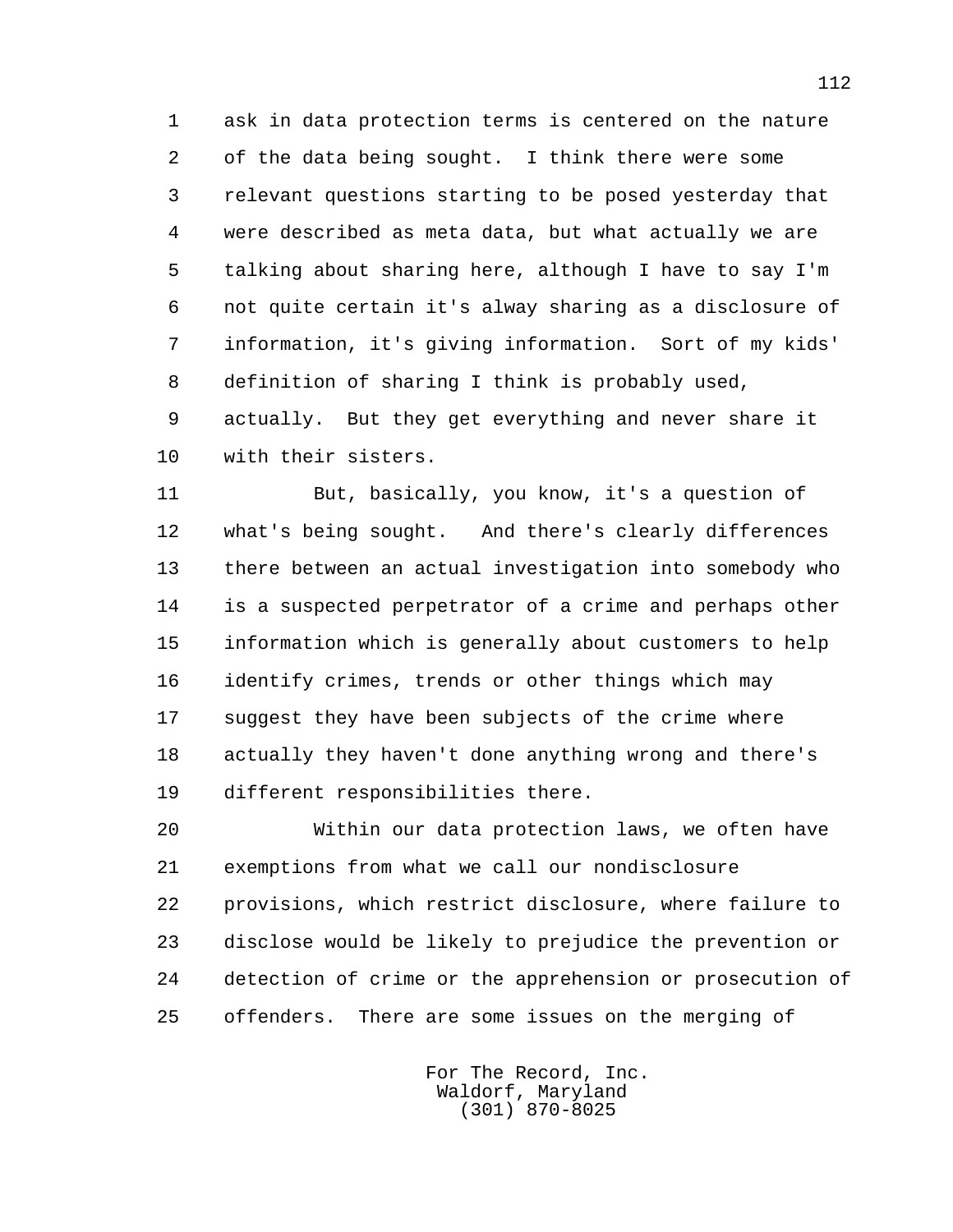ask in data protection terms is centered on the nature of the data being sought. I think there were some relevant questions starting to be posed yesterday that were described as meta data, but what actually we are talking about sharing here, although I have to say I'm not quite certain it's alway sharing as a disclosure of information, it's giving information. Sort of my kids' definition of sharing I think is probably used, actually. But they get everything and never share it with their sisters.

But, basically, you know, it's a question of what's being sought. And there's clearly differences there between an actual investigation into somebody who is a suspected perpetrator of a crime and perhaps other information which is generally about customers to help identify crimes, trends or other things which may suggest they have been subjects of the crime where actually they haven't done anything wrong and there's different responsibilities there.

Within our data protection laws, we often have exemptions from what we call our nondisclosure provisions, which restrict disclosure, where failure to disclose would be likely to prejudice the prevention or detection of crime or the apprehension or prosecution of offenders. There are some issues on the merging of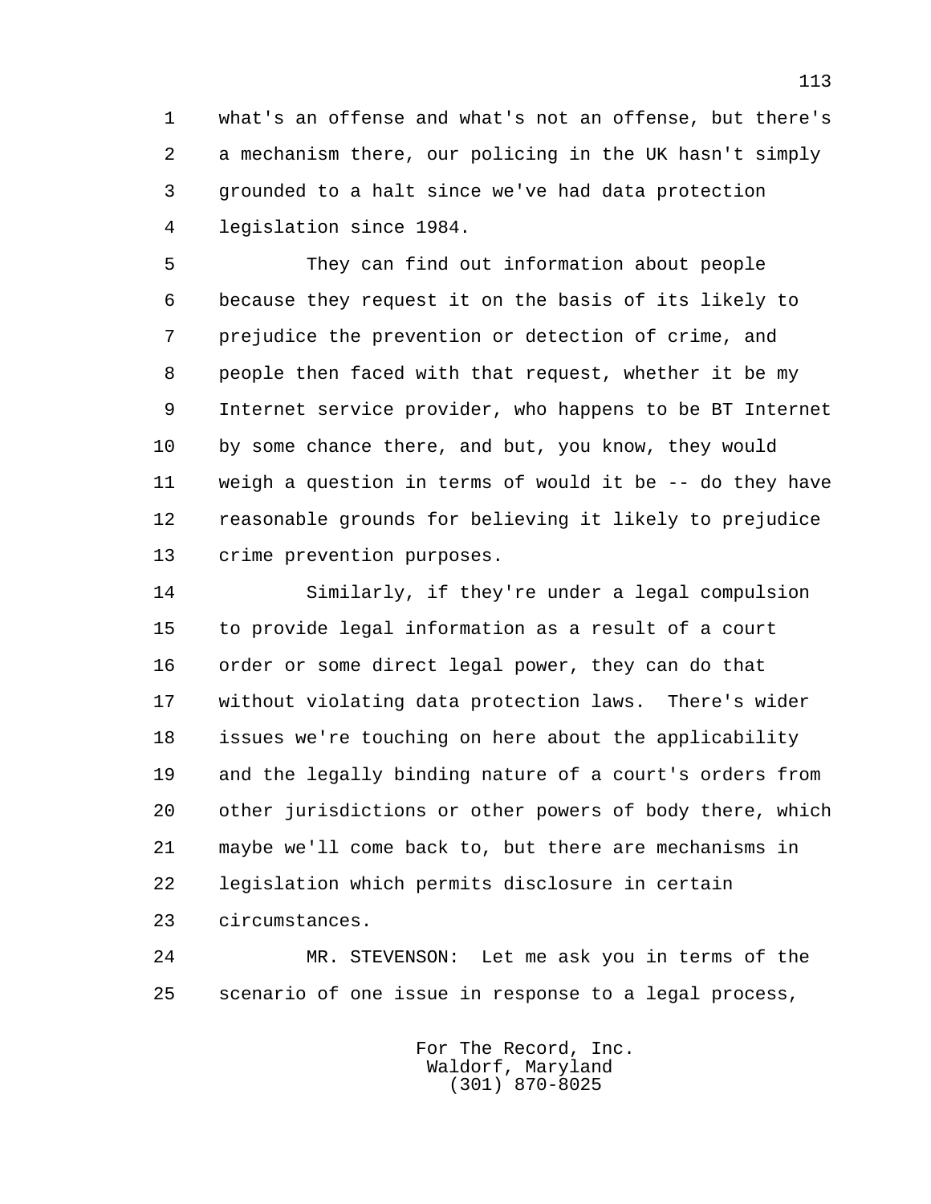what's an offense and what's not an offense, but there's a mechanism there, our policing in the UK hasn't simply grounded to a halt since we've had data protection legislation since 1984.

They can find out information about people because they request it on the basis of its likely to prejudice the prevention or detection of crime, and people then faced with that request, whether it be my Internet service provider, who happens to be BT Internet by some chance there, and but, you know, they would weigh a question in terms of would it be -- do they have reasonable grounds for believing it likely to prejudice crime prevention purposes.

Similarly, if they're under a legal compulsion to provide legal information as a result of a court order or some direct legal power, they can do that without violating data protection laws. There's wider issues we're touching on here about the applicability and the legally binding nature of a court's orders from other jurisdictions or other powers of body there, which maybe we'll come back to, but there are mechanisms in legislation which permits disclosure in certain circumstances.

MR. STEVENSON: Let me ask you in terms of the scenario of one issue in response to a legal process,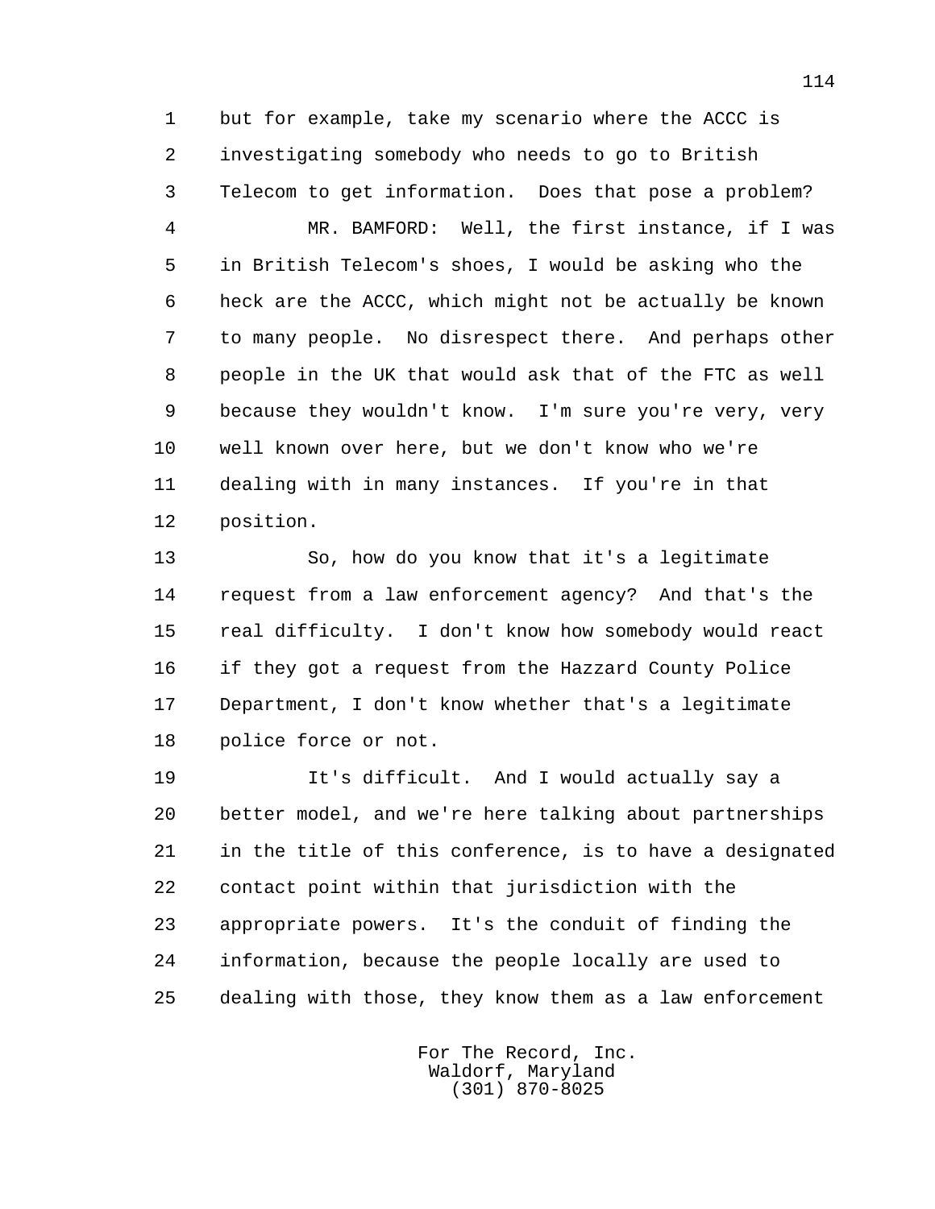but for example, take my scenario where the ACCC is investigating somebody who needs to go to British Telecom to get information. Does that pose a problem?

MR. BAMFORD: Well, the first instance, if I was in British Telecom's shoes, I would be asking who the heck are the ACCC, which might not be actually be known to many people. No disrespect there. And perhaps other people in the UK that would ask that of the FTC as well because they wouldn't know. I'm sure you're very, very well known over here, but we don't know who we're dealing with in many instances. If you're in that position.

So, how do you know that it's a legitimate request from a law enforcement agency? And that's the real difficulty. I don't know how somebody would react if they got a request from the Hazzard County Police Department, I don't know whether that's a legitimate police force or not.

It's difficult. And I would actually say a better model, and we're here talking about partnerships in the title of this conference, is to have a designated contact point within that jurisdiction with the appropriate powers. It's the conduit of finding the information, because the people locally are used to dealing with those, they know them as a law enforcement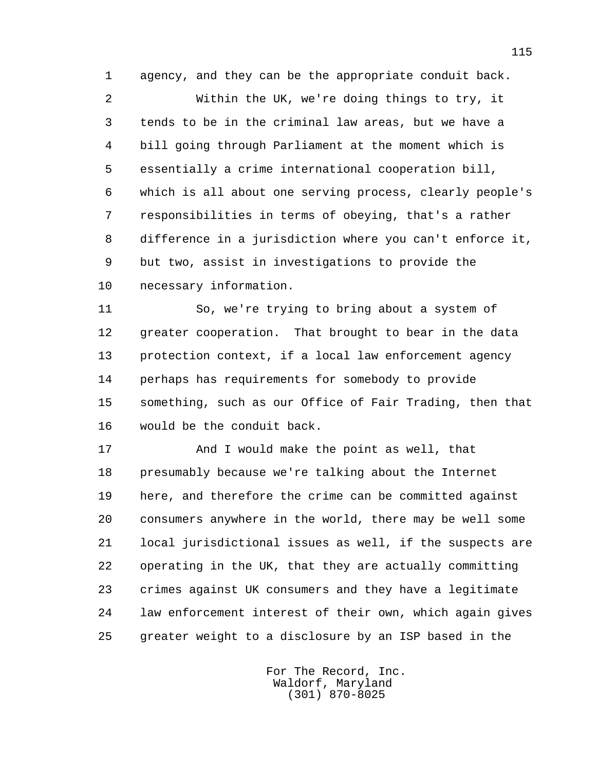agency, and they can be the appropriate conduit back.

Within the UK, we're doing things to try, it tends to be in the criminal law areas, but we have a bill going through Parliament at the moment which is essentially a crime international cooperation bill, which is all about one serving process, clearly people's responsibilities in terms of obeying, that's a rather difference in a jurisdiction where you can't enforce it, but two, assist in investigations to provide the necessary information.

So, we're trying to bring about a system of greater cooperation. That brought to bear in the data protection context, if a local law enforcement agency perhaps has requirements for somebody to provide something, such as our Office of Fair Trading, then that would be the conduit back.

And I would make the point as well, that presumably because we're talking about the Internet here, and therefore the crime can be committed against consumers anywhere in the world, there may be well some local jurisdictional issues as well, if the suspects are operating in the UK, that they are actually committing crimes against UK consumers and they have a legitimate law enforcement interest of their own, which again gives greater weight to a disclosure by an ISP based in the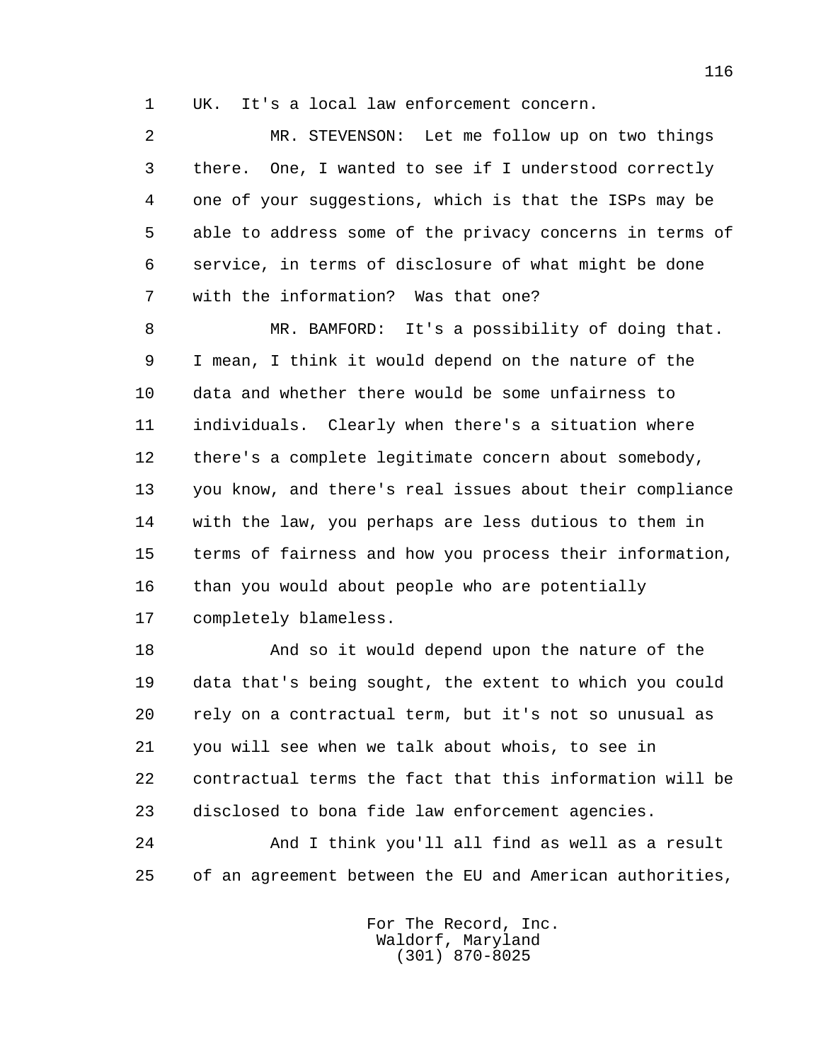UK. It's a local law enforcement concern.

MR. STEVENSON: Let me follow up on two things there. One, I wanted to see if I understood correctly one of your suggestions, which is that the ISPs may be able to address some of the privacy concerns in terms of service, in terms of disclosure of what might be done with the information? Was that one?

MR. BAMFORD: It's a possibility of doing that. I mean, I think it would depend on the nature of the data and whether there would be some unfairness to individuals. Clearly when there's a situation where there's a complete legitimate concern about somebody, you know, and there's real issues about their compliance with the law, you perhaps are less dutious to them in terms of fairness and how you process their information, than you would about people who are potentially completely blameless.

And so it would depend upon the nature of the data that's being sought, the extent to which you could rely on a contractual term, but it's not so unusual as you will see when we talk about whois, to see in contractual terms the fact that this information will be disclosed to bona fide law enforcement agencies.

And I think you'll all find as well as a result of an agreement between the EU and American authorities,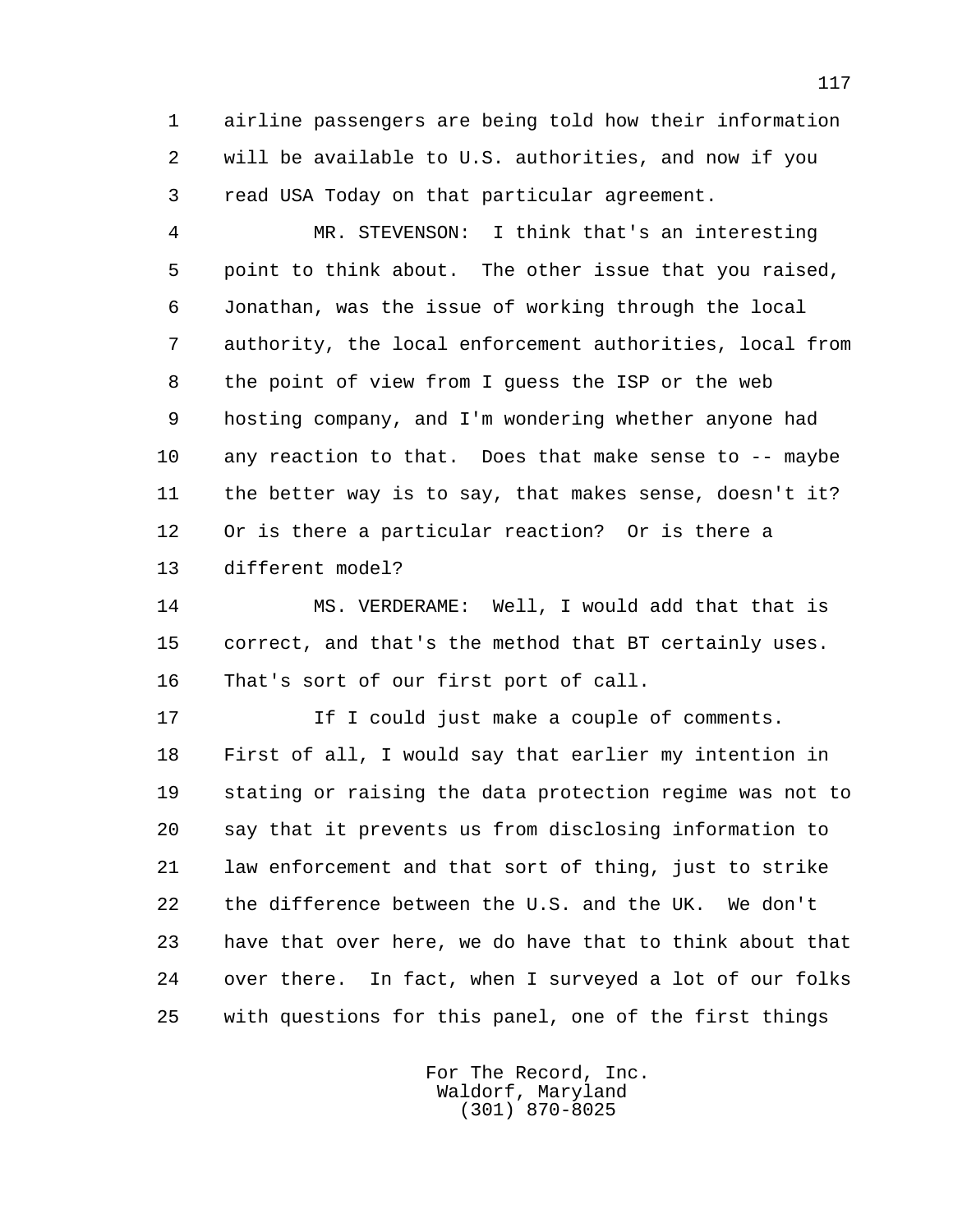airline passengers are being told how their information will be available to U.S. authorities, and now if you read USA Today on that particular agreement.

MR. STEVENSON: I think that's an interesting point to think about. The other issue that you raised, Jonathan, was the issue of working through the local authority, the local enforcement authorities, local from the point of view from I guess the ISP or the web hosting company, and I'm wondering whether anyone had any reaction to that. Does that make sense to -- maybe the better way is to say, that makes sense, doesn't it? Or is there a particular reaction? Or is there a different model?

MS. VERDERAME: Well, I would add that that is correct, and that's the method that BT certainly uses. That's sort of our first port of call.

If I could just make a couple of comments. First of all, I would say that earlier my intention in stating or raising the data protection regime was not to say that it prevents us from disclosing information to law enforcement and that sort of thing, just to strike the difference between the U.S. and the UK. We don't have that over here, we do have that to think about that over there. In fact, when I surveyed a lot of our folks with questions for this panel, one of the first things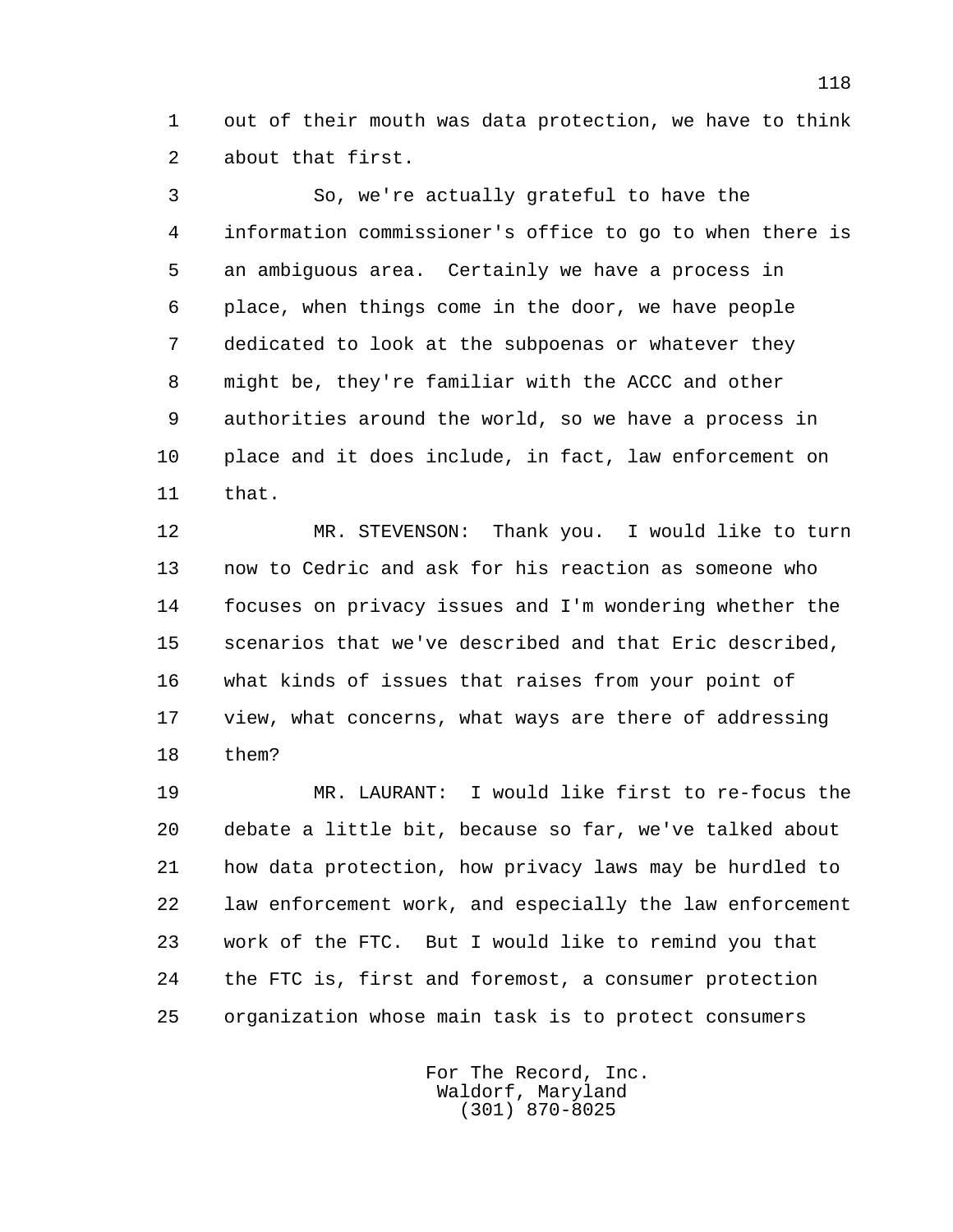out of their mouth was data protection, we have to think about that first.

So, we're actually grateful to have the information commissioner's office to go to when there is an ambiguous area. Certainly we have a process in place, when things come in the door, we have people dedicated to look at the subpoenas or whatever they might be, they're familiar with the ACCC and other authorities around the world, so we have a process in place and it does include, in fact, law enforcement on that.

MR. STEVENSON: Thank you. I would like to turn now to Cedric and ask for his reaction as someone who focuses on privacy issues and I'm wondering whether the scenarios that we've described and that Eric described, what kinds of issues that raises from your point of view, what concerns, what ways are there of addressing them?

MR. LAURANT: I would like first to re-focus the debate a little bit, because so far, we've talked about how data protection, how privacy laws may be hurdled to law enforcement work, and especially the law enforcement work of the FTC. But I would like to remind you that the FTC is, first and foremost, a consumer protection organization whose main task is to protect consumers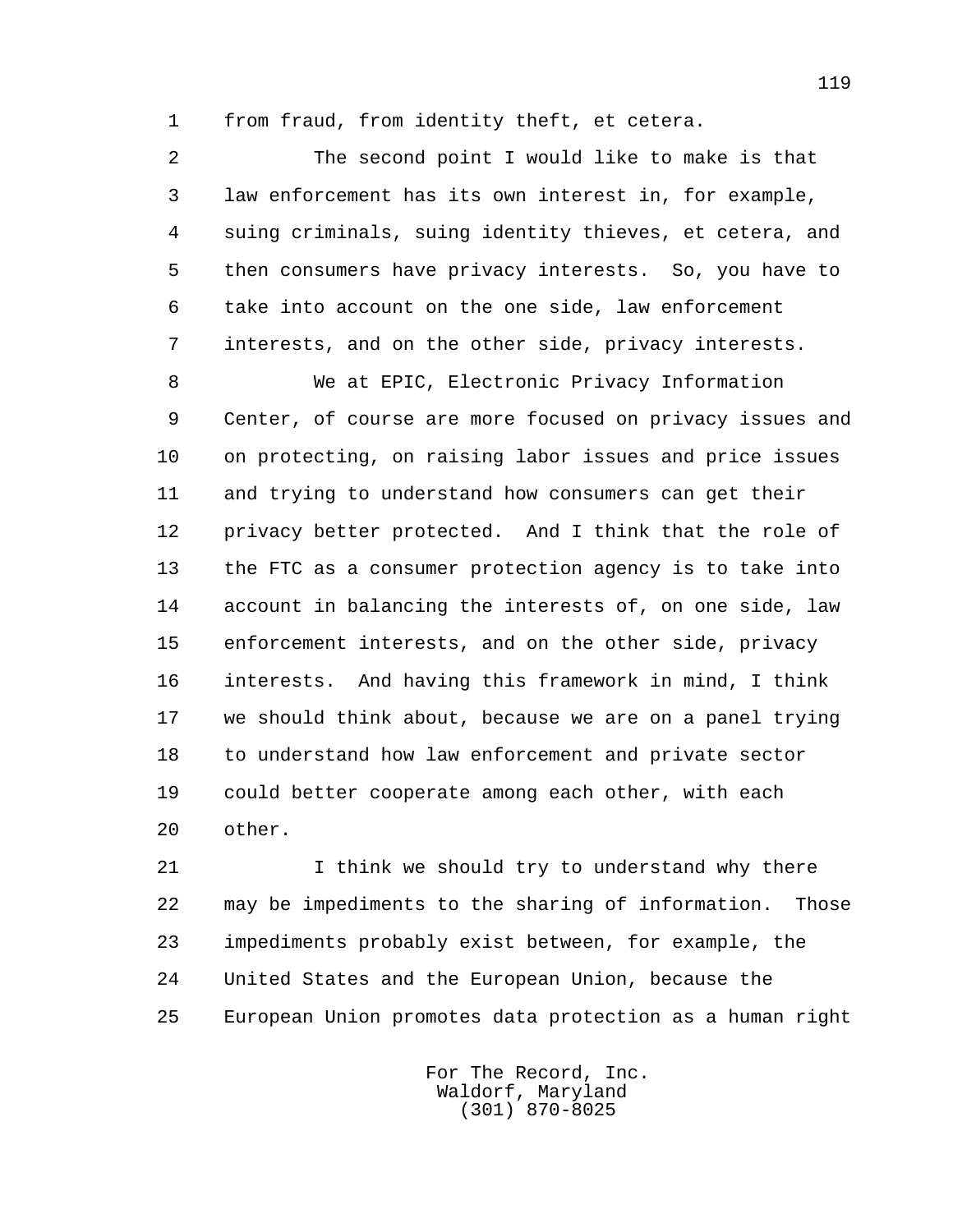from fraud, from identity theft, et cetera.

The second point I would like to make is that law enforcement has its own interest in, for example, suing criminals, suing identity thieves, et cetera, and then consumers have privacy interests. So, you have to take into account on the one side, law enforcement interests, and on the other side, privacy interests.

We at EPIC, Electronic Privacy Information Center, of course are more focused on privacy issues and on protecting, on raising labor issues and price issues and trying to understand how consumers can get their privacy better protected. And I think that the role of the FTC as a consumer protection agency is to take into account in balancing the interests of, on one side, law enforcement interests, and on the other side, privacy interests. And having this framework in mind, I think we should think about, because we are on a panel trying to understand how law enforcement and private sector could better cooperate among each other, with each other.

I think we should try to understand why there may be impediments to the sharing of information. Those impediments probably exist between, for example, the United States and the European Union, because the European Union promotes data protection as a human right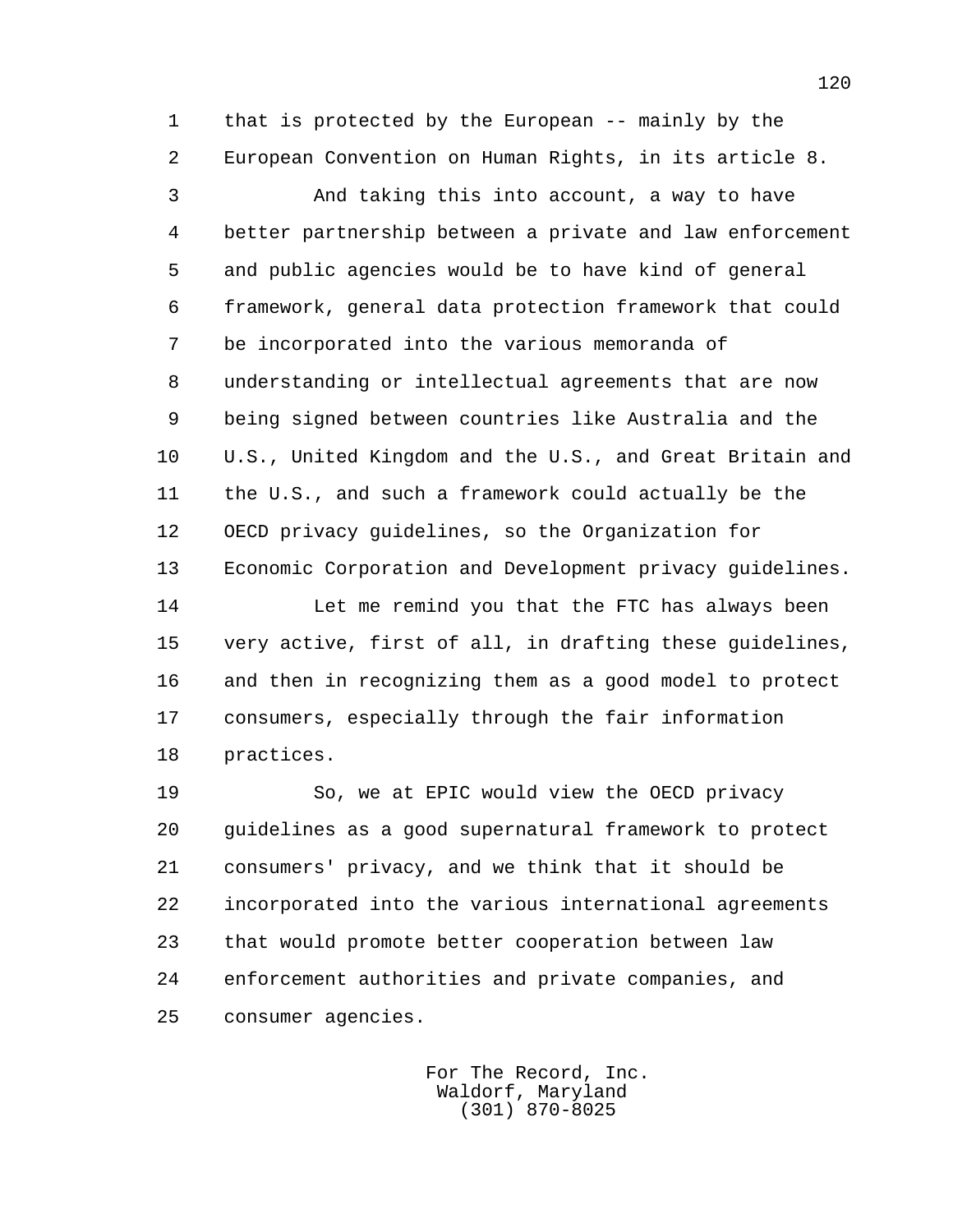that is protected by the European -- mainly by the European Convention on Human Rights, in its article 8.

And taking this into account, a way to have better partnership between a private and law enforcement and public agencies would be to have kind of general framework, general data protection framework that could be incorporated into the various memoranda of understanding or intellectual agreements that are now being signed between countries like Australia and the U.S., United Kingdom and the U.S., and Great Britain and the U.S., and such a framework could actually be the OECD privacy guidelines, so the Organization for Economic Corporation and Development privacy guidelines.

Let me remind you that the FTC has always been very active, first of all, in drafting these guidelines, and then in recognizing them as a good model to protect consumers, especially through the fair information practices.

So, we at EPIC would view the OECD privacy guidelines as a good supernatural framework to protect consumers' privacy, and we think that it should be incorporated into the various international agreements that would promote better cooperation between law enforcement authorities and private companies, and consumer agencies.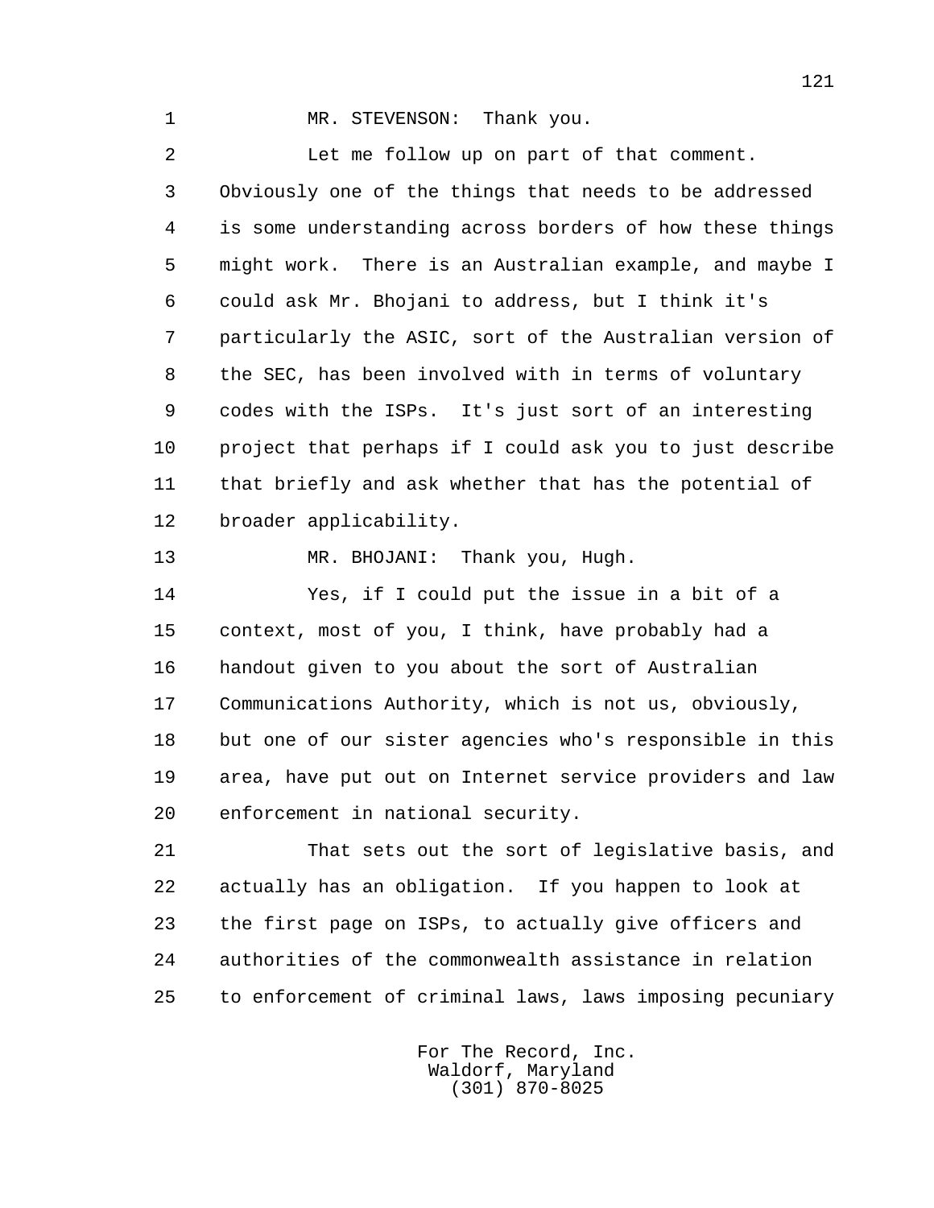MR. STEVENSON: Thank you.

Let me follow up on part of that comment. Obviously one of the things that needs to be addressed is some understanding across borders of how these things might work. There is an Australian example, and maybe I could ask Mr. Bhojani to address, but I think it's particularly the ASIC, sort of the Australian version of the SEC, has been involved with in terms of voluntary codes with the ISPs. It's just sort of an interesting project that perhaps if I could ask you to just describe that briefly and ask whether that has the potential of broader applicability.

MR. BHOJANI: Thank you, Hugh.

Yes, if I could put the issue in a bit of a context, most of you, I think, have probably had a handout given to you about the sort of Australian Communications Authority, which is not us, obviously, but one of our sister agencies who's responsible in this area, have put out on Internet service providers and law enforcement in national security.

That sets out the sort of legislative basis, and actually has an obligation. If you happen to look at the first page on ISPs, to actually give officers and authorities of the commonwealth assistance in relation to enforcement of criminal laws, laws imposing pecuniary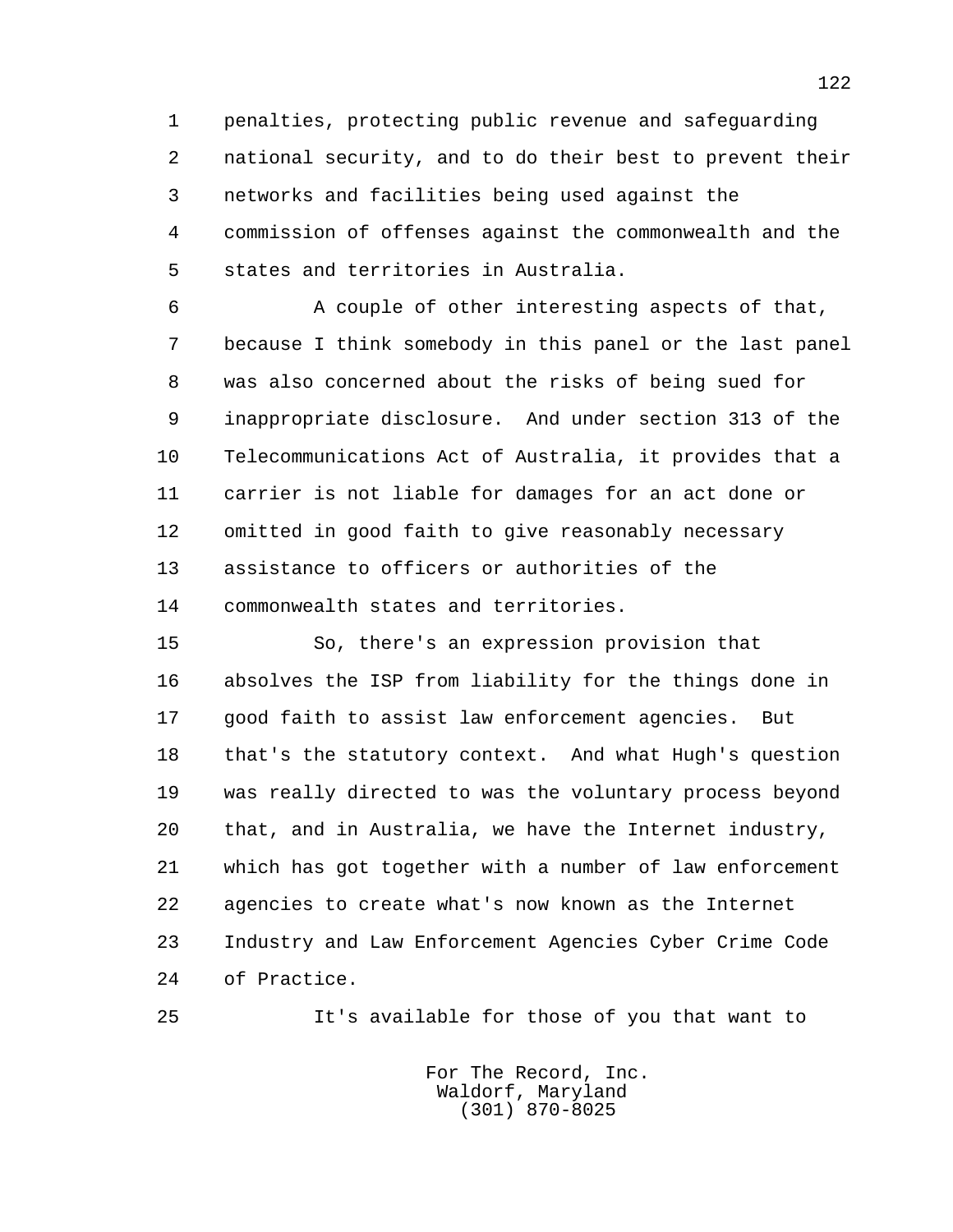penalties, protecting public revenue and safeguarding national security, and to do their best to prevent their networks and facilities being used against the commission of offenses against the commonwealth and the states and territories in Australia.

A couple of other interesting aspects of that, because I think somebody in this panel or the last panel was also concerned about the risks of being sued for inappropriate disclosure. And under section 313 of the Telecommunications Act of Australia, it provides that a carrier is not liable for damages for an act done or omitted in good faith to give reasonably necessary assistance to officers or authorities of the commonwealth states and territories.

So, there's an expression provision that absolves the ISP from liability for the things done in good faith to assist law enforcement agencies. But that's the statutory context. And what Hugh's question was really directed to was the voluntary process beyond that, and in Australia, we have the Internet industry, which has got together with a number of law enforcement agencies to create what's now known as the Internet Industry and Law Enforcement Agencies Cyber Crime Code of Practice.

It's available for those of you that want to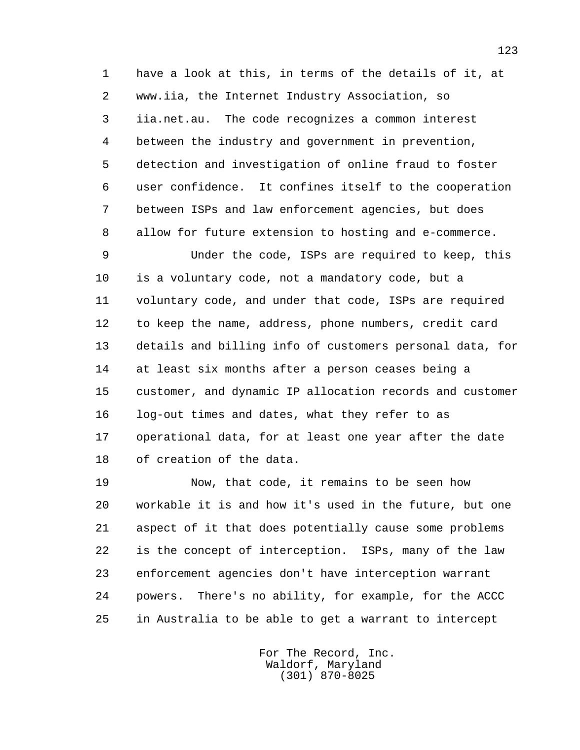have a look at this, in terms of the details of it, at www.iia, the Internet Industry Association, so iia.net.au. The code recognizes a common interest between the industry and government in prevention, detection and investigation of online fraud to foster user confidence. It confines itself to the cooperation between ISPs and law enforcement agencies, but does allow for future extension to hosting and e-commerce.

Under the code, ISPs are required to keep, this is a voluntary code, not a mandatory code, but a voluntary code, and under that code, ISPs are required to keep the name, address, phone numbers, credit card details and billing info of customers personal data, for at least six months after a person ceases being a customer, and dynamic IP allocation records and customer log-out times and dates, what they refer to as operational data, for at least one year after the date of creation of the data.

Now, that code, it remains to be seen how workable it is and how it's used in the future, but one aspect of it that does potentially cause some problems is the concept of interception. ISPs, many of the law enforcement agencies don't have interception warrant powers. There's no ability, for example, for the ACCC in Australia to be able to get a warrant to intercept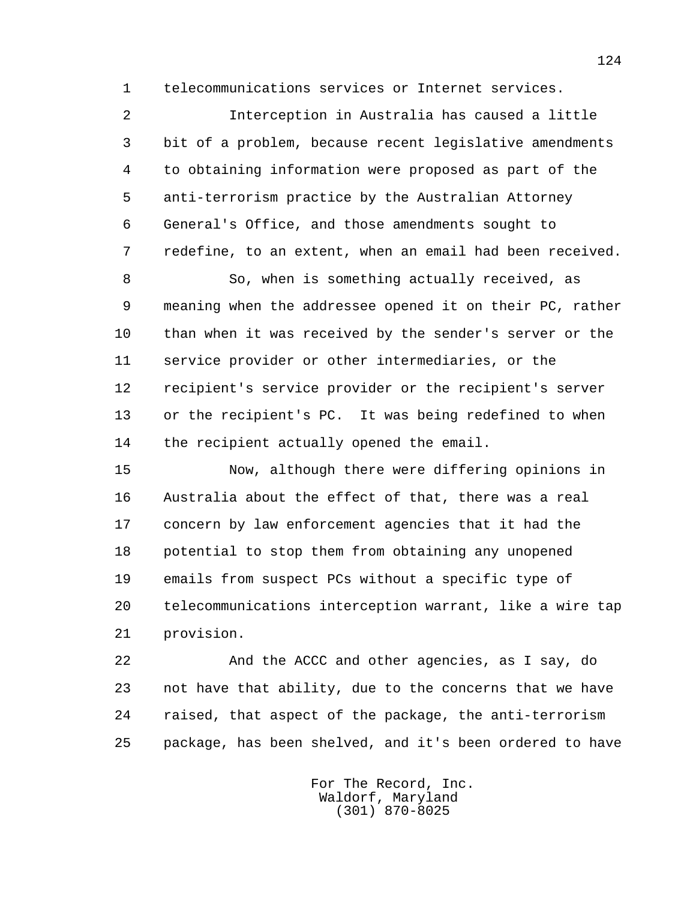telecommunications services or Internet services.

Interception in Australia has caused a little bit of a problem, because recent legislative amendments to obtaining information were proposed as part of the anti-terrorism practice by the Australian Attorney General's Office, and those amendments sought to redefine, to an extent, when an email had been received.

So, when is something actually received, as meaning when the addressee opened it on their PC, rather than when it was received by the sender's server or the service provider or other intermediaries, or the recipient's service provider or the recipient's server or the recipient's PC. It was being redefined to when the recipient actually opened the email.

Now, although there were differing opinions in Australia about the effect of that, there was a real concern by law enforcement agencies that it had the potential to stop them from obtaining any unopened emails from suspect PCs without a specific type of telecommunications interception warrant, like a wire tap provision.

And the ACCC and other agencies, as I say, do not have that ability, due to the concerns that we have raised, that aspect of the package, the anti-terrorism package, has been shelved, and it's been ordered to have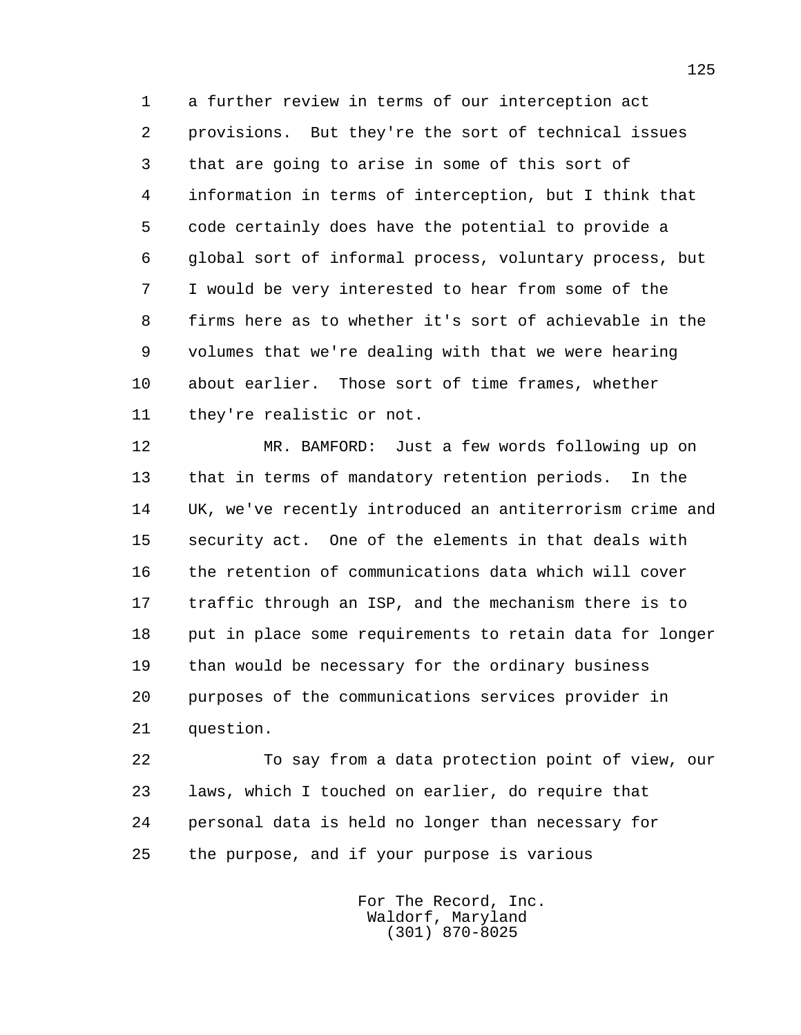a further review in terms of our interception act provisions. But they're the sort of technical issues that are going to arise in some of this sort of information in terms of interception, but I think that code certainly does have the potential to provide a global sort of informal process, voluntary process, but I would be very interested to hear from some of the firms here as to whether it's sort of achievable in the volumes that we're dealing with that we were hearing about earlier. Those sort of time frames, whether they're realistic or not.

MR. BAMFORD: Just a few words following up on that in terms of mandatory retention periods. In the UK, we've recently introduced an antiterrorism crime and security act. One of the elements in that deals with the retention of communications data which will cover traffic through an ISP, and the mechanism there is to put in place some requirements to retain data for longer than would be necessary for the ordinary business purposes of the communications services provider in question.

To say from a data protection point of view, our laws, which I touched on earlier, do require that personal data is held no longer than necessary for the purpose, and if your purpose is various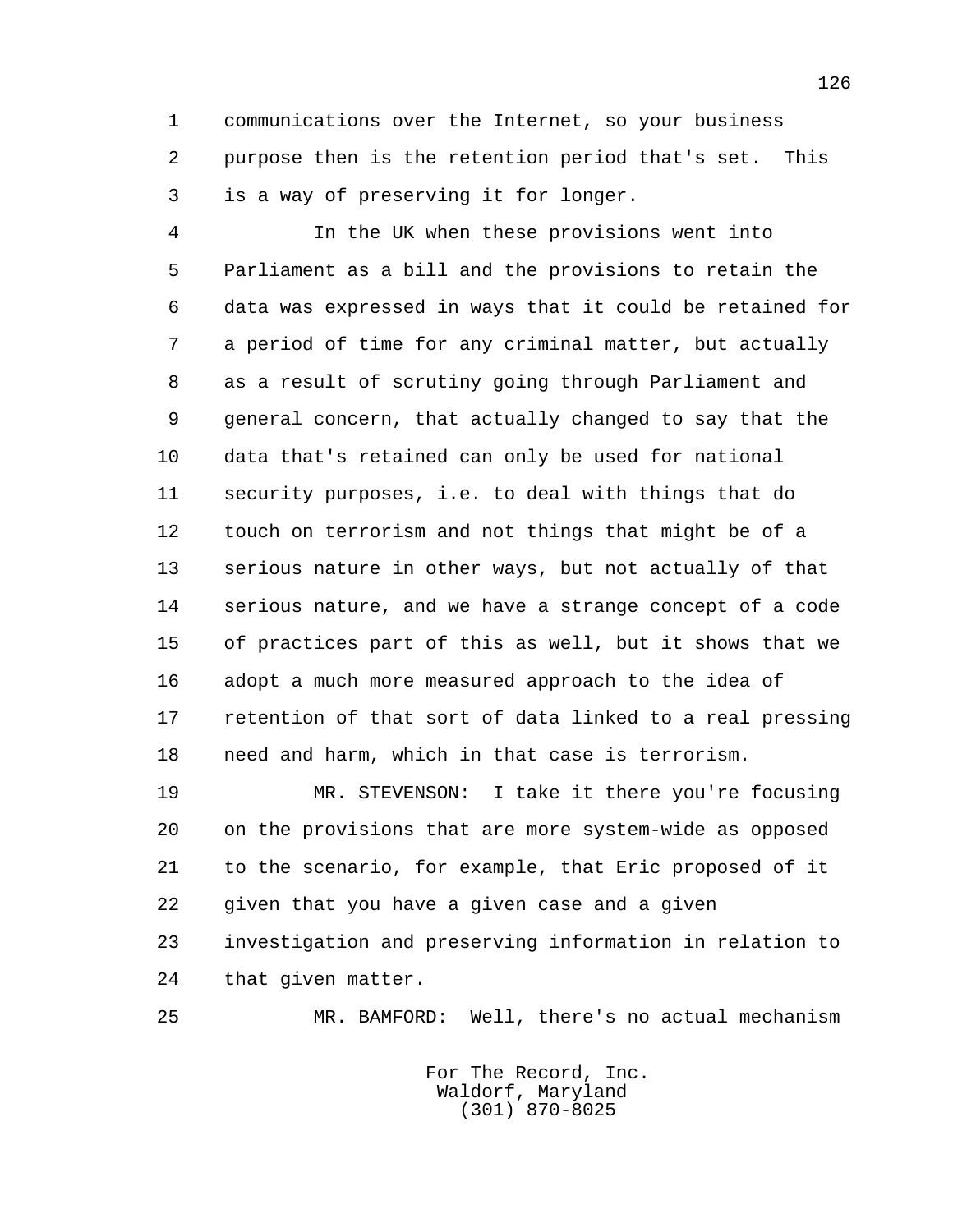communications over the Internet, so your business purpose then is the retention period that's set. This is a way of preserving it for longer.

In the UK when these provisions went into Parliament as a bill and the provisions to retain the data was expressed in ways that it could be retained for a period of time for any criminal matter, but actually as a result of scrutiny going through Parliament and general concern, that actually changed to say that the data that's retained can only be used for national security purposes, i.e. to deal with things that do touch on terrorism and not things that might be of a serious nature in other ways, but not actually of that serious nature, and we have a strange concept of a code of practices part of this as well, but it shows that we adopt a much more measured approach to the idea of retention of that sort of data linked to a real pressing need and harm, which in that case is terrorism.

MR. STEVENSON: I take it there you're focusing on the provisions that are more system-wide as opposed to the scenario, for example, that Eric proposed of it given that you have a given case and a given investigation and preserving information in relation to that given matter.

MR. BAMFORD: Well, there's no actual mechanism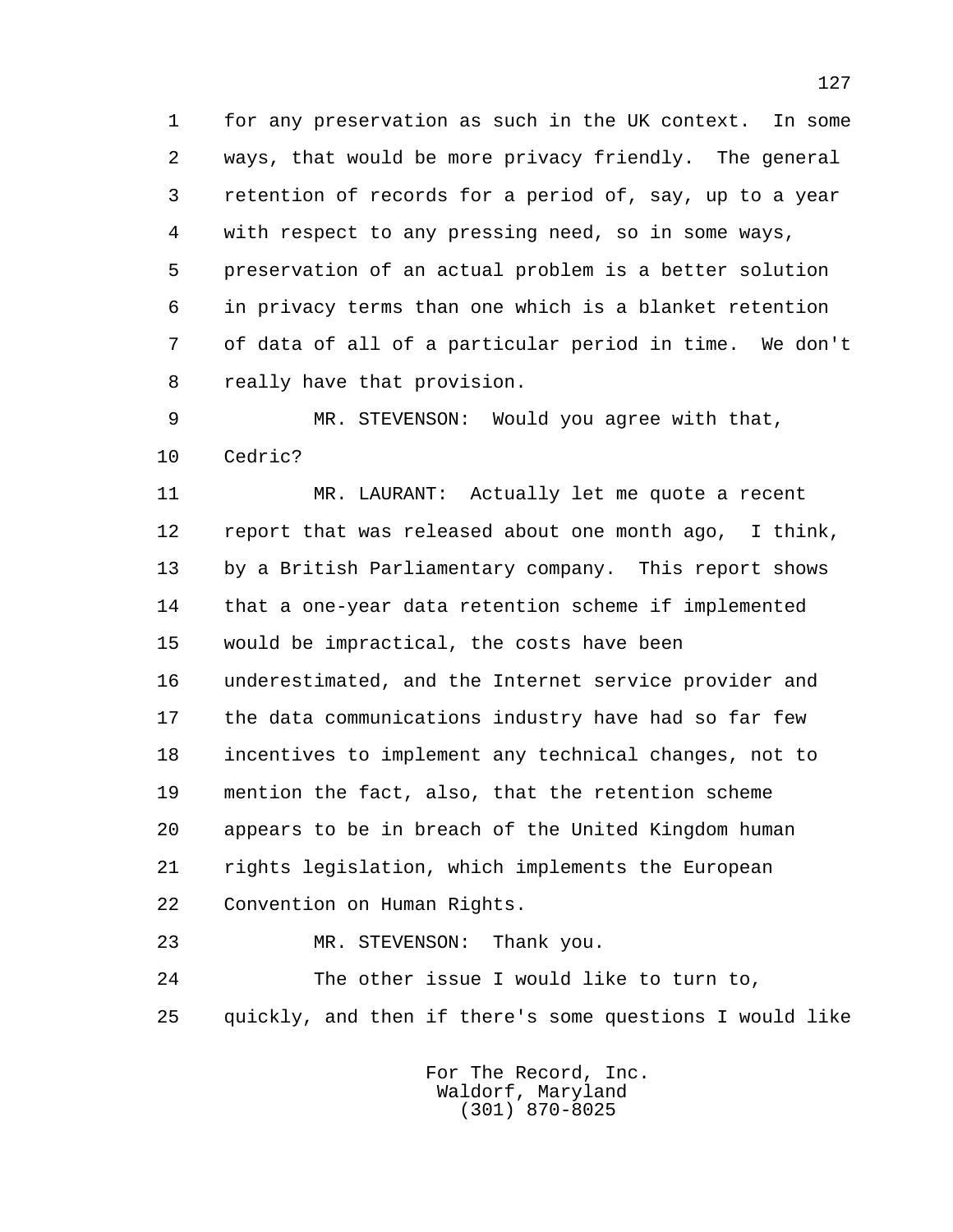for any preservation as such in the UK context. In some ways, that would be more privacy friendly. The general retention of records for a period of, say, up to a year with respect to any pressing need, so in some ways, preservation of an actual problem is a better solution in privacy terms than one which is a blanket retention of data of all of a particular period in time. We don't really have that provision.

MR. STEVENSON: Would you agree with that, Cedric?

MR. LAURANT: Actually let me quote a recent report that was released about one month ago, I think, by a British Parliamentary company. This report shows that a one-year data retention scheme if implemented would be impractical, the costs have been underestimated, and the Internet service provider and the data communications industry have had so far few incentives to implement any technical changes, not to mention the fact, also, that the retention scheme appears to be in breach of the United Kingdom human rights legislation, which implements the European Convention on Human Rights.

MR. STEVENSON: Thank you.

The other issue I would like to turn to, quickly, and then if there's some questions I would like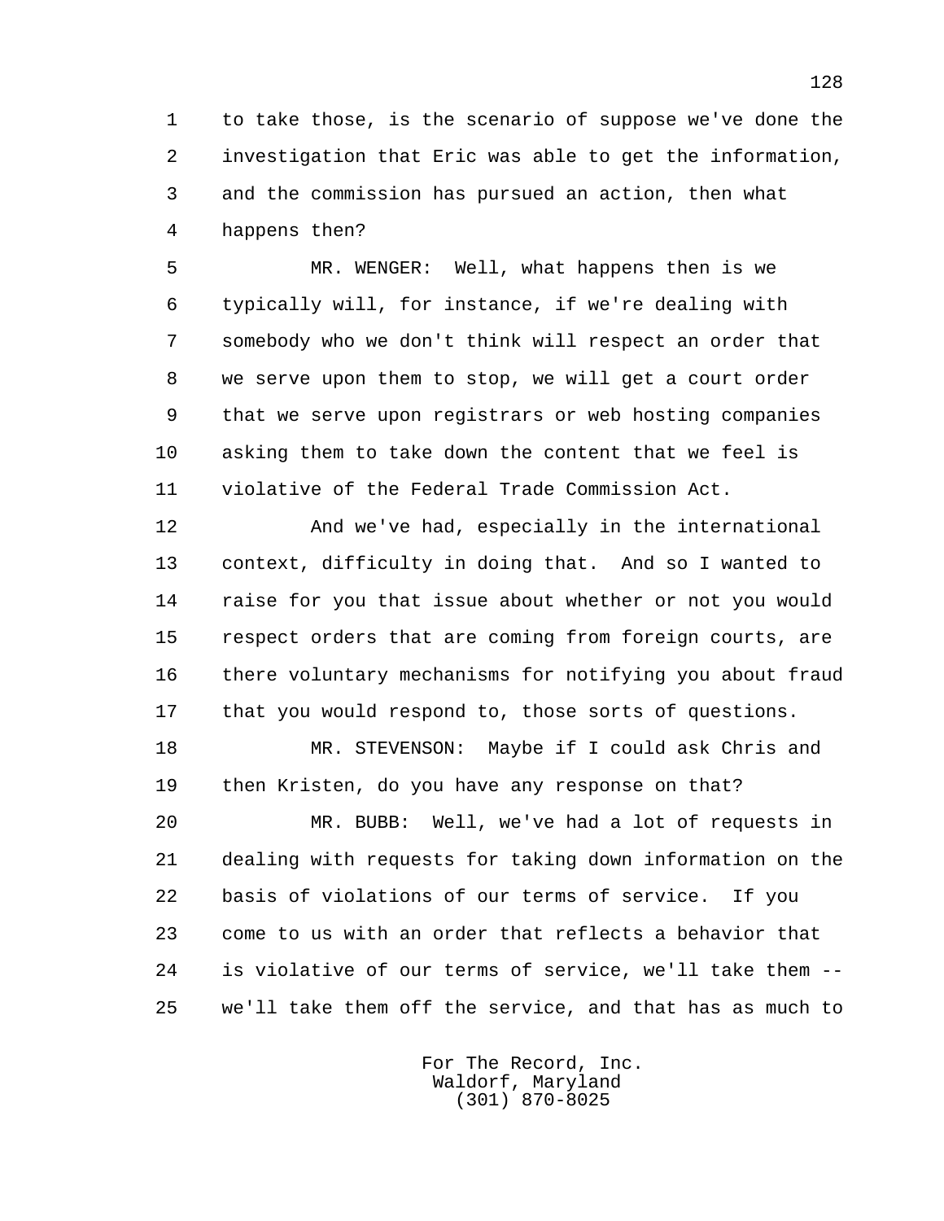to take those, is the scenario of suppose we've done the investigation that Eric was able to get the information, and the commission has pursued an action, then what happens then?

MR. WENGER: Well, what happens then is we typically will, for instance, if we're dealing with somebody who we don't think will respect an order that we serve upon them to stop, we will get a court order that we serve upon registrars or web hosting companies asking them to take down the content that we feel is violative of the Federal Trade Commission Act.

And we've had, especially in the international context, difficulty in doing that. And so I wanted to raise for you that issue about whether or not you would respect orders that are coming from foreign courts, are there voluntary mechanisms for notifying you about fraud that you would respond to, those sorts of questions.

MR. STEVENSON: Maybe if I could ask Chris and then Kristen, do you have any response on that?

MR. BUBB: Well, we've had a lot of requests in dealing with requests for taking down information on the basis of violations of our terms of service. If you come to us with an order that reflects a behavior that is violative of our terms of service, we'll take them -- we'll take them off the service, and that has as much to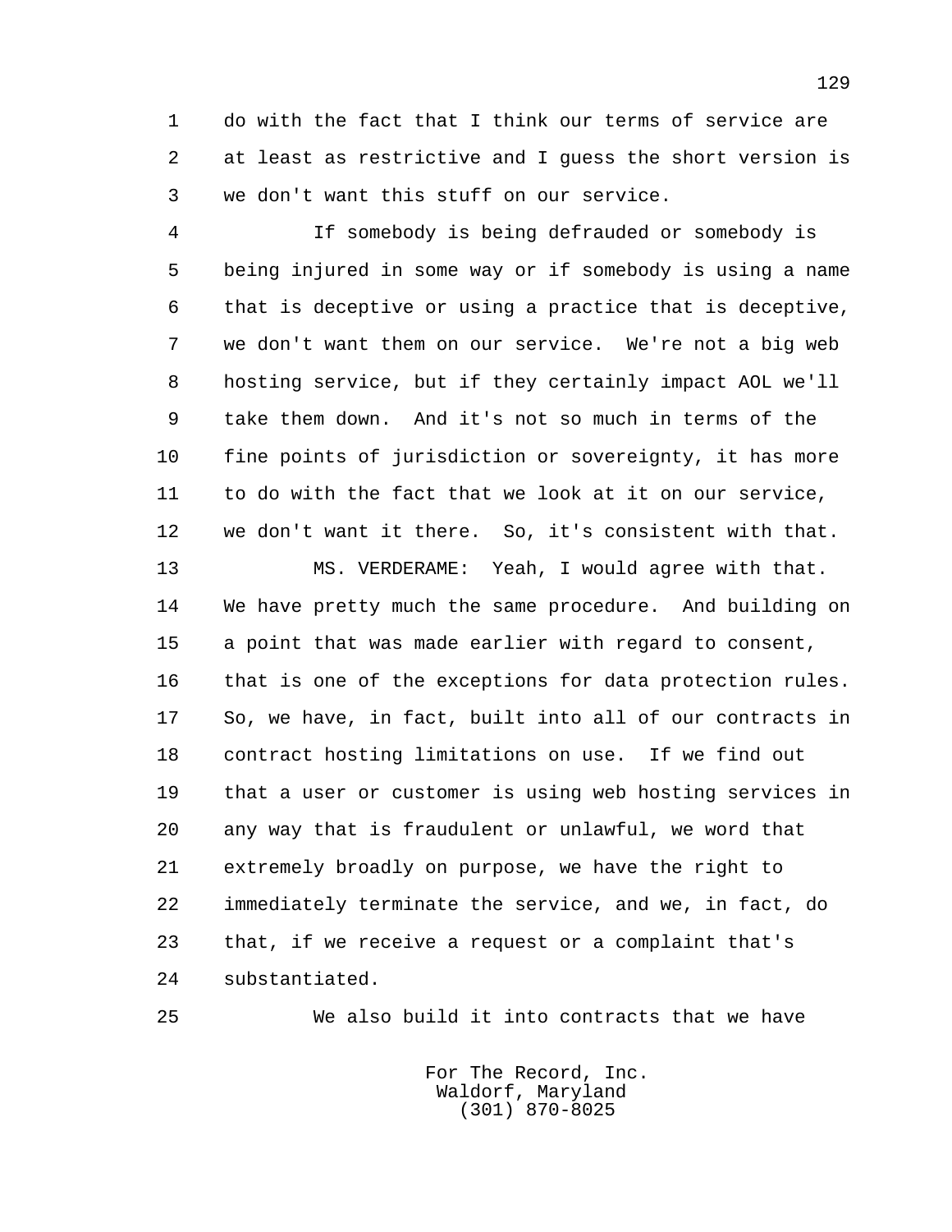do with the fact that I think our terms of service are at least as restrictive and I guess the short version is we don't want this stuff on our service.

If somebody is being defrauded or somebody is being injured in some way or if somebody is using a name that is deceptive or using a practice that is deceptive, we don't want them on our service. We're not a big web hosting service, but if they certainly impact AOL we'll take them down. And it's not so much in terms of the fine points of jurisdiction or sovereignty, it has more to do with the fact that we look at it on our service, we don't want it there. So, it's consistent with that.

MS. VERDERAME: Yeah, I would agree with that. We have pretty much the same procedure. And building on a point that was made earlier with regard to consent, that is one of the exceptions for data protection rules. So, we have, in fact, built into all of our contracts in contract hosting limitations on use. If we find out that a user or customer is using web hosting services in any way that is fraudulent or unlawful, we word that extremely broadly on purpose, we have the right to immediately terminate the service, and we, in fact, do that, if we receive a request or a complaint that's substantiated.

We also build it into contracts that we have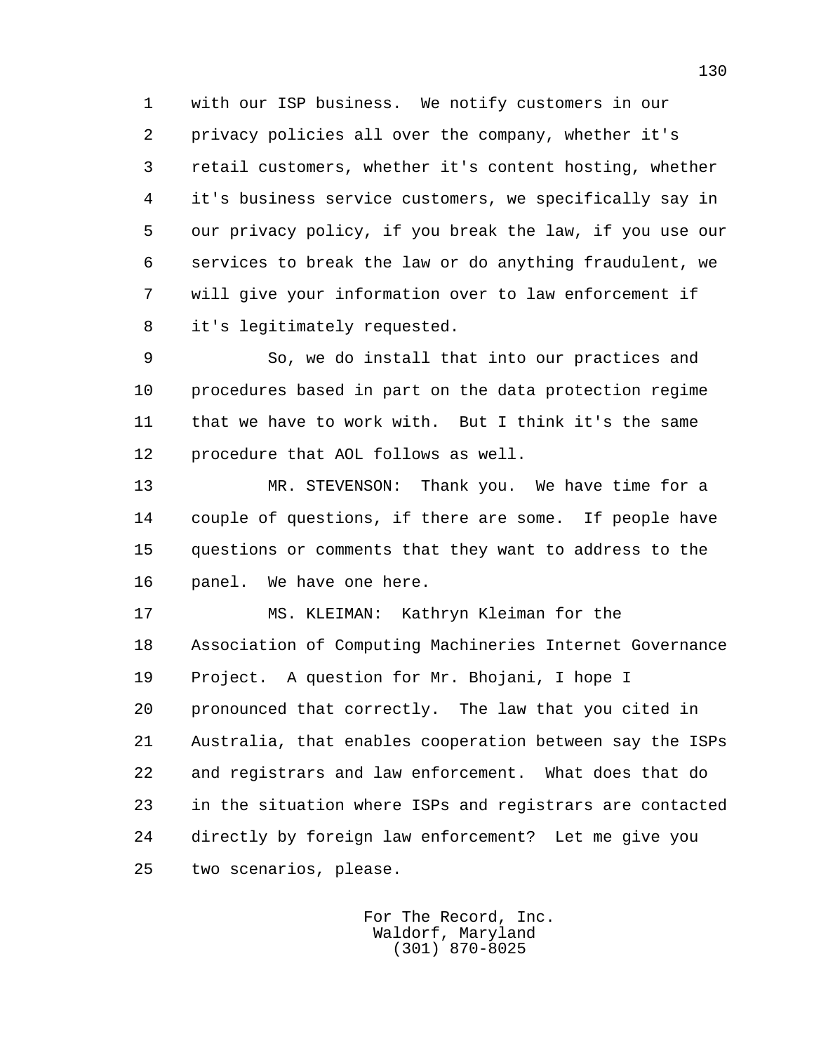with our ISP business. We notify customers in our privacy policies all over the company, whether it's retail customers, whether it's content hosting, whether it's business service customers, we specifically say in our privacy policy, if you break the law, if you use our services to break the law or do anything fraudulent, we will give your information over to law enforcement if it's legitimately requested.

So, we do install that into our practices and procedures based in part on the data protection regime that we have to work with. But I think it's the same procedure that AOL follows as well.

MR. STEVENSON: Thank you. We have time for a couple of questions, if there are some. If people have questions or comments that they want to address to the panel. We have one here.

MS. KLEIMAN: Kathryn Kleiman for the Association of Computing Machineries Internet Governance Project. A question for Mr. Bhojani, I hope I pronounced that correctly. The law that you cited in Australia, that enables cooperation between say the ISPs and registrars and law enforcement. What does that do in the situation where ISPs and registrars are contacted directly by foreign law enforcement? Let me give you two scenarios, please.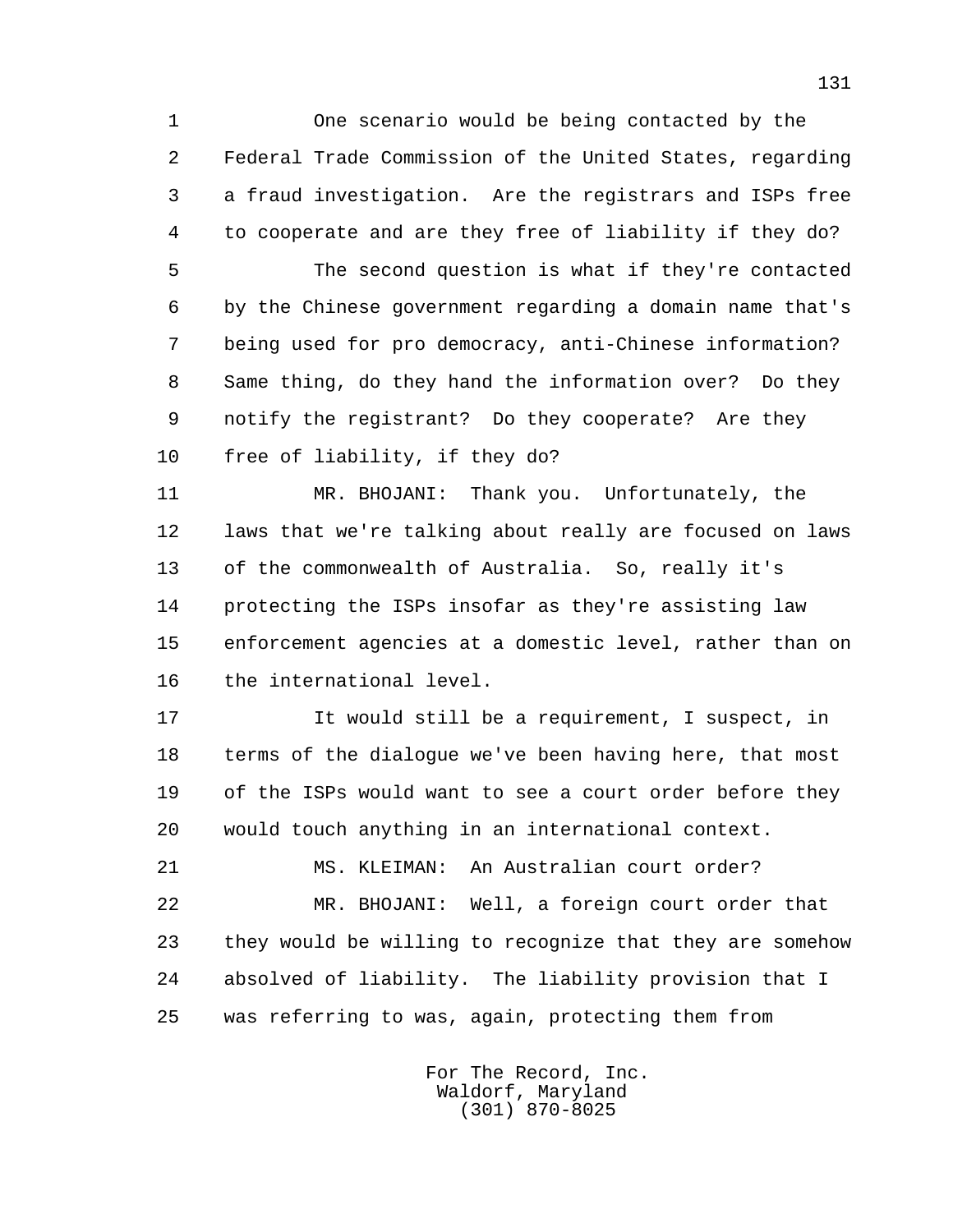One scenario would be being contacted by the Federal Trade Commission of the United States, regarding a fraud investigation. Are the registrars and ISPs free to cooperate and are they free of liability if they do?

The second question is what if they're contacted by the Chinese government regarding a domain name that's being used for pro democracy, anti-Chinese information? Same thing, do they hand the information over? Do they notify the registrant? Do they cooperate? Are they free of liability, if they do?

MR. BHOJANI: Thank you. Unfortunately, the laws that we're talking about really are focused on laws of the commonwealth of Australia. So, really it's protecting the ISPs insofar as they're assisting law enforcement agencies at a domestic level, rather than on the international level.

It would still be a requirement, I suspect, in terms of the dialogue we've been having here, that most of the ISPs would want to see a court order before they would touch anything in an international context.

MS. KLEIMAN: An Australian court order?

MR. BHOJANI: Well, a foreign court order that they would be willing to recognize that they are somehow absolved of liability. The liability provision that I was referring to was, again, protecting them from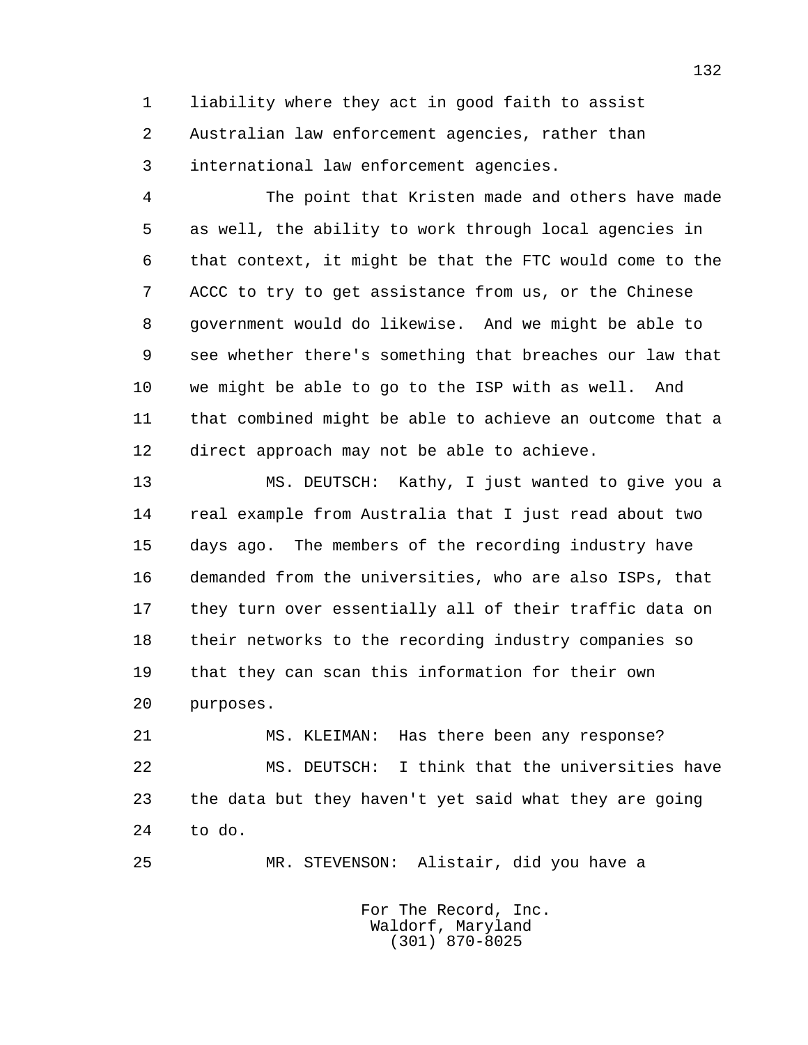liability where they act in good faith to assist Australian law enforcement agencies, rather than international law enforcement agencies.

The point that Kristen made and others have made as well, the ability to work through local agencies in that context, it might be that the FTC would come to the ACCC to try to get assistance from us, or the Chinese government would do likewise. And we might be able to see whether there's something that breaches our law that we might be able to go to the ISP with as well. And that combined might be able to achieve an outcome that a direct approach may not be able to achieve.

MS. DEUTSCH: Kathy, I just wanted to give you a real example from Australia that I just read about two days ago. The members of the recording industry have demanded from the universities, who are also ISPs, that they turn over essentially all of their traffic data on their networks to the recording industry companies so that they can scan this information for their own purposes.

MS. KLEIMAN: Has there been any response?

MS. DEUTSCH: I think that the universities have the data but they haven't yet said what they are going to do.

MR. STEVENSON: Alistair, did you have a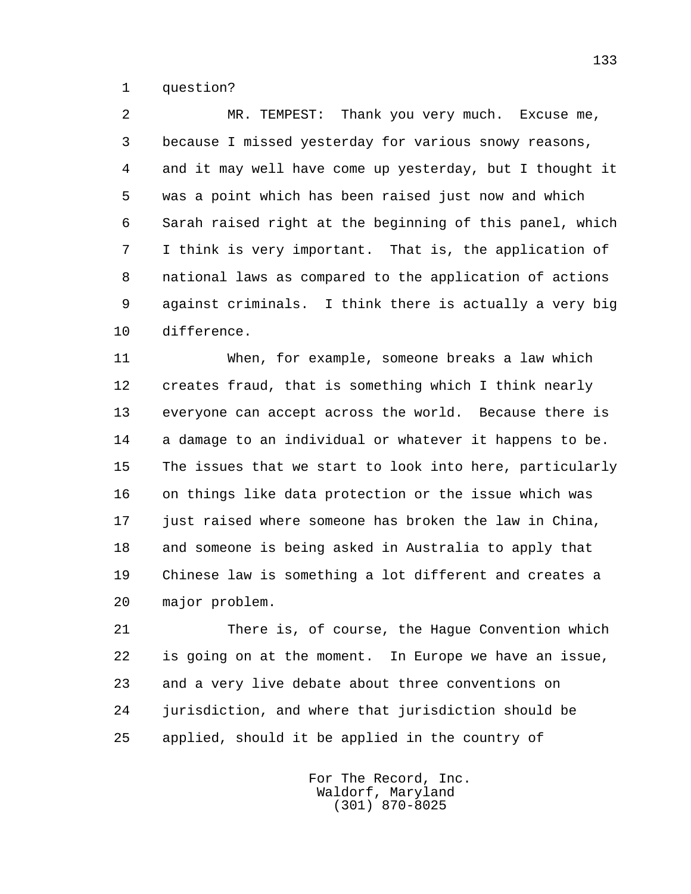question?

MR. TEMPEST: Thank you very much. Excuse me, because I missed yesterday for various snowy reasons, and it may well have come up yesterday, but I thought it was a point which has been raised just now and which Sarah raised right at the beginning of this panel, which I think is very important. That is, the application of national laws as compared to the application of actions against criminals. I think there is actually a very big difference.

When, for example, someone breaks a law which creates fraud, that is something which I think nearly everyone can accept across the world. Because there is a damage to an individual or whatever it happens to be. The issues that we start to look into here, particularly on things like data protection or the issue which was just raised where someone has broken the law in China, and someone is being asked in Australia to apply that Chinese law is something a lot different and creates a major problem.

There is, of course, the Hague Convention which is going on at the moment. In Europe we have an issue, and a very live debate about three conventions on jurisdiction, and where that jurisdiction should be applied, should it be applied in the country of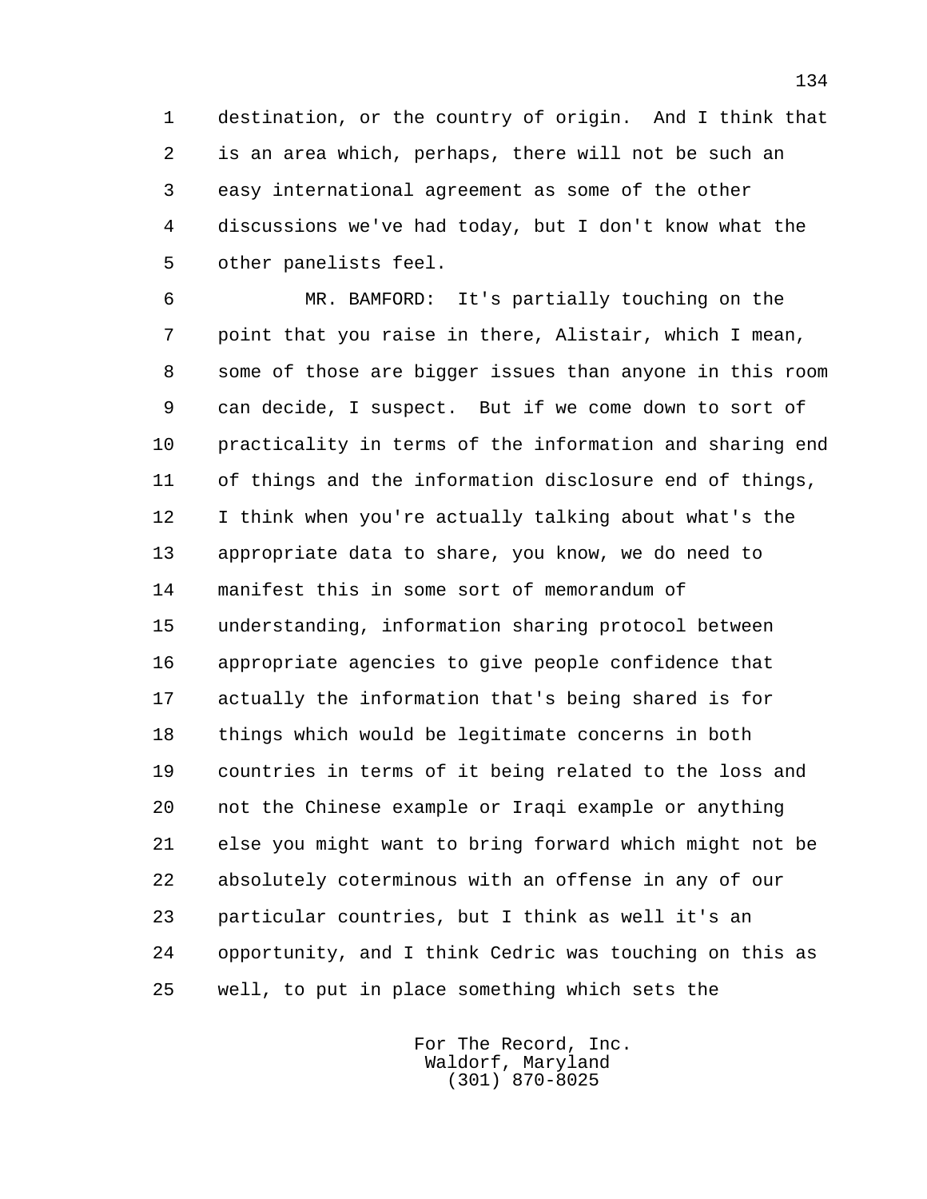destination, or the country of origin. And I think that is an area which, perhaps, there will not be such an easy international agreement as some of the other discussions we've had today, but I don't know what the other panelists feel.

MR. BAMFORD: It's partially touching on the point that you raise in there, Alistair, which I mean, some of those are bigger issues than anyone in this room can decide, I suspect. But if we come down to sort of practicality in terms of the information and sharing end of things and the information disclosure end of things, I think when you're actually talking about what's the appropriate data to share, you know, we do need to manifest this in some sort of memorandum of understanding, information sharing protocol between appropriate agencies to give people confidence that actually the information that's being shared is for things which would be legitimate concerns in both countries in terms of it being related to the loss and not the Chinese example or Iraqi example or anything else you might want to bring forward which might not be absolutely coterminous with an offense in any of our particular countries, but I think as well it's an opportunity, and I think Cedric was touching on this as well, to put in place something which sets the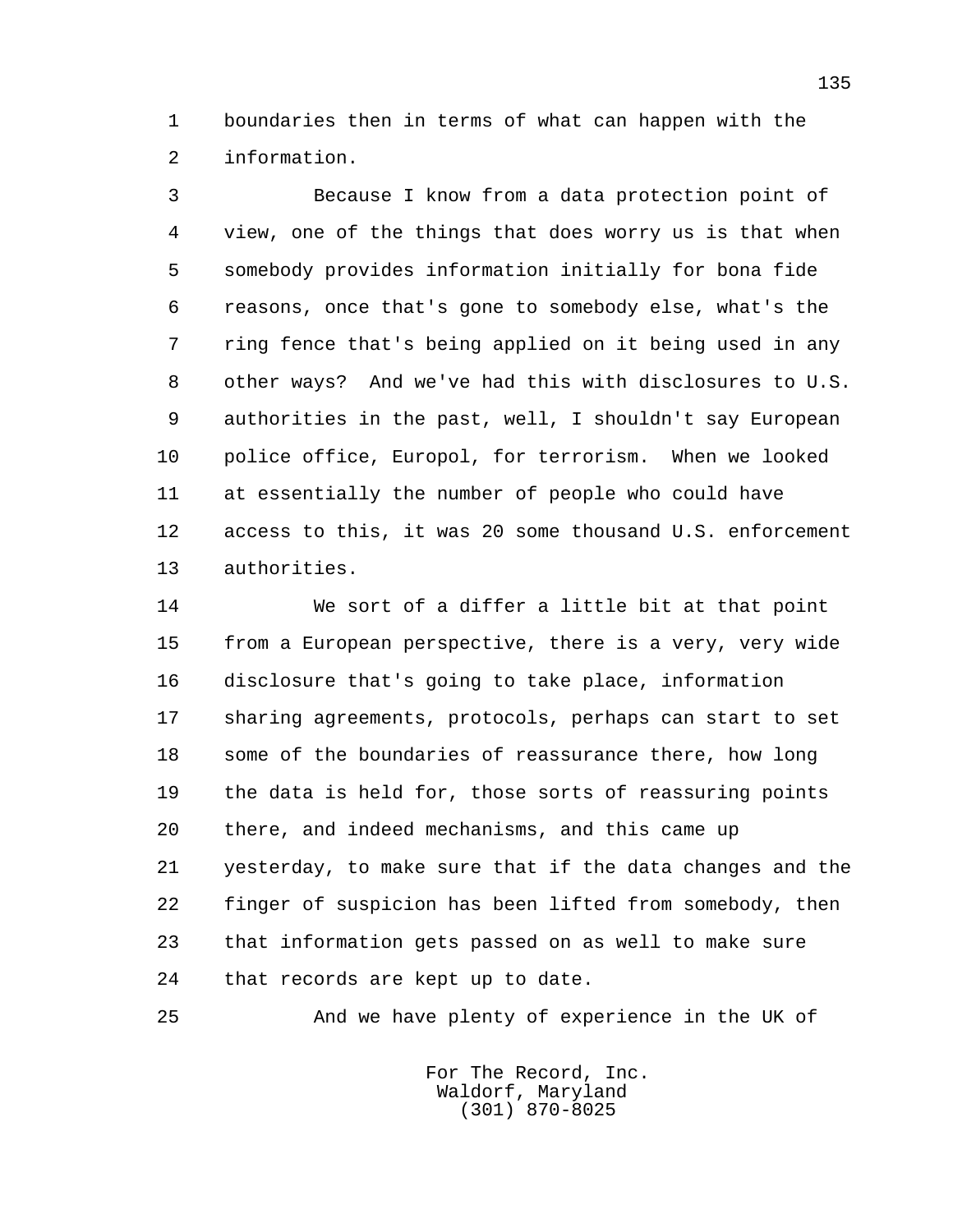boundaries then in terms of what can happen with the information.

Because I know from a data protection point of view, one of the things that does worry us is that when somebody provides information initially for bona fide reasons, once that's gone to somebody else, what's the ring fence that's being applied on it being used in any other ways? And we've had this with disclosures to U.S. authorities in the past, well, I shouldn't say European police office, Europol, for terrorism. When we looked at essentially the number of people who could have access to this, it was 20 some thousand U.S. enforcement authorities.

We sort of a differ a little bit at that point from a European perspective, there is a very, very wide disclosure that's going to take place, information sharing agreements, protocols, perhaps can start to set some of the boundaries of reassurance there, how long the data is held for, those sorts of reassuring points there, and indeed mechanisms, and this came up yesterday, to make sure that if the data changes and the finger of suspicion has been lifted from somebody, then that information gets passed on as well to make sure that records are kept up to date.

And we have plenty of experience in the UK of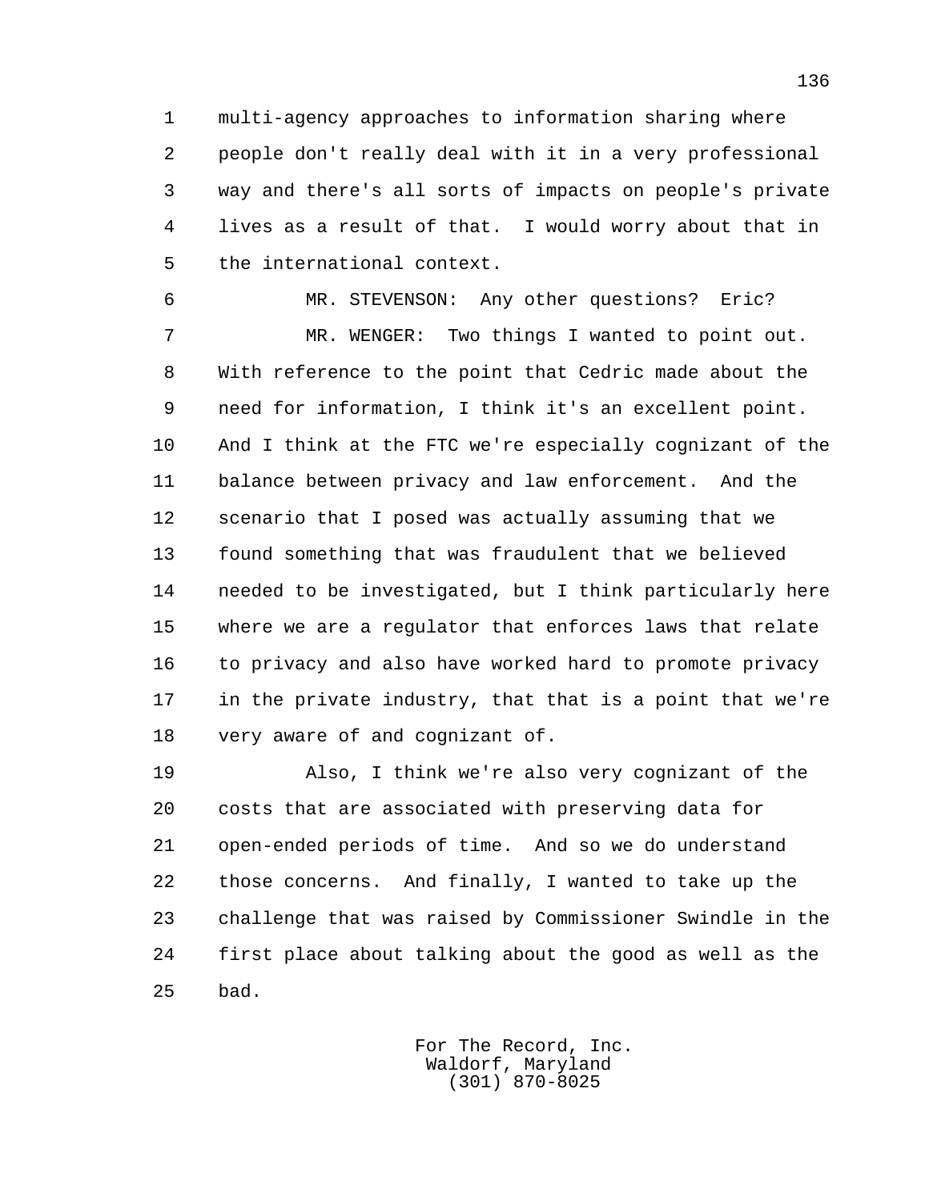multi-agency approaches to information sharing where people don't really deal with it in a very professional way and there's all sorts of impacts on people's private lives as a result of that. I would worry about that in the international context.

MR. STEVENSON: Any other questions? Eric?

MR. WENGER: Two things I wanted to point out. With reference to the point that Cedric made about the need for information, I think it's an excellent point. And I think at the FTC we're especially cognizant of the balance between privacy and law enforcement. And the scenario that I posed was actually assuming that we found something that was fraudulent that we believed needed to be investigated, but I think particularly here where we are a regulator that enforces laws that relate to privacy and also have worked hard to promote privacy in the private industry, that that is a point that we're very aware of and cognizant of.

Also, I think we're also very cognizant of the costs that are associated with preserving data for open-ended periods of time. And so we do understand those concerns. And finally, I wanted to take up the challenge that was raised by Commissioner Swindle in the first place about talking about the good as well as the bad.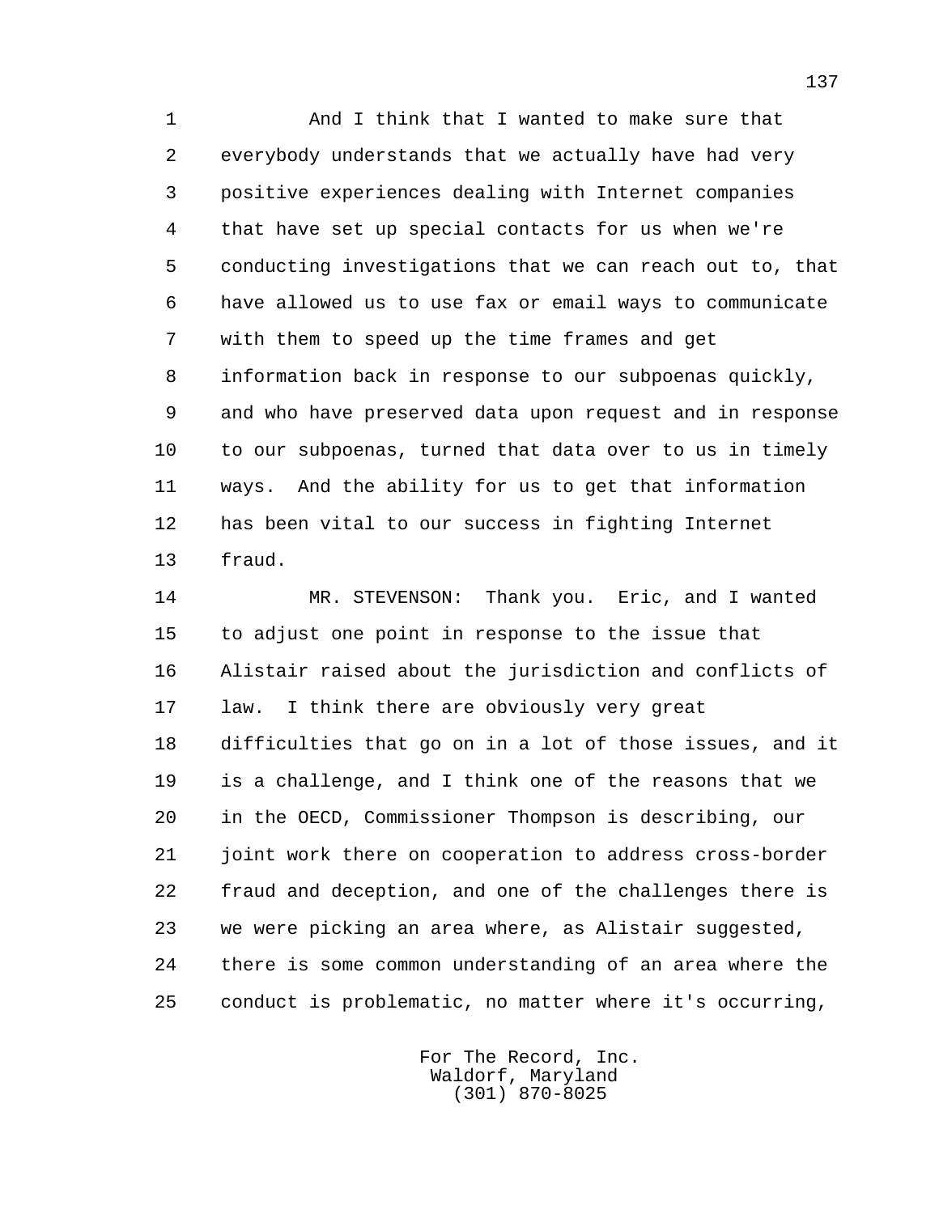And I think that I wanted to make sure that everybody understands that we actually have had very positive experiences dealing with Internet companies that have set up special contacts for us when we're conducting investigations that we can reach out to, that have allowed us to use fax or email ways to communicate with them to speed up the time frames and get information back in response to our subpoenas quickly, and who have preserved data upon request and in response to our subpoenas, turned that data over to us in timely ways. And the ability for us to get that information has been vital to our success in fighting Internet fraud.

MR. STEVENSON: Thank you. Eric, and I wanted to adjust one point in response to the issue that Alistair raised about the jurisdiction and conflicts of law. I think there are obviously very great difficulties that go on in a lot of those issues, and it is a challenge, and I think one of the reasons that we in the OECD, Commissioner Thompson is describing, our joint work there on cooperation to address cross-border fraud and deception, and one of the challenges there is we were picking an area where, as Alistair suggested, there is some common understanding of an area where the conduct is problematic, no matter where it's occurring,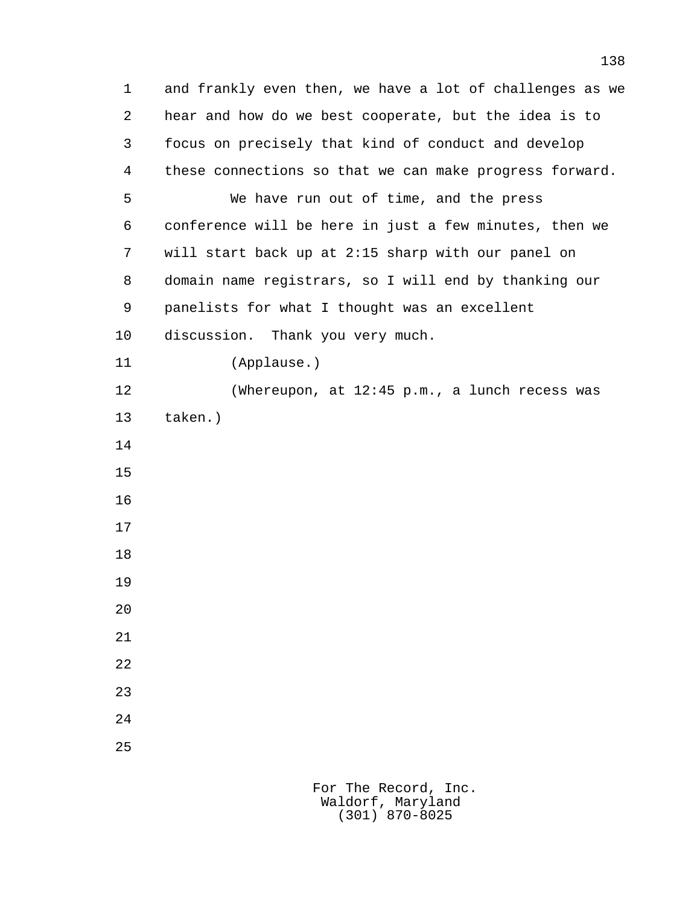and frankly even then, we have a lot of challenges as we hear and how do we best cooperate, but the idea is to focus on precisely that kind of conduct and develop these connections so that we can make progress forward.

We have run out of time, and the press conference will be here in just a few minutes, then we will start back up at 2:15 sharp with our panel on domain name registrars, so I will end by thanking our panelists for what I thought was an excellent discussion. Thank you very much.

(Applause.)

(Whereupon, at 12:45 p.m., a lunch recess was taken.)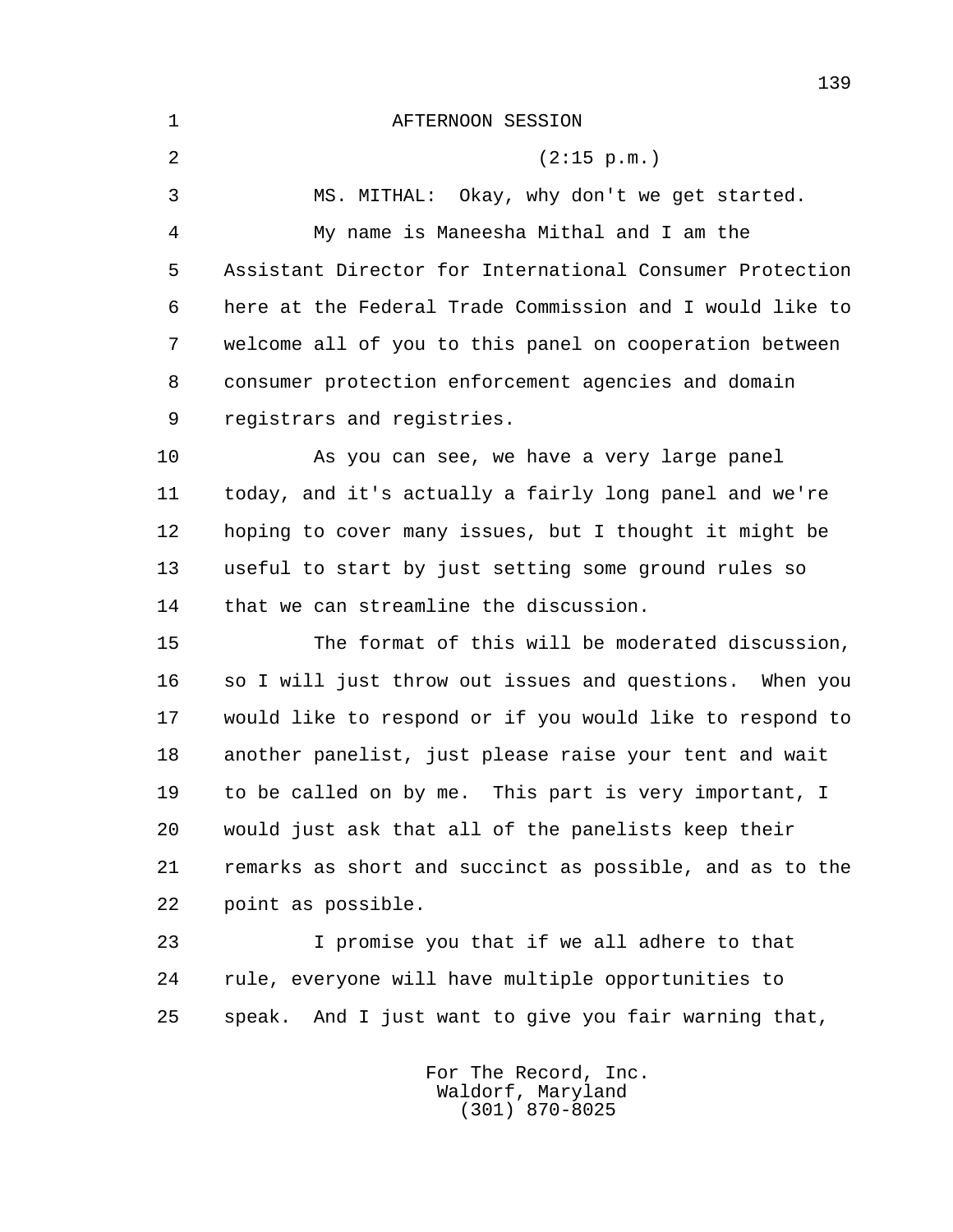AFTERNOON SESSION

(2:15 p.m.)

MS. MITHAL: Okay, why don't we get started.

My name is Maneesha Mithal and I am the Assistant Director for International Consumer Protection here at the Federal Trade Commission and I would like to welcome all of you to this panel on cooperation between consumer protection enforcement agencies and domain registrars and registries.

As you can see, we have a very large panel today, and it's actually a fairly long panel and we're hoping to cover many issues, but I thought it might be useful to start by just setting some ground rules so that we can streamline the discussion.

The format of this will be moderated discussion, so I will just throw out issues and questions. When you would like to respond or if you would like to respond to another panelist, just please raise your tent and wait to be called on by me. This part is very important, I would just ask that all of the panelists keep their remarks as short and succinct as possible, and as to the point as possible.

I promise you that if we all adhere to that rule, everyone will have multiple opportunities to speak. And I just want to give you fair warning that,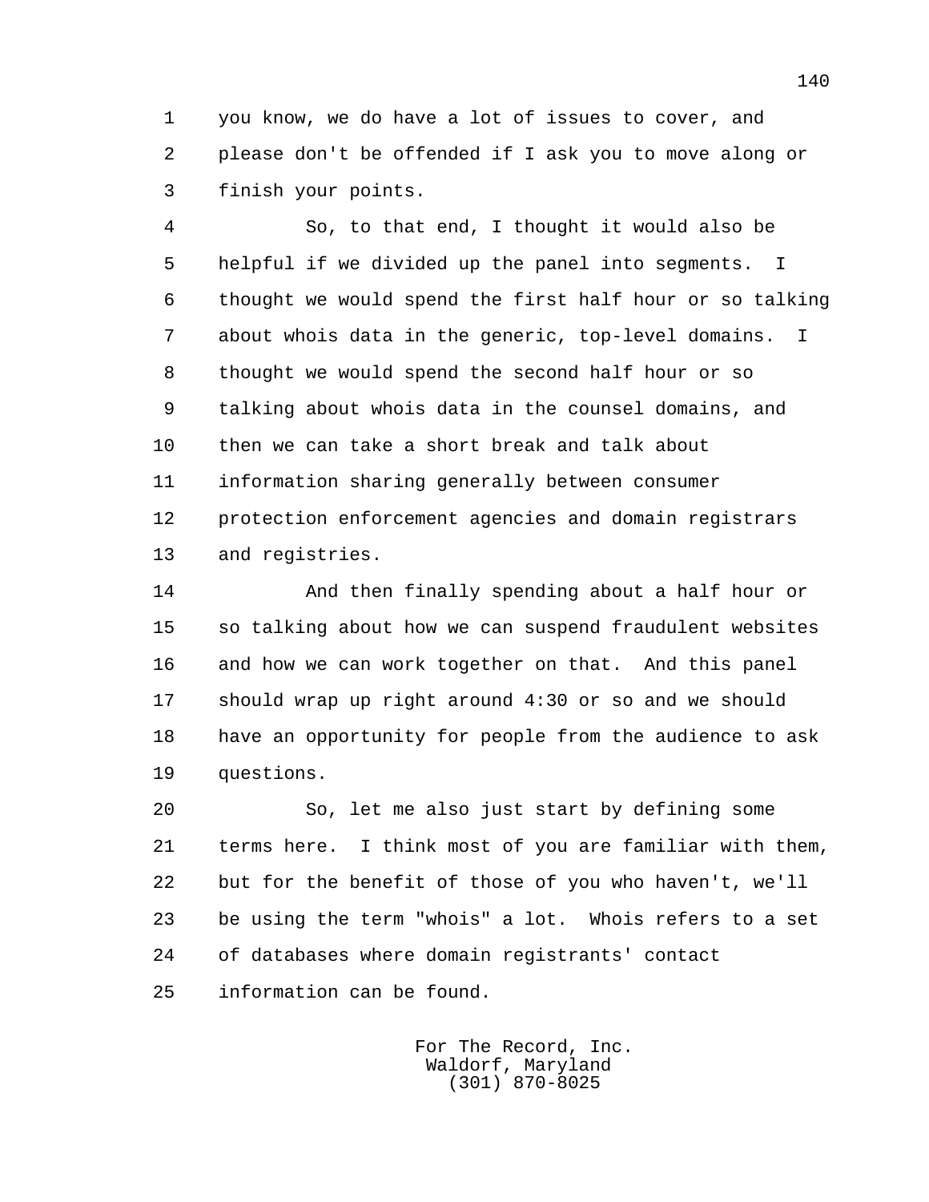you know, we do have a lot of issues to cover, and please don't be offended if I ask you to move along or finish your points.

So, to that end, I thought it would also be helpful if we divided up the panel into segments. I thought we would spend the first half hour or so talking about whois data in the generic, top-level domains. I thought we would spend the second half hour or so talking about whois data in the counsel domains, and then we can take a short break and talk about information sharing generally between consumer protection enforcement agencies and domain registrars and registries.

And then finally spending about a half hour or so talking about how we can suspend fraudulent websites and how we can work together on that. And this panel should wrap up right around 4:30 or so and we should have an opportunity for people from the audience to ask questions.

So, let me also just start by defining some terms here. I think most of you are familiar with them, but for the benefit of those of you who haven't, we'll be using the term "whois" a lot. Whois refers to a set of databases where domain registrants' contact information can be found.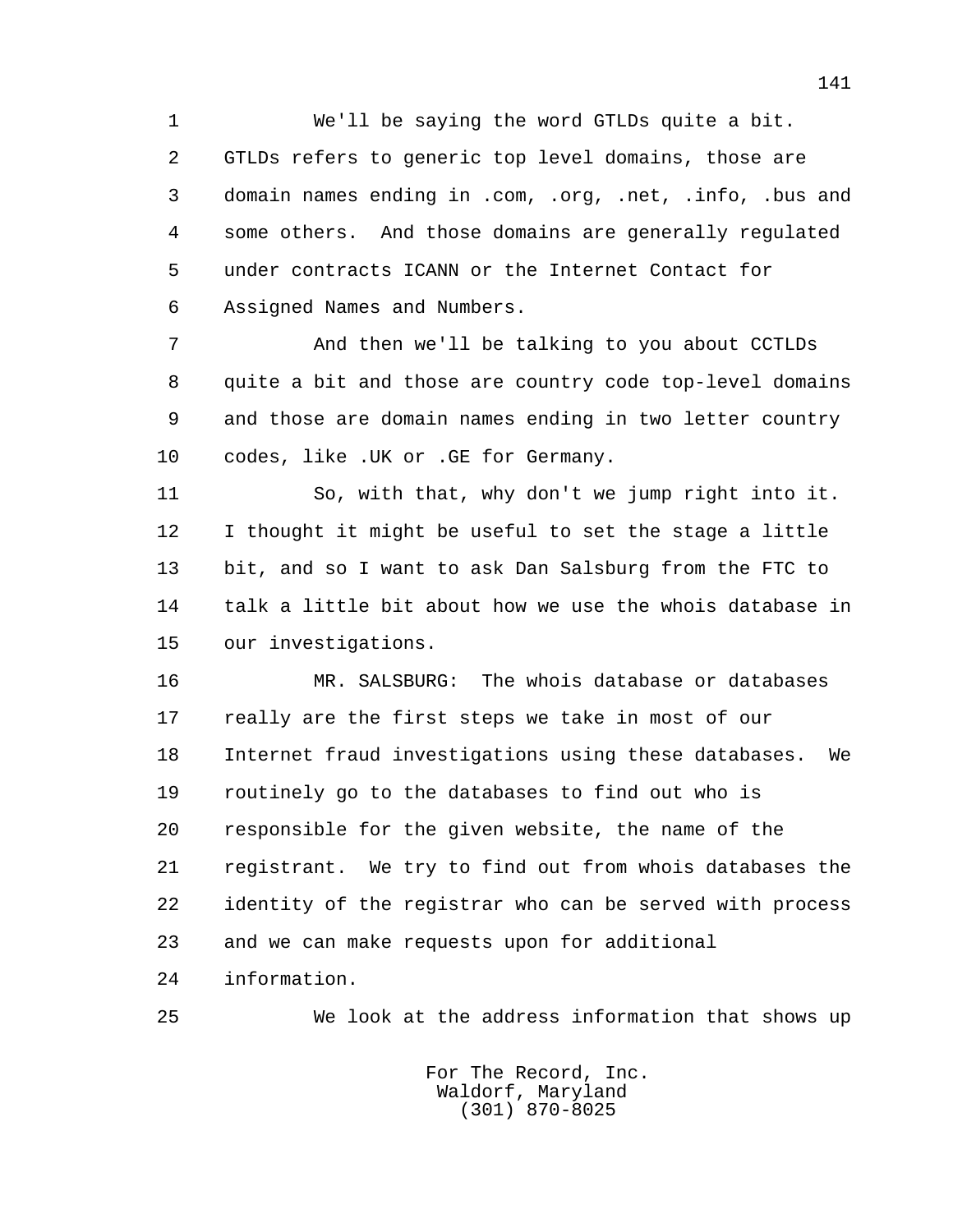We'll be saying the word GTLDs quite a bit. GTLDs refers to generic top level domains, those are domain names ending in .com, .org, .net, .info, .bus and some others. And those domains are generally regulated under contracts ICANN or the Internet Contact for Assigned Names and Numbers.

And then we'll be talking to you about CCTLDs quite a bit and those are country code top-level domains and those are domain names ending in two letter country codes, like .UK or .GE for Germany.

So, with that, why don't we jump right into it. I thought it might be useful to set the stage a little bit, and so I want to ask Dan Salsburg from the FTC to talk a little bit about how we use the whois database in our investigations.

MR. SALSBURG: The whois database or databases really are the first steps we take in most of our Internet fraud investigations using these databases. We routinely go to the databases to find out who is responsible for the given website, the name of the registrant. We try to find out from whois databases the identity of the registrar who can be served with process and we can make requests upon for additional information.

We look at the address information that shows up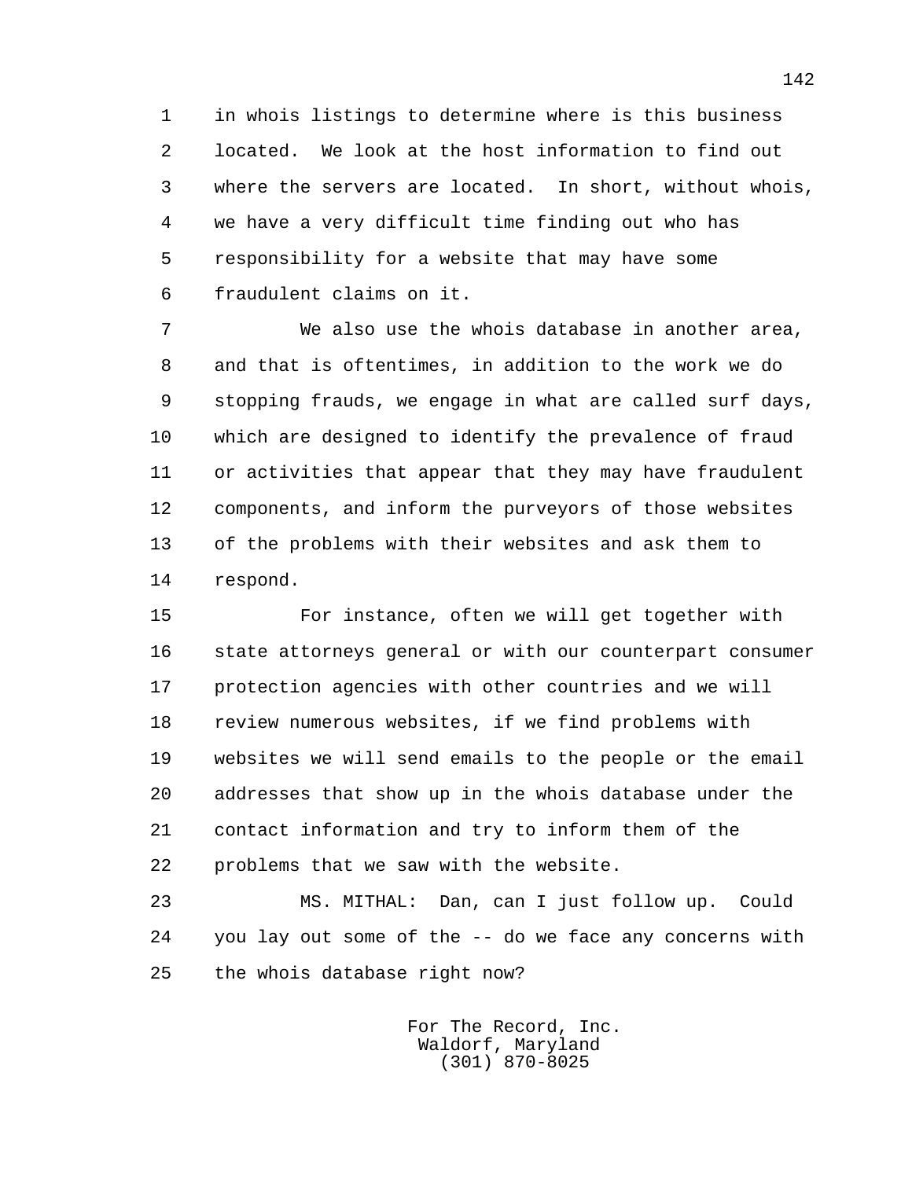in whois listings to determine where is this business located. We look at the host information to find out where the servers are located. In short, without whois, we have a very difficult time finding out who has responsibility for a website that may have some fraudulent claims on it.

We also use the whois database in another area, and that is oftentimes, in addition to the work we do stopping frauds, we engage in what are called surf days, which are designed to identify the prevalence of fraud or activities that appear that they may have fraudulent components, and inform the purveyors of those websites of the problems with their websites and ask them to respond.

For instance, often we will get together with state attorneys general or with our counterpart consumer protection agencies with other countries and we will review numerous websites, if we find problems with websites we will send emails to the people or the email addresses that show up in the whois database under the contact information and try to inform them of the problems that we saw with the website.

MS. MITHAL: Dan, can I just follow up. Could you lay out some of the -- do we face any concerns with the whois database right now?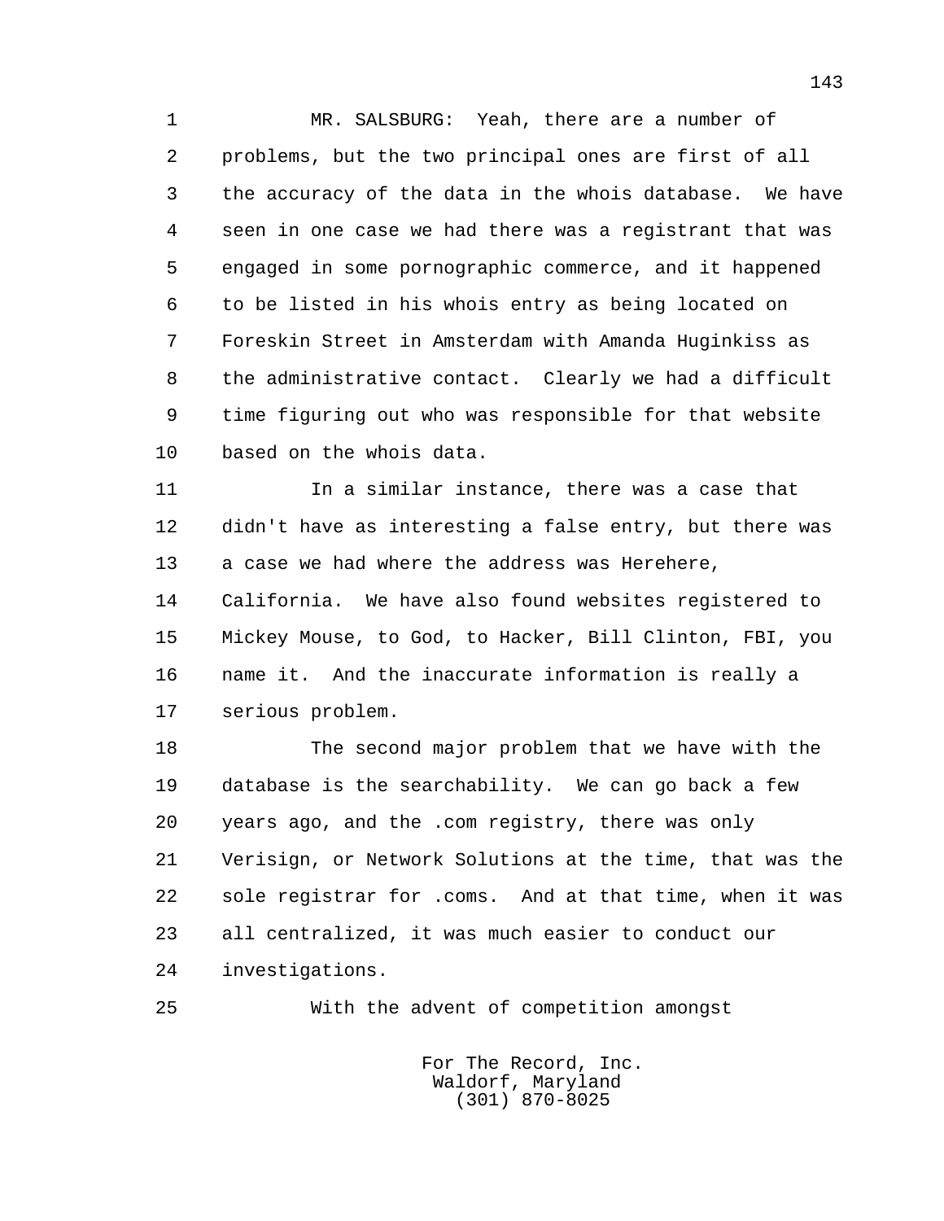MR. SALSBURG: Yeah, there are a number of problems, but the two principal ones are first of all the accuracy of the data in the whois database. We have seen in one case we had there was a registrant that was engaged in some pornographic commerce, and it happened to be listed in his whois entry as being located on Foreskin Street in Amsterdam with Amanda Huginkiss as the administrative contact. Clearly we had a difficult time figuring out who was responsible for that website based on the whois data.

In a similar instance, there was a case that didn't have as interesting a false entry, but there was a case we had where the address was Herehere, California. We have also found websites registered to Mickey Mouse, to God, to Hacker, Bill Clinton, FBI, you name it. And the inaccurate information is really a serious problem.

The second major problem that we have with the database is the searchability. We can go back a few years ago, and the .com registry, there was only Verisign, or Network Solutions at the time, that was the sole registrar for .coms. And at that time, when it was all centralized, it was much easier to conduct our investigations.

With the advent of competition amongst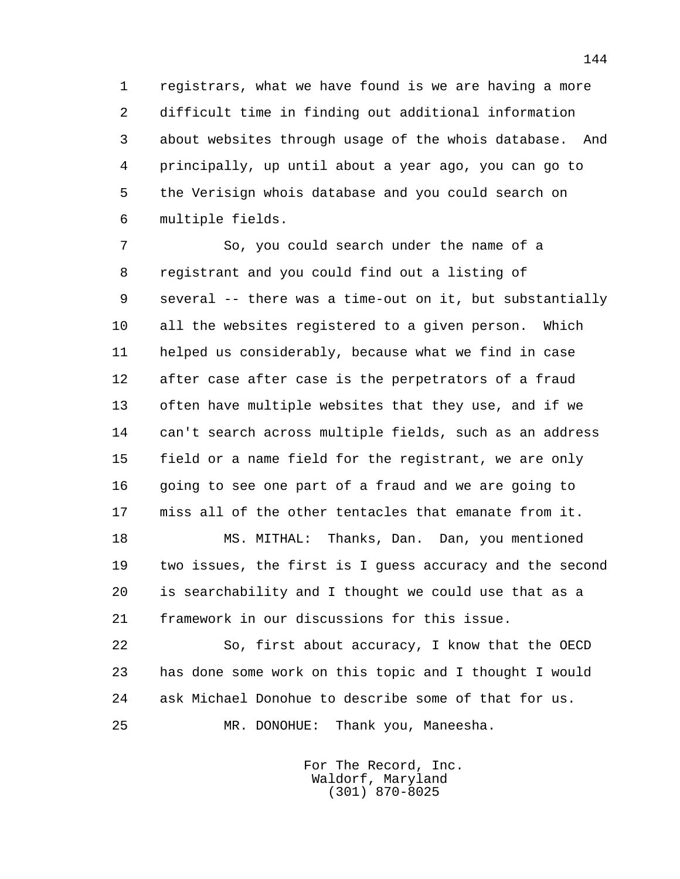registrars, what we have found is we are having a more difficult time in finding out additional information about websites through usage of the whois database. And principally, up until about a year ago, you can go to the Verisign whois database and you could search on multiple fields.

So, you could search under the name of a registrant and you could find out a listing of several -- there was a time-out on it, but substantially all the websites registered to a given person. Which helped us considerably, because what we find in case after case after case is the perpetrators of a fraud often have multiple websites that they use, and if we can't search across multiple fields, such as an address field or a name field for the registrant, we are only going to see one part of a fraud and we are going to miss all of the other tentacles that emanate from it.

MS. MITHAL: Thanks, Dan. Dan, you mentioned two issues, the first is I guess accuracy and the second is searchability and I thought we could use that as a framework in our discussions for this issue.

So, first about accuracy, I know that the OECD has done some work on this topic and I thought I would ask Michael Donohue to describe some of that for us.

MR. DONOHUE: Thank you, Maneesha.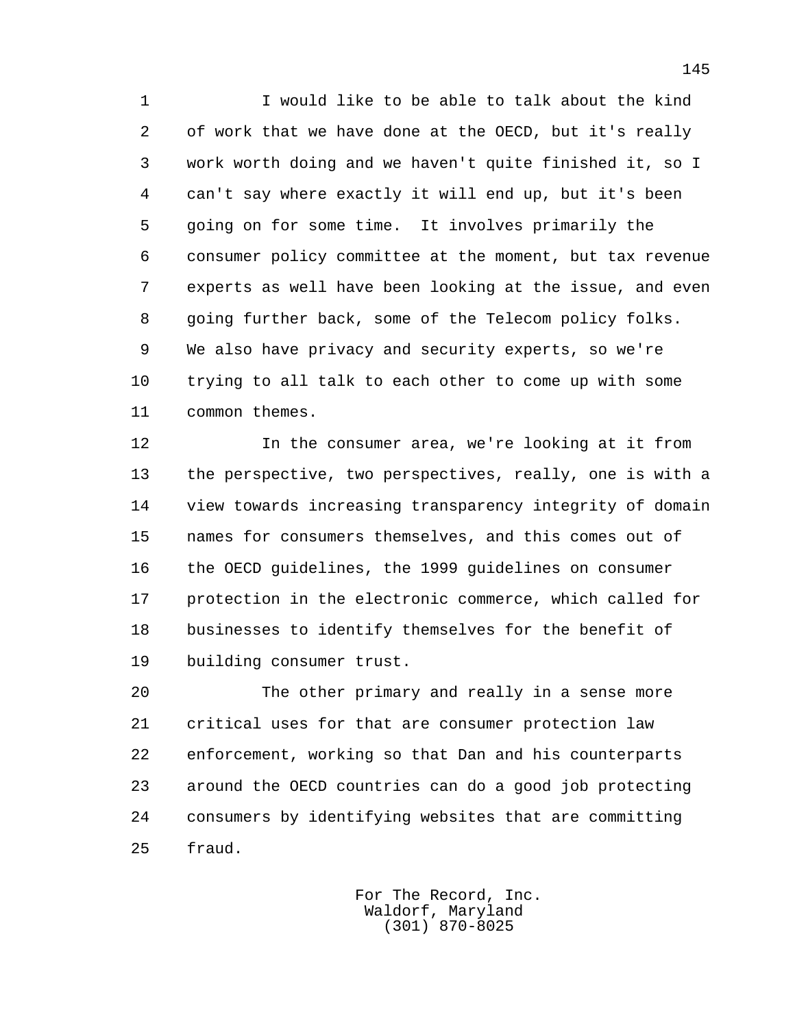I would like to be able to talk about the kind of work that we have done at the OECD, but it's really work worth doing and we haven't quite finished it, so I can't say where exactly it will end up, but it's been going on for some time. It involves primarily the consumer policy committee at the moment, but tax revenue experts as well have been looking at the issue, and even going further back, some of the Telecom policy folks. We also have privacy and security experts, so we're trying to all talk to each other to come up with some common themes.

In the consumer area, we're looking at it from the perspective, two perspectives, really, one is with a view towards increasing transparency integrity of domain names for consumers themselves, and this comes out of the OECD guidelines, the 1999 guidelines on consumer protection in the electronic commerce, which called for businesses to identify themselves for the benefit of building consumer trust.

The other primary and really in a sense more critical uses for that are consumer protection law enforcement, working so that Dan and his counterparts around the OECD countries can do a good job protecting consumers by identifying websites that are committing fraud.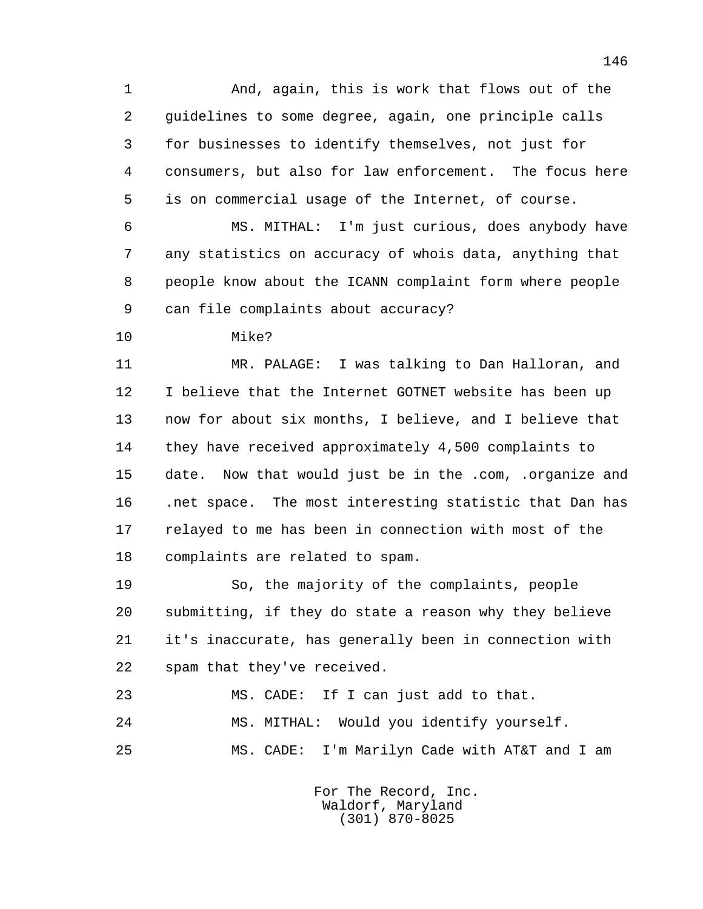And, again, this is work that flows out of the guidelines to some degree, again, one principle calls for businesses to identify themselves, not just for consumers, but also for law enforcement. The focus here is on commercial usage of the Internet, of course.

MS. MITHAL: I'm just curious, does anybody have any statistics on accuracy of whois data, anything that people know about the ICANN complaint form where people can file complaints about accuracy?

Mike?

MR. PALAGE: I was talking to Dan Halloran, and I believe that the Internet GOTNET website has been up now for about six months, I believe, and I believe that they have received approximately 4,500 complaints to date. Now that would just be in the .com, .organize and .net space. The most interesting statistic that Dan has relayed to me has been in connection with most of the complaints are related to spam.

So, the majority of the complaints, people submitting, if they do state a reason why they believe it's inaccurate, has generally been in connection with spam that they've received.

MS. CADE: If I can just add to that.

MS. MITHAL: Would you identify yourself.

MS. CADE: I'm Marilyn Cade with AT&T and I am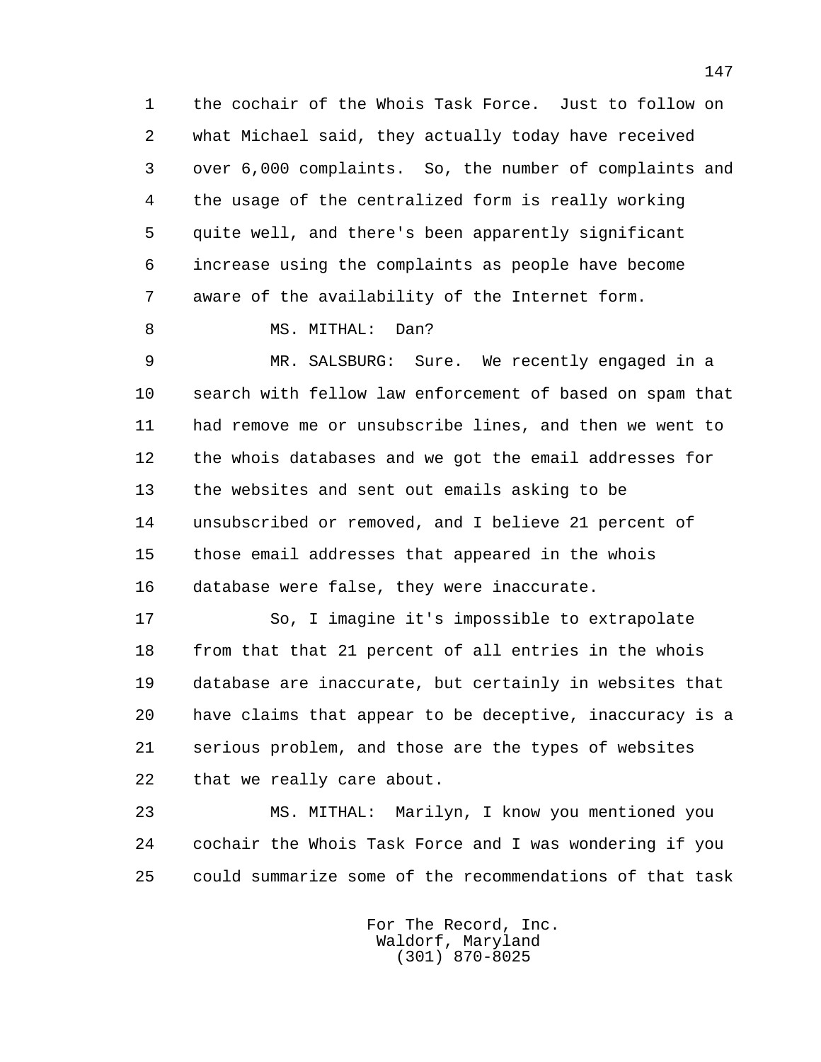the cochair of the Whois Task Force. Just to follow on what Michael said, they actually today have received over 6,000 complaints. So, the number of complaints and the usage of the centralized form is really working quite well, and there's been apparently significant increase using the complaints as people have become aware of the availability of the Internet form.

MS. MITHAL: Dan?

MR. SALSBURG: Sure. We recently engaged in a search with fellow law enforcement of based on spam that had remove me or unsubscribe lines, and then we went to the whois databases and we got the email addresses for the websites and sent out emails asking to be unsubscribed or removed, and I believe 21 percent of those email addresses that appeared in the whois database were false, they were inaccurate.

So, I imagine it's impossible to extrapolate from that that 21 percent of all entries in the whois database are inaccurate, but certainly in websites that have claims that appear to be deceptive, inaccuracy is a serious problem, and those are the types of websites that we really care about.

MS. MITHAL: Marilyn, I know you mentioned you cochair the Whois Task Force and I was wondering if you could summarize some of the recommendations of that task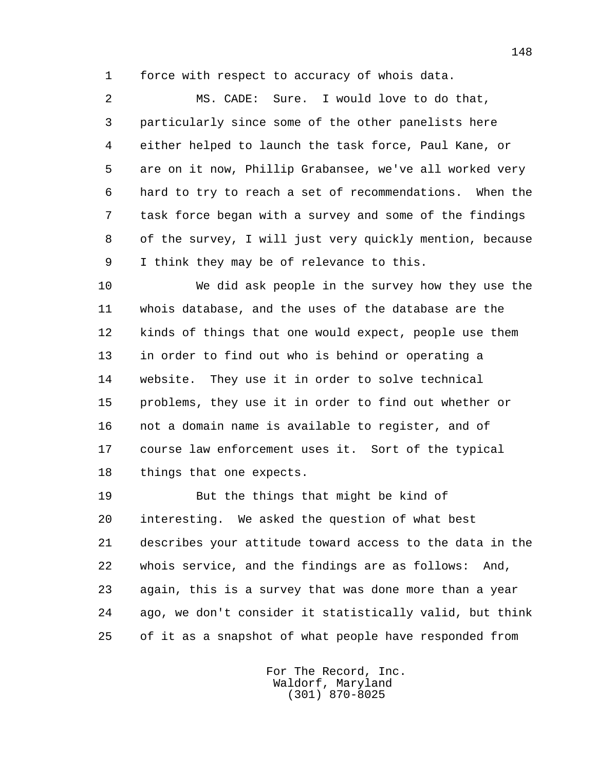force with respect to accuracy of whois data.

MS. CADE: Sure. I would love to do that, particularly since some of the other panelists here either helped to launch the task force, Paul Kane, or are on it now, Phillip Grabansee, we've all worked very hard to try to reach a set of recommendations. When the task force began with a survey and some of the findings of the survey, I will just very quickly mention, because I think they may be of relevance to this.

We did ask people in the survey how they use the whois database, and the uses of the database are the kinds of things that one would expect, people use them in order to find out who is behind or operating a website. They use it in order to solve technical problems, they use it in order to find out whether or not a domain name is available to register, and of course law enforcement uses it. Sort of the typical things that one expects.

But the things that might be kind of interesting. We asked the question of what best describes your attitude toward access to the data in the whois service, and the findings are as follows: And, again, this is a survey that was done more than a year ago, we don't consider it statistically valid, but think of it as a snapshot of what people have responded from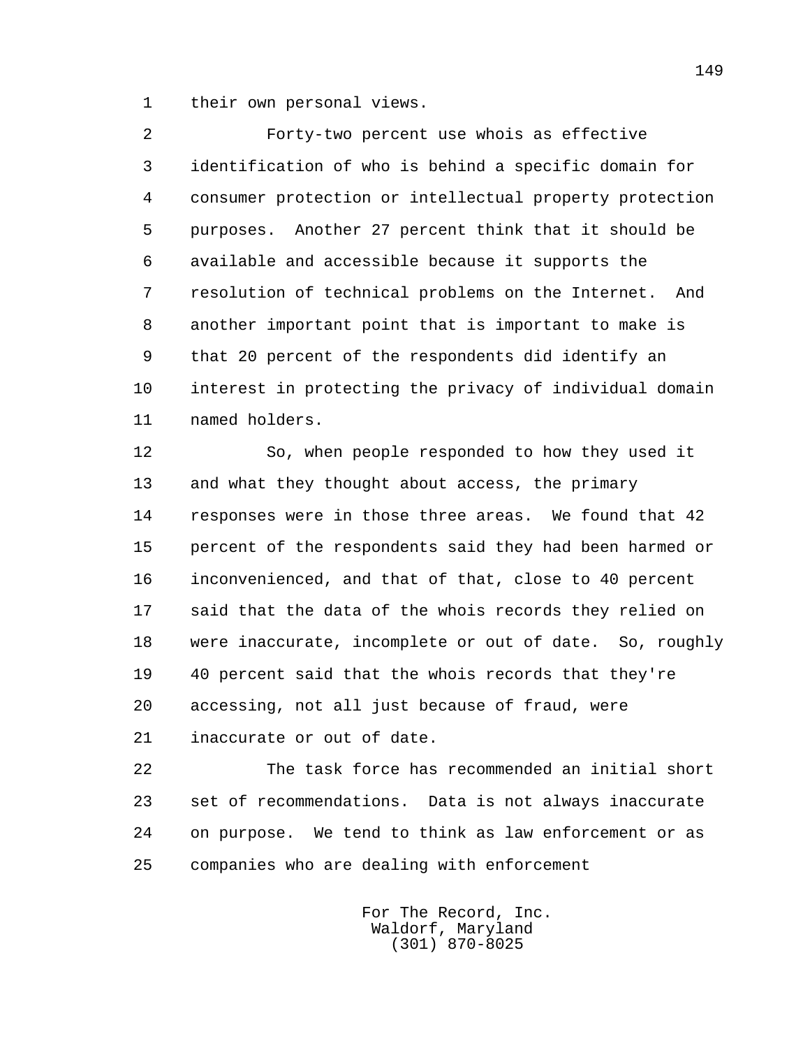their own personal views.

Forty-two percent use whois as effective identification of who is behind a specific domain for consumer protection or intellectual property protection purposes. Another 27 percent think that it should be available and accessible because it supports the resolution of technical problems on the Internet. And another important point that is important to make is that 20 percent of the respondents did identify an interest in protecting the privacy of individual domain named holders.

So, when people responded to how they used it and what they thought about access, the primary responses were in those three areas. We found that 42 percent of the respondents said they had been harmed or inconvenienced, and that of that, close to 40 percent said that the data of the whois records they relied on were inaccurate, incomplete or out of date. So, roughly 40 percent said that the whois records that they're accessing, not all just because of fraud, were inaccurate or out of date.

The task force has recommended an initial short set of recommendations. Data is not always inaccurate on purpose. We tend to think as law enforcement or as companies who are dealing with enforcement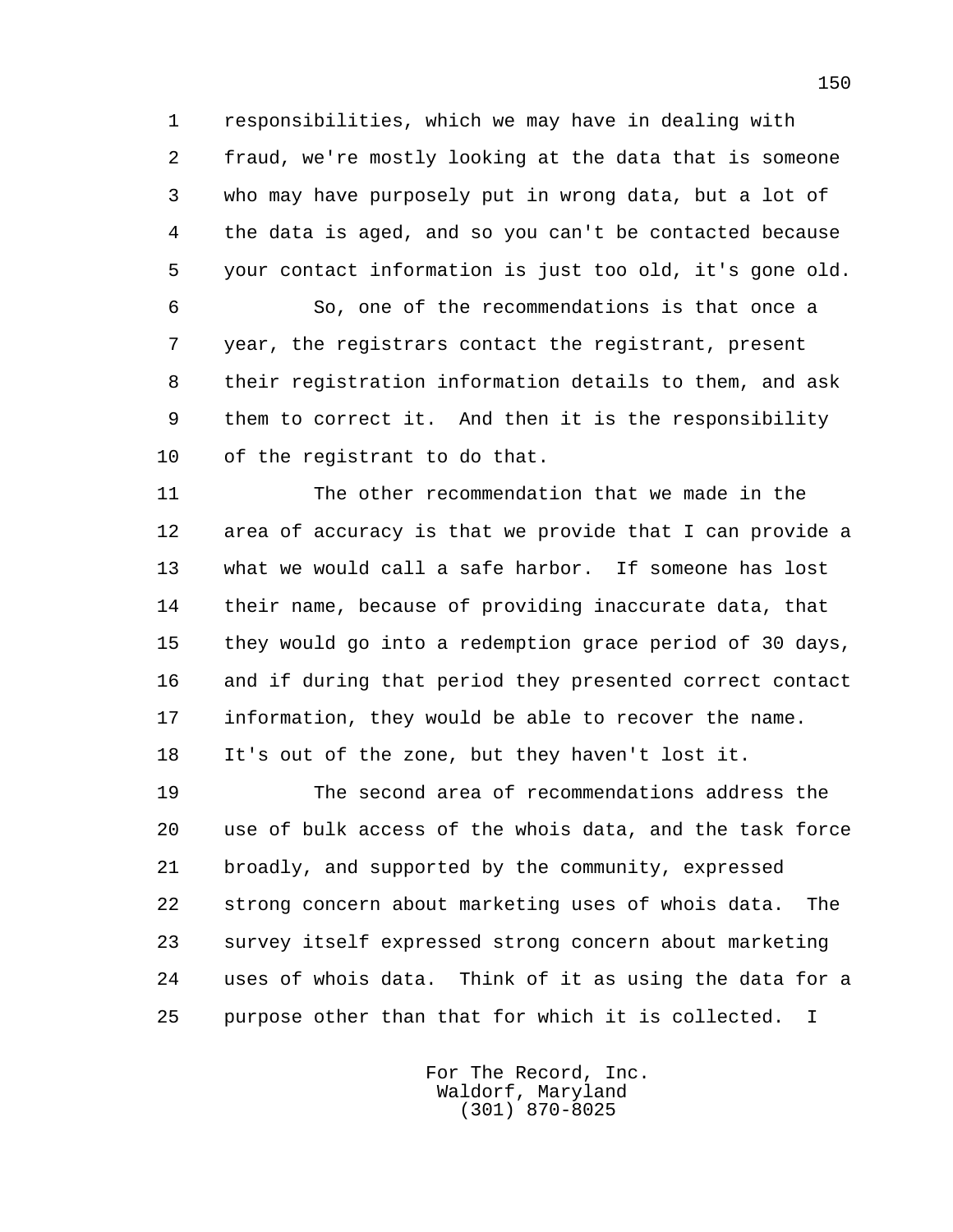responsibilities, which we may have in dealing with fraud, we're mostly looking at the data that is someone who may have purposely put in wrong data, but a lot of the data is aged, and so you can't be contacted because your contact information is just too old, it's gone old.

So, one of the recommendations is that once a year, the registrars contact the registrant, present their registration information details to them, and ask them to correct it. And then it is the responsibility of the registrant to do that.

The other recommendation that we made in the area of accuracy is that we provide that I can provide a what we would call a safe harbor. If someone has lost their name, because of providing inaccurate data, that they would go into a redemption grace period of 30 days, and if during that period they presented correct contact information, they would be able to recover the name. It's out of the zone, but they haven't lost it.

The second area of recommendations address the use of bulk access of the whois data, and the task force broadly, and supported by the community, expressed strong concern about marketing uses of whois data. The survey itself expressed strong concern about marketing uses of whois data. Think of it as using the data for a purpose other than that for which it is collected. I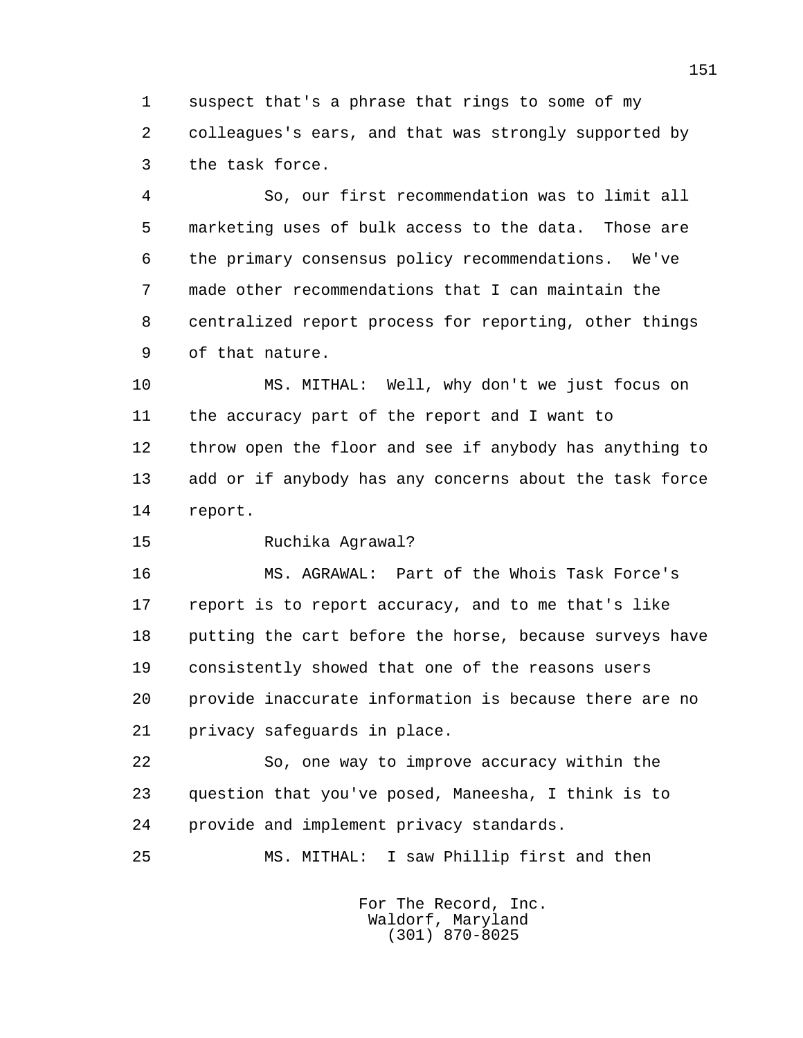suspect that's a phrase that rings to some of my colleagues's ears, and that was strongly supported by the task force.

So, our first recommendation was to limit all marketing uses of bulk access to the data. Those are the primary consensus policy recommendations. We've made other recommendations that I can maintain the centralized report process for reporting, other things of that nature.

MS. MITHAL: Well, why don't we just focus on the accuracy part of the report and I want to throw open the floor and see if anybody has anything to add or if anybody has any concerns about the task force report.

Ruchika Agrawal?

MS. AGRAWAL: Part of the Whois Task Force's report is to report accuracy, and to me that's like putting the cart before the horse, because surveys have consistently showed that one of the reasons users provide inaccurate information is because there are no privacy safeguards in place.

So, one way to improve accuracy within the question that you've posed, Maneesha, I think is to provide and implement privacy standards.

MS. MITHAL: I saw Phillip first and then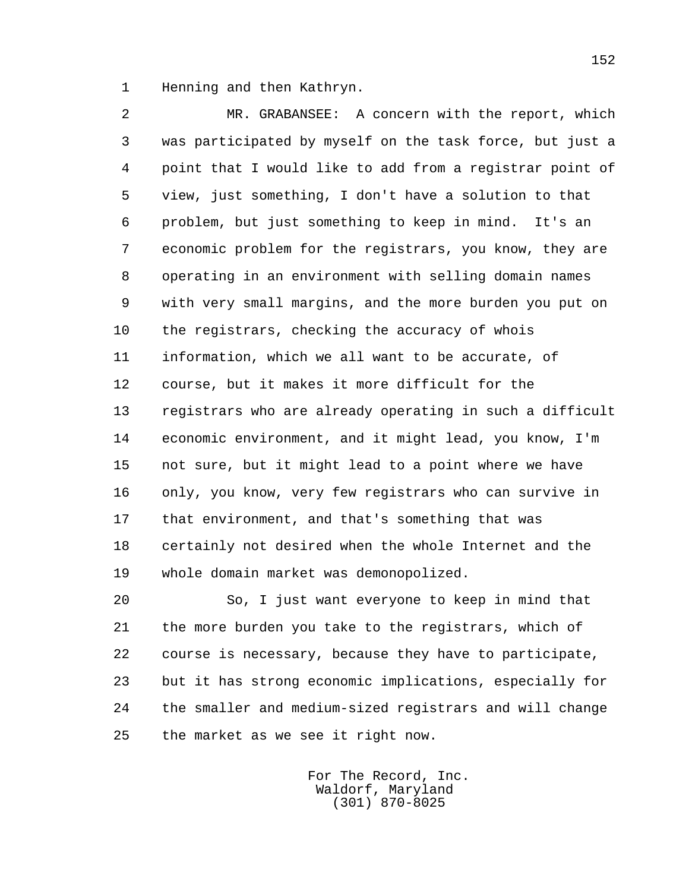Henning and then Kathryn.

MR. GRABANSEE: A concern with the report, which was participated by myself on the task force, but just a point that I would like to add from a registrar point of view, just something, I don't have a solution to that problem, but just something to keep in mind. It's an economic problem for the registrars, you know, they are operating in an environment with selling domain names with very small margins, and the more burden you put on the registrars, checking the accuracy of whois information, which we all want to be accurate, of course, but it makes it more difficult for the registrars who are already operating in such a difficult economic environment, and it might lead, you know, I'm not sure, but it might lead to a point where we have only, you know, very few registrars who can survive in that environment, and that's something that was certainly not desired when the whole Internet and the whole domain market was demonopolized.

So, I just want everyone to keep in mind that the more burden you take to the registrars, which of course is necessary, because they have to participate, but it has strong economic implications, especially for the smaller and medium-sized registrars and will change the market as we see it right now.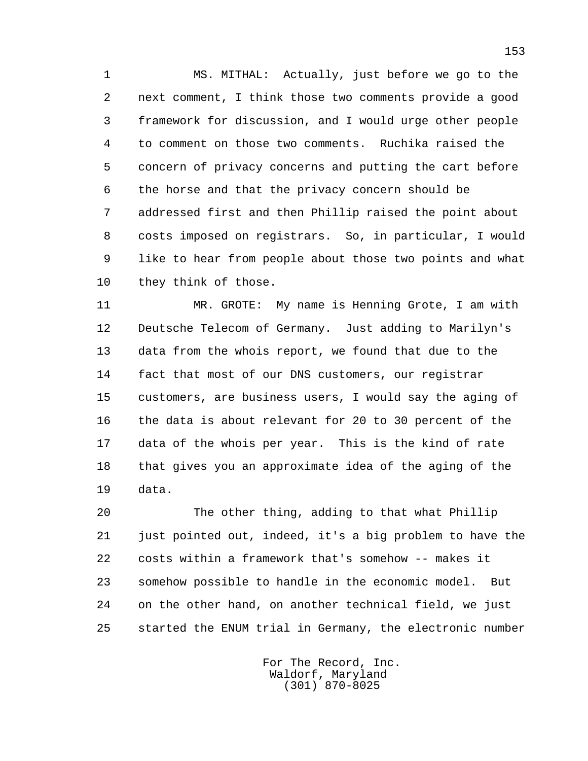MS. MITHAL: Actually, just before we go to the next comment, I think those two comments provide a good framework for discussion, and I would urge other people to comment on those two comments. Ruchika raised the concern of privacy concerns and putting the cart before the horse and that the privacy concern should be addressed first and then Phillip raised the point about costs imposed on registrars. So, in particular, I would like to hear from people about those two points and what they think of those.

MR. GROTE: My name is Henning Grote, I am with Deutsche Telecom of Germany. Just adding to Marilyn's data from the whois report, we found that due to the fact that most of our DNS customers, our registrar customers, are business users, I would say the aging of the data is about relevant for 20 to 30 percent of the data of the whois per year. This is the kind of rate that gives you an approximate idea of the aging of the data.

The other thing, adding to that what Phillip just pointed out, indeed, it's a big problem to have the costs within a framework that's somehow -- makes it somehow possible to handle in the economic model. But on the other hand, on another technical field, we just started the ENUM trial in Germany, the electronic number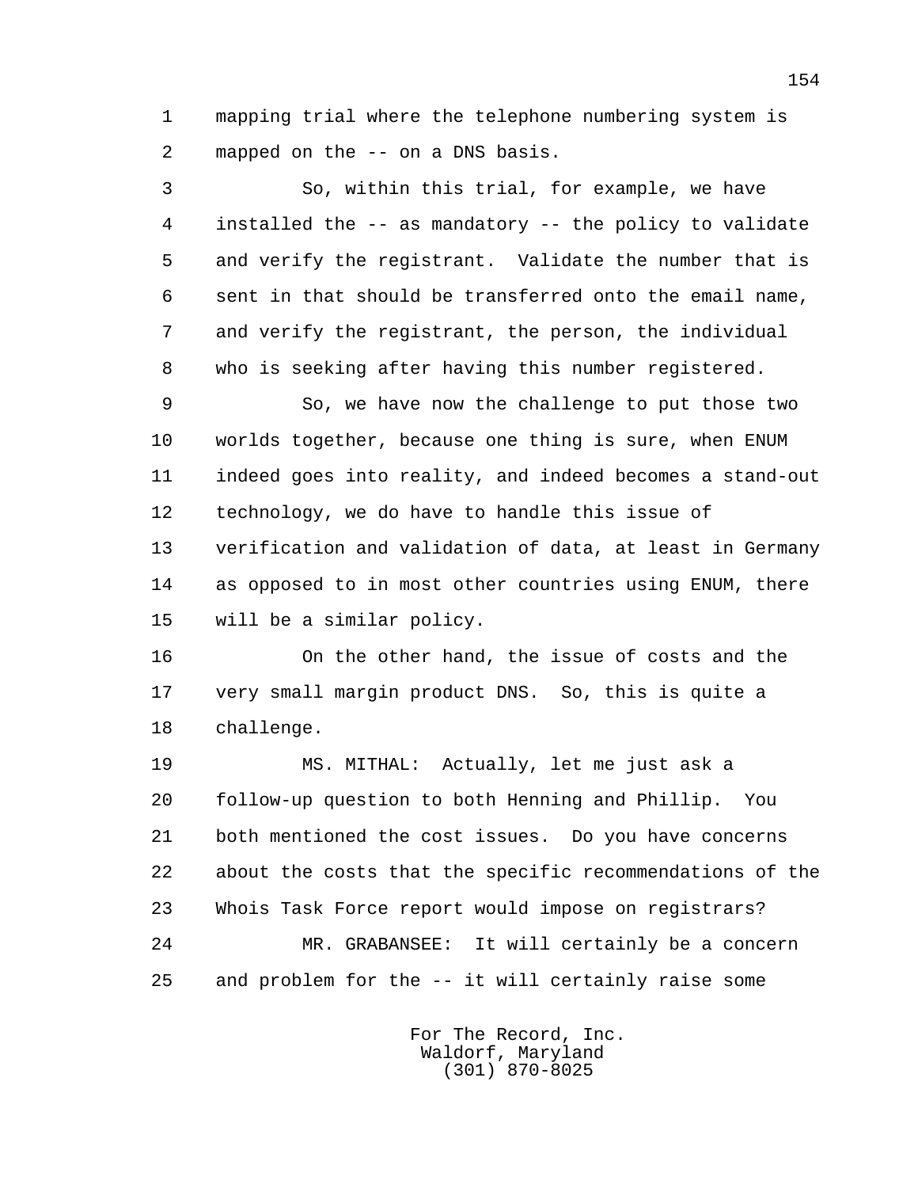mapping trial where the telephone numbering system is mapped on the -- on a DNS basis.

So, within this trial, for example, we have installed the -- as mandatory -- the policy to validate and verify the registrant. Validate the number that is sent in that should be transferred onto the email name, and verify the registrant, the person, the individual who is seeking after having this number registered.

So, we have now the challenge to put those two worlds together, because one thing is sure, when ENUM indeed goes into reality, and indeed becomes a stand-out technology, we do have to handle this issue of verification and validation of data, at least in Germany as opposed to in most other countries using ENUM, there will be a similar policy.

On the other hand, the issue of costs and the very small margin product DNS. So, this is quite a challenge.

MS. MITHAL: Actually, let me just ask a follow-up question to both Henning and Phillip. You both mentioned the cost issues. Do you have concerns about the costs that the specific recommendations of the Whois Task Force report would impose on registrars?

MR. GRABANSEE: It will certainly be a concern and problem for the -- it will certainly raise some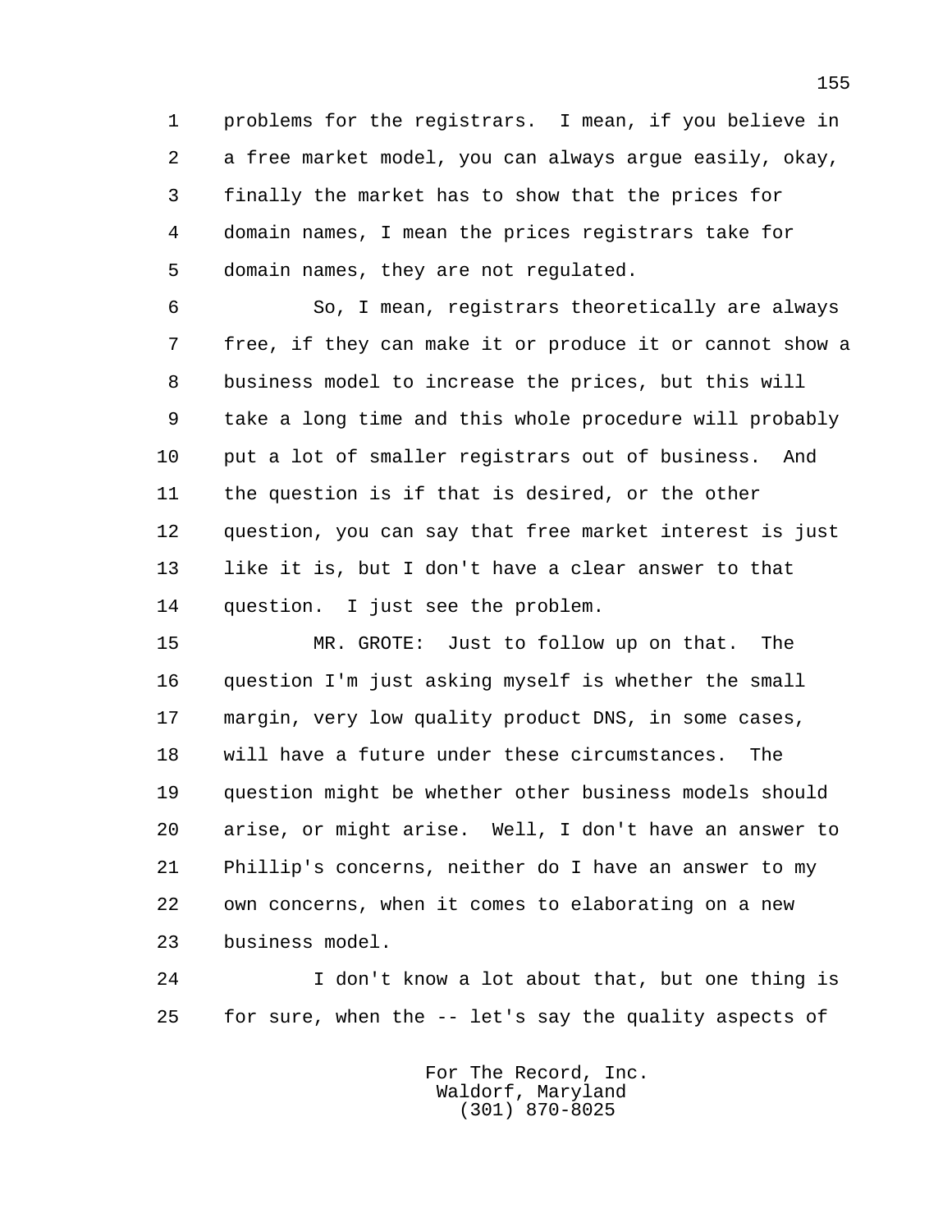problems for the registrars. I mean, if you believe in a free market model, you can always argue easily, okay, finally the market has to show that the prices for domain names, I mean the prices registrars take for domain names, they are not regulated.

So, I mean, registrars theoretically are always free, if they can make it or produce it or cannot show a business model to increase the prices, but this will take a long time and this whole procedure will probably put a lot of smaller registrars out of business. And the question is if that is desired, or the other question, you can say that free market interest is just like it is, but I don't have a clear answer to that question. I just see the problem.

MR. GROTE: Just to follow up on that. The question I'm just asking myself is whether the small margin, very low quality product DNS, in some cases, will have a future under these circumstances. The question might be whether other business models should arise, or might arise. Well, I don't have an answer to Phillip's concerns, neither do I have an answer to my own concerns, when it comes to elaborating on a new business model.

I don't know a lot about that, but one thing is for sure, when the -- let's say the quality aspects of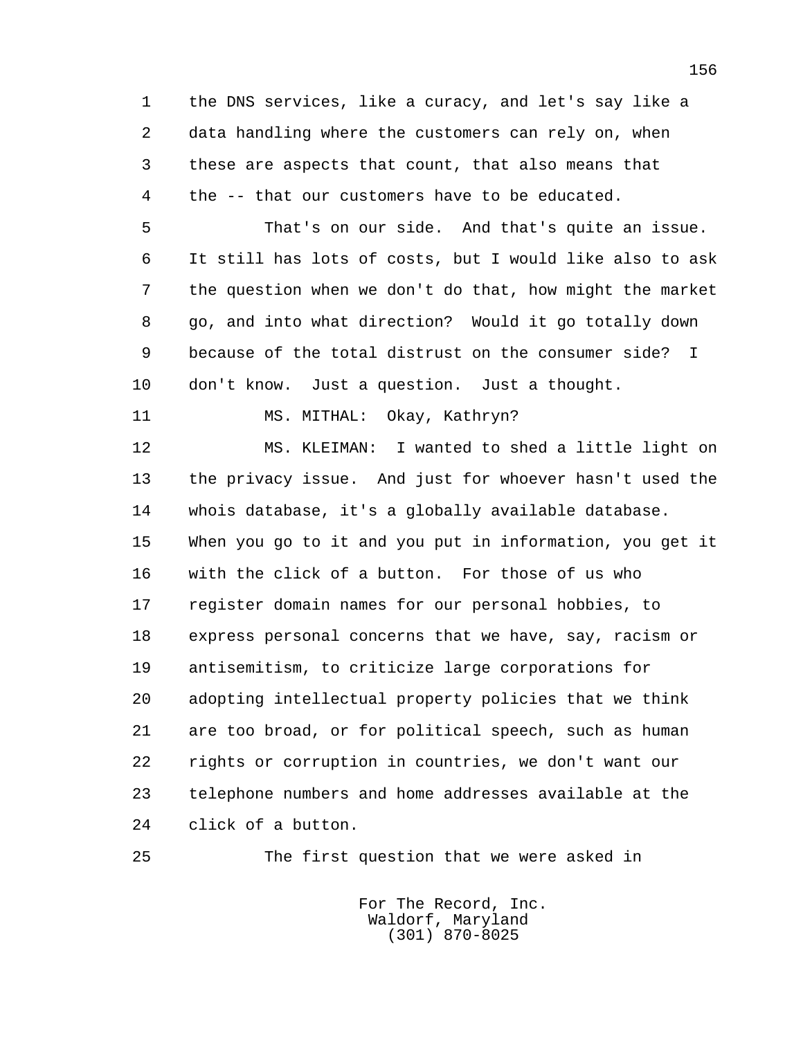the DNS services, like a curacy, and let's say like a data handling where the customers can rely on, when these are aspects that count, that also means that the -- that our customers have to be educated.

That's on our side. And that's quite an issue. It still has lots of costs, but I would like also to ask the question when we don't do that, how might the market go, and into what direction? Would it go totally down because of the total distrust on the consumer side? I don't know. Just a question. Just a thought.

MS. MITHAL: Okay, Kathryn?

MS. KLEIMAN: I wanted to shed a little light on the privacy issue. And just for whoever hasn't used the whois database, it's a globally available database. When you go to it and you put in information, you get it with the click of a button. For those of us who register domain names for our personal hobbies, to express personal concerns that we have, say, racism or antisemitism, to criticize large corporations for adopting intellectual property policies that we think are too broad, or for political speech, such as human rights or corruption in countries, we don't want our telephone numbers and home addresses available at the click of a button.

The first question that we were asked in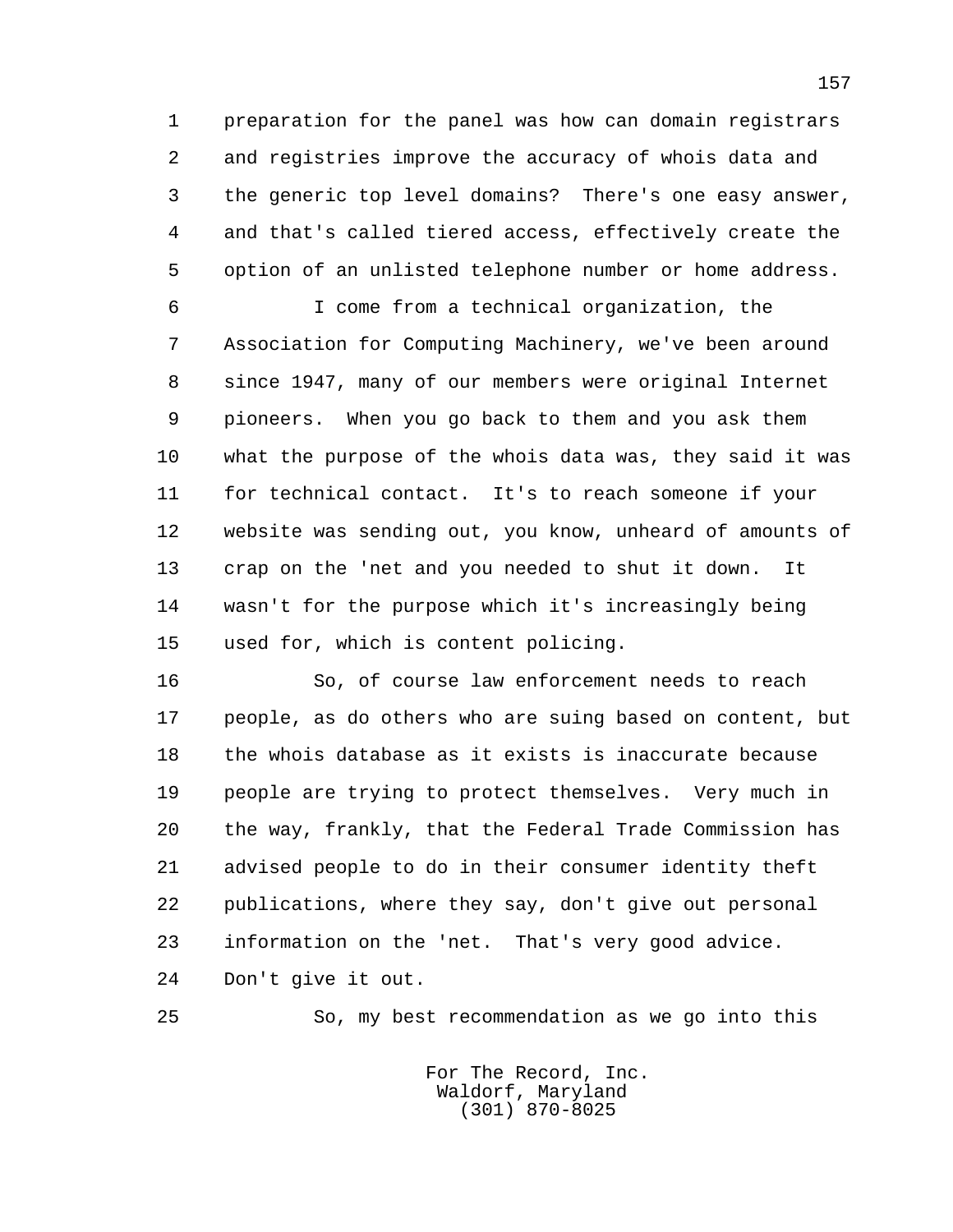preparation for the panel was how can domain registrars and registries improve the accuracy of whois data and the generic top level domains? There's one easy answer, and that's called tiered access, effectively create the option of an unlisted telephone number or home address.

I come from a technical organization, the Association for Computing Machinery, we've been around since 1947, many of our members were original Internet pioneers. When you go back to them and you ask them what the purpose of the whois data was, they said it was for technical contact. It's to reach someone if your website was sending out, you know, unheard of amounts of crap on the 'net and you needed to shut it down. It wasn't for the purpose which it's increasingly being used for, which is content policing.

So, of course law enforcement needs to reach people, as do others who are suing based on content, but the whois database as it exists is inaccurate because people are trying to protect themselves. Very much in the way, frankly, that the Federal Trade Commission has advised people to do in their consumer identity theft publications, where they say, don't give out personal information on the 'net. That's very good advice. Don't give it out.

So, my best recommendation as we go into this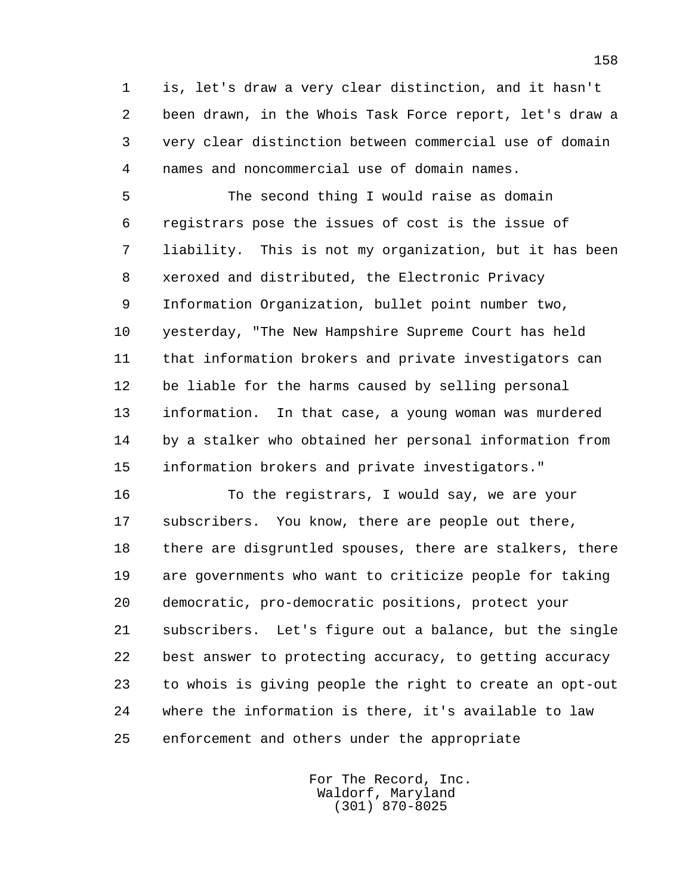is, let's draw a very clear distinction, and it hasn't been drawn, in the Whois Task Force report, let's draw a very clear distinction between commercial use of domain names and noncommercial use of domain names.

The second thing I would raise as domain registrars pose the issues of cost is the issue of liability. This is not my organization, but it has been xeroxed and distributed, the Electronic Privacy Information Organization, bullet point number two, yesterday, "The New Hampshire Supreme Court has held that information brokers and private investigators can be liable for the harms caused by selling personal information. In that case, a young woman was murdered by a stalker who obtained her personal information from information brokers and private investigators."

To the registrars, I would say, we are your subscribers. You know, there are people out there, there are disgruntled spouses, there are stalkers, there are governments who want to criticize people for taking democratic, pro-democratic positions, protect your subscribers. Let's figure out a balance, but the single best answer to protecting accuracy, to getting accuracy to whois is giving people the right to create an opt-out where the information is there, it's available to law enforcement and others under the appropriate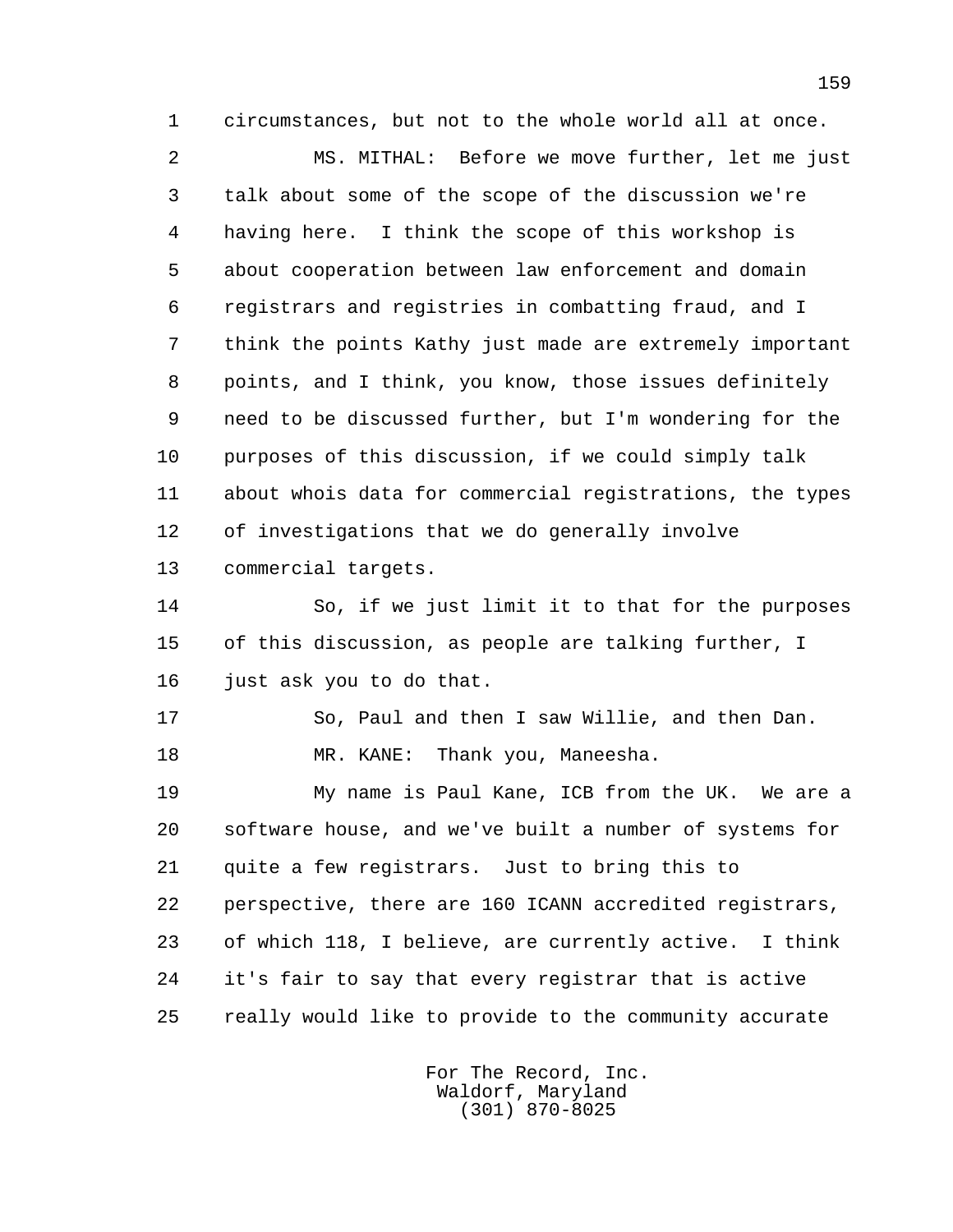circumstances, but not to the whole world all at once.

MS. MITHAL: Before we move further, let me just talk about some of the scope of the discussion we're having here. I think the scope of this workshop is about cooperation between law enforcement and domain registrars and registries in combatting fraud, and I think the points Kathy just made are extremely important points, and I think, you know, those issues definitely need to be discussed further, but I'm wondering for the purposes of this discussion, if we could simply talk about whois data for commercial registrations, the types of investigations that we do generally involve commercial targets.

So, if we just limit it to that for the purposes of this discussion, as people are talking further, I just ask you to do that.

So, Paul and then I saw Willie, and then Dan.

MR. KANE: Thank you, Maneesha.

My name is Paul Kane, ICB from the UK. We are a software house, and we've built a number of systems for quite a few registrars. Just to bring this to perspective, there are 160 ICANN accredited registrars, of which 118, I believe, are currently active. I think it's fair to say that every registrar that is active really would like to provide to the community accurate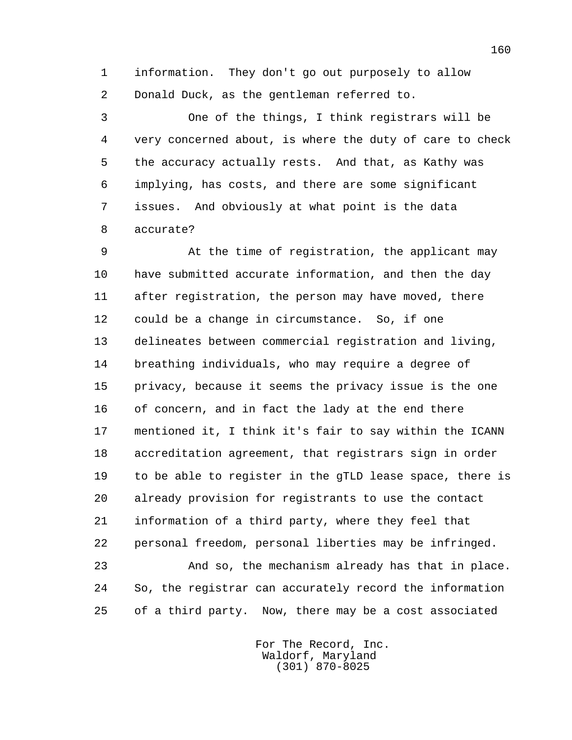information. They don't go out purposely to allow Donald Duck, as the gentleman referred to.

One of the things, I think registrars will be very concerned about, is where the duty of care to check the accuracy actually rests. And that, as Kathy was implying, has costs, and there are some significant issues. And obviously at what point is the data accurate?

At the time of registration, the applicant may have submitted accurate information, and then the day after registration, the person may have moved, there could be a change in circumstance. So, if one delineates between commercial registration and living, breathing individuals, who may require a degree of privacy, because it seems the privacy issue is the one of concern, and in fact the lady at the end there mentioned it, I think it's fair to say within the ICANN accreditation agreement, that registrars sign in order to be able to register in the gTLD lease space, there is already provision for registrants to use the contact information of a third party, where they feel that personal freedom, personal liberties may be infringed.

And so, the mechanism already has that in place. So, the registrar can accurately record the information of a third party. Now, there may be a cost associated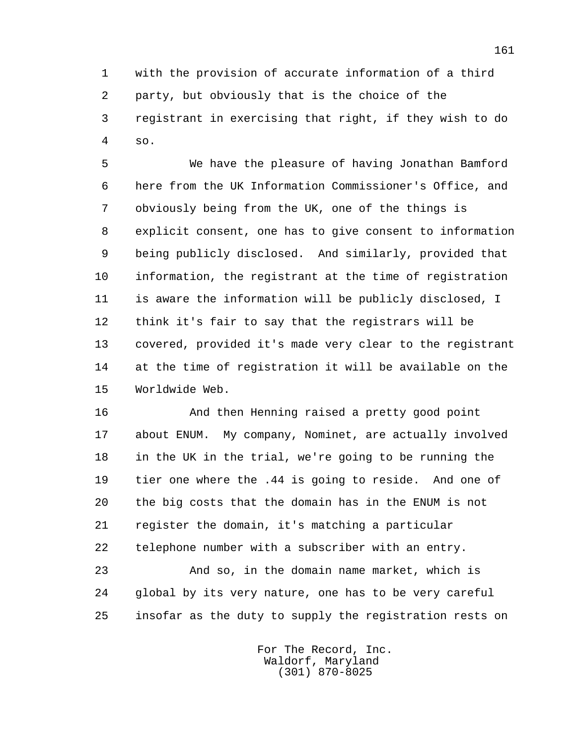with the provision of accurate information of a third party, but obviously that is the choice of the registrant in exercising that right, if they wish to do so.

We have the pleasure of having Jonathan Bamford here from the UK Information Commissioner's Office, and obviously being from the UK, one of the things is explicit consent, one has to give consent to information being publicly disclosed. And similarly, provided that information, the registrant at the time of registration is aware the information will be publicly disclosed, I think it's fair to say that the registrars will be covered, provided it's made very clear to the registrant at the time of registration it will be available on the Worldwide Web.

And then Henning raised a pretty good point about ENUM. My company, Nominet, are actually involved in the UK in the trial, we're going to be running the tier one where the .44 is going to reside. And one of the big costs that the domain has in the ENUM is not register the domain, it's matching a particular telephone number with a subscriber with an entry.

And so, in the domain name market, which is global by its very nature, one has to be very careful insofar as the duty to supply the registration rests on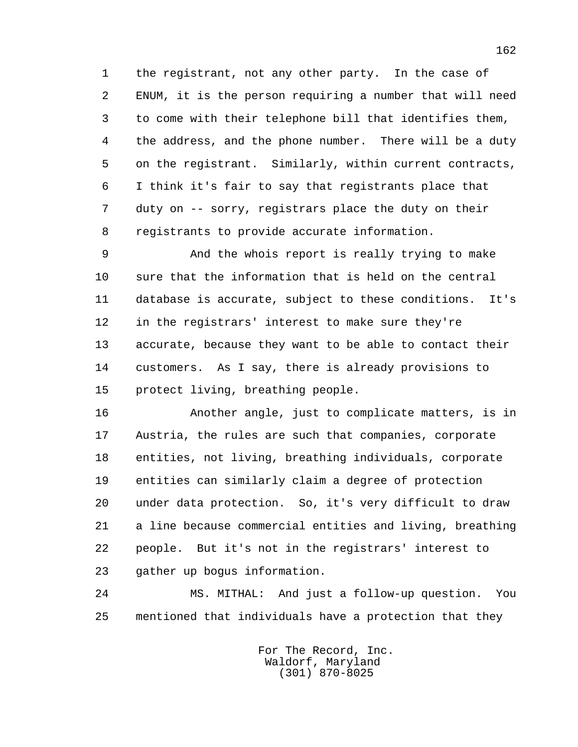the registrant, not any other party. In the case of ENUM, it is the person requiring a number that will need to come with their telephone bill that identifies them, the address, and the phone number. There will be a duty on the registrant. Similarly, within current contracts, I think it's fair to say that registrants place that duty on -- sorry, registrars place the duty on their registrants to provide accurate information.

And the whois report is really trying to make sure that the information that is held on the central database is accurate, subject to these conditions. It's in the registrars' interest to make sure they're accurate, because they want to be able to contact their customers. As I say, there is already provisions to protect living, breathing people.

Another angle, just to complicate matters, is in Austria, the rules are such that companies, corporate entities, not living, breathing individuals, corporate entities can similarly claim a degree of protection under data protection. So, it's very difficult to draw a line because commercial entities and living, breathing people. But it's not in the registrars' interest to gather up bogus information.

MS. MITHAL: And just a follow-up question. You mentioned that individuals have a protection that they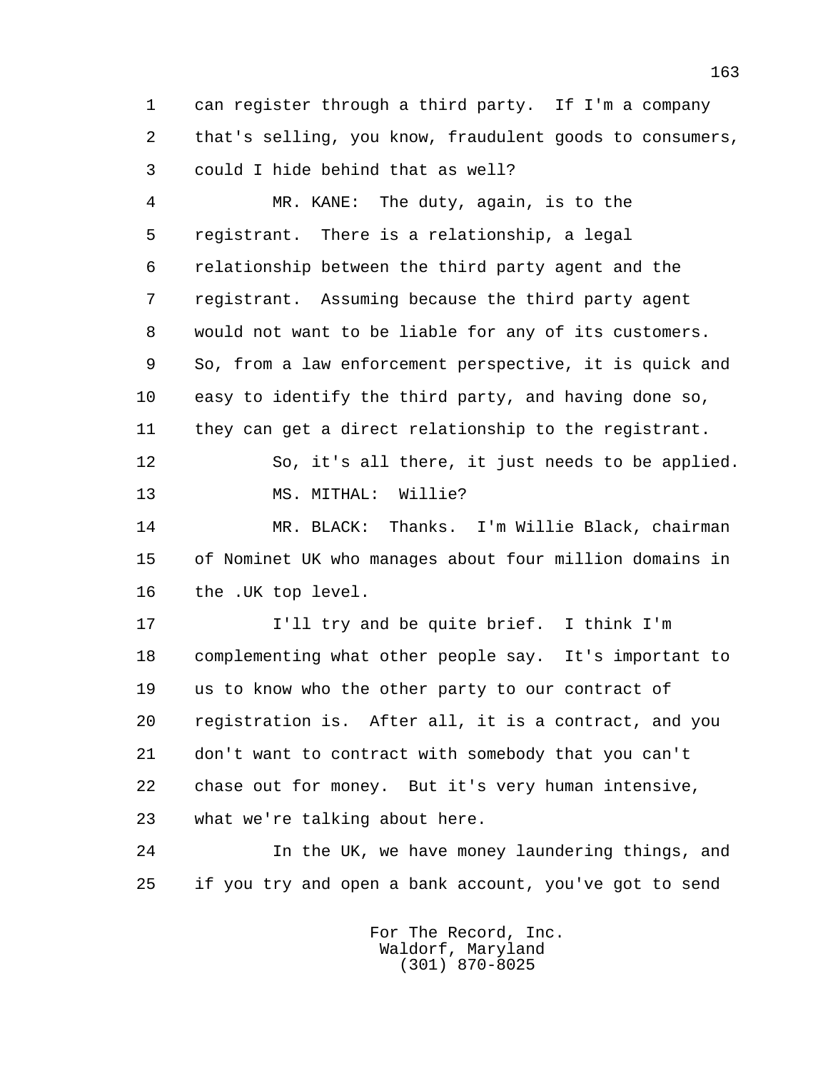can register through a third party. If I'm a company that's selling, you know, fraudulent goods to consumers, could I hide behind that as well?

MR. KANE: The duty, again, is to the registrant. There is a relationship, a legal relationship between the third party agent and the registrant. Assuming because the third party agent would not want to be liable for any of its customers. So, from a law enforcement perspective, it is quick and easy to identify the third party, and having done so, they can get a direct relationship to the registrant.

So, it's all there, it just needs to be applied.

MS. MITHAL: Willie?

MR. BLACK: Thanks. I'm Willie Black, chairman of Nominet UK who manages about four million domains in the .UK top level.

I'll try and be quite brief. I think I'm complementing what other people say. It's important to us to know who the other party to our contract of registration is. After all, it is a contract, and you don't want to contract with somebody that you can't chase out for money. But it's very human intensive, what we're talking about here.

In the UK, we have money laundering things, and if you try and open a bank account, you've got to send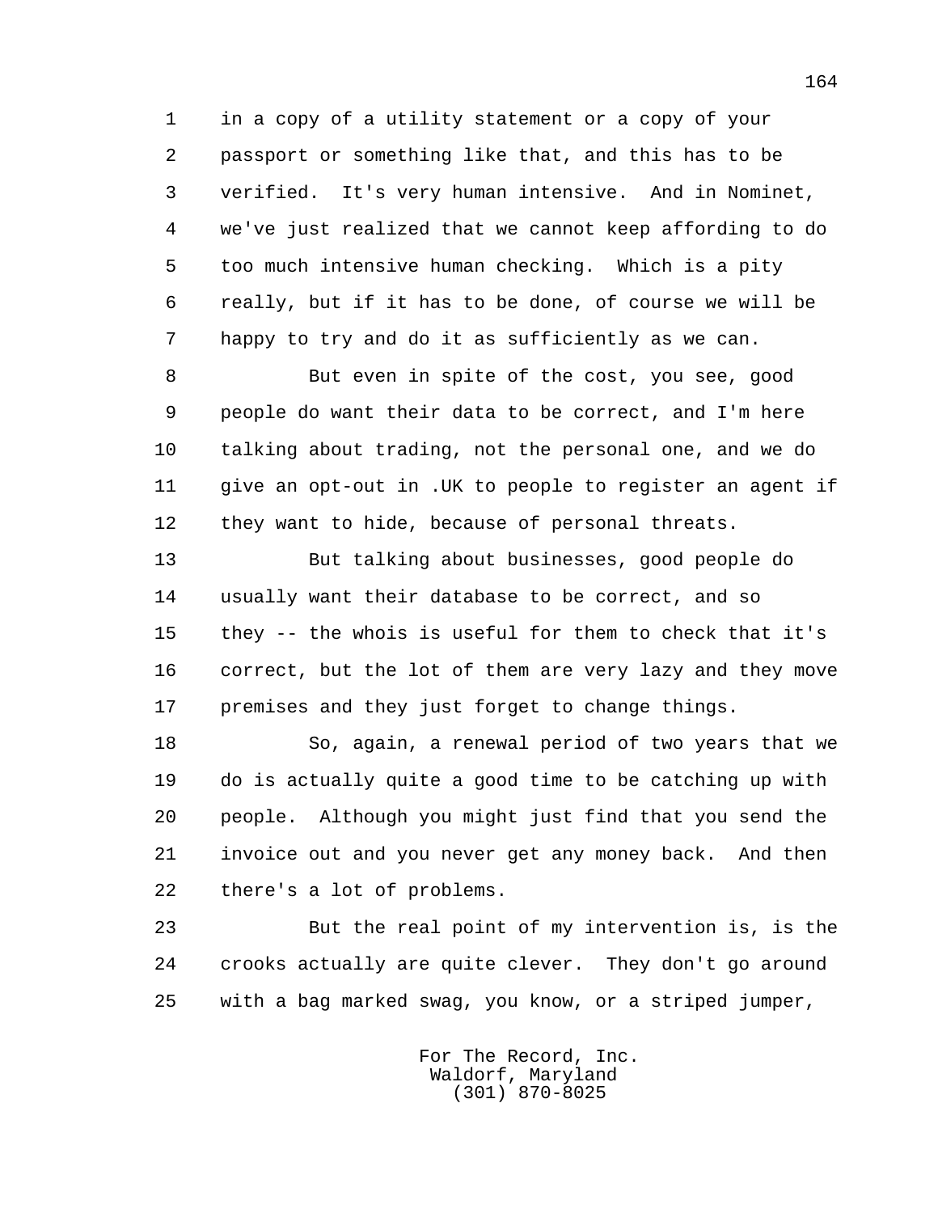in a copy of a utility statement or a copy of your passport or something like that, and this has to be verified. It's very human intensive. And in Nominet, we've just realized that we cannot keep affording to do too much intensive human checking. Which is a pity really, but if it has to be done, of course we will be happy to try and do it as sufficiently as we can.

But even in spite of the cost, you see, good people do want their data to be correct, and I'm here talking about trading, not the personal one, and we do give an opt-out in .UK to people to register an agent if they want to hide, because of personal threats.

But talking about businesses, good people do usually want their database to be correct, and so they -- the whois is useful for them to check that it's correct, but the lot of them are very lazy and they move premises and they just forget to change things.

So, again, a renewal period of two years that we do is actually quite a good time to be catching up with people. Although you might just find that you send the invoice out and you never get any money back. And then there's a lot of problems.

But the real point of my intervention is, is the crooks actually are quite clever. They don't go around with a bag marked swag, you know, or a striped jumper,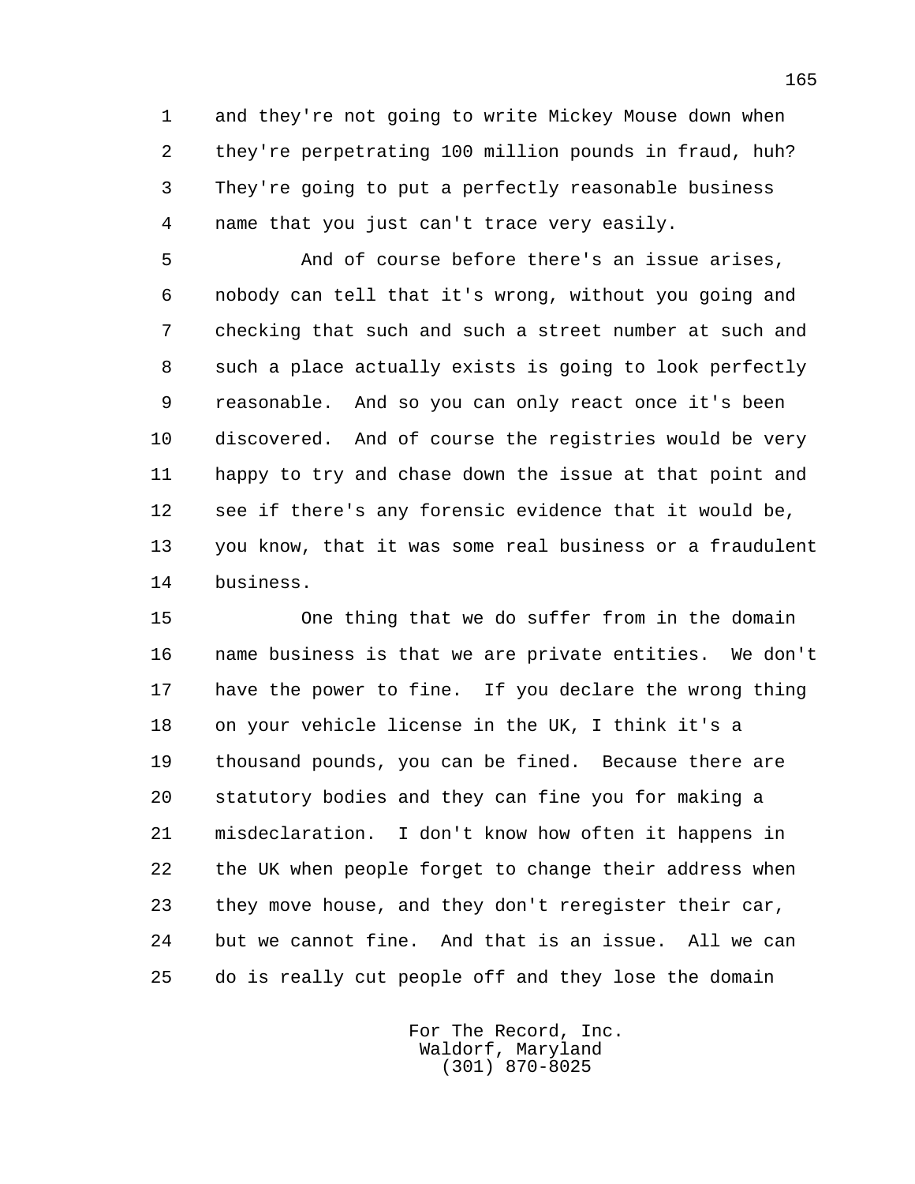and they're not going to write Mickey Mouse down when they're perpetrating 100 million pounds in fraud, huh? They're going to put a perfectly reasonable business name that you just can't trace very easily.

And of course before there's an issue arises, nobody can tell that it's wrong, without you going and checking that such and such a street number at such and such a place actually exists is going to look perfectly reasonable. And so you can only react once it's been discovered. And of course the registries would be very happy to try and chase down the issue at that point and see if there's any forensic evidence that it would be, you know, that it was some real business or a fraudulent business.

One thing that we do suffer from in the domain name business is that we are private entities. We don't have the power to fine. If you declare the wrong thing on your vehicle license in the UK, I think it's a thousand pounds, you can be fined. Because there are statutory bodies and they can fine you for making a misdeclaration. I don't know how often it happens in the UK when people forget to change their address when they move house, and they don't reregister their car, but we cannot fine. And that is an issue. All we can do is really cut people off and they lose the domain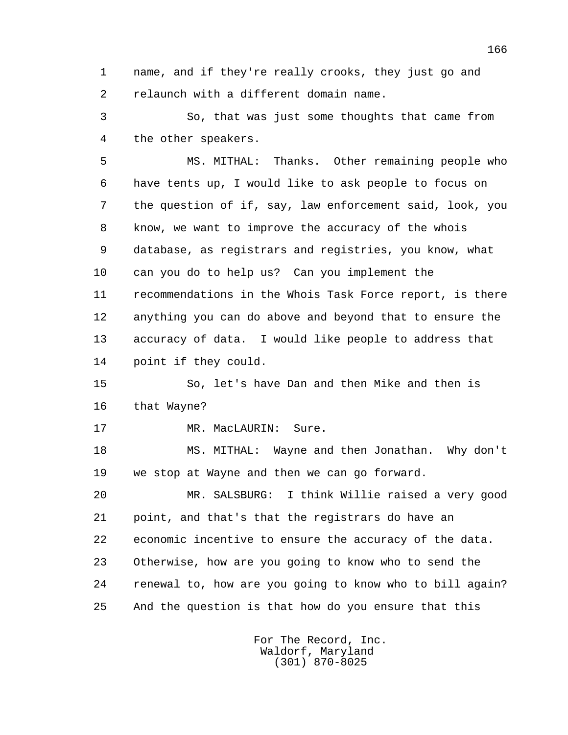name, and if they're really crooks, they just go and relaunch with a different domain name.

So, that was just some thoughts that came from the other speakers.

MS. MITHAL: Thanks. Other remaining people who have tents up, I would like to ask people to focus on the question of if, say, law enforcement said, look, you know, we want to improve the accuracy of the whois database, as registrars and registries, you know, what can you do to help us? Can you implement the recommendations in the Whois Task Force report, is there anything you can do above and beyond that to ensure the accuracy of data. I would like people to address that point if they could.

So, let's have Dan and then Mike and then is that Wayne?

MR. MacLAURIN: Sure.

MS. MITHAL: Wayne and then Jonathan. Why don't we stop at Wayne and then we can go forward.

MR. SALSBURG: I think Willie raised a very good point, and that's that the registrars do have an economic incentive to ensure the accuracy of the data. Otherwise, how are you going to know who to send the renewal to, how are you going to know who to bill again? And the question is that how do you ensure that this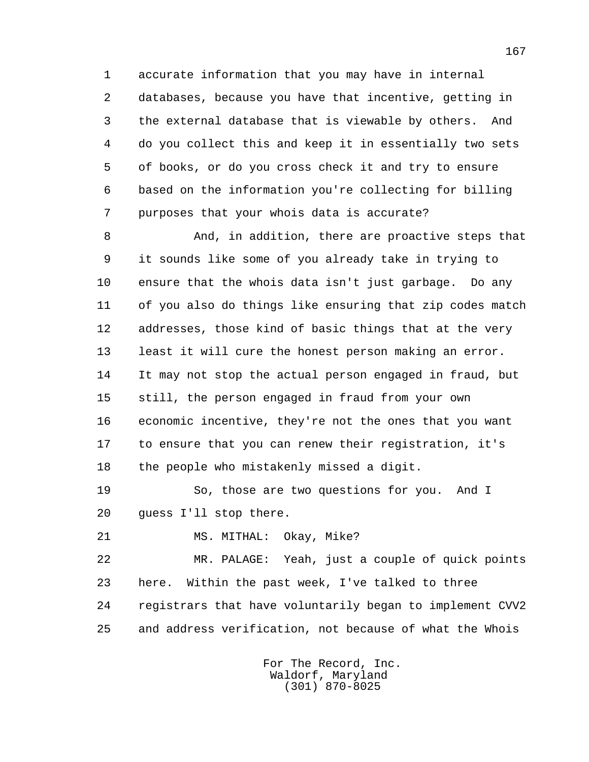accurate information that you may have in internal databases, because you have that incentive, getting in the external database that is viewable by others. And do you collect this and keep it in essentially two sets of books, or do you cross check it and try to ensure based on the information you're collecting for billing purposes that your whois data is accurate?

And, in addition, there are proactive steps that it sounds like some of you already take in trying to ensure that the whois data isn't just garbage. Do any of you also do things like ensuring that zip codes match addresses, those kind of basic things that at the very least it will cure the honest person making an error. It may not stop the actual person engaged in fraud, but still, the person engaged in fraud from your own economic incentive, they're not the ones that you want to ensure that you can renew their registration, it's the people who mistakenly missed a digit.

So, those are two questions for you. And I guess I'll stop there.

MS. MITHAL: Okay, Mike?

MR. PALAGE: Yeah, just a couple of quick points here. Within the past week, I've talked to three registrars that have voluntarily began to implement CVV2 and address verification, not because of what the Whois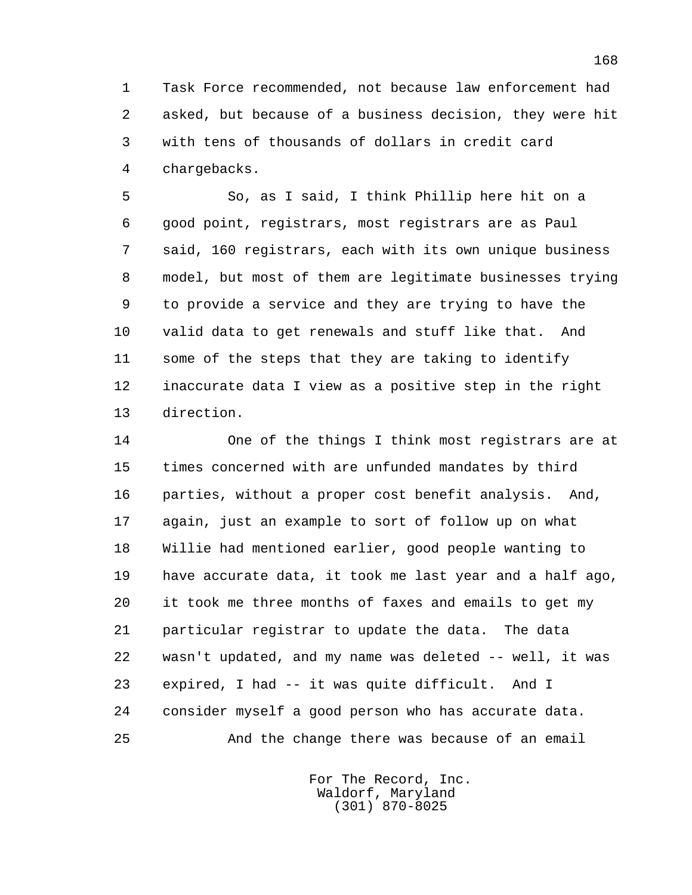Task Force recommended, not because law enforcement had asked, but because of a business decision, they were hit with tens of thousands of dollars in credit card chargebacks.

So, as I said, I think Phillip here hit on a good point, registrars, most registrars are as Paul said, 160 registrars, each with its own unique business model, but most of them are legitimate businesses trying to provide a service and they are trying to have the valid data to get renewals and stuff like that. And some of the steps that they are taking to identify inaccurate data I view as a positive step in the right direction.

One of the things I think most registrars are at times concerned with are unfunded mandates by third parties, without a proper cost benefit analysis. And, again, just an example to sort of follow up on what Willie had mentioned earlier, good people wanting to have accurate data, it took me last year and a half ago, it took me three months of faxes and emails to get my particular registrar to update the data. The data wasn't updated, and my name was deleted -- well, it was expired, I had -- it was quite difficult. And I consider myself a good person who has accurate data.

And the change there was because of an email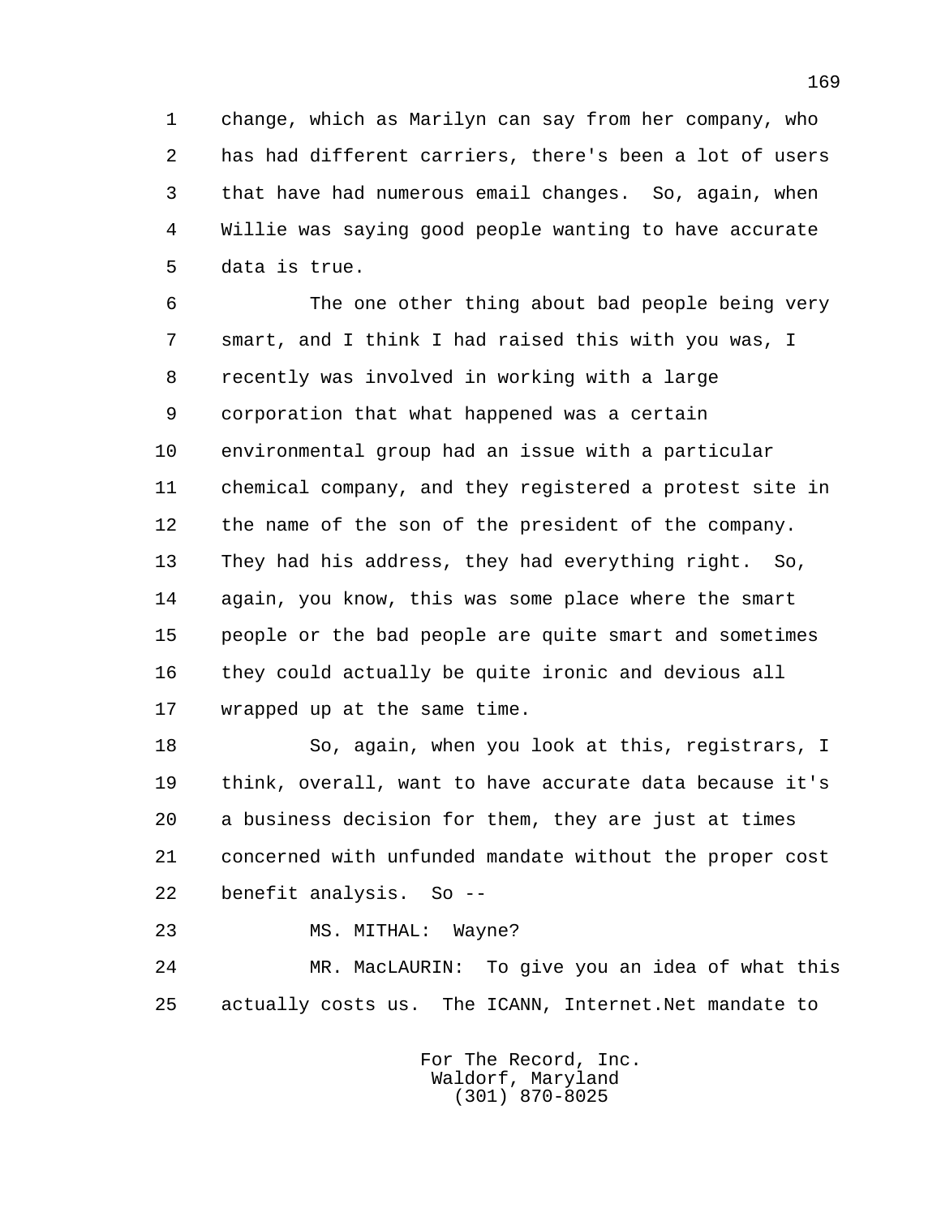change, which as Marilyn can say from her company, who has had different carriers, there's been a lot of users that have had numerous email changes. So, again, when Willie was saying good people wanting to have accurate data is true.

The one other thing about bad people being very smart, and I think I had raised this with you was, I recently was involved in working with a large corporation that what happened was a certain environmental group had an issue with a particular chemical company, and they registered a protest site in the name of the son of the president of the company. They had his address, they had everything right. So, again, you know, this was some place where the smart people or the bad people are quite smart and sometimes they could actually be quite ironic and devious all wrapped up at the same time.

So, again, when you look at this, registrars, I think, overall, want to have accurate data because it's a business decision for them, they are just at times concerned with unfunded mandate without the proper cost benefit analysis. So --

MS. MITHAL: Wayne?

MR. MacLAURIN: To give you an idea of what this actually costs us. The ICANN, Internet.Net mandate to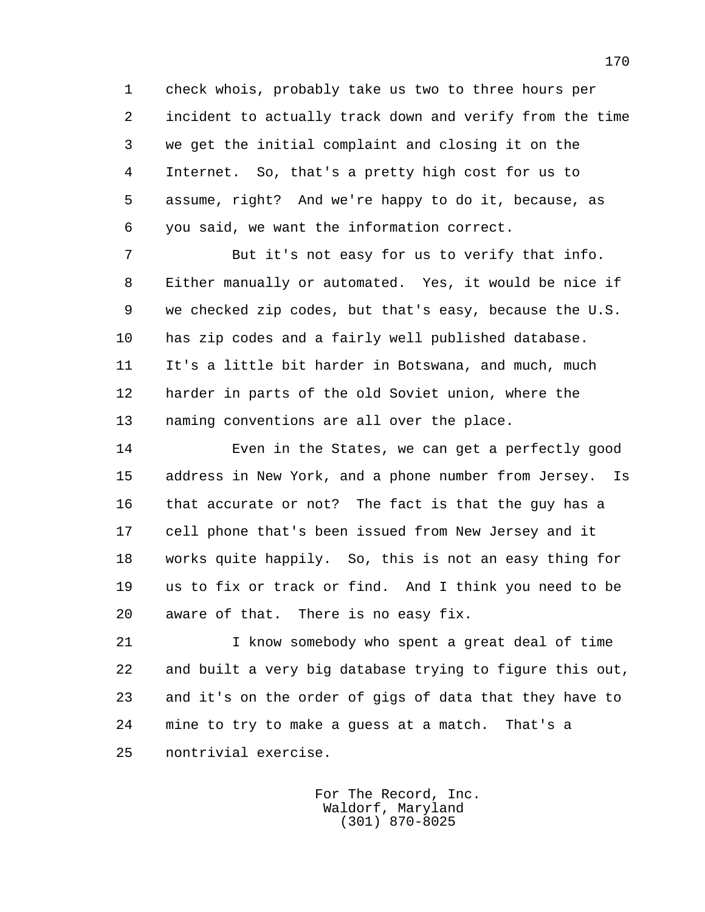check whois, probably take us two to three hours per incident to actually track down and verify from the time we get the initial complaint and closing it on the Internet. So, that's a pretty high cost for us to assume, right? And we're happy to do it, because, as you said, we want the information correct.

But it's not easy for us to verify that info. Either manually or automated. Yes, it would be nice if we checked zip codes, but that's easy, because the U.S. has zip codes and a fairly well published database. It's a little bit harder in Botswana, and much, much harder in parts of the old Soviet union, where the naming conventions are all over the place.

Even in the States, we can get a perfectly good address in New York, and a phone number from Jersey. Is that accurate or not? The fact is that the guy has a cell phone that's been issued from New Jersey and it works quite happily. So, this is not an easy thing for us to fix or track or find. And I think you need to be aware of that. There is no easy fix.

I know somebody who spent a great deal of time and built a very big database trying to figure this out, and it's on the order of gigs of data that they have to mine to try to make a guess at a match. That's a nontrivial exercise.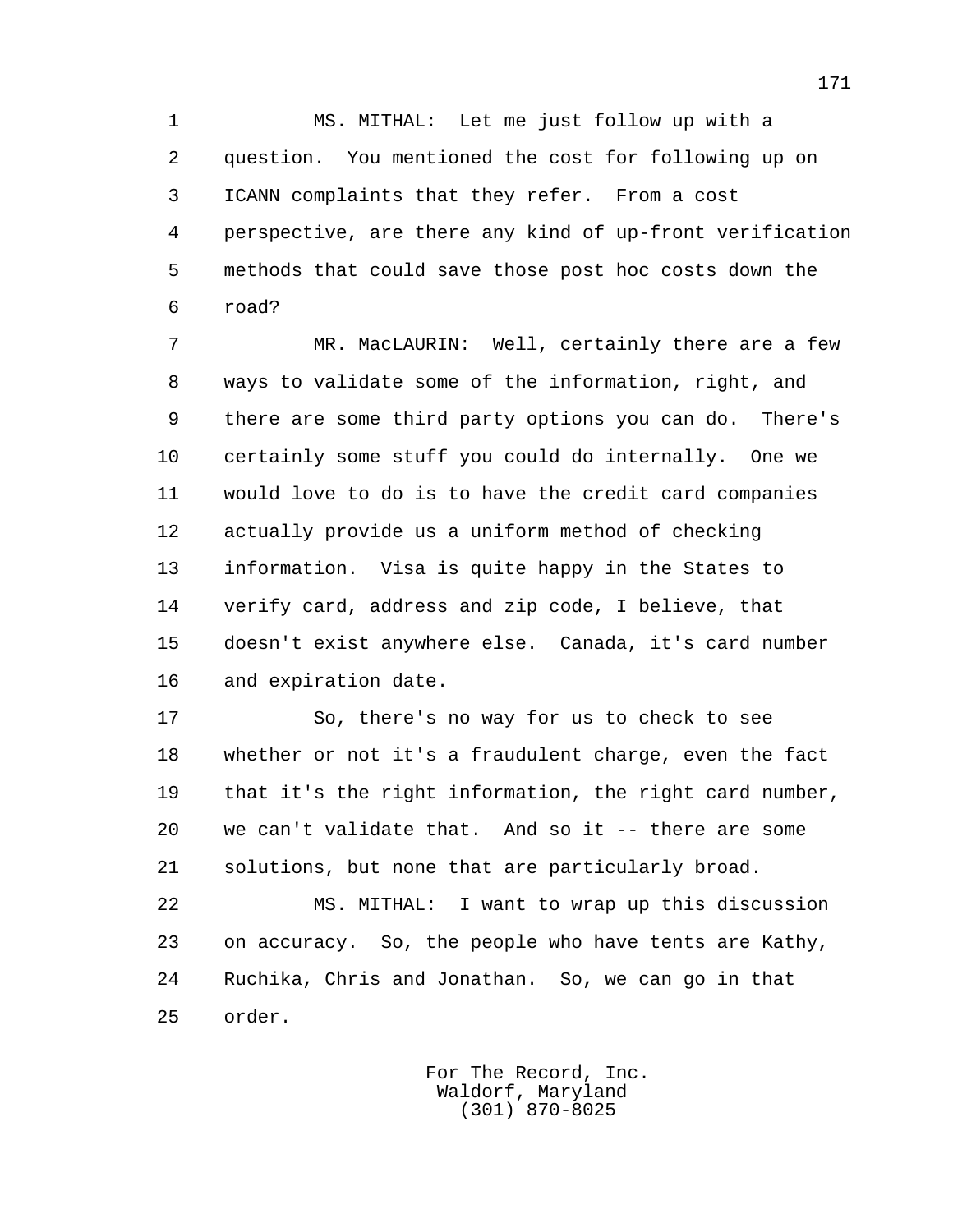MS. MITHAL: Let me just follow up with a question. You mentioned the cost for following up on ICANN complaints that they refer. From a cost perspective, are there any kind of up-front verification methods that could save those post hoc costs down the road?

MR. MacLAURIN: Well, certainly there are a few ways to validate some of the information, right, and there are some third party options you can do. There's certainly some stuff you could do internally. One we would love to do is to have the credit card companies actually provide us a uniform method of checking information. Visa is quite happy in the States to verify card, address and zip code, I believe, that doesn't exist anywhere else. Canada, it's card number and expiration date.

So, there's no way for us to check to see whether or not it's a fraudulent charge, even the fact that it's the right information, the right card number, we can't validate that. And so it -- there are some solutions, but none that are particularly broad.

MS. MITHAL: I want to wrap up this discussion on accuracy. So, the people who have tents are Kathy, Ruchika, Chris and Jonathan. So, we can go in that order.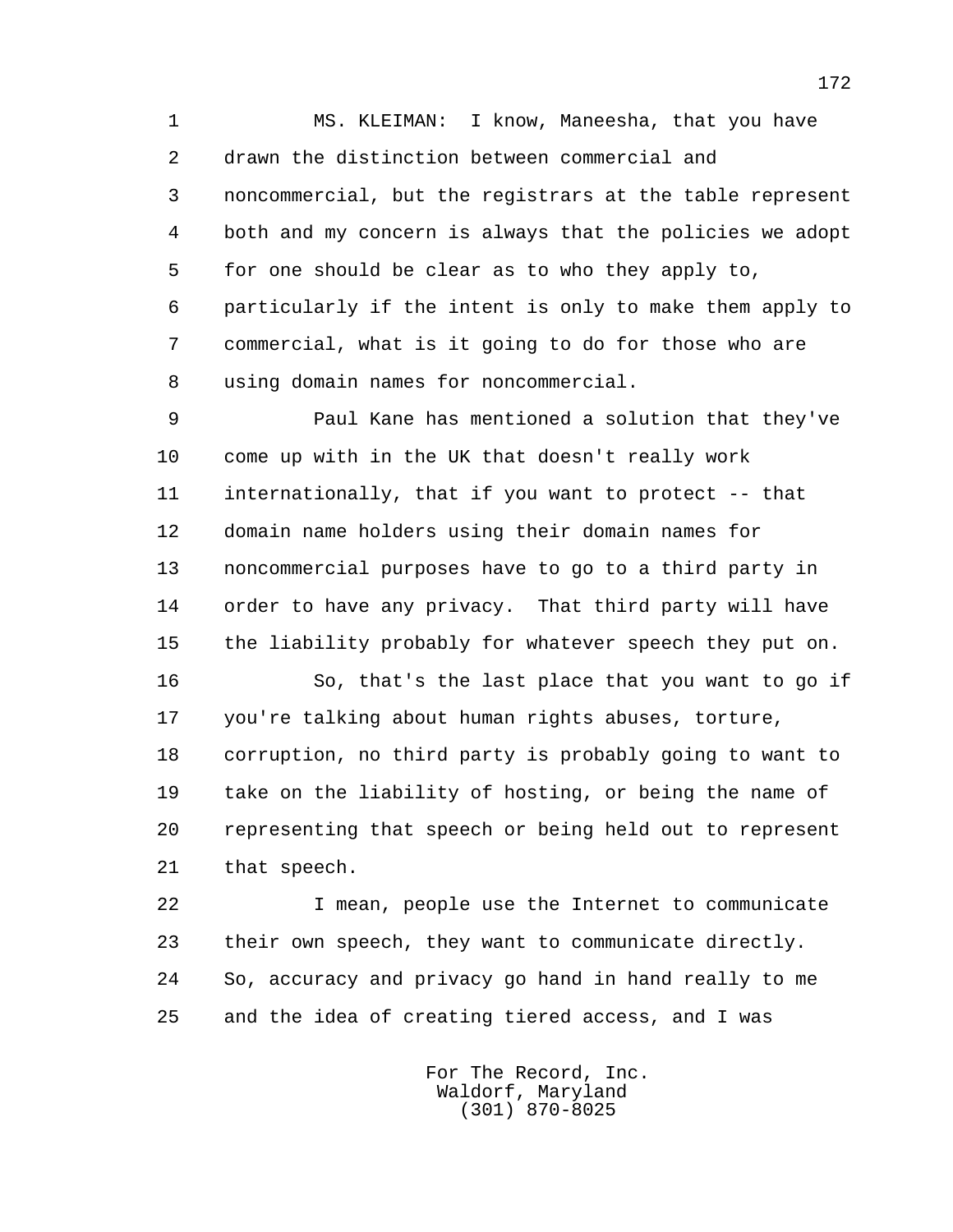MS. KLEIMAN: I know, Maneesha, that you have drawn the distinction between commercial and noncommercial, but the registrars at the table represent both and my concern is always that the policies we adopt for one should be clear as to who they apply to, particularly if the intent is only to make them apply to commercial, what is it going to do for those who are using domain names for noncommercial.

Paul Kane has mentioned a solution that they've come up with in the UK that doesn't really work internationally, that if you want to protect -- that domain name holders using their domain names for noncommercial purposes have to go to a third party in order to have any privacy. That third party will have the liability probably for whatever speech they put on.

So, that's the last place that you want to go if you're talking about human rights abuses, torture, corruption, no third party is probably going to want to take on the liability of hosting, or being the name of representing that speech or being held out to represent that speech.

I mean, people use the Internet to communicate their own speech, they want to communicate directly. So, accuracy and privacy go hand in hand really to me and the idea of creating tiered access, and I was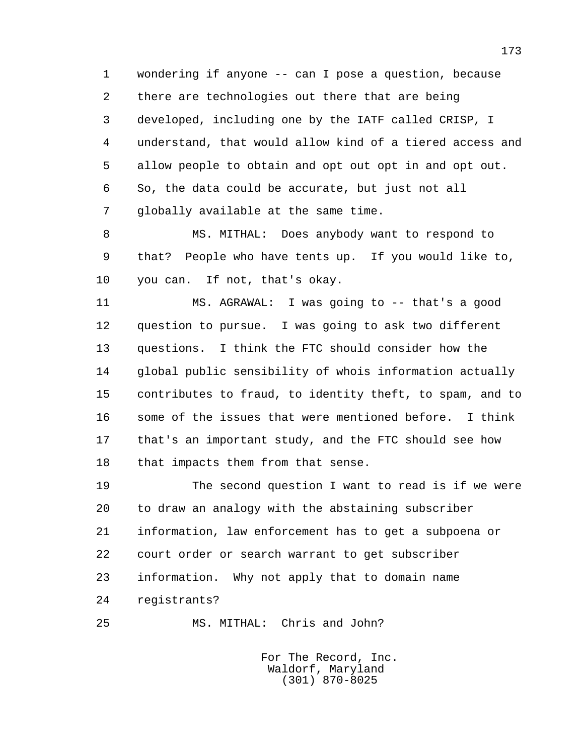wondering if anyone -- can I pose a question, because there are technologies out there that are being developed, including one by the IATF called CRISP, I understand, that would allow kind of a tiered access and allow people to obtain and opt out opt in and opt out. So, the data could be accurate, but just not all globally available at the same time.

MS. MITHAL: Does anybody want to respond to that? People who have tents up. If you would like to, you can. If not, that's okay.

MS. AGRAWAL: I was going to -- that's a good question to pursue. I was going to ask two different questions. I think the FTC should consider how the global public sensibility of whois information actually contributes to fraud, to identity theft, to spam, and to some of the issues that were mentioned before. I think that's an important study, and the FTC should see how that impacts them from that sense.

The second question I want to read is if we were to draw an analogy with the abstaining subscriber information, law enforcement has to get a subpoena or court order or search warrant to get subscriber information. Why not apply that to domain name registrants?

MS. MITHAL: Chris and John?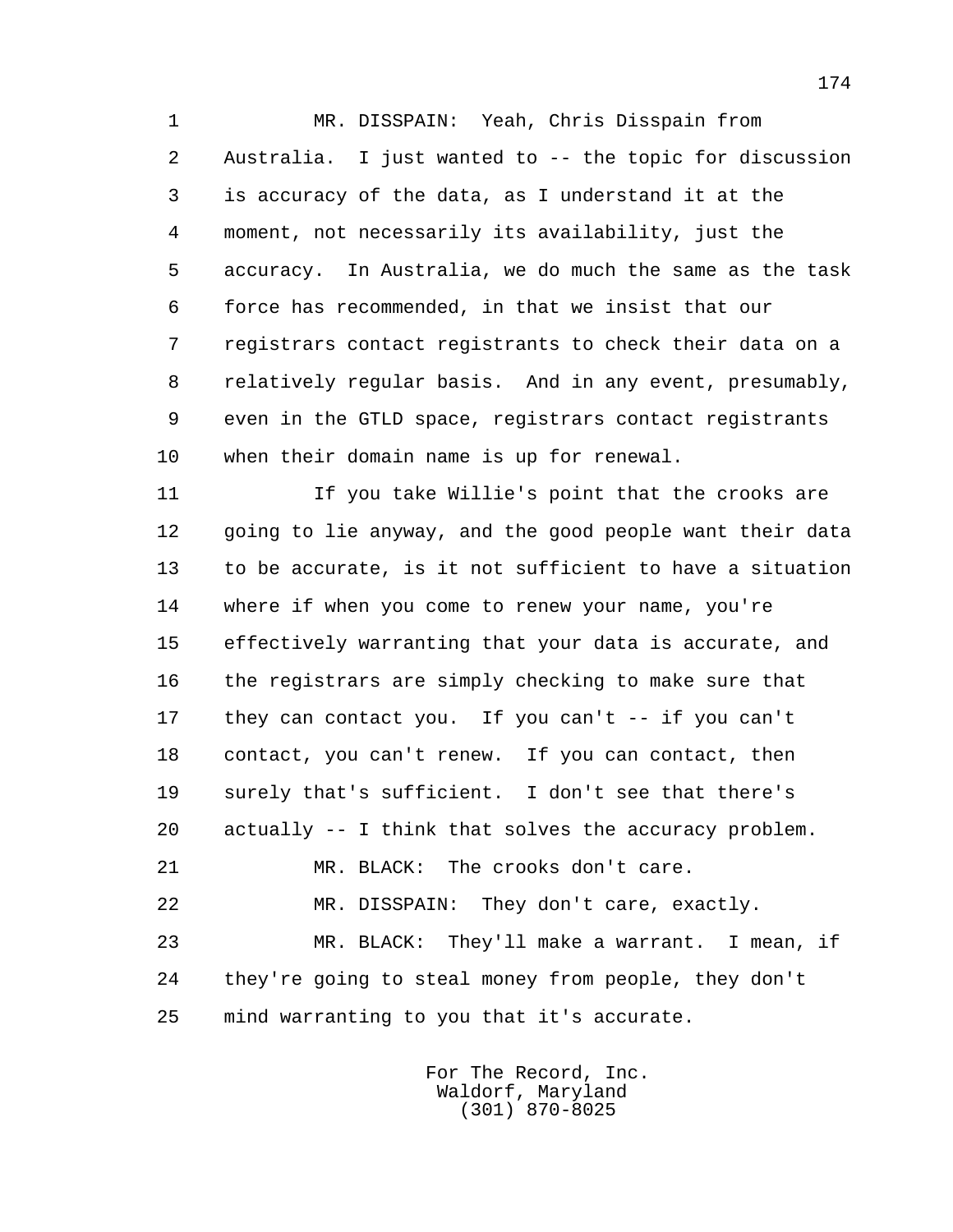MR. DISSPAIN: Yeah, Chris Disspain from Australia. I just wanted to -- the topic for discussion is accuracy of the data, as I understand it at the moment, not necessarily its availability, just the accuracy. In Australia, we do much the same as the task force has recommended, in that we insist that our registrars contact registrants to check their data on a relatively regular basis. And in any event, presumably, even in the GTLD space, registrars contact registrants when their domain name is up for renewal.

If you take Willie's point that the crooks are going to lie anyway, and the good people want their data to be accurate, is it not sufficient to have a situation where if when you come to renew your name, you're effectively warranting that your data is accurate, and the registrars are simply checking to make sure that they can contact you. If you can't -- if you can't contact, you can't renew. If you can contact, then surely that's sufficient. I don't see that there's actually -- I think that solves the accuracy problem.

MR. BLACK: The crooks don't care.

MR. DISSPAIN: They don't care, exactly.

MR. BLACK: They'll make a warrant. I mean, if they're going to steal money from people, they don't mind warranting to you that it's accurate.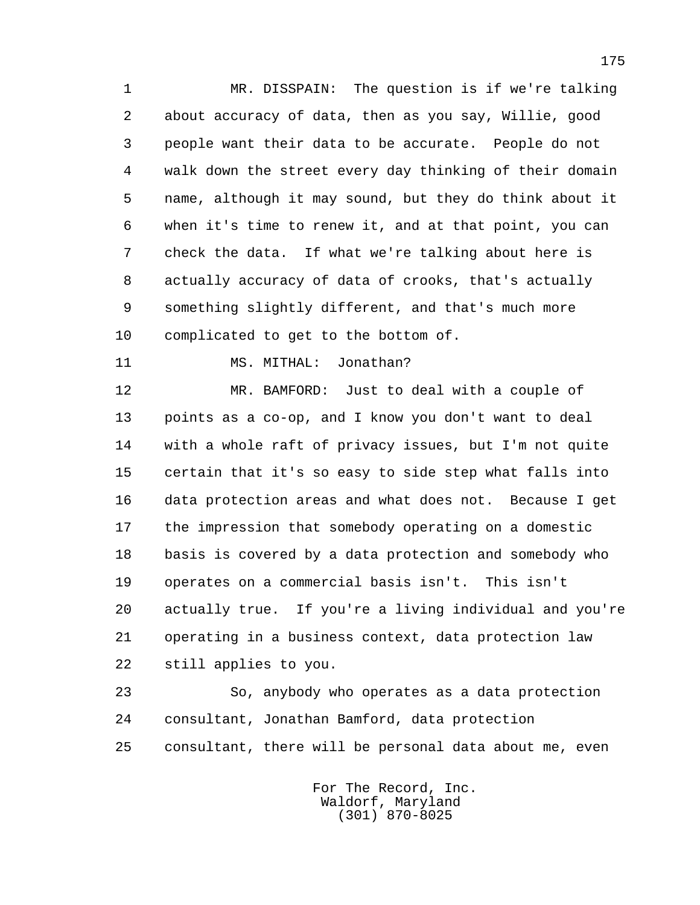MR. DISSPAIN: The question is if we're talking about accuracy of data, then as you say, Willie, good people want their data to be accurate. People do not walk down the street every day thinking of their domain name, although it may sound, but they do think about it when it's time to renew it, and at that point, you can check the data. If what we're talking about here is actually accuracy of data of crooks, that's actually something slightly different, and that's much more complicated to get to the bottom of.

MS. MITHAL: Jonathan?

MR. BAMFORD: Just to deal with a couple of points as a co-op, and I know you don't want to deal with a whole raft of privacy issues, but I'm not quite certain that it's so easy to side step what falls into data protection areas and what does not. Because I get the impression that somebody operating on a domestic basis is covered by a data protection and somebody who operates on a commercial basis isn't. This isn't actually true. If you're a living individual and you're operating in a business context, data protection law still applies to you.

So, anybody who operates as a data protection consultant, Jonathan Bamford, data protection consultant, there will be personal data about me, even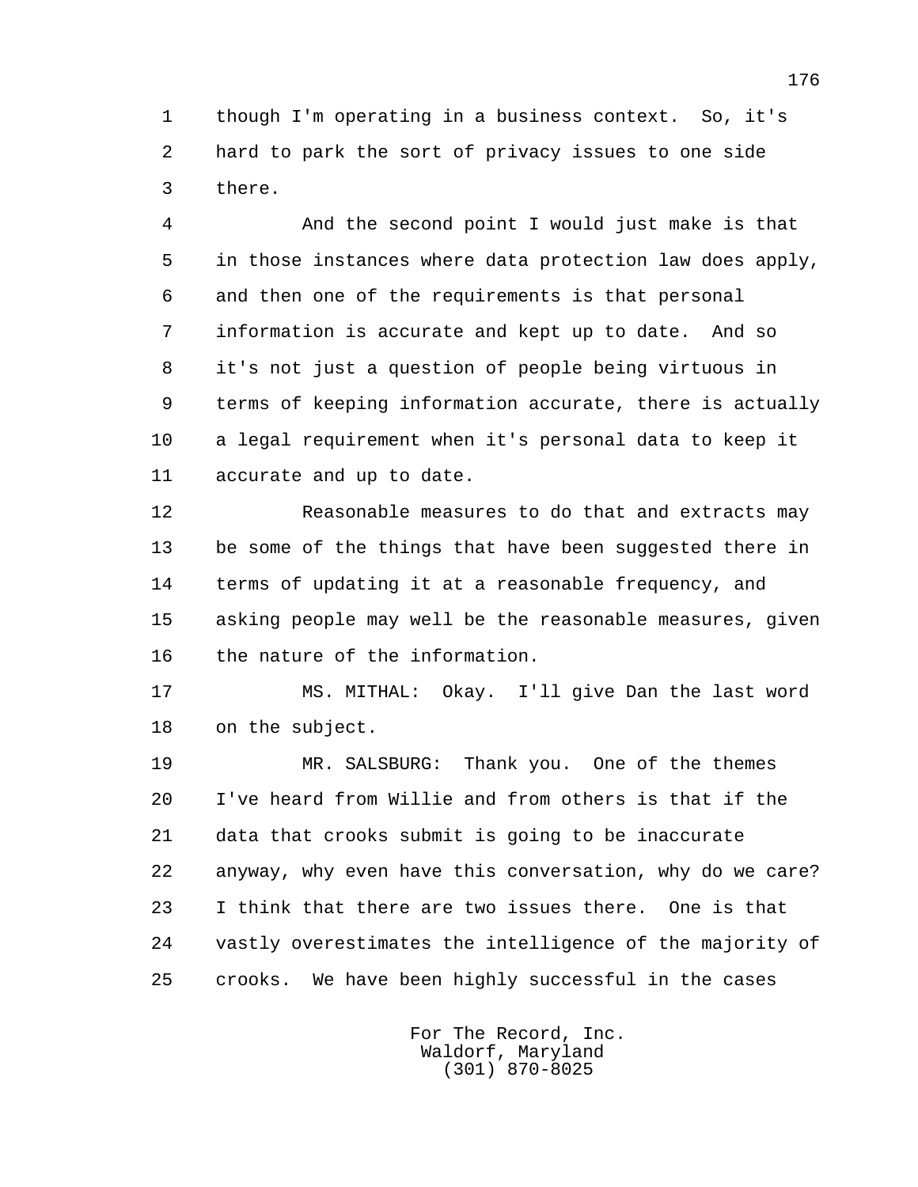though I'm operating in a business context. So, it's hard to park the sort of privacy issues to one side there.

And the second point I would just make is that in those instances where data protection law does apply, and then one of the requirements is that personal information is accurate and kept up to date. And so it's not just a question of people being virtuous in terms of keeping information accurate, there is actually a legal requirement when it's personal data to keep it accurate and up to date.

Reasonable measures to do that and extracts may be some of the things that have been suggested there in terms of updating it at a reasonable frequency, and asking people may well be the reasonable measures, given the nature of the information.

MS. MITHAL: Okay. I'll give Dan the last word on the subject.

MR. SALSBURG: Thank you. One of the themes I've heard from Willie and from others is that if the data that crooks submit is going to be inaccurate anyway, why even have this conversation, why do we care? I think that there are two issues there. One is that vastly overestimates the intelligence of the majority of crooks. We have been highly successful in the cases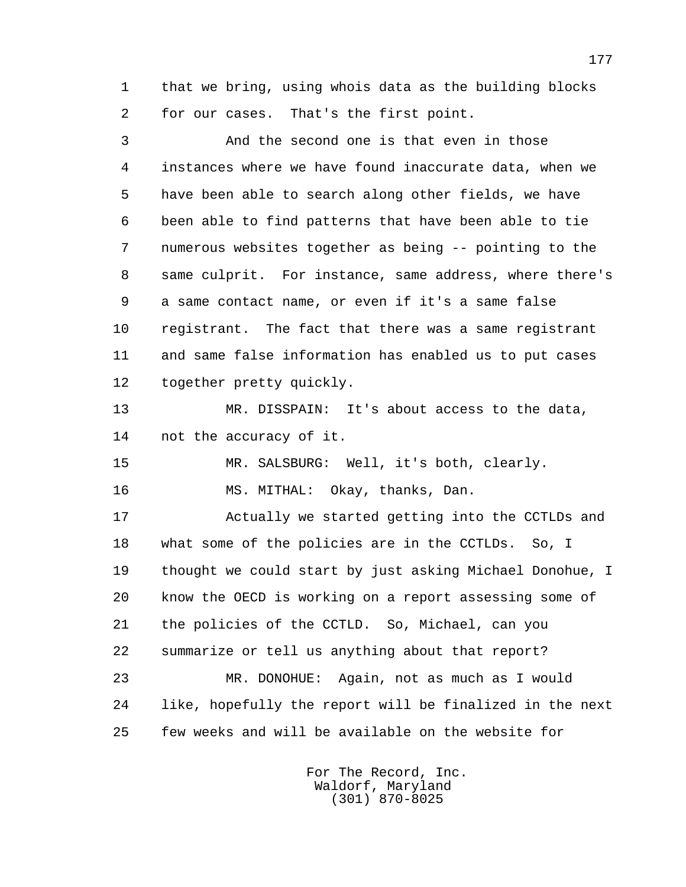that we bring, using whois data as the building blocks for our cases. That's the first point.

And the second one is that even in those instances where we have found inaccurate data, when we have been able to search along other fields, we have been able to find patterns that have been able to tie numerous websites together as being -- pointing to the same culprit. For instance, same address, where there's a same contact name, or even if it's a same false registrant. The fact that there was a same registrant and same false information has enabled us to put cases together pretty quickly.

MR. DISSPAIN: It's about access to the data, not the accuracy of it.

MR. SALSBURG: Well, it's both, clearly.

MS. MITHAL: Okay, thanks, Dan.

Actually we started getting into the CCTLDs and what some of the policies are in the CCTLDs. So, I thought we could start by just asking Michael Donohue, I know the OECD is working on a report assessing some of the policies of the CCTLD. So, Michael, can you summarize or tell us anything about that report?

MR. DONOHUE: Again, not as much as I would like, hopefully the report will be finalized in the next few weeks and will be available on the website for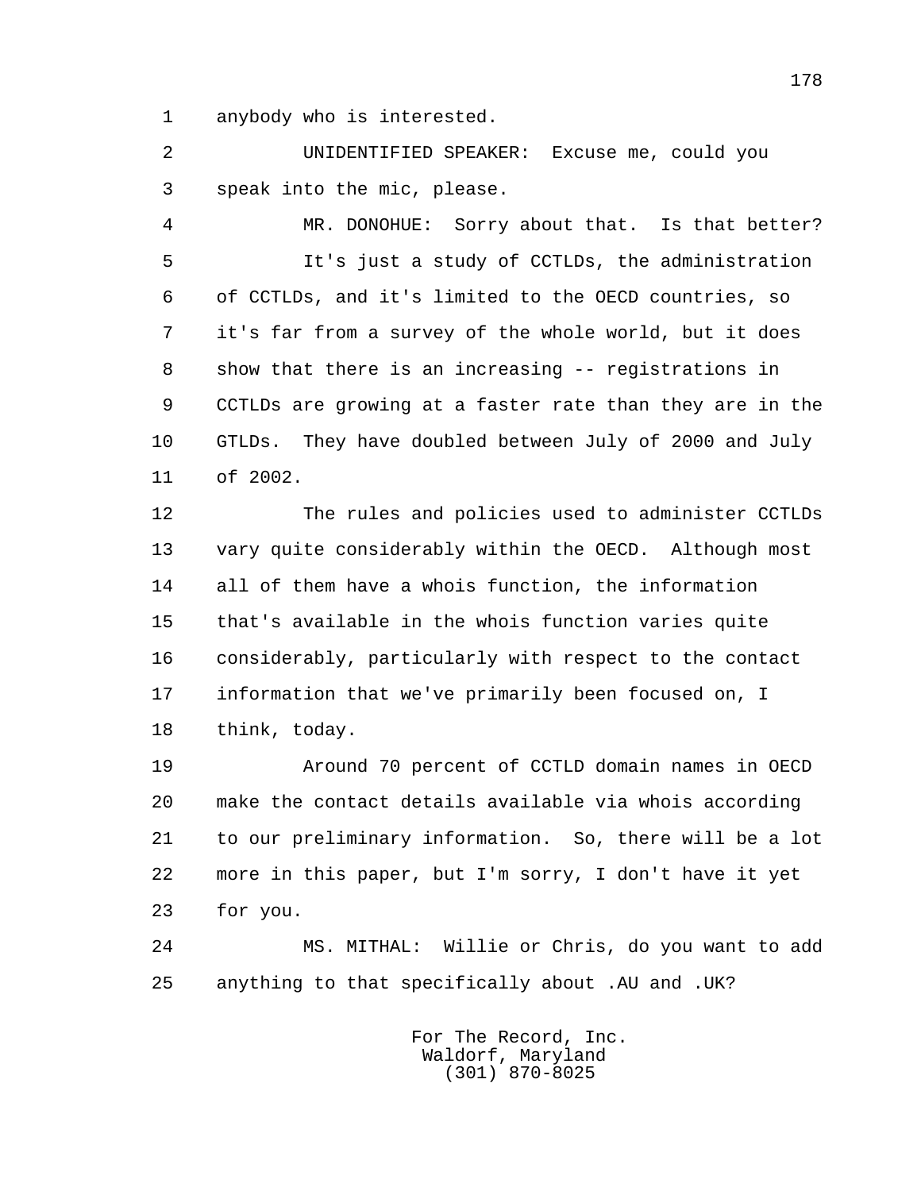anybody who is interested.

UNIDENTIFIED SPEAKER: Excuse me, could you speak into the mic, please.

MR. DONOHUE: Sorry about that. Is that better?

It's just a study of CCTLDs, the administration of CCTLDs, and it's limited to the OECD countries, so it's far from a survey of the whole world, but it does show that there is an increasing -- registrations in CCTLDs are growing at a faster rate than they are in the GTLDs. They have doubled between July of 2000 and July of 2002.

The rules and policies used to administer CCTLDs vary quite considerably within the OECD. Although most all of them have a whois function, the information that's available in the whois function varies quite considerably, particularly with respect to the contact information that we've primarily been focused on, I think, today.

Around 70 percent of CCTLD domain names in OECD make the contact details available via whois according to our preliminary information. So, there will be a lot more in this paper, but I'm sorry, I don't have it yet for you.

MS. MITHAL: Willie or Chris, do you want to add anything to that specifically about .AU and .UK?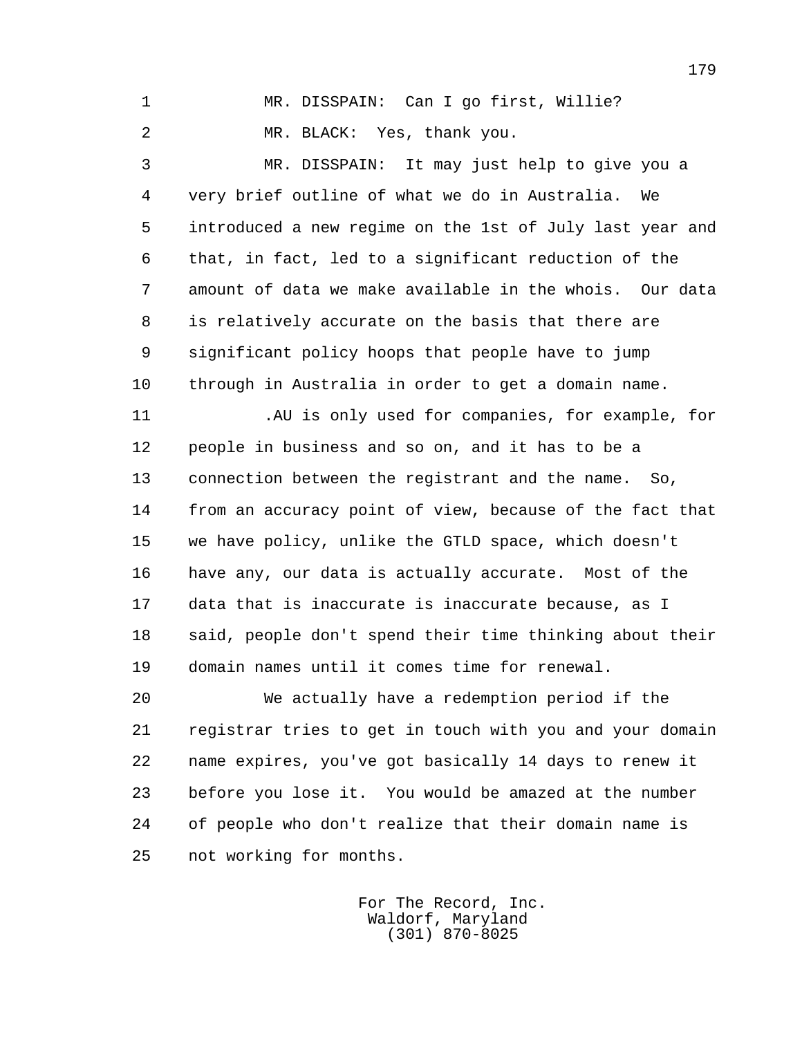MR. DISSPAIN: Can I go first, Willie?

MR. BLACK: Yes, thank you.

MR. DISSPAIN: It may just help to give you a very brief outline of what we do in Australia. We introduced a new regime on the 1st of July last year and that, in fact, led to a significant reduction of the amount of data we make available in the whois. Our data is relatively accurate on the basis that there are significant policy hoops that people have to jump through in Australia in order to get a domain name.

.AU is only used for companies, for example, for people in business and so on, and it has to be a connection between the registrant and the name. So, from an accuracy point of view, because of the fact that we have policy, unlike the GTLD space, which doesn't have any, our data is actually accurate. Most of the data that is inaccurate is inaccurate because, as I said, people don't spend their time thinking about their domain names until it comes time for renewal.

We actually have a redemption period if the registrar tries to get in touch with you and your domain name expires, you've got basically 14 days to renew it before you lose it. You would be amazed at the number of people who don't realize that their domain name is not working for months.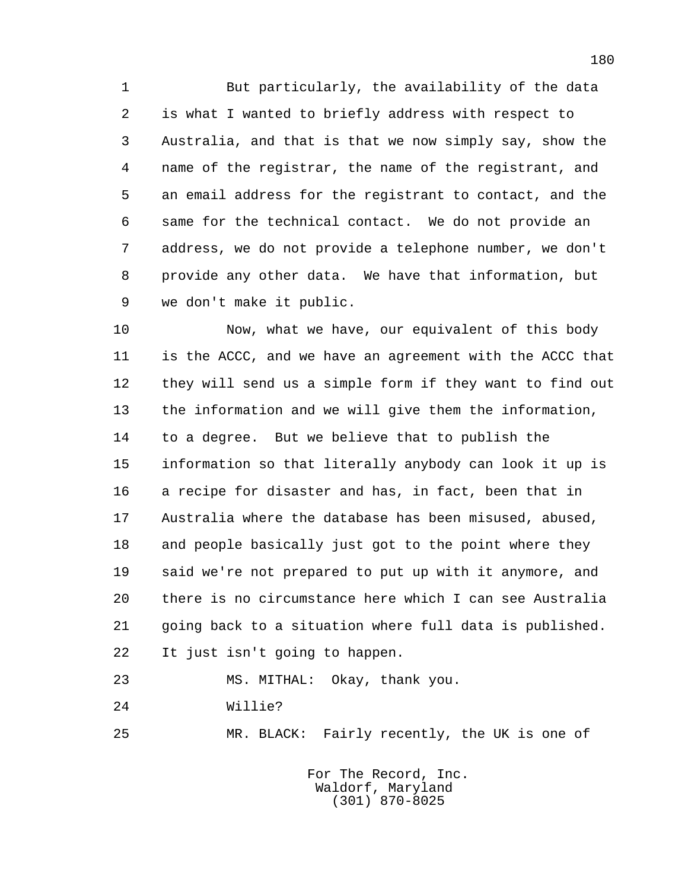But particularly, the availability of the data is what I wanted to briefly address with respect to Australia, and that is that we now simply say, show the name of the registrar, the name of the registrant, and an email address for the registrant to contact, and the same for the technical contact. We do not provide an address, we do not provide a telephone number, we don't provide any other data. We have that information, but we don't make it public.

Now, what we have, our equivalent of this body is the ACCC, and we have an agreement with the ACCC that they will send us a simple form if they want to find out the information and we will give them the information, to a degree. But we believe that to publish the information so that literally anybody can look it up is a recipe for disaster and has, in fact, been that in Australia where the database has been misused, abused, and people basically just got to the point where they said we're not prepared to put up with it anymore, and there is no circumstance here which I can see Australia going back to a situation where full data is published. It just isn't going to happen.

MS. MITHAL: Okay, thank you.

Willie?

MR. BLACK: Fairly recently, the UK is one of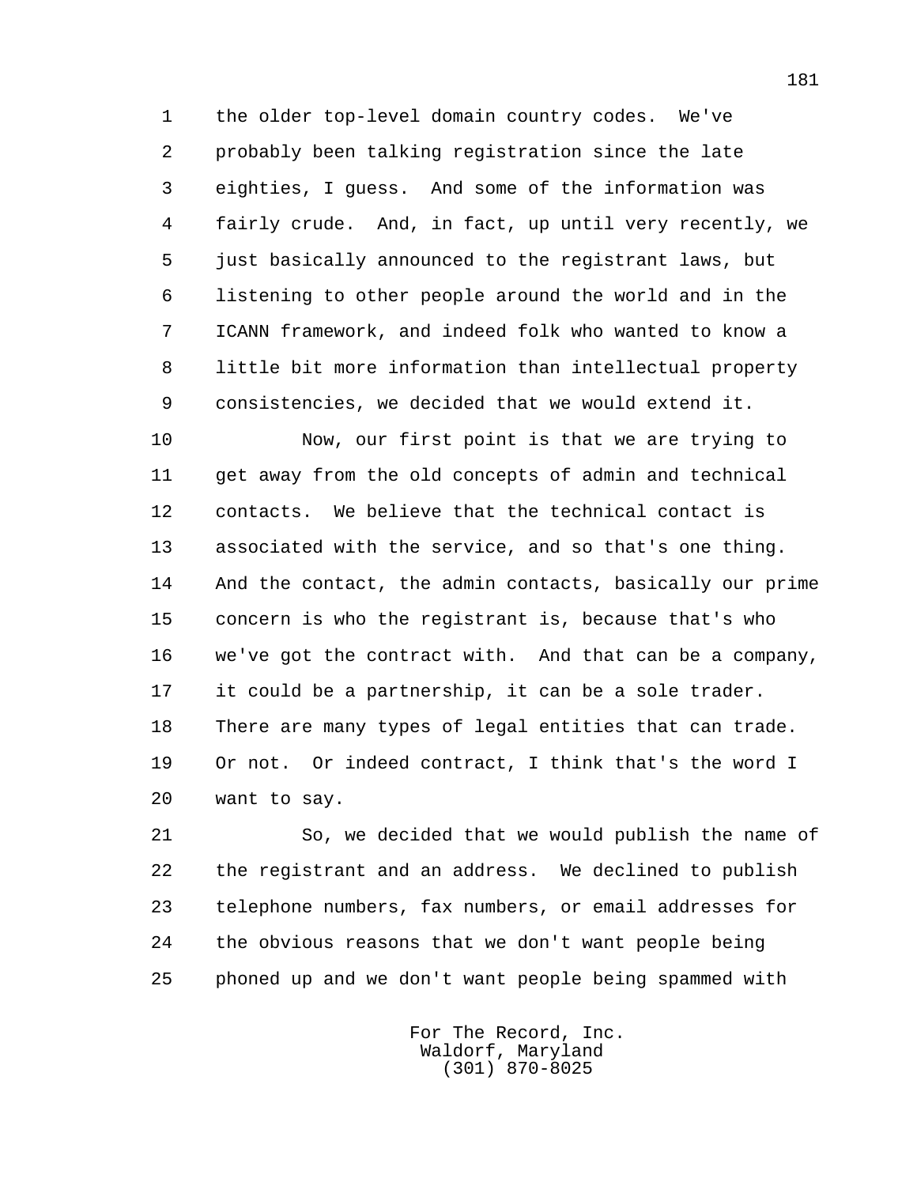the older top-level domain country codes. We've probably been talking registration since the late eighties, I guess. And some of the information was fairly crude. And, in fact, up until very recently, we just basically announced to the registrant laws, but listening to other people around the world and in the ICANN framework, and indeed folk who wanted to know a little bit more information than intellectual property consistencies, we decided that we would extend it.

Now, our first point is that we are trying to get away from the old concepts of admin and technical contacts. We believe that the technical contact is associated with the service, and so that's one thing. And the contact, the admin contacts, basically our prime concern is who the registrant is, because that's who we've got the contract with. And that can be a company, it could be a partnership, it can be a sole trader. There are many types of legal entities that can trade. Or not. Or indeed contract, I think that's the word I want to say.

So, we decided that we would publish the name of the registrant and an address. We declined to publish telephone numbers, fax numbers, or email addresses for the obvious reasons that we don't want people being phoned up and we don't want people being spammed with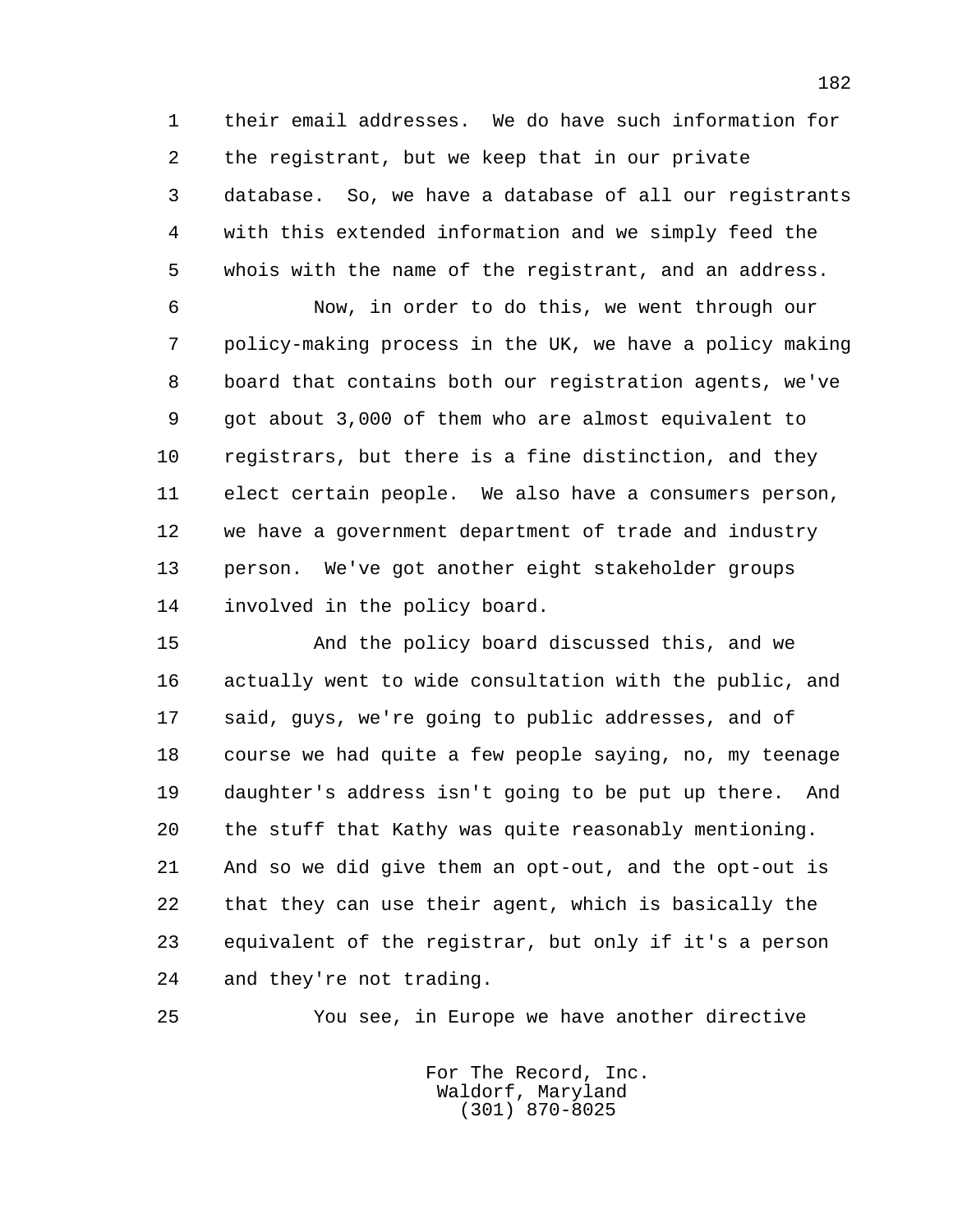their email addresses. We do have such information for the registrant, but we keep that in our private database. So, we have a database of all our registrants with this extended information and we simply feed the whois with the name of the registrant, and an address.

Now, in order to do this, we went through our policy-making process in the UK, we have a policy making board that contains both our registration agents, we've got about 3,000 of them who are almost equivalent to registrars, but there is a fine distinction, and they elect certain people. We also have a consumers person, we have a government department of trade and industry person. We've got another eight stakeholder groups involved in the policy board.

And the policy board discussed this, and we actually went to wide consultation with the public, and said, guys, we're going to public addresses, and of course we had quite a few people saying, no, my teenage daughter's address isn't going to be put up there. And the stuff that Kathy was quite reasonably mentioning. And so we did give them an opt-out, and the opt-out is that they can use their agent, which is basically the equivalent of the registrar, but only if it's a person and they're not trading.

You see, in Europe we have another directive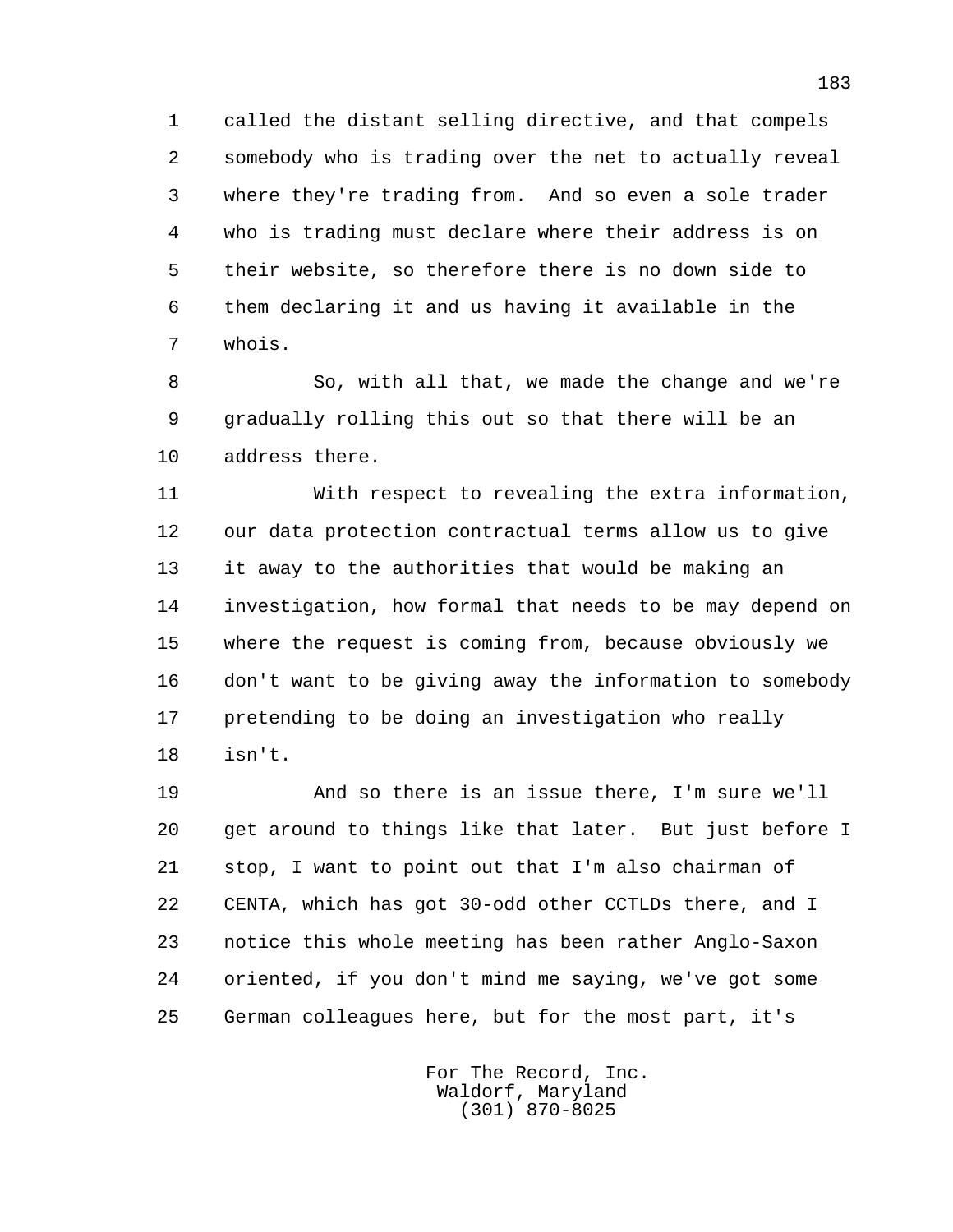called the distant selling directive, and that compels somebody who is trading over the net to actually reveal where they're trading from. And so even a sole trader who is trading must declare where their address is on their website, so therefore there is no down side to them declaring it and us having it available in the whois.

So, with all that, we made the change and we're gradually rolling this out so that there will be an address there.

With respect to revealing the extra information, our data protection contractual terms allow us to give it away to the authorities that would be making an investigation, how formal that needs to be may depend on where the request is coming from, because obviously we don't want to be giving away the information to somebody pretending to be doing an investigation who really isn't.

And so there is an issue there, I'm sure we'll get around to things like that later. But just before I stop, I want to point out that I'm also chairman of CENTA, which has got 30-odd other CCTLDs there, and I notice this whole meeting has been rather Anglo-Saxon oriented, if you don't mind me saying, we've got some German colleagues here, but for the most part, it's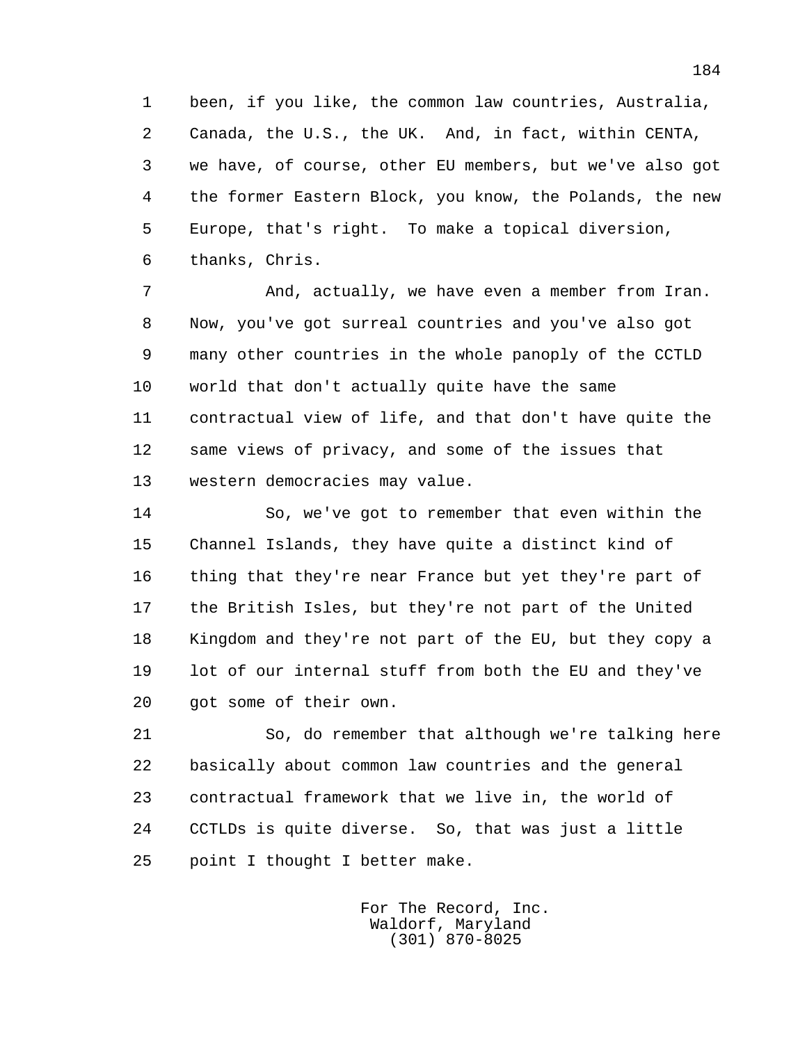been, if you like, the common law countries, Australia, Canada, the U.S., the UK. And, in fact, within CENTA, we have, of course, other EU members, but we've also got the former Eastern Block, you know, the Polands, the new Europe, that's right. To make a topical diversion, thanks, Chris.

And, actually, we have even a member from Iran. Now, you've got surreal countries and you've also got many other countries in the whole panoply of the CCTLD world that don't actually quite have the same contractual view of life, and that don't have quite the same views of privacy, and some of the issues that western democracies may value.

So, we've got to remember that even within the Channel Islands, they have quite a distinct kind of thing that they're near France but yet they're part of the British Isles, but they're not part of the United Kingdom and they're not part of the EU, but they copy a lot of our internal stuff from both the EU and they've got some of their own.

So, do remember that although we're talking here basically about common law countries and the general contractual framework that we live in, the world of CCTLDs is quite diverse. So, that was just a little point I thought I better make.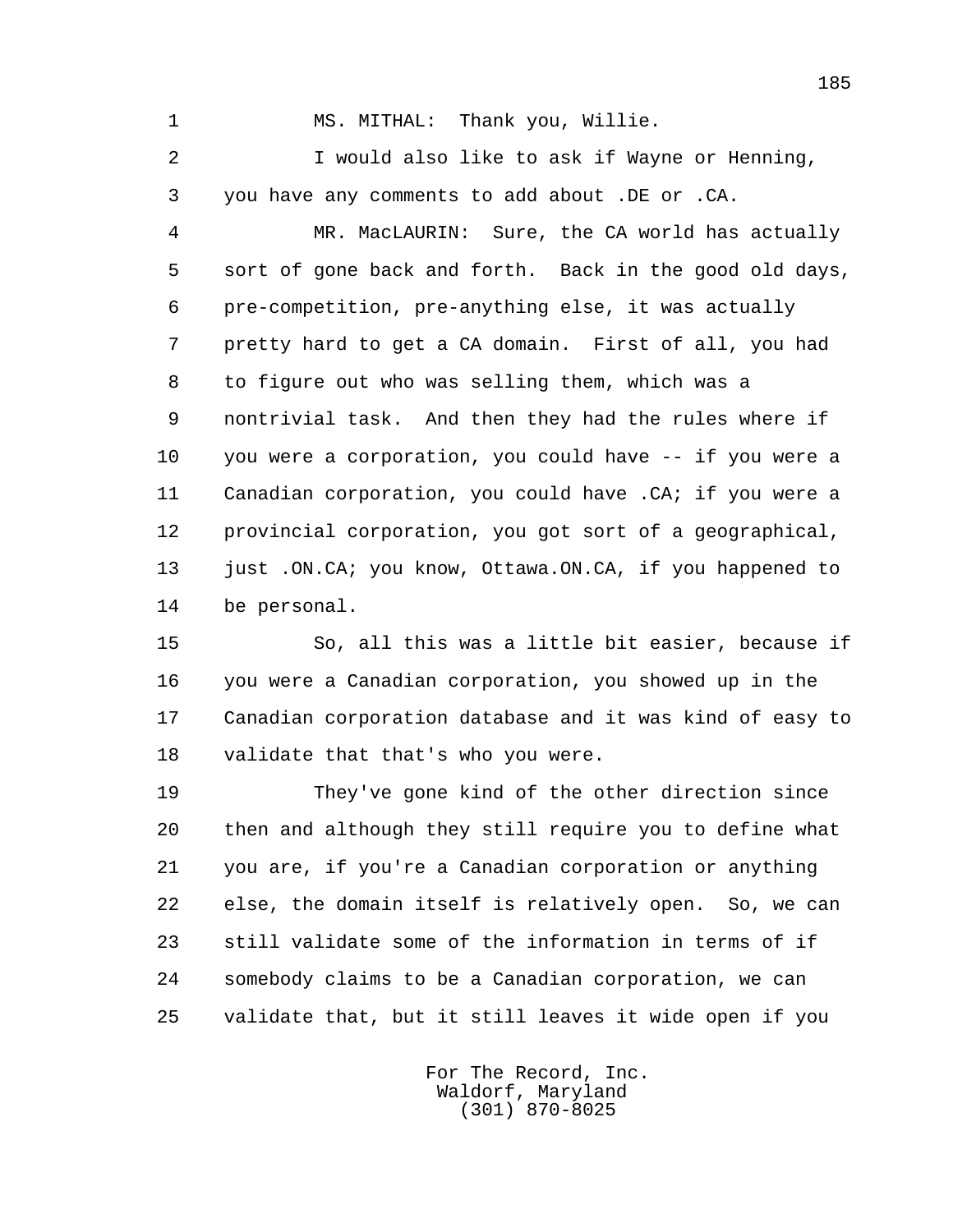MS. MITHAL: Thank you, Willie.

I would also like to ask if Wayne or Henning, you have any comments to add about .DE or .CA.

MR. MacLAURIN: Sure, the CA world has actually sort of gone back and forth. Back in the good old days, pre-competition, pre-anything else, it was actually pretty hard to get a CA domain. First of all, you had to figure out who was selling them, which was a nontrivial task. And then they had the rules where if you were a corporation, you could have -- if you were a Canadian corporation, you could have .CA; if you were a provincial corporation, you got sort of a geographical, just .ON.CA; you know, Ottawa.ON.CA, if you happened to be personal.

So, all this was a little bit easier, because if you were a Canadian corporation, you showed up in the Canadian corporation database and it was kind of easy to validate that that's who you were.

They've gone kind of the other direction since then and although they still require you to define what you are, if you're a Canadian corporation or anything else, the domain itself is relatively open. So, we can still validate some of the information in terms of if somebody claims to be a Canadian corporation, we can validate that, but it still leaves it wide open if you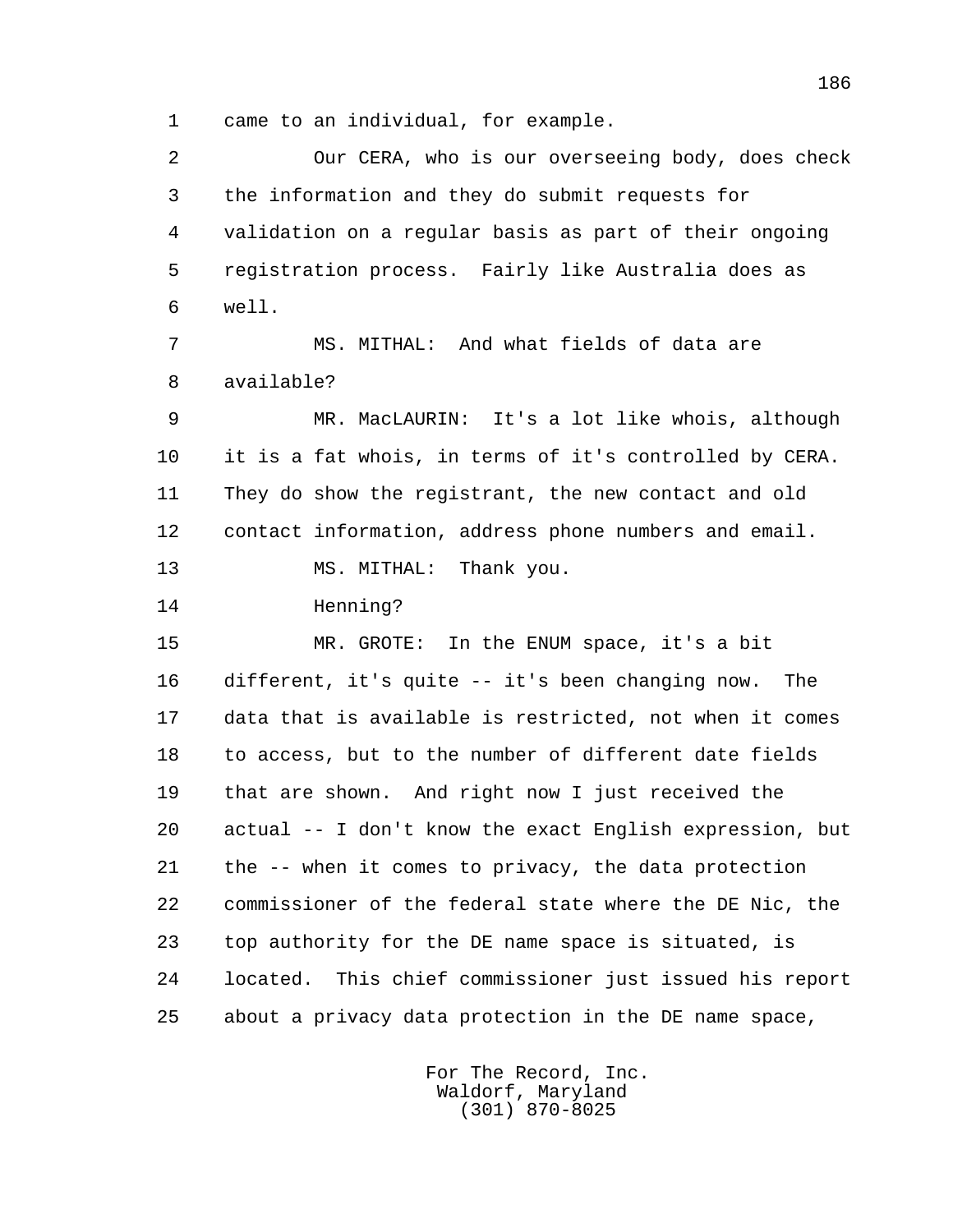came to an individual, for example.

Our CERA, who is our overseeing body, does check the information and they do submit requests for validation on a regular basis as part of their ongoing registration process. Fairly like Australia does as well.

MS. MITHAL: And what fields of data are available?

MR. MacLAURIN: It's a lot like whois, although it is a fat whois, in terms of it's controlled by CERA. They do show the registrant, the new contact and old contact information, address phone numbers and email.

MS. MITHAL: Thank you.

Henning?

MR. GROTE: In the ENUM space, it's a bit different, it's quite -- it's been changing now. The data that is available is restricted, not when it comes to access, but to the number of different date fields that are shown. And right now I just received the actual -- I don't know the exact English expression, but the -- when it comes to privacy, the data protection commissioner of the federal state where the DE Nic, the top authority for the DE name space is situated, is located. This chief commissioner just issued his report about a privacy data protection in the DE name space,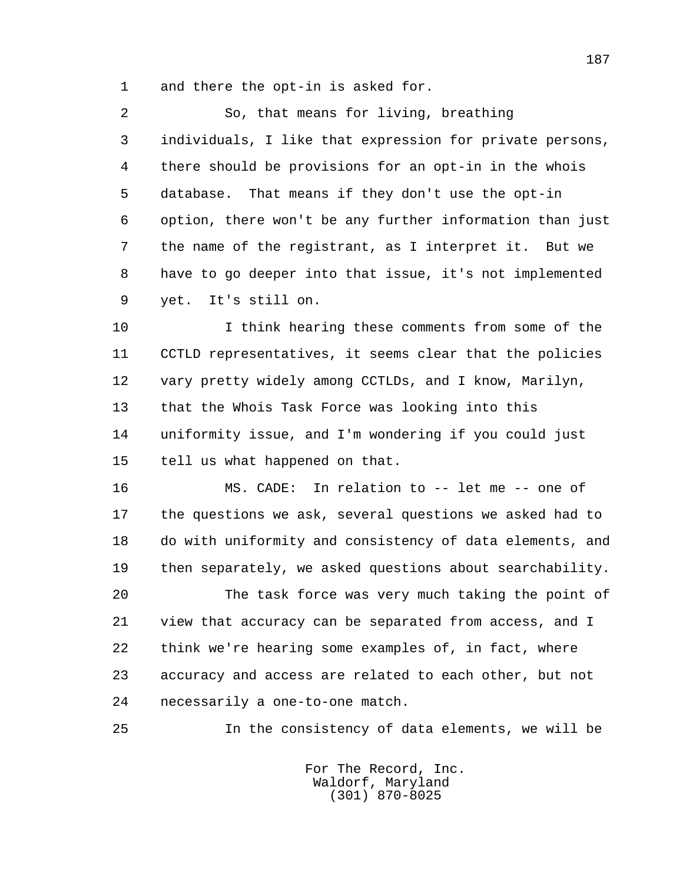and there the opt-in is asked for.

So, that means for living, breathing individuals, I like that expression for private persons, there should be provisions for an opt-in in the whois database. That means if they don't use the opt-in option, there won't be any further information than just the name of the registrant, as I interpret it. But we have to go deeper into that issue, it's not implemented yet. It's still on.

I think hearing these comments from some of the CCTLD representatives, it seems clear that the policies vary pretty widely among CCTLDs, and I know, Marilyn, that the Whois Task Force was looking into this uniformity issue, and I'm wondering if you could just tell us what happened on that.

MS. CADE: In relation to -- let me -- one of the questions we ask, several questions we asked had to do with uniformity and consistency of data elements, and then separately, we asked questions about searchability.

The task force was very much taking the point of view that accuracy can be separated from access, and I think we're hearing some examples of, in fact, where accuracy and access are related to each other, but not necessarily a one-to-one match.

In the consistency of data elements, we will be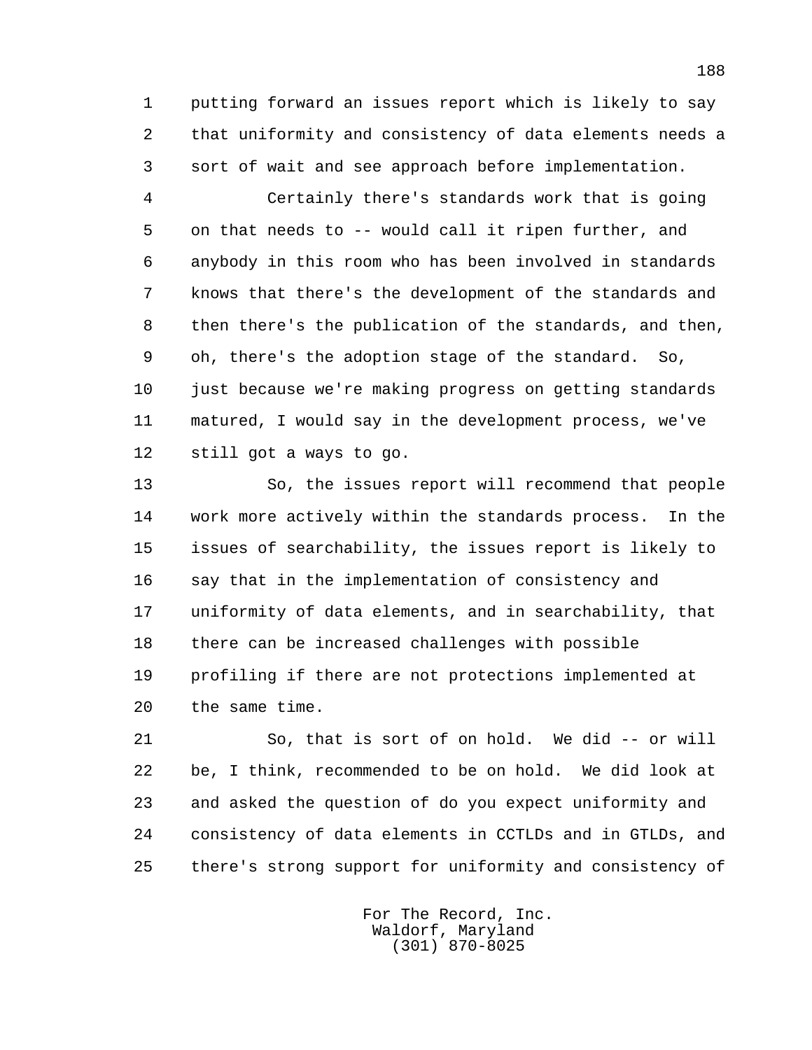putting forward an issues report which is likely to say that uniformity and consistency of data elements needs a sort of wait and see approach before implementation.

Certainly there's standards work that is going on that needs to -- would call it ripen further, and anybody in this room who has been involved in standards knows that there's the development of the standards and then there's the publication of the standards, and then, oh, there's the adoption stage of the standard. So, just because we're making progress on getting standards matured, I would say in the development process, we've still got a ways to go.

So, the issues report will recommend that people work more actively within the standards process. In the issues of searchability, the issues report is likely to say that in the implementation of consistency and uniformity of data elements, and in searchability, that there can be increased challenges with possible profiling if there are not protections implemented at the same time.

So, that is sort of on hold. We did -- or will be, I think, recommended to be on hold. We did look at and asked the question of do you expect uniformity and consistency of data elements in CCTLDs and in GTLDs, and there's strong support for uniformity and consistency of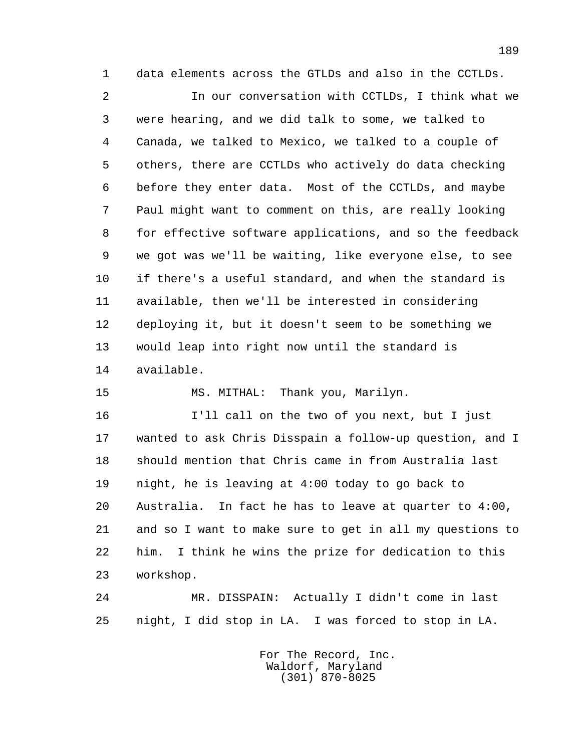data elements across the GTLDs and also in the CCTLDs.

In our conversation with CCTLDs, I think what we were hearing, and we did talk to some, we talked to Canada, we talked to Mexico, we talked to a couple of others, there are CCTLDs who actively do data checking before they enter data. Most of the CCTLDs, and maybe Paul might want to comment on this, are really looking for effective software applications, and so the feedback we got was we'll be waiting, like everyone else, to see if there's a useful standard, and when the standard is available, then we'll be interested in considering deploying it, but it doesn't seem to be something we would leap into right now until the standard is available.

MS. MITHAL: Thank you, Marilyn.

I'll call on the two of you next, but I just wanted to ask Chris Disspain a follow-up question, and I should mention that Chris came in from Australia last night, he is leaving at 4:00 today to go back to Australia. In fact he has to leave at quarter to 4:00, and so I want to make sure to get in all my questions to him. I think he wins the prize for dedication to this workshop.

MR. DISSPAIN: Actually I didn't come in last night, I did stop in LA. I was forced to stop in LA.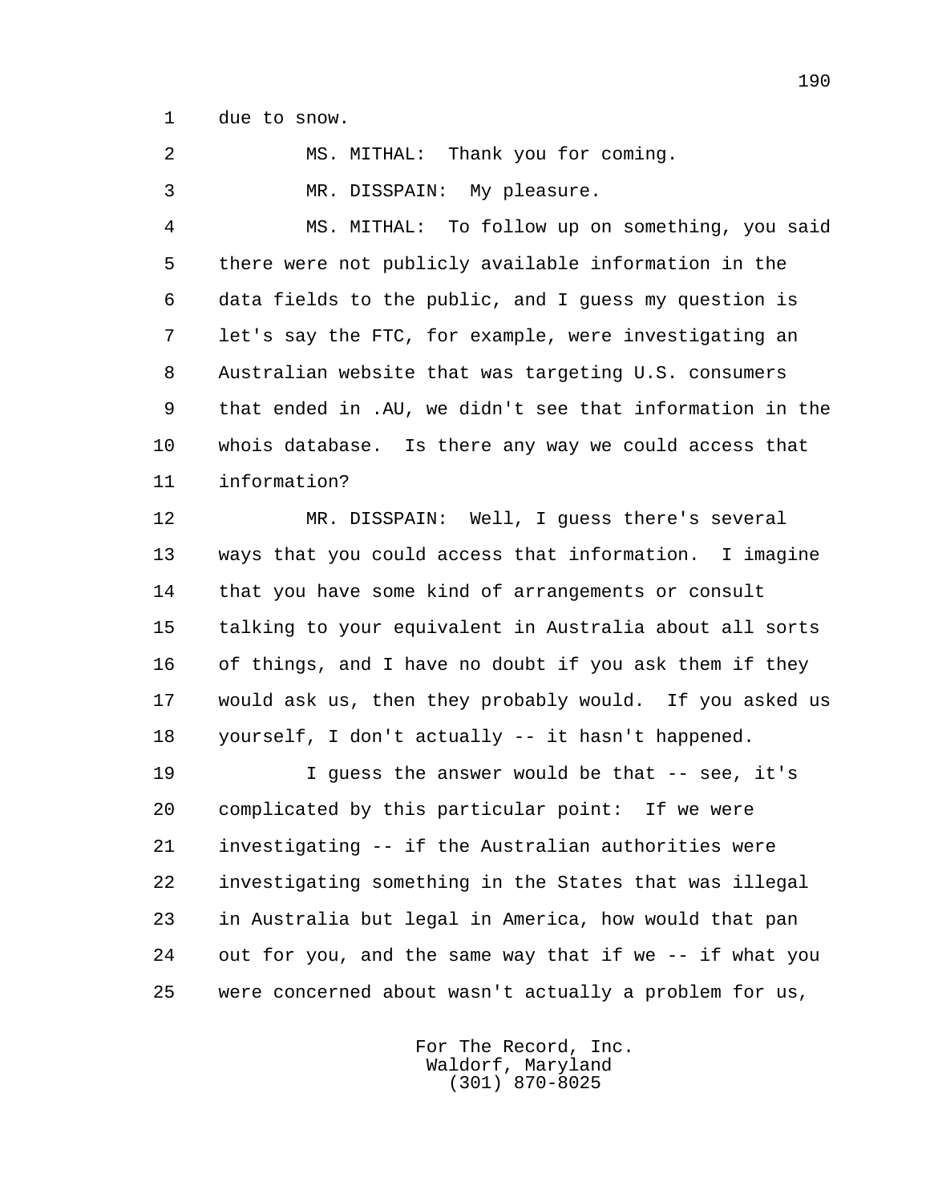due to snow.

MS. MITHAL: Thank you for coming.

MR. DISSPAIN: My pleasure.

MS. MITHAL: To follow up on something, you said there were not publicly available information in the data fields to the public, and I guess my question is let's say the FTC, for example, were investigating an Australian website that was targeting U.S. consumers that ended in .AU, we didn't see that information in the whois database. Is there any way we could access that information?

MR. DISSPAIN: Well, I guess there's several ways that you could access that information. I imagine that you have some kind of arrangements or consult talking to your equivalent in Australia about all sorts of things, and I have no doubt if you ask them if they would ask us, then they probably would. If you asked us yourself, I don't actually -- it hasn't happened.

I guess the answer would be that -- see, it's complicated by this particular point: If we were investigating -- if the Australian authorities were investigating something in the States that was illegal in Australia but legal in America, how would that pan out for you, and the same way that if we -- if what you were concerned about wasn't actually a problem for us,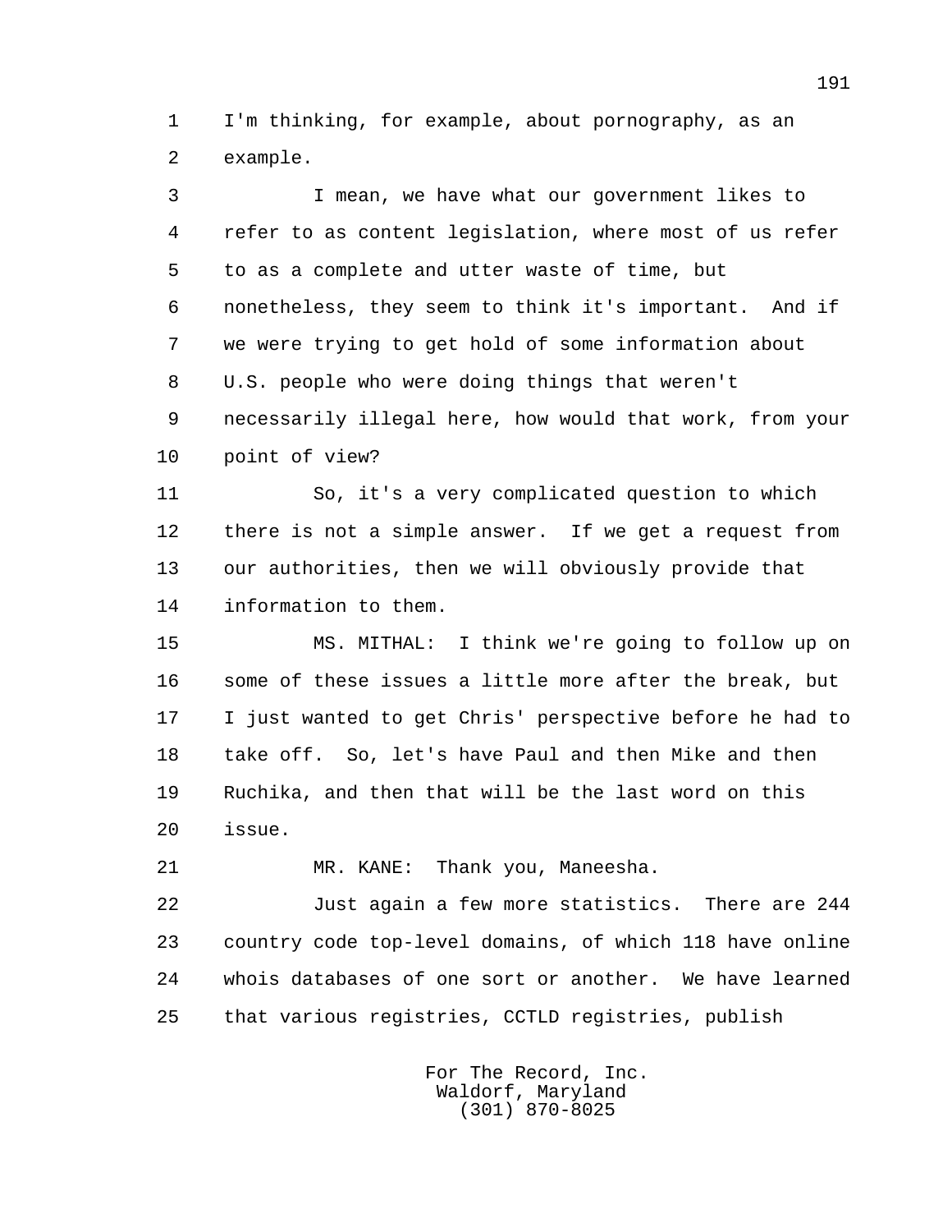I'm thinking, for example, about pornography, as an example.

I mean, we have what our government likes to refer to as content legislation, where most of us refer to as a complete and utter waste of time, but nonetheless, they seem to think it's important. And if we were trying to get hold of some information about U.S. people who were doing things that weren't necessarily illegal here, how would that work, from your point of view?

So, it's a very complicated question to which there is not a simple answer. If we get a request from our authorities, then we will obviously provide that information to them.

MS. MITHAL: I think we're going to follow up on some of these issues a little more after the break, but I just wanted to get Chris' perspective before he had to take off. So, let's have Paul and then Mike and then Ruchika, and then that will be the last word on this issue.

MR. KANE: Thank you, Maneesha.

Just again a few more statistics. There are 244 country code top-level domains, of which 118 have online whois databases of one sort or another. We have learned that various registries, CCTLD registries, publish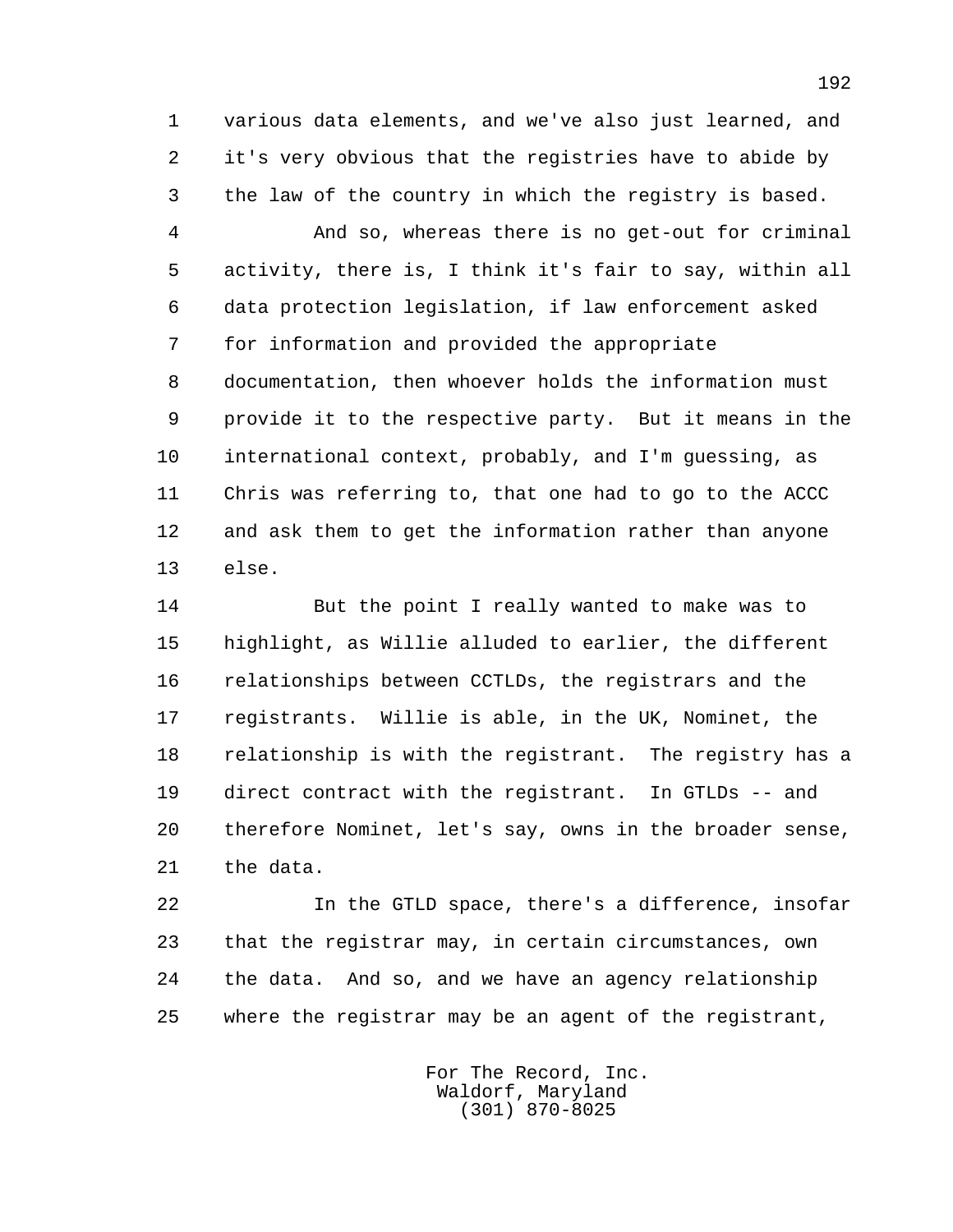various data elements, and we've also just learned, and it's very obvious that the registries have to abide by the law of the country in which the registry is based.

And so, whereas there is no get-out for criminal activity, there is, I think it's fair to say, within all data protection legislation, if law enforcement asked for information and provided the appropriate documentation, then whoever holds the information must provide it to the respective party. But it means in the international context, probably, and I'm guessing, as Chris was referring to, that one had to go to the ACCC and ask them to get the information rather than anyone else.

But the point I really wanted to make was to highlight, as Willie alluded to earlier, the different relationships between CCTLDs, the registrars and the registrants. Willie is able, in the UK, Nominet, the relationship is with the registrant. The registry has a direct contract with the registrant. In GTLDs -- and therefore Nominet, let's say, owns in the broader sense, the data.

In the GTLD space, there's a difference, insofar that the registrar may, in certain circumstances, own the data. And so, and we have an agency relationship where the registrar may be an agent of the registrant,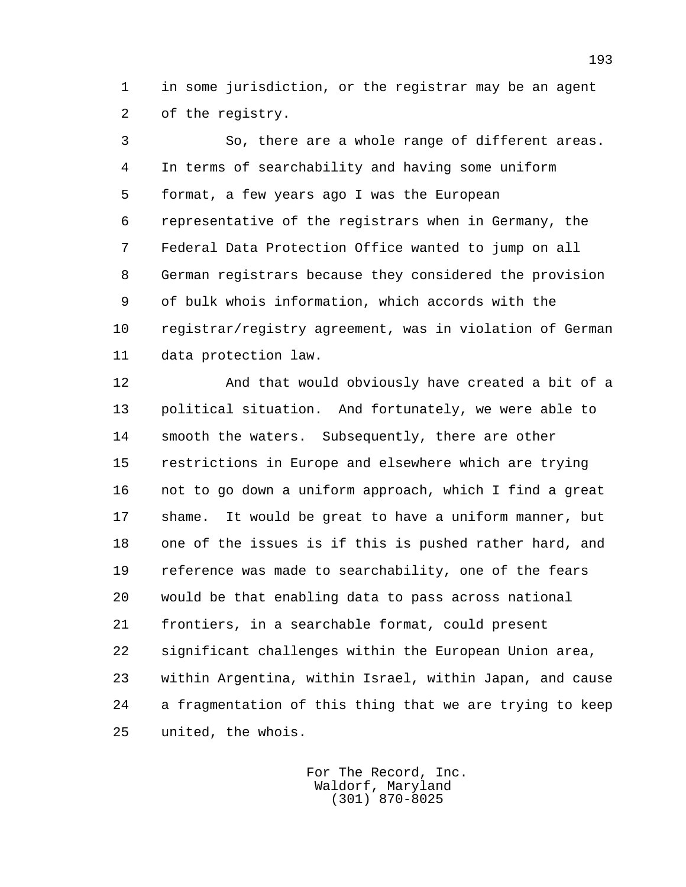in some jurisdiction, or the registrar may be an agent of the registry.

So, there are a whole range of different areas. In terms of searchability and having some uniform format, a few years ago I was the European representative of the registrars when in Germany, the Federal Data Protection Office wanted to jump on all German registrars because they considered the provision of bulk whois information, which accords with the registrar/registry agreement, was in violation of German data protection law.

And that would obviously have created a bit of a political situation. And fortunately, we were able to smooth the waters. Subsequently, there are other restrictions in Europe and elsewhere which are trying not to go down a uniform approach, which I find a great shame. It would be great to have a uniform manner, but one of the issues is if this is pushed rather hard, and reference was made to searchability, one of the fears would be that enabling data to pass across national frontiers, in a searchable format, could present significant challenges within the European Union area, within Argentina, within Israel, within Japan, and cause a fragmentation of this thing that we are trying to keep united, the whois.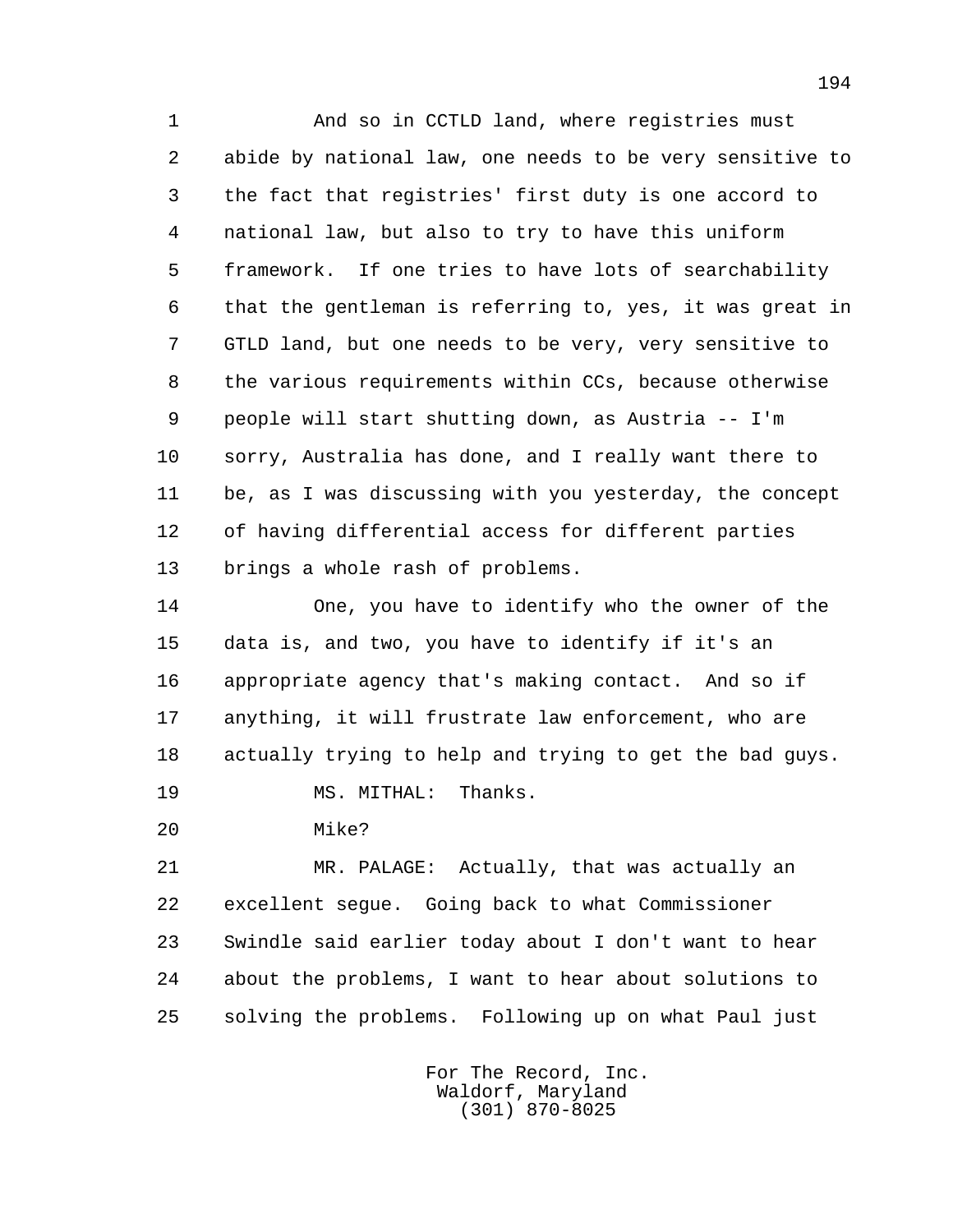And so in CCTLD land, where registries must abide by national law, one needs to be very sensitive to the fact that registries' first duty is one accord to national law, but also to try to have this uniform framework. If one tries to have lots of searchability that the gentleman is referring to, yes, it was great in GTLD land, but one needs to be very, very sensitive to the various requirements within CCs, because otherwise people will start shutting down, as Austria -- I'm sorry, Australia has done, and I really want there to be, as I was discussing with you yesterday, the concept of having differential access for different parties brings a whole rash of problems.

One, you have to identify who the owner of the data is, and two, you have to identify if it's an appropriate agency that's making contact. And so if anything, it will frustrate law enforcement, who are actually trying to help and trying to get the bad guys.

MS. MITHAL: Thanks.

Mike?

MR. PALAGE: Actually, that was actually an excellent segue. Going back to what Commissioner Swindle said earlier today about I don't want to hear about the problems, I want to hear about solutions to solving the problems. Following up on what Paul just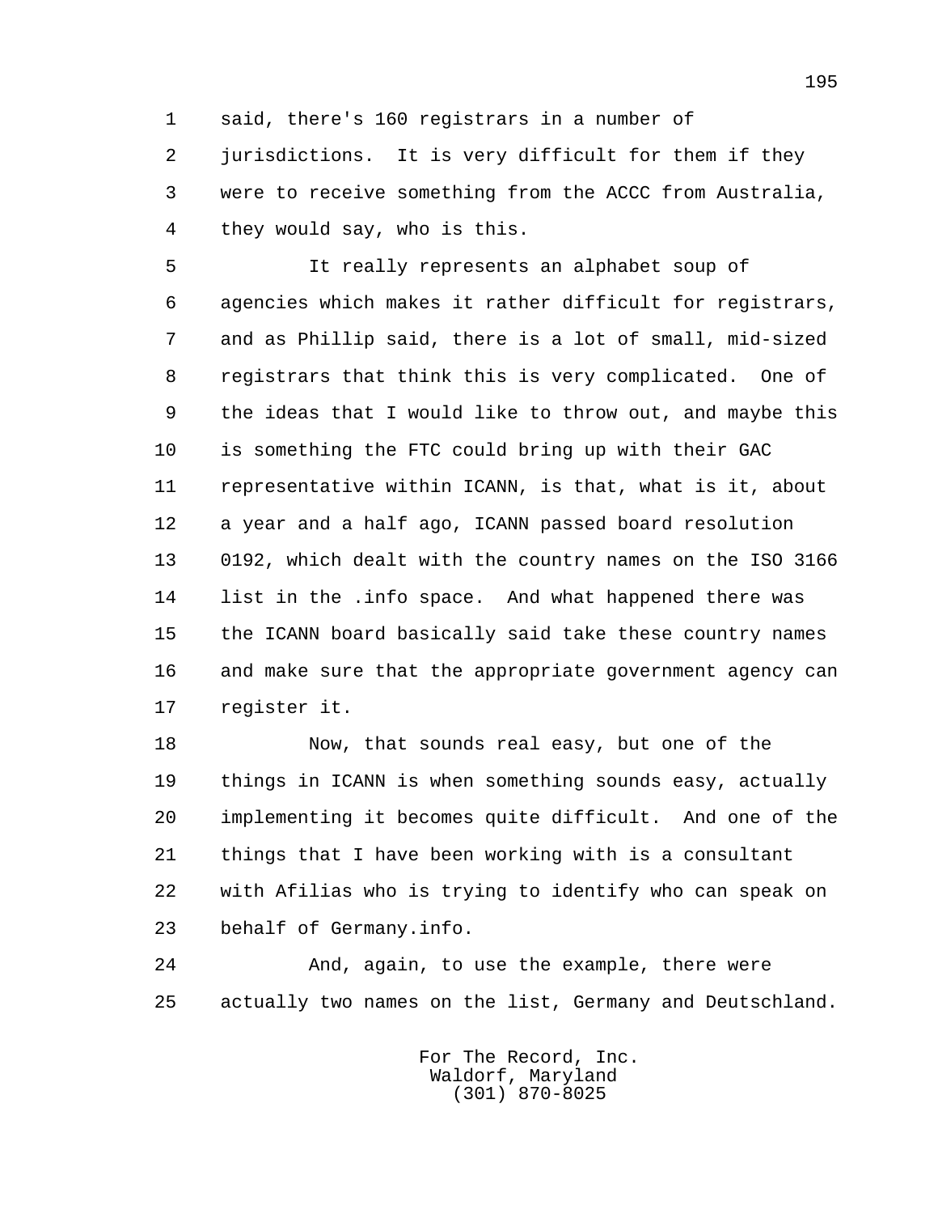said, there's 160 registrars in a number of jurisdictions. It is very difficult for them if they were to receive something from the ACCC from Australia, they would say, who is this.

It really represents an alphabet soup of agencies which makes it rather difficult for registrars, and as Phillip said, there is a lot of small, mid-sized registrars that think this is very complicated. One of the ideas that I would like to throw out, and maybe this is something the FTC could bring up with their GAC representative within ICANN, is that, what is it, about a year and a half ago, ICANN passed board resolution 0192, which dealt with the country names on the ISO 3166 list in the .info space. And what happened there was the ICANN board basically said take these country names and make sure that the appropriate government agency can register it.

Now, that sounds real easy, but one of the things in ICANN is when something sounds easy, actually implementing it becomes quite difficult. And one of the things that I have been working with is a consultant with Afilias who is trying to identify who can speak on behalf of Germany.info.

And, again, to use the example, there were actually two names on the list, Germany and Deutschland.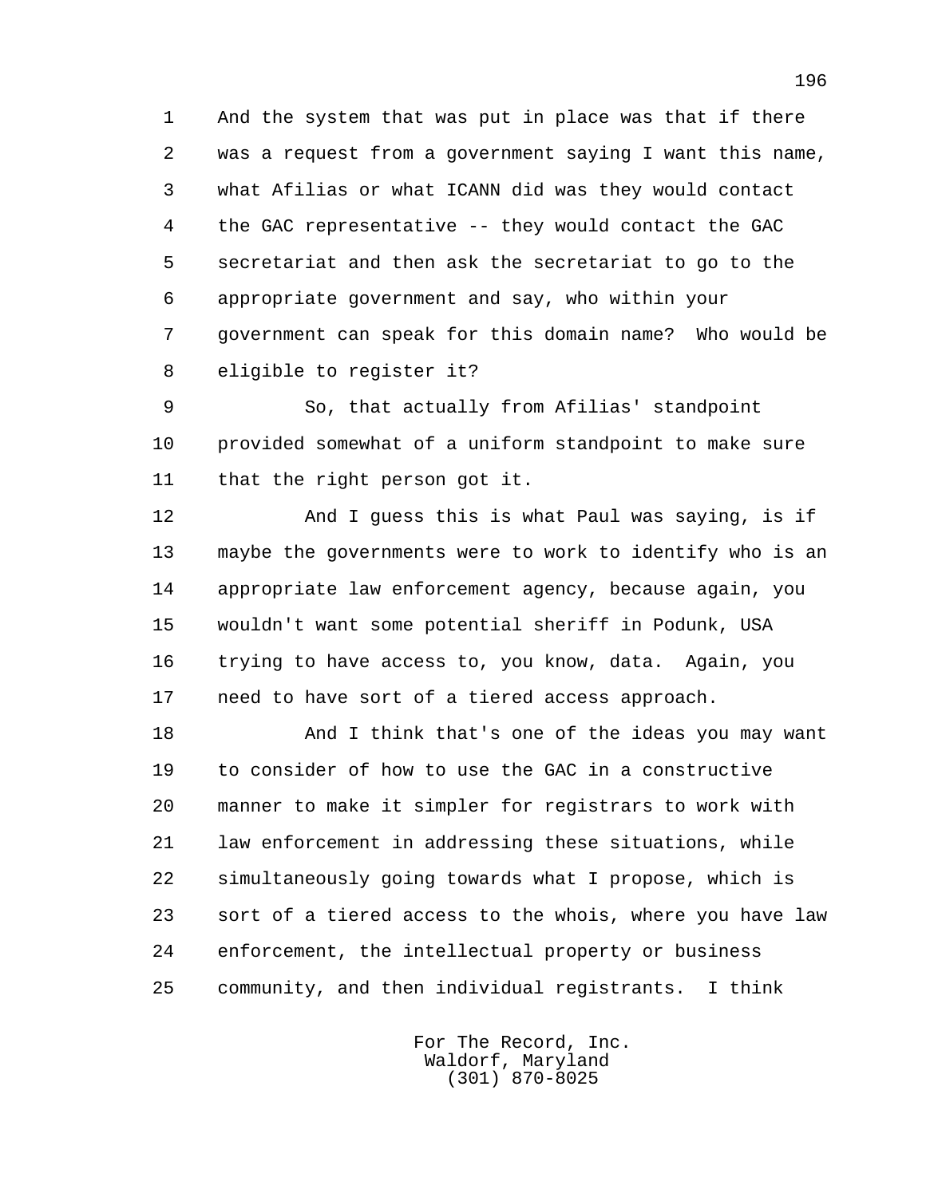And the system that was put in place was that if there was a request from a government saying I want this name, what Afilias or what ICANN did was they would contact the GAC representative -- they would contact the GAC secretariat and then ask the secretariat to go to the appropriate government and say, who within your government can speak for this domain name? Who would be eligible to register it?

So, that actually from Afilias' standpoint provided somewhat of a uniform standpoint to make sure that the right person got it.

And I guess this is what Paul was saying, is if maybe the governments were to work to identify who is an appropriate law enforcement agency, because again, you wouldn't want some potential sheriff in Podunk, USA trying to have access to, you know, data. Again, you need to have sort of a tiered access approach.

And I think that's one of the ideas you may want to consider of how to use the GAC in a constructive manner to make it simpler for registrars to work with law enforcement in addressing these situations, while simultaneously going towards what I propose, which is sort of a tiered access to the whois, where you have law enforcement, the intellectual property or business community, and then individual registrants. I think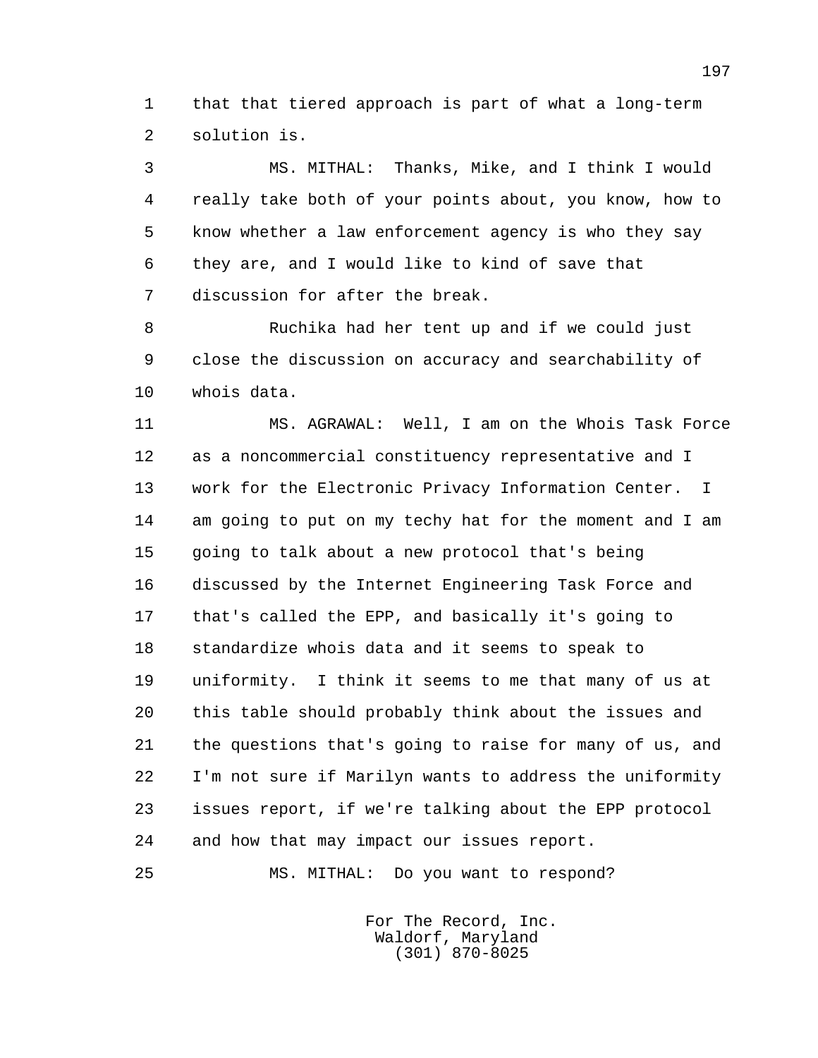that that tiered approach is part of what a long-term solution is.

MS. MITHAL: Thanks, Mike, and I think I would really take both of your points about, you know, how to know whether a law enforcement agency is who they say they are, and I would like to kind of save that discussion for after the break.

Ruchika had her tent up and if we could just close the discussion on accuracy and searchability of whois data.

MS. AGRAWAL: Well, I am on the Whois Task Force as a noncommercial constituency representative and I work for the Electronic Privacy Information Center. I am going to put on my techy hat for the moment and I am going to talk about a new protocol that's being discussed by the Internet Engineering Task Force and that's called the EPP, and basically it's going to standardize whois data and it seems to speak to uniformity. I think it seems to me that many of us at this table should probably think about the issues and the questions that's going to raise for many of us, and I'm not sure if Marilyn wants to address the uniformity issues report, if we're talking about the EPP protocol and how that may impact our issues report.

MS. MITHAL: Do you want to respond?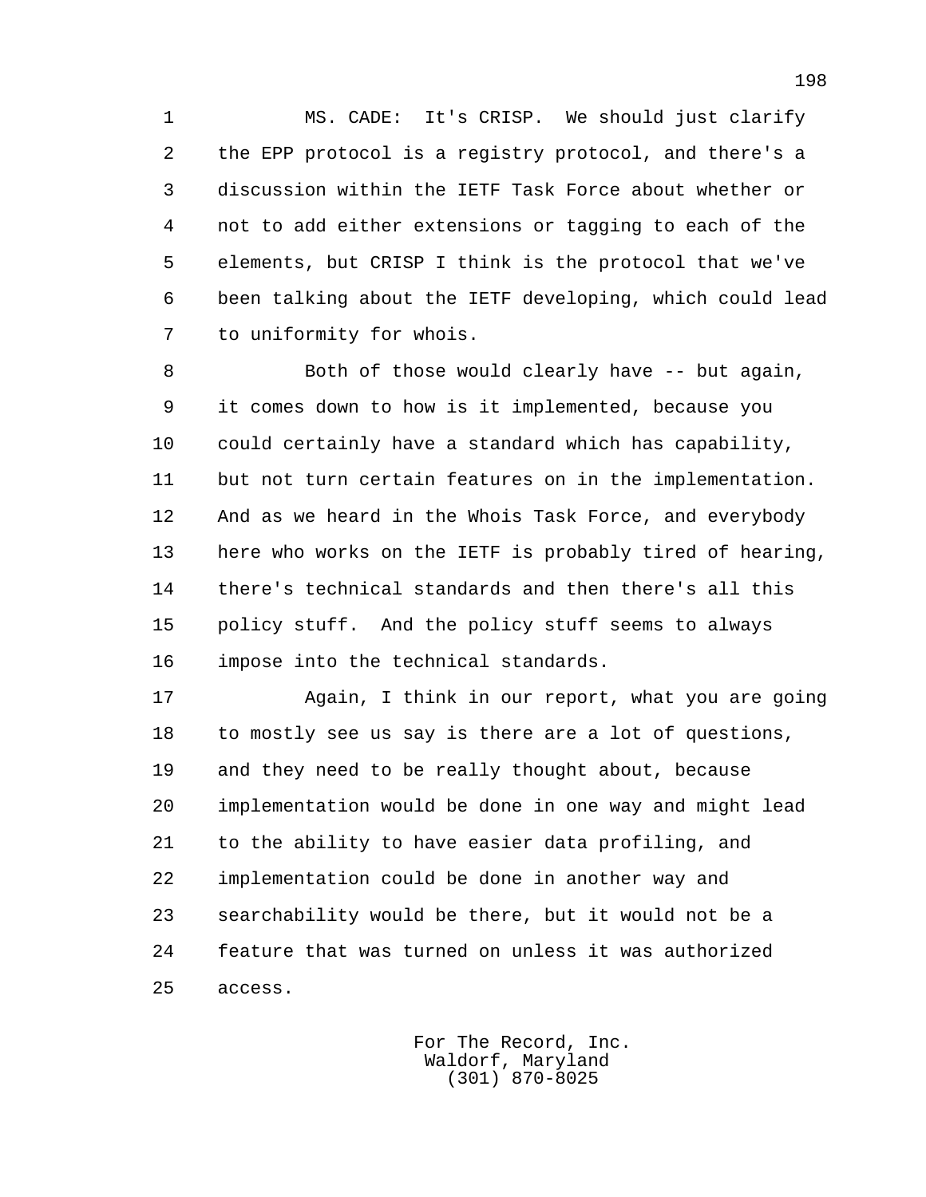MS. CADE: It's CRISP. We should just clarify the EPP protocol is a registry protocol, and there's a discussion within the IETF Task Force about whether or not to add either extensions or tagging to each of the elements, but CRISP I think is the protocol that we've been talking about the IETF developing, which could lead to uniformity for whois.

Both of those would clearly have -- but again, it comes down to how is it implemented, because you could certainly have a standard which has capability, but not turn certain features on in the implementation. And as we heard in the Whois Task Force, and everybody here who works on the IETF is probably tired of hearing, there's technical standards and then there's all this policy stuff. And the policy stuff seems to always impose into the technical standards.

Again, I think in our report, what you are going to mostly see us say is there are a lot of questions, and they need to be really thought about, because implementation would be done in one way and might lead to the ability to have easier data profiling, and implementation could be done in another way and searchability would be there, but it would not be a feature that was turned on unless it was authorized access.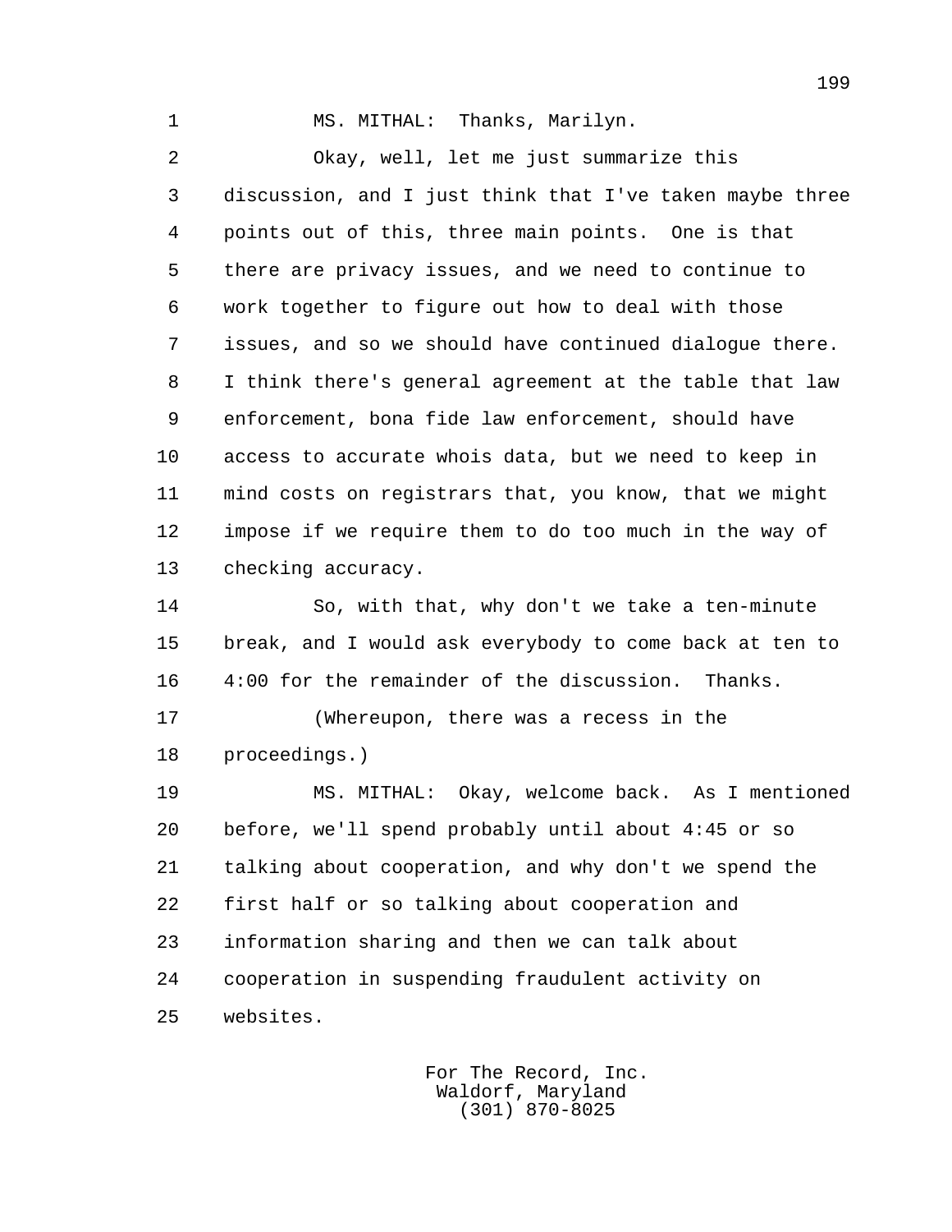MS. MITHAL: Thanks, Marilyn.

Okay, well, let me just summarize this discussion, and I just think that I've taken maybe three points out of this, three main points. One is that there are privacy issues, and we need to continue to work together to figure out how to deal with those issues, and so we should have continued dialogue there. I think there's general agreement at the table that law enforcement, bona fide law enforcement, should have access to accurate whois data, but we need to keep in mind costs on registrars that, you know, that we might impose if we require them to do too much in the way of checking accuracy.

So, with that, why don't we take a ten-minute break, and I would ask everybody to come back at ten to 4:00 for the remainder of the discussion. Thanks.

(Whereupon, there was a recess in the proceedings.)

MS. MITHAL: Okay, welcome back. As I mentioned before, we'll spend probably until about 4:45 or so talking about cooperation, and why don't we spend the first half or so talking about cooperation and information sharing and then we can talk about cooperation in suspending fraudulent activity on websites.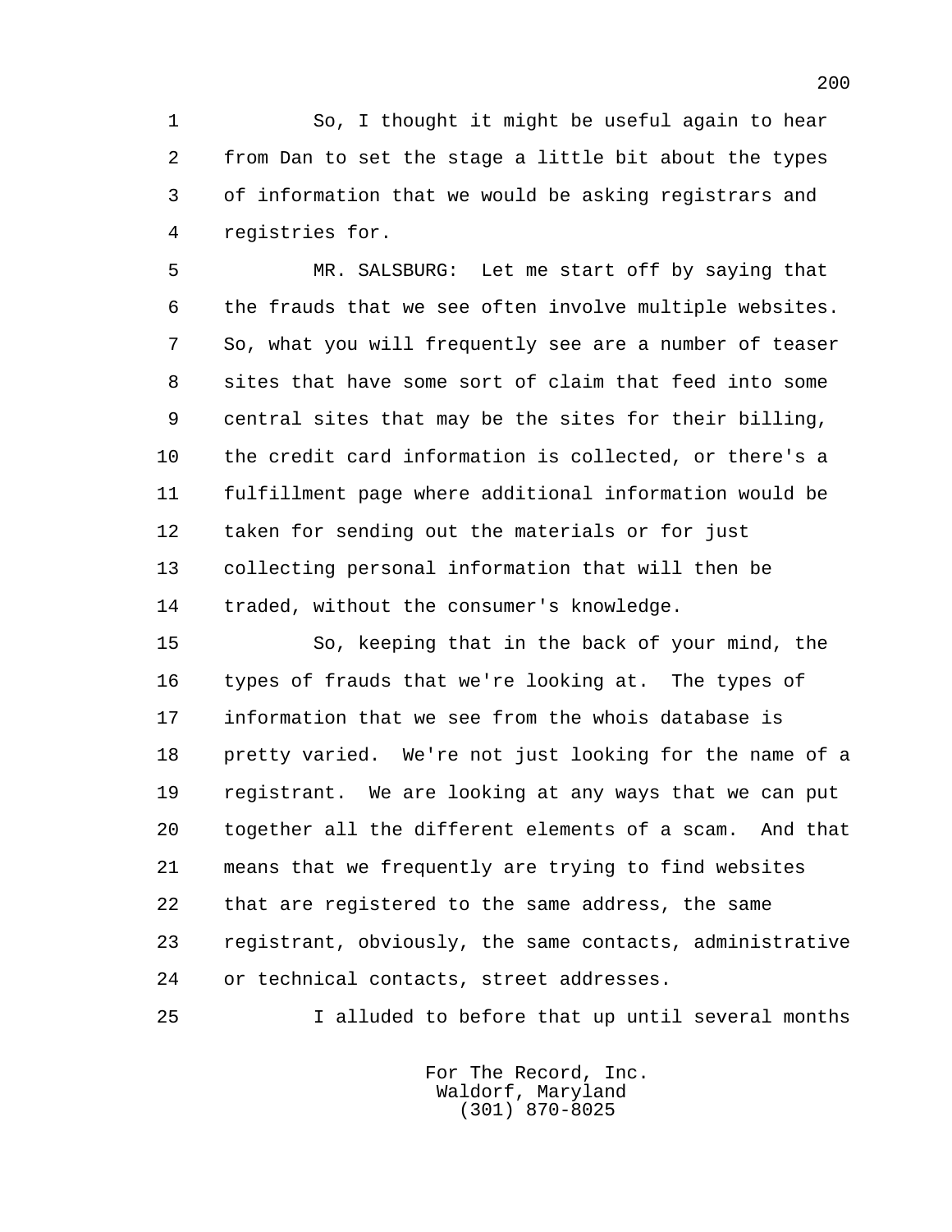So, I thought it might be useful again to hear from Dan to set the stage a little bit about the types of information that we would be asking registrars and registries for.

MR. SALSBURG: Let me start off by saying that the frauds that we see often involve multiple websites. So, what you will frequently see are a number of teaser sites that have some sort of claim that feed into some central sites that may be the sites for their billing, the credit card information is collected, or there's a fulfillment page where additional information would be taken for sending out the materials or for just collecting personal information that will then be traded, without the consumer's knowledge.

So, keeping that in the back of your mind, the types of frauds that we're looking at. The types of information that we see from the whois database is pretty varied. We're not just looking for the name of a registrant. We are looking at any ways that we can put together all the different elements of a scam. And that means that we frequently are trying to find websites that are registered to the same address, the same registrant, obviously, the same contacts, administrative or technical contacts, street addresses.

I alluded to before that up until several months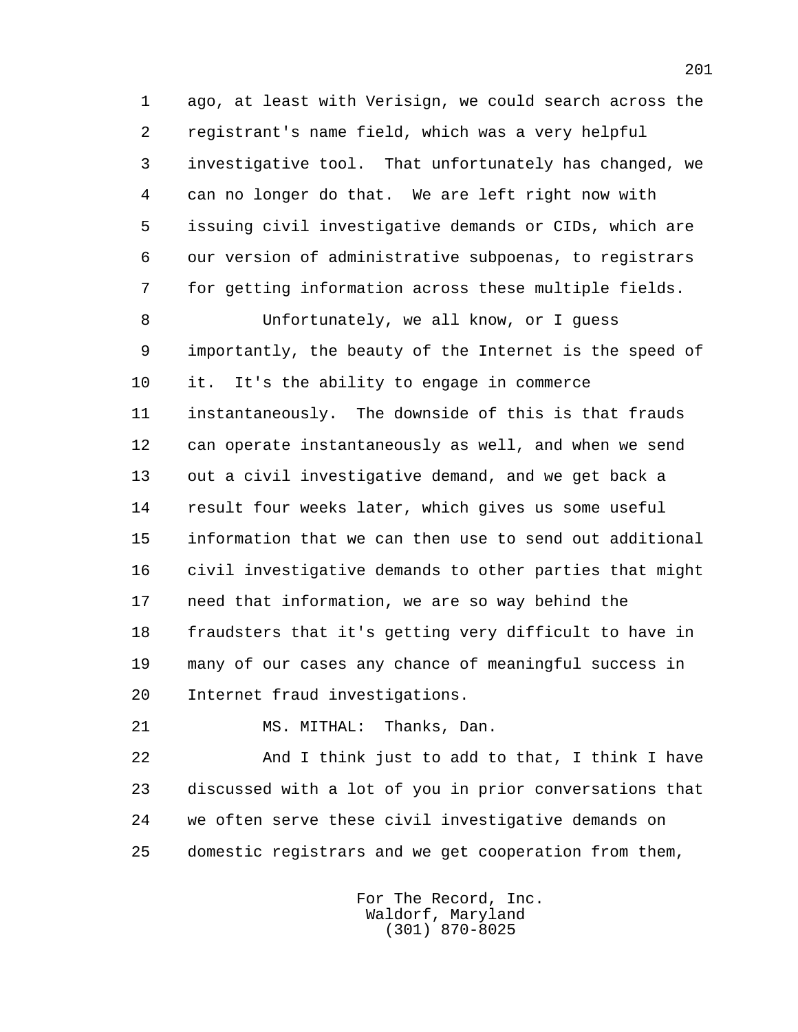ago, at least with Verisign, we could search across the registrant's name field, which was a very helpful investigative tool. That unfortunately has changed, we can no longer do that. We are left right now with issuing civil investigative demands or CIDs, which are our version of administrative subpoenas, to registrars for getting information across these multiple fields.

Unfortunately, we all know, or I guess importantly, the beauty of the Internet is the speed of it. It's the ability to engage in commerce instantaneously. The downside of this is that frauds can operate instantaneously as well, and when we send out a civil investigative demand, and we get back a result four weeks later, which gives us some useful information that we can then use to send out additional civil investigative demands to other parties that might need that information, we are so way behind the fraudsters that it's getting very difficult to have in many of our cases any chance of meaningful success in Internet fraud investigations.

MS. MITHAL: Thanks, Dan.

And I think just to add to that, I think I have discussed with a lot of you in prior conversations that we often serve these civil investigative demands on domestic registrars and we get cooperation from them,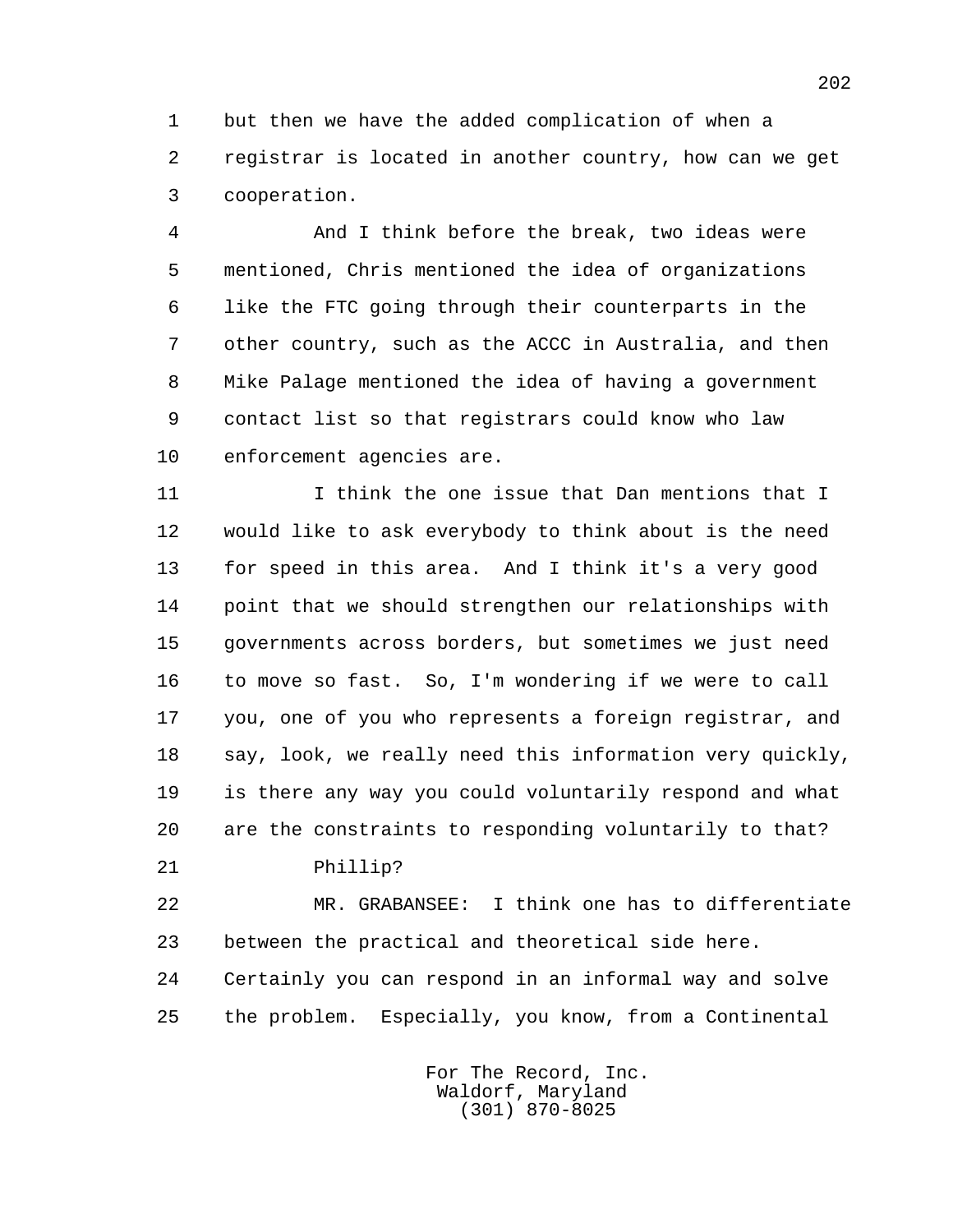but then we have the added complication of when a registrar is located in another country, how can we get cooperation.

And I think before the break, two ideas were mentioned, Chris mentioned the idea of organizations like the FTC going through their counterparts in the other country, such as the ACCC in Australia, and then Mike Palage mentioned the idea of having a government contact list so that registrars could know who law enforcement agencies are.

I think the one issue that Dan mentions that I would like to ask everybody to think about is the need for speed in this area. And I think it's a very good point that we should strengthen our relationships with governments across borders, but sometimes we just need to move so fast. So, I'm wondering if we were to call you, one of you who represents a foreign registrar, and say, look, we really need this information very quickly, is there any way you could voluntarily respond and what are the constraints to responding voluntarily to that?

Phillip?

MR. GRABANSEE: I think one has to differentiate between the practical and theoretical side here. Certainly you can respond in an informal way and solve the problem. Especially, you know, from a Continental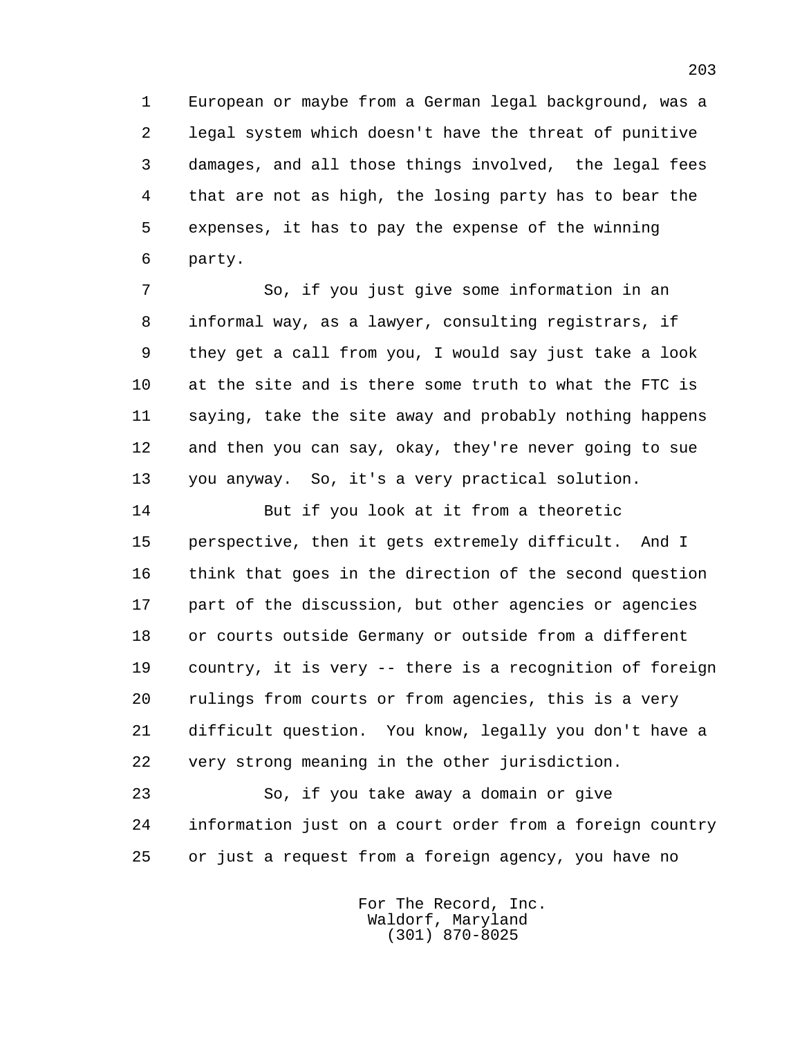European or maybe from a German legal background, was a legal system which doesn't have the threat of punitive damages, and all those things involved, the legal fees that are not as high, the losing party has to bear the expenses, it has to pay the expense of the winning party.

So, if you just give some information in an informal way, as a lawyer, consulting registrars, if they get a call from you, I would say just take a look at the site and is there some truth to what the FTC is saying, take the site away and probably nothing happens and then you can say, okay, they're never going to sue you anyway. So, it's a very practical solution.

But if you look at it from a theoretic perspective, then it gets extremely difficult. And I think that goes in the direction of the second question part of the discussion, but other agencies or agencies or courts outside Germany or outside from a different country, it is very -- there is a recognition of foreign rulings from courts or from agencies, this is a very difficult question. You know, legally you don't have a very strong meaning in the other jurisdiction.

So, if you take away a domain or give information just on a court order from a foreign country or just a request from a foreign agency, you have no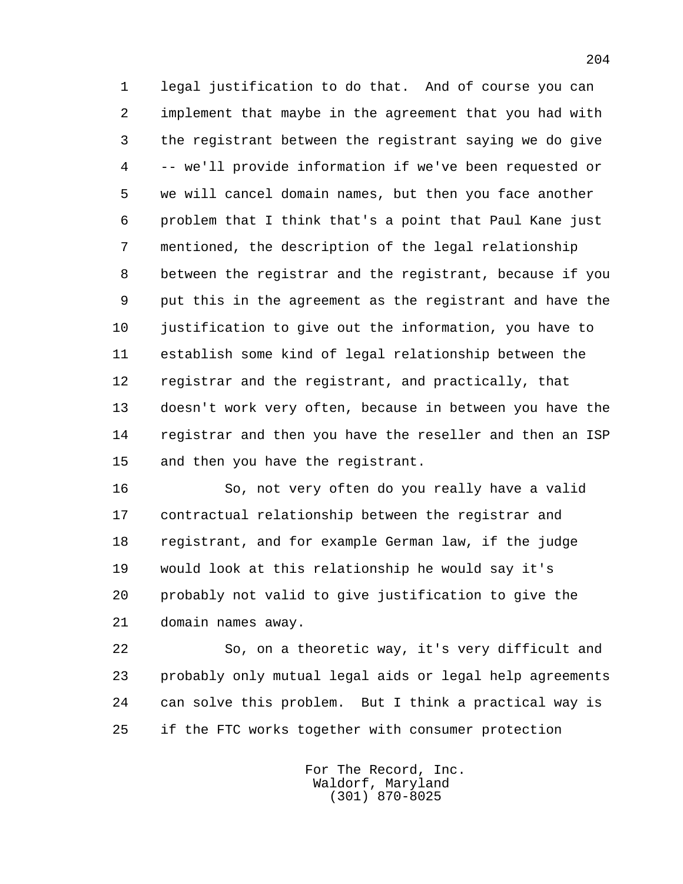legal justification to do that. And of course you can implement that maybe in the agreement that you had with the registrant between the registrant saying we do give -- we'll provide information if we've been requested or we will cancel domain names, but then you face another problem that I think that's a point that Paul Kane just mentioned, the description of the legal relationship between the registrar and the registrant, because if you put this in the agreement as the registrant and have the justification to give out the information, you have to establish some kind of legal relationship between the registrar and the registrant, and practically, that doesn't work very often, because in between you have the registrar and then you have the reseller and then an ISP and then you have the registrant.

So, not very often do you really have a valid contractual relationship between the registrar and registrant, and for example German law, if the judge would look at this relationship he would say it's probably not valid to give justification to give the domain names away.

So, on a theoretic way, it's very difficult and probably only mutual legal aids or legal help agreements can solve this problem. But I think a practical way is if the FTC works together with consumer protection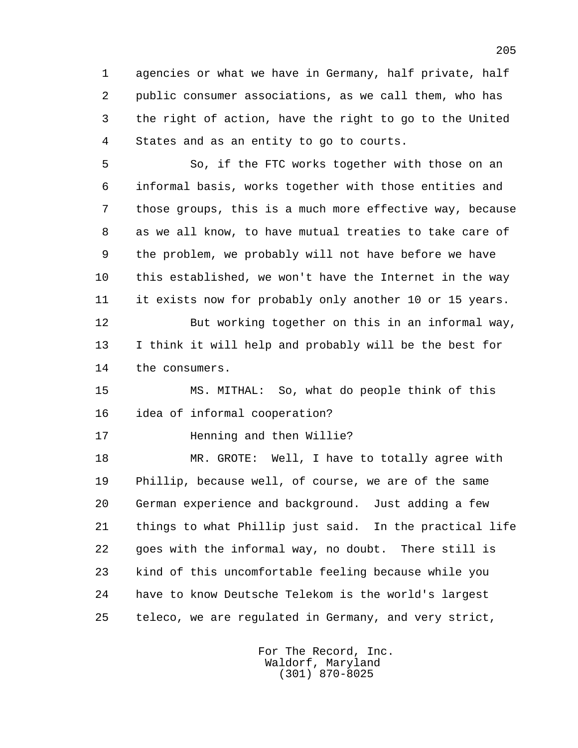agencies or what we have in Germany, half private, half public consumer associations, as we call them, who has the right of action, have the right to go to the United States and as an entity to go to courts.

So, if the FTC works together with those on an informal basis, works together with those entities and those groups, this is a much more effective way, because as we all know, to have mutual treaties to take care of the problem, we probably will not have before we have this established, we won't have the Internet in the way it exists now for probably only another 10 or 15 years.

But working together on this in an informal way, I think it will help and probably will be the best for the consumers.

MS. MITHAL: So, what do people think of this idea of informal cooperation?

Henning and then Willie?

MR. GROTE: Well, I have to totally agree with Phillip, because well, of course, we are of the same German experience and background. Just adding a few things to what Phillip just said. In the practical life goes with the informal way, no doubt. There still is kind of this uncomfortable feeling because while you have to know Deutsche Telekom is the world's largest teleco, we are regulated in Germany, and very strict,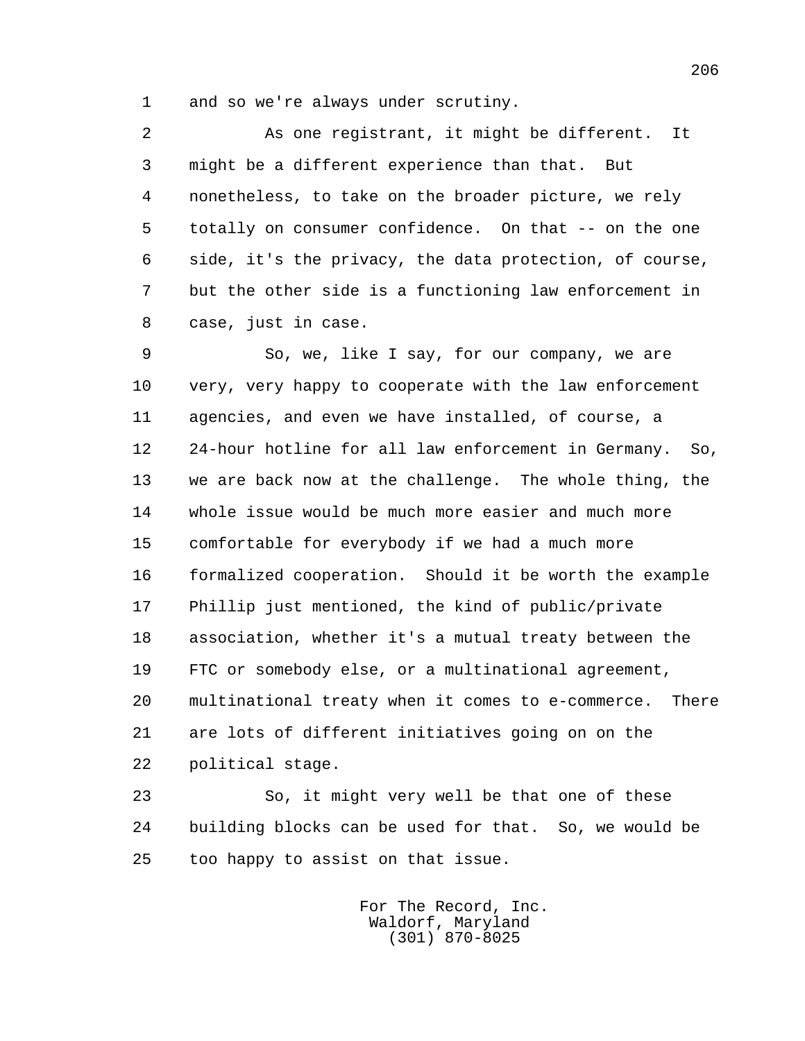and so we're always under scrutiny.

As one registrant, it might be different. It might be a different experience than that. But nonetheless, to take on the broader picture, we rely totally on consumer confidence. On that -- on the one side, it's the privacy, the data protection, of course, but the other side is a functioning law enforcement in case, just in case.

So, we, like I say, for our company, we are very, very happy to cooperate with the law enforcement agencies, and even we have installed, of course, a 24-hour hotline for all law enforcement in Germany. So, we are back now at the challenge. The whole thing, the whole issue would be much more easier and much more comfortable for everybody if we had a much more formalized cooperation. Should it be worth the example Phillip just mentioned, the kind of public/private association, whether it's a mutual treaty between the FTC or somebody else, or a multinational agreement, multinational treaty when it comes to e-commerce. There are lots of different initiatives going on on the political stage.

So, it might very well be that one of these building blocks can be used for that. So, we would be too happy to assist on that issue.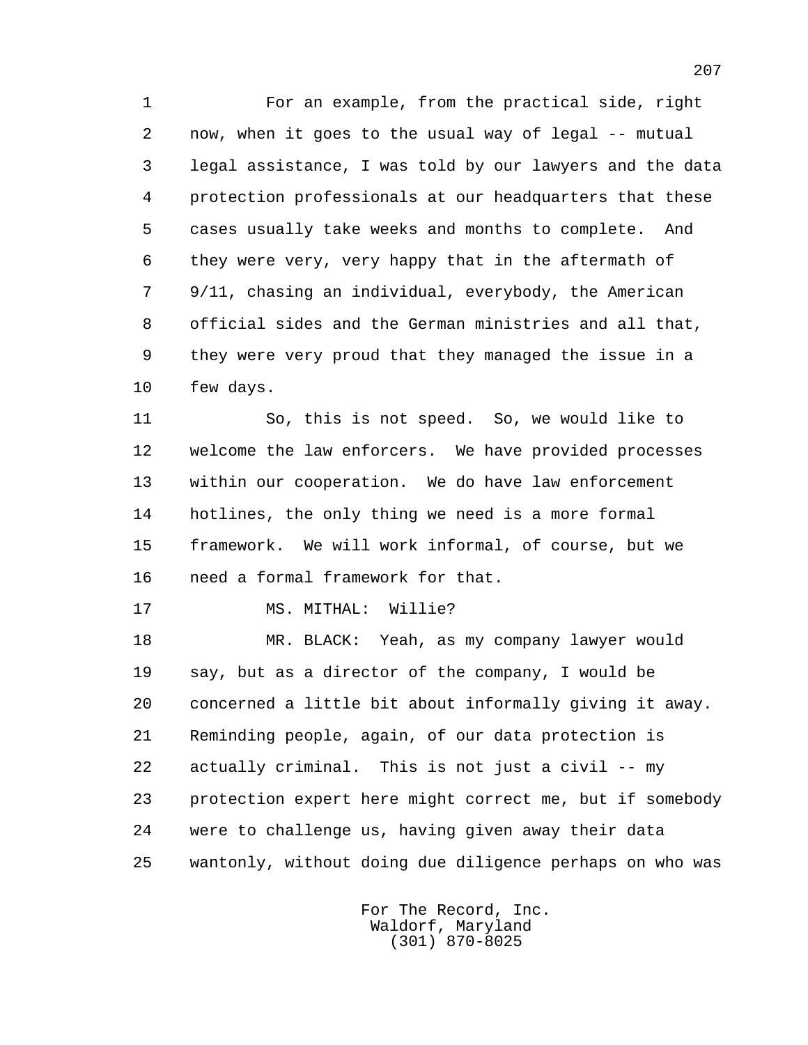For an example, from the practical side, right now, when it goes to the usual way of legal -- mutual legal assistance, I was told by our lawyers and the data protection professionals at our headquarters that these cases usually take weeks and months to complete. And they were very, very happy that in the aftermath of 9/11, chasing an individual, everybody, the American official sides and the German ministries and all that, they were very proud that they managed the issue in a few days.

So, this is not speed. So, we would like to welcome the law enforcers. We have provided processes within our cooperation. We do have law enforcement hotlines, the only thing we need is a more formal framework. We will work informal, of course, but we need a formal framework for that.

MS. MITHAL: Willie?

MR. BLACK: Yeah, as my company lawyer would say, but as a director of the company, I would be concerned a little bit about informally giving it away. Reminding people, again, of our data protection is actually criminal. This is not just a civil -- my protection expert here might correct me, but if somebody were to challenge us, having given away their data wantonly, without doing due diligence perhaps on who was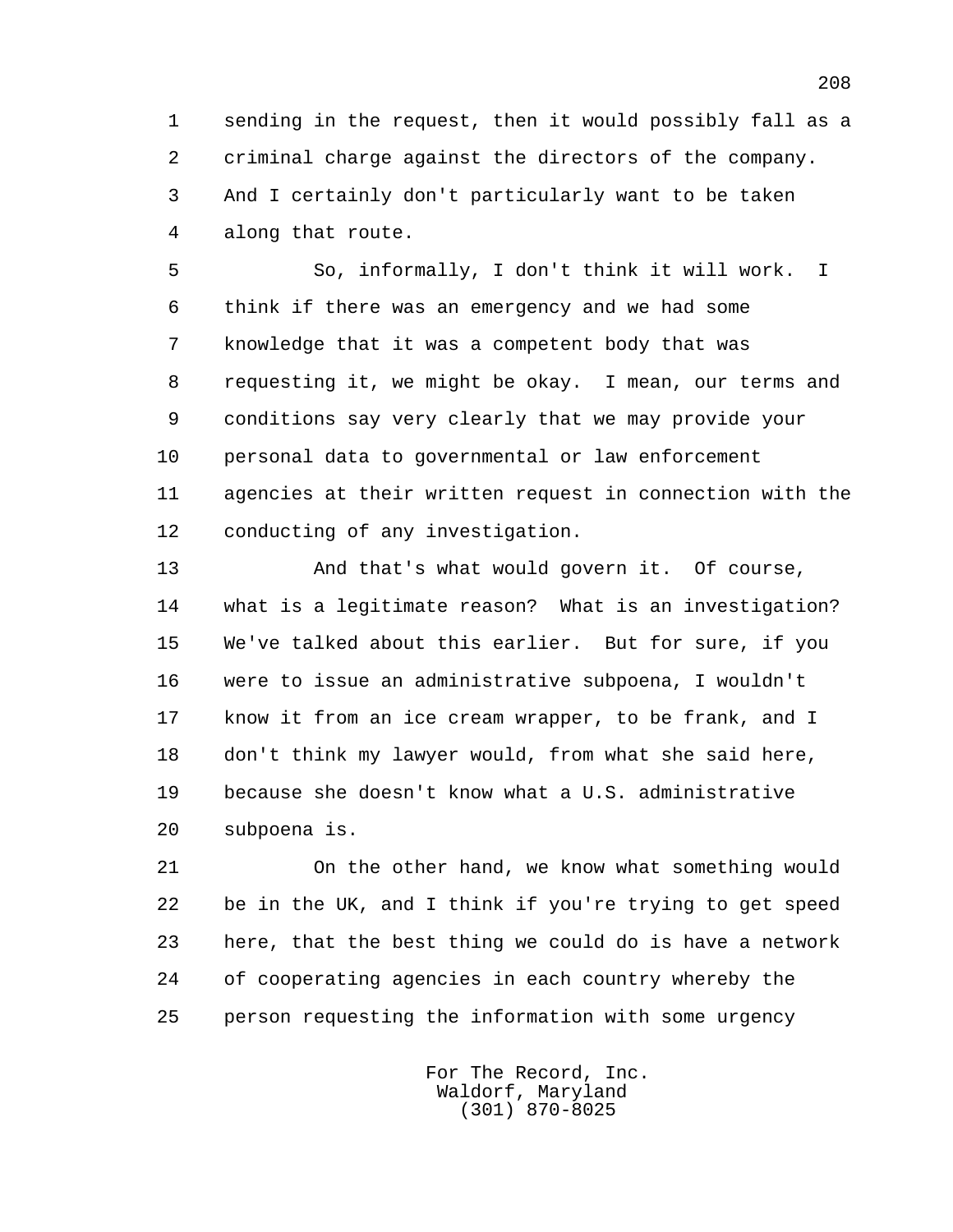sending in the request, then it would possibly fall as a criminal charge against the directors of the company. And I certainly don't particularly want to be taken along that route.

So, informally, I don't think it will work. I think if there was an emergency and we had some knowledge that it was a competent body that was requesting it, we might be okay. I mean, our terms and conditions say very clearly that we may provide your personal data to governmental or law enforcement agencies at their written request in connection with the conducting of any investigation.

And that's what would govern it. Of course, what is a legitimate reason? What is an investigation? We've talked about this earlier. But for sure, if you were to issue an administrative subpoena, I wouldn't know it from an ice cream wrapper, to be frank, and I don't think my lawyer would, from what she said here, because she doesn't know what a U.S. administrative subpoena is.

On the other hand, we know what something would be in the UK, and I think if you're trying to get speed here, that the best thing we could do is have a network of cooperating agencies in each country whereby the person requesting the information with some urgency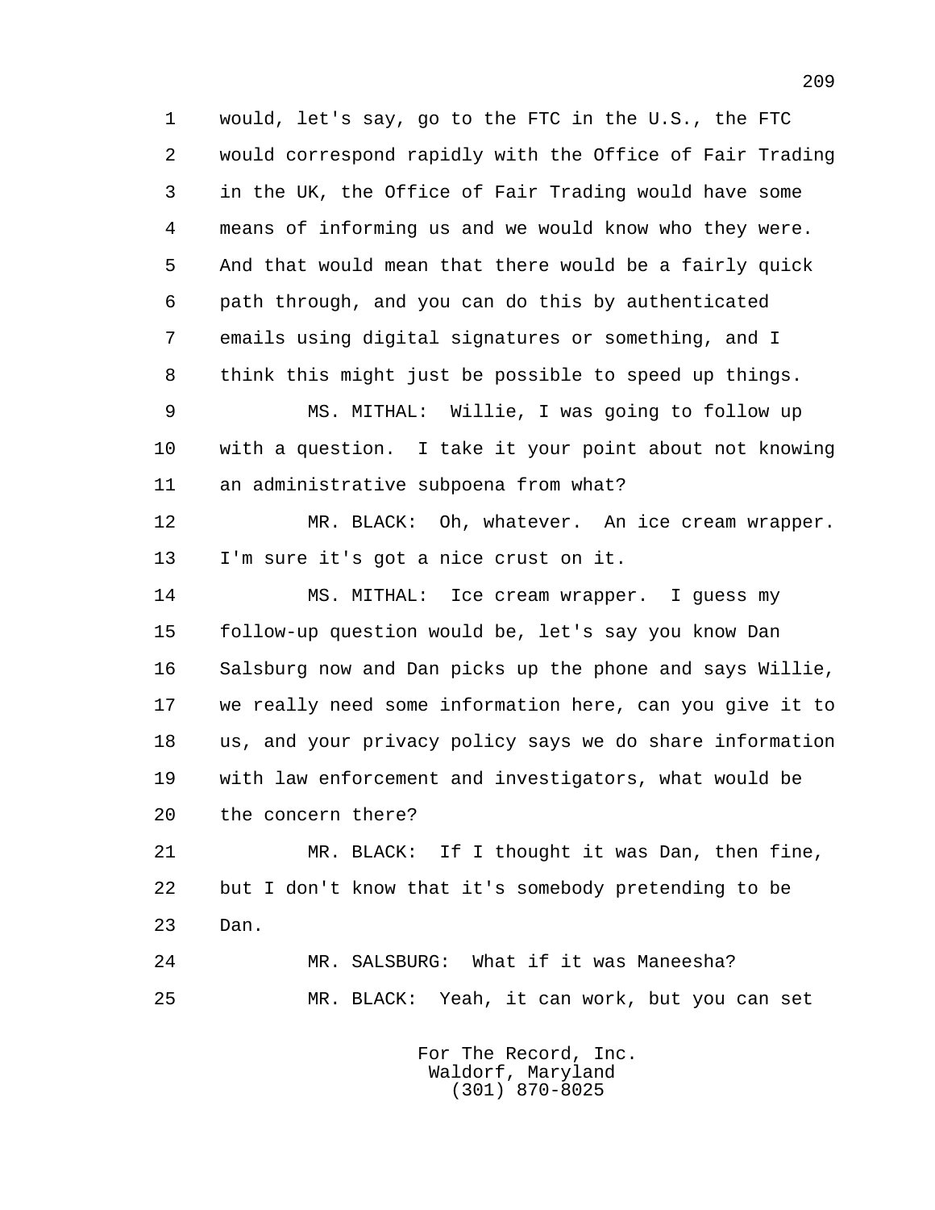would, let's say, go to the FTC in the U.S., the FTC would correspond rapidly with the Office of Fair Trading in the UK, the Office of Fair Trading would have some means of informing us and we would know who they were. And that would mean that there would be a fairly quick path through, and you can do this by authenticated emails using digital signatures or something, and I think this might just be possible to speed up things.

MS. MITHAL: Willie, I was going to follow up with a question. I take it your point about not knowing an administrative subpoena from what?

MR. BLACK: Oh, whatever. An ice cream wrapper. I'm sure it's got a nice crust on it.

MS. MITHAL: Ice cream wrapper. I guess my follow-up question would be, let's say you know Dan Salsburg now and Dan picks up the phone and says Willie, we really need some information here, can you give it to us, and your privacy policy says we do share information with law enforcement and investigators, what would be the concern there?

MR. BLACK: If I thought it was Dan, then fine, but I don't know that it's somebody pretending to be Dan.

MR. SALSBURG: What if it was Maneesha?

MR. BLACK: Yeah, it can work, but you can set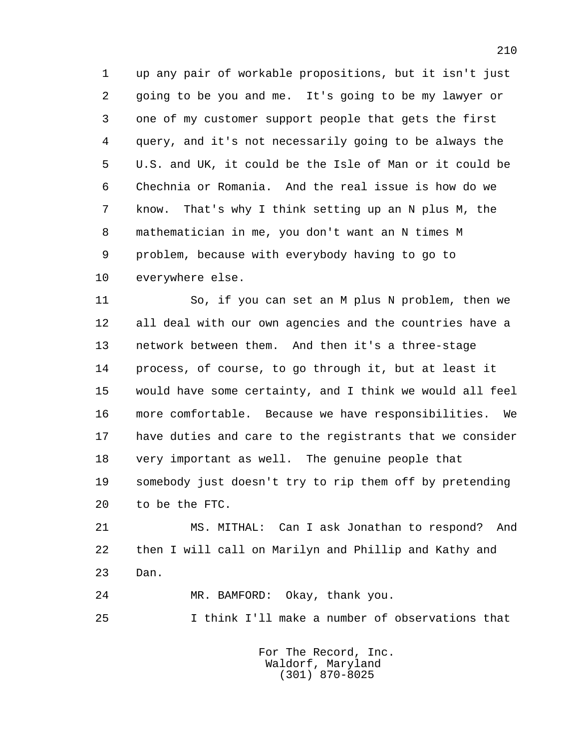up any pair of workable propositions, but it isn't just going to be you and me. It's going to be my lawyer or one of my customer support people that gets the first query, and it's not necessarily going to be always the U.S. and UK, it could be the Isle of Man or it could be Chechnia or Romania. And the real issue is how do we know. That's why I think setting up an N plus M, the mathematician in me, you don't want an N times M problem, because with everybody having to go to everywhere else.

So, if you can set an M plus N problem, then we all deal with our own agencies and the countries have a network between them. And then it's a three-stage process, of course, to go through it, but at least it would have some certainty, and I think we would all feel more comfortable. Because we have responsibilities. We have duties and care to the registrants that we consider very important as well. The genuine people that somebody just doesn't try to rip them off by pretending to be the FTC.

MS. MITHAL: Can I ask Jonathan to respond? And then I will call on Marilyn and Phillip and Kathy and Dan.

MR. BAMFORD: Okay, thank you.

I think I'll make a number of observations that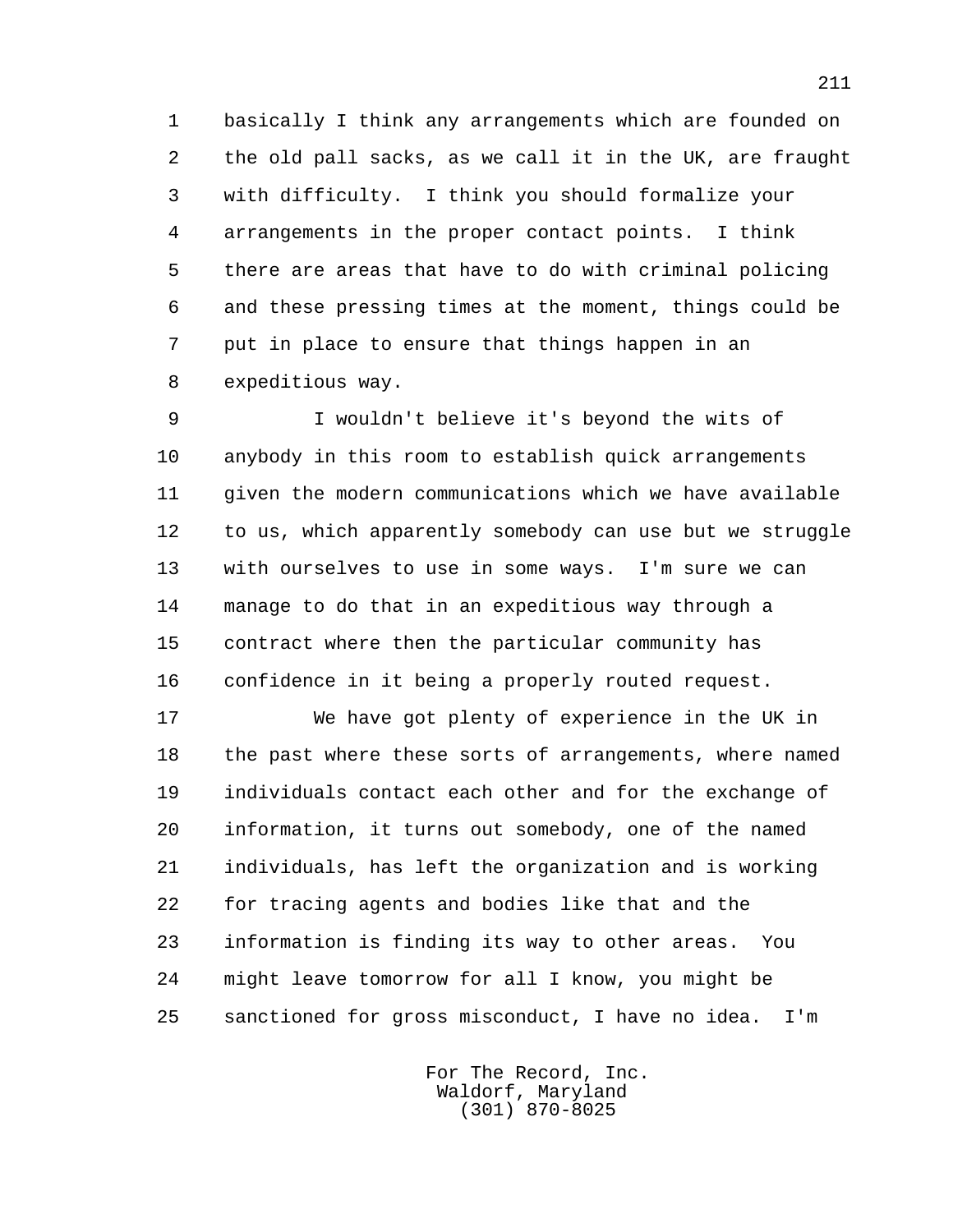basically I think any arrangements which are founded on the old pall sacks, as we call it in the UK, are fraught with difficulty. I think you should formalize your arrangements in the proper contact points. I think there are areas that have to do with criminal policing and these pressing times at the moment, things could be put in place to ensure that things happen in an expeditious way.

I wouldn't believe it's beyond the wits of anybody in this room to establish quick arrangements given the modern communications which we have available to us, which apparently somebody can use but we struggle with ourselves to use in some ways. I'm sure we can manage to do that in an expeditious way through a contract where then the particular community has confidence in it being a properly routed request.

We have got plenty of experience in the UK in the past where these sorts of arrangements, where named individuals contact each other and for the exchange of information, it turns out somebody, one of the named individuals, has left the organization and is working for tracing agents and bodies like that and the information is finding its way to other areas. You might leave tomorrow for all I know, you might be sanctioned for gross misconduct, I have no idea. I'm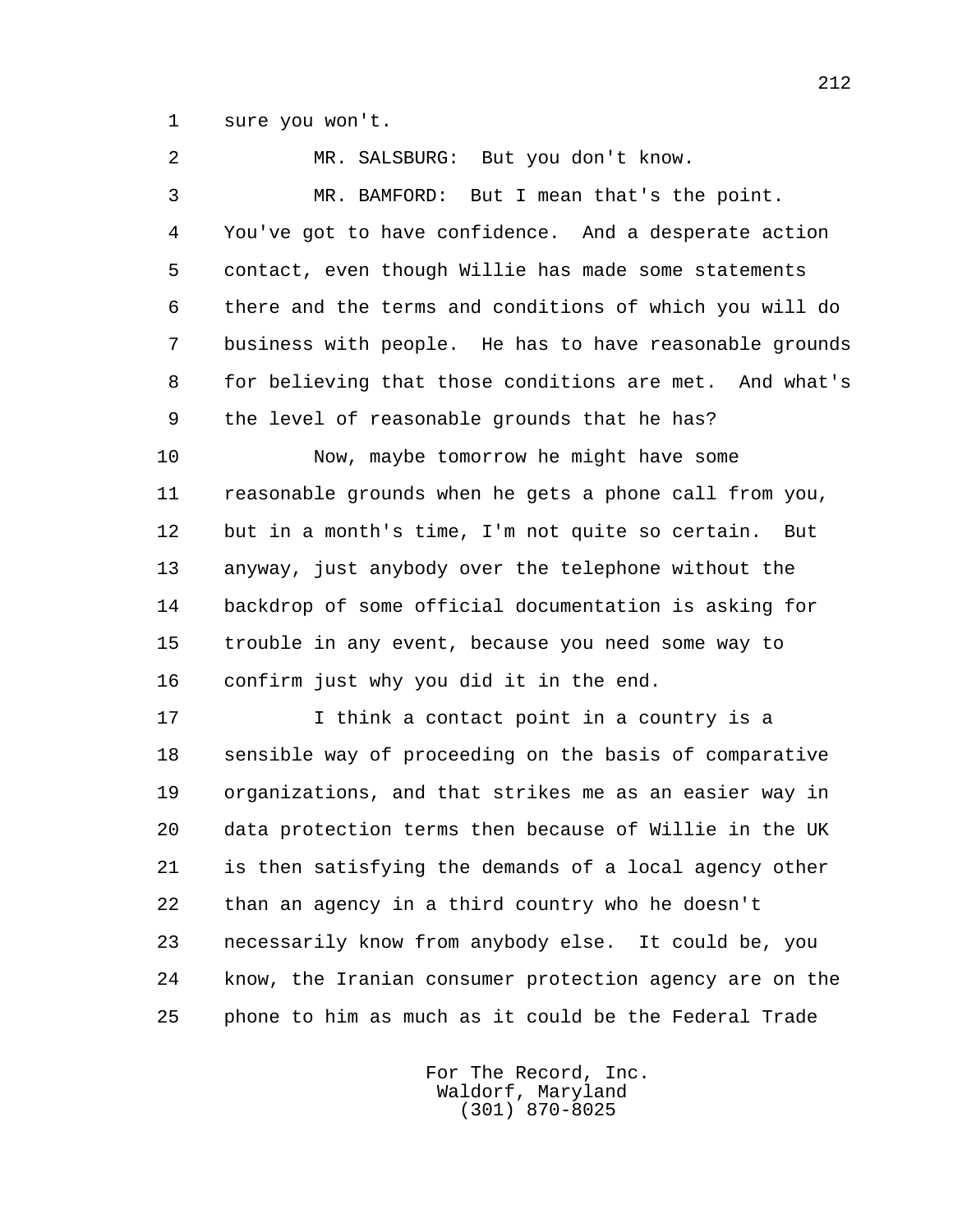sure you won't.

MR. SALSBURG: But you don't know.

MR. BAMFORD: But I mean that's the point. You've got to have confidence. And a desperate action contact, even though Willie has made some statements there and the terms and conditions of which you will do business with people. He has to have reasonable grounds for believing that those conditions are met. And what's the level of reasonable grounds that he has?

Now, maybe tomorrow he might have some reasonable grounds when he gets a phone call from you, but in a month's time, I'm not quite so certain. But anyway, just anybody over the telephone without the backdrop of some official documentation is asking for trouble in any event, because you need some way to confirm just why you did it in the end.

I think a contact point in a country is a sensible way of proceeding on the basis of comparative organizations, and that strikes me as an easier way in data protection terms then because of Willie in the UK is then satisfying the demands of a local agency other than an agency in a third country who he doesn't necessarily know from anybody else. It could be, you know, the Iranian consumer protection agency are on the phone to him as much as it could be the Federal Trade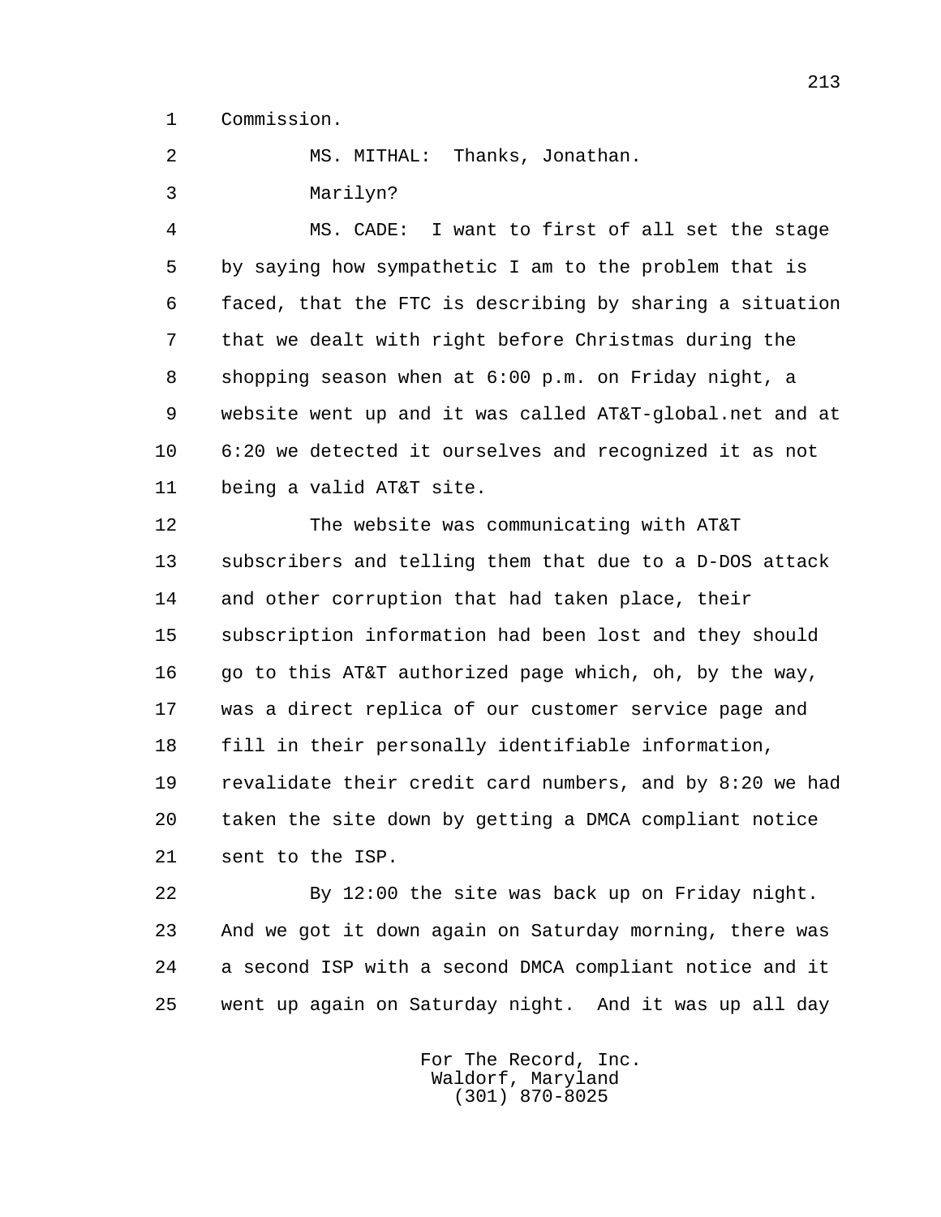Commission.

MS. MITHAL: Thanks, Jonathan.

Marilyn?

MS. CADE: I want to first of all set the stage by saying how sympathetic I am to the problem that is faced, that the FTC is describing by sharing a situation that we dealt with right before Christmas during the shopping season when at 6:00 p.m. on Friday night, a website went up and it was called AT&T-global.net and at 6:20 we detected it ourselves and recognized it as not being a valid AT&T site.

The website was communicating with AT&T subscribers and telling them that due to a D-DOS attack and other corruption that had taken place, their subscription information had been lost and they should go to this AT&T authorized page which, oh, by the way, was a direct replica of our customer service page and fill in their personally identifiable information, revalidate their credit card numbers, and by 8:20 we had taken the site down by getting a DMCA compliant notice sent to the ISP.

By 12:00 the site was back up on Friday night. And we got it down again on Saturday morning, there was a second ISP with a second DMCA compliant notice and it went up again on Saturday night. And it was up all day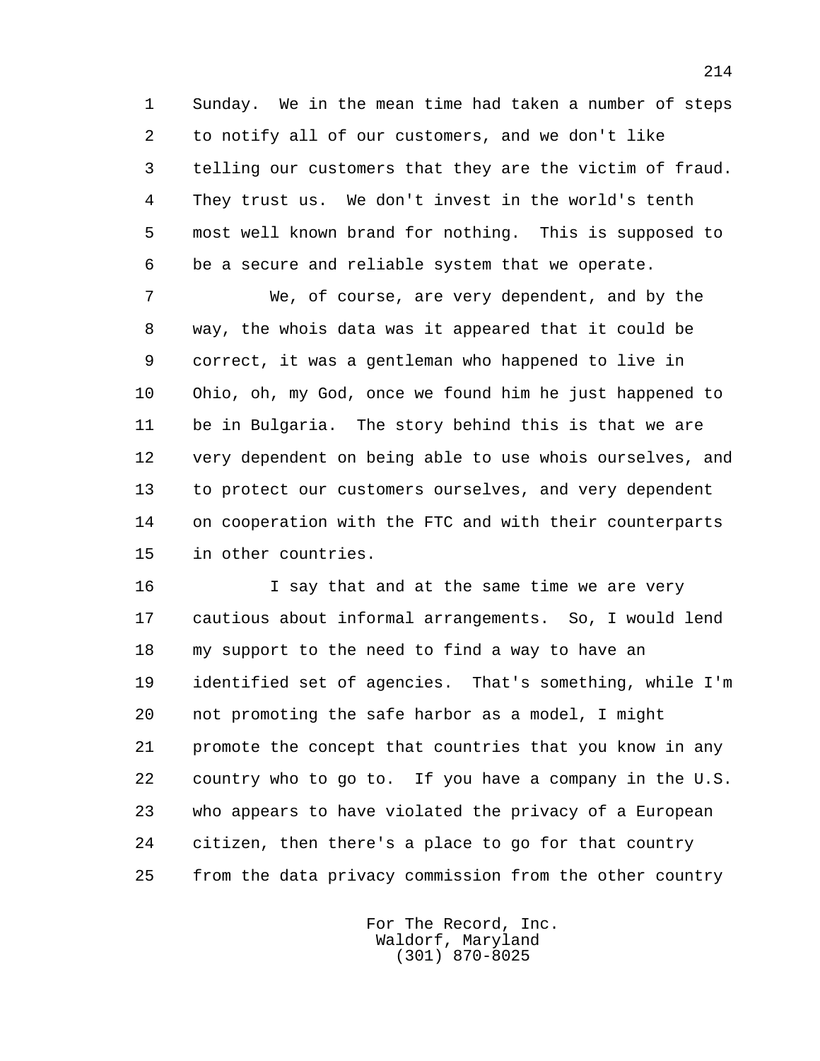Sunday. We in the mean time had taken a number of steps to notify all of our customers, and we don't like telling our customers that they are the victim of fraud. They trust us. We don't invest in the world's tenth most well known brand for nothing. This is supposed to be a secure and reliable system that we operate.

We, of course, are very dependent, and by the way, the whois data was it appeared that it could be correct, it was a gentleman who happened to live in Ohio, oh, my God, once we found him he just happened to be in Bulgaria. The story behind this is that we are very dependent on being able to use whois ourselves, and to protect our customers ourselves, and very dependent on cooperation with the FTC and with their counterparts in other countries.

I say that and at the same time we are very cautious about informal arrangements. So, I would lend my support to the need to find a way to have an identified set of agencies. That's something, while I'm not promoting the safe harbor as a model, I might promote the concept that countries that you know in any country who to go to. If you have a company in the U.S. who appears to have violated the privacy of a European citizen, then there's a place to go for that country from the data privacy commission from the other country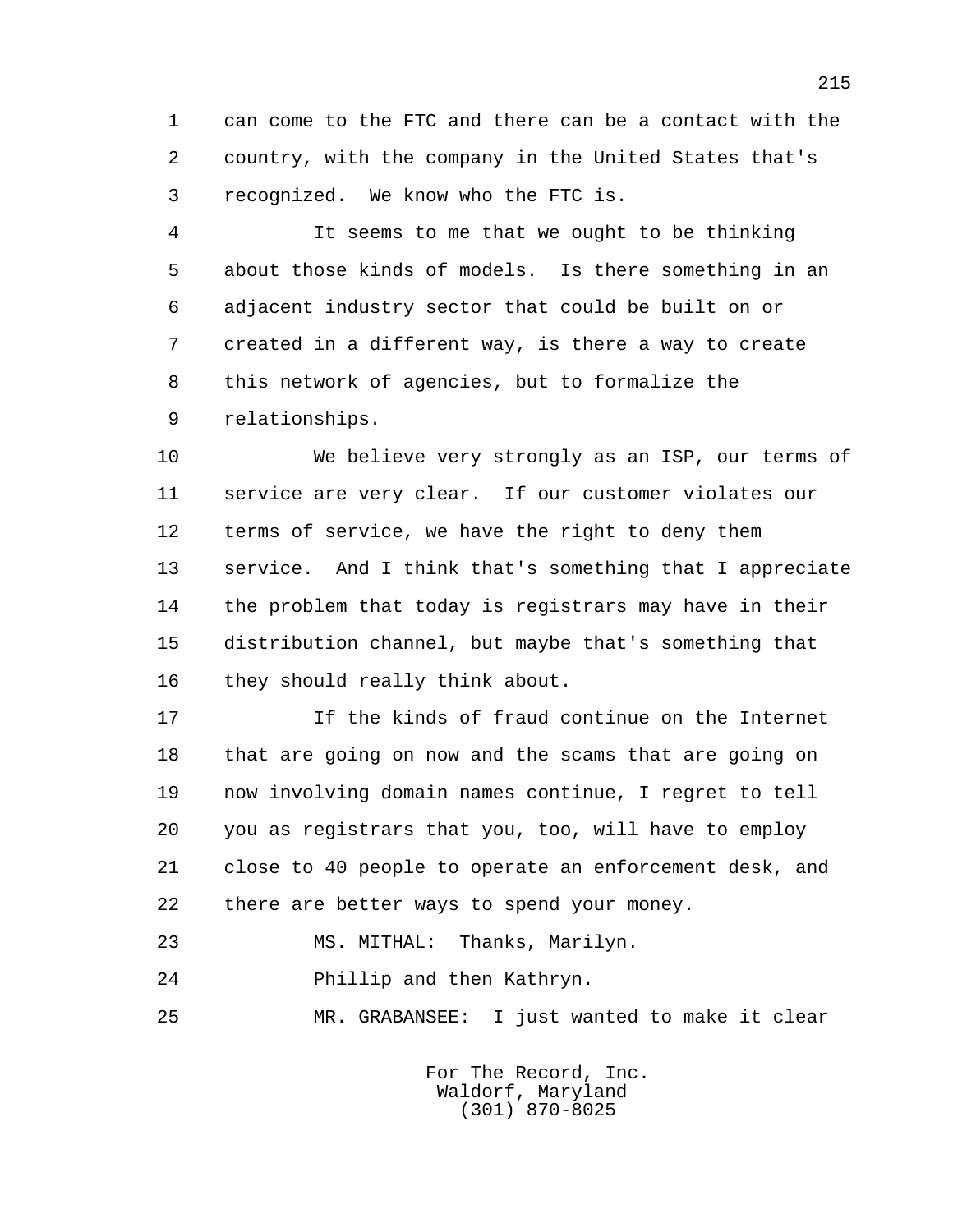can come to the FTC and there can be a contact with the country, with the company in the United States that's recognized. We know who the FTC is.

It seems to me that we ought to be thinking about those kinds of models. Is there something in an adjacent industry sector that could be built on or created in a different way, is there a way to create this network of agencies, but to formalize the relationships.

We believe very strongly as an ISP, our terms of service are very clear. If our customer violates our terms of service, we have the right to deny them service. And I think that's something that I appreciate the problem that today is registrars may have in their distribution channel, but maybe that's something that they should really think about.

If the kinds of fraud continue on the Internet that are going on now and the scams that are going on now involving domain names continue, I regret to tell you as registrars that you, too, will have to employ close to 40 people to operate an enforcement desk, and there are better ways to spend your money.

MS. MITHAL: Thanks, Marilyn.

Phillip and then Kathryn.

MR. GRABANSEE: I just wanted to make it clear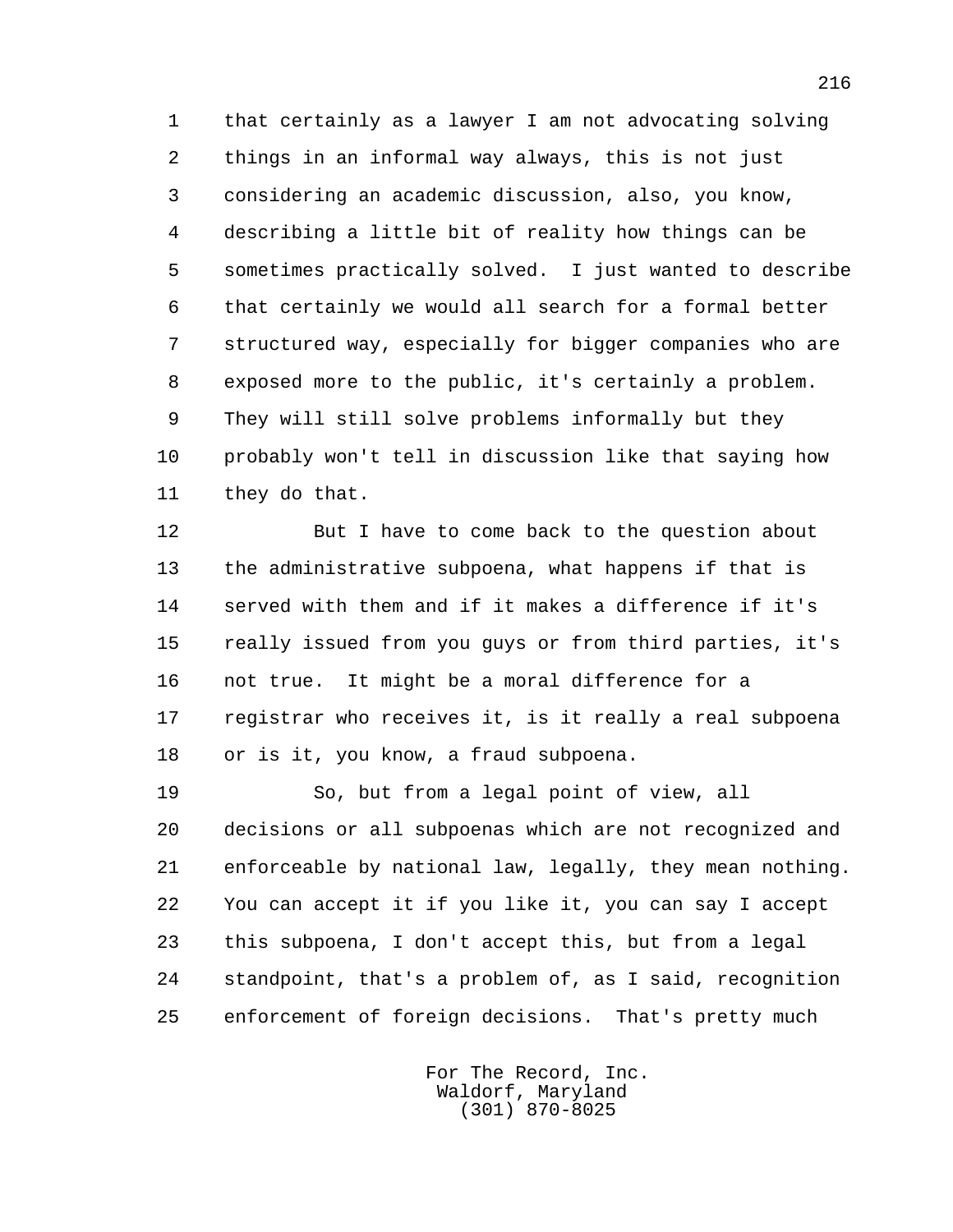that certainly as a lawyer I am not advocating solving things in an informal way always, this is not just considering an academic discussion, also, you know, describing a little bit of reality how things can be sometimes practically solved. I just wanted to describe that certainly we would all search for a formal better structured way, especially for bigger companies who are exposed more to the public, it's certainly a problem. They will still solve problems informally but they probably won't tell in discussion like that saying how they do that.

But I have to come back to the question about the administrative subpoena, what happens if that is served with them and if it makes a difference if it's really issued from you guys or from third parties, it's not true. It might be a moral difference for a registrar who receives it, is it really a real subpoena or is it, you know, a fraud subpoena.

So, but from a legal point of view, all decisions or all subpoenas which are not recognized and enforceable by national law, legally, they mean nothing. You can accept it if you like it, you can say I accept this subpoena, I don't accept this, but from a legal standpoint, that's a problem of, as I said, recognition enforcement of foreign decisions. That's pretty much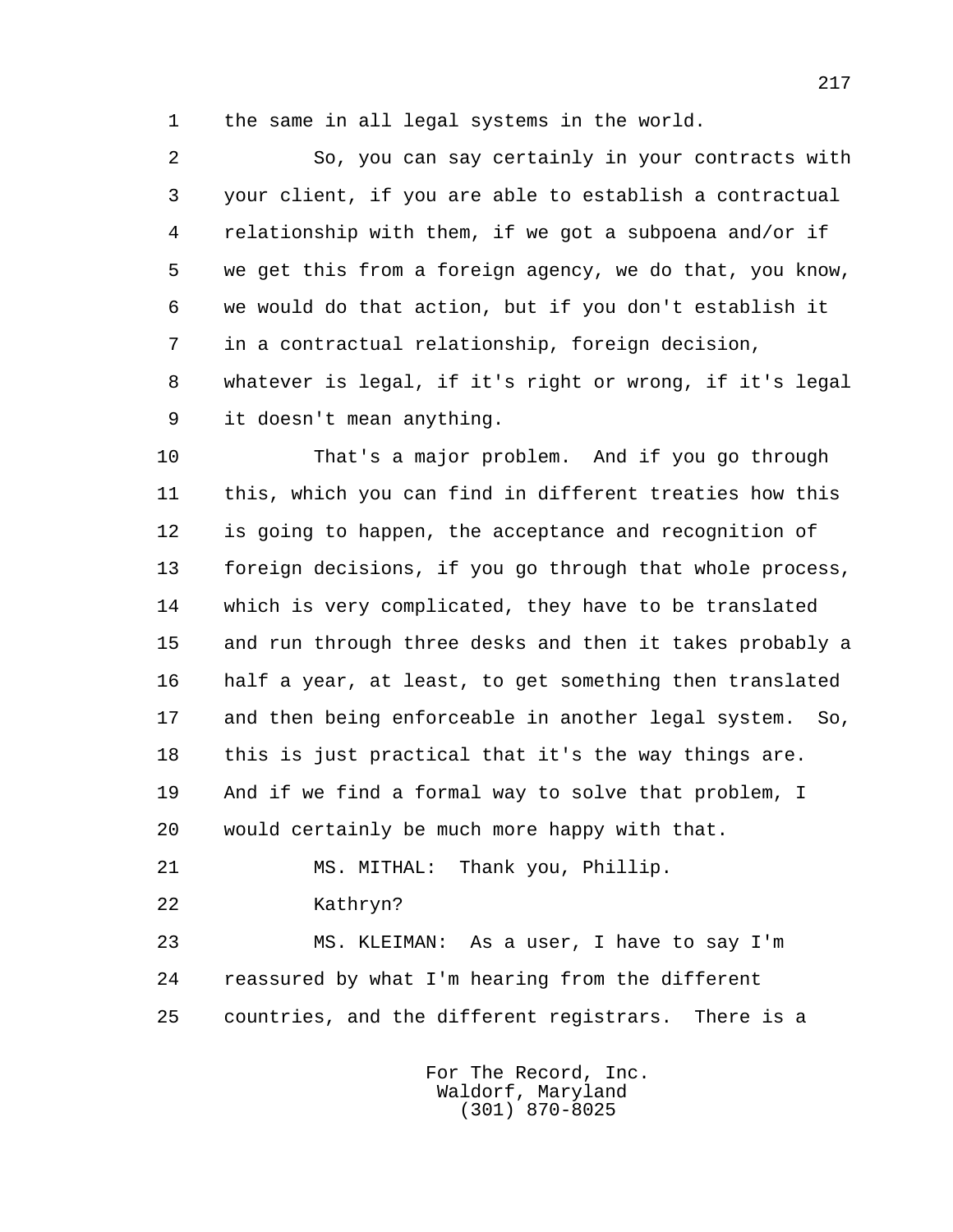the same in all legal systems in the world.

So, you can say certainly in your contracts with your client, if you are able to establish a contractual relationship with them, if we got a subpoena and/or if we get this from a foreign agency, we do that, you know, we would do that action, but if you don't establish it in a contractual relationship, foreign decision, whatever is legal, if it's right or wrong, if it's legal it doesn't mean anything.

That's a major problem. And if you go through this, which you can find in different treaties how this is going to happen, the acceptance and recognition of foreign decisions, if you go through that whole process, which is very complicated, they have to be translated and run through three desks and then it takes probably a half a year, at least, to get something then translated and then being enforceable in another legal system. So, this is just practical that it's the way things are. And if we find a formal way to solve that problem, I would certainly be much more happy with that.

MS. MITHAL: Thank you, Phillip.

Kathryn?

MS. KLEIMAN: As a user, I have to say I'm reassured by what I'm hearing from the different countries, and the different registrars. There is a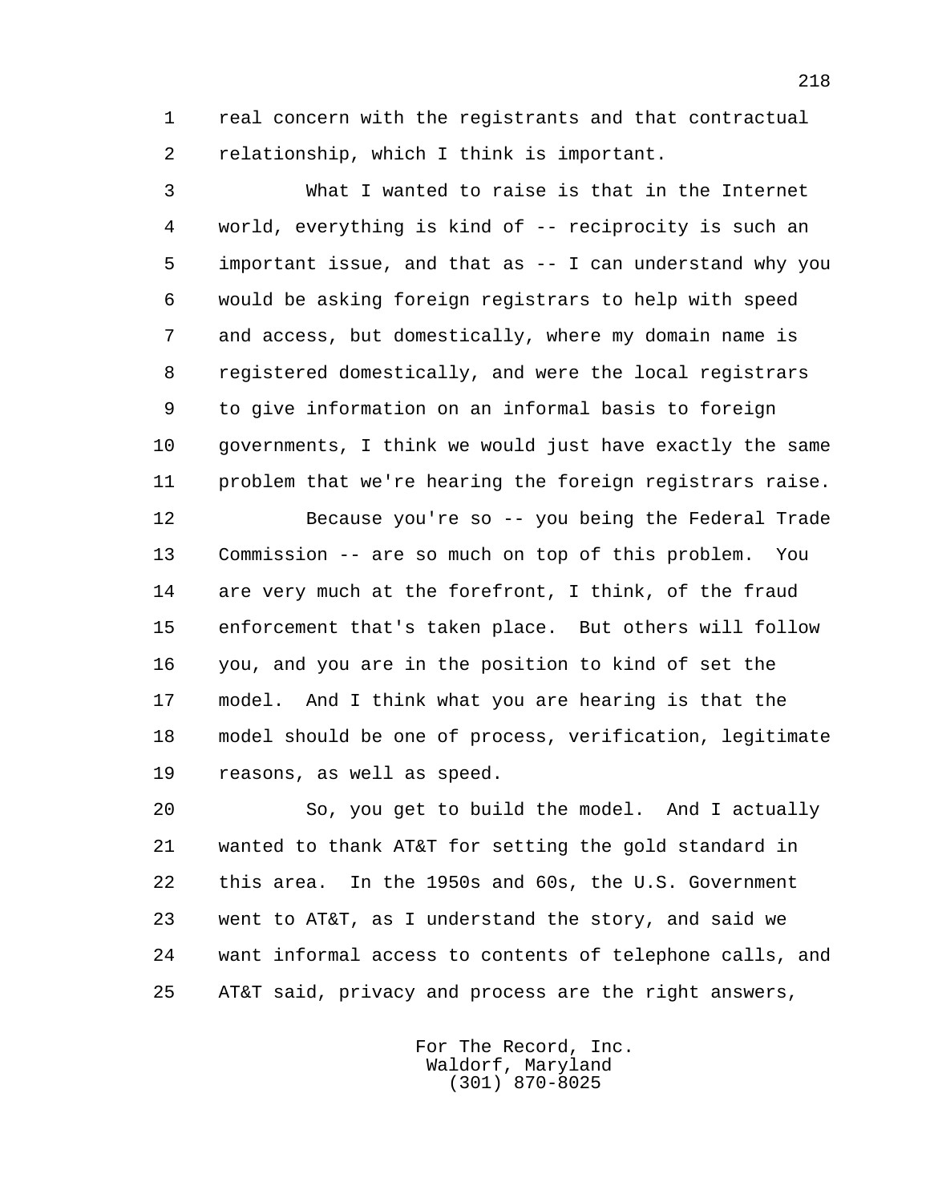real concern with the registrants and that contractual relationship, which I think is important.

What I wanted to raise is that in the Internet world, everything is kind of -- reciprocity is such an important issue, and that as -- I can understand why you would be asking foreign registrars to help with speed and access, but domestically, where my domain name is registered domestically, and were the local registrars to give information on an informal basis to foreign governments, I think we would just have exactly the same problem that we're hearing the foreign registrars raise.

Because you're so -- you being the Federal Trade Commission -- are so much on top of this problem. You are very much at the forefront, I think, of the fraud enforcement that's taken place. But others will follow you, and you are in the position to kind of set the model. And I think what you are hearing is that the model should be one of process, verification, legitimate reasons, as well as speed.

So, you get to build the model. And I actually wanted to thank AT&T for setting the gold standard in this area. In the 1950s and 60s, the U.S. Government went to AT&T, as I understand the story, and said we want informal access to contents of telephone calls, and AT&T said, privacy and process are the right answers,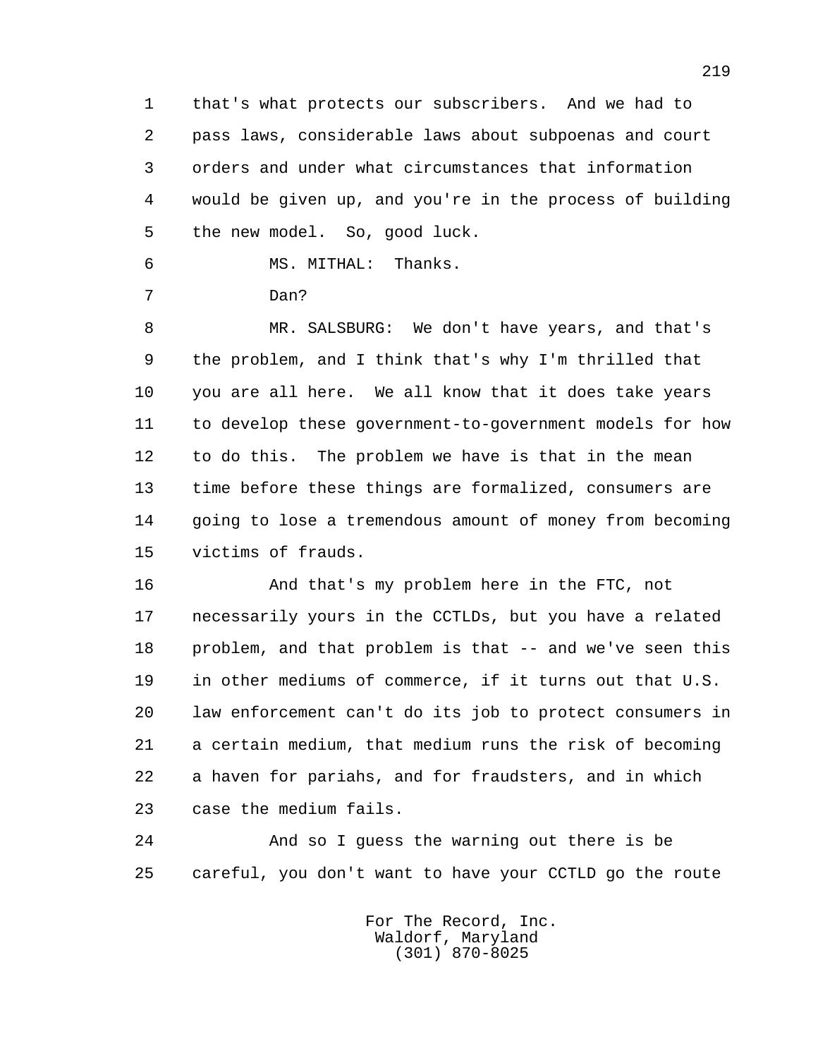that's what protects our subscribers. And we had to pass laws, considerable laws about subpoenas and court orders and under what circumstances that information would be given up, and you're in the process of building the new model. So, good luck.

MS. MITHAL: Thanks.

Dan?

MR. SALSBURG: We don't have years, and that's the problem, and I think that's why I'm thrilled that you are all here. We all know that it does take years to develop these government-to-government models for how to do this. The problem we have is that in the mean time before these things are formalized, consumers are going to lose a tremendous amount of money from becoming victims of frauds.

And that's my problem here in the FTC, not necessarily yours in the CCTLDs, but you have a related problem, and that problem is that -- and we've seen this in other mediums of commerce, if it turns out that U.S. law enforcement can't do its job to protect consumers in a certain medium, that medium runs the risk of becoming a haven for pariahs, and for fraudsters, and in which case the medium fails.

And so I guess the warning out there is be careful, you don't want to have your CCTLD go the route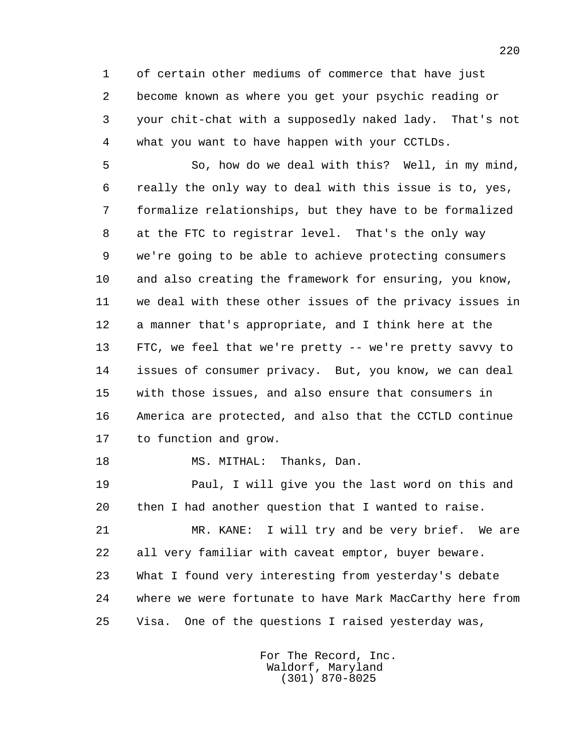of certain other mediums of commerce that have just become known as where you get your psychic reading or your chit-chat with a supposedly naked lady. That's not what you want to have happen with your CCTLDs.

So, how do we deal with this? Well, in my mind, really the only way to deal with this issue is to, yes, formalize relationships, but they have to be formalized at the FTC to registrar level. That's the only way we're going to be able to achieve protecting consumers and also creating the framework for ensuring, you know, we deal with these other issues of the privacy issues in a manner that's appropriate, and I think here at the FTC, we feel that we're pretty -- we're pretty savvy to issues of consumer privacy. But, you know, we can deal with those issues, and also ensure that consumers in America are protected, and also that the CCTLD continue to function and grow.

MS. MITHAL: Thanks, Dan.

Paul, I will give you the last word on this and then I had another question that I wanted to raise.

MR. KANE: I will try and be very brief. We are all very familiar with caveat emptor, buyer beware. What I found very interesting from yesterday's debate where we were fortunate to have Mark MacCarthy here from Visa. One of the questions I raised yesterday was,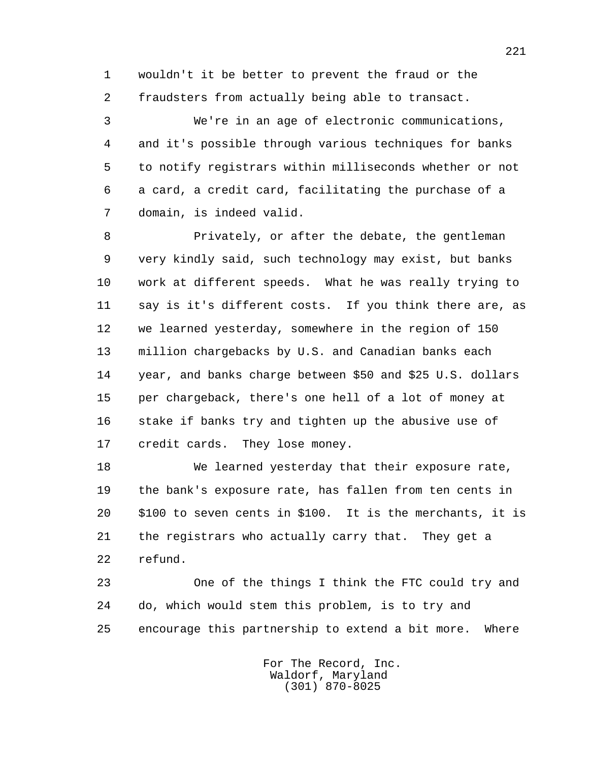wouldn't it be better to prevent the fraud or the fraudsters from actually being able to transact.

We're in an age of electronic communications, and it's possible through various techniques for banks to notify registrars within milliseconds whether or not a card, a credit card, facilitating the purchase of a domain, is indeed valid.

Privately, or after the debate, the gentleman very kindly said, such technology may exist, but banks work at different speeds. What he was really trying to say is it's different costs. If you think there are, as we learned yesterday, somewhere in the region of 150 million chargebacks by U.S. and Canadian banks each year, and banks charge between $50 and $25 U.S. dollars per chargeback, there's one hell of a lot of money at stake if banks try and tighten up the abusive use of credit cards. They lose money.

We learned yesterday that their exposure rate, the bank's exposure rate, has fallen from ten cents in $100 to seven cents in $100. It is the merchants, it is the registrars who actually carry that. They get a refund.

One of the things I think the FTC could try and do, which would stem this problem, is to try and encourage this partnership to extend a bit more. Where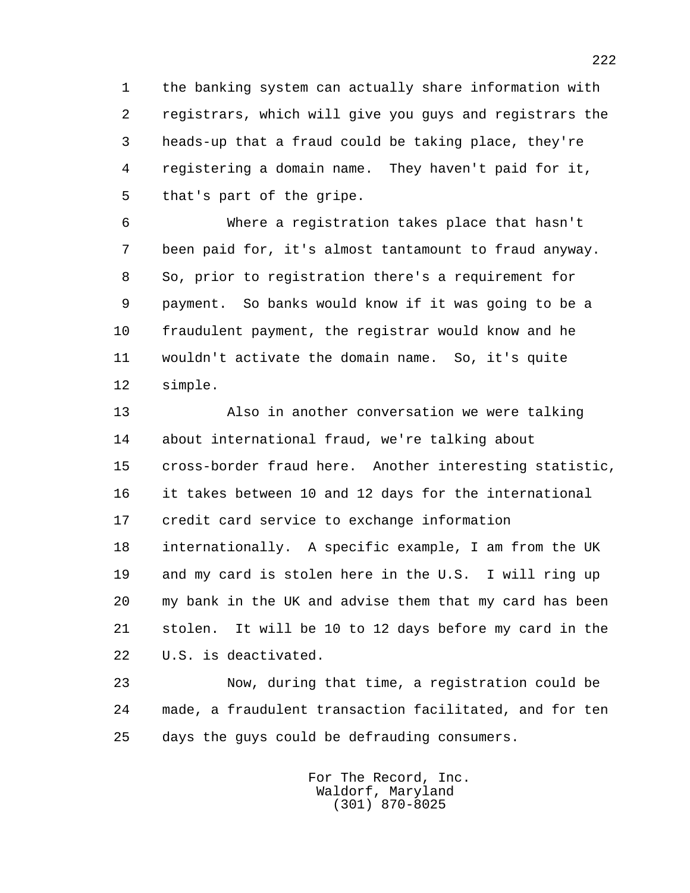the banking system can actually share information with registrars, which will give you guys and registrars the heads-up that a fraud could be taking place, they're registering a domain name. They haven't paid for it, that's part of the gripe.

Where a registration takes place that hasn't been paid for, it's almost tantamount to fraud anyway. So, prior to registration there's a requirement for payment. So banks would know if it was going to be a fraudulent payment, the registrar would know and he wouldn't activate the domain name. So, it's quite simple.

Also in another conversation we were talking about international fraud, we're talking about cross-border fraud here. Another interesting statistic, it takes between 10 and 12 days for the international credit card service to exchange information internationally. A specific example, I am from the UK and my card is stolen here in the U.S. I will ring up my bank in the UK and advise them that my card has been stolen. It will be 10 to 12 days before my card in the U.S. is deactivated.

Now, during that time, a registration could be made, a fraudulent transaction facilitated, and for ten days the guys could be defrauding consumers.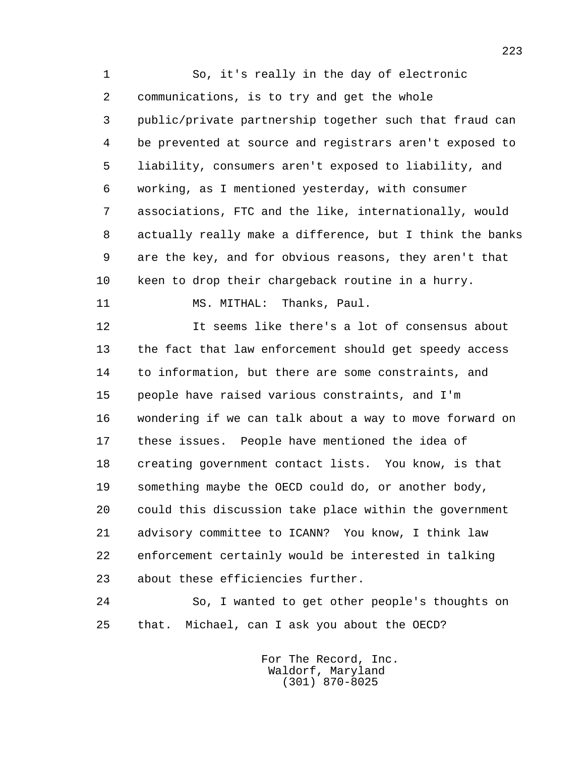So, it's really in the day of electronic communications, is to try and get the whole public/private partnership together such that fraud can be prevented at source and registrars aren't exposed to liability, consumers aren't exposed to liability, and working, as I mentioned yesterday, with consumer associations, FTC and the like, internationally, would actually really make a difference, but I think the banks are the key, and for obvious reasons, they aren't that keen to drop their chargeback routine in a hurry.

MS. MITHAL: Thanks, Paul.

It seems like there's a lot of consensus about the fact that law enforcement should get speedy access to information, but there are some constraints, and people have raised various constraints, and I'm wondering if we can talk about a way to move forward on these issues. People have mentioned the idea of creating government contact lists. You know, is that something maybe the OECD could do, or another body, could this discussion take place within the government advisory committee to ICANN? You know, I think law enforcement certainly would be interested in talking about these efficiencies further.

So, I wanted to get other people's thoughts on that. Michael, can I ask you about the OECD?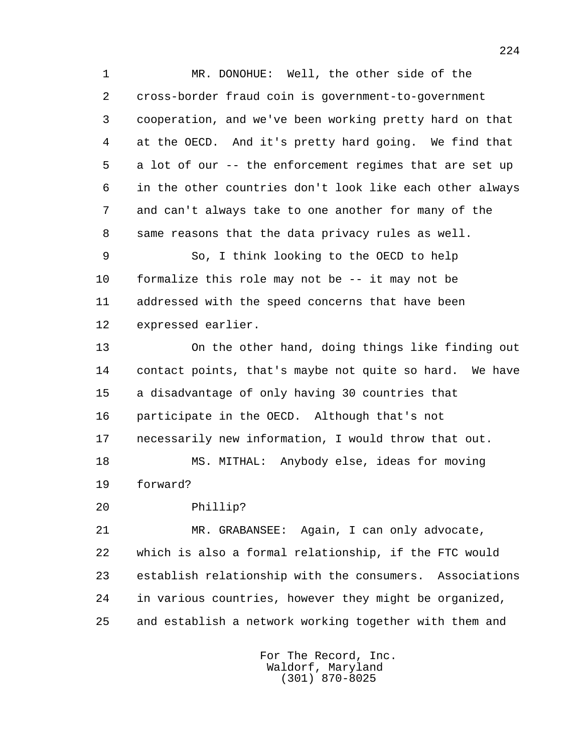MR. DONOHUE: Well, the other side of the cross-border fraud coin is government-to-government cooperation, and we've been working pretty hard on that at the OECD. And it's pretty hard going. We find that a lot of our -- the enforcement regimes that are set up in the other countries don't look like each other always and can't always take to one another for many of the same reasons that the data privacy rules as well.

So, I think looking to the OECD to help formalize this role may not be -- it may not be addressed with the speed concerns that have been expressed earlier.

On the other hand, doing things like finding out contact points, that's maybe not quite so hard. We have a disadvantage of only having 30 countries that participate in the OECD. Although that's not necessarily new information, I would throw that out.

MS. MITHAL: Anybody else, ideas for moving forward?

Phillip?

MR. GRABANSEE: Again, I can only advocate, which is also a formal relationship, if the FTC would establish relationship with the consumers. Associations in various countries, however they might be organized, and establish a network working together with them and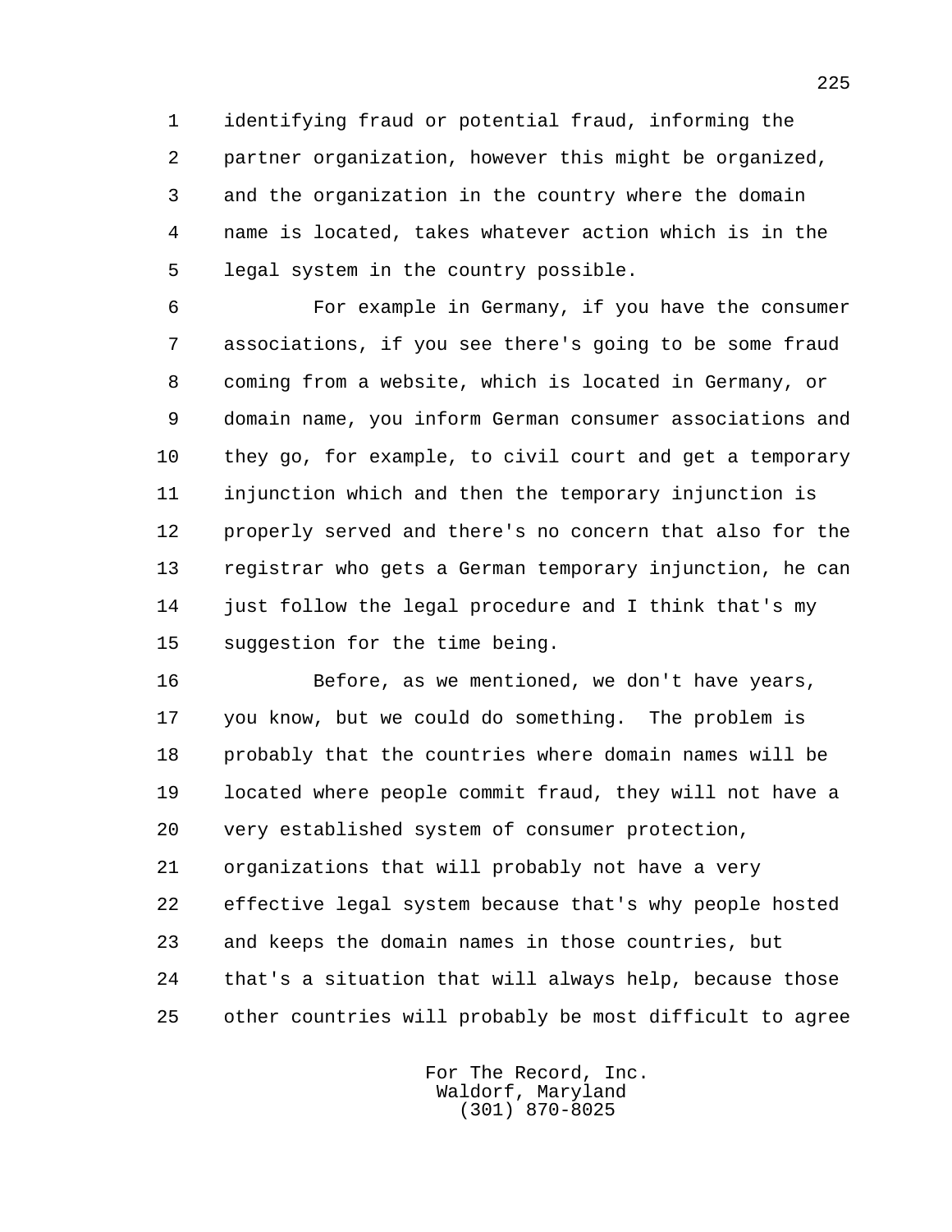identifying fraud or potential fraud, informing the partner organization, however this might be organized, and the organization in the country where the domain name is located, takes whatever action which is in the legal system in the country possible.

For example in Germany, if you have the consumer associations, if you see there's going to be some fraud coming from a website, which is located in Germany, or domain name, you inform German consumer associations and they go, for example, to civil court and get a temporary injunction which and then the temporary injunction is properly served and there's no concern that also for the registrar who gets a German temporary injunction, he can just follow the legal procedure and I think that's my suggestion for the time being.

Before, as we mentioned, we don't have years, you know, but we could do something. The problem is probably that the countries where domain names will be located where people commit fraud, they will not have a very established system of consumer protection, organizations that will probably not have a very effective legal system because that's why people hosted and keeps the domain names in those countries, but that's a situation that will always help, because those other countries will probably be most difficult to agree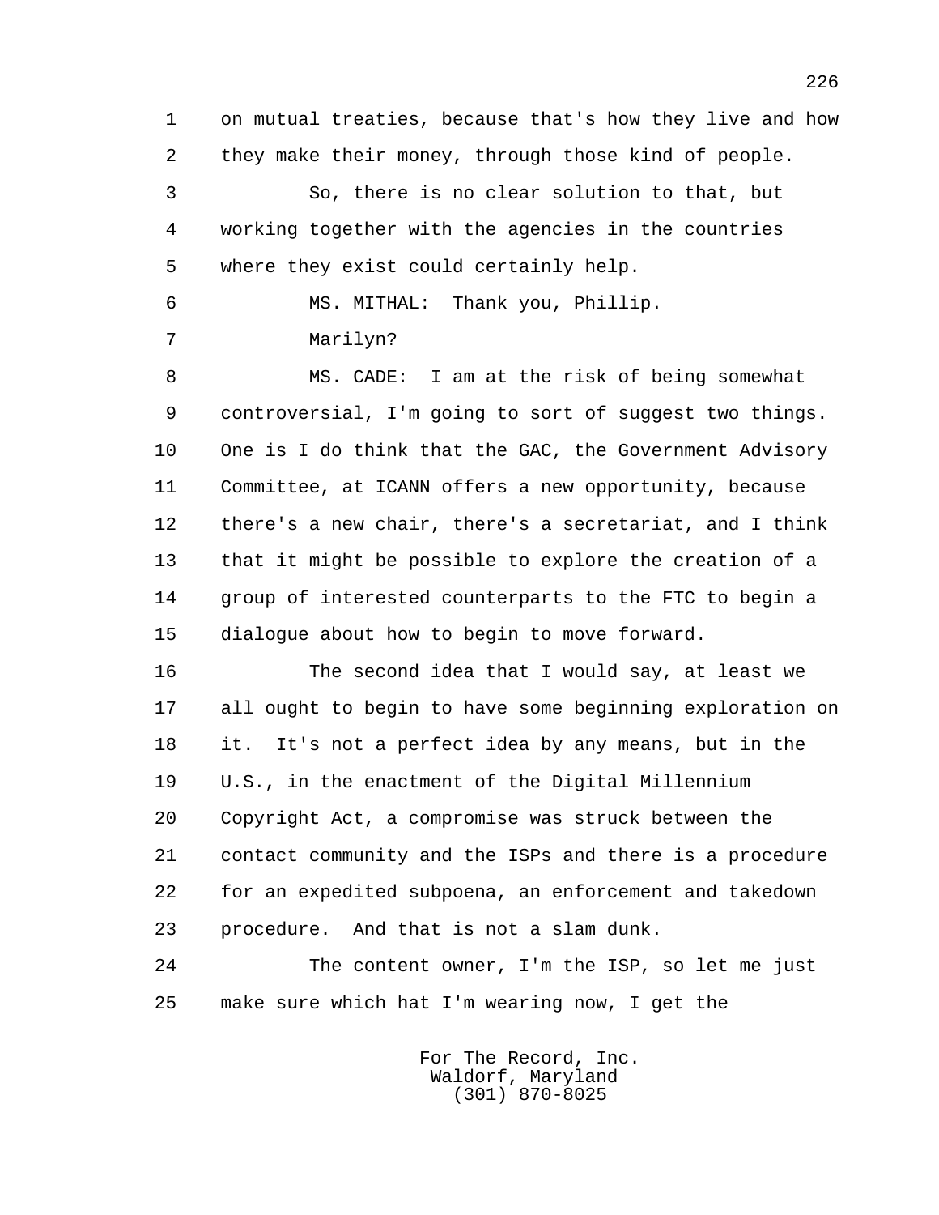on mutual treaties, because that's how they live and how they make their money, through those kind of people.

So, there is no clear solution to that, but working together with the agencies in the countries where they exist could certainly help.

MS. MITHAL: Thank you, Phillip.

Marilyn?

MS. CADE: I am at the risk of being somewhat controversial, I'm going to sort of suggest two things. One is I do think that the GAC, the Government Advisory Committee, at ICANN offers a new opportunity, because there's a new chair, there's a secretariat, and I think that it might be possible to explore the creation of a group of interested counterparts to the FTC to begin a dialogue about how to begin to move forward.

The second idea that I would say, at least we all ought to begin to have some beginning exploration on it. It's not a perfect idea by any means, but in the U.S., in the enactment of the Digital Millennium Copyright Act, a compromise was struck between the contact community and the ISPs and there is a procedure for an expedited subpoena, an enforcement and takedown procedure. And that is not a slam dunk.

The content owner, I'm the ISP, so let me just make sure which hat I'm wearing now, I get the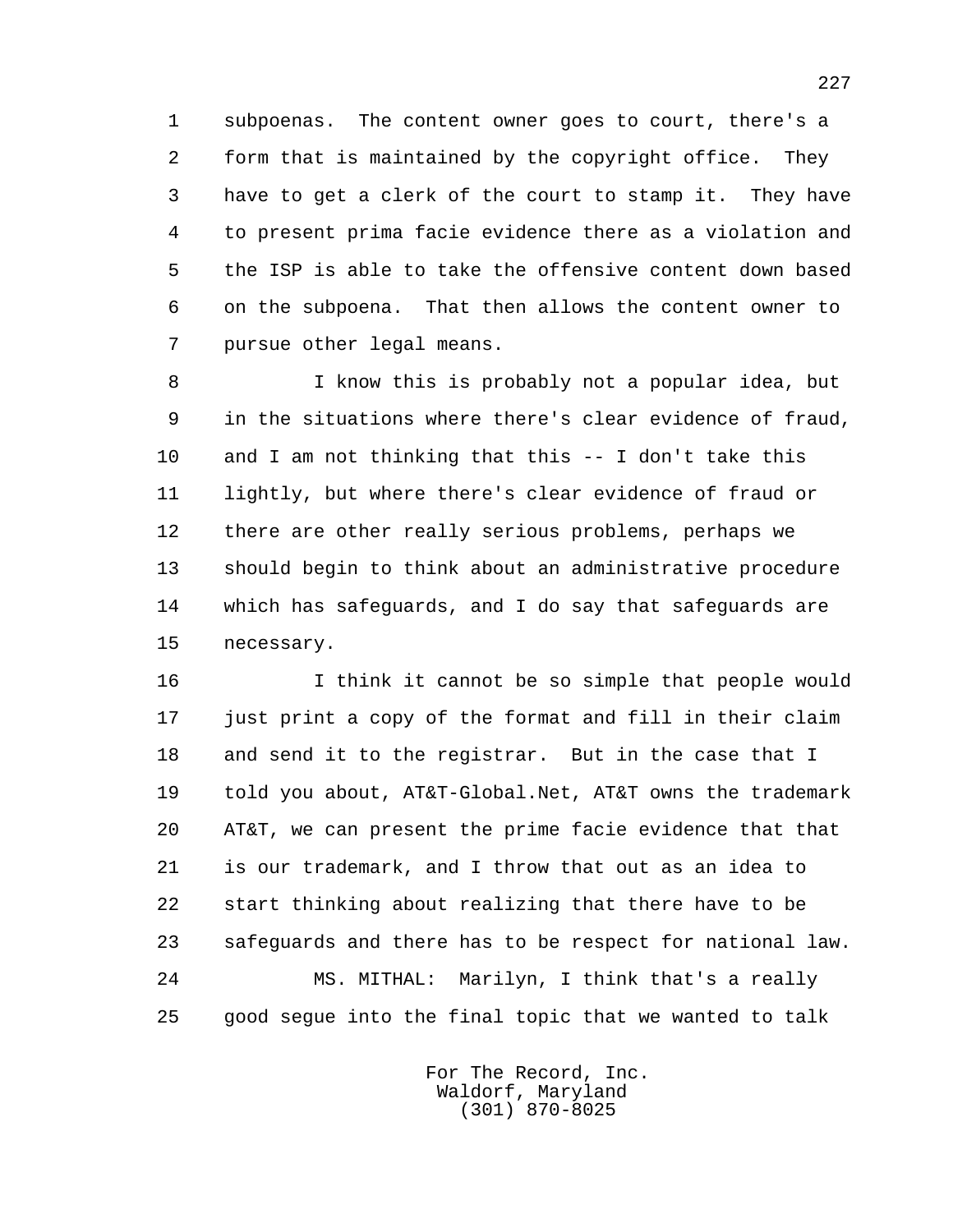subpoenas. The content owner goes to court, there's a form that is maintained by the copyright office. They have to get a clerk of the court to stamp it. They have to present prima facie evidence there as a violation and the ISP is able to take the offensive content down based on the subpoena. That then allows the content owner to pursue other legal means.

I know this is probably not a popular idea, but in the situations where there's clear evidence of fraud, and I am not thinking that this -- I don't take this lightly, but where there's clear evidence of fraud or there are other really serious problems, perhaps we should begin to think about an administrative procedure which has safeguards, and I do say that safeguards are necessary.

I think it cannot be so simple that people would just print a copy of the format and fill in their claim and send it to the registrar. But in the case that I told you about, AT&T-Global.Net, AT&T owns the trademark AT&T, we can present the prime facie evidence that that is our trademark, and I throw that out as an idea to start thinking about realizing that there have to be safeguards and there has to be respect for national law.

MS. MITHAL: Marilyn, I think that's a really good segue into the final topic that we wanted to talk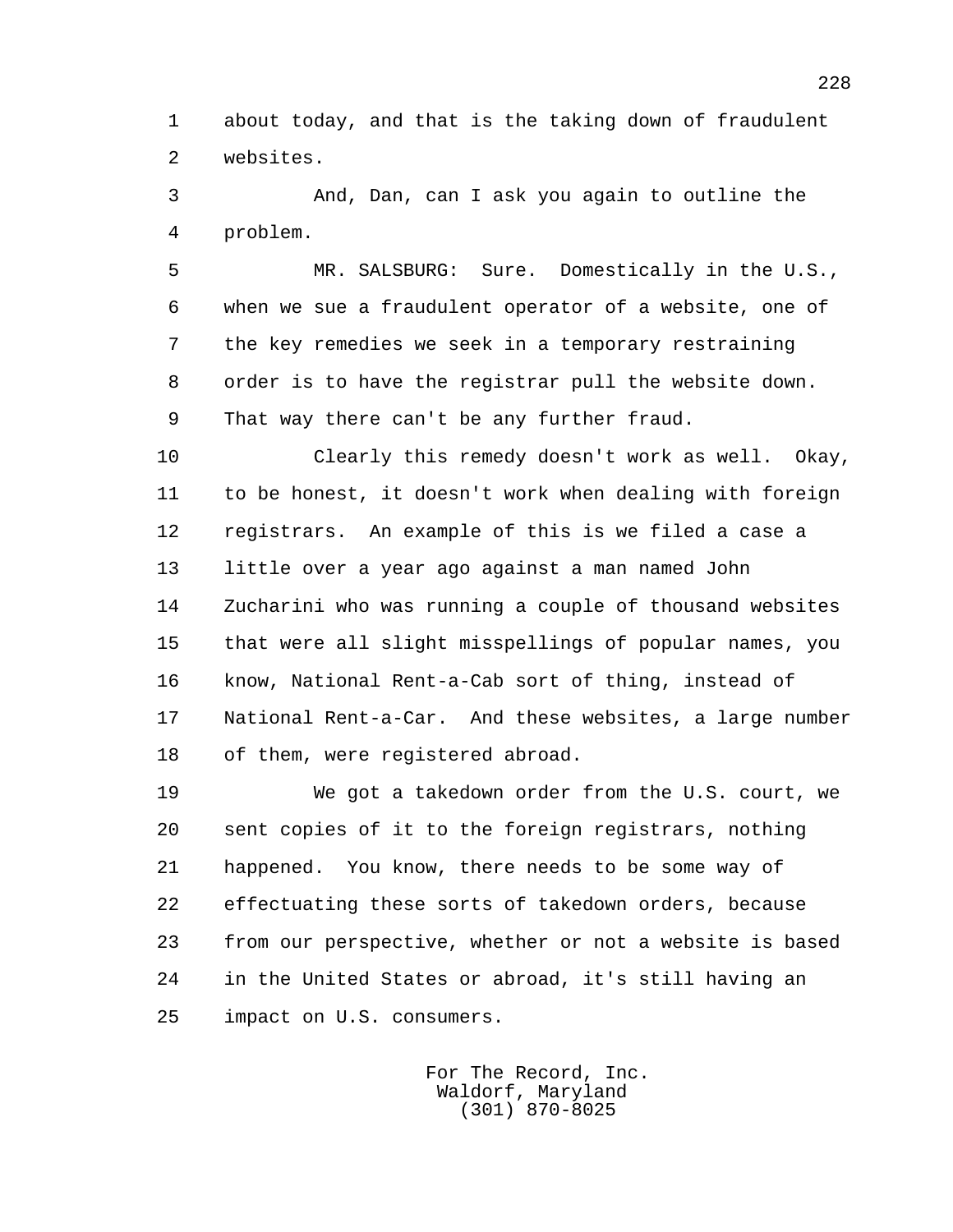about today, and that is the taking down of fraudulent websites.

And, Dan, can I ask you again to outline the problem.

MR. SALSBURG: Sure. Domestically in the U.S., when we sue a fraudulent operator of a website, one of the key remedies we seek in a temporary restraining order is to have the registrar pull the website down. That way there can't be any further fraud.

Clearly this remedy doesn't work as well. Okay, to be honest, it doesn't work when dealing with foreign registrars. An example of this is we filed a case a little over a year ago against a man named John Zucharini who was running a couple of thousand websites that were all slight misspellings of popular names, you know, National Rent-a-Cab sort of thing, instead of National Rent-a-Car. And these websites, a large number of them, were registered abroad.

We got a takedown order from the U.S. court, we sent copies of it to the foreign registrars, nothing happened. You know, there needs to be some way of effectuating these sorts of takedown orders, because from our perspective, whether or not a website is based in the United States or abroad, it's still having an impact on U.S. consumers.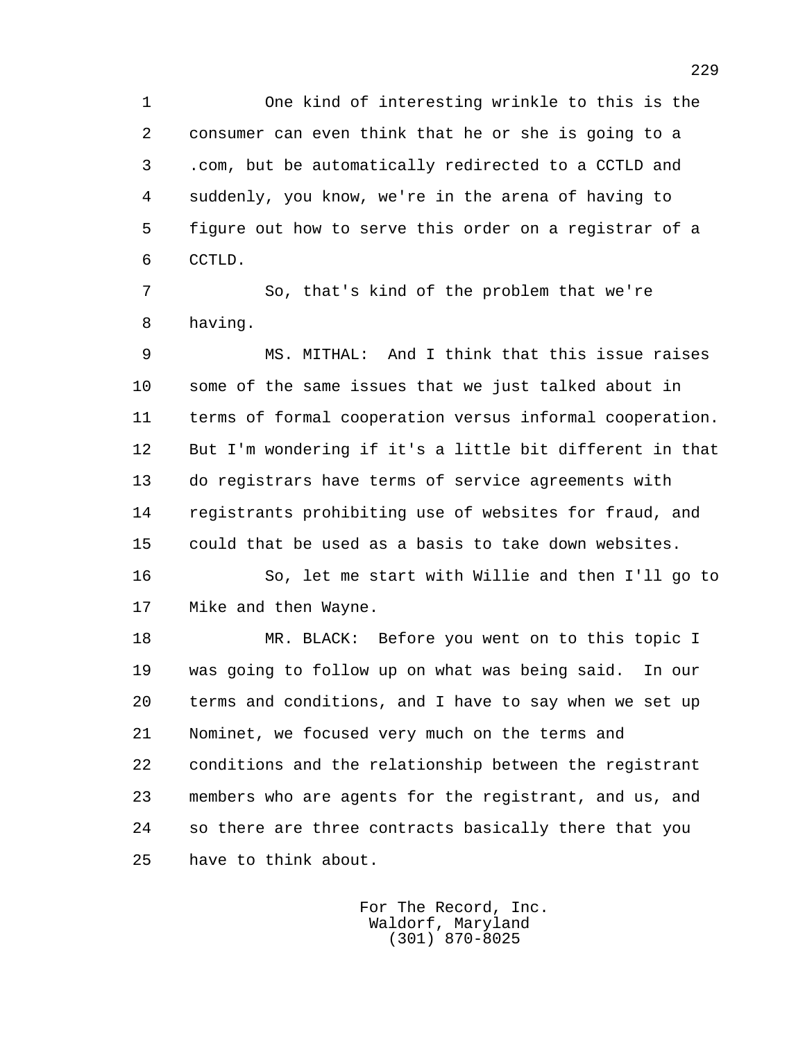One kind of interesting wrinkle to this is the consumer can even think that he or she is going to a .com, but be automatically redirected to a CCTLD and suddenly, you know, we're in the arena of having to figure out how to serve this order on a registrar of a CCTLD.

So, that's kind of the problem that we're having.

MS. MITHAL: And I think that this issue raises some of the same issues that we just talked about in terms of formal cooperation versus informal cooperation. But I'm wondering if it's a little bit different in that do registrars have terms of service agreements with registrants prohibiting use of websites for fraud, and could that be used as a basis to take down websites.

So, let me start with Willie and then I'll go to Mike and then Wayne.

MR. BLACK: Before you went on to this topic I was going to follow up on what was being said. In our terms and conditions, and I have to say when we set up Nominet, we focused very much on the terms and conditions and the relationship between the registrant members who are agents for the registrant, and us, and so there are three contracts basically there that you have to think about.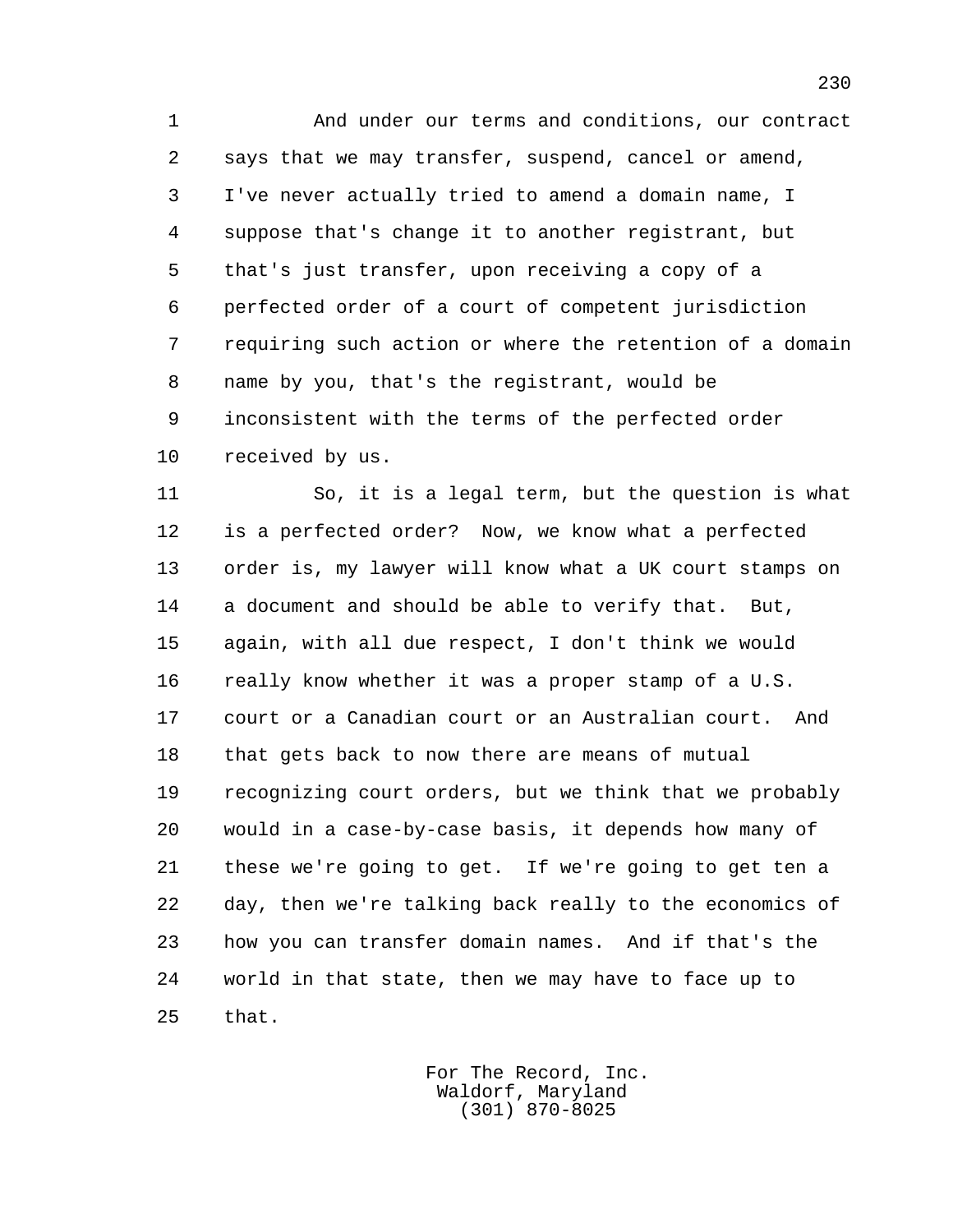And under our terms and conditions, our contract says that we may transfer, suspend, cancel or amend, I've never actually tried to amend a domain name, I suppose that's change it to another registrant, but that's just transfer, upon receiving a copy of a perfected order of a court of competent jurisdiction requiring such action or where the retention of a domain name by you, that's the registrant, would be inconsistent with the terms of the perfected order received by us.

So, it is a legal term, but the question is what is a perfected order? Now, we know what a perfected order is, my lawyer will know what a UK court stamps on a document and should be able to verify that. But, again, with all due respect, I don't think we would really know whether it was a proper stamp of a U.S. court or a Canadian court or an Australian court. And that gets back to now there are means of mutual recognizing court orders, but we think that we probably would in a case-by-case basis, it depends how many of these we're going to get. If we're going to get ten a day, then we're talking back really to the economics of how you can transfer domain names. And if that's the world in that state, then we may have to face up to that.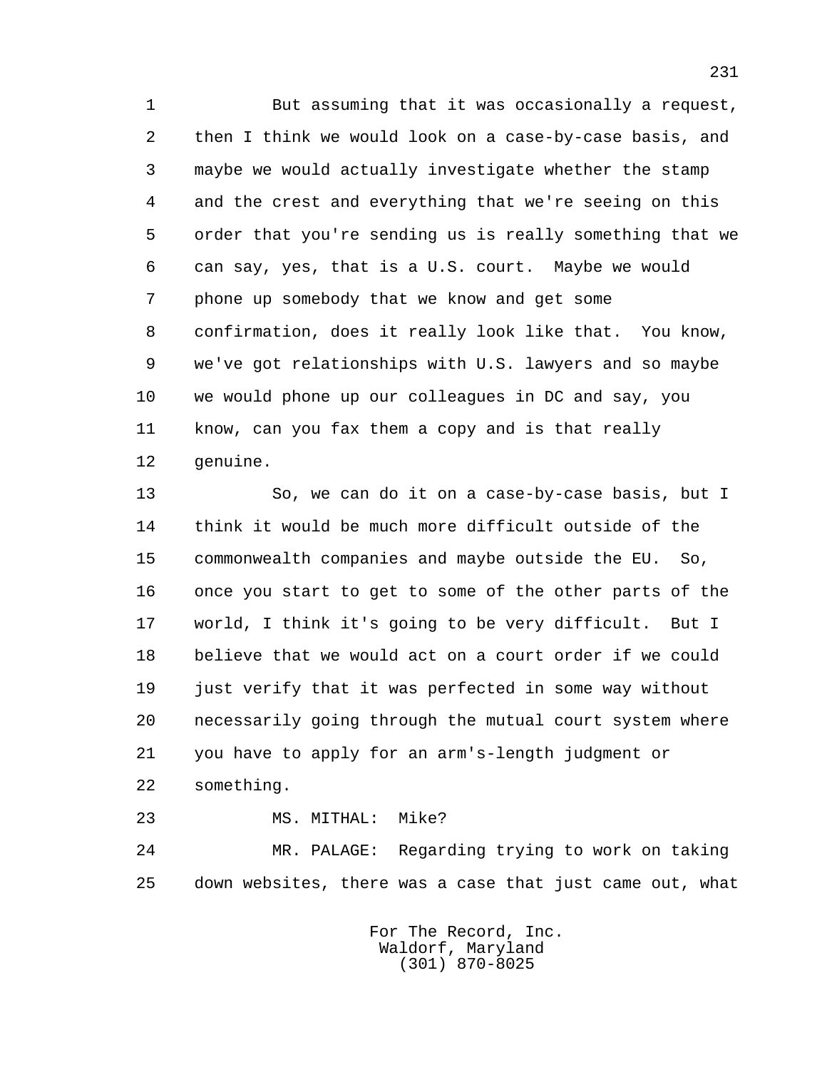But assuming that it was occasionally a request, then I think we would look on a case-by-case basis, and maybe we would actually investigate whether the stamp and the crest and everything that we're seeing on this order that you're sending us is really something that we can say, yes, that is a U.S. court. Maybe we would phone up somebody that we know and get some confirmation, does it really look like that. You know, we've got relationships with U.S. lawyers and so maybe we would phone up our colleagues in DC and say, you know, can you fax them a copy and is that really genuine.

So, we can do it on a case-by-case basis, but I think it would be much more difficult outside of the commonwealth companies and maybe outside the EU. So, once you start to get to some of the other parts of the world, I think it's going to be very difficult. But I believe that we would act on a court order if we could just verify that it was perfected in some way without necessarily going through the mutual court system where you have to apply for an arm's-length judgment or something.

MS. MITHAL: Mike?

MR. PALAGE: Regarding trying to work on taking down websites, there was a case that just came out, what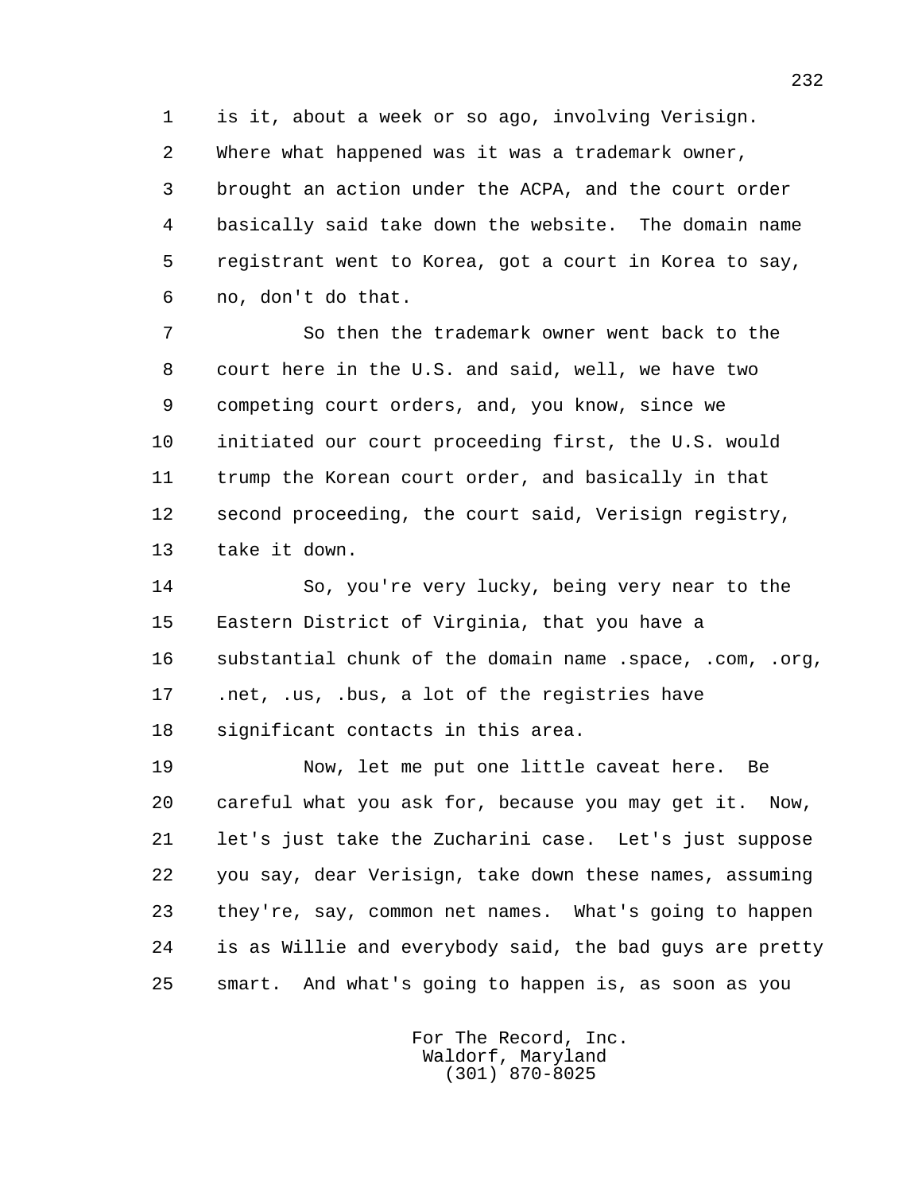is it, about a week or so ago, involving Verisign. Where what happened was it was a trademark owner, brought an action under the ACPA, and the court order basically said take down the website. The domain name registrant went to Korea, got a court in Korea to say, no, don't do that.

So then the trademark owner went back to the court here in the U.S. and said, well, we have two competing court orders, and, you know, since we initiated our court proceeding first, the U.S. would trump the Korean court order, and basically in that second proceeding, the court said, Verisign registry, take it down.

So, you're very lucky, being very near to the Eastern District of Virginia, that you have a substantial chunk of the domain name .space, .com, .org, .net, .us, .bus, a lot of the registries have significant contacts in this area.

Now, let me put one little caveat here. Be careful what you ask for, because you may get it. Now, let's just take the Zucharini case. Let's just suppose you say, dear Verisign, take down these names, assuming they're, say, common net names. What's going to happen is as Willie and everybody said, the bad guys are pretty smart. And what's going to happen is, as soon as you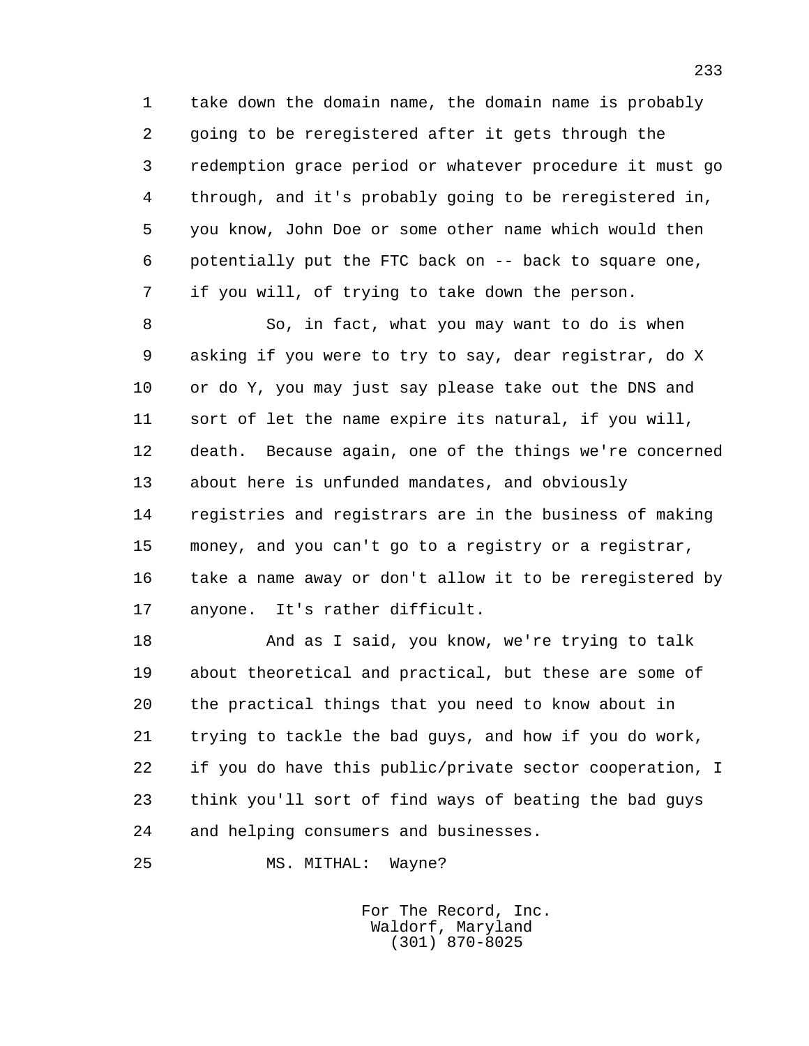take down the domain name, the domain name is probably going to be reregistered after it gets through the redemption grace period or whatever procedure it must go through, and it's probably going to be reregistered in, you know, John Doe or some other name which would then potentially put the FTC back on -- back to square one, if you will, of trying to take down the person.

So, in fact, what you may want to do is when asking if you were to try to say, dear registrar, do X or do Y, you may just say please take out the DNS and sort of let the name expire its natural, if you will, death. Because again, one of the things we're concerned about here is unfunded mandates, and obviously registries and registrars are in the business of making money, and you can't go to a registry or a registrar, take a name away or don't allow it to be reregistered by anyone. It's rather difficult.

And as I said, you know, we're trying to talk about theoretical and practical, but these are some of the practical things that you need to know about in trying to tackle the bad guys, and how if you do work, if you do have this public/private sector cooperation, I think you'll sort of find ways of beating the bad guys and helping consumers and businesses.

MS. MITHAL: Wayne?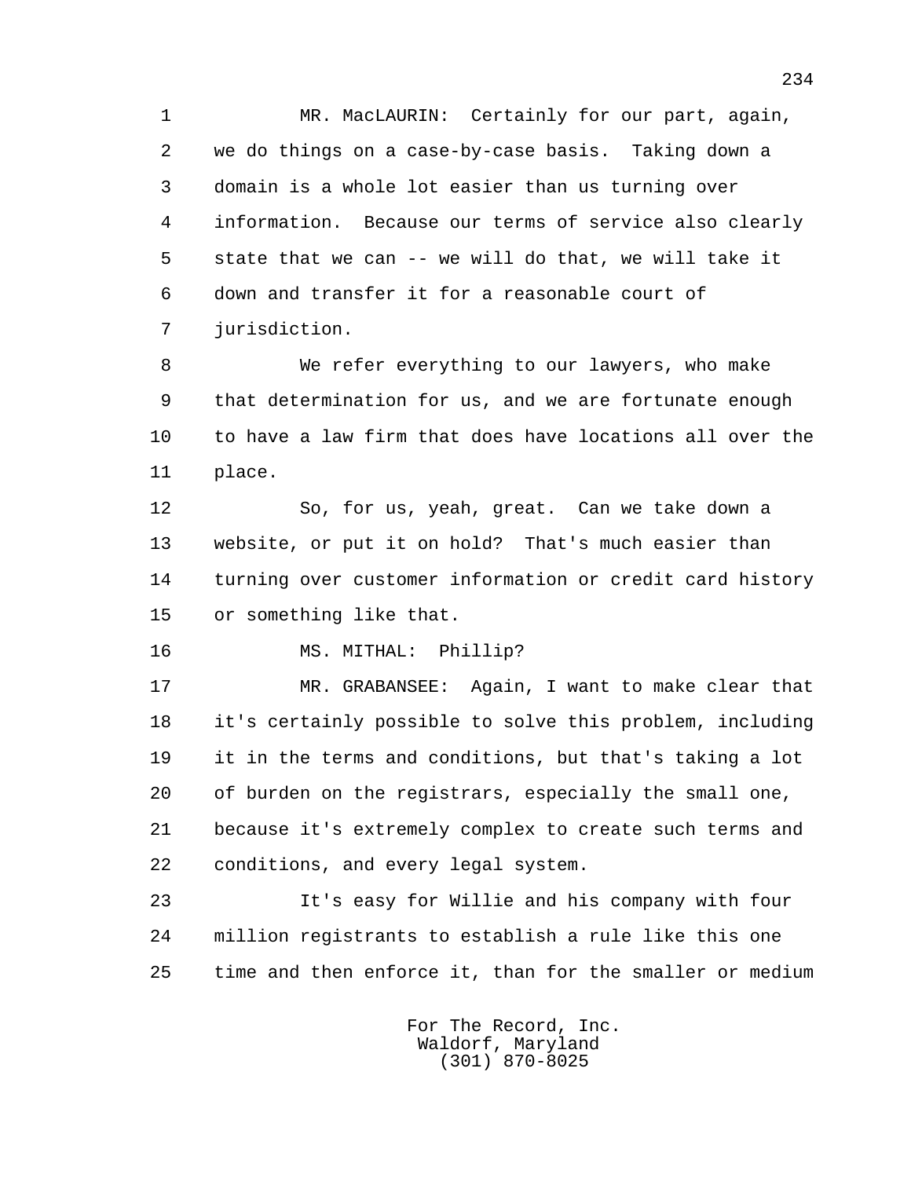MR. MacLAURIN: Certainly for our part, again, we do things on a case-by-case basis. Taking down a domain is a whole lot easier than us turning over information. Because our terms of service also clearly state that we can -- we will do that, we will take it down and transfer it for a reasonable court of jurisdiction.

We refer everything to our lawyers, who make that determination for us, and we are fortunate enough to have a law firm that does have locations all over the place.

So, for us, yeah, great. Can we take down a website, or put it on hold? That's much easier than turning over customer information or credit card history or something like that.

MS. MITHAL: Phillip?

MR. GRABANSEE: Again, I want to make clear that it's certainly possible to solve this problem, including it in the terms and conditions, but that's taking a lot of burden on the registrars, especially the small one, because it's extremely complex to create such terms and conditions, and every legal system.

It's easy for Willie and his company with four million registrants to establish a rule like this one time and then enforce it, than for the smaller or medium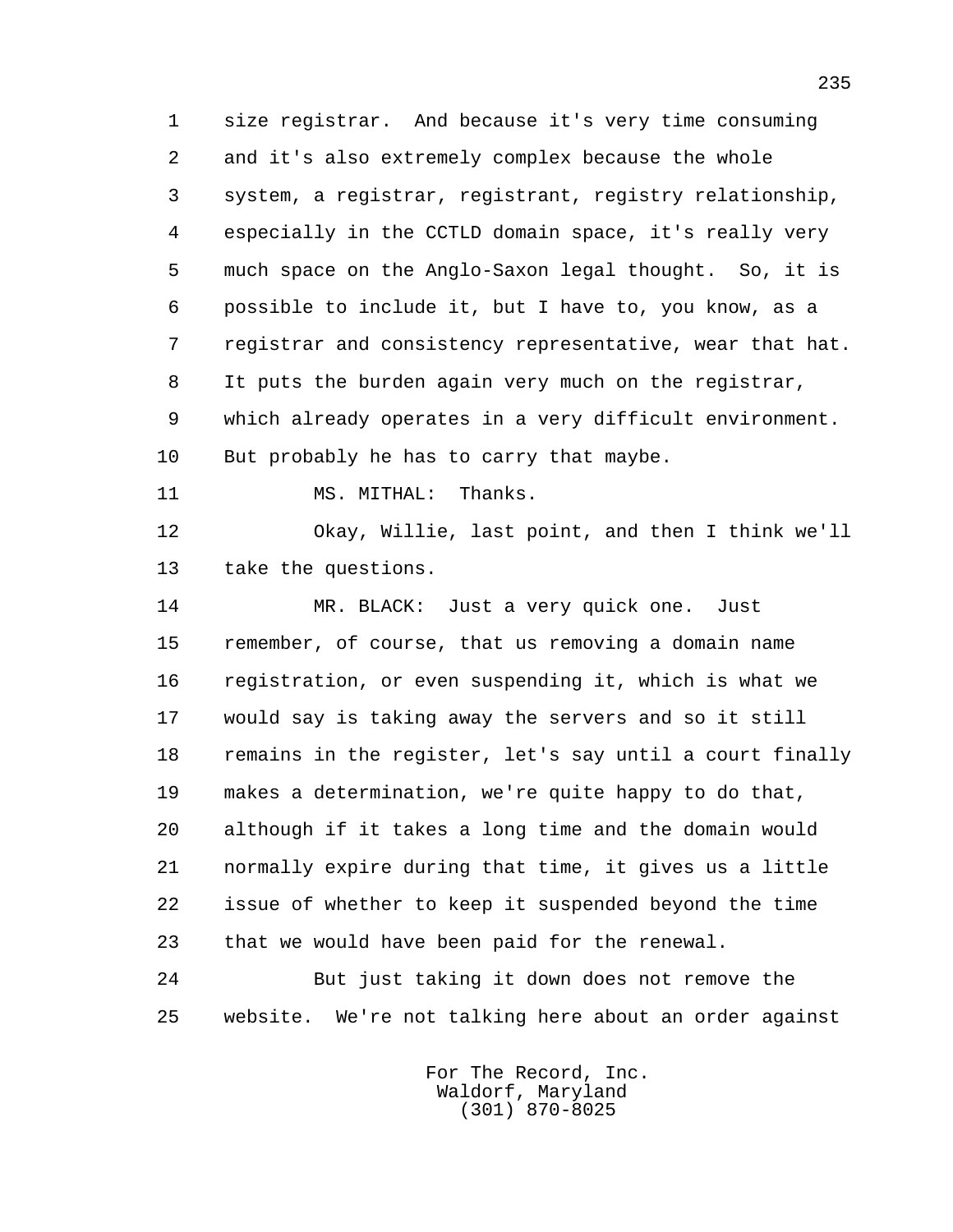size registrar. And because it's very time consuming and it's also extremely complex because the whole system, a registrar, registrant, registry relationship, especially in the CCTLD domain space, it's really very much space on the Anglo-Saxon legal thought. So, it is possible to include it, but I have to, you know, as a registrar and consistency representative, wear that hat. It puts the burden again very much on the registrar, which already operates in a very difficult environment. But probably he has to carry that maybe.

MS. MITHAL: Thanks.

Okay, Willie, last point, and then I think we'll take the questions.

MR. BLACK: Just a very quick one. Just remember, of course, that us removing a domain name registration, or even suspending it, which is what we would say is taking away the servers and so it still remains in the register, let's say until a court finally makes a determination, we're quite happy to do that, although if it takes a long time and the domain would normally expire during that time, it gives us a little issue of whether to keep it suspended beyond the time that we would have been paid for the renewal.

But just taking it down does not remove the website. We're not talking here about an order against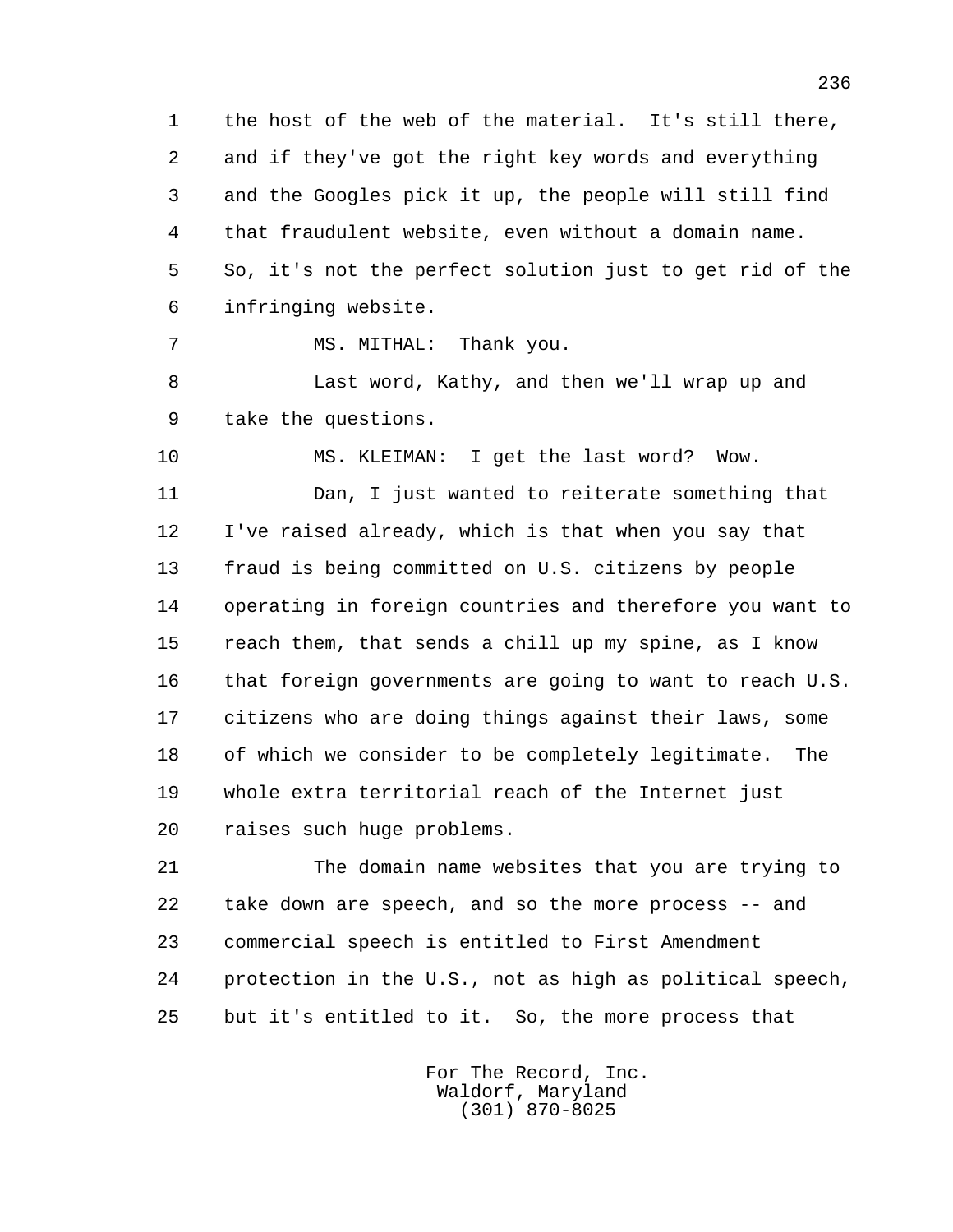the host of the web of the material. It's still there, and if they've got the right key words and everything and the Googles pick it up, the people will still find that fraudulent website, even without a domain name. So, it's not the perfect solution just to get rid of the infringing website.

MS. MITHAL: Thank you.

Last word, Kathy, and then we'll wrap up and take the questions.

MS. KLEIMAN: I get the last word? Wow.

Dan, I just wanted to reiterate something that I've raised already, which is that when you say that fraud is being committed on U.S. citizens by people operating in foreign countries and therefore you want to reach them, that sends a chill up my spine, as I know that foreign governments are going to want to reach U.S. citizens who are doing things against their laws, some of which we consider to be completely legitimate. The whole extra territorial reach of the Internet just raises such huge problems.

The domain name websites that you are trying to take down are speech, and so the more process -- and commercial speech is entitled to First Amendment protection in the U.S., not as high as political speech, but it's entitled to it. So, the more process that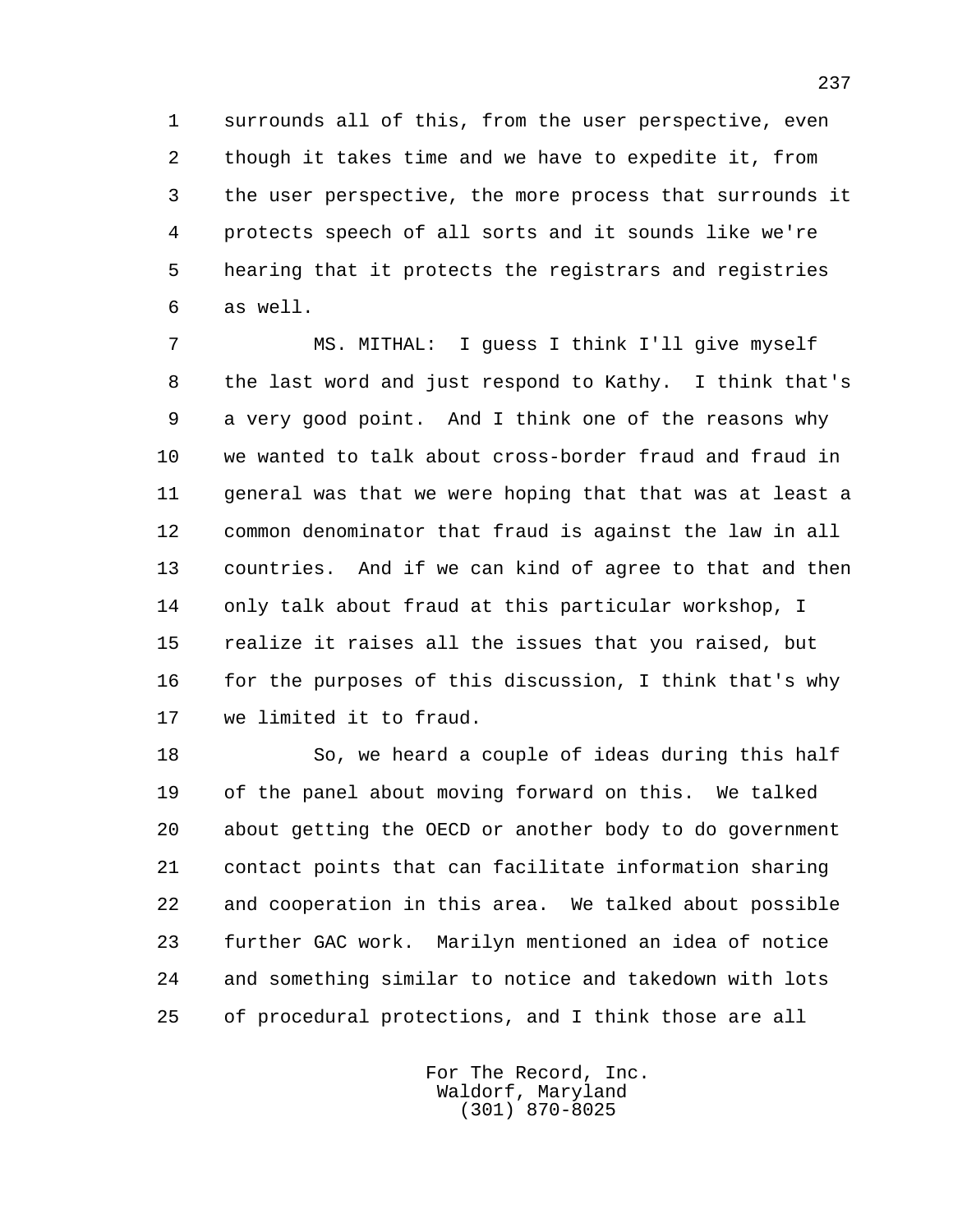surrounds all of this, from the user perspective, even though it takes time and we have to expedite it, from the user perspective, the more process that surrounds it protects speech of all sorts and it sounds like we're hearing that it protects the registrars and registries as well.

MS. MITHAL: I guess I think I'll give myself the last word and just respond to Kathy. I think that's a very good point. And I think one of the reasons why we wanted to talk about cross-border fraud and fraud in general was that we were hoping that that was at least a common denominator that fraud is against the law in all countries. And if we can kind of agree to that and then only talk about fraud at this particular workshop, I realize it raises all the issues that you raised, but for the purposes of this discussion, I think that's why we limited it to fraud.

So, we heard a couple of ideas during this half of the panel about moving forward on this. We talked about getting the OECD or another body to do government contact points that can facilitate information sharing and cooperation in this area. We talked about possible further GAC work. Marilyn mentioned an idea of notice and something similar to notice and takedown with lots of procedural protections, and I think those are all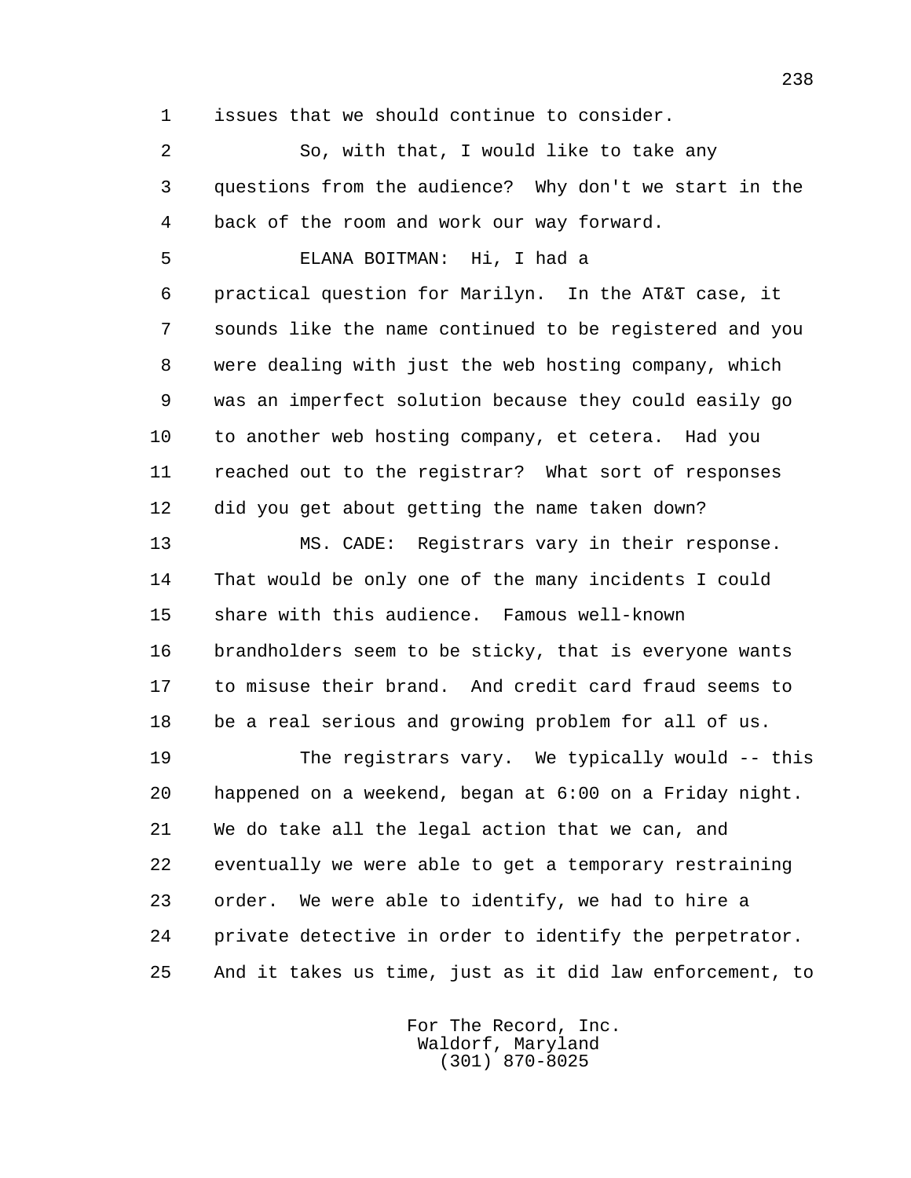issues that we should continue to consider.

So, with that, I would like to take any questions from the audience? Why don't we start in the back of the room and work our way forward.

ELANA BOITMAN: Hi, I had a practical question for Marilyn. In the AT&T case, it sounds like the name continued to be registered and you were dealing with just the web hosting company, which was an imperfect solution because they could easily go to another web hosting company, et cetera. Had you reached out to the registrar? What sort of responses did you get about getting the name taken down?

MS. CADE: Registrars vary in their response. That would be only one of the many incidents I could share with this audience. Famous well-known brandholders seem to be sticky, that is everyone wants to misuse their brand. And credit card fraud seems to be a real serious and growing problem for all of us.

The registrars vary. We typically would -- this happened on a weekend, began at 6:00 on a Friday night. We do take all the legal action that we can, and eventually we were able to get a temporary restraining order. We were able to identify, we had to hire a private detective in order to identify the perpetrator. And it takes us time, just as it did law enforcement, to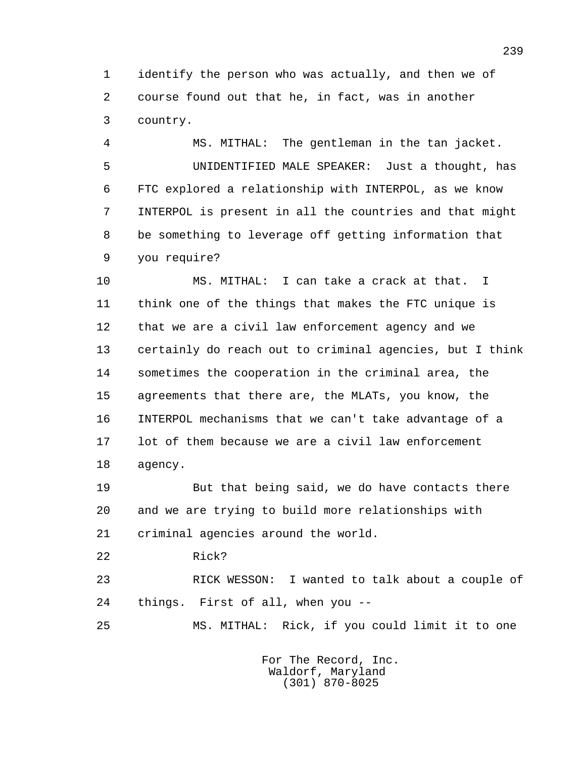identify the person who was actually, and then we of course found out that he, in fact, was in another country.

MS. MITHAL: The gentleman in the tan jacket.

UNIDENTIFIED MALE SPEAKER: Just a thought, has FTC explored a relationship with INTERPOL, as we know INTERPOL is present in all the countries and that might be something to leverage off getting information that you require?

MS. MITHAL: I can take a crack at that. I think one of the things that makes the FTC unique is that we are a civil law enforcement agency and we certainly do reach out to criminal agencies, but I think sometimes the cooperation in the criminal area, the agreements that there are, the MLATs, you know, the INTERPOL mechanisms that we can't take advantage of a lot of them because we are a civil law enforcement agency.

But that being said, we do have contacts there and we are trying to build more relationships with criminal agencies around the world.

Rick?

RICK WESSON: I wanted to talk about a couple of things. First of all, when you --

MS. MITHAL: Rick, if you could limit it to one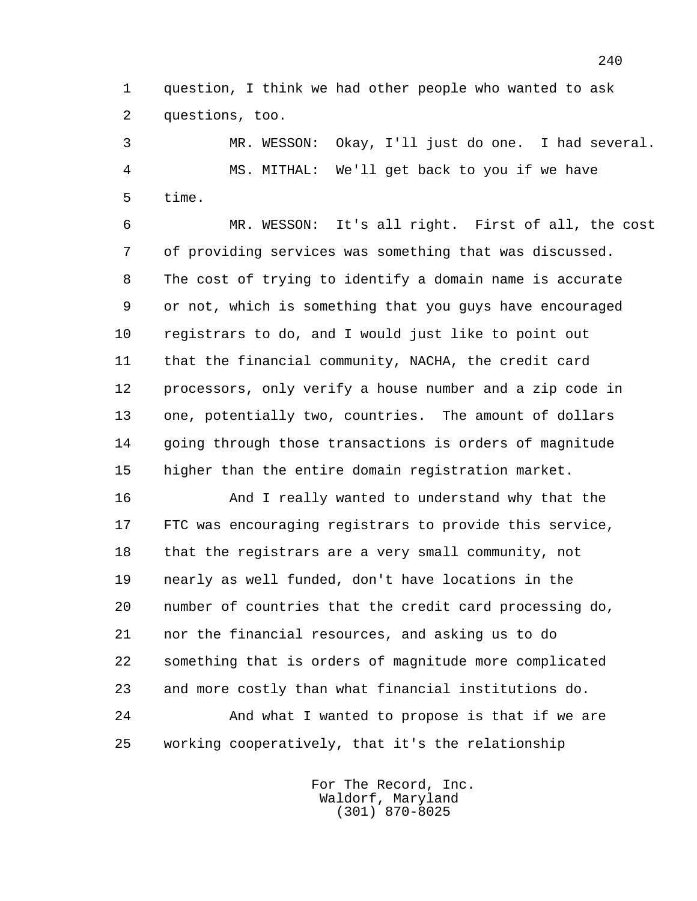question, I think we had other people who wanted to ask questions, too.

MR. WESSON: Okay, I'll just do one. I had several.

MS. MITHAL: We'll get back to you if we have time.

MR. WESSON: It's all right. First of all, the cost of providing services was something that was discussed. The cost of trying to identify a domain name is accurate or not, which is something that you guys have encouraged registrars to do, and I would just like to point out that the financial community, NACHA, the credit card processors, only verify a house number and a zip code in one, potentially two, countries. The amount of dollars going through those transactions is orders of magnitude higher than the entire domain registration market.

And I really wanted to understand why that the FTC was encouraging registrars to provide this service, that the registrars are a very small community, not nearly as well funded, don't have locations in the number of countries that the credit card processing do, nor the financial resources, and asking us to do something that is orders of magnitude more complicated and more costly than what financial institutions do.

And what I wanted to propose is that if we are working cooperatively, that it's the relationship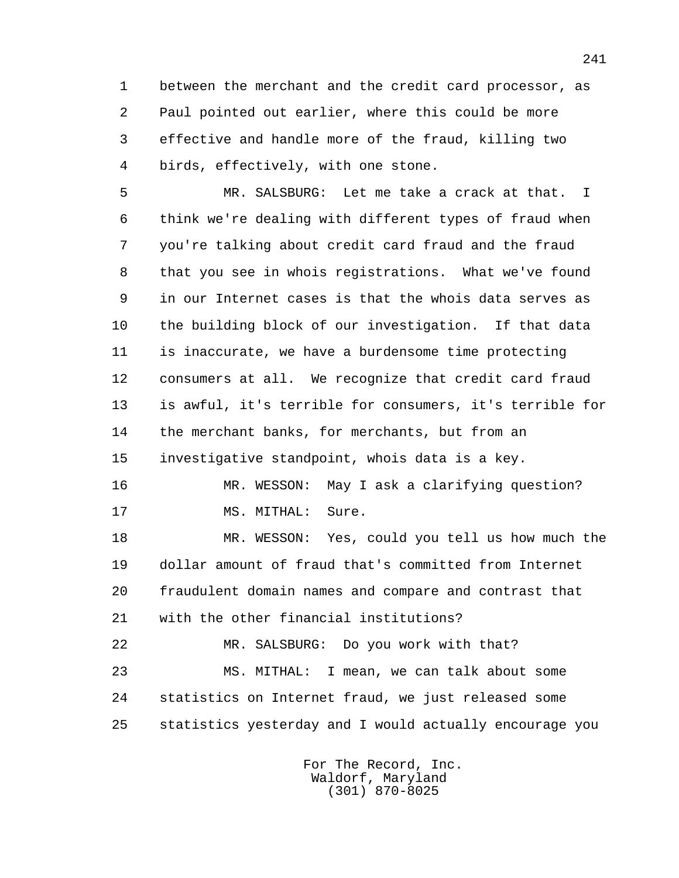between the merchant and the credit card processor, as Paul pointed out earlier, where this could be more effective and handle more of the fraud, killing two birds, effectively, with one stone.

MR. SALSBURG: Let me take a crack at that. I think we're dealing with different types of fraud when you're talking about credit card fraud and the fraud that you see in whois registrations. What we've found in our Internet cases is that the whois data serves as the building block of our investigation. If that data is inaccurate, we have a burdensome time protecting consumers at all. We recognize that credit card fraud is awful, it's terrible for consumers, it's terrible for the merchant banks, for merchants, but from an investigative standpoint, whois data is a key.

MR. WESSON: May I ask a clarifying question?

MS. MITHAL: Sure.

MR. WESSON: Yes, could you tell us how much the dollar amount of fraud that's committed from Internet fraudulent domain names and compare and contrast that with the other financial institutions?

MR. SALSBURG: Do you work with that?

MS. MITHAL: I mean, we can talk about some statistics on Internet fraud, we just released some statistics yesterday and I would actually encourage you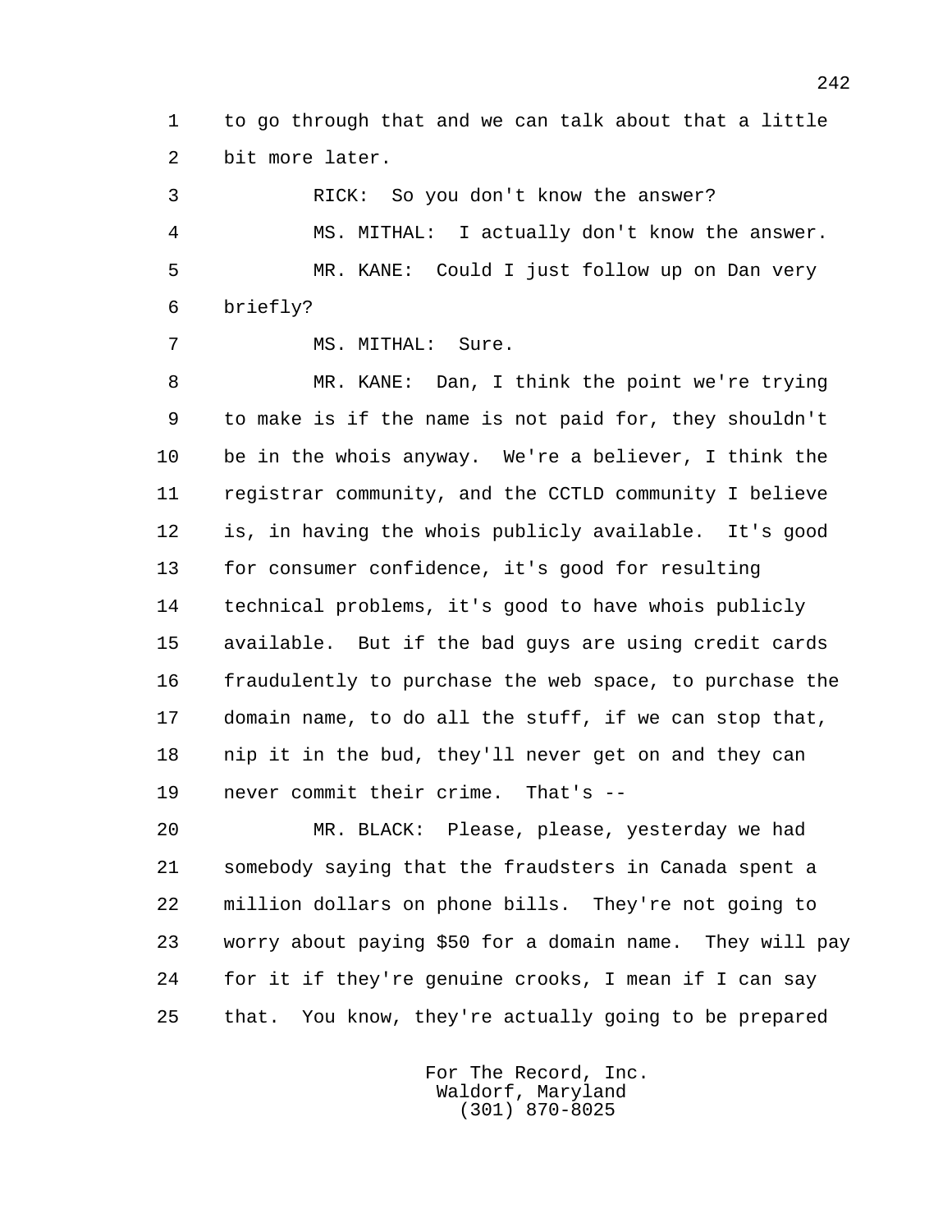to go through that and we can talk about that a little bit more later.

RICK: So you don't know the answer?

MS. MITHAL: I actually don't know the answer.

MR. KANE: Could I just follow up on Dan very briefly?

MS. MITHAL: Sure.

MR. KANE: Dan, I think the point we're trying to make is if the name is not paid for, they shouldn't be in the whois anyway. We're a believer, I think the registrar community, and the CCTLD community I believe is, in having the whois publicly available. It's good for consumer confidence, it's good for resulting technical problems, it's good to have whois publicly available. But if the bad guys are using credit cards fraudulently to purchase the web space, to purchase the domain name, to do all the stuff, if we can stop that, nip it in the bud, they'll never get on and they can never commit their crime. That's --

MR. BLACK: Please, please, yesterday we had somebody saying that the fraudsters in Canada spent a million dollars on phone bills. They're not going to worry about paying $50 for a domain name. They will pay for it if they're genuine crooks, I mean if I can say that. You know, they're actually going to be prepared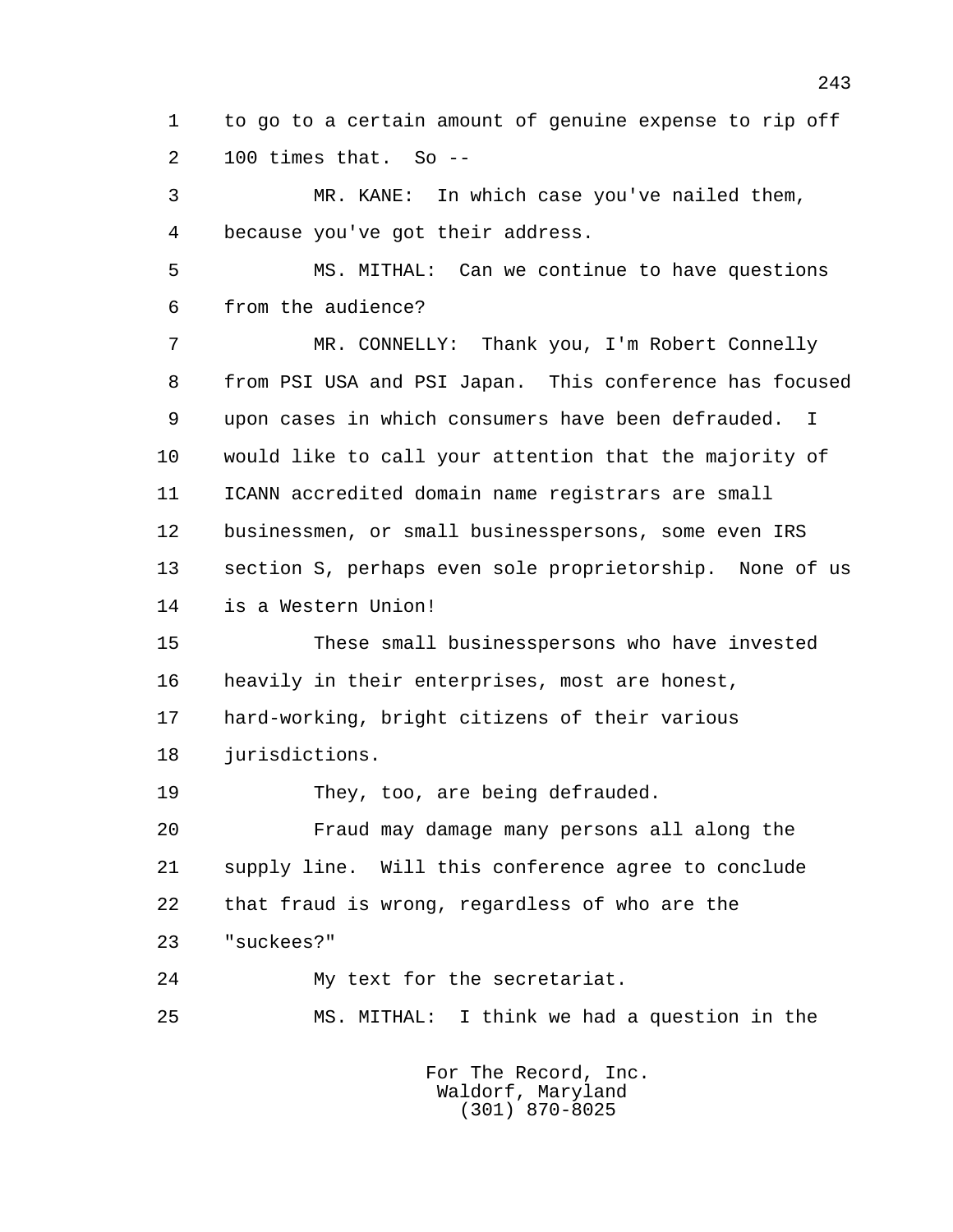to go to a certain amount of genuine expense to rip off 100 times that. So --

MR. KANE: In which case you've nailed them, because you've got their address.

MS. MITHAL: Can we continue to have questions from the audience?

MR. CONNELLY: Thank you, I'm Robert Connelly from PSI USA and PSI Japan. This conference has focused upon cases in which consumers have been defrauded. I would like to call your attention that the majority of ICANN accredited domain name registrars are small businessmen, or small businesspersons, some even IRS section S, perhaps even sole proprietorship. None of us is a Western Union!

These small businesspersons who have invested heavily in their enterprises, most are honest, hard-working, bright citizens of their various jurisdictions.

They, too, are being defrauded.

Fraud may damage many persons all along the supply line. Will this conference agree to conclude that fraud is wrong, regardless of who are the "suckees?"

My text for the secretariat.

MS. MITHAL: I think we had a question in the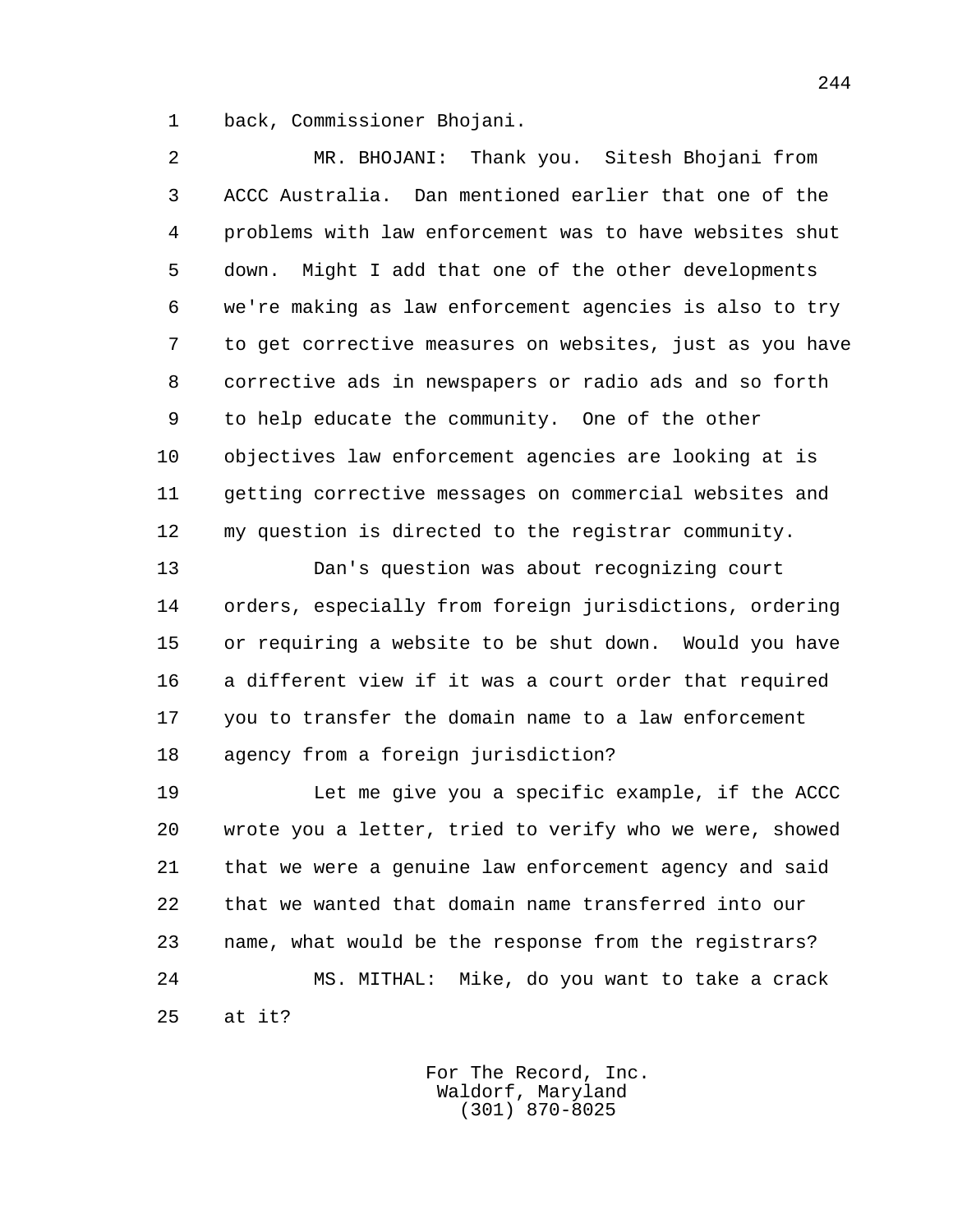back, Commissioner Bhojani.

MR. BHOJANI: Thank you. Sitesh Bhojani from ACCC Australia. Dan mentioned earlier that one of the problems with law enforcement was to have websites shut down. Might I add that one of the other developments we're making as law enforcement agencies is also to try to get corrective measures on websites, just as you have corrective ads in newspapers or radio ads and so forth to help educate the community. One of the other objectives law enforcement agencies are looking at is getting corrective messages on commercial websites and my question is directed to the registrar community.

Dan's question was about recognizing court orders, especially from foreign jurisdictions, ordering or requiring a website to be shut down. Would you have a different view if it was a court order that required you to transfer the domain name to a law enforcement agency from a foreign jurisdiction?

Let me give you a specific example, if the ACCC wrote you a letter, tried to verify who we were, showed that we were a genuine law enforcement agency and said that we wanted that domain name transferred into our name, what would be the response from the registrars?

MS. MITHAL: Mike, do you want to take a crack at it?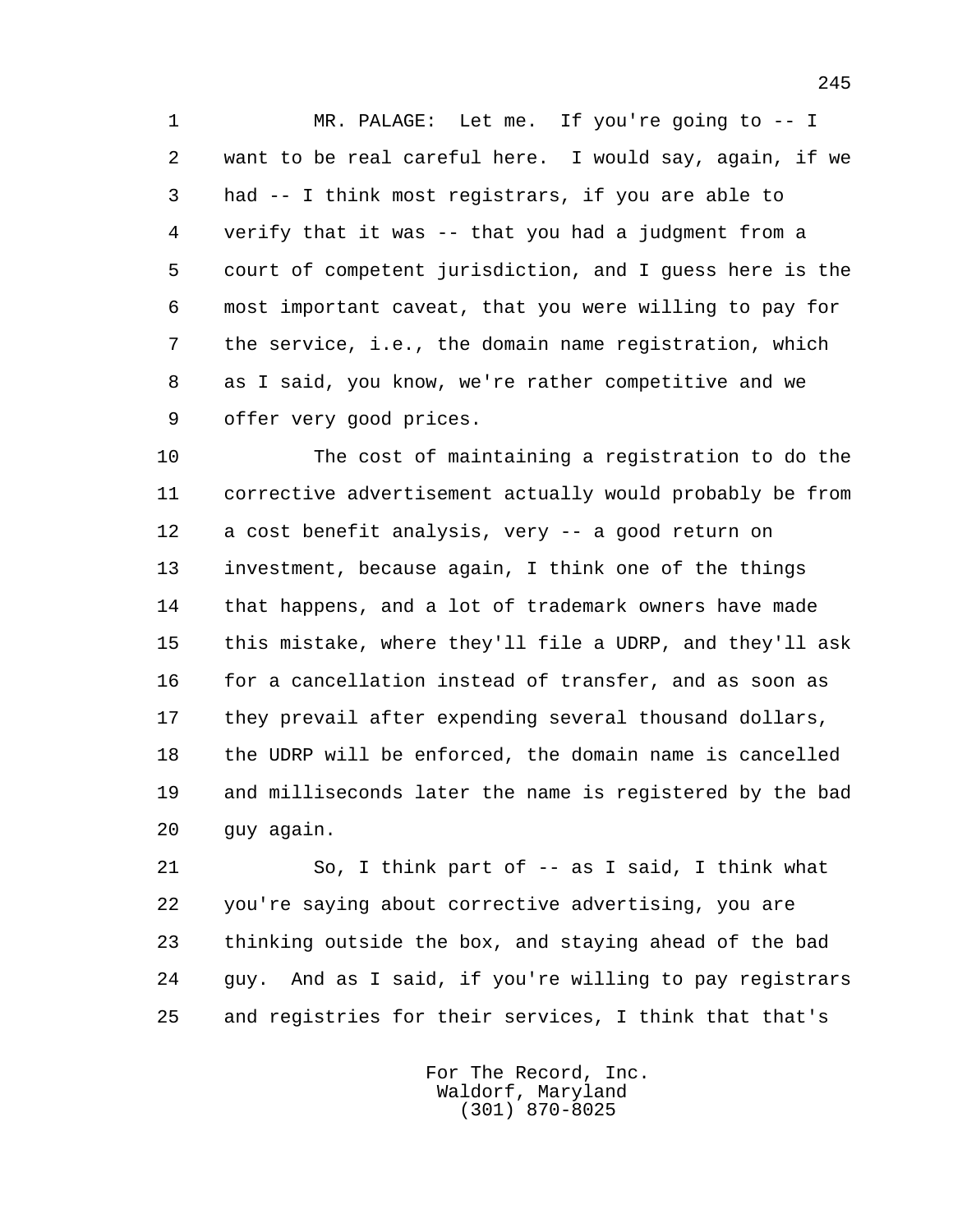MR. PALAGE: Let me. If you're going to -- I want to be real careful here. I would say, again, if we had -- I think most registrars, if you are able to verify that it was -- that you had a judgment from a court of competent jurisdiction, and I guess here is the most important caveat, that you were willing to pay for the service, i.e., the domain name registration, which as I said, you know, we're rather competitive and we offer very good prices.

The cost of maintaining a registration to do the corrective advertisement actually would probably be from a cost benefit analysis, very -- a good return on investment, because again, I think one of the things that happens, and a lot of trademark owners have made this mistake, where they'll file a UDRP, and they'll ask for a cancellation instead of transfer, and as soon as they prevail after expending several thousand dollars, the UDRP will be enforced, the domain name is cancelled and milliseconds later the name is registered by the bad guy again.

So, I think part of -- as I said, I think what you're saying about corrective advertising, you are thinking outside the box, and staying ahead of the bad guy. And as I said, if you're willing to pay registrars and registries for their services, I think that that's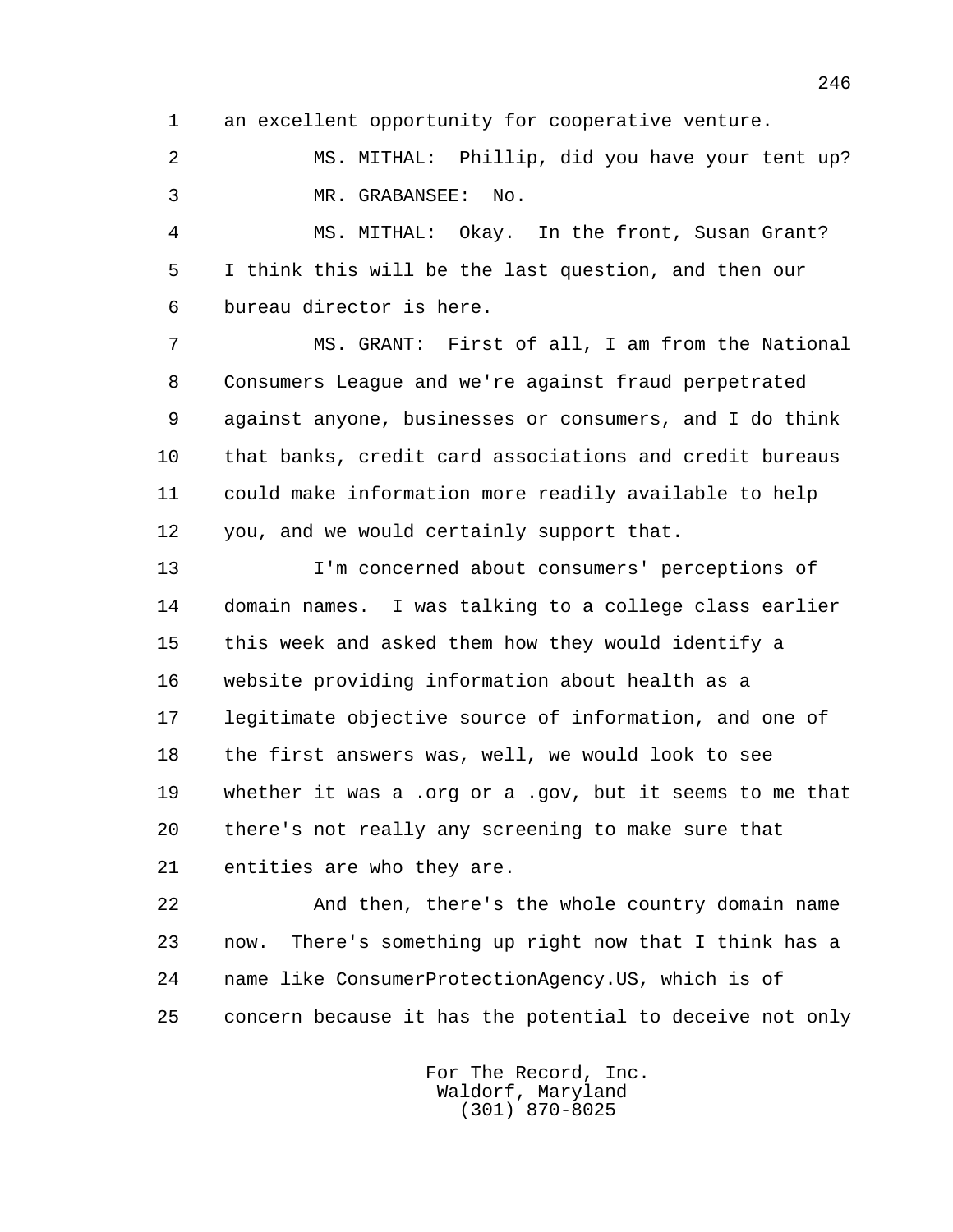an excellent opportunity for cooperative venture.

MS. MITHAL: Phillip, did you have your tent up?

MR. GRABANSEE: No.

MS. MITHAL: Okay. In the front, Susan Grant? I think this will be the last question, and then our bureau director is here.

MS. GRANT: First of all, I am from the National Consumers League and we're against fraud perpetrated against anyone, businesses or consumers, and I do think that banks, credit card associations and credit bureaus could make information more readily available to help you, and we would certainly support that.

I'm concerned about consumers' perceptions of domain names. I was talking to a college class earlier this week and asked them how they would identify a website providing information about health as a legitimate objective source of information, and one of the first answers was, well, we would look to see whether it was a .org or a .gov, but it seems to me that there's not really any screening to make sure that entities are who they are.

And then, there's the whole country domain name now. There's something up right now that I think has a name like ConsumerProtectionAgency.US, which is of concern because it has the potential to deceive not only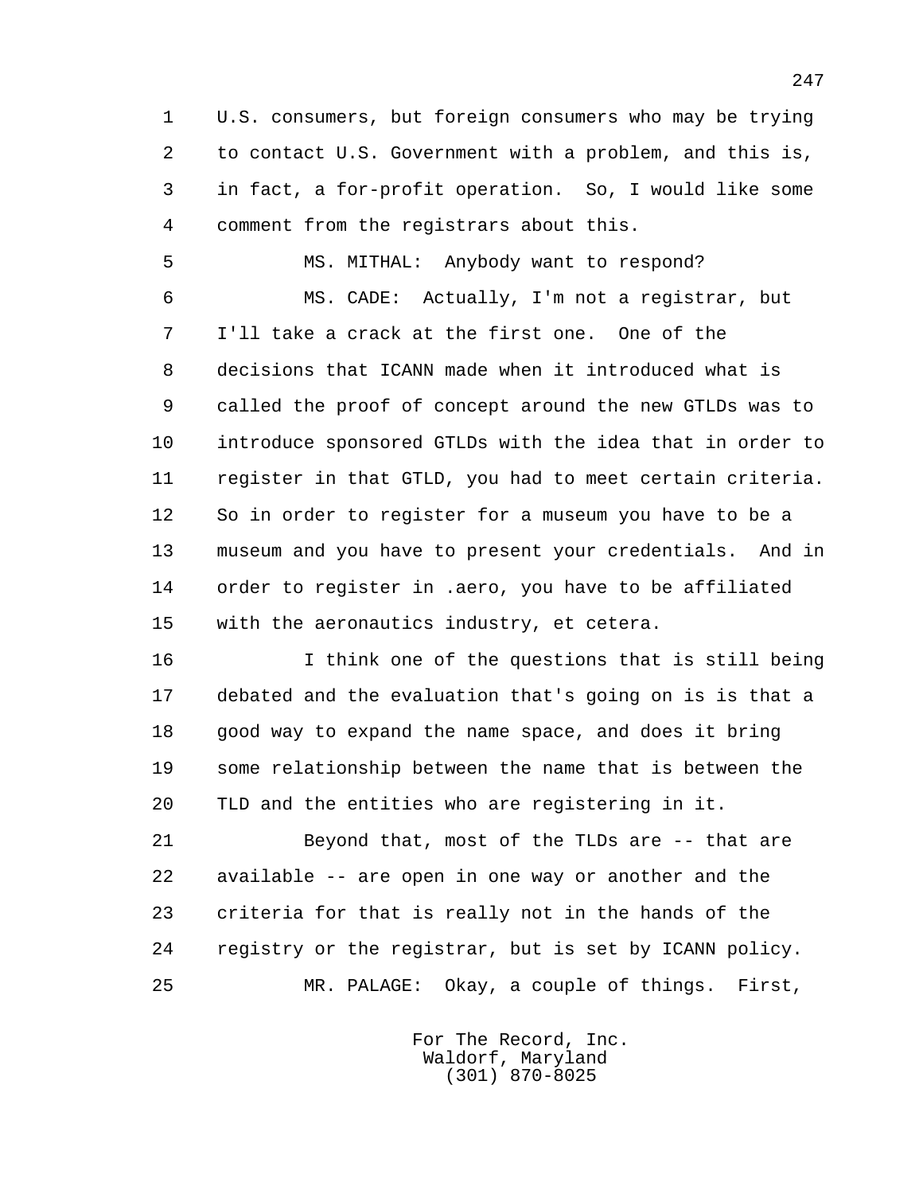U.S. consumers, but foreign consumers who may be trying to contact U.S. Government with a problem, and this is, in fact, a for-profit operation. So, I would like some comment from the registrars about this.

MS. MITHAL: Anybody want to respond?

MS. CADE: Actually, I'm not a registrar, but I'll take a crack at the first one. One of the decisions that ICANN made when it introduced what is called the proof of concept around the new GTLDs was to introduce sponsored GTLDs with the idea that in order to register in that GTLD, you had to meet certain criteria. So in order to register for a museum you have to be a museum and you have to present your credentials. And in order to register in .aero, you have to be affiliated with the aeronautics industry, et cetera.

I think one of the questions that is still being debated and the evaluation that's going on is is that a good way to expand the name space, and does it bring some relationship between the name that is between the TLD and the entities who are registering in it.

Beyond that, most of the TLDs are -- that are available -- are open in one way or another and the criteria for that is really not in the hands of the registry or the registrar, but is set by ICANN policy.

MR. PALAGE: Okay, a couple of things. First,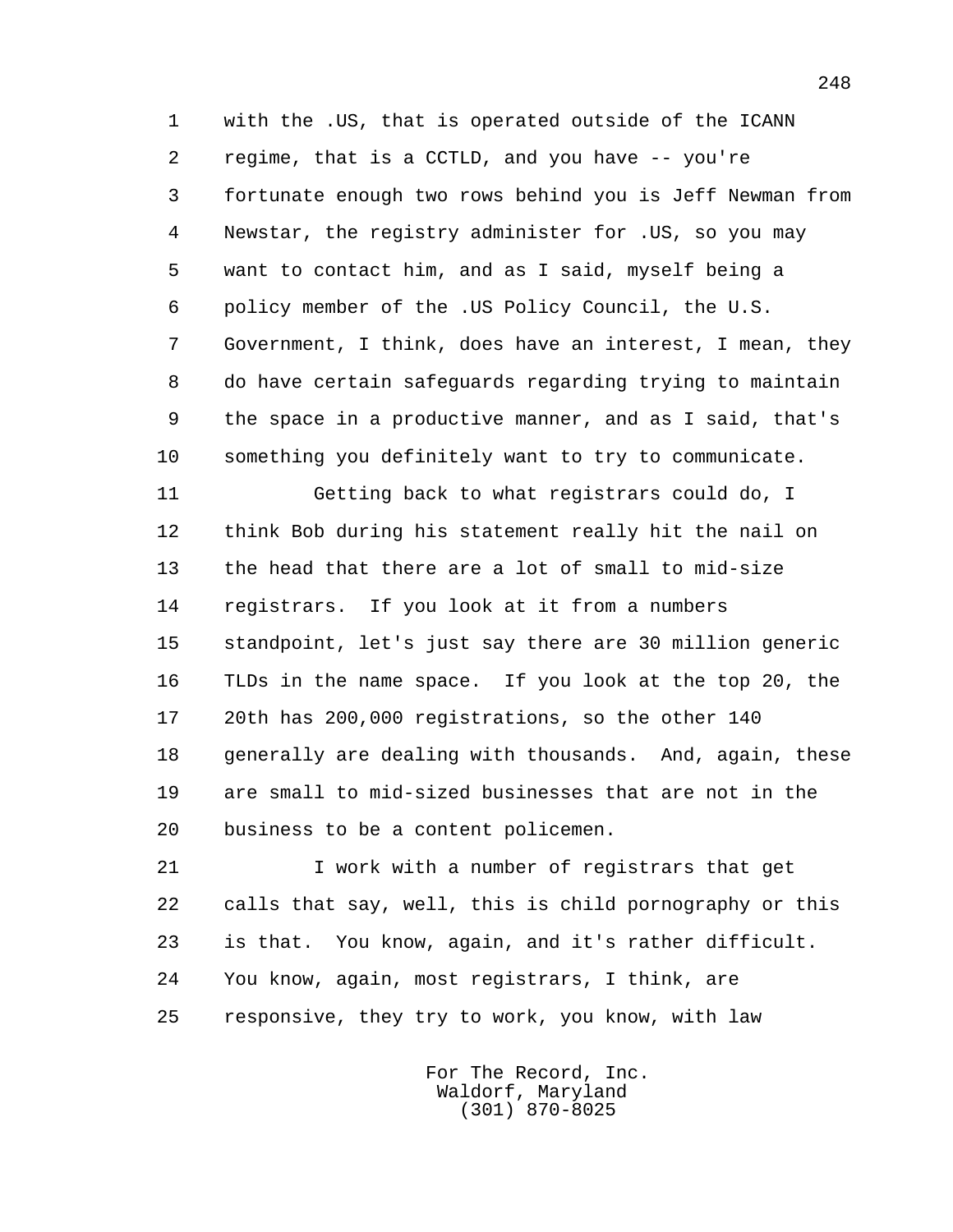with the .US, that is operated outside of the ICANN regime, that is a CCTLD, and you have -- you're fortunate enough two rows behind you is Jeff Newman from Newstar, the registry administer for .US, so you may want to contact him, and as I said, myself being a policy member of the .US Policy Council, the U.S. Government, I think, does have an interest, I mean, they do have certain safeguards regarding trying to maintain the space in a productive manner, and as I said, that's something you definitely want to try to communicate.

Getting back to what registrars could do, I think Bob during his statement really hit the nail on the head that there are a lot of small to mid-size registrars. If you look at it from a numbers standpoint, let's just say there are 30 million generic TLDs in the name space. If you look at the top 20, the 20th has 200,000 registrations, so the other 140 generally are dealing with thousands. And, again, these are small to mid-sized businesses that are not in the business to be a content policemen.

I work with a number of registrars that get calls that say, well, this is child pornography or this is that. You know, again, and it's rather difficult. You know, again, most registrars, I think, are responsive, they try to work, you know, with law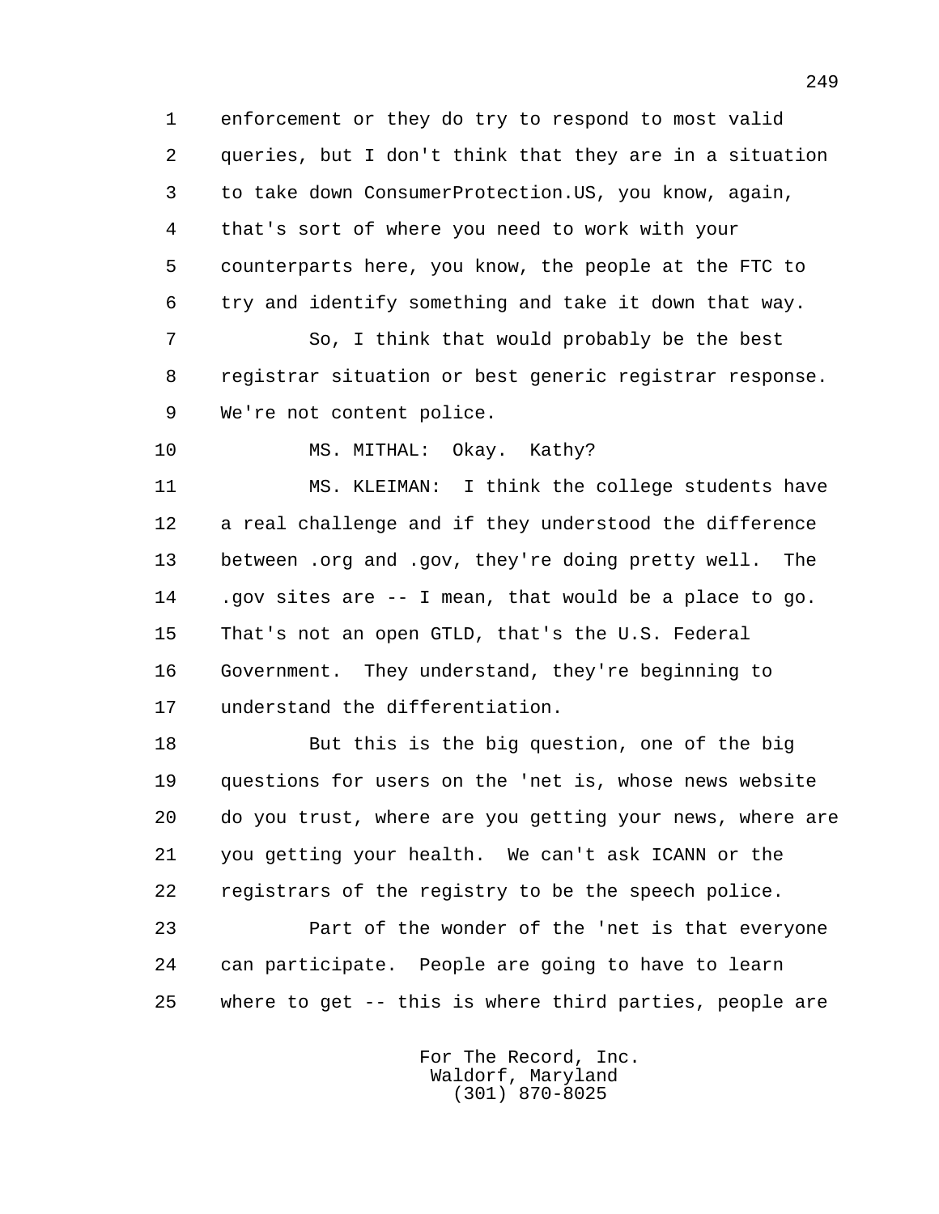enforcement or they do try to respond to most valid queries, but I don't think that they are in a situation to take down ConsumerProtection.US, you know, again, that's sort of where you need to work with your counterparts here, you know, the people at the FTC to try and identify something and take it down that way.

So, I think that would probably be the best registrar situation or best generic registrar response. We're not content police.

MS. MITHAL: Okay. Kathy?

MS. KLEIMAN: I think the college students have a real challenge and if they understood the difference between .org and .gov, they're doing pretty well. The .gov sites are -- I mean, that would be a place to go. That's not an open GTLD, that's the U.S. Federal Government. They understand, they're beginning to understand the differentiation.

But this is the big question, one of the big questions for users on the 'net is, whose news website do you trust, where are you getting your news, where are you getting your health. We can't ask ICANN or the registrars of the registry to be the speech police.

Part of the wonder of the 'net is that everyone can participate. People are going to have to learn where to get -- this is where third parties, people are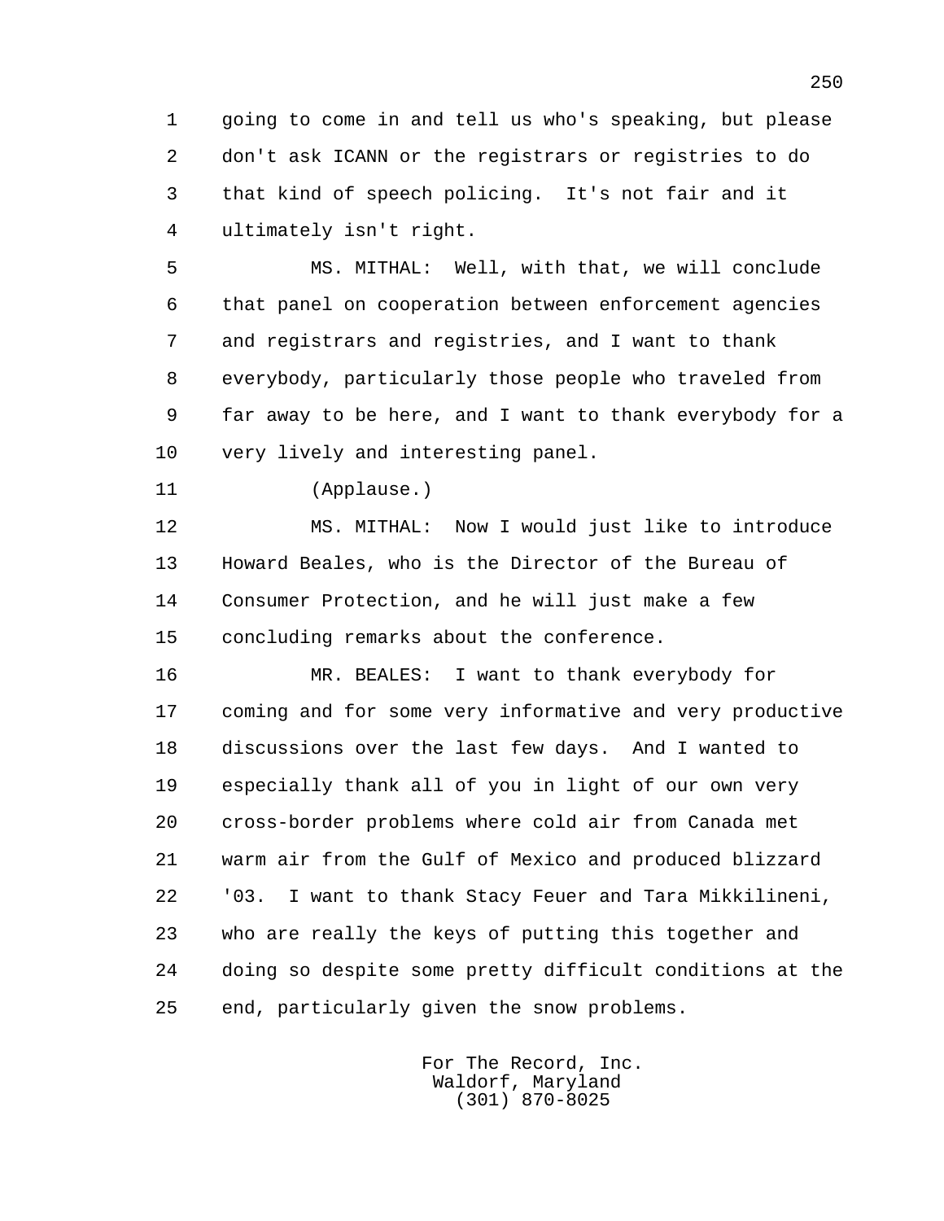going to come in and tell us who's speaking, but please don't ask ICANN or the registrars or registries to do that kind of speech policing. It's not fair and it ultimately isn't right.

MS. MITHAL: Well, with that, we will conclude that panel on cooperation between enforcement agencies and registrars and registries, and I want to thank everybody, particularly those people who traveled from far away to be here, and I want to thank everybody for a very lively and interesting panel.

(Applause.)

MS. MITHAL: Now I would just like to introduce Howard Beales, who is the Director of the Bureau of Consumer Protection, and he will just make a few concluding remarks about the conference.

MR. BEALES: I want to thank everybody for coming and for some very informative and very productive discussions over the last few days. And I wanted to especially thank all of you in light of our own very cross-border problems where cold air from Canada met warm air from the Gulf of Mexico and produced blizzard '03. I want to thank Stacy Feuer and Tara Mikkilineni, who are really the keys of putting this together and doing so despite some pretty difficult conditions at the end, particularly given the snow problems.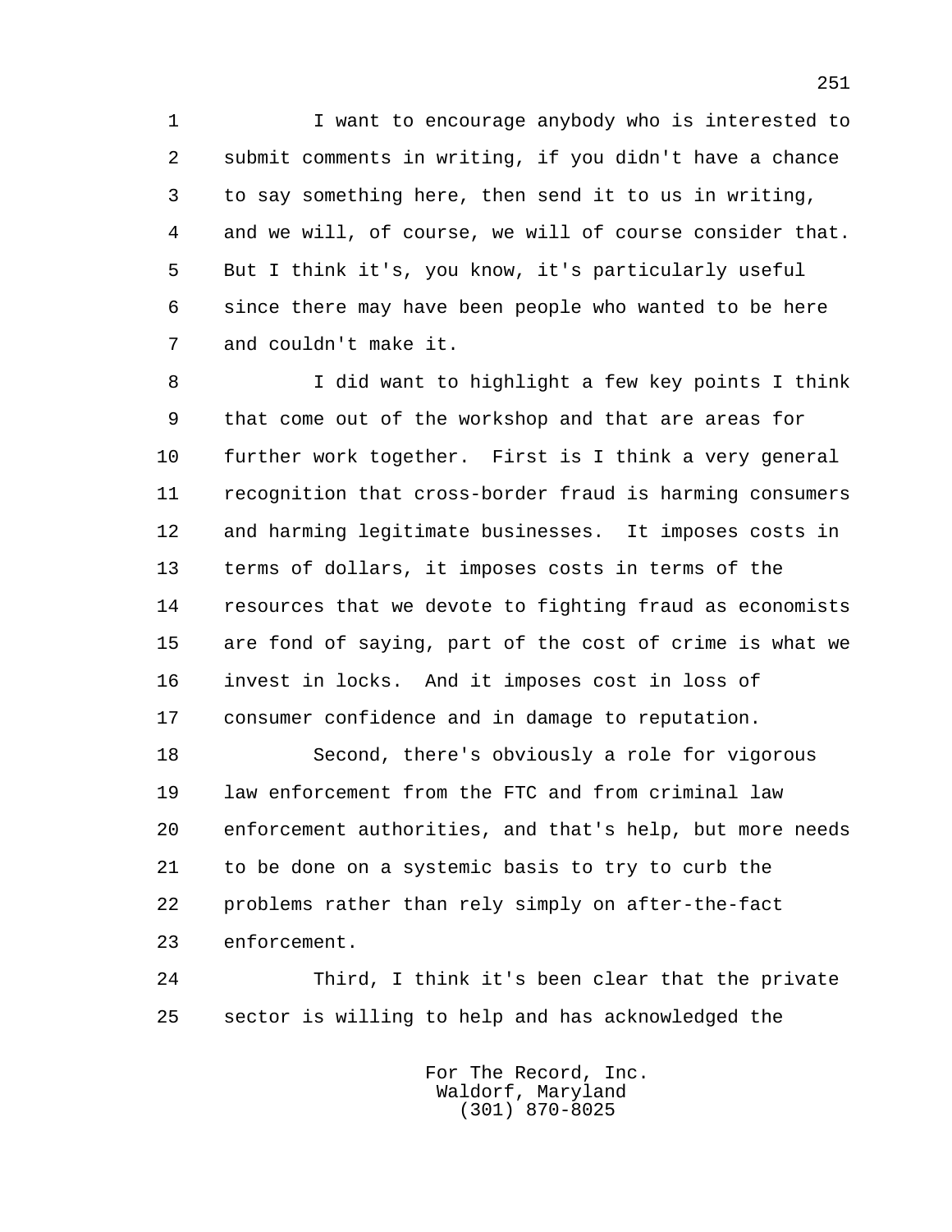I want to encourage anybody who is interested to submit comments in writing, if you didn't have a chance to say something here, then send it to us in writing, and we will, of course, we will of course consider that. But I think it's, you know, it's particularly useful since there may have been people who wanted to be here and couldn't make it.

I did want to highlight a few key points I think that come out of the workshop and that are areas for further work together. First is I think a very general recognition that cross-border fraud is harming consumers and harming legitimate businesses. It imposes costs in terms of dollars, it imposes costs in terms of the resources that we devote to fighting fraud as economists are fond of saying, part of the cost of crime is what we invest in locks. And it imposes cost in loss of consumer confidence and in damage to reputation.

Second, there's obviously a role for vigorous law enforcement from the FTC and from criminal law enforcement authorities, and that's help, but more needs to be done on a systemic basis to try to curb the problems rather than rely simply on after-the-fact enforcement.

Third, I think it's been clear that the private sector is willing to help and has acknowledged the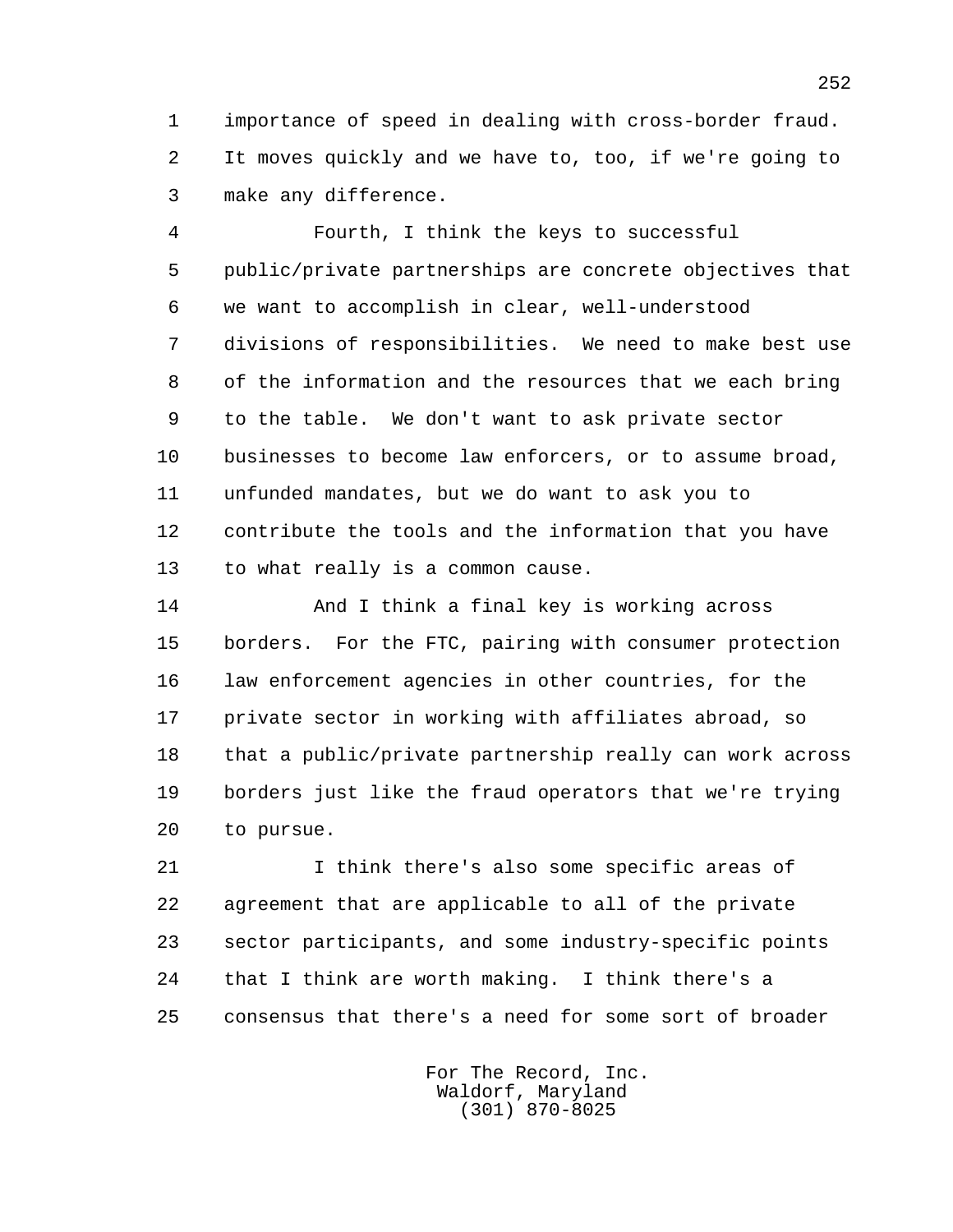importance of speed in dealing with cross-border fraud. It moves quickly and we have to, too, if we're going to make any difference.

Fourth, I think the keys to successful public/private partnerships are concrete objectives that we want to accomplish in clear, well-understood divisions of responsibilities. We need to make best use of the information and the resources that we each bring to the table. We don't want to ask private sector businesses to become law enforcers, or to assume broad, unfunded mandates, but we do want to ask you to contribute the tools and the information that you have to what really is a common cause.

And I think a final key is working across borders. For the FTC, pairing with consumer protection law enforcement agencies in other countries, for the private sector in working with affiliates abroad, so that a public/private partnership really can work across borders just like the fraud operators that we're trying to pursue.

I think there's also some specific areas of agreement that are applicable to all of the private sector participants, and some industry-specific points that I think are worth making. I think there's a consensus that there's a need for some sort of broader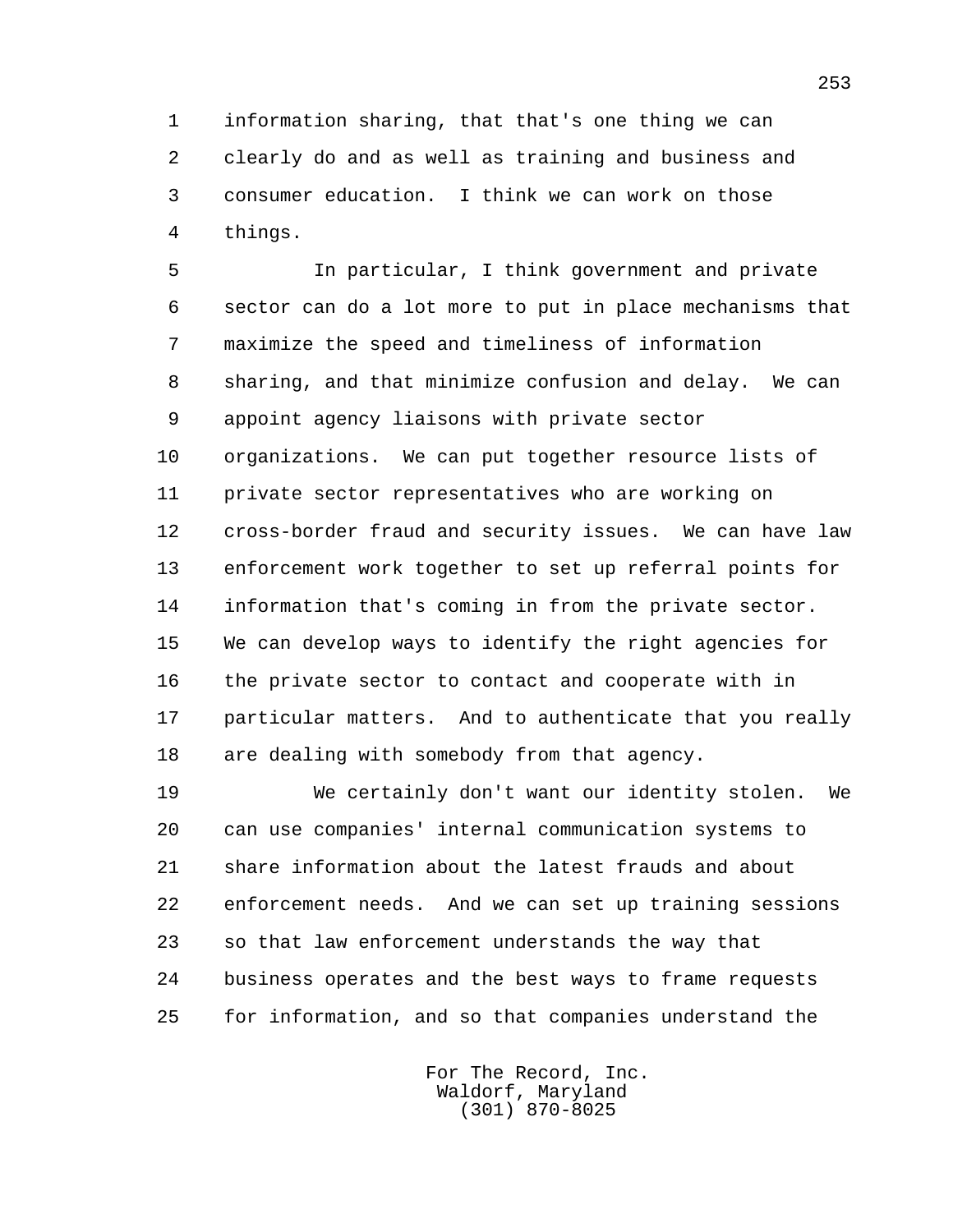information sharing, that that's one thing we can clearly do and as well as training and business and consumer education. I think we can work on those things.

In particular, I think government and private sector can do a lot more to put in place mechanisms that maximize the speed and timeliness of information sharing, and that minimize confusion and delay. We can appoint agency liaisons with private sector organizations. We can put together resource lists of private sector representatives who are working on cross-border fraud and security issues. We can have law enforcement work together to set up referral points for information that's coming in from the private sector. We can develop ways to identify the right agencies for the private sector to contact and cooperate with in particular matters. And to authenticate that you really are dealing with somebody from that agency.

We certainly don't want our identity stolen. We can use companies' internal communication systems to share information about the latest frauds and about enforcement needs. And we can set up training sessions so that law enforcement understands the way that business operates and the best ways to frame requests for information, and so that companies understand the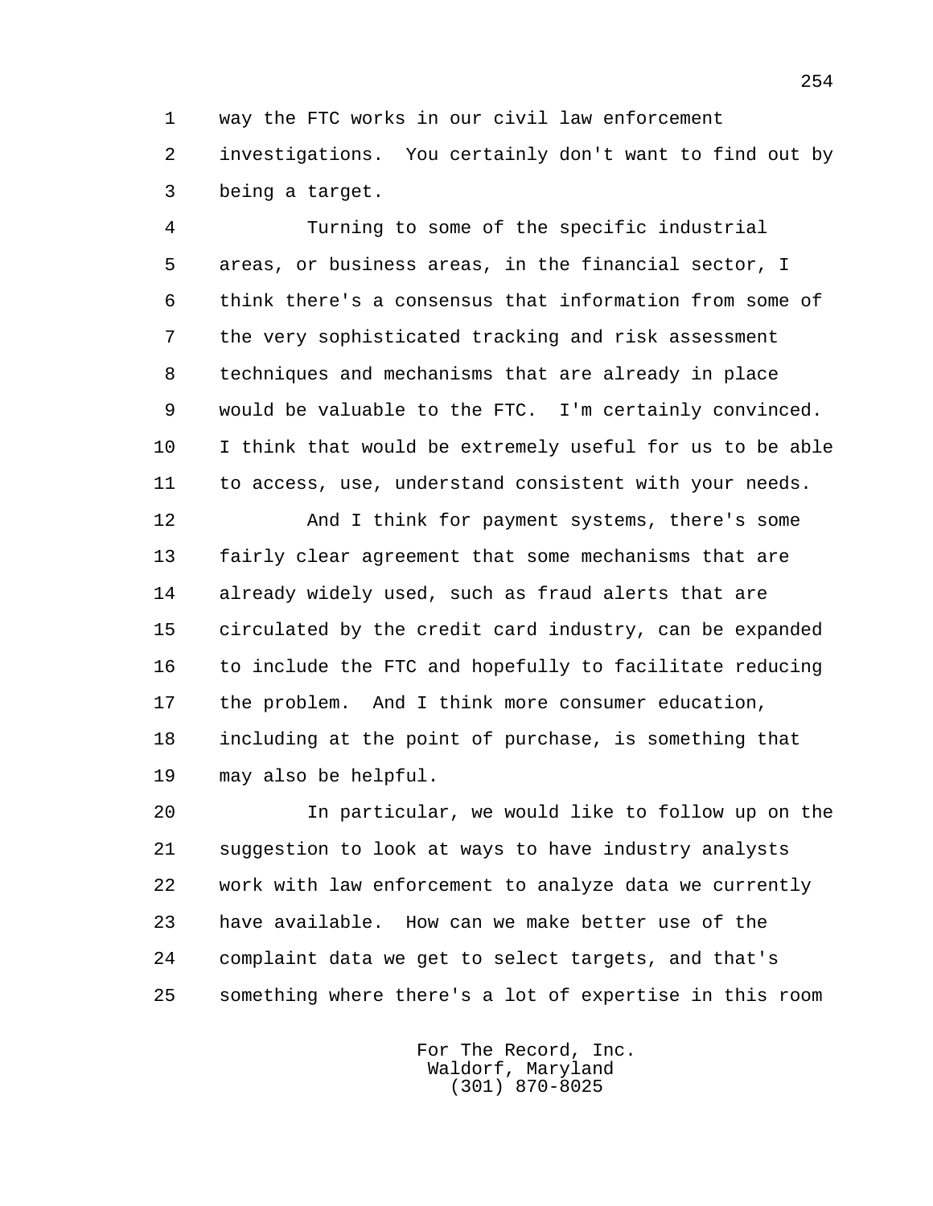way the FTC works in our civil law enforcement investigations. You certainly don't want to find out by being a target.

Turning to some of the specific industrial areas, or business areas, in the financial sector, I think there's a consensus that information from some of the very sophisticated tracking and risk assessment techniques and mechanisms that are already in place would be valuable to the FTC. I'm certainly convinced. I think that would be extremely useful for us to be able to access, use, understand consistent with your needs.

And I think for payment systems, there's some fairly clear agreement that some mechanisms that are already widely used, such as fraud alerts that are circulated by the credit card industry, can be expanded to include the FTC and hopefully to facilitate reducing the problem. And I think more consumer education, including at the point of purchase, is something that may also be helpful.

In particular, we would like to follow up on the suggestion to look at ways to have industry analysts work with law enforcement to analyze data we currently have available. How can we make better use of the complaint data we get to select targets, and that's something where there's a lot of expertise in this room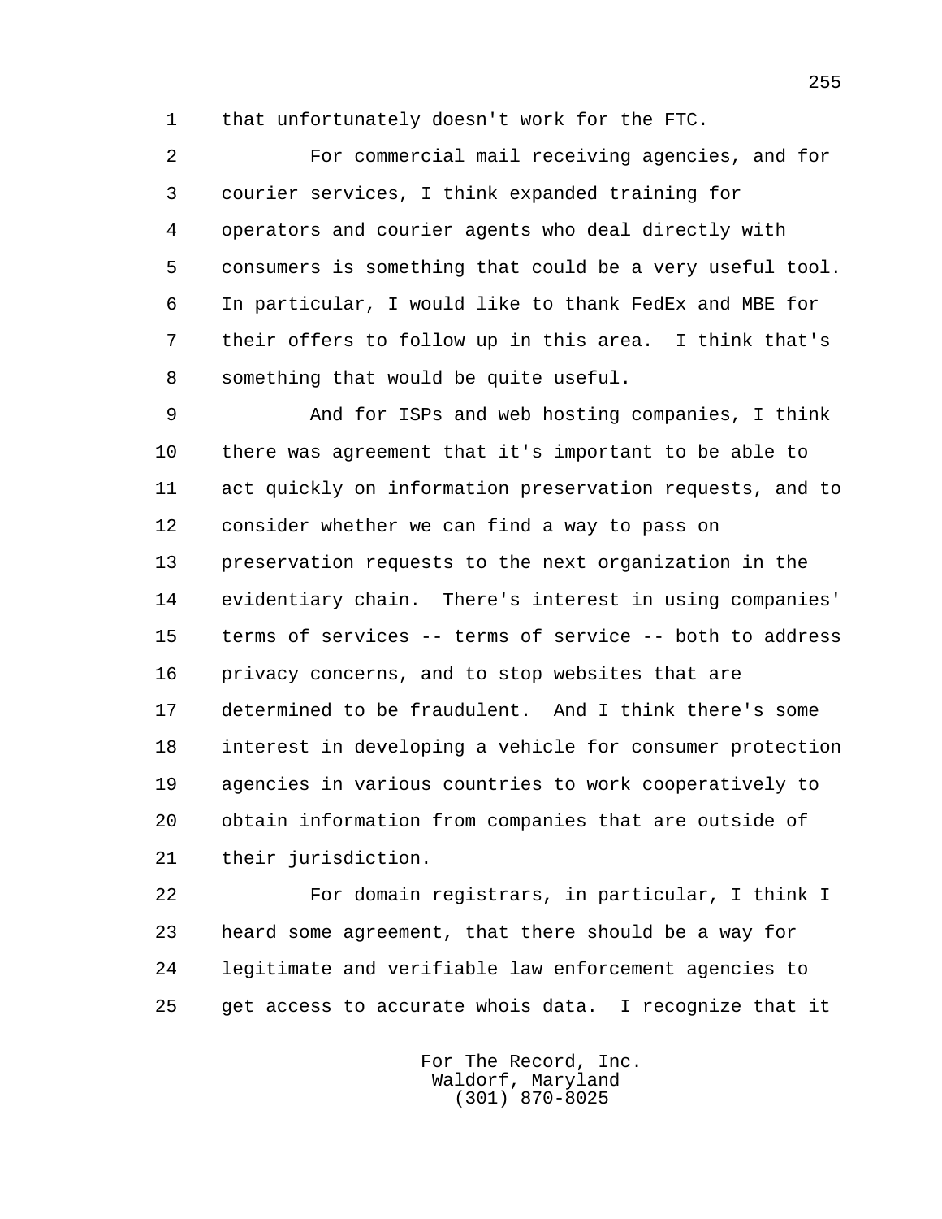that unfortunately doesn't work for the FTC.

For commercial mail receiving agencies, and for courier services, I think expanded training for operators and courier agents who deal directly with consumers is something that could be a very useful tool. In particular, I would like to thank FedEx and MBE for their offers to follow up in this area. I think that's something that would be quite useful.

And for ISPs and web hosting companies, I think there was agreement that it's important to be able to act quickly on information preservation requests, and to consider whether we can find a way to pass on preservation requests to the next organization in the evidentiary chain. There's interest in using companies' terms of services -- terms of service -- both to address privacy concerns, and to stop websites that are determined to be fraudulent. And I think there's some interest in developing a vehicle for consumer protection agencies in various countries to work cooperatively to obtain information from companies that are outside of their jurisdiction.

For domain registrars, in particular, I think I heard some agreement, that there should be a way for legitimate and verifiable law enforcement agencies to get access to accurate whois data. I recognize that it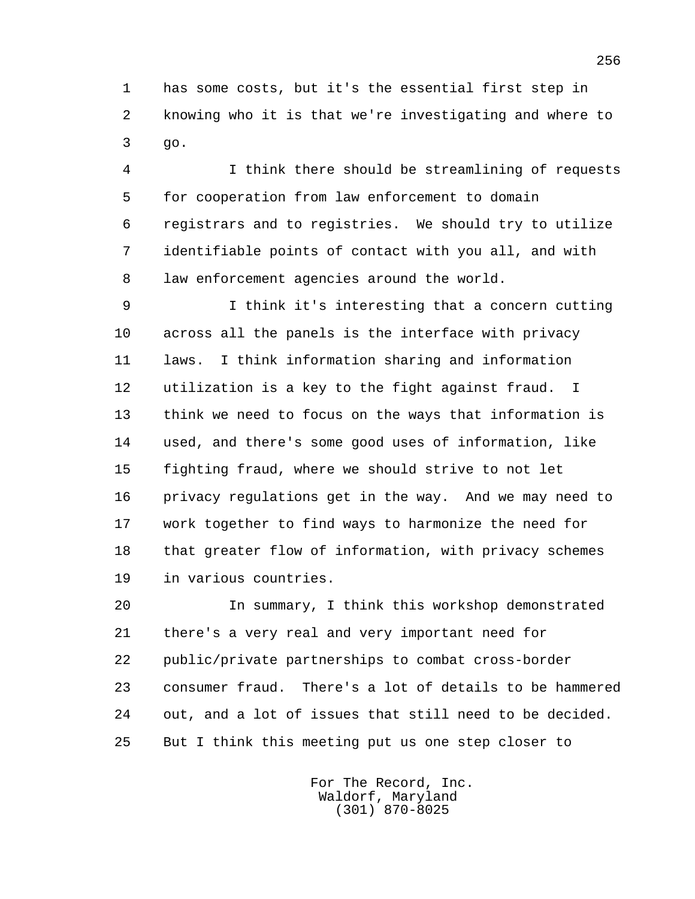has some costs, but it's the essential first step in knowing who it is that we're investigating and where to go.

I think there should be streamlining of requests for cooperation from law enforcement to domain registrars and to registries. We should try to utilize identifiable points of contact with you all, and with law enforcement agencies around the world.

I think it's interesting that a concern cutting across all the panels is the interface with privacy laws. I think information sharing and information utilization is a key to the fight against fraud. I think we need to focus on the ways that information is used, and there's some good uses of information, like fighting fraud, where we should strive to not let privacy regulations get in the way. And we may need to work together to find ways to harmonize the need for that greater flow of information, with privacy schemes in various countries.

In summary, I think this workshop demonstrated there's a very real and very important need for public/private partnerships to combat cross-border consumer fraud. There's a lot of details to be hammered out, and a lot of issues that still need to be decided. But I think this meeting put us one step closer to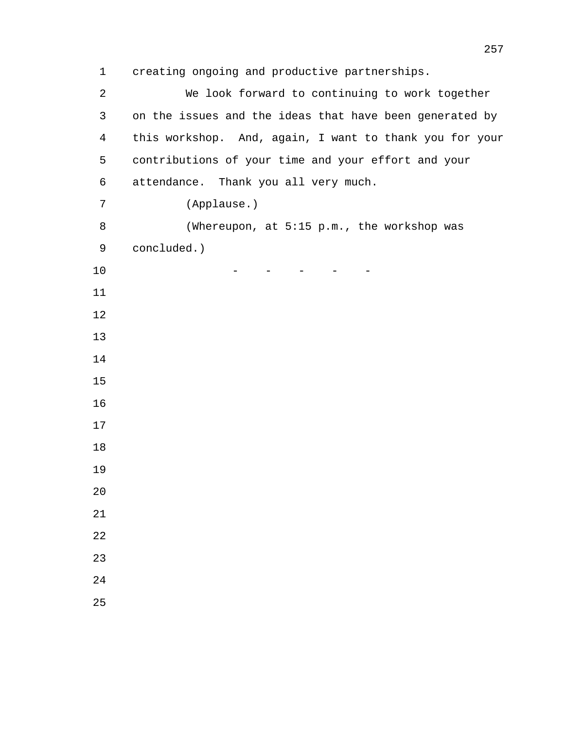creating ongoing and productive partnerships.

We look forward to continuing to work together on the issues and the ideas that have been generated by this workshop. And, again, I want to thank you for your contributions of your time and your effort and your attendance. Thank you all very much.

(Applause.)

(Whereupon, at 5:15 p.m., the workshop was concluded.)

\- - - - -